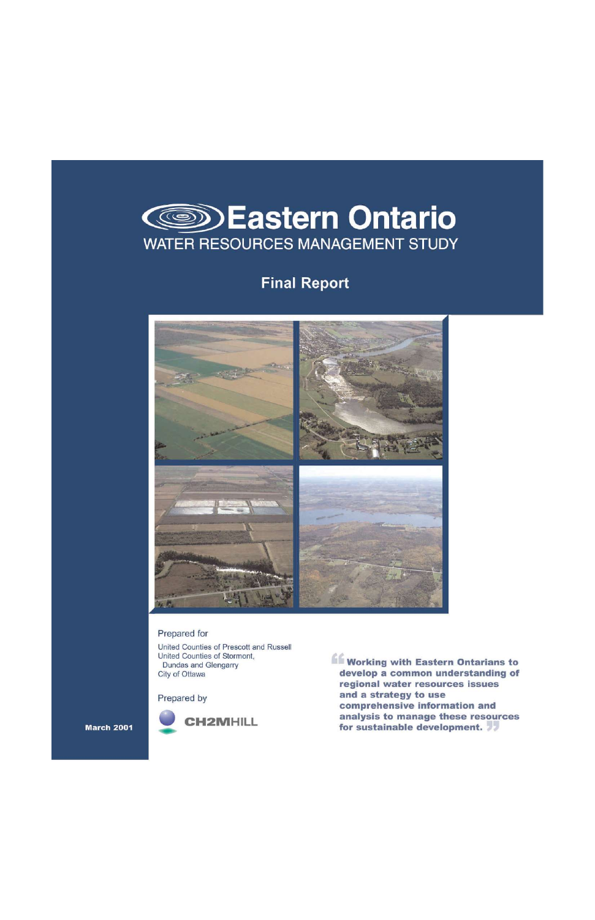# Eastern Ontario

## WATER RESOURCES MANAGEMENT STUDY

### Final Report

Prepared for

United Counties of Prescott and Russell
United Counties of Stormont, Dundas and Glengarry
City of Ottawa

Prepared by

CH2MHILL

March 2001

**"Working with Eastern Ontarians to develop a common understanding of regional water resources issues and a strategy to use comprehensive information and analysis to manage these resources for sustainable development."**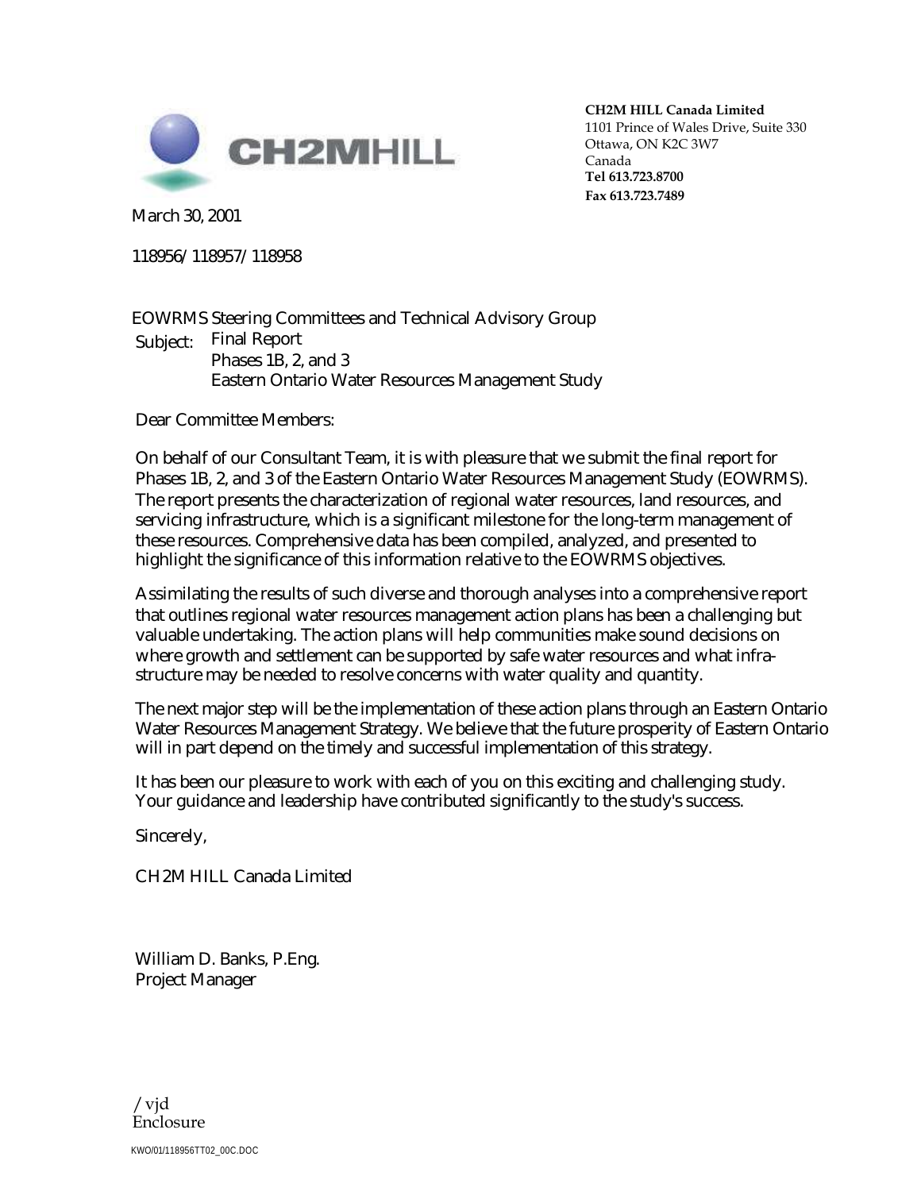**CH2M HILL Canada Limited**
1101 Prince of Wales Drive, Suite 330
Ottawa, ON K2C 3W7
Canada
**Tel 613.723.8700**
**Fax 613.723.7489**

March 30, 2001

118956/118957/118958

EOWRMS Steering Committees and Technical Advisory Group

Subject: Final Report
Phases 1B, 2, and 3
Eastern Ontario Water Resources Management Study

Dear Committee Members:

On behalf of our Consultant Team, it is with pleasure that we submit the final report for Phases 1B, 2, and 3 of the Eastern Ontario Water Resources Management Study (EOWRMS). The report presents the characterization of regional water resources, land resources, and servicing infrastructure, which is a significant milestone for the long-term management of these resources. Comprehensive data has been compiled, analyzed, and presented to highlight the significance of this information relative to the EOWRMS objectives.

Assimilating the results of such diverse and thorough analyses into a comprehensive report that outlines regional water resources management action plans has been a challenging but valuable undertaking. The action plans will help communities make sound decisions on where growth and settlement can be supported by safe water resources and what infrastructure may be needed to resolve concerns with water quality and quantity.

The next major step will be the implementation of these action plans through an Eastern Ontario Water Resources Management Strategy. We believe that the future prosperity of Eastern Ontario will in part depend on the timely and successful implementation of this strategy.

It has been our pleasure to work with each of you on this exciting and challenging study. Your guidance and leadership have contributed significantly to the study's success.

Sincerely,

CH2M HILL Canada Limited

William D. Banks, P.Eng.
Project Manager

/vjd
Enclosure

KWO/01/118956TT02_00C.DOC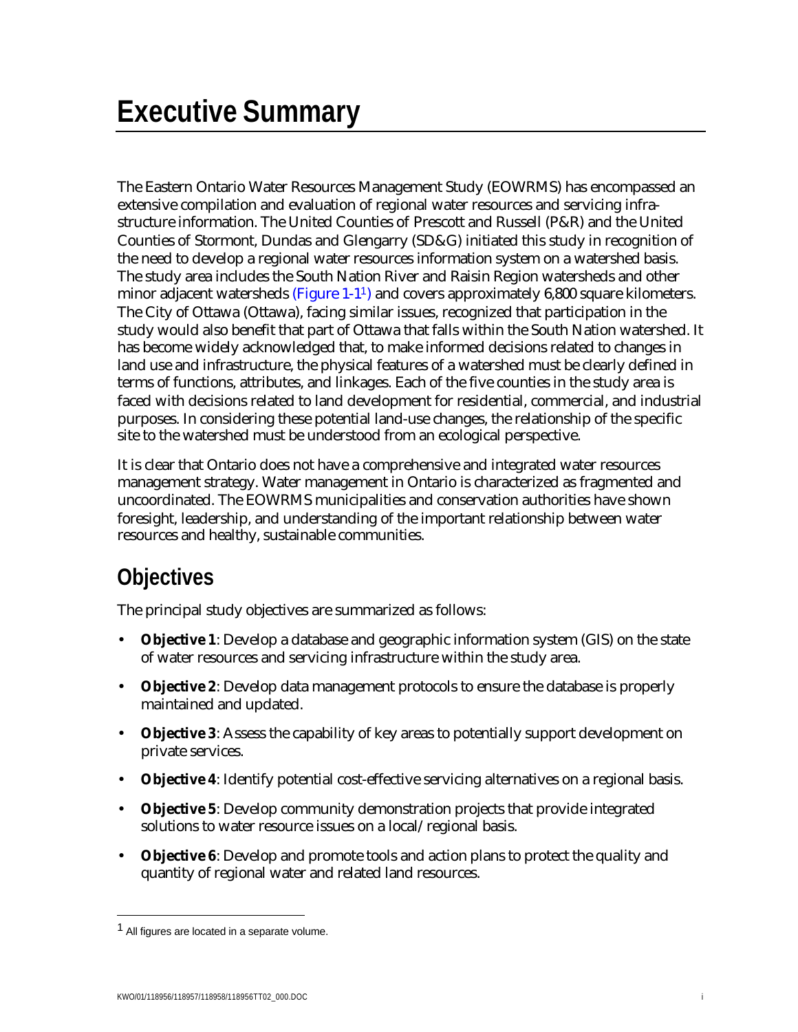# Executive Summary

The Eastern Ontario Water Resources Management Study (EOWRMS) has encompassed an extensive compilation and evaluation of regional water resources and servicing infrastructure information. The United Counties of Prescott and Russell (P&R) and the United Counties of Stormont, Dundas and Glengarry (SD&G) initiated this study in recognition of the need to develop a regional water resources information system on a watershed basis. The study area includes the South Nation River and Raisin Region watersheds and other minor adjacent watersheds (Figure 1-1[1]) and covers approximately 6,800 square kilometers. The City of Ottawa (Ottawa), facing similar issues, recognized that participation in the study would also benefit that part of Ottawa that falls within the South Nation watershed. It has become widely acknowledged that, to make informed decisions related to changes in land use and infrastructure, the physical features of a watershed must be clearly defined in terms of functions, attributes, and linkages. Each of the five counties in the study area is faced with decisions related to land development for residential, commercial, and industrial purposes. In considering these potential land-use changes, the relationship of the specific site to the watershed must be understood from an ecological perspective.

It is clear that Ontario does not have a comprehensive and integrated water resources management strategy. Water management in Ontario is characterized as fragmented and uncoordinated. The EOWRMS municipalities and conservation authorities have shown foresight, leadership, and understanding of the important relationship between water resources and healthy, sustainable communities.

## Objectives

The principal study objectives are summarized as follows:

- **Objective 1**: Develop a database and geographic information system (GIS) on the state of water resources and servicing infrastructure within the study area.
- **Objective 2**: Develop data management protocols to ensure the database is properly maintained and updated.
- **Objective 3**: Assess the capability of key areas to potentially support development on private services.
- **Objective 4**: Identify potential cost-effective servicing alternatives on a regional basis.
- **Objective 5**: Develop community demonstration projects that provide integrated solutions to water resource issues on a local/regional basis.
- **Objective 6**: Develop and promote tools and action plans to protect the quality and quantity of regional water and related land resources.

[1] All figures are located in a separate volume.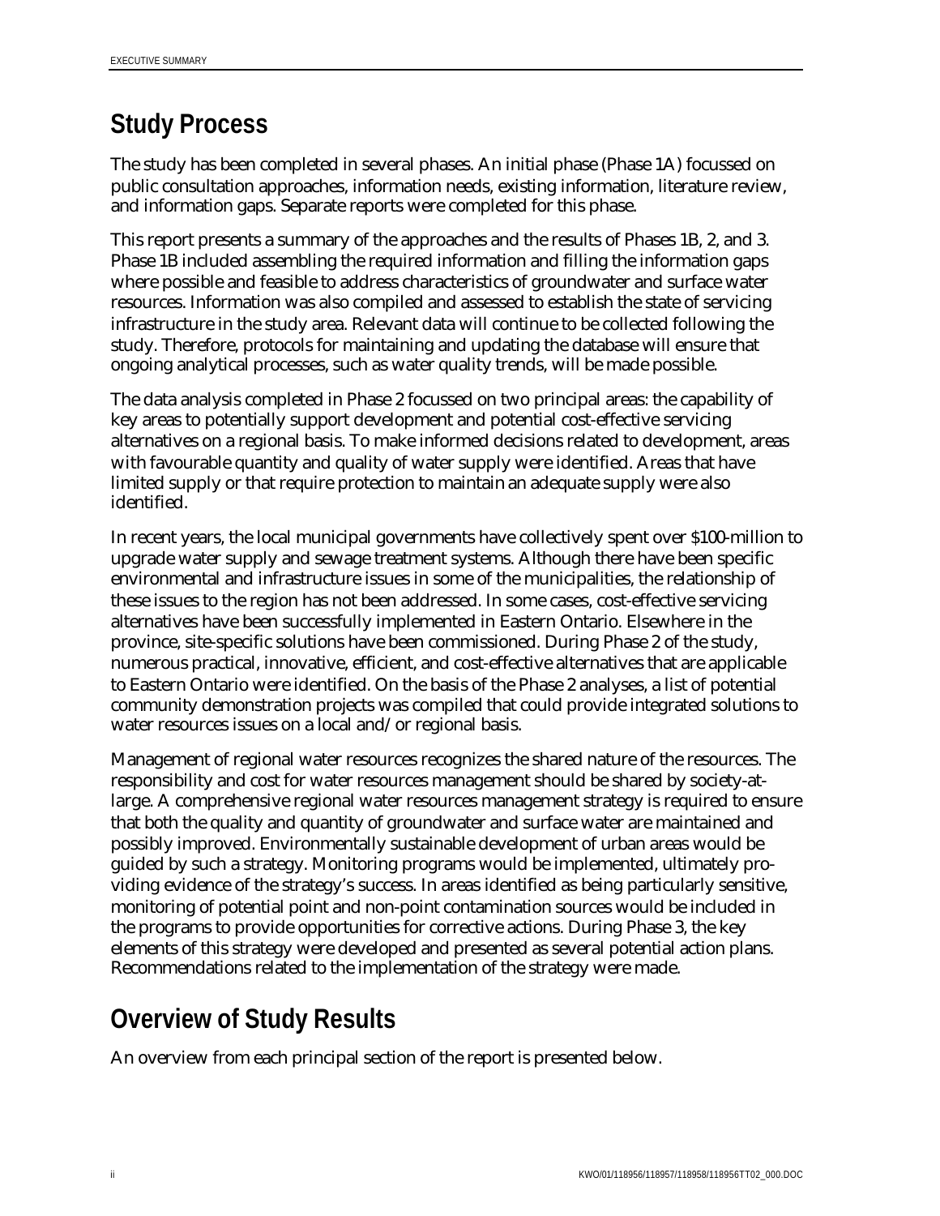## Study Process

The study has been completed in several phases. An initial phase (Phase 1A) focussed on public consultation approaches, information needs, existing information, literature review, and information gaps. Separate reports were completed for this phase.

This report presents a summary of the approaches and the results of Phases 1B, 2, and 3. Phase 1B included assembling the required information and filling the information gaps where possible and feasible to address characteristics of groundwater and surface water resources. Information was also compiled and assessed to establish the state of servicing infrastructure in the study area. Relevant data will continue to be collected following the study. Therefore, protocols for maintaining and updating the database will ensure that ongoing analytical processes, such as water quality trends, will be made possible.

The data analysis completed in Phase 2 focussed on two principal areas: the capability of key areas to potentially support development and potential cost-effective servicing alternatives on a regional basis. To make informed decisions related to development, areas with favourable quantity and quality of water supply were identified. Areas that have limited supply or that require protection to maintain an adequate supply were also identified.

In recent years, the local municipal governments have collectively spent over $100-million to upgrade water supply and sewage treatment systems. Although there have been specific environmental and infrastructure issues in some of the municipalities, the relationship of these issues to the region has not been addressed. In some cases, cost-effective servicing alternatives have been successfully implemented in Eastern Ontario. Elsewhere in the province, site-specific solutions have been commissioned. During Phase 2 of the study, numerous practical, innovative, efficient, and cost-effective alternatives that are applicable to Eastern Ontario were identified. On the basis of the Phase 2 analyses, a list of potential community demonstration projects was compiled that could provide integrated solutions to water resources issues on a local and/or regional basis.

Management of regional water resources recognizes the shared nature of the resources. The responsibility and cost for water resources management should be shared by society-at-large. A comprehensive regional water resources management strategy is required to ensure that both the quality and quantity of groundwater and surface water are maintained and possibly improved. Environmentally sustainable development of urban areas would be guided by such a strategy. Monitoring programs would be implemented, ultimately providing evidence of the strategy's success. In areas identified as being particularly sensitive, monitoring of potential point and non-point contamination sources would be included in the programs to provide opportunities for corrective actions. During Phase 3, the key elements of this strategy were developed and presented as several potential action plans. Recommendations related to the implementation of the strategy were made.

## Overview of Study Results

An overview from each principal section of the report is presented below.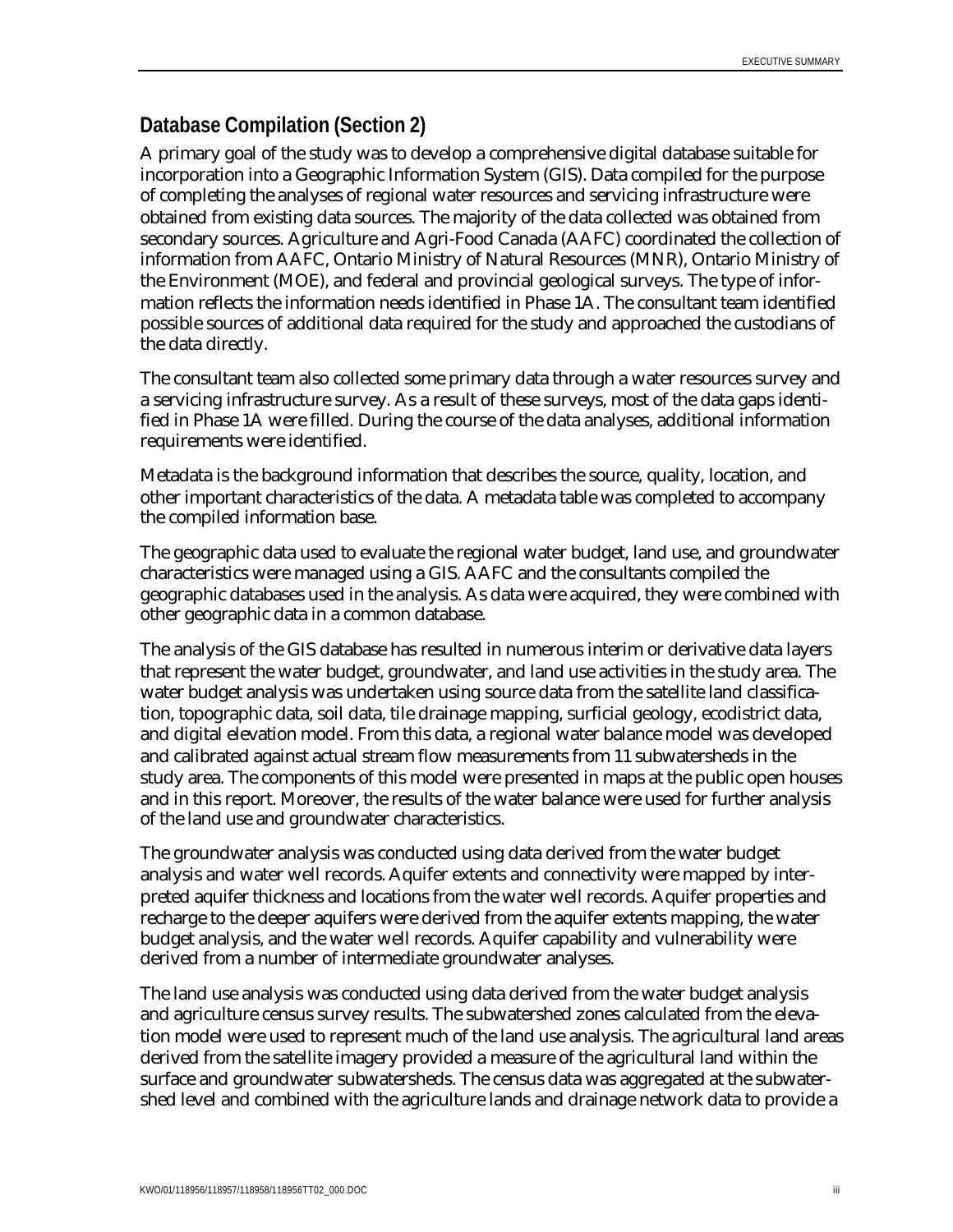## Database Compilation (Section 2)

A primary goal of the study was to develop a comprehensive digital database suitable for incorporation into a Geographic Information System (GIS). Data compiled for the purpose of completing the analyses of regional water resources and servicing infrastructure were obtained from existing data sources. The majority of the data collected was obtained from secondary sources. Agriculture and Agri-Food Canada (AAFC) coordinated the collection of information from AAFC, Ontario Ministry of Natural Resources (MNR), Ontario Ministry of the Environment (MOE), and federal and provincial geological surveys. The type of information reflects the information needs identified in Phase 1A. The consultant team identified possible sources of additional data required for the study and approached the custodians of the data directly.

The consultant team also collected some primary data through a water resources survey and a servicing infrastructure survey. As a result of these surveys, most of the data gaps identified in Phase 1A were filled. During the course of the data analyses, additional information requirements were identified.

Metadata is the background information that describes the source, quality, location, and other important characteristics of the data. A metadata table was completed to accompany the compiled information base.

The geographic data used to evaluate the regional water budget, land use, and groundwater characteristics were managed using a GIS. AAFC and the consultants compiled the geographic databases used in the analysis. As data were acquired, they were combined with other geographic data in a common database.

The analysis of the GIS database has resulted in numerous interim or derivative data layers that represent the water budget, groundwater, and land use activities in the study area. The water budget analysis was undertaken using source data from the satellite land classification, topographic data, soil data, tile drainage mapping, surficial geology, ecodistrict data, and digital elevation model. From this data, a regional water balance model was developed and calibrated against actual stream flow measurements from 11 subwatersheds in the study area. The components of this model were presented in maps at the public open houses and in this report. Moreover, the results of the water balance were used for further analysis of the land use and groundwater characteristics.

The groundwater analysis was conducted using data derived from the water budget analysis and water well records. Aquifer extents and connectivity were mapped by interpreted aquifer thickness and locations from the water well records. Aquifer properties and recharge to the deeper aquifers were derived from the aquifer extents mapping, the water budget analysis, and the water well records. Aquifer capability and vulnerability were derived from a number of intermediate groundwater analyses.

The land use analysis was conducted using data derived from the water budget analysis and agriculture census survey results. The subwatershed zones calculated from the elevation model were used to represent much of the land use analysis. The agricultural land areas derived from the satellite imagery provided a measure of the agricultural land within the surface and groundwater subwatersheds. The census data was aggregated at the subwatershed level and combined with the agriculture lands and drainage network data to provide a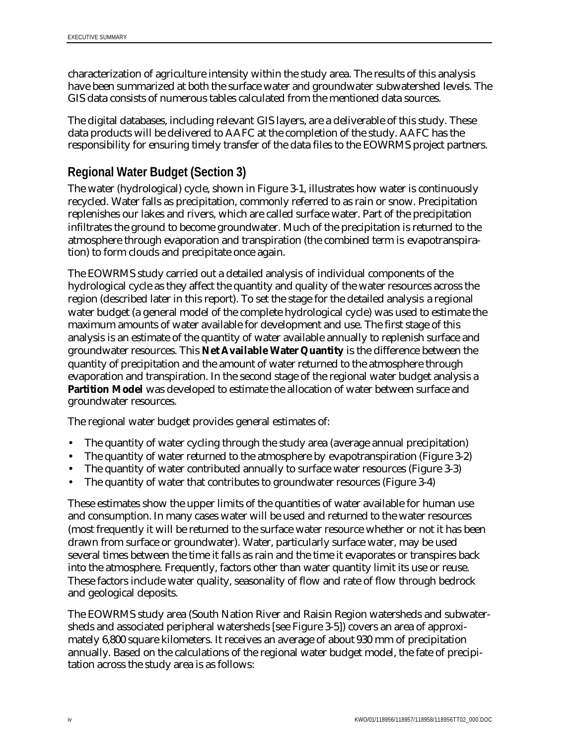characterization of agriculture intensity within the study area. The results of this analysis have been summarized at both the surface water and groundwater subwatershed levels. The GIS data consists of numerous tables calculated from the mentioned data sources.

The digital databases, including relevant GIS layers, are a deliverable of this study. These data products will be delivered to AAFC at the completion of the study. AAFC has the responsibility for ensuring timely transfer of the data files to the EOWRMS project partners.

## Regional Water Budget (Section 3)

The water (hydrological) cycle, shown in Figure 3-1, illustrates how water is continuously recycled. Water falls as precipitation, commonly referred to as rain or snow. Precipitation replenishes our lakes and rivers, which are called surface water. Part of the precipitation infiltrates the ground to become groundwater. Much of the precipitation is returned to the atmosphere through evaporation and transpiration (the combined term is evapotranspiration) to form clouds and precipitate once again.

The EOWRMS study carried out a detailed analysis of individual components of the hydrological cycle as they affect the quantity and quality of the water resources across the region (described later in this report). To set the stage for the detailed analysis a regional water budget (a general model of the complete hydrological cycle) was used to estimate the maximum amounts of water available for development and use. The first stage of this analysis is an estimate of the quantity of water available annually to replenish surface and groundwater resources. This **Net Available Water Quantity** is the difference between the quantity of precipitation and the amount of water returned to the atmosphere through evaporation and transpiration. In the second stage of the regional water budget analysis a **Partition Model** was developed to estimate the allocation of water between surface and groundwater resources.

The regional water budget provides general estimates of:

- The quantity of water cycling through the study area (average annual precipitation)
- The quantity of water returned to the atmosphere by evapotranspiration (Figure 3-2)
- The quantity of water contributed annually to surface water resources (Figure 3-3)
- The quantity of water that contributes to groundwater resources (Figure 3-4)

These estimates show the upper limits of the quantities of water available for human use and consumption. In many cases water will be used and returned to the water resources (most frequently it will be returned to the surface water resource whether or not it has been drawn from surface or groundwater). Water, particularly surface water, may be used several times between the time it falls as rain and the time it evaporates or transpires back into the atmosphere. Frequently, factors other than water quantity limit its use or reuse. These factors include water quality, seasonality of flow and rate of flow through bedrock and geological deposits.

The EOWRMS study area (South Nation River and Raisin Region watersheds and subwatersheds and associated peripheral watersheds [see Figure 3-5]) covers an area of approximately 6,800 square kilometers. It receives an average of about 930 mm of precipitation annually. Based on the calculations of the regional water budget model, the fate of precipitation across the study area is as follows: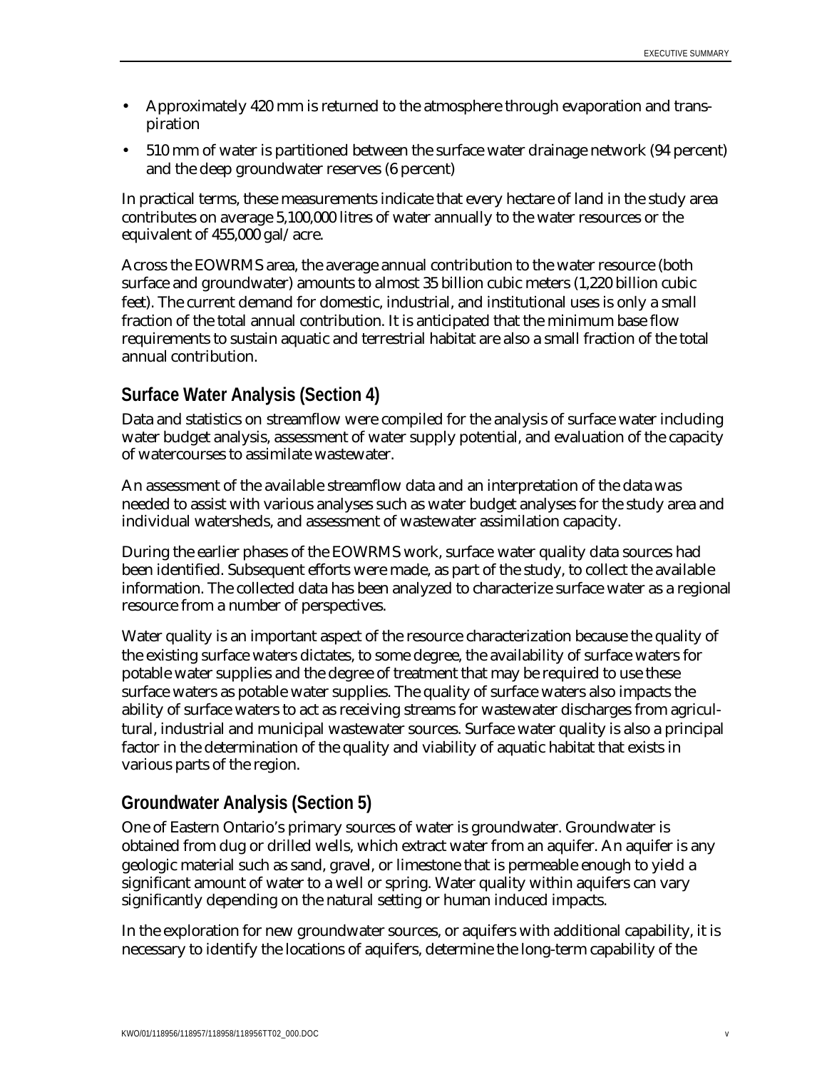- Approximately 420 mm is returned to the atmosphere through evaporation and transpiration
- 510 mm of water is partitioned between the surface water drainage network (94 percent) and the deep groundwater reserves (6 percent)

In practical terms, these measurements indicate that every hectare of land in the study area contributes on average 5,100,000 litres of water annually to the water resources or the equivalent of 455,000 gal/acre.

Across the EOWRMS area, the average annual contribution to the water resource (both surface and groundwater) amounts to almost 35 billion cubic meters (1,220 billion cubic feet). The current demand for domestic, industrial, and institutional uses is only a small fraction of the total annual contribution. It is anticipated that the minimum base flow requirements to sustain aquatic and terrestrial habitat are also a small fraction of the total annual contribution.

## Surface Water Analysis (Section 4)

Data and statistics on streamflow were compiled for the analysis of surface water including water budget analysis, assessment of water supply potential, and evaluation of the capacity of watercourses to assimilate wastewater.

An assessment of the available streamflow data and an interpretation of the data was needed to assist with various analyses such as water budget analyses for the study area and individual watersheds, and assessment of wastewater assimilation capacity.

During the earlier phases of the EOWRMS work, surface water quality data sources had been identified. Subsequent efforts were made, as part of the study, to collect the available information. The collected data has been analyzed to characterize surface water as a regional resource from a number of perspectives.

Water quality is an important aspect of the resource characterization because the quality of the existing surface waters dictates, to some degree, the availability of surface waters for potable water supplies and the degree of treatment that may be required to use these surface waters as potable water supplies. The quality of surface waters also impacts the ability of surface waters to act as receiving streams for wastewater discharges from agricultural, industrial and municipal wastewater sources. Surface water quality is also a principal factor in the determination of the quality and viability of aquatic habitat that exists in various parts of the region.

## Groundwater Analysis (Section 5)

One of Eastern Ontario's primary sources of water is groundwater. Groundwater is obtained from dug or drilled wells, which extract water from an aquifer. An aquifer is any geologic material such as sand, gravel, or limestone that is permeable enough to yield a significant amount of water to a well or spring. Water quality within aquifers can vary significantly depending on the natural setting or human induced impacts.

In the exploration for new groundwater sources, or aquifers with additional capability, it is necessary to identify the locations of aquifers, determine the long-term capability of the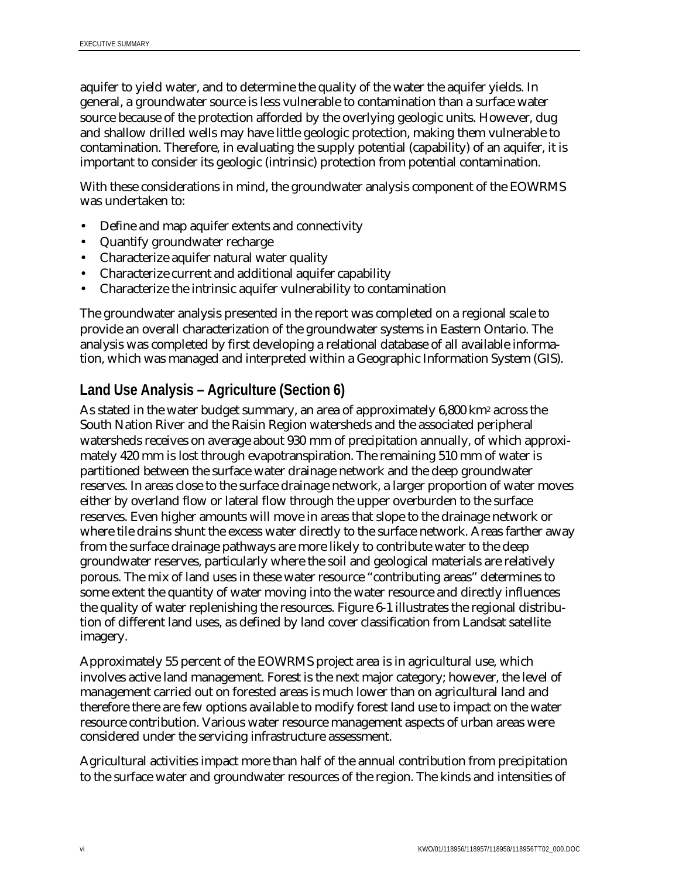aquifer to yield water, and to determine the quality of the water the aquifer yields. In general, a groundwater source is less vulnerable to contamination than a surface water source because of the protection afforded by the overlying geologic units. However, dug and shallow drilled wells may have little geologic protection, making them vulnerable to contamination. Therefore, in evaluating the supply potential (capability) of an aquifer, it is important to consider its geologic (intrinsic) protection from potential contamination.

With these considerations in mind, the groundwater analysis component of the EOWRMS was undertaken to:

- Define and map aquifer extents and connectivity
- Quantify groundwater recharge
- Characterize aquifer natural water quality
- Characterize current and additional aquifer capability
- Characterize the intrinsic aquifer vulnerability to contamination

The groundwater analysis presented in the report was completed on a regional scale to provide an overall characterization of the groundwater systems in Eastern Ontario. The analysis was completed by first developing a relational database of all available information, which was managed and interpreted within a Geographic Information System (GIS).

## Land Use Analysis – Agriculture (Section 6)

As stated in the water budget summary, an area of approximately 6,800 km$^2$ across the South Nation River and the Raisin Region watersheds and the associated peripheral watersheds receives on average about 930 mm of precipitation annually, of which approximately 420 mm is lost through evapotranspiration. The remaining 510 mm of water is partitioned between the surface water drainage network and the deep groundwater reserves. In areas close to the surface drainage network, a larger proportion of water moves either by overland flow or lateral flow through the upper overburden to the surface reserves. Even higher amounts will move in areas that slope to the drainage network or where tile drains shunt the excess water directly to the surface network. Areas farther away from the surface drainage pathways are more likely to contribute water to the deep groundwater reserves, particularly where the soil and geological materials are relatively porous. The mix of land uses in these water resource "contributing areas" determines to some extent the quantity of water moving into the water resource and directly influences the quality of water replenishing the resources. Figure 6-1 illustrates the regional distribution of different land uses, as defined by land cover classification from Landsat satellite imagery.

Approximately 55 percent of the EOWRMS project area is in agricultural use, which involves active land management. Forest is the next major category; however, the level of management carried out on forested areas is much lower than on agricultural land and therefore there are few options available to modify forest land use to impact on the water resource contribution. Various water resource management aspects of urban areas were considered under the servicing infrastructure assessment.

Agricultural activities impact more than half of the annual contribution from precipitation to the surface water and groundwater resources of the region. The kinds and intensities of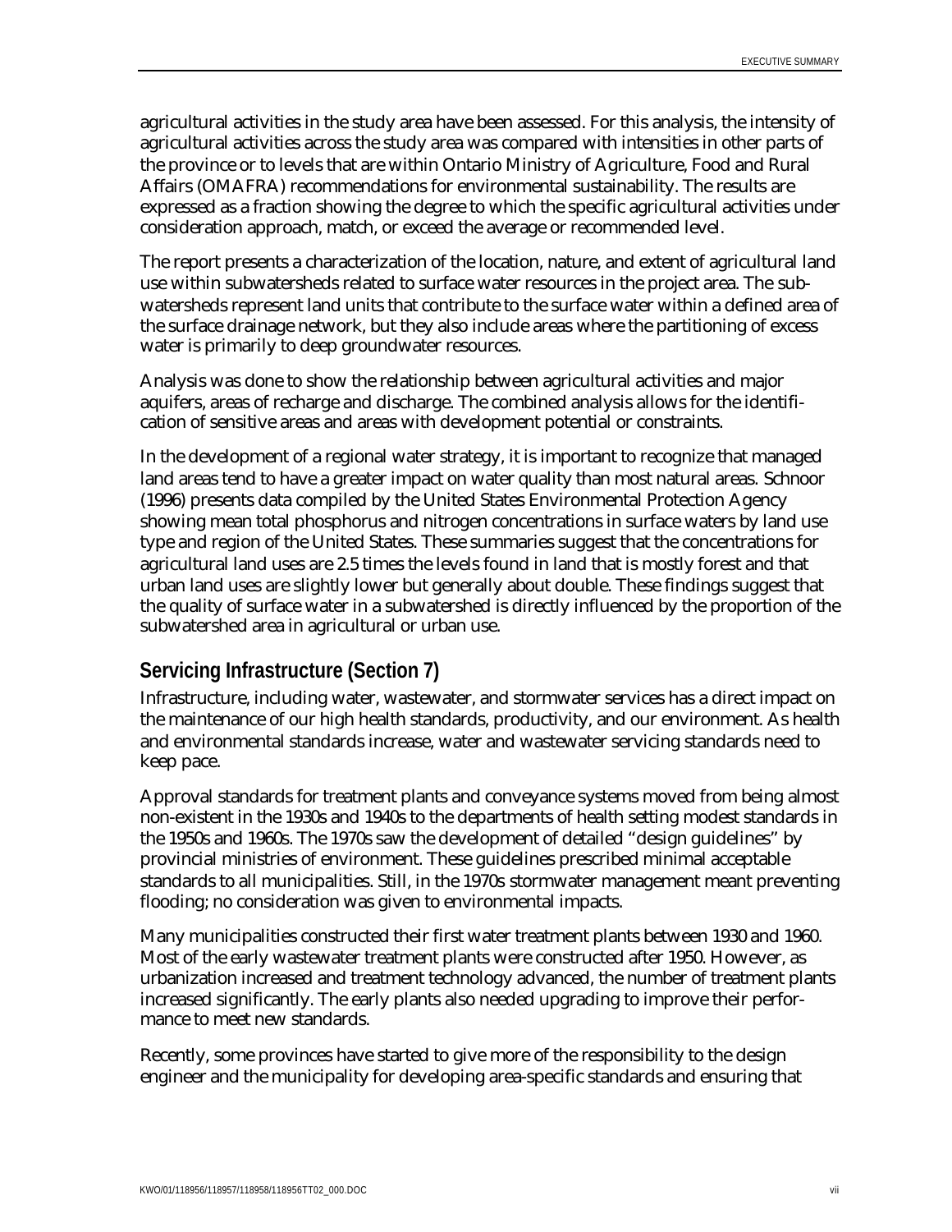agricultural activities in the study area have been assessed. For this analysis, the intensity of agricultural activities across the study area was compared with intensities in other parts of the province or to levels that are within Ontario Ministry of Agriculture, Food and Rural Affairs (OMAFRA) recommendations for environmental sustainability. The results are expressed as a fraction showing the degree to which the specific agricultural activities under consideration approach, match, or exceed the average or recommended level.

The report presents a characterization of the location, nature, and extent of agricultural land use within subwatersheds related to surface water resources in the project area. The subwatersheds represent land units that contribute to the surface water within a defined area of the surface drainage network, but they also include areas where the partitioning of excess water is primarily to deep groundwater resources.

Analysis was done to show the relationship between agricultural activities and major aquifers, areas of recharge and discharge. The combined analysis allows for the identification of sensitive areas and areas with development potential or constraints.

In the development of a regional water strategy, it is important to recognize that managed land areas tend to have a greater impact on water quality than most natural areas. Schnoor (1996) presents data compiled by the United States Environmental Protection Agency showing mean total phosphorus and nitrogen concentrations in surface waters by land use type and region of the United States. These summaries suggest that the concentrations for agricultural land uses are 2.5 times the levels found in land that is mostly forest and that urban land uses are slightly lower but generally about double. These findings suggest that the quality of surface water in a subwatershed is directly influenced by the proportion of the subwatershed area in agricultural or urban use.

## Servicing Infrastructure (Section 7)

Infrastructure, including water, wastewater, and stormwater services has a direct impact on the maintenance of our high health standards, productivity, and our environment. As health and environmental standards increase, water and wastewater servicing standards need to keep pace.

Approval standards for treatment plants and conveyance systems moved from being almost non-existent in the 1930s and 1940s to the departments of health setting modest standards in the 1950s and 1960s. The 1970s saw the development of detailed "design guidelines" by provincial ministries of environment. These guidelines prescribed minimal acceptable standards to all municipalities. Still, in the 1970s stormwater management meant preventing flooding; no consideration was given to environmental impacts.

Many municipalities constructed their first water treatment plants between 1930 and 1960. Most of the early wastewater treatment plants were constructed after 1950. However, as urbanization increased and treatment technology advanced, the number of treatment plants increased significantly. The early plants also needed upgrading to improve their performance to meet new standards.

Recently, some provinces have started to give more of the responsibility to the design engineer and the municipality for developing area-specific standards and ensuring that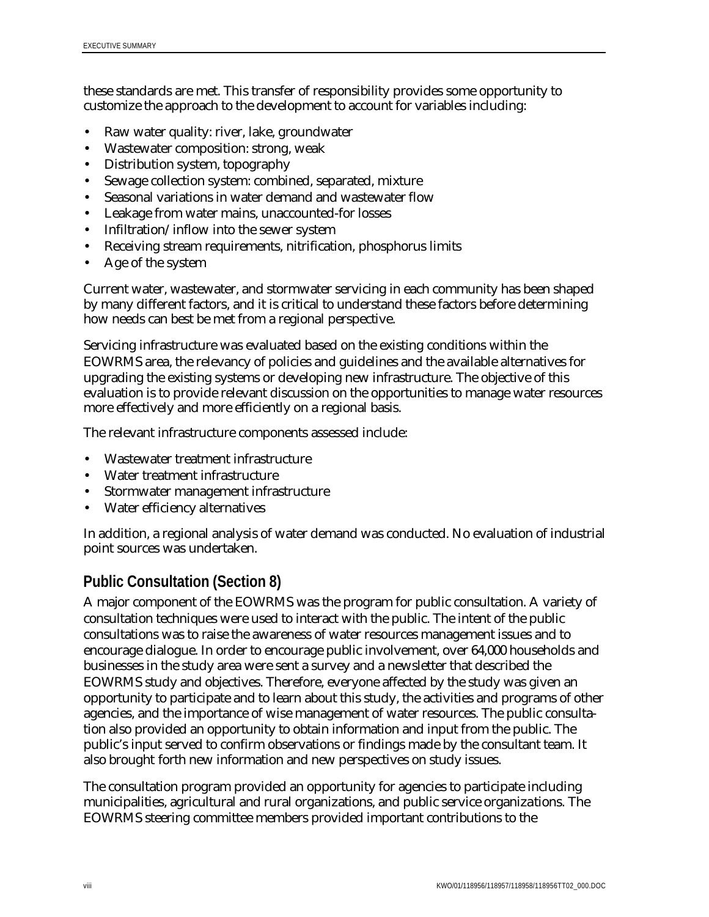these standards are met. This transfer of responsibility provides some opportunity to customize the approach to the development to account for variables including:

- Raw water quality: river, lake, groundwater
- Wastewater composition: strong, weak
- Distribution system, topography
- Sewage collection system: combined, separated, mixture
- Seasonal variations in water demand and wastewater flow
- Leakage from water mains, unaccounted-for losses
- Infiltration/inflow into the sewer system
- Receiving stream requirements, nitrification, phosphorus limits
- Age of the system

Current water, wastewater, and stormwater servicing in each community has been shaped by many different factors, and it is critical to understand these factors before determining how needs can best be met from a regional perspective.

Servicing infrastructure was evaluated based on the existing conditions within the EOWRMS area, the relevancy of policies and guidelines and the available alternatives for upgrading the existing systems or developing new infrastructure. The objective of this evaluation is to provide relevant discussion on the opportunities to manage water resources more effectively and more efficiently on a regional basis.

The relevant infrastructure components assessed include:

- Wastewater treatment infrastructure
- Water treatment infrastructure
- Stormwater management infrastructure
- Water efficiency alternatives

In addition, a regional analysis of water demand was conducted. No evaluation of industrial point sources was undertaken.

## Public Consultation (Section 8)

A major component of the EOWRMS was the program for public consultation. A variety of consultation techniques were used to interact with the public. The intent of the public consultations was to raise the awareness of water resources management issues and to encourage dialogue. In order to encourage public involvement, over 64,000 households and businesses in the study area were sent a survey and a newsletter that described the EOWRMS study and objectives. Therefore, everyone affected by the study was given an opportunity to participate and to learn about this study, the activities and programs of other agencies, and the importance of wise management of water resources. The public consultation also provided an opportunity to obtain information and input from the public. The public's input served to confirm observations or findings made by the consultant team. It also brought forth new information and new perspectives on study issues.

The consultation program provided an opportunity for agencies to participate including municipalities, agricultural and rural organizations, and public service organizations. The EOWRMS steering committee members provided important contributions to the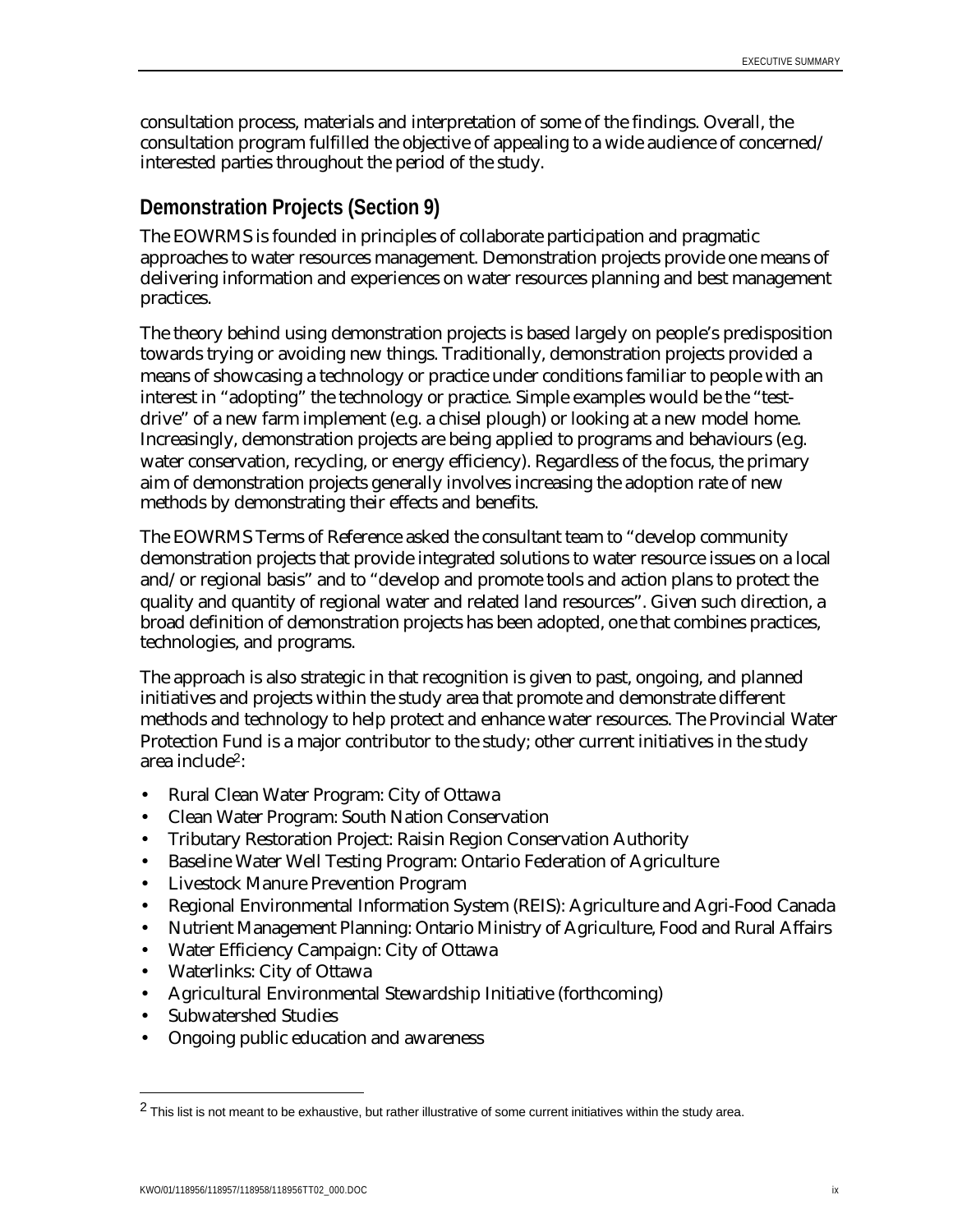consultation process, materials and interpretation of some of the findings. Overall, the consultation program fulfilled the objective of appealing to a wide audience of concerned/ interested parties throughout the period of the study.

## Demonstration Projects (Section 9)

The EOWRMS is founded in principles of collaborate participation and pragmatic approaches to water resources management. Demonstration projects provide one means of delivering information and experiences on water resources planning and best management practices.

The theory behind using demonstration projects is based largely on people's predisposition towards trying or avoiding new things. Traditionally, demonstration projects provided a means of showcasing a technology or practice under conditions familiar to people with an interest in "adopting" the technology or practice. Simple examples would be the "test-drive" of a new farm implement (e.g. a chisel plough) or looking at a new model home. Increasingly, demonstration projects are being applied to programs and behaviours (e.g. water conservation, recycling, or energy efficiency). Regardless of the focus, the primary aim of demonstration projects generally involves increasing the adoption rate of new methods by demonstrating their effects and benefits.

The EOWRMS Terms of Reference asked the consultant team to "develop community demonstration projects that provide integrated solutions to water resource issues on a local and/or regional basis" and to "develop and promote tools and action plans to protect the quality and quantity of regional water and related land resources". Given such direction, a broad definition of demonstration projects has been adopted, one that combines practices, technologies, and programs.

The approach is also strategic in that recognition is given to past, ongoing, and planned initiatives and projects within the study area that promote and demonstrate different methods and technology to help protect and enhance water resources. The Provincial Water Protection Fund is a major contributor to the study; other current initiatives in the study area include[2]:

- Rural Clean Water Program: City of Ottawa
- Clean Water Program: South Nation Conservation
- Tributary Restoration Project: Raisin Region Conservation Authority
- Baseline Water Well Testing Program: Ontario Federation of Agriculture
- Livestock Manure Prevention Program
- Regional Environmental Information System (REIS): Agriculture and Agri-Food Canada
- Nutrient Management Planning: Ontario Ministry of Agriculture, Food and Rural Affairs
- Water Efficiency Campaign: City of Ottawa
- Waterlinks: City of Ottawa
- Agricultural Environmental Stewardship Initiative (forthcoming)
- Subwatershed Studies
- Ongoing public education and awareness

[2] This list is not meant to be exhaustive, but rather illustrative of some current initiatives within the study area.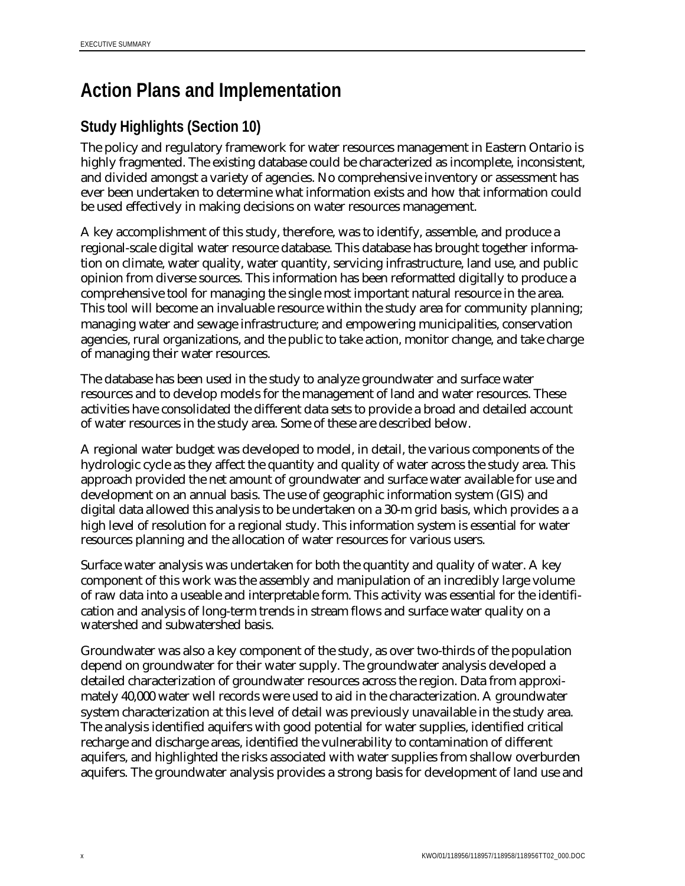# Action Plans and Implementation

## Study Highlights (Section 10)

The policy and regulatory framework for water resources management in Eastern Ontario is highly fragmented. The existing database could be characterized as incomplete, inconsistent, and divided amongst a variety of agencies. No comprehensive inventory or assessment has ever been undertaken to determine what information exists and how that information could be used effectively in making decisions on water resources management.

A key accomplishment of this study, therefore, was to identify, assemble, and produce a regional-scale digital water resource database. This database has brought together information on climate, water quality, water quantity, servicing infrastructure, land use, and public opinion from diverse sources. This information has been reformatted digitally to produce a comprehensive tool for managing the single most important natural resource in the area. This tool will become an invaluable resource within the study area for community planning; managing water and sewage infrastructure; and empowering municipalities, conservation agencies, rural organizations, and the public to take action, monitor change, and take charge of managing their water resources.

The database has been used in the study to analyze groundwater and surface water resources and to develop models for the management of land and water resources. These activities have consolidated the different data sets to provide a broad and detailed account of water resources in the study area. Some of these are described below.

A regional water budget was developed to model, in detail, the various components of the hydrologic cycle as they affect the quantity and quality of water across the study area. This approach provided the net amount of groundwater and surface water available for use and development on an annual basis. The use of geographic information system (GIS) and digital data allowed this analysis to be undertaken on a 30-m grid basis, which provides a a high level of resolution for a regional study. This information system is essential for water resources planning and the allocation of water resources for various users.

Surface water analysis was undertaken for both the quantity and quality of water. A key component of this work was the assembly and manipulation of an incredibly large volume of raw data into a useable and interpretable form. This activity was essential for the identification and analysis of long-term trends in stream flows and surface water quality on a watershed and subwatershed basis.

Groundwater was also a key component of the study, as over two-thirds of the population depend on groundwater for their water supply. The groundwater analysis developed a detailed characterization of groundwater resources across the region. Data from approximately 40,000 water well records were used to aid in the characterization. A groundwater system characterization at this level of detail was previously unavailable in the study area. The analysis identified aquifers with good potential for water supplies, identified critical recharge and discharge areas, identified the vulnerability to contamination of different aquifers, and highlighted the risks associated with water supplies from shallow overburden aquifers. The groundwater analysis provides a strong basis for development of land use and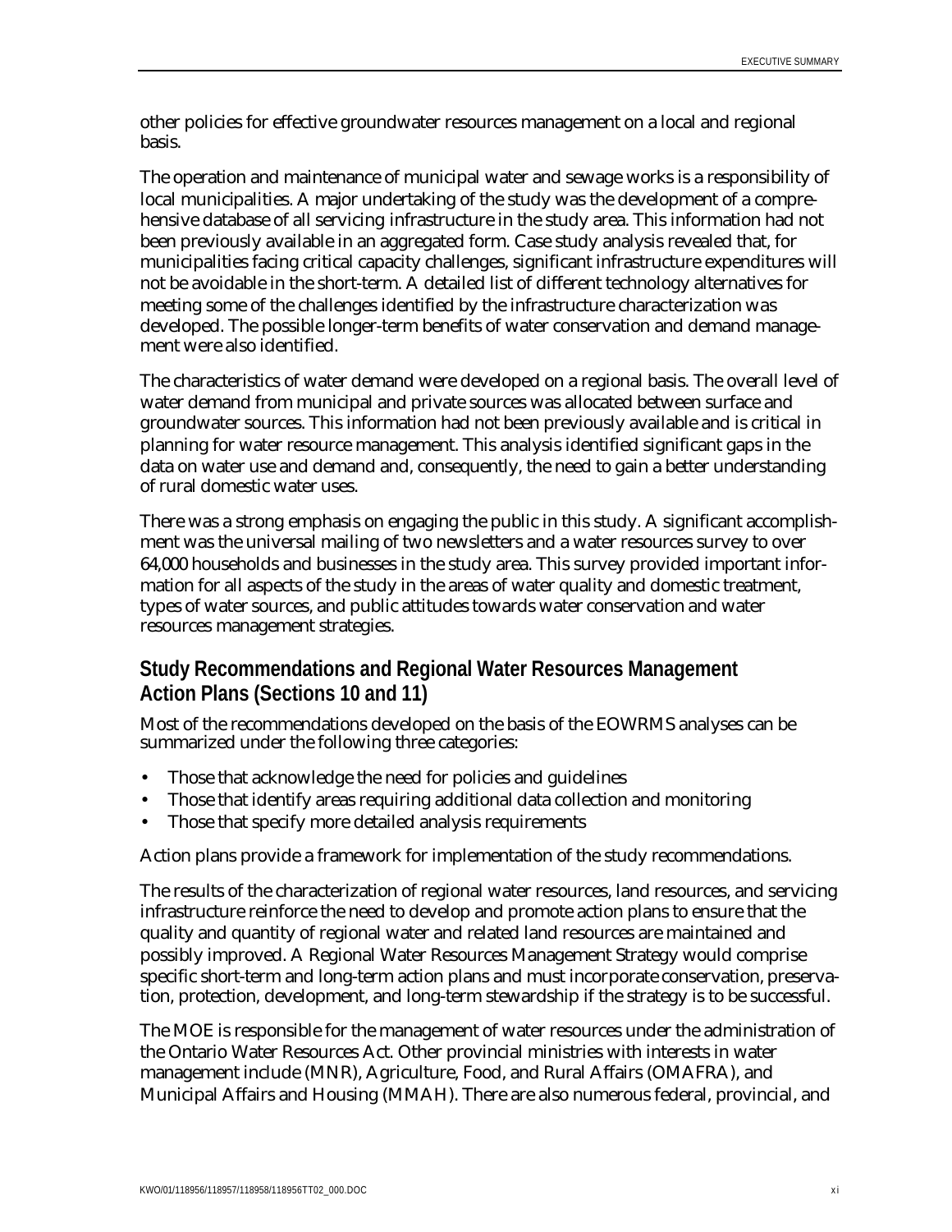other policies for effective groundwater resources management on a local and regional basis.

The operation and maintenance of municipal water and sewage works is a responsibility of local municipalities. A major undertaking of the study was the development of a comprehensive database of all servicing infrastructure in the study area. This information had not been previously available in an aggregated form. Case study analysis revealed that, for municipalities facing critical capacity challenges, significant infrastructure expenditures will not be avoidable in the short-term. A detailed list of different technology alternatives for meeting some of the challenges identified by the infrastructure characterization was developed. The possible longer-term benefits of water conservation and demand management were also identified.

The characteristics of water demand were developed on a regional basis. The overall level of water demand from municipal and private sources was allocated between surface and groundwater sources. This information had not been previously available and is critical in planning for water resource management. This analysis identified significant gaps in the data on water use and demand and, consequently, the need to gain a better understanding of rural domestic water uses.

There was a strong emphasis on engaging the public in this study. A significant accomplishment was the universal mailing of two newsletters and a water resources survey to over 64,000 households and businesses in the study area. This survey provided important information for all aspects of the study in the areas of water quality and domestic treatment, types of water sources, and public attitudes towards water conservation and water resources management strategies.

## Study Recommendations and Regional Water Resources Management Action Plans (Sections 10 and 11)

Most of the recommendations developed on the basis of the EOWRMS analyses can be summarized under the following three categories:

- Those that acknowledge the need for policies and guidelines
- Those that identify areas requiring additional data collection and monitoring
- Those that specify more detailed analysis requirements

Action plans provide a framework for implementation of the study recommendations.

The results of the characterization of regional water resources, land resources, and servicing infrastructure reinforce the need to develop and promote action plans to ensure that the quality and quantity of regional water and related land resources are maintained and possibly improved. A Regional Water Resources Management Strategy would comprise specific short-term and long-term action plans and must incorporate conservation, preservation, protection, development, and long-term stewardship if the strategy is to be successful.

The MOE is responsible for the management of water resources under the administration of the Ontario Water Resources Act. Other provincial ministries with interests in water management include (MNR), Agriculture, Food, and Rural Affairs (OMAFRA), and Municipal Affairs and Housing (MMAH). There are also numerous federal, provincial, and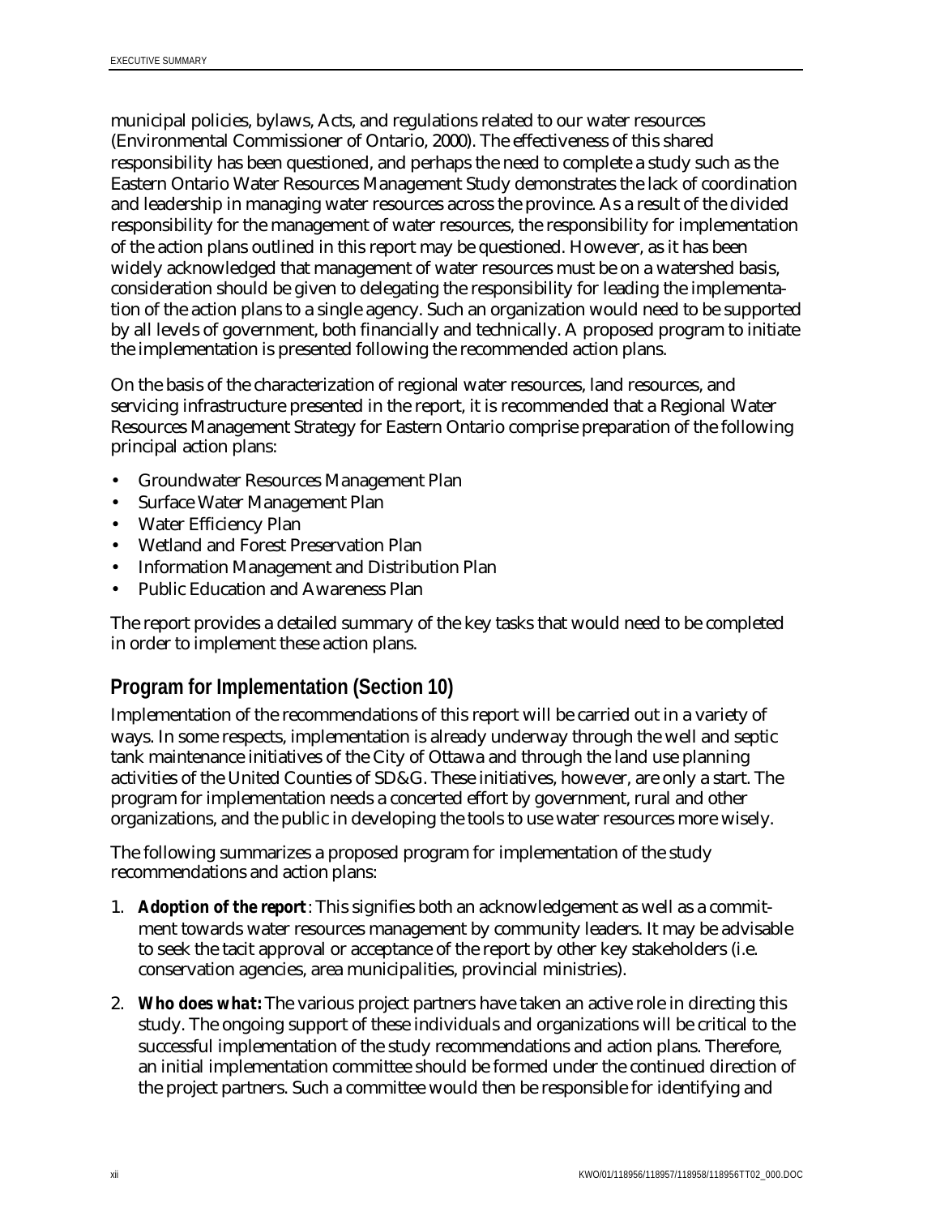municipal policies, bylaws, Acts, and regulations related to our water resources (Environmental Commissioner of Ontario, 2000). The effectiveness of this shared responsibility has been questioned, and perhaps the need to complete a study such as the Eastern Ontario Water Resources Management Study demonstrates the lack of coordination and leadership in managing water resources across the province. As a result of the divided responsibility for the management of water resources, the responsibility for implementation of the action plans outlined in this report may be questioned. However, as it has been widely acknowledged that management of water resources must be on a watershed basis, consideration should be given to delegating the responsibility for leading the implementation of the action plans to a single agency. Such an organization would need to be supported by all levels of government, both financially and technically. A proposed program to initiate the implementation is presented following the recommended action plans.

On the basis of the characterization of regional water resources, land resources, and servicing infrastructure presented in the report, it is recommended that a Regional Water Resources Management Strategy for Eastern Ontario comprise preparation of the following principal action plans:

- Groundwater Resources Management Plan
- Surface Water Management Plan
- Water Efficiency Plan
- Wetland and Forest Preservation Plan
- Information Management and Distribution Plan
- Public Education and Awareness Plan

The report provides a detailed summary of the key tasks that would need to be completed in order to implement these action plans.

## Program for Implementation (Section 10)

Implementation of the recommendations of this report will be carried out in a variety of ways. In some respects, implementation is already underway through the well and septic tank maintenance initiatives of the City of Ottawa and through the land use planning activities of the United Counties of SD&G. These initiatives, however, are only a start. The program for implementation needs a concerted effort by government, rural and other organizations, and the public in developing the tools to use water resources more wisely.

The following summarizes a proposed program for implementation of the study recommendations and action plans:

1. **Adoption of the report**: This signifies both an acknowledgement as well as a commitment towards water resources management by community leaders. It may be advisable to seek the tacit approval or acceptance of the report by other key stakeholders (i.e. conservation agencies, area municipalities, provincial ministries).
2. **Who does what:** The various project partners have taken an active role in directing this study. The ongoing support of these individuals and organizations will be critical to the successful implementation of the study recommendations and action plans. Therefore, an initial implementation committee should be formed under the continued direction of the project partners. Such a committee would then be responsible for identifying and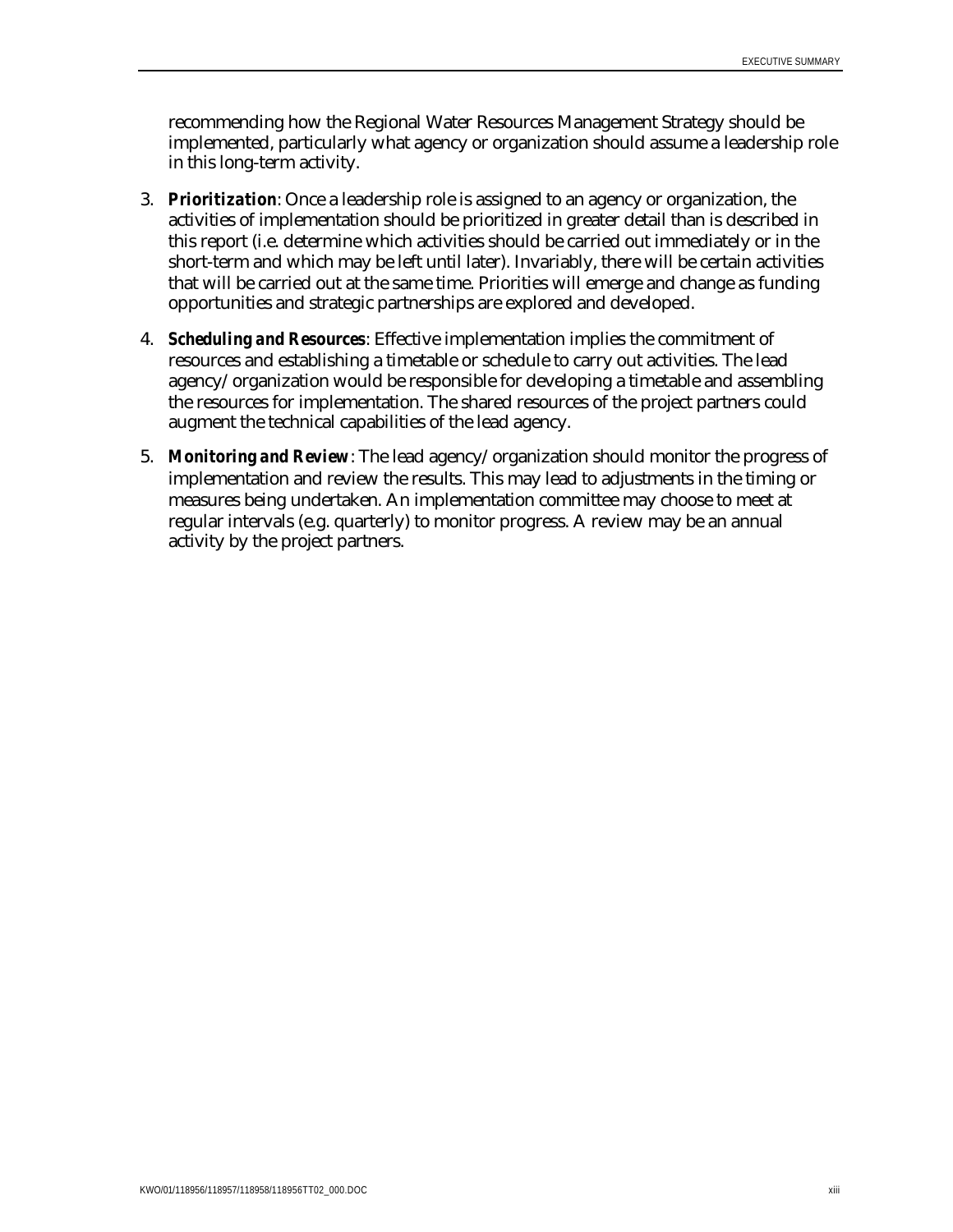recommending how the Regional Water Resources Management Strategy should be implemented, particularly what agency or organization should assume a leadership role in this long-term activity.

3. ***Prioritization***: Once a leadership role is assigned to an agency or organization, the activities of implementation should be prioritized in greater detail than is described in this report (i.e. determine which activities should be carried out immediately or in the short-term and which may be left until later). Invariably, there will be certain activities that will be carried out at the same time. Priorities will emerge and change as funding opportunities and strategic partnerships are explored and developed.

4. ***Scheduling and Resources***: Effective implementation implies the commitment of resources and establishing a timetable or schedule to carry out activities. The lead agency/organization would be responsible for developing a timetable and assembling the resources for implementation. The shared resources of the project partners could augment the technical capabilities of the lead agency.

5. ***Monitoring and Review***: The lead agency/organization should monitor the progress of implementation and review the results. This may lead to adjustments in the timing or measures being undertaken. An implementation committee may choose to meet at regular intervals (e.g. quarterly) to monitor progress. A review may be an annual activity by the project partners.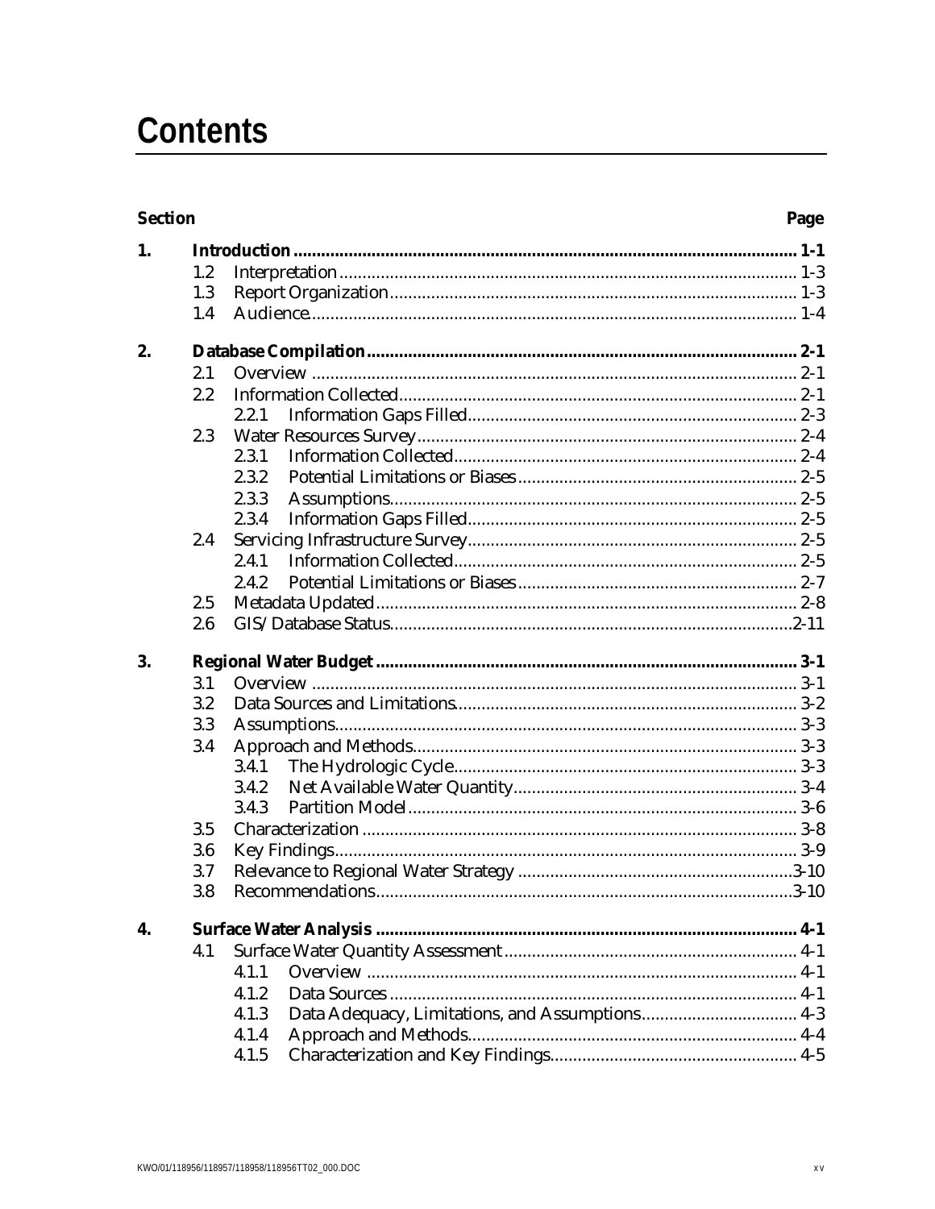# Contents

| Section | | | | Page |
|---|---|---|---|---|
| **1.** | **Introduction** | | | **1-1** |
| | 1.2 | Interpretation | | 1-3 |
| | 1.3 | Report Organization | | 1-3 |
| | 1.4 | Audience | | 1-4 |
| **2.** | **Database Compilation** | | | **2-1** |
| | 2.1 | Overview | | 2-1 |
| | 2.2 | Information Collected | | 2-1 |
| | | 2.2.1 | Information Gaps Filled | 2-3 |
| | 2.3 | Water Resources Survey | | 2-4 |
| | | 2.3.1 | Information Collected | 2-4 |
| | | 2.3.2 | Potential Limitations or Biases | 2-5 |
| | | 2.3.3 | Assumptions | 2-5 |
| | | 2.3.4 | Information Gaps Filled | 2-5 |
| | 2.4 | Servicing Infrastructure Survey | | 2-5 |
| | | 2.4.1 | Information Collected | 2-5 |
| | | 2.4.2 | Potential Limitations or Biases | 2-7 |
| | 2.5 | Metadata Updated | | 2-8 |
| | 2.6 | GIS/Database Status | | 2-11 |
| **3.** | **Regional Water Budget** | | | **3-1** |
| | 3.1 | Overview | | 3-1 |
| | 3.2 | Data Sources and Limitations | | 3-2 |
| | 3.3 | Assumptions | | 3-3 |
| | 3.4 | Approach and Methods | | 3-3 |
| | | 3.4.1 | The Hydrologic Cycle | 3-3 |
| | | 3.4.2 | Net Available Water Quantity | 3-4 |
| | | 3.4.3 | Partition Model | 3-6 |
| | 3.5 | Characterization | | 3-8 |
| | 3.6 | Key Findings | | 3-9 |
| | 3.7 | Relevance to Regional Water Strategy | | 3-10 |
| | 3.8 | Recommendations | | 3-10 |
| **4.** | **Surface Water Analysis** | | | **4-1** |
| | 4.1 | Surface Water Quantity Assessment | | 4-1 |
| | | 4.1.1 | Overview | 4-1 |
| | | 4.1.2 | Data Sources | 4-1 |
| | | 4.1.3 | Data Adequacy, Limitations, and Assumptions | 4-3 |
| | | 4.1.4 | Approach and Methods | 4-4 |
| | | 4.1.5 | Characterization and Key Findings | 4-5 |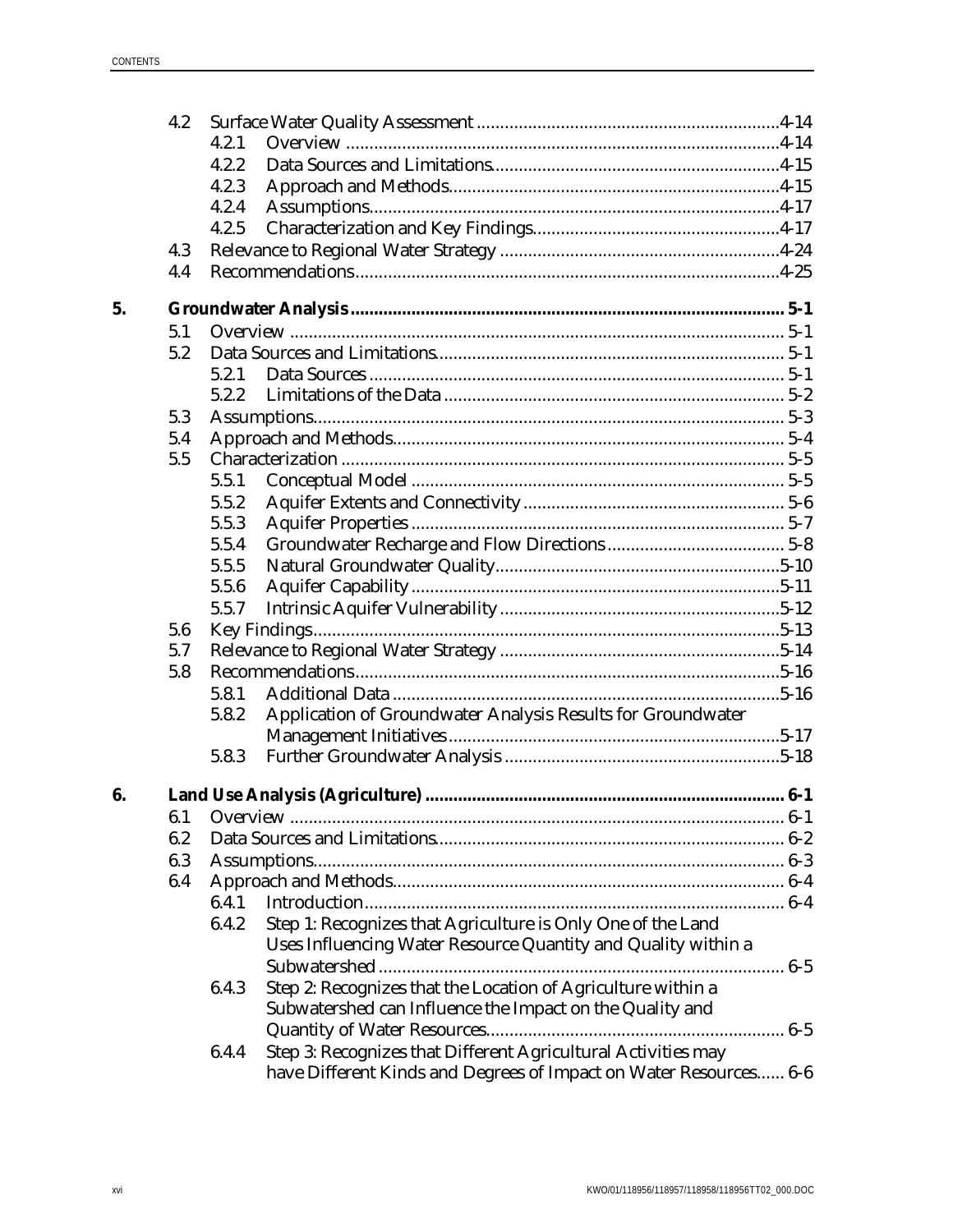| | | | |
|---|---|---|---|
| 4.2 | | Surface Water Quality Assessment | 4-14 |
| | 4.2.1 | Overview | 4-14 |
| | 4.2.2 | Data Sources and Limitations | 4-15 |
| | 4.2.3 | Approach and Methods | 4-15 |
| | 4.2.4 | Assumptions | 4-17 |
| | 4.2.5 | Characterization and Key Findings | 4-17 |
| 4.3 | | Relevance to Regional Water Strategy | 4-24 |
| 4.4 | | Recommendations | 4-25 |

**5. Groundwater Analysis ..... 5-1**

| | | | |
|---|---|---|---|
| 5.1 | | Overview | 5-1 |
| 5.2 | | Data Sources and Limitations | 5-1 |
| | 5.2.1 | Data Sources | 5-1 |
| | 5.2.2 | Limitations of the Data | 5-2 |
| 5.3 | | Assumptions | 5-3 |
| 5.4 | | Approach and Methods | 5-4 |
| 5.5 | | Characterization | 5-5 |
| | 5.5.1 | Conceptual Model | 5-5 |
| | 5.5.2 | Aquifer Extents and Connectivity | 5-6 |
| | 5.5.3 | Aquifer Properties | 5-7 |
| | 5.5.4 | Groundwater Recharge and Flow Directions | 5-8 |
| | 5.5.5 | Natural Groundwater Quality | 5-10 |
| | 5.5.6 | Aquifer Capability | 5-11 |
| | 5.5.7 | Intrinsic Aquifer Vulnerability | 5-12 |
| 5.6 | | Key Findings | 5-13 |
| 5.7 | | Relevance to Regional Water Strategy | 5-14 |
| 5.8 | | Recommendations | 5-16 |
| | 5.8.1 | Additional Data | 5-16 |
| | 5.8.2 | Application of Groundwater Analysis Results for Groundwater Management Initiatives | 5-17 |
| | 5.8.3 | Further Groundwater Analysis | 5-18 |

**6. Land Use Analysis (Agriculture) ..... 6-1**

| | | | |
|---|---|---|---|
| 6.1 | | Overview | 6-1 |
| 6.2 | | Data Sources and Limitations | 6-2 |
| 6.3 | | Assumptions | 6-3 |
| 6.4 | | Approach and Methods | 6-4 |
| | 6.4.1 | Introduction | 6-4 |
| | 6.4.2 | Step 1: Recognizes that Agriculture is Only One of the Land Uses Influencing Water Resource Quantity and Quality within a Subwatershed | 6-5 |
| | 6.4.3 | Step 2: Recognizes that the Location of Agriculture within a Subwatershed can Influence the Impact on the Quality and Quantity of Water Resources | 6-5 |
| | 6.4.4 | Step 3: Recognizes that Different Agricultural Activities may have Different Kinds and Degrees of Impact on Water Resources | 6-6 |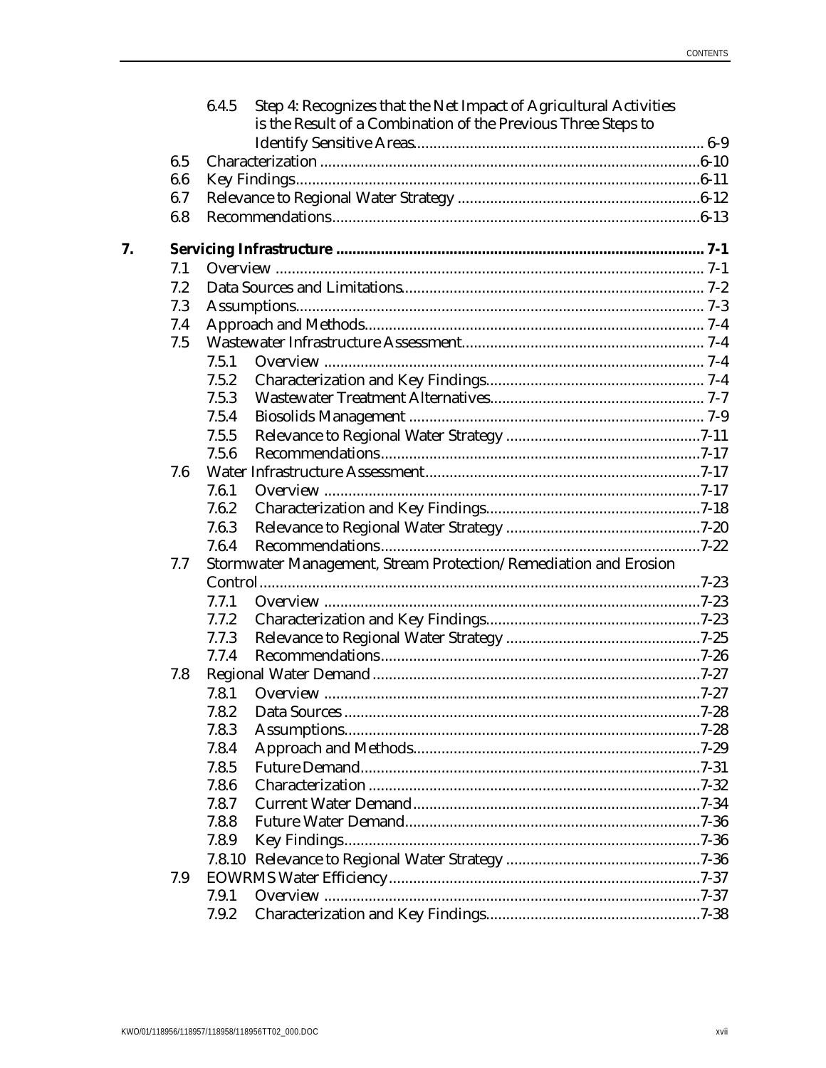6.4.5 Step 4: Recognizes that the Net Impact of Agricultural Activities is the Result of a Combination of the Previous Three Steps to Identify Sensitive Areas....... 6-9

6.5 Characterization .......6-10

6.6 Key Findings.......6-11

6.7 Relevance to Regional Water Strategy .......6-12

6.8 Recommendations.......6-13

**7. Servicing Infrastructure ....... 7-1**

7.1 Overview ....... 7-1

7.2 Data Sources and Limitations....... 7-2

7.3 Assumptions....... 7-3

7.4 Approach and Methods....... 7-4

7.5 Wastewater Infrastructure Assessment....... 7-4

7.5.1 Overview ....... 7-4

7.5.2 Characterization and Key Findings....... 7-4

7.5.3 Wastewater Treatment Alternatives....... 7-7

7.5.4 Biosolids Management ....... 7-9

7.5.5 Relevance to Regional Water Strategy .......7-11

7.5.6 Recommendations.......7-17

7.6 Water Infrastructure Assessment.......7-17

7.6.1 Overview .......7-17

7.6.2 Characterization and Key Findings.......7-18

7.6.3 Relevance to Regional Water Strategy .......7-20

7.6.4 Recommendations.......7-22

7.7 Stormwater Management, Stream Protection/Remediation and Erosion Control.......7-23

7.7.1 Overview .......7-23

7.7.2 Characterization and Key Findings.......7-23

7.7.3 Relevance to Regional Water Strategy .......7-25

7.7.4 Recommendations.......7-26

7.8 Regional Water Demand .......7-27

7.8.1 Overview .......7-27

7.8.2 Data Sources .......7-28

7.8.3 Assumptions.......7-28

7.8.4 Approach and Methods.......7-29

7.8.5 Future Demand.......7-31

7.8.6 Characterization .......7-32

7.8.7 Current Water Demand.......7-34

7.8.8 Future Water Demand.......7-36

7.8.9 Key Findings.......7-36

7.8.10 Relevance to Regional Water Strategy .......7-36

7.9 EOWRMS Water Efficiency.......7-37

7.9.1 Overview .......7-37

7.9.2 Characterization and Key Findings.......7-38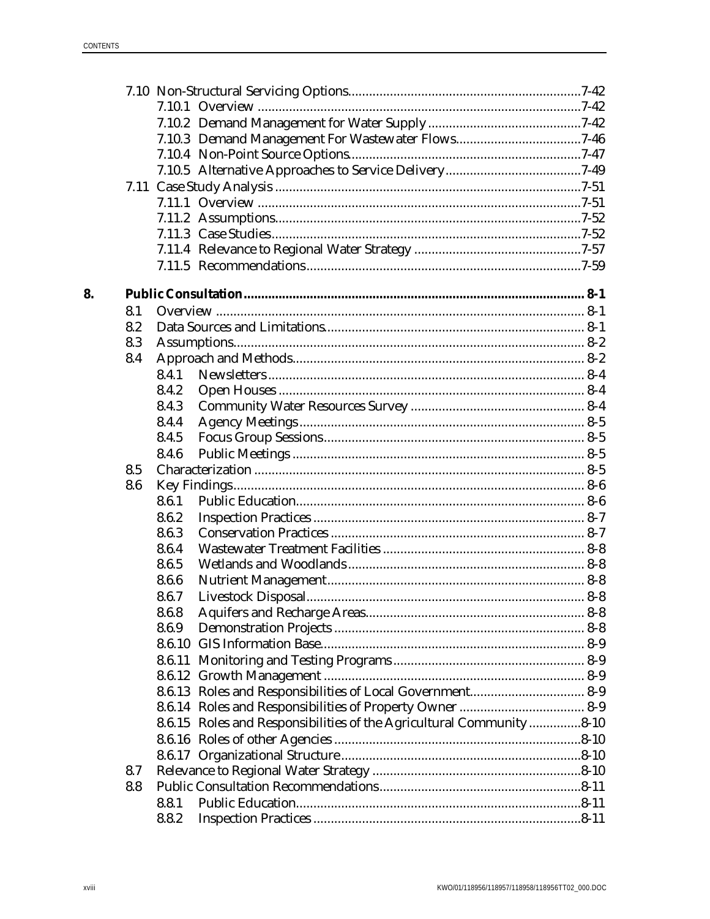7.10 Non-Structural Servicing Options .......... 7-42
- 7.10.1 Overview .......... 7-42
- 7.10.2 Demand Management for Water Supply .......... 7-42
- 7.10.3 Demand Management For Wastewater Flows .......... 7-46
- 7.10.4 Non-Point Source Options .......... 7-47
- 7.10.5 Alternative Approaches to Service Delivery .......... 7-49

7.11 Case Study Analysis .......... 7-51
- 7.11.1 Overview .......... 7-51
- 7.11.2 Assumptions .......... 7-52
- 7.11.3 Case Studies .......... 7-52
- 7.11.4 Relevance to Regional Water Strategy .......... 7-57
- 7.11.5 Recommendations .......... 7-59

**8. Public Consultation .......... 8-1**

8.1 Overview .......... 8-1

8.2 Data Sources and Limitations .......... 8-1

8.3 Assumptions .......... 8-2

8.4 Approach and Methods .......... 8-2
- 8.4.1 Newsletters .......... 8-4
- 8.4.2 Open Houses .......... 8-4
- 8.4.3 Community Water Resources Survey .......... 8-4
- 8.4.4 Agency Meetings .......... 8-5
- 8.4.5 Focus Group Sessions .......... 8-5
- 8.4.6 Public Meetings .......... 8-5

8.5 Characterization .......... 8-5

8.6 Key Findings .......... 8-6
- 8.6.1 Public Education .......... 8-6
- 8.6.2 Inspection Practices .......... 8-7
- 8.6.3 Conservation Practices .......... 8-7
- 8.6.4 Wastewater Treatment Facilities .......... 8-8
- 8.6.5 Wetlands and Woodlands .......... 8-8
- 8.6.6 Nutrient Management .......... 8-8
- 8.6.7 Livestock Disposal .......... 8-8
- 8.6.8 Aquifers and Recharge Areas .......... 8-8
- 8.6.9 Demonstration Projects .......... 8-8
- 8.6.10 GIS Information Base .......... 8-9
- 8.6.11 Monitoring and Testing Programs .......... 8-9
- 8.6.12 Growth Management .......... 8-9
- 8.6.13 Roles and Responsibilities of Local Government .......... 8-9
- 8.6.14 Roles and Responsibilities of Property Owner .......... 8-9
- 8.6.15 Roles and Responsibilities of the Agricultural Community .......... 8-10
- 8.6.16 Roles of other Agencies .......... 8-10
- 8.6.17 Organizational Structure .......... 8-10

8.7 Relevance to Regional Water Strategy .......... 8-10

8.8 Public Consultation Recommendations .......... 8-11
- 8.8.1 Public Education .......... 8-11
- 8.8.2 Inspection Practices .......... 8-11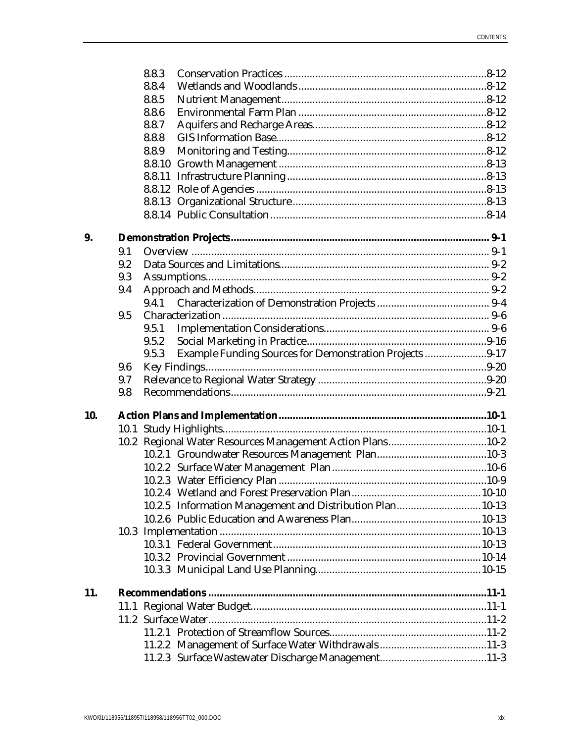| | | | |
|---|---|---|---|
| | 8.8.3 | Conservation Practices | 8-12 |
| | 8.8.4 | Wetlands and Woodlands | 8-12 |
| | 8.8.5 | Nutrient Management | 8-12 |
| | 8.8.6 | Environmental Farm Plan | 8-12 |
| | 8.8.7 | Aquifers and Recharge Areas | 8-12 |
| | 8.8.8 | GIS Information Base | 8-12 |
| | 8.8.9 | Monitoring and Testing | 8-12 |
| | 8.8.10 | Growth Management | 8-13 |
| | 8.8.11 | Infrastructure Planning | 8-13 |
| | 8.8.12 | Role of Agencies | 8-13 |
| | 8.8.13 | Organizational Structure | 8-13 |
| | 8.8.14 | Public Consultation | 8-14 |
| **9.** | | **Demonstration Projects** | **9-1** |
| | 9.1 | Overview | 9-1 |
| | 9.2 | Data Sources and Limitations | 9-2 |
| | 9.3 | Assumptions | 9-2 |
| | 9.4 | Approach and Methods | 9-2 |
| | 9.4.1 | Characterization of Demonstration Projects | 9-4 |
| | 9.5 | Characterization | 9-6 |
| | 9.5.1 | Implementation Considerations | 9-6 |
| | 9.5.2 | Social Marketing in Practice | 9-16 |
| | 9.5.3 | Example Funding Sources for Demonstration Projects | 9-17 |
| | 9.6 | Key Findings | 9-20 |
| | 9.7 | Relevance to Regional Water Strategy | 9-20 |
| | 9.8 | Recommendations | 9-21 |
| **10.** | | **Action Plans and Implementation** | **10-1** |
| | 10.1 | Study Highlights | 10-1 |
| | 10.2 | Regional Water Resources Management Action Plans | 10-2 |
| | 10.2.1 | Groundwater Resources Management Plan | 10-3 |
| | 10.2.2 | Surface Water Management Plan | 10-6 |
| | 10.2.3 | Water Efficiency Plan | 10-9 |
| | 10.2.4 | Wetland and Forest Preservation Plan | 10-10 |
| | 10.2.5 | Information Management and Distribution Plan | 10-13 |
| | 10.2.6 | Public Education and Awareness Plan | 10-13 |
| | 10.3 | Implementation | 10-13 |
| | 10.3.1 | Federal Government | 10-13 |
| | 10.3.2 | Provincial Government | 10-14 |
| | 10.3.3 | Municipal Land Use Planning | 10-15 |
| **11.** | | **Recommendations** | **11-1** |
| | 11.1 | Regional Water Budget | 11-1 |
| | 11.2 | Surface Water | 11-2 |
| | 11.2.1 | Protection of Streamflow Sources | 11-2 |
| | 11.2.2 | Management of Surface Water Withdrawals | 11-3 |
| | 11.2.3 | Surface Wastewater Discharge Management | 11-3 |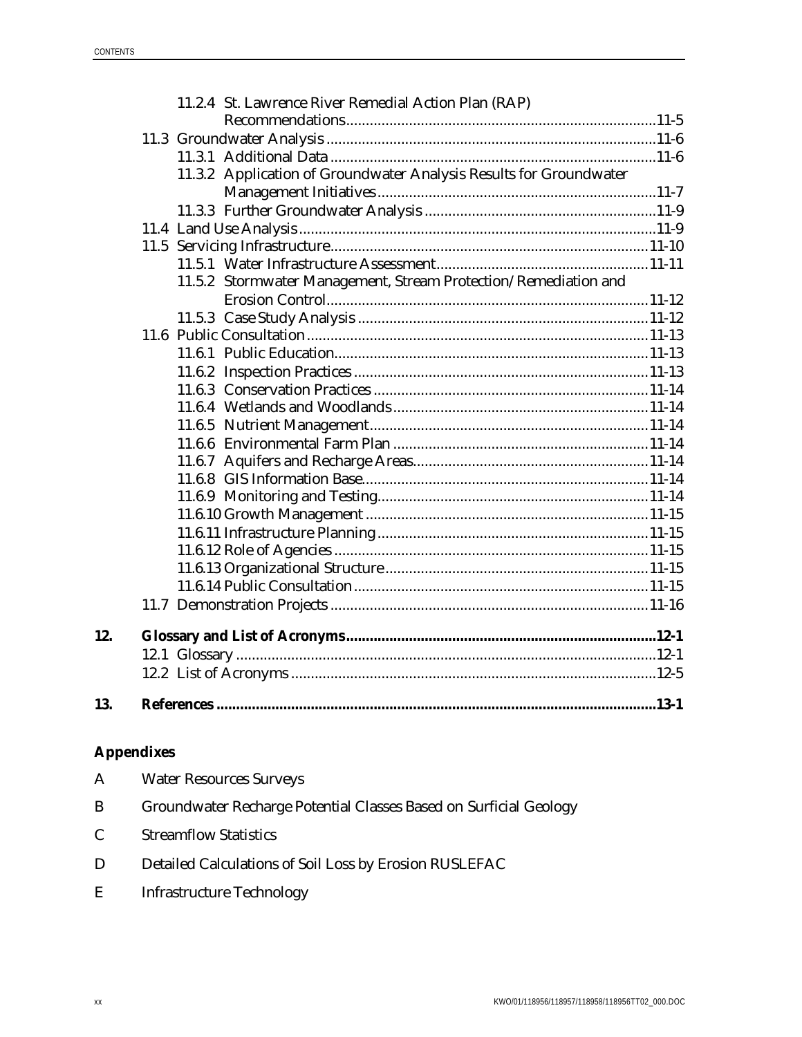11.2.4 St. Lawrence River Remedial Action Plan (RAP) Recommendations ........ 11-5

11.3 Groundwater Analysis ........ 11-6

11.3.1 Additional Data ........ 11-6

11.3.2 Application of Groundwater Analysis Results for Groundwater Management Initiatives ........ 11-7

11.3.3 Further Groundwater Analysis ........ 11-9

11.4 Land Use Analysis ........ 11-9

11.5 Servicing Infrastructure ........ 11-10

11.5.1 Water Infrastructure Assessment ........ 11-11

11.5.2 Stormwater Management, Stream Protection/Remediation and Erosion Control ........ 11-12

11.5.3 Case Study Analysis ........ 11-12

11.6 Public Consultation ........ 11-13

11.6.1 Public Education ........ 11-13

11.6.2 Inspection Practices ........ 11-13

11.6.3 Conservation Practices ........ 11-14

11.6.4 Wetlands and Woodlands ........ 11-14

11.6.5 Nutrient Management ........ 11-14

11.6.6 Environmental Farm Plan ........ 11-14

11.6.7 Aquifers and Recharge Areas ........ 11-14

11.6.8 GIS Information Base ........ 11-14

11.6.9 Monitoring and Testing ........ 11-14

11.6.10 Growth Management ........ 11-15

11.6.11 Infrastructure Planning ........ 11-15

11.6.12 Role of Agencies ........ 11-15

11.6.13 Organizational Structure ........ 11-15

11.6.14 Public Consultation ........ 11-15

11.7 Demonstration Projects ........ 11-16

**12. Glossary and List of Acronyms ........ 12-1**

12.1 Glossary ........ 12-1

12.2 List of Acronyms ........ 12-5

**13. References ........ 13-1**

**Appendixes**

A Water Resources Surveys

B Groundwater Recharge Potential Classes Based on Surficial Geology

C Streamflow Statistics

D Detailed Calculations of Soil Loss by Erosion RUSLEFAC

E Infrastructure Technology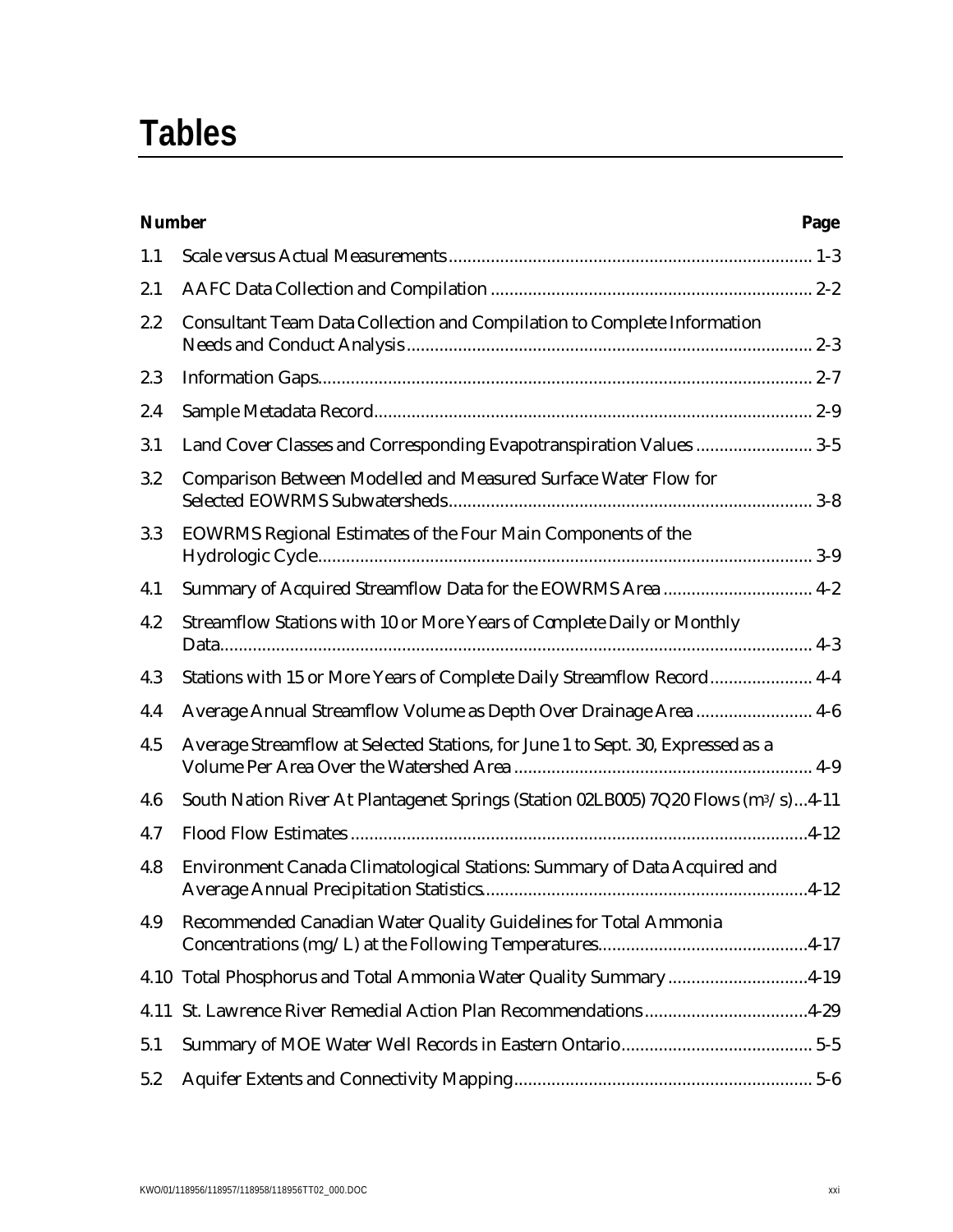# Tables

| Number | | Page |
|---|---|---|
| 1.1 | Scale versus Actual Measurements | 1-3 |
| 2.1 | AAFC Data Collection and Compilation | 2-2 |
| 2.2 | Consultant Team Data Collection and Compilation to Complete Information Needs and Conduct Analysis | 2-3 |
| 2.3 | Information Gaps | 2-7 |
| 2.4 | Sample Metadata Record | 2-9 |
| 3.1 | Land Cover Classes and Corresponding Evapotranspiration Values | 3-5 |
| 3.2 | Comparison Between Modelled and Measured Surface Water Flow for Selected EOWRMS Subwatersheds | 3-8 |
| 3.3 | EOWRMS Regional Estimates of the Four Main Components of the Hydrologic Cycle | 3-9 |
| 4.1 | Summary of Acquired Streamflow Data for the EOWRMS Area | 4-2 |
| 4.2 | Streamflow Stations with 10 or More Years of Complete Daily or Monthly Data | 4-3 |
| 4.3 | Stations with 15 or More Years of Complete Daily Streamflow Record | 4-4 |
| 4.4 | Average Annual Streamflow Volume as Depth Over Drainage Area | 4-6 |
| 4.5 | Average Streamflow at Selected Stations, for June 1 to Sept. 30, Expressed as a Volume Per Area Over the Watershed Area | 4-9 |
| 4.6 | South Nation River At Plantagenet Springs (Station 02LB005) 7Q20 Flows ($m^3/s$) | 4-11 |
| 4.7 | Flood Flow Estimates | 4-12 |
| 4.8 | Environment Canada Climatological Stations: Summary of Data Acquired and Average Annual Precipitation Statistics | 4-12 |
| 4.9 | Recommended Canadian Water Quality Guidelines for Total Ammonia Concentrations (mg/L) at the Following Temperatures | 4-17 |
| 4.10 | Total Phosphorus and Total Ammonia Water Quality Summary | 4-19 |
| 4.11 | St. Lawrence River Remedial Action Plan Recommendations | 4-29 |
| 5.1 | Summary of MOE Water Well Records in Eastern Ontario | 5-5 |
| 5.2 | Aquifer Extents and Connectivity Mapping | 5-6 |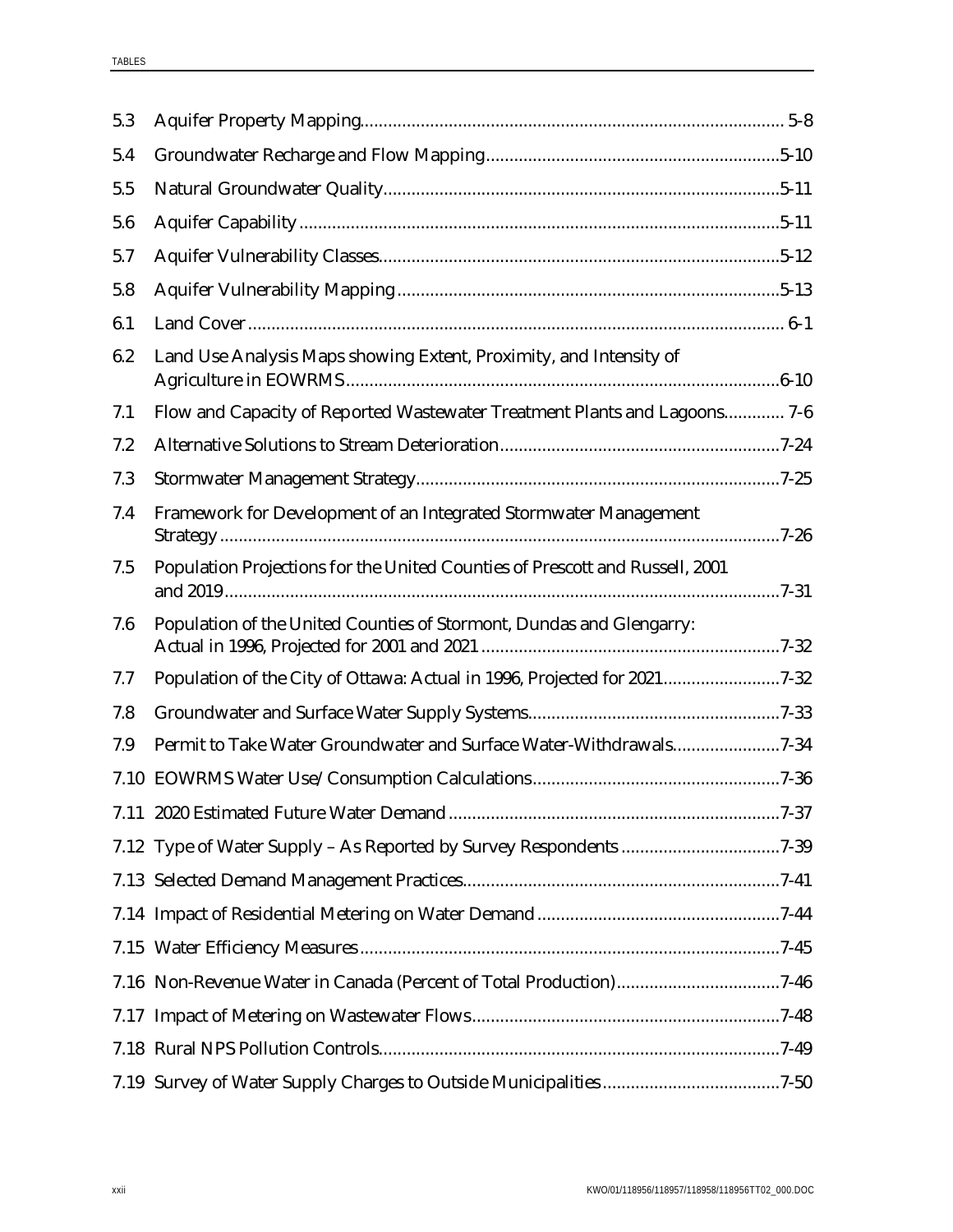| | | |
|---|---|---|
| 5.3 | Aquifer Property Mapping | 5-8 |
| 5.4 | Groundwater Recharge and Flow Mapping | 5-10 |
| 5.5 | Natural Groundwater Quality | 5-11 |
| 5.6 | Aquifer Capability | 5-11 |
| 5.7 | Aquifer Vulnerability Classes | 5-12 |
| 5.8 | Aquifer Vulnerability Mapping | 5-13 |
| 6.1 | Land Cover | 6-1 |
| 6.2 | Land Use Analysis Maps showing Extent, Proximity, and Intensity of Agriculture in EOWRMS | 6-10 |
| 7.1 | Flow and Capacity of Reported Wastewater Treatment Plants and Lagoons | 7-6 |
| 7.2 | Alternative Solutions to Stream Deterioration | 7-24 |
| 7.3 | Stormwater Management Strategy | 7-25 |
| 7.4 | Framework for Development of an Integrated Stormwater Management Strategy | 7-26 |
| 7.5 | Population Projections for the United Counties of Prescott and Russell, 2001 and 2019 | 7-31 |
| 7.6 | Population of the United Counties of Stormont, Dundas and Glengarry: Actual in 1996, Projected for 2001 and 2021 | 7-32 |
| 7.7 | Population of the City of Ottawa: Actual in 1996, Projected for 2021 | 7-32 |
| 7.8 | Groundwater and Surface Water Supply Systems | 7-33 |
| 7.9 | Permit to Take Water Groundwater and Surface Water-Withdrawals | 7-34 |
| 7.10 | EOWRMS Water Use/Consumption Calculations | 7-36 |
| 7.11 | 2020 Estimated Future Water Demand | 7-37 |
| 7.12 | Type of Water Supply – As Reported by Survey Respondents | 7-39 |
| 7.13 | Selected Demand Management Practices | 7-41 |
| 7.14 | Impact of Residential Metering on Water Demand | 7-44 |
| 7.15 | Water Efficiency Measures | 7-45 |
| 7.16 | Non-Revenue Water in Canada (Percent of Total Production) | 7-46 |
| 7.17 | Impact of Metering on Wastewater Flows | 7-48 |
| 7.18 | Rural NPS Pollution Controls | 7-49 |
| 7.19 | Survey of Water Supply Charges to Outside Municipalities | 7-50 |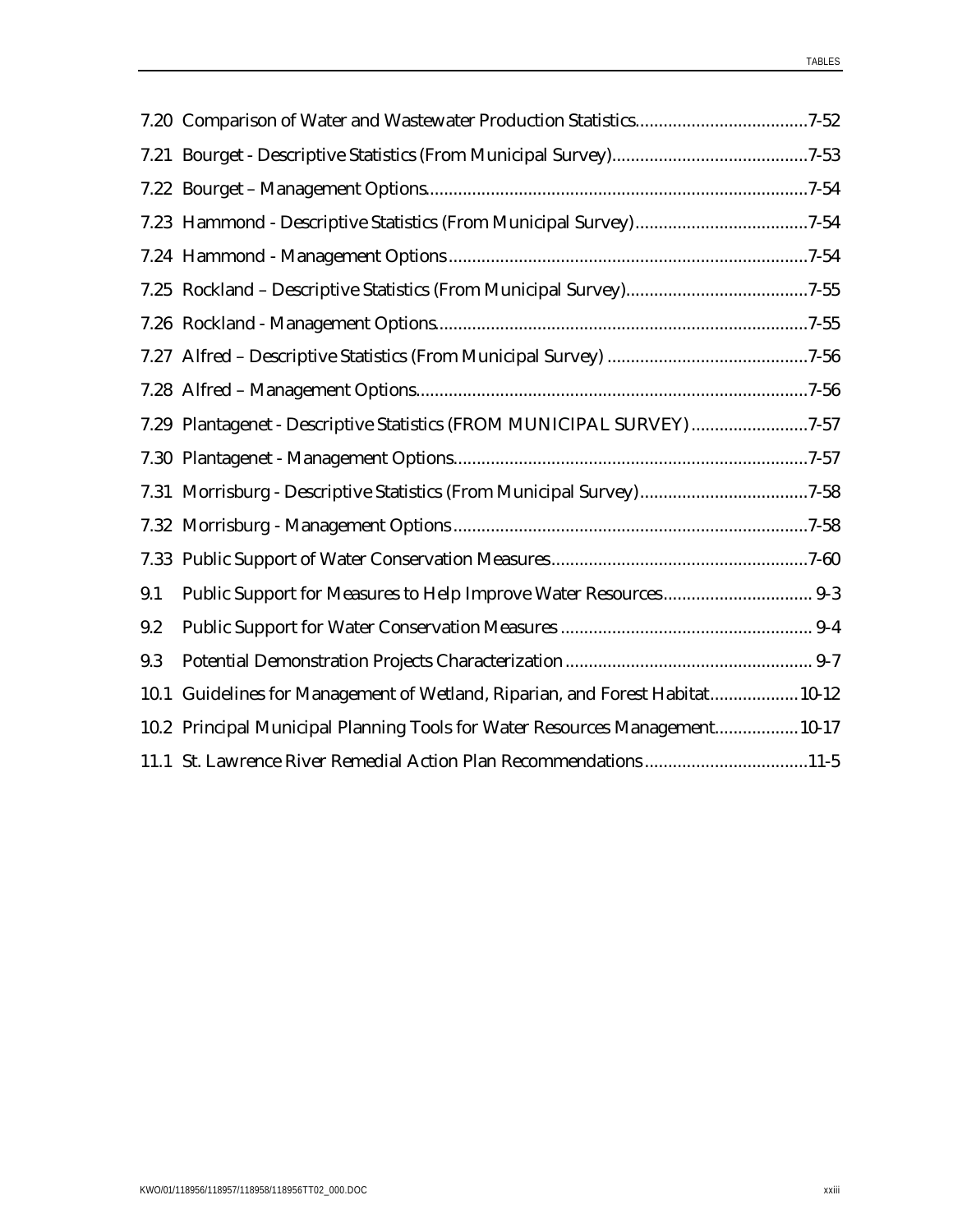7.20 Comparison of Water and Wastewater Production Statistics....................................7-52

7.21 Bourget - Descriptive Statistics (From Municipal Survey).........................................7-53

7.22 Bourget – Management Options................................................................................7-54

7.23 Hammond - Descriptive Statistics (From Municipal Survey)....................................7-54

7.24 Hammond - Management Options............................................................................7-54

7.25 Rockland – Descriptive Statistics (From Municipal Survey)......................................7-55

7.26 Rockland - Management Options..............................................................................7-55

7.27 Alfred – Descriptive Statistics (From Municipal Survey) ..........................................7-56

7.28 Alfred – Management Options...................................................................................7-56

7.29 Plantagenet - Descriptive Statistics (FROM MUNICIPAL SURVEY) ........................7-57

7.30 Plantagenet - Management Options..........................................................................7-57

7.31 Morrisburg - Descriptive Statistics (From Municipal Survey)...................................7-58

7.32 Morrisburg - Management Options...........................................................................7-58

7.33 Public Support of Water Conservation Measures......................................................7-60

9.1 Public Support for Measures to Help Improve Water Resources............................... 9-3

9.2 Public Support for Water Conservation Measures ..................................................... 9-4

9.3 Potential Demonstration Projects Characterization.................................................... 9-7

10.1 Guidelines for Management of Wetland, Riparian, and Forest Habitat..................10-12

10.2 Principal Municipal Planning Tools for Water Resources Management.................10-17

11.1 St. Lawrence River Remedial Action Plan Recommendations..................................11-5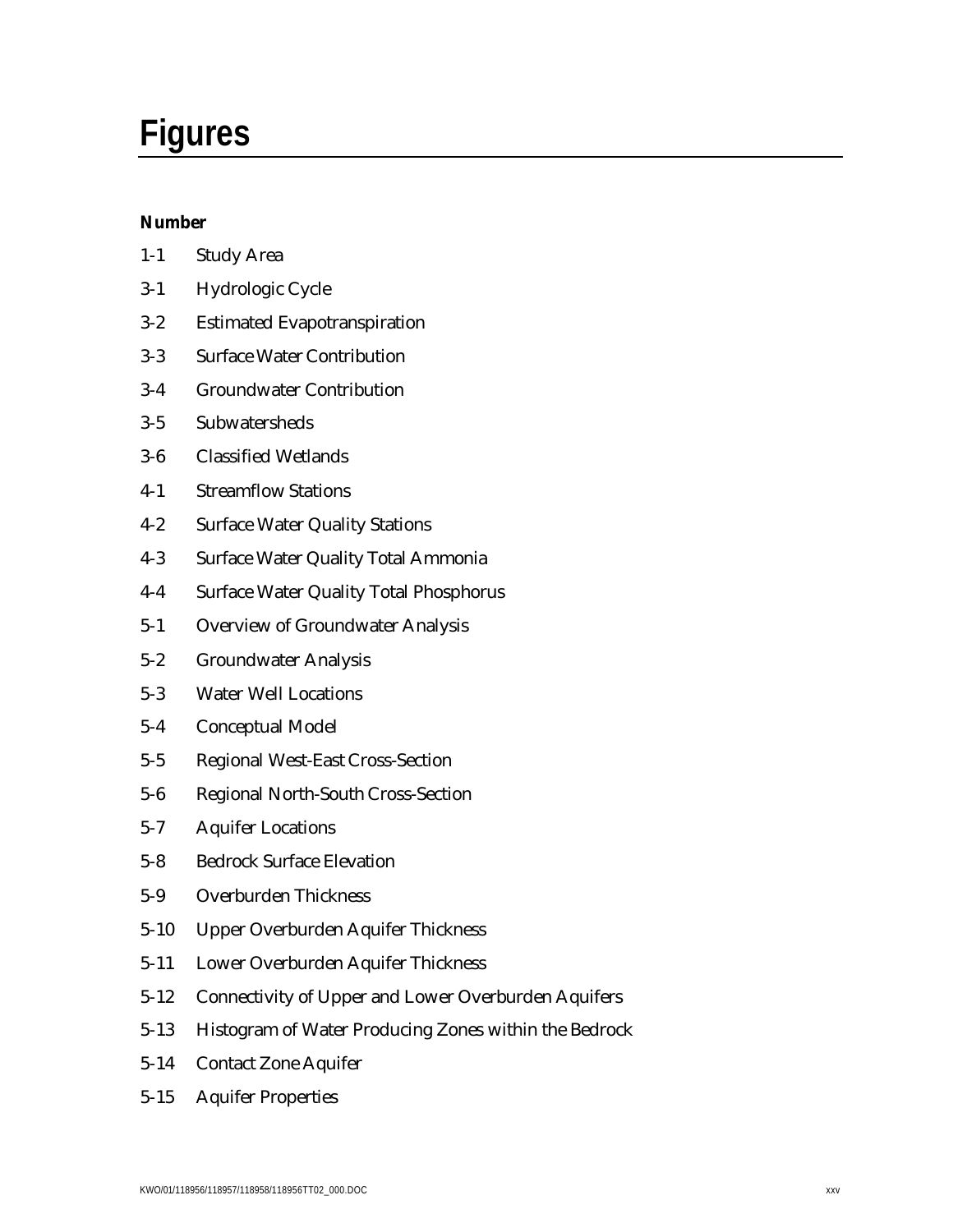# Figures

**Number**

1-1 Study Area

3-1 Hydrologic Cycle

3-2 Estimated Evapotranspiration

3-3 Surface Water Contribution

3-4 Groundwater Contribution

3-5 Subwatersheds

3-6 Classified Wetlands

4-1 Streamflow Stations

4-2 Surface Water Quality Stations

4-3 Surface Water Quality Total Ammonia

4-4 Surface Water Quality Total Phosphorus

5-1 Overview of Groundwater Analysis

5-2 Groundwater Analysis

5-3 Water Well Locations

5-4 Conceptual Model

5-5 Regional West-East Cross-Section

5-6 Regional North-South Cross-Section

5-7 Aquifer Locations

5-8 Bedrock Surface Elevation

5-9 Overburden Thickness

5-10 Upper Overburden Aquifer Thickness

5-11 Lower Overburden Aquifer Thickness

5-12 Connectivity of Upper and Lower Overburden Aquifers

5-13 Histogram of Water Producing Zones within the Bedrock

5-14 Contact Zone Aquifer

5-15 Aquifer Properties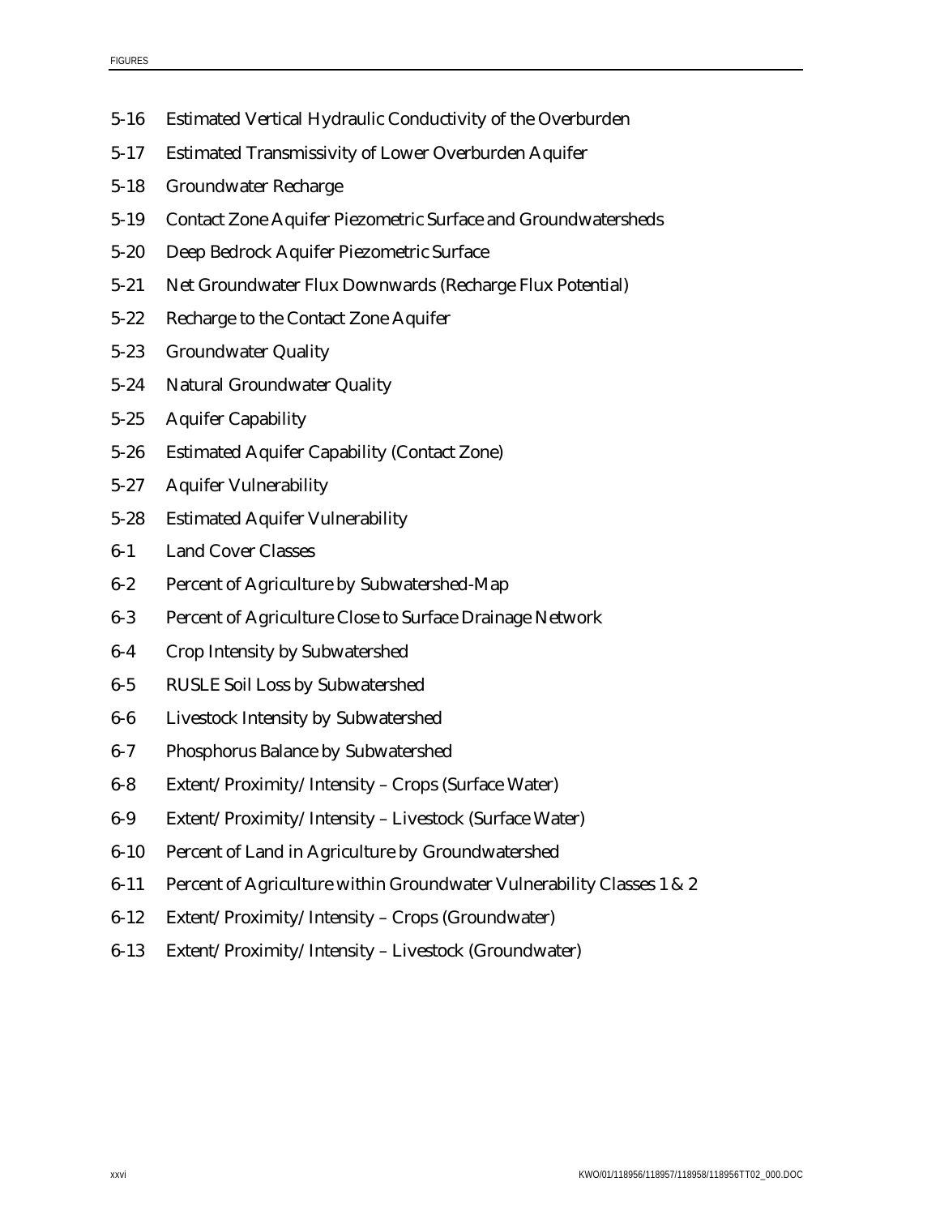5-16 Estimated Vertical Hydraulic Conductivity of the Overburden

5-17 Estimated Transmissivity of Lower Overburden Aquifer

5-18 Groundwater Recharge

5-19 Contact Zone Aquifer Piezometric Surface and Groundwatersheds

5-20 Deep Bedrock Aquifer Piezometric Surface

5-21 Net Groundwater Flux Downwards (Recharge Flux Potential)

5-22 Recharge to the Contact Zone Aquifer

5-23 Groundwater Quality

5-24 Natural Groundwater Quality

5-25 Aquifer Capability

5-26 Estimated Aquifer Capability (Contact Zone)

5-27 Aquifer Vulnerability

5-28 Estimated Aquifer Vulnerability

6-1 Land Cover Classes

6-2 Percent of Agriculture by Subwatershed-Map

6-3 Percent of Agriculture Close to Surface Drainage Network

6-4 Crop Intensity by Subwatershed

6-5 RUSLE Soil Loss by Subwatershed

6-6 Livestock Intensity by Subwatershed

6-7 Phosphorus Balance by Subwatershed

6-8 Extent/Proximity/Intensity – Crops (Surface Water)

6-9 Extent/Proximity/Intensity – Livestock (Surface Water)

6-10 Percent of Land in Agriculture by Groundwatershed

6-11 Percent of Agriculture within Groundwater Vulnerability Classes 1 & 2

6-12 Extent/Proximity/Intensity – Crops (Groundwater)

6-13 Extent/Proximity/Intensity – Livestock (Groundwater)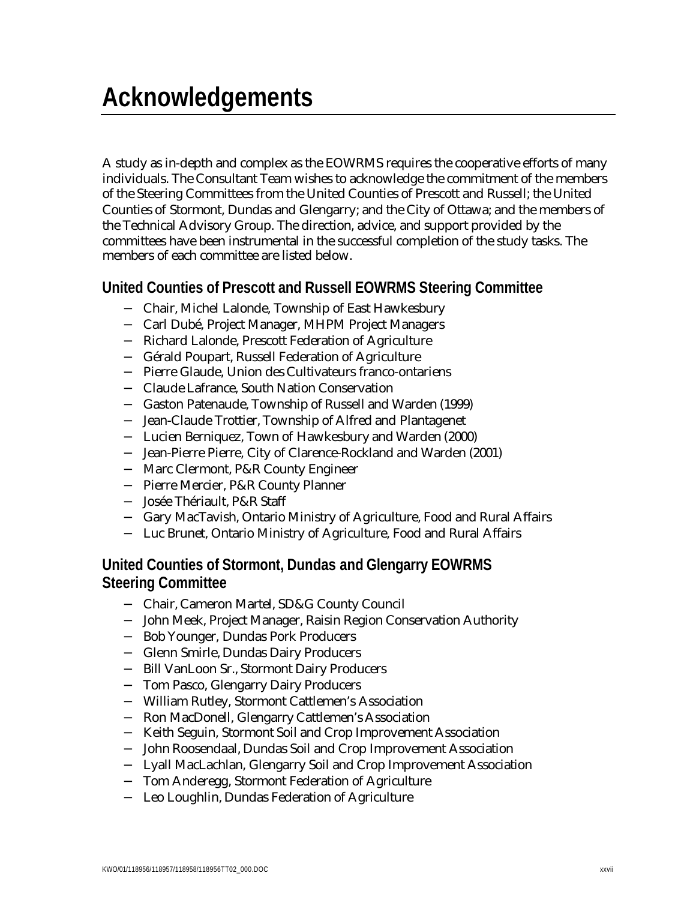# Acknowledgements

A study as in-depth and complex as the EOWRMS requires the cooperative efforts of many individuals. The Consultant Team wishes to acknowledge the commitment of the members of the Steering Committees from the United Counties of Prescott and Russell; the United Counties of Stormont, Dundas and Glengarry; and the City of Ottawa; and the members of the Technical Advisory Group. The direction, advice, and support provided by the committees have been instrumental in the successful completion of the study tasks. The members of each committee are listed below.

## United Counties of Prescott and Russell EOWRMS Steering Committee

- Chair, Michel Lalonde, Township of East Hawkesbury
- Carl Dubé, Project Manager, MHPM Project Managers
- Richard Lalonde, Prescott Federation of Agriculture
- Gérald Poupart, Russell Federation of Agriculture
- Pierre Glaude, Union des Cultivateurs franco-ontariens
- Claude Lafrance, South Nation Conservation
- Gaston Patenaude, Township of Russell and Warden (1999)
- Jean-Claude Trottier, Township of Alfred and Plantagenet
- Lucien Berniquez, Town of Hawkesbury and Warden (2000)
- Jean-Pierre Pierre, City of Clarence-Rockland and Warden (2001)
- Marc Clermont, P&R County Engineer
- Pierre Mercier, P&R County Planner
- Josée Thériault, P&R Staff
- Gary MacTavish, Ontario Ministry of Agriculture, Food and Rural Affairs
- Luc Brunet, Ontario Ministry of Agriculture, Food and Rural Affairs

## United Counties of Stormont, Dundas and Glengarry EOWRMS Steering Committee

- Chair, Cameron Martel, SD&G County Council
- John Meek, Project Manager, Raisin Region Conservation Authority
- Bob Younger, Dundas Pork Producers
- Glenn Smirle, Dundas Dairy Producers
- Bill VanLoon Sr., Stormont Dairy Producers
- Tom Pasco, Glengarry Dairy Producers
- William Rutley, Stormont Cattlemen's Association
- Ron MacDonell, Glengarry Cattlemen's Association
- Keith Seguin, Stormont Soil and Crop Improvement Association
- John Roosendaal, Dundas Soil and Crop Improvement Association
- Lyall MacLachlan, Glengarry Soil and Crop Improvement Association
- Tom Anderegg, Stormont Federation of Agriculture
- Leo Loughlin, Dundas Federation of Agriculture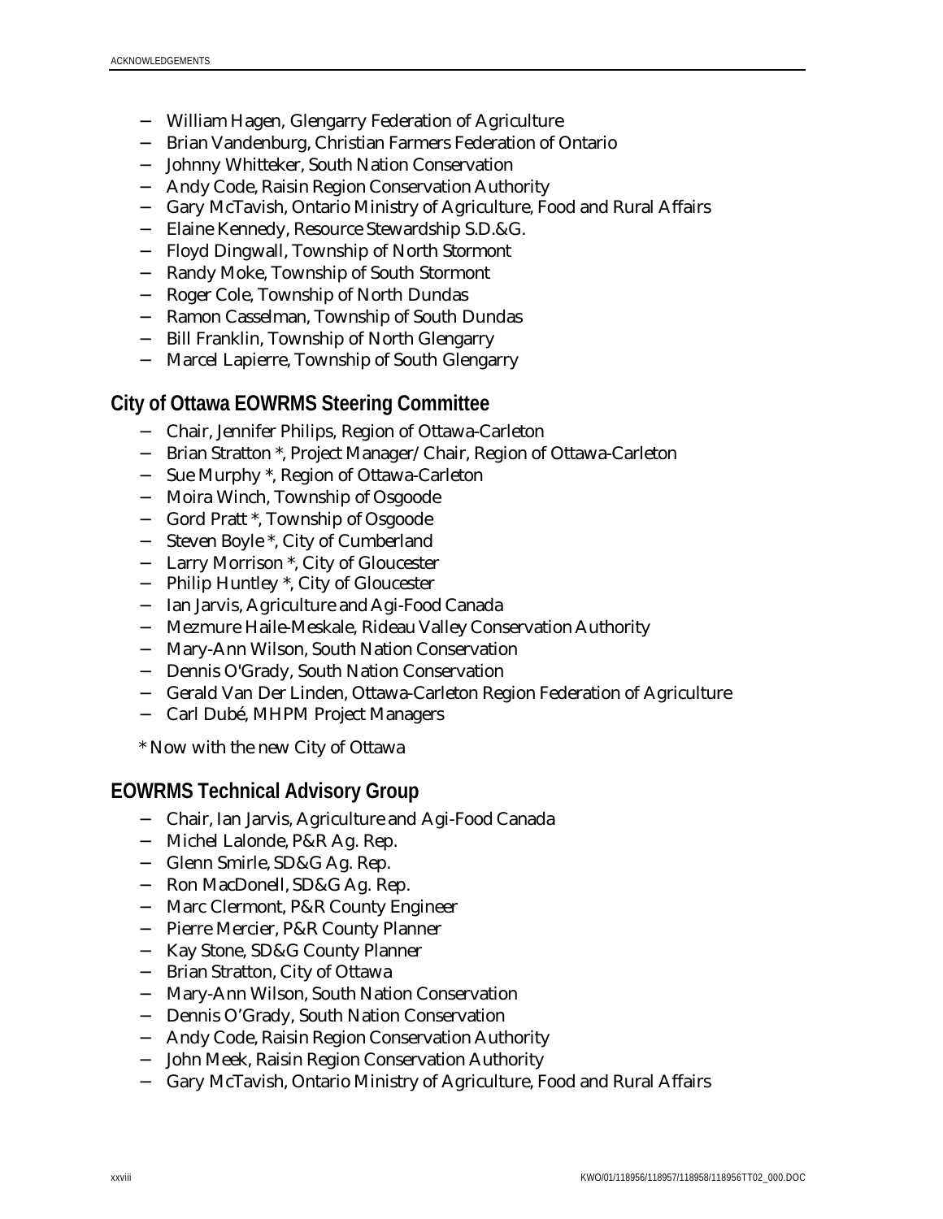- William Hagen, Glengarry Federation of Agriculture
- Brian Vandenburg, Christian Farmers Federation of Ontario
- Johnny Whitteker, South Nation Conservation
- Andy Code, Raisin Region Conservation Authority
- Gary McTavish, Ontario Ministry of Agriculture, Food and Rural Affairs
- Elaine Kennedy, Resource Stewardship S.D.&G.
- Floyd Dingwall, Township of North Stormont
- Randy Moke, Township of South Stormont
- Roger Cole, Township of North Dundas
- Ramon Casselman, Township of South Dundas
- Bill Franklin, Township of North Glengarry
- Marcel Lapierre, Township of South Glengarry

## City of Ottawa EOWRMS Steering Committee

- Chair, Jennifer Philips, Region of Ottawa-Carleton
- Brian Stratton *, Project Manager/ Chair, Region of Ottawa-Carleton
- Sue Murphy *, Region of Ottawa-Carleton
- Moira Winch, Township of Osgoode
- Gord Pratt *, Township of Osgoode
- Steven Boyle *, City of Cumberland
- Larry Morrison *, City of Gloucester
- Philip Huntley *, City of Gloucester
- Ian Jarvis, Agriculture and Agi-Food Canada
- Mezmure Haile-Meskale, Rideau Valley Conservation Authority
- Mary-Ann Wilson, South Nation Conservation
- Dennis O'Grady, South Nation Conservation
- Gerald Van Der Linden, Ottawa-Carleton Region Federation of Agriculture
- Carl Dubé, MHPM Project Managers

\* Now with the new City of Ottawa

## EOWRMS Technical Advisory Group

- Chair, Ian Jarvis, Agriculture and Agi-Food Canada
- Michel Lalonde, P&R Ag. Rep.
- Glenn Smirle, SD&G Ag. Rep.
- Ron MacDonell, SD&G Ag. Rep.
- Marc Clermont, P&R County Engineer
- Pierre Mercier, P&R County Planner
- Kay Stone, SD&G County Planner
- Brian Stratton, City of Ottawa
- Mary-Ann Wilson, South Nation Conservation
- Dennis O'Grady, South Nation Conservation
- Andy Code, Raisin Region Conservation Authority
- John Meek, Raisin Region Conservation Authority
- Gary McTavish, Ontario Ministry of Agriculture, Food and Rural Affairs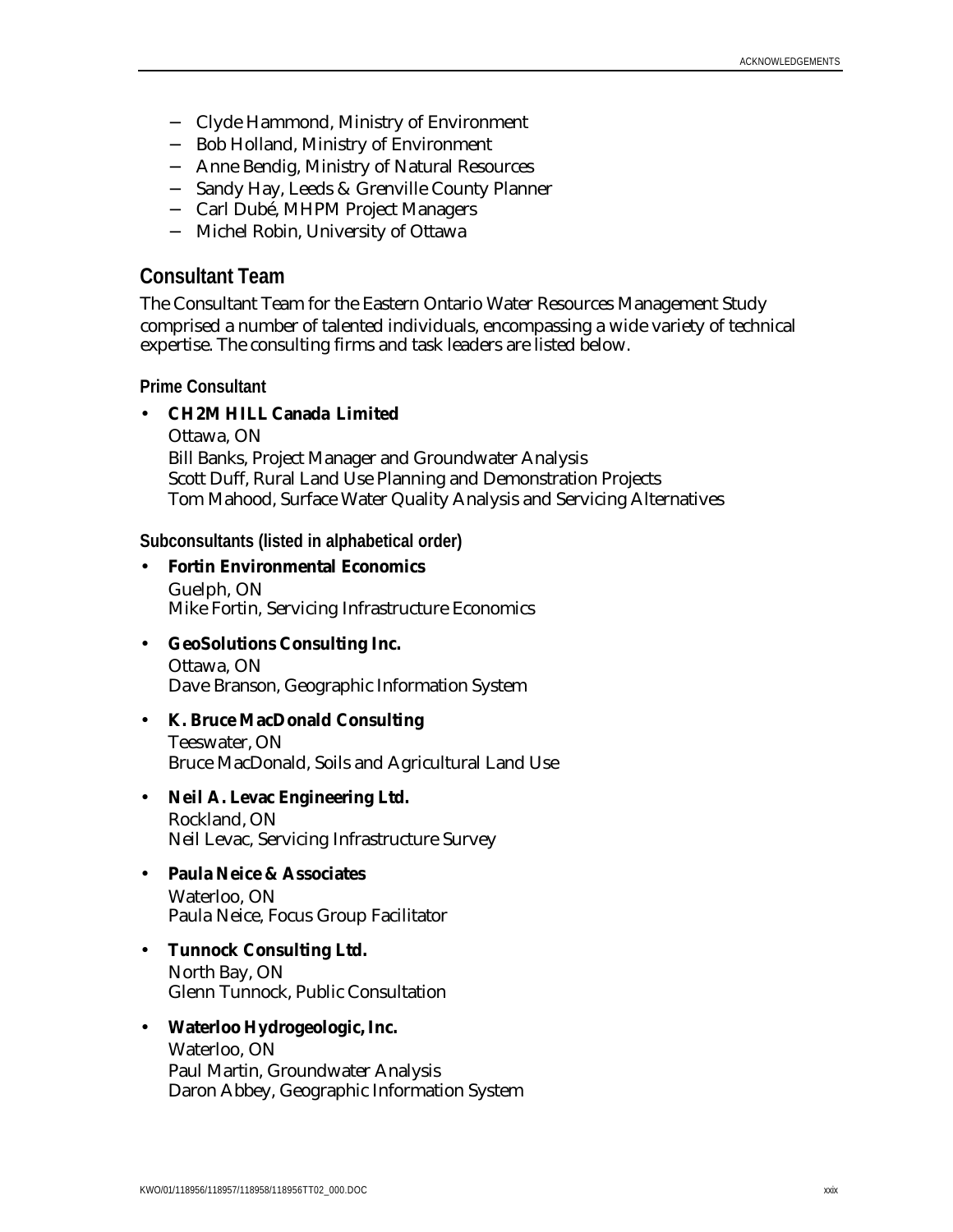- Clyde Hammond, Ministry of Environment
- Bob Holland, Ministry of Environment
- Anne Bendig, Ministry of Natural Resources
- Sandy Hay, Leeds & Grenville County Planner
- Carl Dubé, MHPM Project Managers
- Michel Robin, University of Ottawa

## Consultant Team

The Consultant Team for the Eastern Ontario Water Resources Management Study comprised a number of talented individuals, encompassing a wide variety of technical expertise. The consulting firms and task leaders are listed below.

### Prime Consultant

- **CH2M HILL Canada Limited**
  Ottawa, ON
  Bill Banks, Project Manager and Groundwater Analysis
  Scott Duff, Rural Land Use Planning and Demonstration Projects
  Tom Mahood, Surface Water Quality Analysis and Servicing Alternatives

### Subconsultants (listed in alphabetical order)

- **Fortin Environmental Economics**
  Guelph, ON
  Mike Fortin, Servicing Infrastructure Economics

- **GeoSolutions Consulting Inc.**
  Ottawa, ON
  Dave Branson, Geographic Information System

- **K. Bruce MacDonald Consulting**
  Teeswater, ON
  Bruce MacDonald, Soils and Agricultural Land Use

- **Neil A. Levac Engineering Ltd.**
  Rockland, ON
  Neil Levac, Servicing Infrastructure Survey

- **Paula Neice & Associates**
  Waterloo, ON
  Paula Neice, Focus Group Facilitator

- **Tunnock Consulting Ltd.**
  North Bay, ON
  Glenn Tunnock, Public Consultation

- **Waterloo Hydrogeologic, Inc.**
  Waterloo, ON
  Paul Martin, Groundwater Analysis
  Daron Abbey, Geographic Information System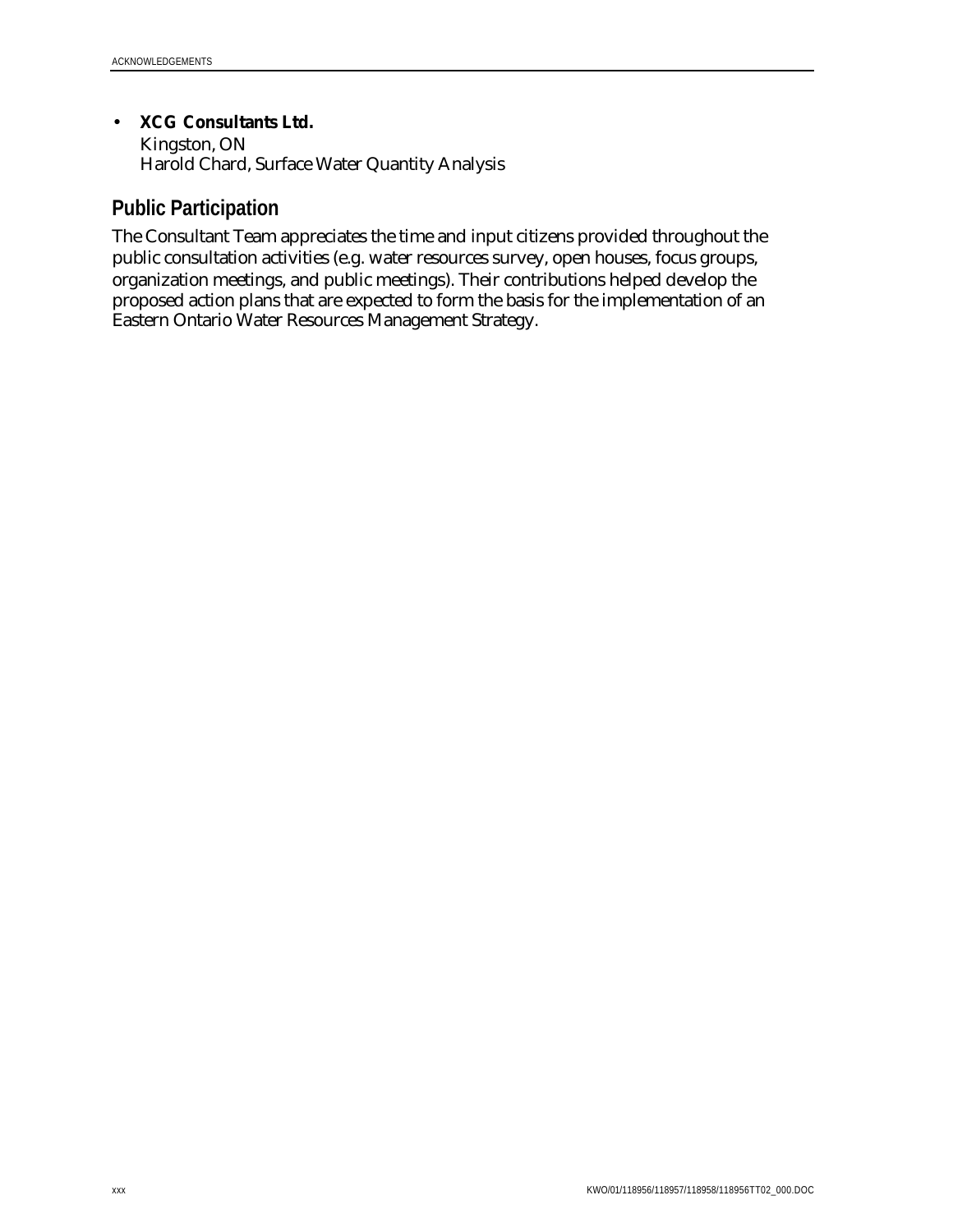- **XCG Consultants Ltd.**
  Kingston, ON
  Harold Chard, Surface Water Quantity Analysis

## Public Participation

The Consultant Team appreciates the time and input citizens provided throughout the public consultation activities (e.g. water resources survey, open houses, focus groups, organization meetings, and public meetings). Their contributions helped develop the proposed action plans that are expected to form the basis for the implementation of an Eastern Ontario Water Resources Management Strategy.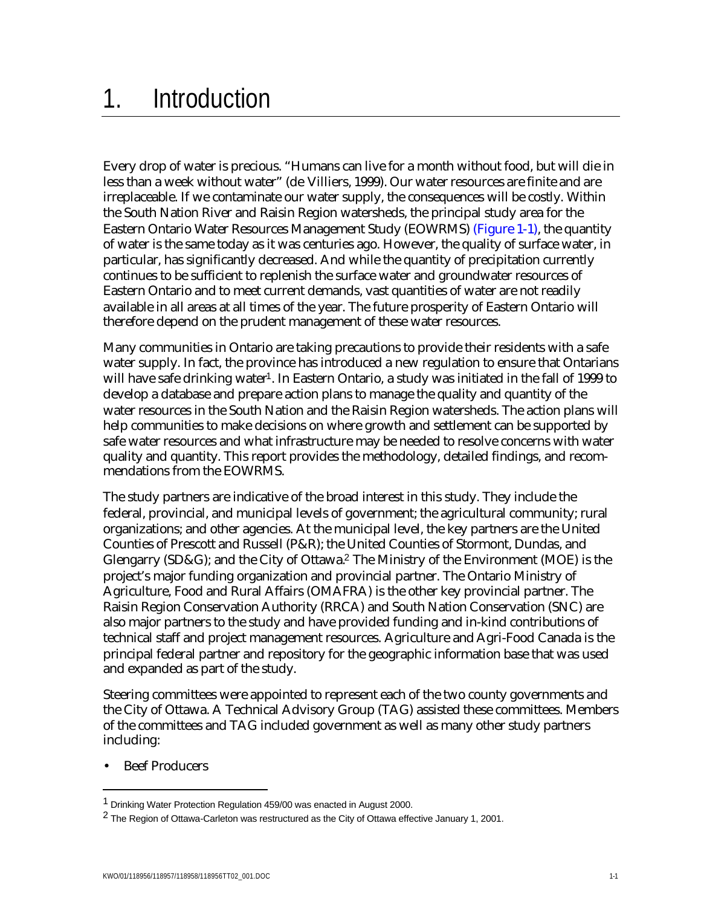# 1. Introduction

Every drop of water is precious. "Humans can live for a month without food, but will die in less than a week without water" (de Villiers, 1999). Our water resources are finite and are irreplaceable. If we contaminate our water supply, the consequences will be costly. Within the South Nation River and Raisin Region watersheds, the principal study area for the Eastern Ontario Water Resources Management Study (EOWRMS) (Figure 1-1), the quantity of water is the same today as it was centuries ago. However, the quality of surface water, in particular, has significantly decreased. And while the quantity of precipitation currently continues to be sufficient to replenish the surface water and groundwater resources of Eastern Ontario and to meet current demands, vast quantities of water are not readily available in all areas at all times of the year. The future prosperity of Eastern Ontario will therefore depend on the prudent management of these water resources.

Many communities in Ontario are taking precautions to provide their residents with a safe water supply. In fact, the province has introduced a new regulation to ensure that Ontarians will have safe drinking water[1]. In Eastern Ontario, a study was initiated in the fall of 1999 to develop a database and prepare action plans to manage the quality and quantity of the water resources in the South Nation and the Raisin Region watersheds. The action plans will help communities to make decisions on where growth and settlement can be supported by safe water resources and what infrastructure may be needed to resolve concerns with water quality and quantity. This report provides the methodology, detailed findings, and recommendations from the EOWRMS.

The study partners are indicative of the broad interest in this study. They include the federal, provincial, and municipal levels of government; the agricultural community; rural organizations; and other agencies. At the municipal level, the key partners are the United Counties of Prescott and Russell (P&R); the United Counties of Stormont, Dundas, and Glengarry (SD&G); and the City of Ottawa.[2] The Ministry of the Environment (MOE) is the project's major funding organization and provincial partner. The Ontario Ministry of Agriculture, Food and Rural Affairs (OMAFRA) is the other key provincial partner. The Raisin Region Conservation Authority (RRCA) and South Nation Conservation (SNC) are also major partners to the study and have provided funding and in-kind contributions of technical staff and project management resources. Agriculture and Agri-Food Canada is the principal federal partner and repository for the geographic information base that was used and expanded as part of the study.

Steering committees were appointed to represent each of the two county governments and the City of Ottawa. A Technical Advisory Group (TAG) assisted these committees. Members of the committees and TAG included government as well as many other study partners including:

- Beef Producers

---

[1] Drinking Water Protection Regulation 459/00 was enacted in August 2000.

[2] The Region of Ottawa-Carleton was restructured as the City of Ottawa effective January 1, 2001.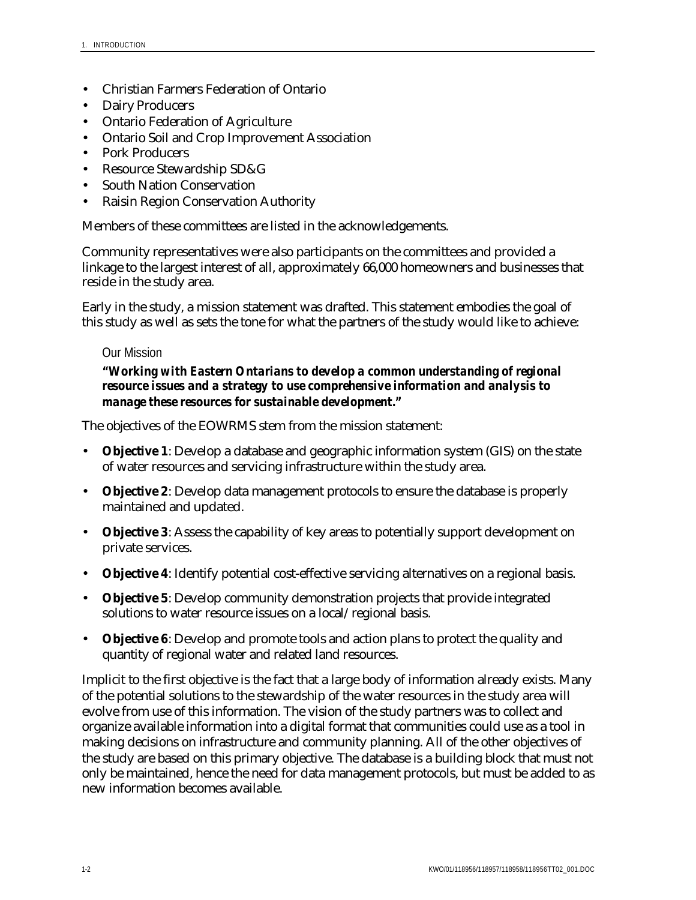- Christian Farmers Federation of Ontario
- Dairy Producers
- Ontario Federation of Agriculture
- Ontario Soil and Crop Improvement Association
- Pork Producers
- Resource Stewardship SD&G
- South Nation Conservation
- Raisin Region Conservation Authority

Members of these committees are listed in the acknowledgements.

Community representatives were also participants on the committees and provided a linkage to the largest interest of all, approximately 66,000 homeowners and businesses that reside in the study area.

Early in the study, a mission statement was drafted. This statement embodies the goal of this study as well as sets the tone for what the partners of the study would like to achieve:

> Our Mission
>
> ***"Working with Eastern Ontarians to develop a common understanding of regional resource issues and a strategy to use comprehensive information and analysis to manage these resources for sustainable development."***

The objectives of the EOWRMS stem from the mission statement:

- **Objective 1**: Develop a database and geographic information system (GIS) on the state of water resources and servicing infrastructure within the study area.
- **Objective 2**: Develop data management protocols to ensure the database is properly maintained and updated.
- **Objective 3**: Assess the capability of key areas to potentially support development on private services.
- **Objective 4**: Identify potential cost-effective servicing alternatives on a regional basis.
- **Objective 5**: Develop community demonstration projects that provide integrated solutions to water resource issues on a local/regional basis.
- **Objective 6**: Develop and promote tools and action plans to protect the quality and quantity of regional water and related land resources.

Implicit to the first objective is the fact that a large body of information already exists. Many of the potential solutions to the stewardship of the water resources in the study area will evolve from use of this information. The vision of the study partners was to collect and organize available information into a digital format that communities could use as a tool in making decisions on infrastructure and community planning. All of the other objectives of the study are based on this primary objective. The database is a building block that must not only be maintained, hence the need for data management protocols, but must be added to as new information becomes available.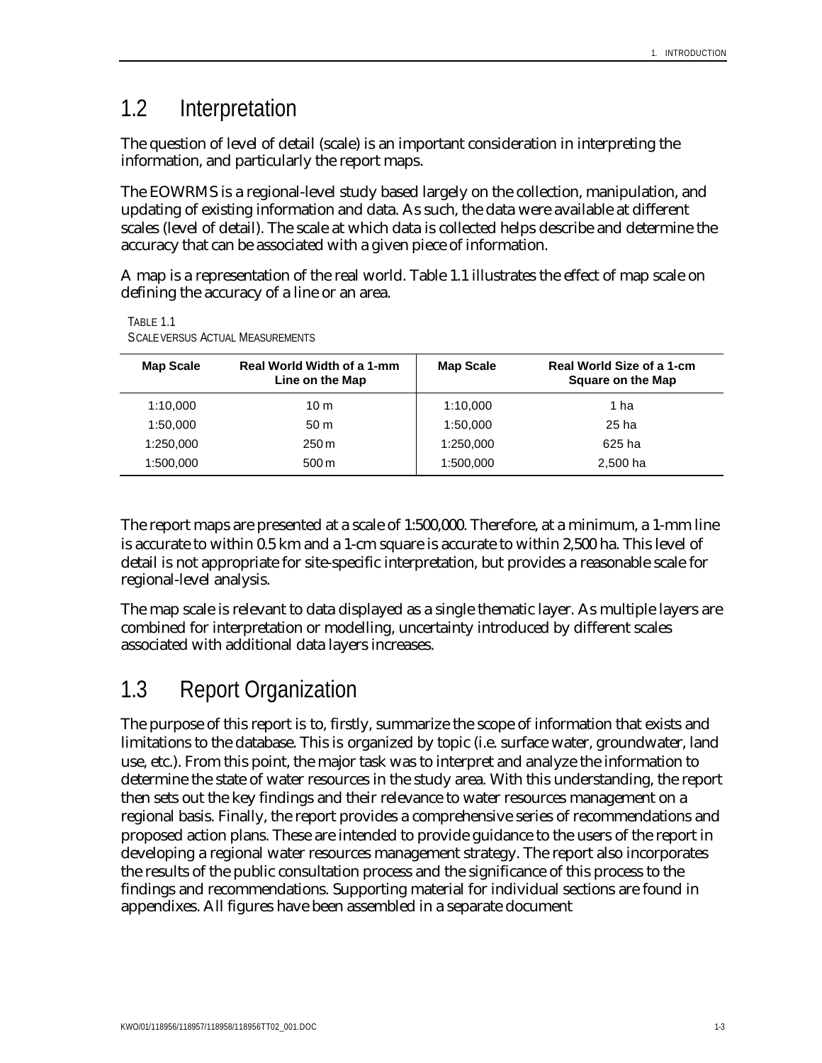## 1.2 Interpretation

The question of level of detail (scale) is an important consideration in interpreting the information, and particularly the report maps.

The EOWRMS is a regional-level study based largely on the collection, manipulation, and updating of existing information and data. As such, the data were available at different scales (level of detail). The scale at which data is collected helps describe and determine the accuracy that can be associated with a given piece of information.

A map is a representation of the real world. Table 1.1 illustrates the effect of map scale on defining the accuracy of a line or an area.

TABLE 1.1
SCALE VERSUS ACTUAL MEASUREMENTS

| Map Scale | Real World Width of a 1-mm Line on the Map | Map Scale | Real World Size of a 1-cm Square on the Map |
|---|---|---|---|
| 1:10,000 | 10 m | 1:10,000 | 1 ha |
| 1:50,000 | 50 m | 1:50,000 | 25 ha |
| 1:250,000 | 250 m | 1:250,000 | 625 ha |
| 1:500,000 | 500 m | 1:500,000 | 2,500 ha |

The report maps are presented at a scale of 1:500,000. Therefore, at a minimum, a 1-mm line is accurate to within 0.5 km and a 1-cm square is accurate to within 2,500 ha. This level of detail is not appropriate for site-specific interpretation, but provides a reasonable scale for regional-level analysis.

The map scale is relevant to data displayed as a single thematic layer. As multiple layers are combined for interpretation or modelling, uncertainty introduced by different scales associated with additional data layers increases.

## 1.3 Report Organization

The purpose of this report is to, firstly, summarize the scope of information that exists and limitations to the database. This is organized by topic (i.e. surface water, groundwater, land use, etc.). From this point, the major task was to interpret and analyze the information to determine the state of water resources in the study area. With this understanding, the report then sets out the key findings and their relevance to water resources management on a regional basis. Finally, the report provides a comprehensive series of recommendations and proposed action plans. These are intended to provide guidance to the users of the report in developing a regional water resources management strategy. The report also incorporates the results of the public consultation process and the significance of this process to the findings and recommendations. Supporting material for individual sections are found in appendixes. All figures have been assembled in a separate document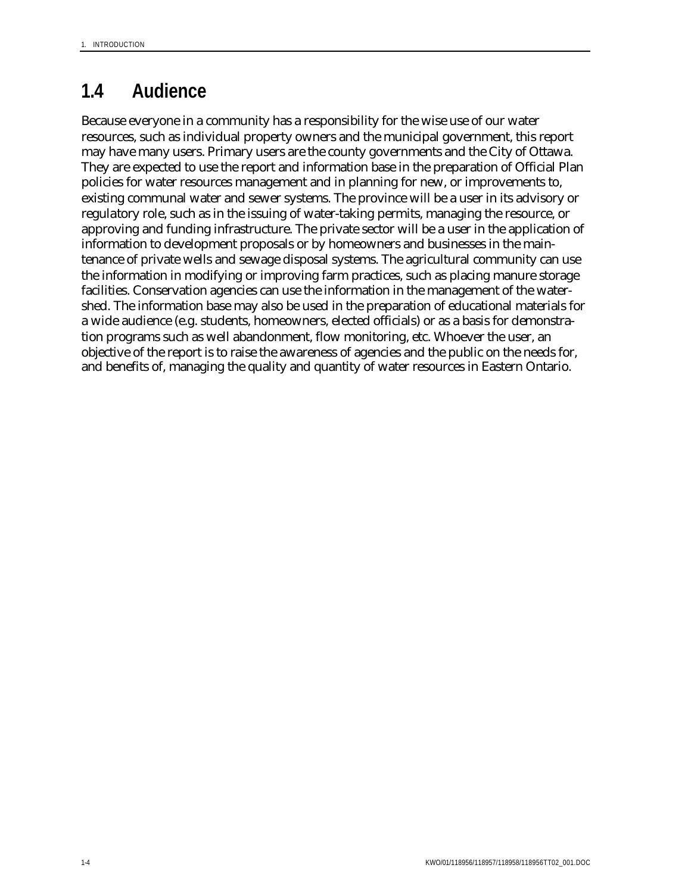## 1.4 Audience

Because everyone in a community has a responsibility for the wise use of our water resources, such as individual property owners and the municipal government, this report may have many users. Primary users are the county governments and the City of Ottawa. They are expected to use the report and information base in the preparation of Official Plan policies for water resources management and in planning for new, or improvements to, existing communal water and sewer systems. The province will be a user in its advisory or regulatory role, such as in the issuing of water-taking permits, managing the resource, or approving and funding infrastructure. The private sector will be a user in the application of information to development proposals or by homeowners and businesses in the maintenance of private wells and sewage disposal systems. The agricultural community can use the information in modifying or improving farm practices, such as placing manure storage facilities. Conservation agencies can use the information in the management of the watershed. The information base may also be used in the preparation of educational materials for a wide audience (e.g. students, homeowners, elected officials) or as a basis for demonstration programs such as well abandonment, flow monitoring, etc. Whoever the user, an objective of the report is to raise the awareness of agencies and the public on the needs for, and benefits of, managing the quality and quantity of water resources in Eastern Ontario.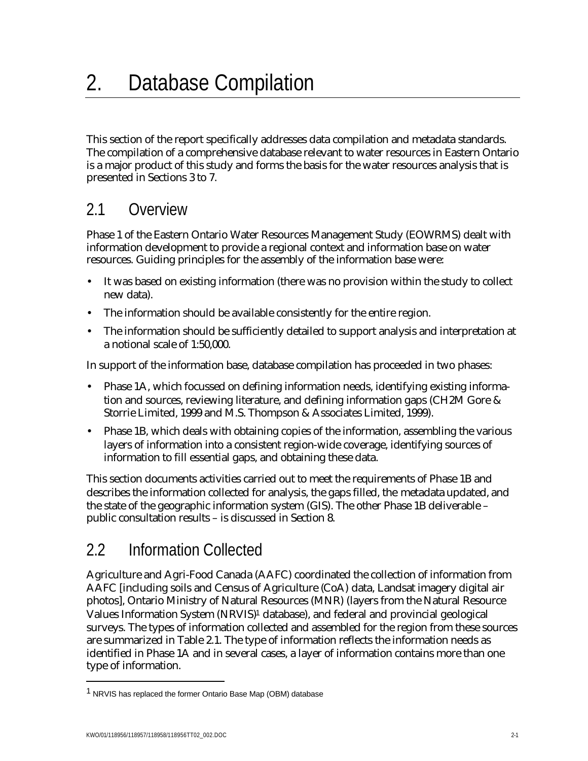# 2. Database Compilation

This section of the report specifically addresses data compilation and metadata standards. The compilation of a comprehensive database relevant to water resources in Eastern Ontario is a major product of this study and forms the basis for the water resources analysis that is presented in Sections 3 to 7.

## 2.1 Overview

Phase 1 of the Eastern Ontario Water Resources Management Study (EOWRMS) dealt with information development to provide a regional context and information base on water resources. Guiding principles for the assembly of the information base were:

- It was based on existing information (there was no provision within the study to collect new data).
- The information should be available consistently for the entire region.
- The information should be sufficiently detailed to support analysis and interpretation at a notional scale of 1:50,000.

In support of the information base, database compilation has proceeded in two phases:

- Phase 1A, which focussed on defining information needs, identifying existing information and sources, reviewing literature, and defining information gaps (CH2M Gore & Storrie Limited, 1999 and M.S. Thompson & Associates Limited, 1999).
- Phase 1B, which deals with obtaining copies of the information, assembling the various layers of information into a consistent region-wide coverage, identifying sources of information to fill essential gaps, and obtaining these data.

This section documents activities carried out to meet the requirements of Phase 1B and describes the information collected for analysis, the gaps filled, the metadata updated, and the state of the geographic information system (GIS). The other Phase 1B deliverable – public consultation results – is discussed in Section 8.

## 2.2 Information Collected

Agriculture and Agri-Food Canada (AAFC) coordinated the collection of information from AAFC [including soils and Census of Agriculture (CoA) data, Landsat imagery digital air photos], Ontario Ministry of Natural Resources (MNR) (layers from the Natural Resource Values Information System (NRVIS)[1] database), and federal and provincial geological surveys. The types of information collected and assembled for the region from these sources are summarized in Table 2.1. The type of information reflects the information needs as identified in Phase 1A and in several cases, a layer of information contains more than one type of information.

[1] NRVIS has replaced the former Ontario Base Map (OBM) database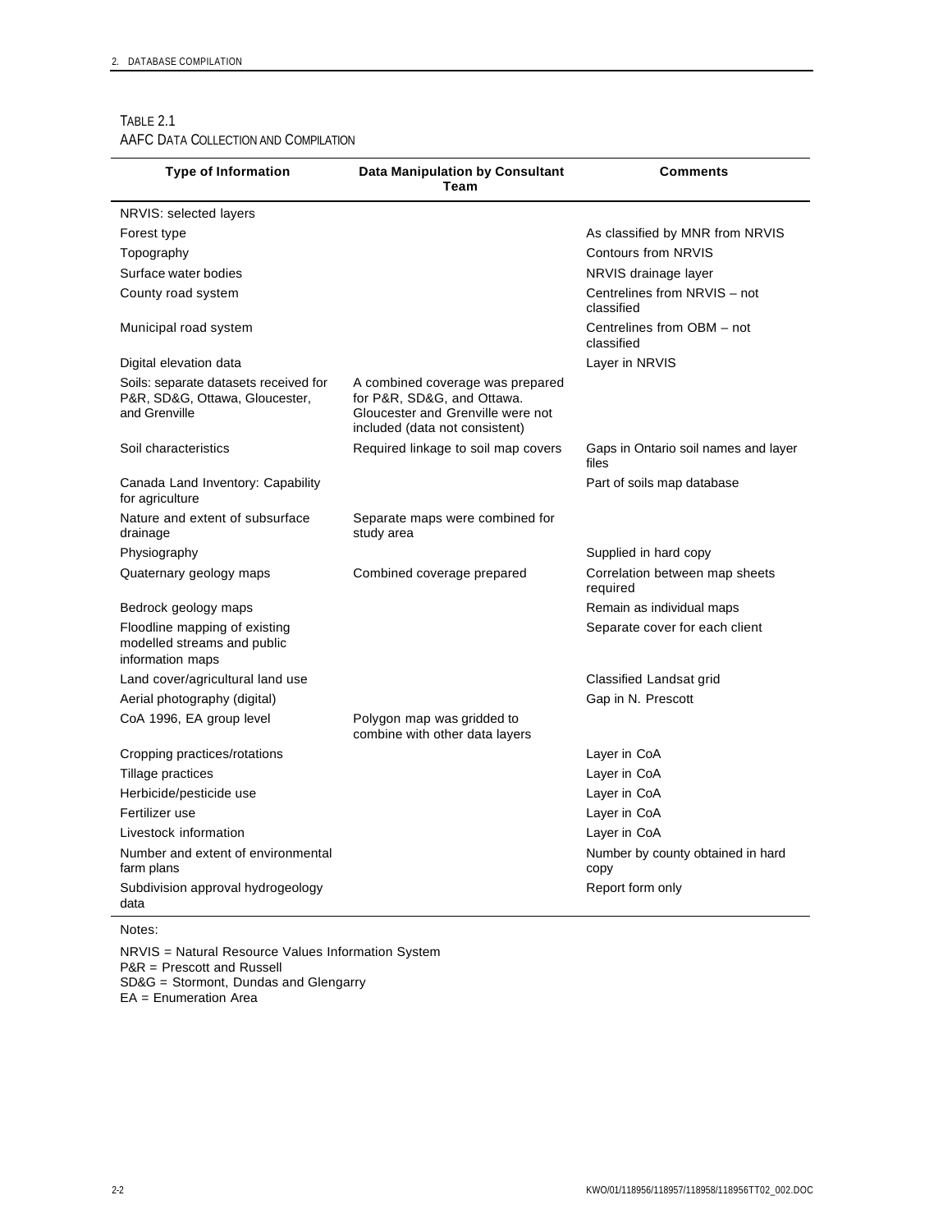TABLE 2.1
AAFC DATA COLLECTION AND COMPILATION

| Type of Information | Data Manipulation by Consultant Team | Comments |
|---|---|---|
| NRVIS: selected layers | | |
| Forest type | | As classified by MNR from NRVIS |
| Topography | | Contours from NRVIS |
| Surface water bodies | | NRVIS drainage layer |
| County road system | | Centrelines from NRVIS – not classified |
| Municipal road system | | Centrelines from OBM – not classified |
| Digital elevation data | | Layer in NRVIS |
| Soils: separate datasets received for P&R, SD&G, Ottawa, Gloucester, and Grenville | A combined coverage was prepared for P&R, SD&G, and Ottawa. Gloucester and Grenville were not included (data not consistent) | |
| Soil characteristics | Required linkage to soil map covers | Gaps in Ontario soil names and layer files |
| Canada Land Inventory: Capability for agriculture | | Part of soils map database |
| Nature and extent of subsurface drainage | Separate maps were combined for study area | |
| Physiography | | Supplied in hard copy |
| Quaternary geology maps | Combined coverage prepared | Correlation between map sheets required |
| Bedrock geology maps | | Remain as individual maps |
| Floodline mapping of existing modelled streams and public information maps | | Separate cover for each client |
| Land cover/agricultural land use | | Classified Landsat grid |
| Aerial photography (digital) | | Gap in N. Prescott |
| CoA 1996, EA group level | Polygon map was gridded to combine with other data layers | |
| Cropping practices/rotations | | Layer in CoA |
| Tillage practices | | Layer in CoA |
| Herbicide/pesticide use | | Layer in CoA |
| Fertilizer use | | Layer in CoA |
| Livestock information | | Layer in CoA |
| Number and extent of environmental farm plans | | Number by county obtained in hard copy |
| Subdivision approval hydrogeology data | | Report form only |

Notes:

NRVIS = Natural Resource Values Information System
P&R = Prescott and Russell
SD&G = Stormont, Dundas and Glengarry
EA = Enumeration Area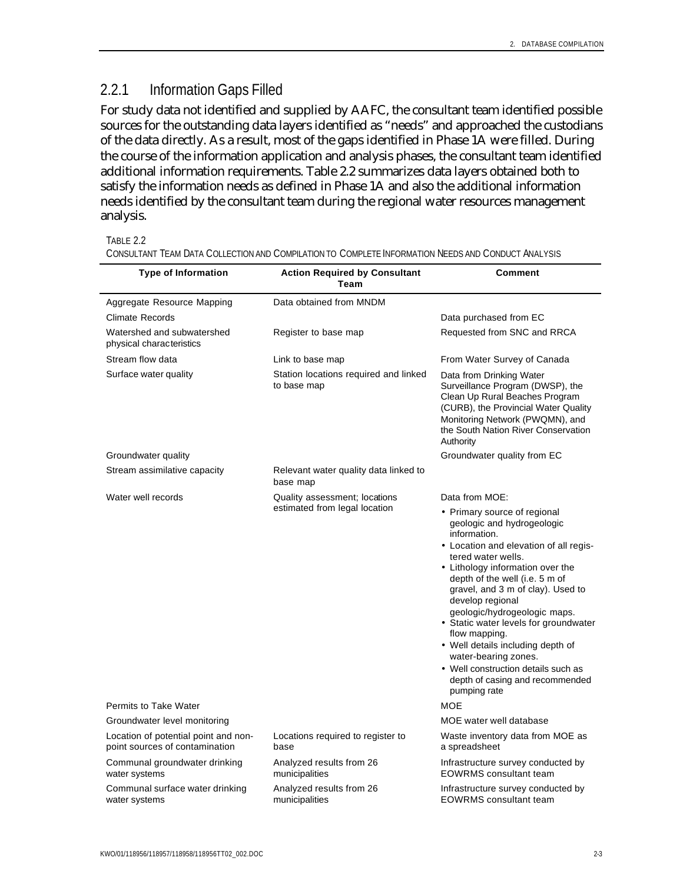### 2.2.1 Information Gaps Filled

For study data not identified and supplied by AAFC, the consultant team identified possible sources for the outstanding data layers identified as "needs" and approached the custodians of the data directly. As a result, most of the gaps identified in Phase 1A were filled. During the course of the information application and analysis phases, the consultant team identified additional information requirements. Table 2.2 summarizes data layers obtained both to satisfy the information needs as defined in Phase 1A and also the additional information needs identified by the consultant team during the regional water resources management analysis.

TABLE 2.2
CONSULTANT TEAM DATA COLLECTION AND COMPILATION TO COMPLETE INFORMATION NEEDS AND CONDUCT ANALYSIS

| Type of Information | Action Required by Consultant Team | Comment |
|---|---|---|
| Aggregate Resource Mapping | Data obtained from MNDM | |
| Climate Records | | Data purchased from EC |
| Watershed and subwatershed physical characteristics | Register to base map | Requested from SNC and RRCA |
| Stream flow data | Link to base map | From Water Survey of Canada |
| Surface water quality | Station locations required and linked to base map | Data from Drinking Water Surveillance Program (DWSP), the Clean Up Rural Beaches Program (CURB), the Provincial Water Quality Monitoring Network (PWQMN), and the South Nation River Conservation Authority |
| Groundwater quality | | Groundwater quality from EC |
| Stream assimilative capacity | Relevant water quality data linked to base map | |
| Water well records | Quality assessment; locations estimated from legal location | Data from MOE:<br>• Primary source of regional geologic and hydrogeologic information.<br>• Location and elevation of all registered water wells.<br>• Lithology information over the depth of the well (i.e. 5 m of gravel, and 3 m of clay). Used to develop regional geologic/hydrogeologic maps.<br>• Static water levels for groundwater flow mapping.<br>• Well details including depth of water-bearing zones.<br>• Well construction details such as depth of casing and recommended pumping rate |
| Permits to Take Water | | MOE |
| Groundwater level monitoring | | MOE water well database |
| Location of potential point and non-point sources of contamination | Locations required to register to base | Waste inventory data from MOE as a spreadsheet |
| Communal groundwater drinking water systems | Analyzed results from 26 municipalities | Infrastructure survey conducted by EOWRMS consultant team |
| Communal surface water drinking water systems | Analyzed results from 26 municipalities | Infrastructure survey conducted by EOWRMS consultant team |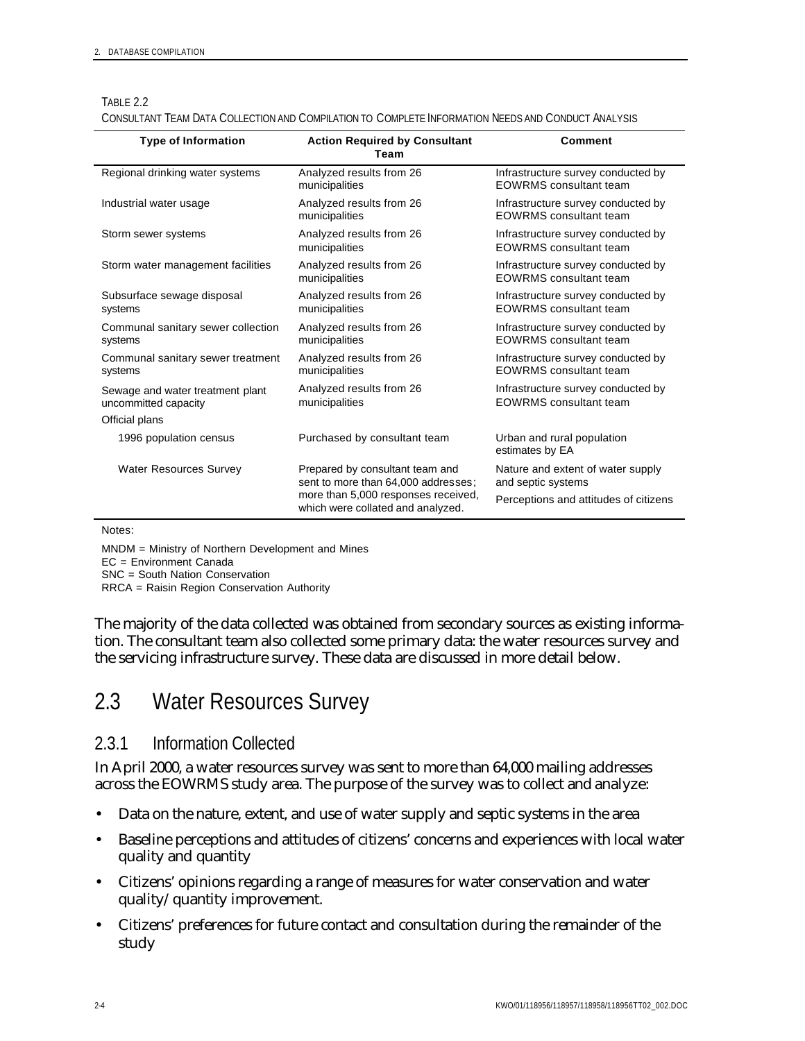TABLE 2.2

CONSULTANT TEAM DATA COLLECTION AND COMPILATION TO COMPLETE INFORMATION NEEDS AND CONDUCT ANALYSIS

| Type of Information | Action Required by Consultant Team | Comment |
|---|---|---|
| Regional drinking water systems | Analyzed results from 26 municipalities | Infrastructure survey conducted by EOWRMS consultant team |
| Industrial water usage | Analyzed results from 26 municipalities | Infrastructure survey conducted by EOWRMS consultant team |
| Storm sewer systems | Analyzed results from 26 municipalities | Infrastructure survey conducted by EOWRMS consultant team |
| Storm water management facilities | Analyzed results from 26 municipalities | Infrastructure survey conducted by EOWRMS consultant team |
| Subsurface sewage disposal systems | Analyzed results from 26 municipalities | Infrastructure survey conducted by EOWRMS consultant team |
| Communal sanitary sewer collection systems | Analyzed results from 26 municipalities | Infrastructure survey conducted by EOWRMS consultant team |
| Communal sanitary sewer treatment systems | Analyzed results from 26 municipalities | Infrastructure survey conducted by EOWRMS consultant team |
| Sewage and water treatment plant uncommitted capacity | Analyzed results from 26 municipalities | Infrastructure survey conducted by EOWRMS consultant team |
| Official plans | | |
| 1996 population census | Purchased by consultant team | Urban and rural population estimates by EA |
| Water Resources Survey | Prepared by consultant team and sent to more than 64,000 addresses; more than 5,000 responses received, which were collated and analyzed. | Nature and extent of water supply and septic systems<br>Perceptions and attitudes of citizens |

Notes:

MNDM = Ministry of Northern Development and Mines
EC = Environment Canada
SNC = South Nation Conservation
RRCA = Raisin Region Conservation Authority

The majority of the data collected was obtained from secondary sources as existing information. The consultant team also collected some primary data: the water resources survey and the servicing infrastructure survey. These data are discussed in more detail below.

## 2.3 Water Resources Survey

### 2.3.1 Information Collected

In April 2000, a water resources survey was sent to more than 64,000 mailing addresses across the EOWRMS study area. The purpose of the survey was to collect and analyze:

- Data on the nature, extent, and use of water supply and septic systems in the area
- Baseline perceptions and attitudes of citizens' concerns and experiences with local water quality and quantity
- Citizens' opinions regarding a range of measures for water conservation and water quality/quantity improvement.
- Citizens' preferences for future contact and consultation during the remainder of the study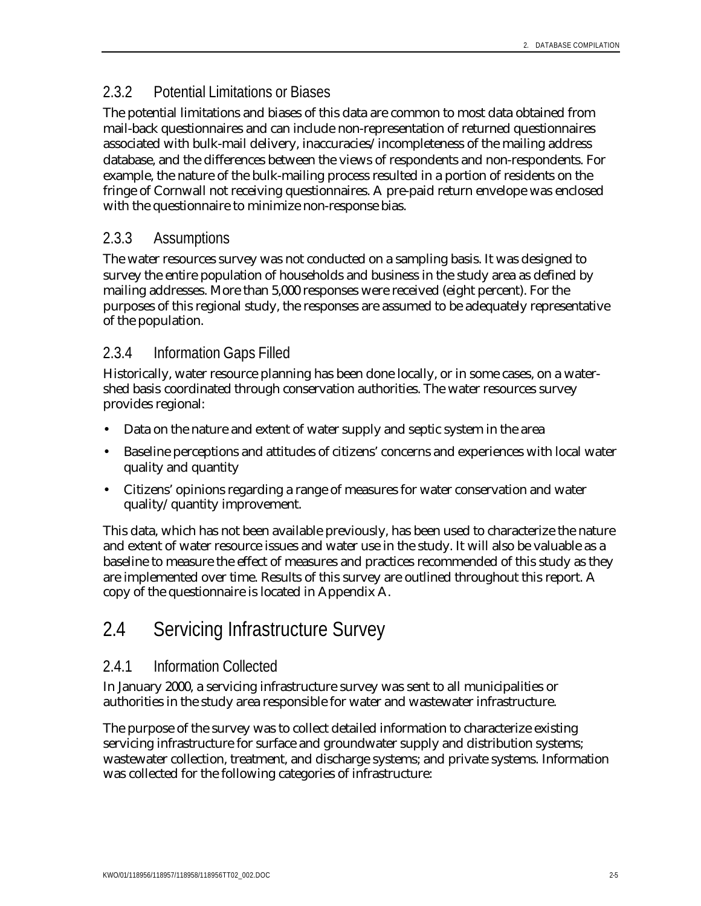### 2.3.2 Potential Limitations or Biases

The potential limitations and biases of this data are common to most data obtained from mail-back questionnaires and can include non-representation of returned questionnaires associated with bulk-mail delivery, inaccuracies/incompleteness of the mailing address database, and the differences between the views of respondents and non-respondents. For example, the nature of the bulk-mailing process resulted in a portion of residents on the fringe of Cornwall not receiving questionnaires. A pre-paid return envelope was enclosed with the questionnaire to minimize non-response bias.

### 2.3.3 Assumptions

The water resources survey was not conducted on a sampling basis. It was designed to survey the entire population of households and business in the study area as defined by mailing addresses. More than 5,000 responses were received (eight percent). For the purposes of this regional study, the responses are assumed to be adequately representative of the population.

### 2.3.4 Information Gaps Filled

Historically, water resource planning has been done locally, or in some cases, on a water-shed basis coordinated through conservation authorities. The water resources survey provides regional:

- Data on the nature and extent of water supply and septic system in the area
- Baseline perceptions and attitudes of citizens' concerns and experiences with local water quality and quantity
- Citizens' opinions regarding a range of measures for water conservation and water quality/quantity improvement.

This data, which has not been available previously, has been used to characterize the nature and extent of water resource issues and water use in the study. It will also be valuable as a baseline to measure the effect of measures and practices recommended of this study as they are implemented over time. Results of this survey are outlined throughout this report. A copy of the questionnaire is located in Appendix A.

## 2.4 Servicing Infrastructure Survey

### 2.4.1 Information Collected

In January 2000, a servicing infrastructure survey was sent to all municipalities or authorities in the study area responsible for water and wastewater infrastructure.

The purpose of the survey was to collect detailed information to characterize existing servicing infrastructure for surface and groundwater supply and distribution systems; wastewater collection, treatment, and discharge systems; and private systems. Information was collected for the following categories of infrastructure: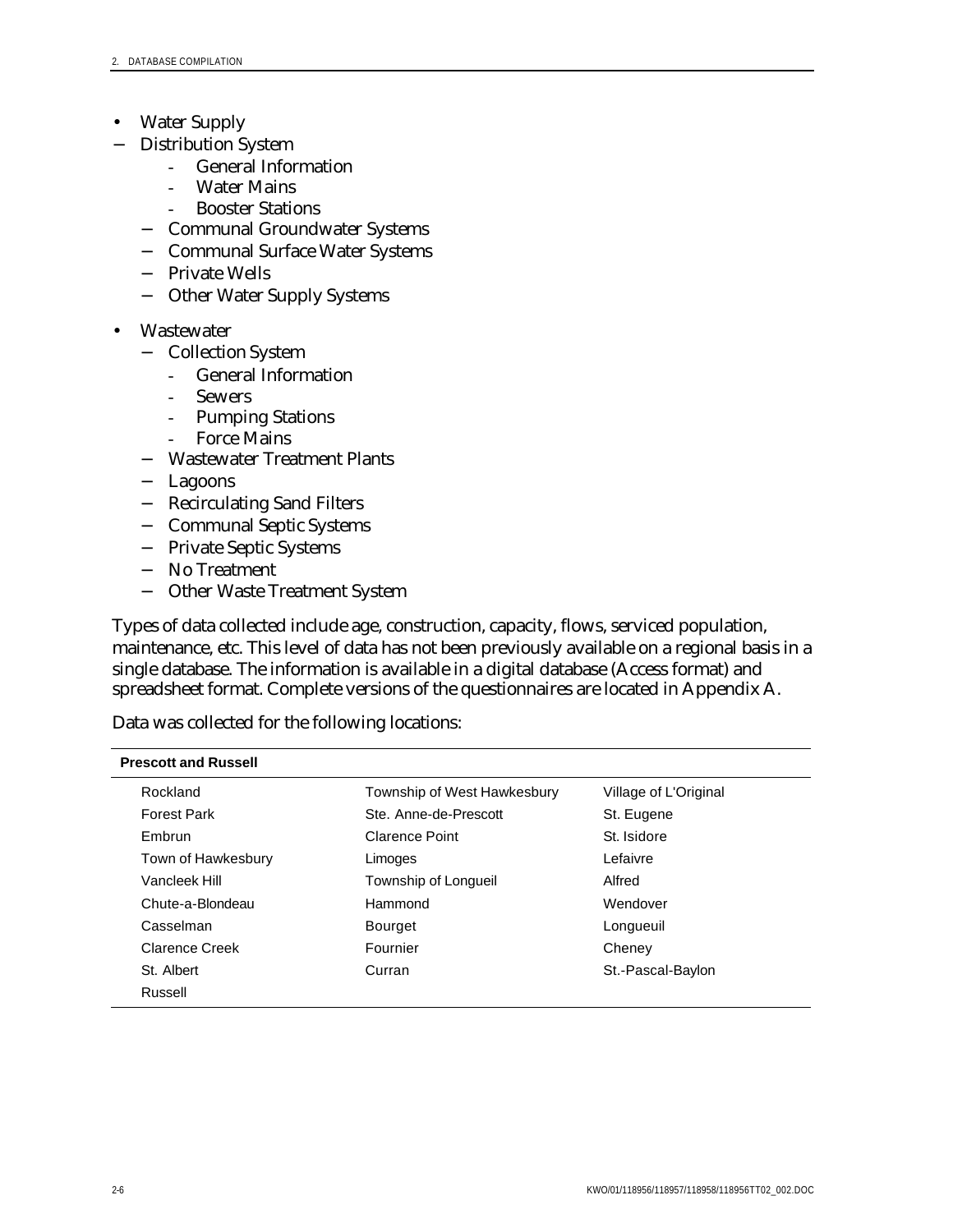- Water Supply
  - Distribution System
    - General Information
    - Water Mains
    - Booster Stations
  - Communal Groundwater Systems
  - Communal Surface Water Systems
  - Private Wells
  - Other Water Supply Systems

- Wastewater
  - Collection System
    - General Information
    - Sewers
    - Pumping Stations
    - Force Mains
  - Wastewater Treatment Plants
  - Lagoons
  - Recirculating Sand Filters
  - Communal Septic Systems
  - Private Septic Systems
  - No Treatment
  - Other Waste Treatment System

Types of data collected include age, construction, capacity, flows, serviced population, maintenance, etc. This level of data has not been previously available on a regional basis in a single database. The information is available in a digital database (Access format) and spreadsheet format. Complete versions of the questionnaires are located in Appendix A.

Data was collected for the following locations:

| **Prescott and Russell** | | |
|---|---|---|
| Rockland | Township of West Hawkesbury | Village of L'Original |
| Forest Park | Ste. Anne-de-Prescott | St. Eugene |
| Embrun | Clarence Point | St. Isidore |
| Town of Hawkesbury | Limoges | Lefaivre |
| Vancleek Hill | Township of Longueil | Alfred |
| Chute-a-Blondeau | Hammond | Wendover |
| Casselman | Bourget | Longueuil |
| Clarence Creek | Fournier | Cheney |
| St. Albert | Curran | St.-Pascal-Baylon |
| Russell | | |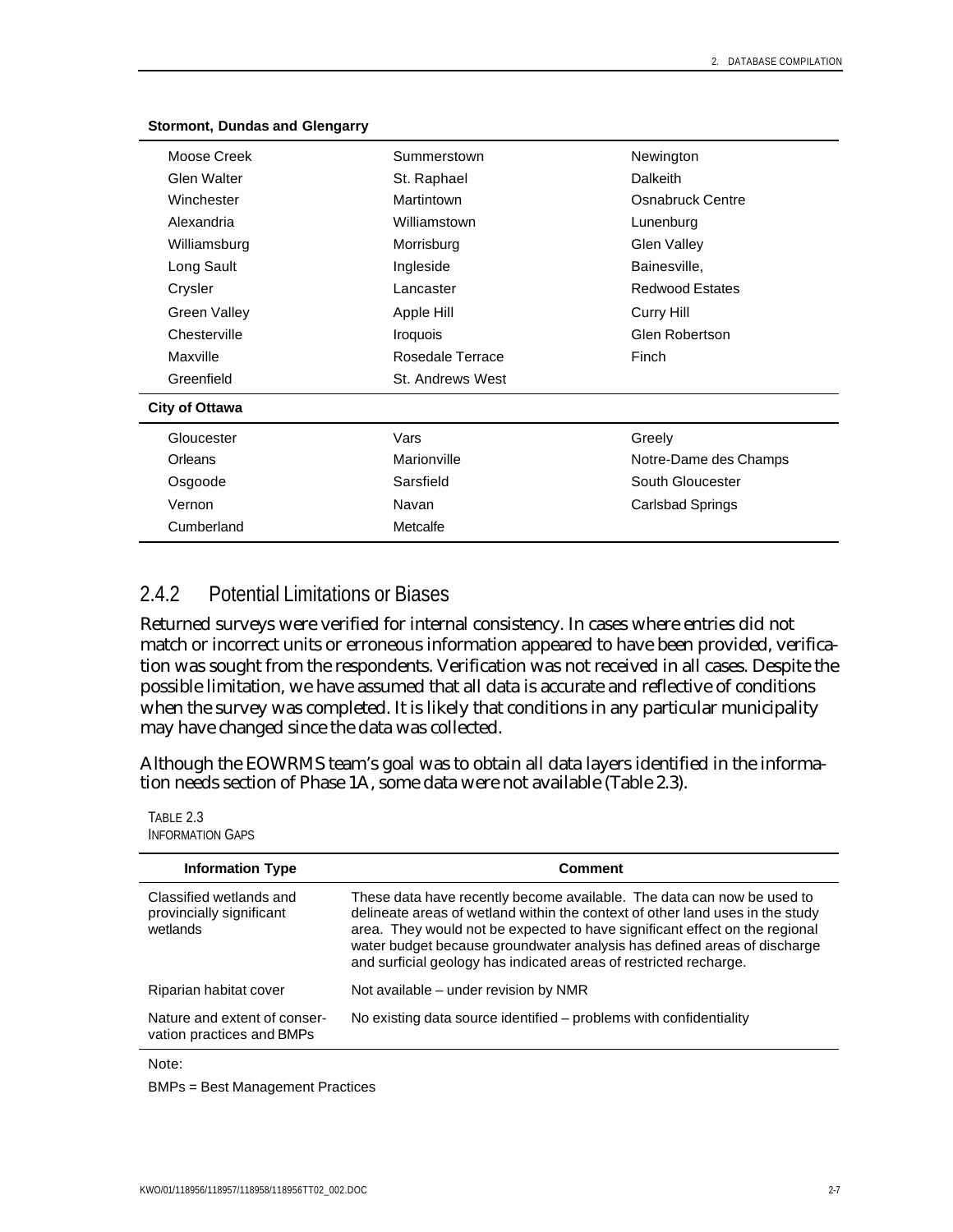**Stormont, Dundas and Glengarry**

| | | |
|---|---|---|
| Moose Creek | Summerstown | Newington |
| Glen Walter | St. Raphael | Dalkeith |
| Winchester | Martintown | Osnabruck Centre |
| Alexandria | Williamstown | Lunenburg |
| Williamsburg | Morrisburg | Glen Valley |
| Long Sault | Ingleside | Bainesville, |
| Crysler | Lancaster | Redwood Estates |
| Green Valley | Apple Hill | Curry Hill |
| Chesterville | Iroquois | Glen Robertson |
| Maxville | Rosedale Terrace | Finch |
| Greenfield | St. Andrews West | |

**City of Ottawa**

| | | |
|---|---|---|
| Gloucester | Vars | Greely |
| Orleans | Marionville | Notre-Dame des Champs |
| Osgoode | Sarsfield | South Gloucester |
| Vernon | Navan | Carlsbad Springs |
| Cumberland | Metcalfe | |

### 2.4.2 Potential Limitations or Biases

Returned surveys were verified for internal consistency. In cases where entries did not match or incorrect units or erroneous information appeared to have been provided, verification was sought from the respondents. Verification was not received in all cases. Despite the possible limitation, we have assumed that all data is accurate and reflective of conditions when the survey was completed. It is likely that conditions in any particular municipality may have changed since the data was collected.

Although the EOWRMS team's goal was to obtain all data layers identified in the information needs section of Phase 1A, some data were not available (Table 2.3).

TABLE 2.3
INFORMATION GAPS

| Information Type | Comment |
|---|---|
| Classified wetlands and provincially significant wetlands | These data have recently become available. The data can now be used to delineate areas of wetland within the context of other land uses in the study area. They would not be expected to have significant effect on the regional water budget because groundwater analysis has defined areas of discharge and surficial geology has indicated areas of restricted recharge. |
| Riparian habitat cover | Not available – under revision by NMR |
| Nature and extent of conservation practices and BMPs | No existing data source identified – problems with confidentiality |

Note:

BMPs = Best Management Practices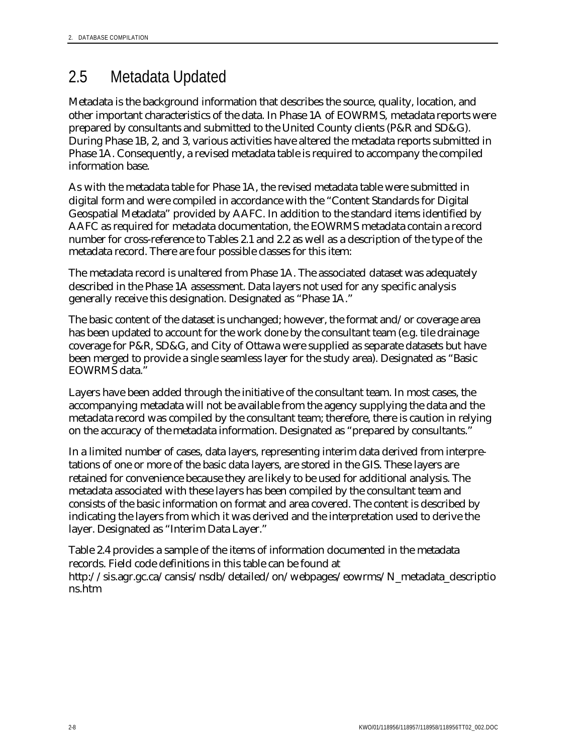## 2.5 Metadata Updated

Metadata is the background information that describes the source, quality, location, and other important characteristics of the data. In Phase 1A of EOWRMS, metadata reports were prepared by consultants and submitted to the United County clients (P&R and SD&G). During Phase 1B, 2, and 3, various activities have altered the metadata reports submitted in Phase 1A. Consequently, a revised metadata table is required to accompany the compiled information base.

As with the metadata table for Phase 1A, the revised metadata table were submitted in digital form and were compiled in accordance with the "Content Standards for Digital Geospatial Metadata" provided by AAFC. In addition to the standard items identified by AAFC as required for metadata documentation, the EOWRMS metadata contain a record number for cross-reference to Tables 2.1 and 2.2 as well as a description of the type of the metadata record. There are four possible classes for this item:

The metadata record is unaltered from Phase 1A. The associated dataset was adequately described in the Phase 1A assessment. Data layers not used for any specific analysis generally receive this designation. Designated as "Phase 1A."

The basic content of the dataset is unchanged; however, the format and/or coverage area has been updated to account for the work done by the consultant team (e.g. tile drainage coverage for P&R, SD&G, and City of Ottawa were supplied as separate datasets but have been merged to provide a single seamless layer for the study area). Designated as "Basic EOWRMS data."

Layers have been added through the initiative of the consultant team. In most cases, the accompanying metadata will not be available from the agency supplying the data and the metadata record was compiled by the consultant team; therefore, there is caution in relying on the accuracy of the metadata information. Designated as "prepared by consultants."

In a limited number of cases, data layers, representing interim data derived from interpretations of one or more of the basic data layers, are stored in the GIS. These layers are retained for convenience because they are likely to be used for additional analysis. The metadata associated with these layers has been compiled by the consultant team and consists of the basic information on format and area covered. The content is described by indicating the layers from which it was derived and the interpretation used to derive the layer. Designated as "Interim Data Layer."

Table 2.4 provides a sample of the items of information documented in the metadata records. Field code definitions in this table can be found at http://sis.agr.gc.ca/cansis/nsdb/detailed/on/webpages/eowrms/N_metadata_descriptions.htm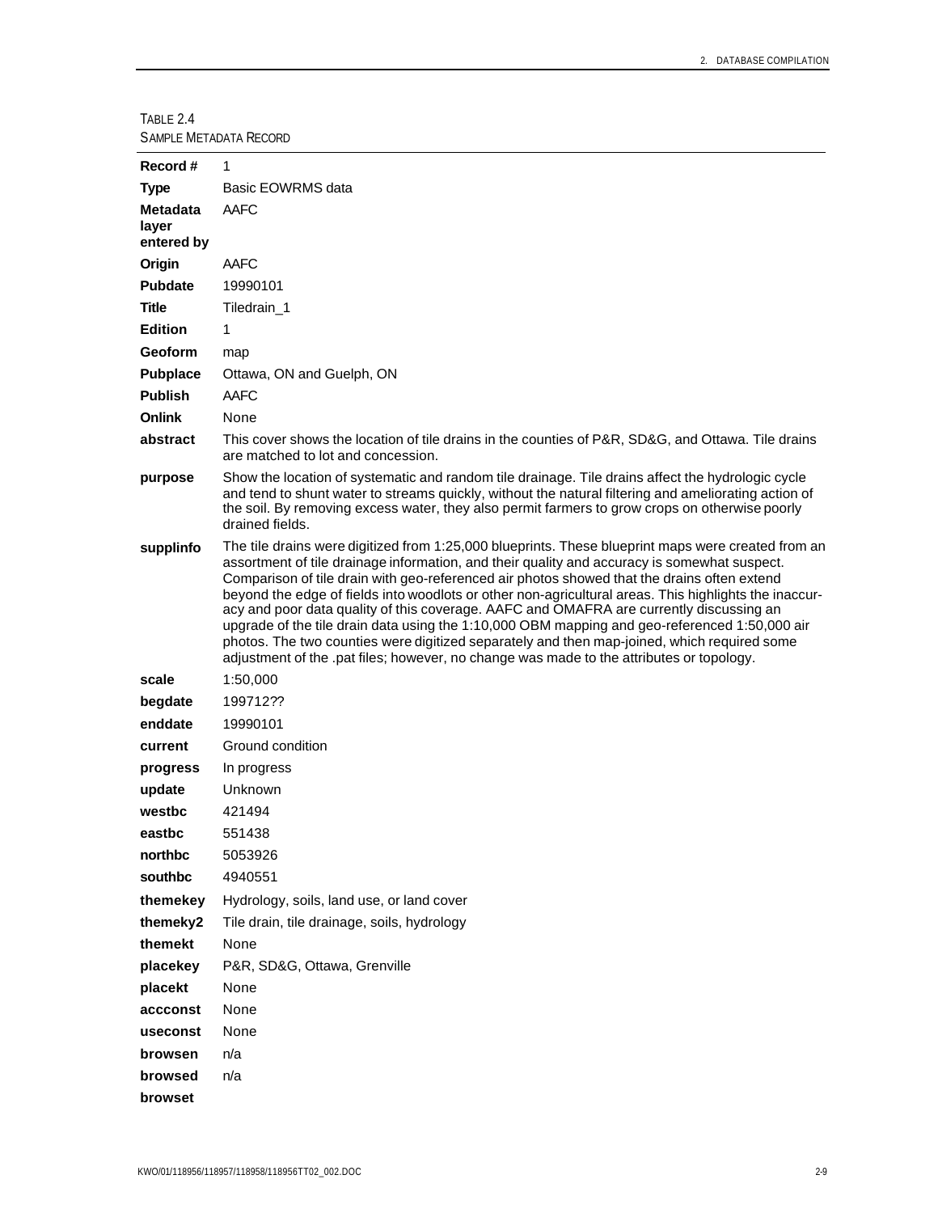TABLE 2.4
SAMPLE METADATA RECORD

| | |
|---|---|
| **Record #** | 1 |
| **Type** | Basic EOWRMS data |
| **Metadata layer entered by** | AAFC |
| **Origin** | AAFC |
| **Pubdate** | 19990101 |
| **Title** | Tiledrain_1 |
| **Edition** | 1 |
| **Geoform** | map |
| **Pubplace** | Ottawa, ON and Guelph, ON |
| **Publish** | AAFC |
| **Onlink** | None |
| **abstract** | This cover shows the location of tile drains in the counties of P&R, SD&G, and Ottawa. Tile drains are matched to lot and concession. |
| **purpose** | Show the location of systematic and random tile drainage. Tile drains affect the hydrologic cycle and tend to shunt water to streams quickly, without the natural filtering and ameliorating action of the soil. By removing excess water, they also permit farmers to grow crops on otherwise poorly drained fields. |
| **supplinfo** | The tile drains were digitized from 1:25,000 blueprints. These blueprint maps were created from an assortment of tile drainage information, and their quality and accuracy is somewhat suspect. Comparison of tile drain with geo-referenced air photos showed that the drains often extend beyond the edge of fields into woodlots or other non-agricultural areas. This highlights the inaccuracy and poor data quality of this coverage. AAFC and OMAFRA are currently discussing an upgrade of the tile drain data using the 1:10,000 OBM mapping and geo-referenced 1:50,000 air photos. The two counties were digitized separately and then map-joined, which required some adjustment of the .pat files; however, no change was made to the attributes or topology. |
| **scale** | 1:50,000 |
| **begdate** | 199712?? |
| **enddate** | 19990101 |
| **current** | Ground condition |
| **progress** | In progress |
| **update** | Unknown |
| **westbc** | 421494 |
| **eastbc** | 551438 |
| **northbc** | 5053926 |
| **southbc** | 4940551 |
| **themekey** | Hydrology, soils, land use, or land cover |
| **themeky2** | Tile drain, tile drainage, soils, hydrology |
| **themekt** | None |
| **placekey** | P&R, SD&G, Ottawa, Grenville |
| **placekt** | None |
| **accconst** | None |
| **useconst** | None |
| **browsen** | n/a |
| **browsed** | n/a |
| **browset** | |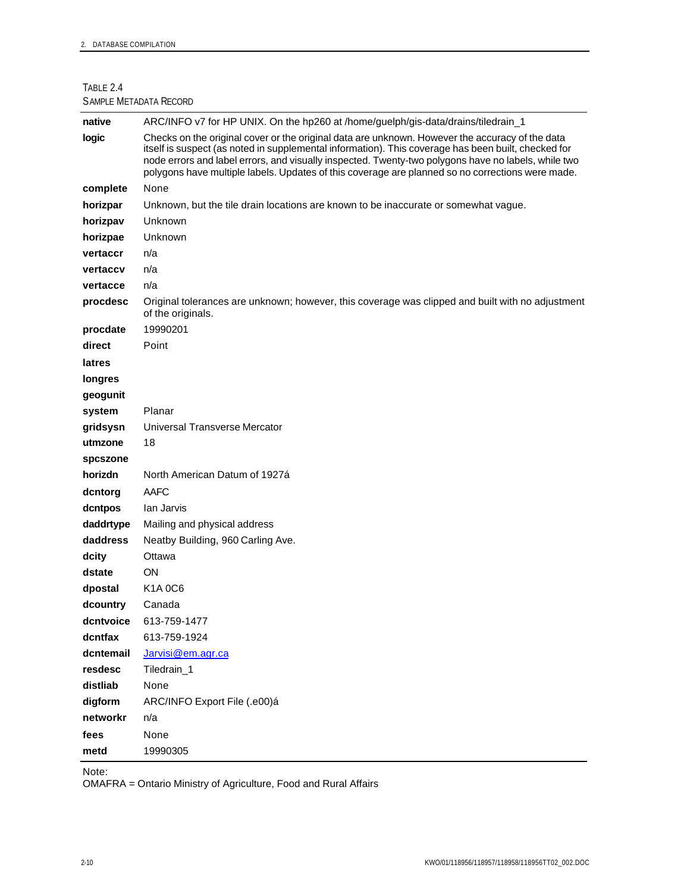TABLE 2.4
SAMPLE METADATA RECORD

| | |
|---|---|
| **native** | ARC/INFO v7 for HP UNIX. On the hp260 at /home/guelph/gis-data/drains/tiledrain_1 |
| **logic** | Checks on the original cover or the original data are unknown. However the accuracy of the data itself is suspect (as noted in supplemental information). This coverage has been built, checked for node errors and label errors, and visually inspected. Twenty-two polygons have no labels, while two polygons have multiple labels. Updates of this coverage are planned so no corrections were made. |
| **complete** | None |
| **horizpar** | Unknown, but the tile drain locations are known to be inaccurate or somewhat vague. |
| **horizpav** | Unknown |
| **horizpae** | Unknown |
| **vertaccr** | n/a |
| **vertaccv** | n/a |
| **vertacce** | n/a |
| **procdesc** | Original tolerances are unknown; however, this coverage was clipped and built with no adjustment of the originals. |
| **procdate** | 19990201 |
| **direct** | Point |
| **latres** | |
| **longres** | |
| **geogunit** | |
| **system** | Planar |
| **gridsysn** | Universal Transverse Mercator |
| **utmzone** | 18 |
| **spcszone** | |
| **horizdn** | North American Datum of 1927á |
| **dcntorg** | AAFC |
| **dcntpos** | Ian Jarvis |
| **daddrtype** | Mailing and physical address |
| **daddress** | Neatby Building, 960 Carling Ave. |
| **dcity** | Ottawa |
| **dstate** | ON |
| **dpostal** | K1A 0C6 |
| **dcountry** | Canada |
| **dcntvoice** | 613-759-1477 |
| **dcntfax** | 613-759-1924 |
| **dcntemail** | Jarvisi@em.agr.ca |
| **resdesc** | Tiledrain_1 |
| **distliab** | None |
| **digform** | ARC/INFO Export File (.e00)á |
| **networkr** | n/a |
| **fees** | None |
| **metd** | 19990305 |

Note:
OMAFRA = Ontario Ministry of Agriculture, Food and Rural Affairs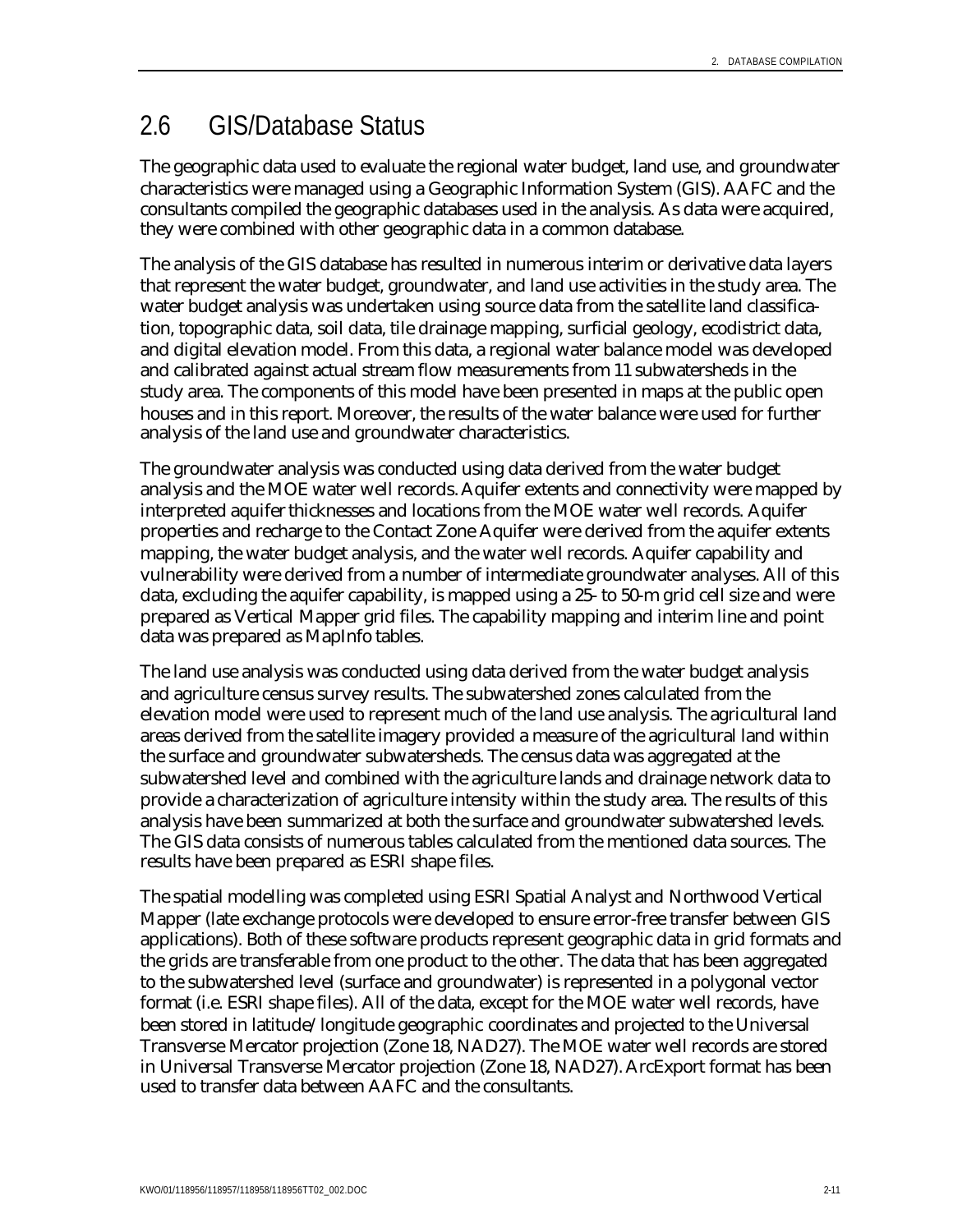## 2.6 GIS/Database Status

The geographic data used to evaluate the regional water budget, land use, and groundwater characteristics were managed using a Geographic Information System (GIS). AAFC and the consultants compiled the geographic databases used in the analysis. As data were acquired, they were combined with other geographic data in a common database.

The analysis of the GIS database has resulted in numerous interim or derivative data layers that represent the water budget, groundwater, and land use activities in the study area. The water budget analysis was undertaken using source data from the satellite land classification, topographic data, soil data, tile drainage mapping, surficial geology, ecodistrict data, and digital elevation model. From this data, a regional water balance model was developed and calibrated against actual stream flow measurements from 11 subwatersheds in the study area. The components of this model have been presented in maps at the public open houses and in this report. Moreover, the results of the water balance were used for further analysis of the land use and groundwater characteristics.

The groundwater analysis was conducted using data derived from the water budget analysis and the MOE water well records. Aquifer extents and connectivity were mapped by interpreted aquifer thicknesses and locations from the MOE water well records. Aquifer properties and recharge to the Contact Zone Aquifer were derived from the aquifer extents mapping, the water budget analysis, and the water well records. Aquifer capability and vulnerability were derived from a number of intermediate groundwater analyses. All of this data, excluding the aquifer capability, is mapped using a 25- to 50-m grid cell size and were prepared as Vertical Mapper grid files. The capability mapping and interim line and point data was prepared as MapInfo tables.

The land use analysis was conducted using data derived from the water budget analysis and agriculture census survey results. The subwatershed zones calculated from the elevation model were used to represent much of the land use analysis. The agricultural land areas derived from the satellite imagery provided a measure of the agricultural land within the surface and groundwater subwatersheds. The census data was aggregated at the subwatershed level and combined with the agriculture lands and drainage network data to provide a characterization of agriculture intensity within the study area. The results of this analysis have been summarized at both the surface and groundwater subwatershed levels. The GIS data consists of numerous tables calculated from the mentioned data sources. The results have been prepared as ESRI shape files.

The spatial modelling was completed using ESRI Spatial Analyst and Northwood Vertical Mapper (late exchange protocols were developed to ensure error-free transfer between GIS applications). Both of these software products represent geographic data in grid formats and the grids are transferable from one product to the other. The data that has been aggregated to the subwatershed level (surface and groundwater) is represented in a polygonal vector format (i.e. ESRI shape files). All of the data, except for the MOE water well records, have been stored in latitude/longitude geographic coordinates and projected to the Universal Transverse Mercator projection (Zone 18, NAD27). The MOE water well records are stored in Universal Transverse Mercator projection (Zone 18, NAD27). ArcExport format has been used to transfer data between AAFC and the consultants.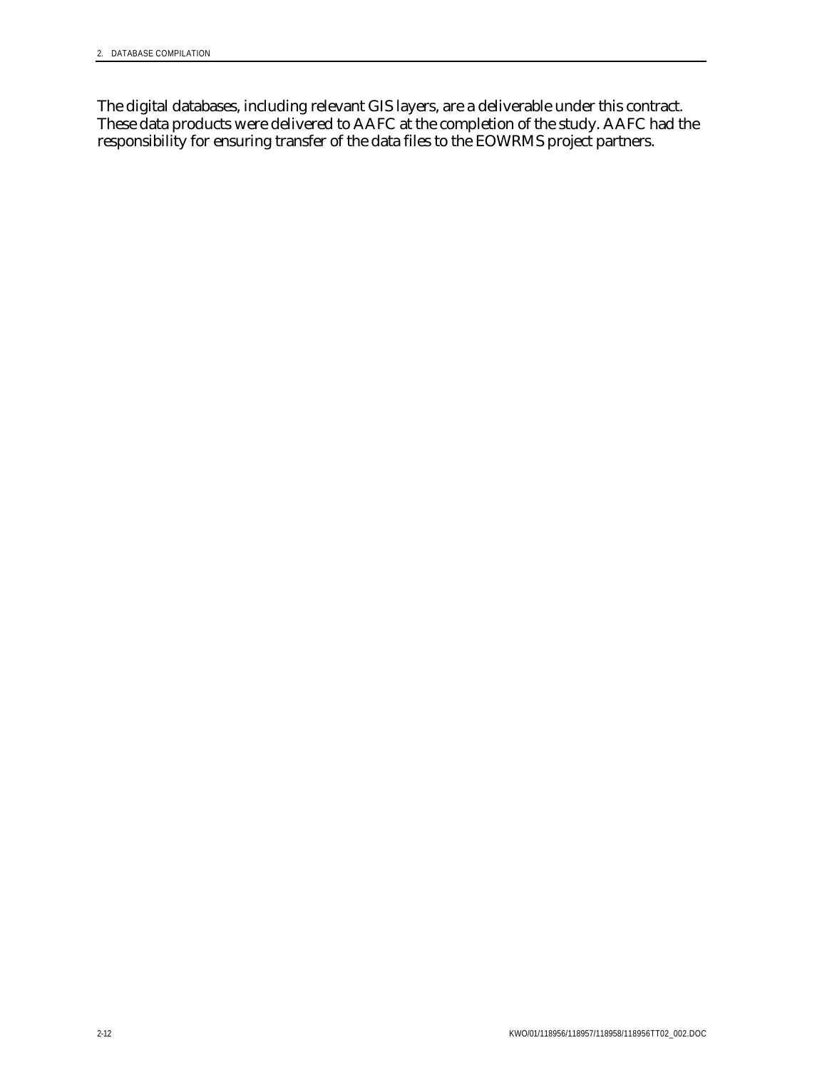The digital databases, including relevant GIS layers, are a deliverable under this contract. These data products were delivered to AAFC at the completion of the study. AAFC had the responsibility for ensuring transfer of the data files to the EOWRMS project partners.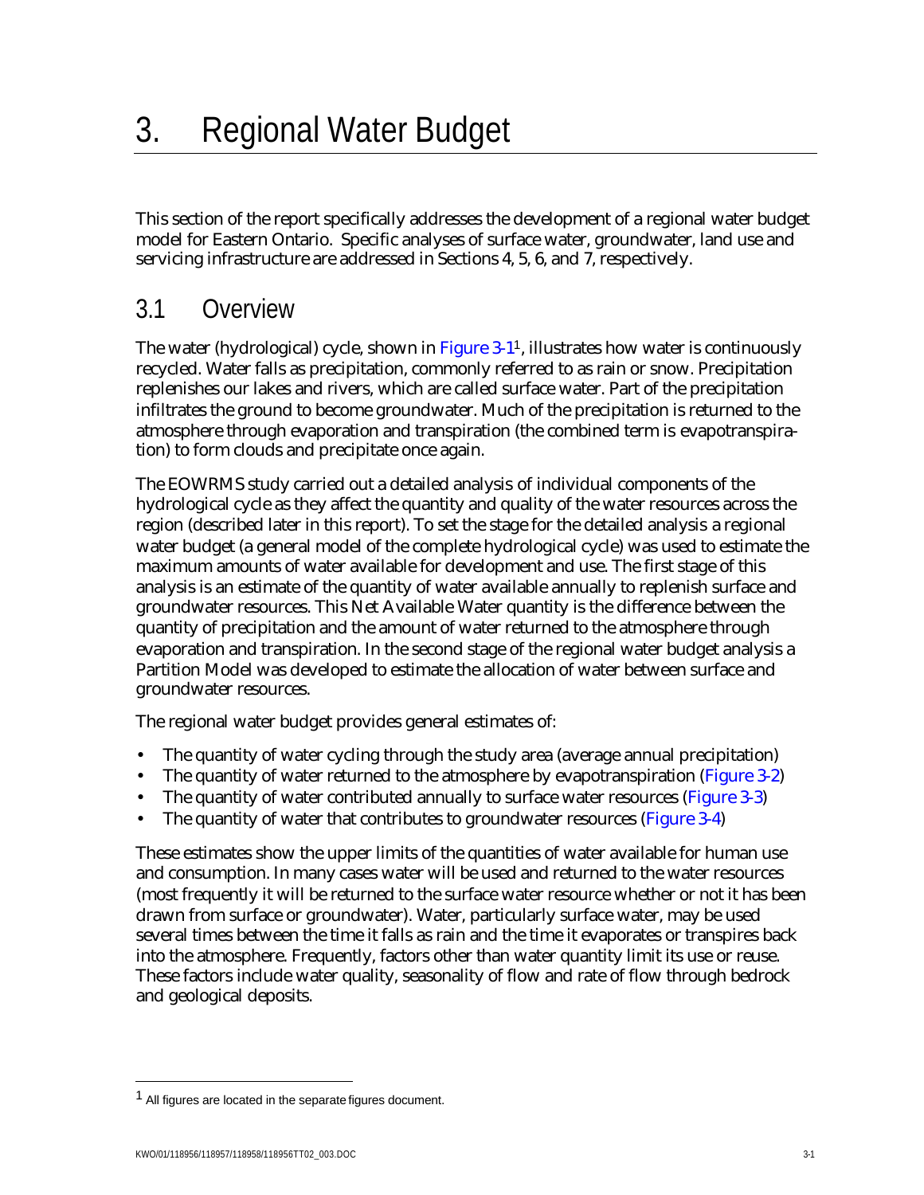# 3. Regional Water Budget

This section of the report specifically addresses the development of a regional water budget model for Eastern Ontario. Specific analyses of surface water, groundwater, land use and servicing infrastructure are addressed in Sections 4, 5, 6, and 7, respectively.

## 3.1 Overview

The water (hydrological) cycle, shown in Figure 3-1[1], illustrates how water is continuously recycled. Water falls as precipitation, commonly referred to as rain or snow. Precipitation replenishes our lakes and rivers, which are called surface water. Part of the precipitation infiltrates the ground to become groundwater. Much of the precipitation is returned to the atmosphere through evaporation and transpiration (the combined term is evapotranspiration) to form clouds and precipitate once again.

The EOWRMS study carried out a detailed analysis of individual components of the hydrological cycle as they affect the quantity and quality of the water resources across the region (described later in this report). To set the stage for the detailed analysis a regional water budget (a general model of the complete hydrological cycle) was used to estimate the maximum amounts of water available for development and use. The first stage of this analysis is an estimate of the quantity of water available annually to replenish surface and groundwater resources. This Net Available Water quantity is the difference between the quantity of precipitation and the amount of water returned to the atmosphere through evaporation and transpiration. In the second stage of the regional water budget analysis a Partition Model was developed to estimate the allocation of water between surface and groundwater resources.

The regional water budget provides general estimates of:

- The quantity of water cycling through the study area (average annual precipitation)
- The quantity of water returned to the atmosphere by evapotranspiration (Figure 3-2)
- The quantity of water contributed annually to surface water resources (Figure 3-3)
- The quantity of water that contributes to groundwater resources (Figure 3-4)

These estimates show the upper limits of the quantities of water available for human use and consumption. In many cases water will be used and returned to the water resources (most frequently it will be returned to the surface water resource whether or not it has been drawn from surface or groundwater). Water, particularly surface water, may be used several times between the time it falls as rain and the time it evaporates or transpires back into the atmosphere. Frequently, factors other than water quantity limit its use or reuse. These factors include water quality, seasonality of flow and rate of flow through bedrock and geological deposits.

---

[1] All figures are located in the separate figures document.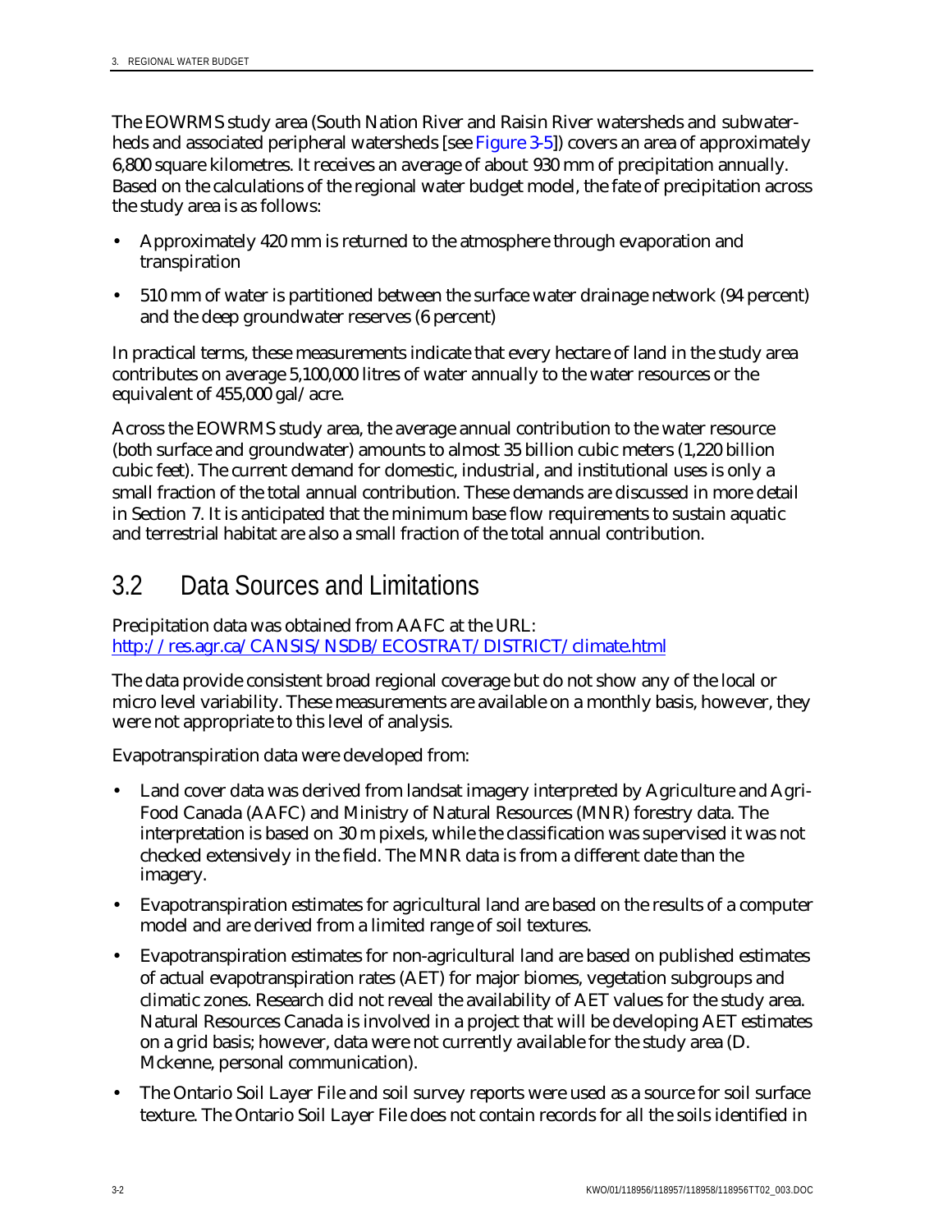The EOWRMS study area (South Nation River and Raisin River watersheds and subwaterheds and associated peripheral watersheds [see Figure 3-5]) covers an area of approximately 6,800 square kilometres. It receives an average of about 930 mm of precipitation annually. Based on the calculations of the regional water budget model, the fate of precipitation across the study area is as follows:

- Approximately 420 mm is returned to the atmosphere through evaporation and transpiration
- 510 mm of water is partitioned between the surface water drainage network (94 percent) and the deep groundwater reserves (6 percent)

In practical terms, these measurements indicate that every hectare of land in the study area contributes on average 5,100,000 litres of water annually to the water resources or the equivalent of 455,000 gal/acre.

Across the EOWRMS study area, the average annual contribution to the water resource (both surface and groundwater) amounts to almost 35 billion cubic meters (1,220 billion cubic feet). The current demand for domestic, industrial, and institutional uses is only a small fraction of the total annual contribution. These demands are discussed in more detail in Section 7. It is anticipated that the minimum base flow requirements to sustain aquatic and terrestrial habitat are also a small fraction of the total annual contribution.

## 3.2 Data Sources and Limitations

Precipitation data was obtained from AAFC at the URL:
http://res.agr.ca/CANSIS/NSDB/ECOSTRAT/DISTRICT/climate.html

The data provide consistent broad regional coverage but do not show any of the local or micro level variability. These measurements are available on a monthly basis, however, they were not appropriate to this level of analysis.

Evapotranspiration data were developed from:

- Land cover data was derived from landsat imagery interpreted by Agriculture and Agri-Food Canada (AAFC) and Ministry of Natural Resources (MNR) forestry data. The interpretation is based on 30 m pixels, while the classification was supervised it was not checked extensively in the field. The MNR data is from a different date than the imagery.
- Evapotranspiration estimates for agricultural land are based on the results of a computer model and are derived from a limited range of soil textures.
- Evapotranspiration estimates for non-agricultural land are based on published estimates of actual evapotranspiration rates (AET) for major biomes, vegetation subgroups and climatic zones. Research did not reveal the availability of AET values for the study area. Natural Resources Canada is involved in a project that will be developing AET estimates on a grid basis; however, data were not currently available for the study area (D. Mckenne, personal communication).
- The Ontario Soil Layer File and soil survey reports were used as a source for soil surface texture. The Ontario Soil Layer File does not contain records for all the soils identified in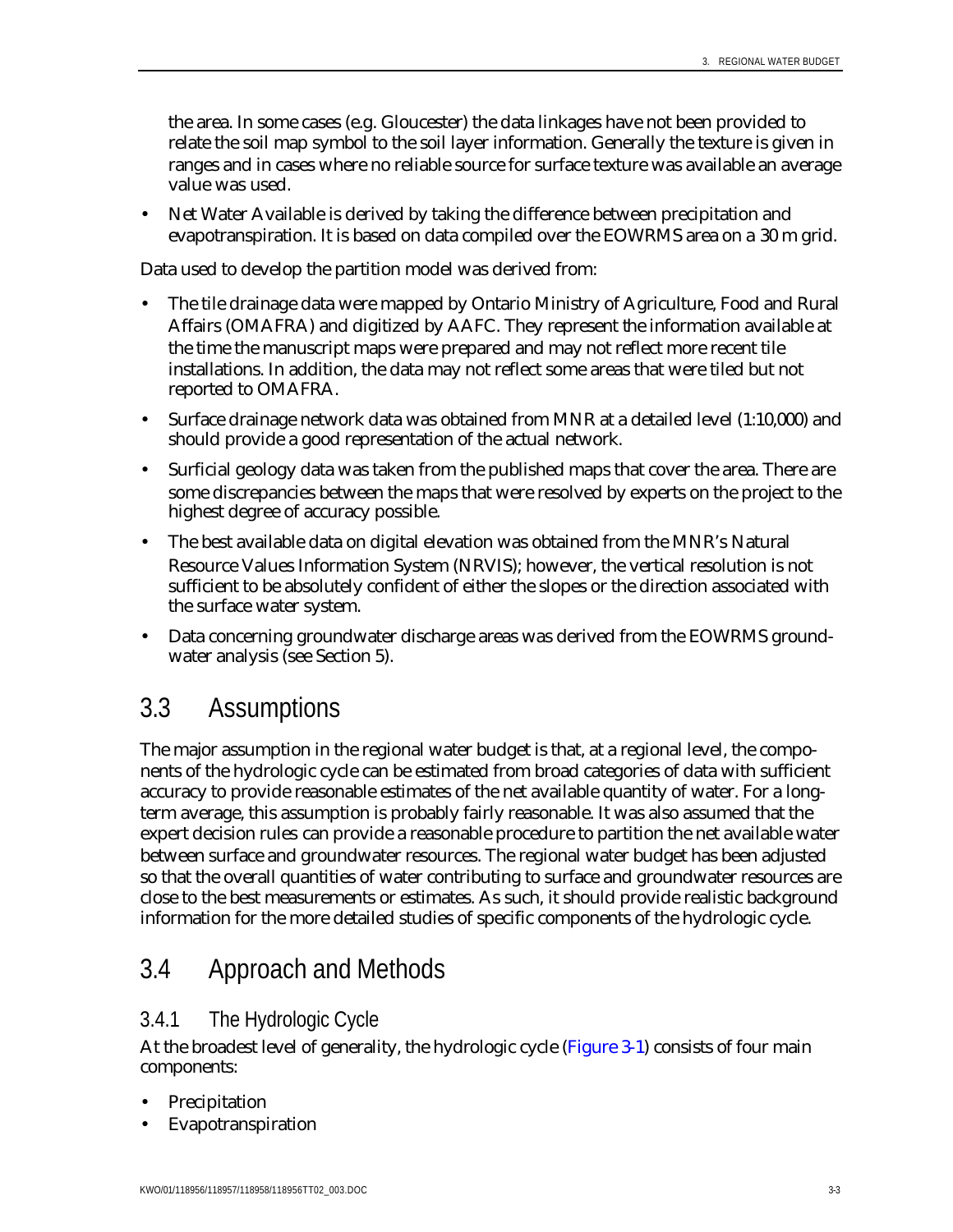the area. In some cases (e.g. Gloucester) the data linkages have not been provided to relate the soil map symbol to the soil layer information. Generally the texture is given in ranges and in cases where no reliable source for surface texture was available an average value was used.

- Net Water Available is derived by taking the difference between precipitation and evapotranspiration. It is based on data compiled over the EOWRMS area on a 30 m grid.

Data used to develop the partition model was derived from:

- The tile drainage data were mapped by Ontario Ministry of Agriculture, Food and Rural Affairs (OMAFRA) and digitized by AAFC. They represent the information available at the time the manuscript maps were prepared and may not reflect more recent tile installations. In addition, the data may not reflect some areas that were tiled but not reported to OMAFRA.
- Surface drainage network data was obtained from MNR at a detailed level (1:10,000) and should provide a good representation of the actual network.
- Surficial geology data was taken from the published maps that cover the area. There are some discrepancies between the maps that were resolved by experts on the project to the highest degree of accuracy possible.
- The best available data on digital elevation was obtained from the MNR's Natural Resource Values Information System (NRVIS); however, the vertical resolution is not sufficient to be absolutely confident of either the slopes or the direction associated with the surface water system.
- Data concerning groundwater discharge areas was derived from the EOWRMS groundwater analysis (see Section 5).

## 3.3 Assumptions

The major assumption in the regional water budget is that, at a regional level, the components of the hydrologic cycle can be estimated from broad categories of data with sufficient accuracy to provide reasonable estimates of the net available quantity of water. For a long-term average, this assumption is probably fairly reasonable. It was also assumed that the expert decision rules can provide a reasonable procedure to partition the net available water between surface and groundwater resources. The regional water budget has been adjusted so that the overall quantities of water contributing to surface and groundwater resources are close to the best measurements or estimates. As such, it should provide realistic background information for the more detailed studies of specific components of the hydrologic cycle.

## 3.4 Approach and Methods

### 3.4.1 The Hydrologic Cycle

At the broadest level of generality, the hydrologic cycle (Figure 3-1) consists of four main components:

- Precipitation
- Evapotranspiration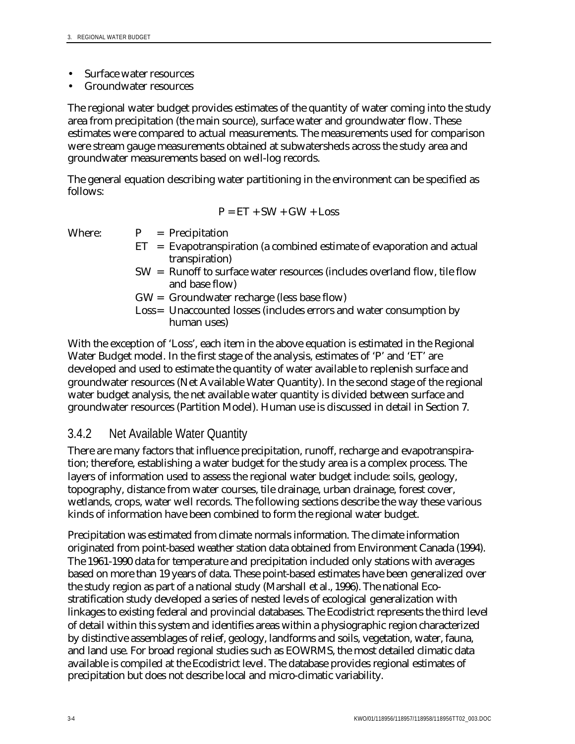- Surface water resources
- Groundwater resources

The regional water budget provides estimates of the quantity of water coming into the study area from precipitation (the main source), surface water and groundwater flow. These estimates were compared to actual measurements. The measurements used for comparison were stream gauge measurements obtained at subwatersheds across the study area and groundwater measurements based on well-log records.

The general equation describing water partitioning in the environment can be specified as follows:

$$P = ET + SW + GW + Loss$$

Where:

- P = Precipitation
- ET = Evapotranspiration (a combined estimate of evaporation and actual transpiration)
- SW = Runoff to surface water resources (includes overland flow, tile flow and base flow)
- GW = Groundwater recharge (less base flow)
- Loss = Unaccounted losses (includes errors and water consumption by human uses)

With the exception of 'Loss', each item in the above equation is estimated in the Regional Water Budget model. In the first stage of the analysis, estimates of 'P' and 'ET' are developed and used to estimate the quantity of water available to replenish surface and groundwater resources (Net Available Water Quantity). In the second stage of the regional water budget analysis, the net available water quantity is divided between surface and groundwater resources (Partition Model). Human use is discussed in detail in Section 7.

### 3.4.2 Net Available Water Quantity

There are many factors that influence precipitation, runoff, recharge and evapotranspiration; therefore, establishing a water budget for the study area is a complex process. The layers of information used to assess the regional water budget include: soils, geology, topography, distance from water courses, tile drainage, urban drainage, forest cover, wetlands, crops, water well records. The following sections describe the way these various kinds of information have been combined to form the regional water budget.

Precipitation was estimated from climate normals information. The climate information originated from point-based weather station data obtained from Environment Canada (1994). The 1961-1990 data for temperature and precipitation included only stations with averages based on more than 19 years of data. These point-based estimates have been generalized over the study region as part of a national study (Marshall et al., 1996). The national Eco-stratification study developed a series of nested levels of ecological generalization with linkages to existing federal and provincial databases. The Ecodistrict represents the third level of detail within this system and identifies areas within a physiographic region characterized by distinctive assemblages of relief, geology, landforms and soils, vegetation, water, fauna, and land use. For broad regional studies such as EOWRMS, the most detailed climatic data available is compiled at the Ecodistrict level. The database provides regional estimates of precipitation but does not describe local and micro-climatic variability.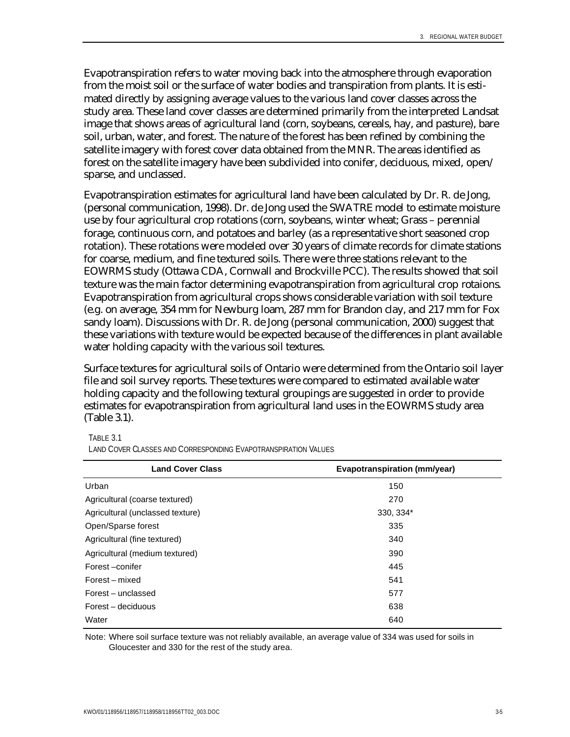Evapotranspiration refers to water moving back into the atmosphere through evaporation from the moist soil or the surface of water bodies and transpiration from plants. It is estimated directly by assigning average values to the various land cover classes across the study area. These land cover classes are determined primarily from the interpreted Landsat image that shows areas of agricultural land (corn, soybeans, cereals, hay, and pasture), bare soil, urban, water, and forest. The nature of the forest has been refined by combining the satellite imagery with forest cover data obtained from the MNR. The areas identified as forest on the satellite imagery have been subdivided into conifer, deciduous, mixed, open/sparse, and unclassed.

Evapotranspiration estimates for agricultural land have been calculated by Dr. R. de Jong, (personal communication, 1998). Dr. de Jong used the SWATRE model to estimate moisture use by four agricultural crop rotations (corn, soybeans, winter wheat; Grass – perennial forage, continuous corn, and potatoes and barley (as a representative short seasoned crop rotation). These rotations were modeled over 30 years of climate records for climate stations for coarse, medium, and fine textured soils. There were three stations relevant to the EOWRMS study (Ottawa CDA, Cornwall and Brockville PCC). The results showed that soil texture was the main factor determining evapotranspiration from agricultural crop rotaions. Evapotranspiration from agricultural crops shows considerable variation with soil texture (e.g. on average, 354 mm for Newburg loam, 287 mm for Brandon clay, and 217 mm for Fox sandy loam). Discussions with Dr. R. de Jong (personal communication, 2000) suggest that these variations with texture would be expected because of the differences in plant available water holding capacity with the various soil textures.

Surface textures for agricultural soils of Ontario were determined from the Ontario soil layer file and soil survey reports. These textures were compared to estimated available water holding capacity and the following textural groupings are suggested in order to provide estimates for evapotranspiration from agricultural land uses in the EOWRMS study area (Table 3.1).

TABLE 3.1
LAND COVER CLASSES AND CORRESPONDING EVAPOTRANSPIRATION VALUES

| Land Cover Class | Evapotranspiration (mm/year) |
|---|---|
| Urban | 150 |
| Agricultural (coarse textured) | 270 |
| Agricultural (unclassed texture) | 330, 334* |
| Open/Sparse forest | 335 |
| Agricultural (fine textured) | 340 |
| Agricultural (medium textured) | 390 |
| Forest –conifer | 445 |
| Forest – mixed | 541 |
| Forest – unclassed | 577 |
| Forest – deciduous | 638 |
| Water | 640 |

Note: Where soil surface texture was not reliably available, an average value of 334 was used for soils in Gloucester and 330 for the rest of the study area.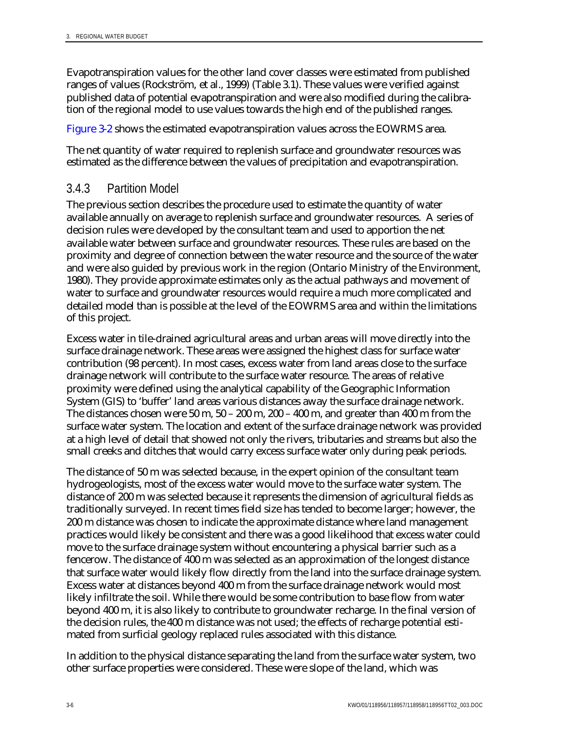Evapotranspiration values for the other land cover classes were estimated from published ranges of values (Rockström, et al., 1999) (Table 3.1). These values were verified against published data of potential evapotranspiration and were also modified during the calibration of the regional model to use values towards the high end of the published ranges.

Figure 3-2 shows the estimated evapotranspiration values across the EOWRMS area.

The net quantity of water required to replenish surface and groundwater resources was estimated as the difference between the values of precipitation and evapotranspiration.

### 3.4.3 Partition Model

The previous section describes the procedure used to estimate the quantity of water available annually on average to replenish surface and groundwater resources. A series of decision rules were developed by the consultant team and used to apportion the net available water between surface and groundwater resources. These rules are based on the proximity and degree of connection between the water resource and the source of the water and were also guided by previous work in the region (Ontario Ministry of the Environment, 1980). They provide approximate estimates only as the actual pathways and movement of water to surface and groundwater resources would require a much more complicated and detailed model than is possible at the level of the EOWRMS area and within the limitations of this project.

Excess water in tile-drained agricultural areas and urban areas will move directly into the surface drainage network. These areas were assigned the highest class for surface water contribution (98 percent). In most cases, excess water from land areas close to the surface drainage network will contribute to the surface water resource. The areas of relative proximity were defined using the analytical capability of the Geographic Information System (GIS) to 'buffer' land areas various distances away the surface drainage network. The distances chosen were 50 m, 50 – 200 m, 200 – 400 m, and greater than 400 m from the surface water system. The location and extent of the surface drainage network was provided at a high level of detail that showed not only the rivers, tributaries and streams but also the small creeks and ditches that would carry excess surface water only during peak periods.

The distance of 50 m was selected because, in the expert opinion of the consultant team hydrogeologists, most of the excess water would move to the surface water system. The distance of 200 m was selected because it represents the dimension of agricultural fields as traditionally surveyed. In recent times field size has tended to become larger; however, the 200 m distance was chosen to indicate the approximate distance where land management practices would likely be consistent and there was a good likelihood that excess water could move to the surface drainage system without encountering a physical barrier such as a fencerow. The distance of 400 m was selected as an approximation of the longest distance that surface water would likely flow directly from the land into the surface drainage system. Excess water at distances beyond 400 m from the surface drainage network would most likely infiltrate the soil. While there would be some contribution to base flow from water beyond 400 m, it is also likely to contribute to groundwater recharge. In the final version of the decision rules, the 400 m distance was not used; the effects of recharge potential estimated from surficial geology replaced rules associated with this distance.

In addition to the physical distance separating the land from the surface water system, two other surface properties were considered. These were slope of the land, which was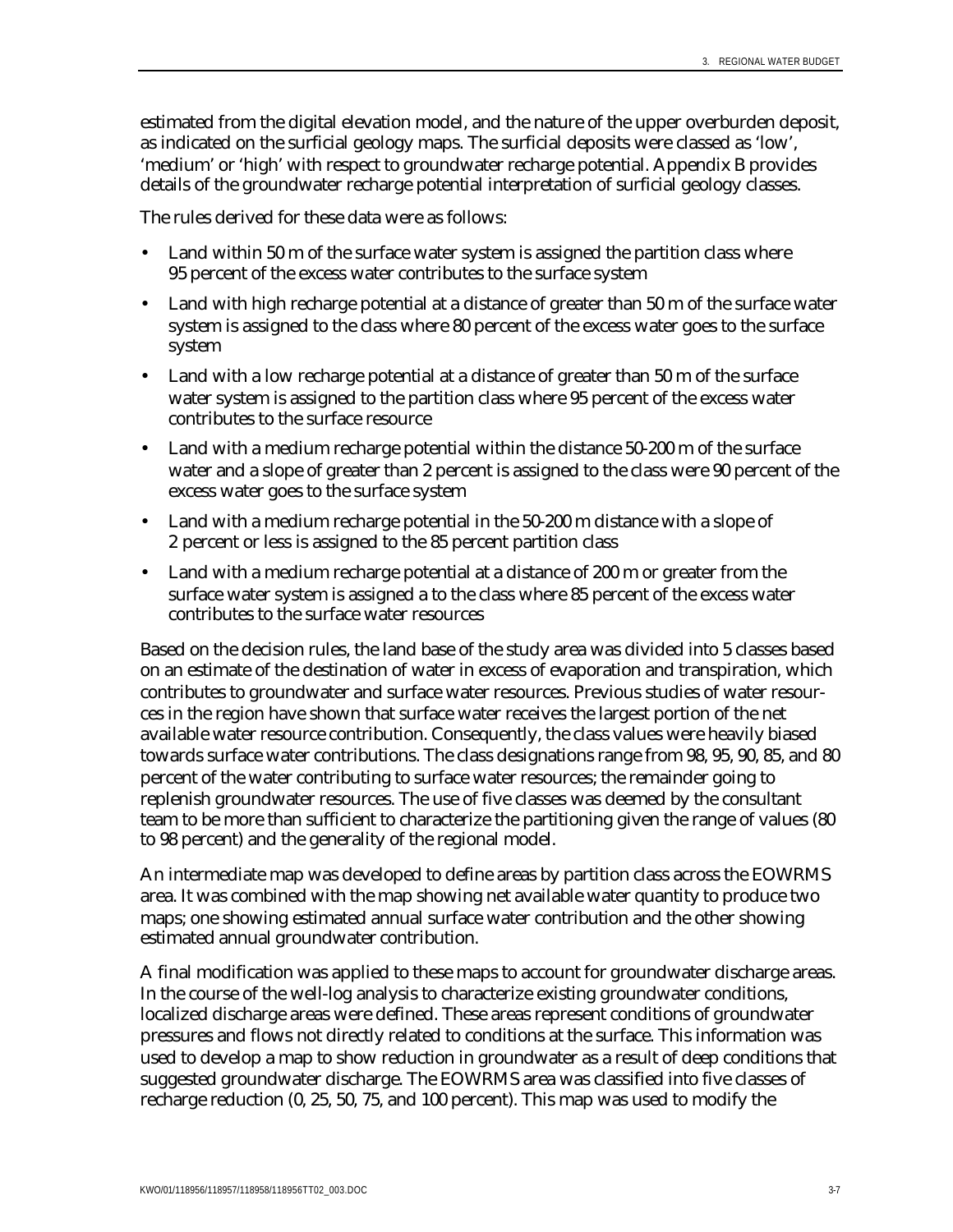estimated from the digital elevation model, and the nature of the upper overburden deposit, as indicated on the surficial geology maps. The surficial deposits were classed as 'low', 'medium' or 'high' with respect to groundwater recharge potential. Appendix B provides details of the groundwater recharge potential interpretation of surficial geology classes.

The rules derived for these data were as follows:

- Land within 50 m of the surface water system is assigned the partition class where 95 percent of the excess water contributes to the surface system
- Land with high recharge potential at a distance of greater than 50 m of the surface water system is assigned to the class where 80 percent of the excess water goes to the surface system
- Land with a low recharge potential at a distance of greater than 50 m of the surface water system is assigned to the partition class where 95 percent of the excess water contributes to the surface resource
- Land with a medium recharge potential within the distance 50-200 m of the surface water and a slope of greater than 2 percent is assigned to the class were 90 percent of the excess water goes to the surface system
- Land with a medium recharge potential in the 50-200 m distance with a slope of 2 percent or less is assigned to the 85 percent partition class
- Land with a medium recharge potential at a distance of 200 m or greater from the surface water system is assigned a to the class where 85 percent of the excess water contributes to the surface water resources

Based on the decision rules, the land base of the study area was divided into 5 classes based on an estimate of the destination of water in excess of evaporation and transpiration, which contributes to groundwater and surface water resources. Previous studies of water resources in the region have shown that surface water receives the largest portion of the net available water resource contribution. Consequently, the class values were heavily biased towards surface water contributions. The class designations range from 98, 95, 90, 85, and 80 percent of the water contributing to surface water resources; the remainder going to replenish groundwater resources. The use of five classes was deemed by the consultant team to be more than sufficient to characterize the partitioning given the range of values (80 to 98 percent) and the generality of the regional model.

An intermediate map was developed to define areas by partition class across the EOWRMS area. It was combined with the map showing net available water quantity to produce two maps; one showing estimated annual surface water contribution and the other showing estimated annual groundwater contribution.

A final modification was applied to these maps to account for groundwater discharge areas. In the course of the well-log analysis to characterize existing groundwater conditions, localized discharge areas were defined. These areas represent conditions of groundwater pressures and flows not directly related to conditions at the surface. This information was used to develop a map to show reduction in groundwater as a result of deep conditions that suggested groundwater discharge. The EOWRMS area was classified into five classes of recharge reduction (0, 25, 50, 75, and 100 percent). This map was used to modify the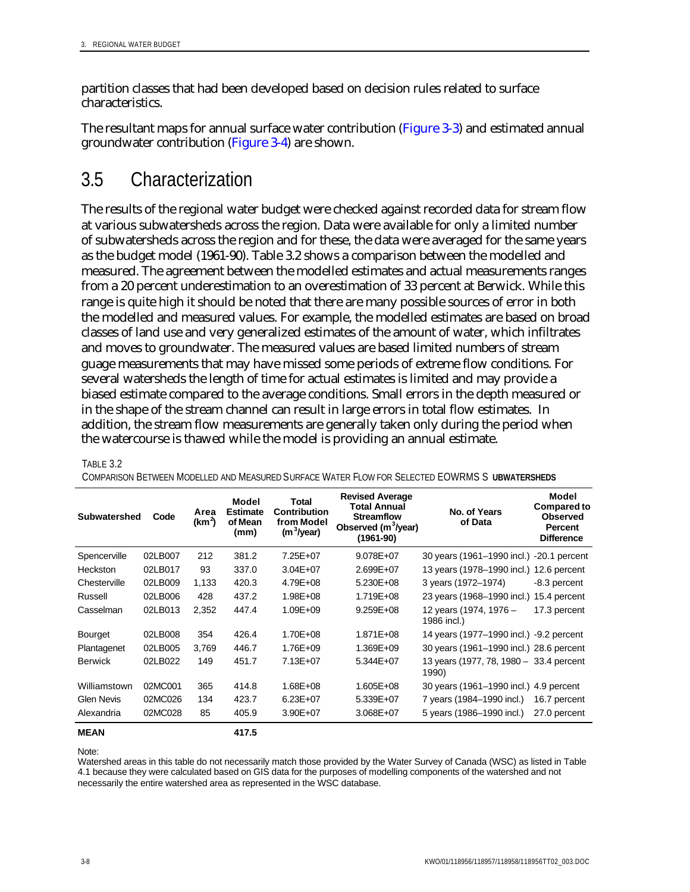partition classes that had been developed based on decision rules related to surface characteristics.

The resultant maps for annual surface water contribution (Figure 3-3) and estimated annual groundwater contribution (Figure 3-4) are shown.

## 3.5 Characterization

The results of the regional water budget were checked against recorded data for stream flow at various subwatersheds across the region. Data were available for only a limited number of subwatersheds across the region and for these, the data were averaged for the same years as the budget model (1961-90). Table 3.2 shows a comparison between the modelled and measured. The agreement between the modelled estimates and actual measurements ranges from a 20 percent underestimation to an overestimation of 33 percent at Berwick. While this range is quite high it should be noted that there are many possible sources of error in both the modelled and measured values. For example, the modelled estimates are based on broad classes of land use and very generalized estimates of the amount of water, which infiltrates and moves to groundwater. The measured values are based limited numbers of stream guage measurements that may have missed some periods of extreme flow conditions. For several watersheds the length of time for actual estimates is limited and may provide a biased estimate compared to the average conditions. Small errors in the depth measured or in the shape of the stream channel can result in large errors in total flow estimates. In addition, the stream flow measurements are generally taken only during the period when the watercourse is thawed while the model is providing an annual estimate.

TABLE 3.2
COMPARISON BETWEEN MODELLED AND MEASURED SURFACE WATER FLOW FOR SELECTED EOWRMS SUBWATERSHEDS

| Subwatershed | Code | Area (km$^2$) | Model Estimate of Mean (mm) | Total Contribution from Model (m$^3$/year) | Revised Average Total Annual Streamflow Observed (m$^3$/year) (1961-90) | No. of Years of Data | Model Compared to Observed Percent Difference |
|---|---|---|---|---|---|---|---|
| Spencerville | 02LB007 | 212 | 381.2 | 7.25E+07 | 9.078E+07 | 30 years (1961–1990 incl.) | -20.1 percent |
| Heckston | 02LB017 | 93 | 337.0 | 3.04E+07 | 2.699E+07 | 13 years (1978–1990 incl.) | 12.6 percent |
| Chesterville | 02LB009 | 1,133 | 420.3 | 4.79E+08 | 5.230E+08 | 3 years (1972–1974) | -8.3 percent |
| Russell | 02LB006 | 428 | 437.2 | 1.98E+08 | 1.719E+08 | 23 years (1968–1990 incl.) | 15.4 percent |
| Casselman | 02LB013 | 2,352 | 447.4 | 1.09E+09 | 9.259E+08 | 12 years (1974, 1976 – 1986 incl.) | 17.3 percent |
| Bourget | 02LB008 | 354 | 426.4 | 1.70E+08 | 1.871E+08 | 14 years (1977–1990 incl.) | -9.2 percent |
| Plantagenet | 02LB005 | 3,769 | 446.7 | 1.76E+09 | 1.369E+09 | 30 years (1961–1990 incl.) | 28.6 percent |
| Berwick | 02LB022 | 149 | 451.7 | 7.13E+07 | 5.344E+07 | 13 years (1977, 78, 1980 – 1990) | 33.4 percent |
| Williamstown | 02MC001 | 365 | 414.8 | 1.68E+08 | 1.605E+08 | 30 years (1961–1990 incl.) | 4.9 percent |
| Glen Nevis | 02MC026 | 134 | 423.7 | 6.23E+07 | 5.339E+07 | 7 years (1984–1990 incl.) | 16.7 percent |
| Alexandria | 02MC028 | 85 | 405.9 | 3.90E+07 | 3.068E+07 | 5 years (1986–1990 incl.) | 27.0 percent |
| **MEAN** | | | **417.5** | | | | |

Note:
Watershed areas in this table do not necessarily match those provided by the Water Survey of Canada (WSC) as listed in Table 4.1 because they were calculated based on GIS data for the purposes of modelling components of the watershed and not necessarily the entire watershed area as represented in the WSC database.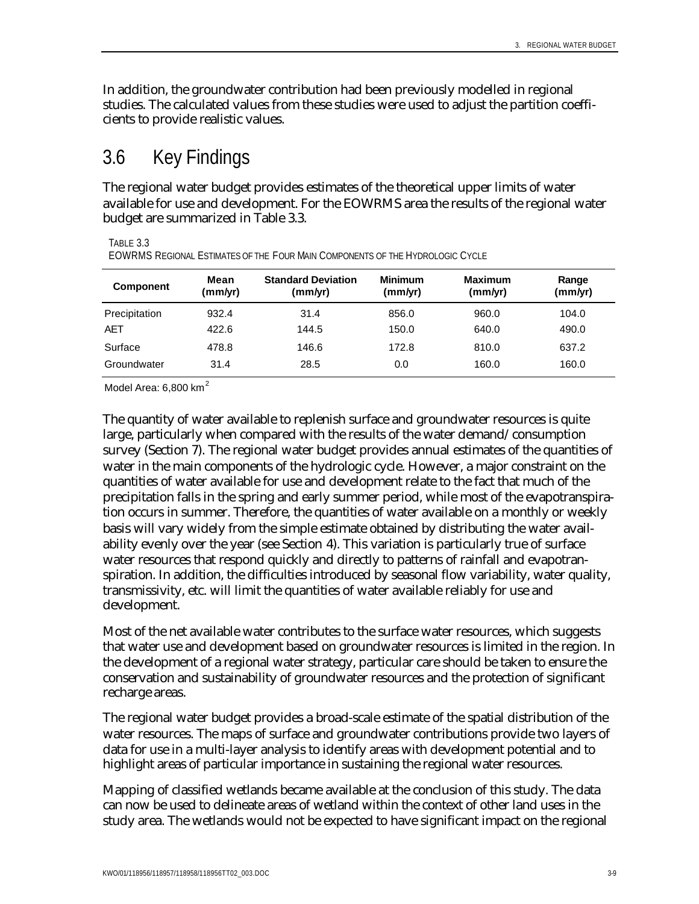In addition, the groundwater contribution had been previously modelled in regional studies. The calculated values from these studies were used to adjust the partition coefficients to provide realistic values.

## 3.6 Key Findings

The regional water budget provides estimates of the theoretical upper limits of water available for use and development. For the EOWRMS area the results of the regional water budget are summarized in Table 3.3.

TABLE 3.3
EOWRMS REGIONAL ESTIMATES OF THE FOUR MAIN COMPONENTS OF THE HYDROLOGIC CYCLE

| Component | Mean (mm/yr) | Standard Deviation (mm/yr) | Minimum (mm/yr) | Maximum (mm/yr) | Range (mm/yr) |
|---|---|---|---|---|---|
| Precipitation | 932.4 | 31.4 | 856.0 | 960.0 | 104.0 |
| AET | 422.6 | 144.5 | 150.0 | 640.0 | 490.0 |
| Surface | 478.8 | 146.6 | 172.8 | 810.0 | 637.2 |
| Groundwater | 31.4 | 28.5 | 0.0 | 160.0 | 160.0 |

Model Area: 6,800 km$^2$

The quantity of water available to replenish surface and groundwater resources is quite large, particularly when compared with the results of the water demand/consumption survey (Section 7). The regional water budget provides annual estimates of the quantities of water in the main components of the hydrologic cycle. However, a major constraint on the quantities of water available for use and development relate to the fact that much of the precipitation falls in the spring and early summer period, while most of the evapotranspiration occurs in summer. Therefore, the quantities of water available on a monthly or weekly basis will vary widely from the simple estimate obtained by distributing the water availability evenly over the year (see Section 4). This variation is particularly true of surface water resources that respond quickly and directly to patterns of rainfall and evapotranspiration. In addition, the difficulties introduced by seasonal flow variability, water quality, transmissivity, etc. will limit the quantities of water available reliably for use and development.

Most of the net available water contributes to the surface water resources, which suggests that water use and development based on groundwater resources is limited in the region. In the development of a regional water strategy, particular care should be taken to ensure the conservation and sustainability of groundwater resources and the protection of significant recharge areas.

The regional water budget provides a broad-scale estimate of the spatial distribution of the water resources. The maps of surface and groundwater contributions provide two layers of data for use in a multi-layer analysis to identify areas with development potential and to highlight areas of particular importance in sustaining the regional water resources.

Mapping of classified wetlands became available at the conclusion of this study. The data can now be used to delineate areas of wetland within the context of other land uses in the study area. The wetlands would not be expected to have significant impact on the regional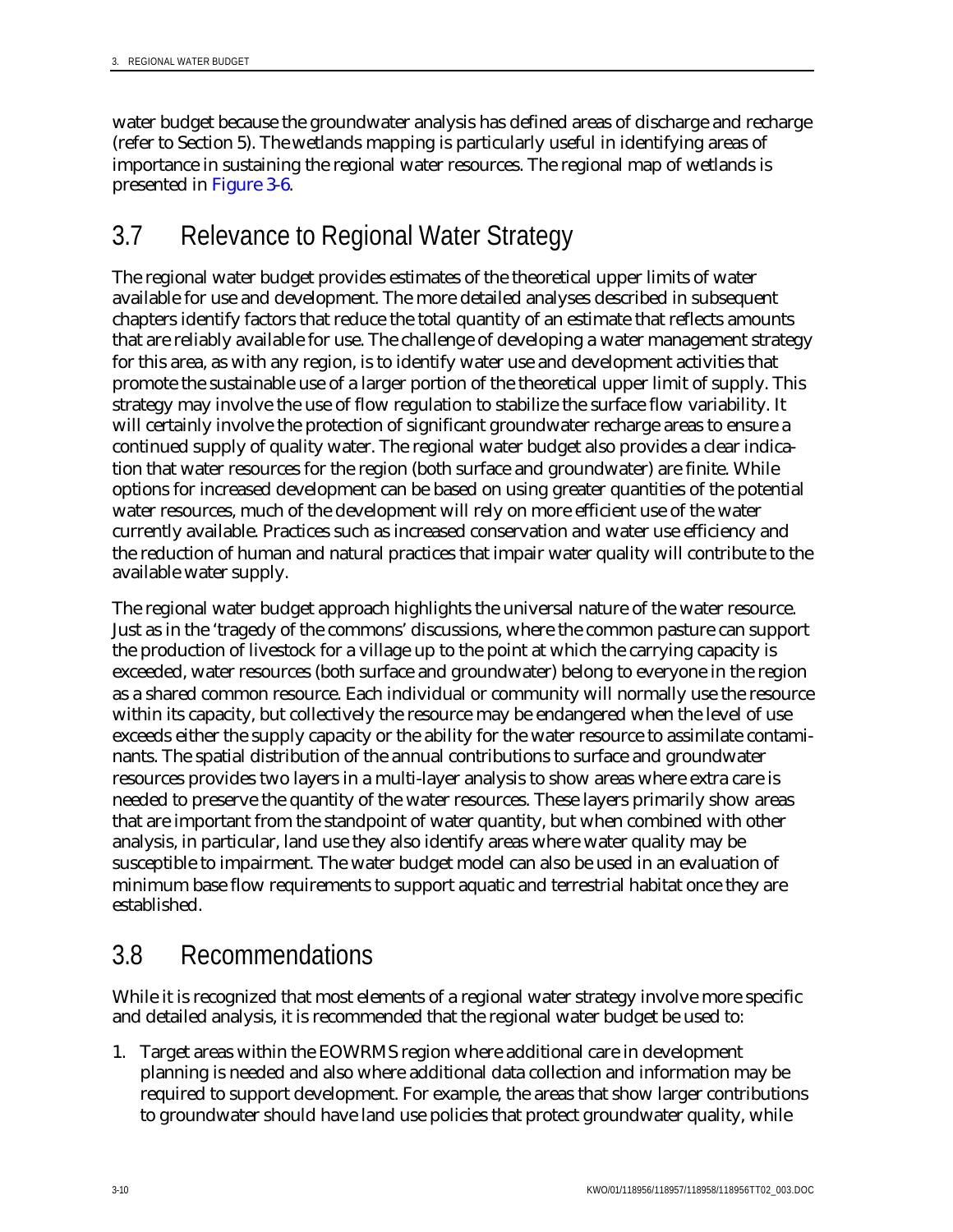water budget because the groundwater analysis has defined areas of discharge and recharge (refer to Section 5). The wetlands mapping is particularly useful in identifying areas of importance in sustaining the regional water resources. The regional map of wetlands is presented in Figure 3-6.

## 3.7 Relevance to Regional Water Strategy

The regional water budget provides estimates of the theoretical upper limits of water available for use and development. The more detailed analyses described in subsequent chapters identify factors that reduce the total quantity of an estimate that reflects amounts that are reliably available for use. The challenge of developing a water management strategy for this area, as with any region, is to identify water use and development activities that promote the sustainable use of a larger portion of the theoretical upper limit of supply. This strategy may involve the use of flow regulation to stabilize the surface flow variability. It will certainly involve the protection of significant groundwater recharge areas to ensure a continued supply of quality water. The regional water budget also provides a clear indication that water resources for the region (both surface and groundwater) are finite. While options for increased development can be based on using greater quantities of the potential water resources, much of the development will rely on more efficient use of the water currently available. Practices such as increased conservation and water use efficiency and the reduction of human and natural practices that impair water quality will contribute to the available water supply.

The regional water budget approach highlights the universal nature of the water resource. Just as in the 'tragedy of the commons' discussions, where the common pasture can support the production of livestock for a village up to the point at which the carrying capacity is exceeded, water resources (both surface and groundwater) belong to everyone in the region as a shared common resource. Each individual or community will normally use the resource within its capacity, but collectively the resource may be endangered when the level of use exceeds either the supply capacity or the ability for the water resource to assimilate contaminants. The spatial distribution of the annual contributions to surface and groundwater resources provides two layers in a multi-layer analysis to show areas where extra care is needed to preserve the quantity of the water resources. These layers primarily show areas that are important from the standpoint of water quantity, but when combined with other analysis, in particular, land use they also identify areas where water quality may be susceptible to impairment. The water budget model can also be used in an evaluation of minimum base flow requirements to support aquatic and terrestrial habitat once they are established.

## 3.8 Recommendations

While it is recognized that most elements of a regional water strategy involve more specific and detailed analysis, it is recommended that the regional water budget be used to:

1. Target areas within the EOWRMS region where additional care in development planning is needed and also where additional data collection and information may be required to support development. For example, the areas that show larger contributions to groundwater should have land use policies that protect groundwater quality, while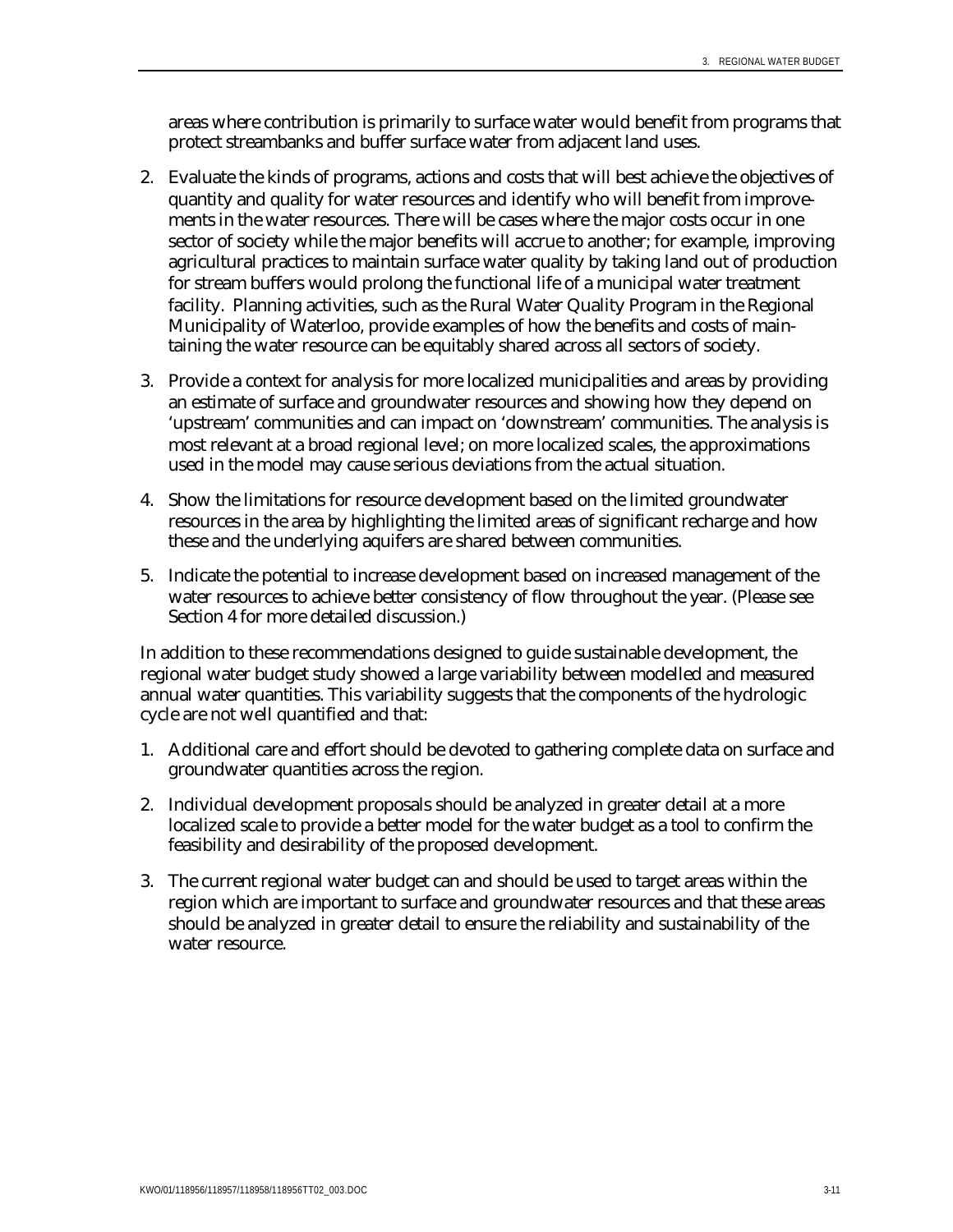areas where contribution is primarily to surface water would benefit from programs that protect streambanks and buffer surface water from adjacent land uses.

2. Evaluate the kinds of programs, actions and costs that will best achieve the objectives of quantity and quality for water resources and identify who will benefit from improvements in the water resources. There will be cases where the major costs occur in one sector of society while the major benefits will accrue to another; for example, improving agricultural practices to maintain surface water quality by taking land out of production for stream buffers would prolong the functional life of a municipal water treatment facility. Planning activities, such as the Rural Water Quality Program in the Regional Municipality of Waterloo, provide examples of how the benefits and costs of maintaining the water resource can be equitably shared across all sectors of society.

3. Provide a context for analysis for more localized municipalities and areas by providing an estimate of surface and groundwater resources and showing how they depend on 'upstream' communities and can impact on 'downstream' communities. The analysis is most relevant at a broad regional level; on more localized scales, the approximations used in the model may cause serious deviations from the actual situation.

4. Show the limitations for resource development based on the limited groundwater resources in the area by highlighting the limited areas of significant recharge and how these and the underlying aquifers are shared between communities.

5. Indicate the potential to increase development based on increased management of the water resources to achieve better consistency of flow throughout the year. (Please see Section 4 for more detailed discussion.)

In addition to these recommendations designed to guide sustainable development, the regional water budget study showed a large variability between modelled and measured annual water quantities. This variability suggests that the components of the hydrologic cycle are not well quantified and that:

1. Additional care and effort should be devoted to gathering complete data on surface and groundwater quantities across the region.

2. Individual development proposals should be analyzed in greater detail at a more localized scale to provide a better model for the water budget as a tool to confirm the feasibility and desirability of the proposed development.

3. The current regional water budget can and should be used to target areas within the region which are important to surface and groundwater resources and that these areas should be analyzed in greater detail to ensure the reliability and sustainability of the water resource.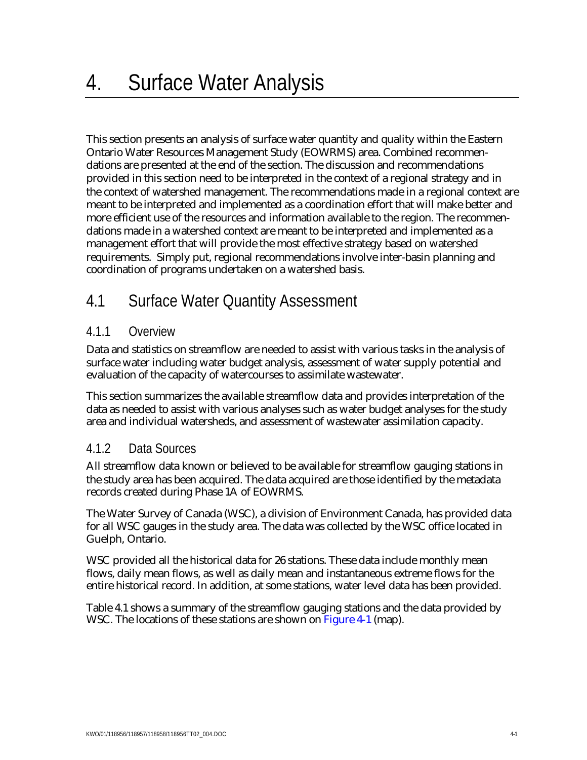# 4. Surface Water Analysis

This section presents an analysis of surface water quantity and quality within the Eastern Ontario Water Resources Management Study (EOWRMS) area. Combined recommendations are presented at the end of the section. The discussion and recommendations provided in this section need to be interpreted in the context of a regional strategy and in the context of watershed management. The recommendations made in a regional context are meant to be interpreted and implemented as a coordination effort that will make better and more efficient use of the resources and information available to the region. The recommendations made in a watershed context are meant to be interpreted and implemented as a management effort that will provide the most effective strategy based on watershed requirements. Simply put, regional recommendations involve inter-basin planning and coordination of programs undertaken on a watershed basis.

## 4.1 Surface Water Quantity Assessment

### 4.1.1 Overview

Data and statistics on streamflow are needed to assist with various tasks in the analysis of surface water including water budget analysis, assessment of water supply potential and evaluation of the capacity of watercourses to assimilate wastewater.

This section summarizes the available streamflow data and provides interpretation of the data as needed to assist with various analyses such as water budget analyses for the study area and individual watersheds, and assessment of wastewater assimilation capacity.

### 4.1.2 Data Sources

All streamflow data known or believed to be available for streamflow gauging stations in the study area has been acquired. The data acquired are those identified by the metadata records created during Phase 1A of EOWRMS.

The Water Survey of Canada (WSC), a division of Environment Canada, has provided data for all WSC gauges in the study area. The data was collected by the WSC office located in Guelph, Ontario.

WSC provided all the historical data for 26 stations. These data include monthly mean flows, daily mean flows, as well as daily mean and instantaneous extreme flows for the entire historical record. In addition, at some stations, water level data has been provided.

Table 4.1 shows a summary of the streamflow gauging stations and the data provided by WSC. The locations of these stations are shown on Figure 4-1 (map).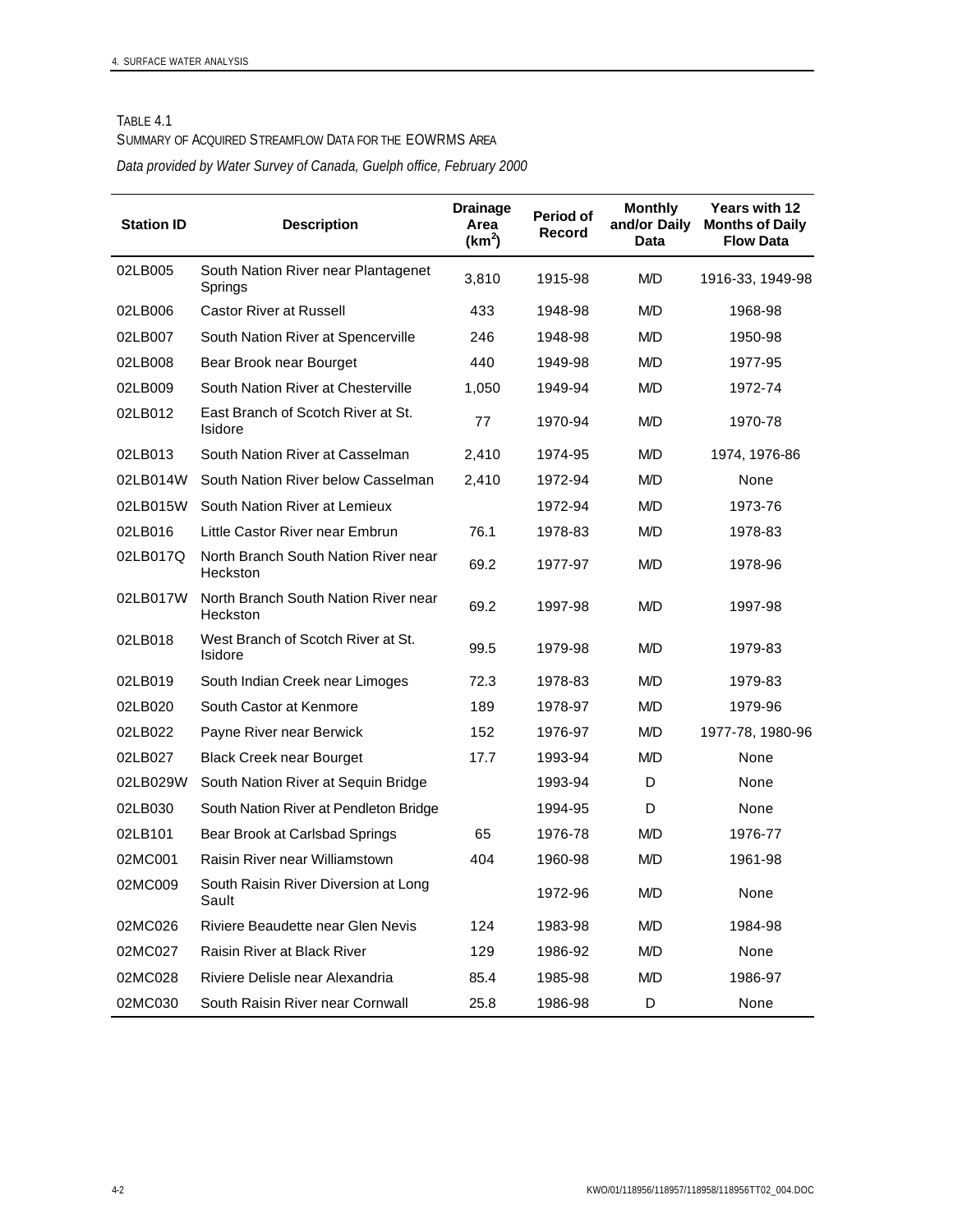TABLE 4.1
SUMMARY OF ACQUIRED STREAMFLOW DATA FOR THE EOWRMS AREA

*Data provided by Water Survey of Canada, Guelph office, February 2000*

| Station ID | Description | Drainage Area ($km^2$) | Period of Record | Monthly and/or Daily Data | Years with 12 Months of Daily Flow Data |
|---|---|---|---|---|---|
| 02LB005 | South Nation River near Plantagenet Springs | 3,810 | 1915-98 | M/D | 1916-33, 1949-98 |
| 02LB006 | Castor River at Russell | 433 | 1948-98 | M/D | 1968-98 |
| 02LB007 | South Nation River at Spencerville | 246 | 1948-98 | M/D | 1950-98 |
| 02LB008 | Bear Brook near Bourget | 440 | 1949-98 | M/D | 1977-95 |
| 02LB009 | South Nation River at Chesterville | 1,050 | 1949-94 | M/D | 1972-74 |
| 02LB012 | East Branch of Scotch River at St. Isidore | 77 | 1970-94 | M/D | 1970-78 |
| 02LB013 | South Nation River at Casselman | 2,410 | 1974-95 | M/D | 1974, 1976-86 |
| 02LB014W | South Nation River below Casselman | 2,410 | 1972-94 | M/D | None |
| 02LB015W | South Nation River at Lemieux | | 1972-94 | M/D | 1973-76 |
| 02LB016 | Little Castor River near Embrun | 76.1 | 1978-83 | M/D | 1978-83 |
| 02LB017Q | North Branch South Nation River near Heckston | 69.2 | 1977-97 | M/D | 1978-96 |
| 02LB017W | North Branch South Nation River near Heckston | 69.2 | 1997-98 | M/D | 1997-98 |
| 02LB018 | West Branch of Scotch River at St. Isidore | 99.5 | 1979-98 | M/D | 1979-83 |
| 02LB019 | South Indian Creek near Limoges | 72.3 | 1978-83 | M/D | 1979-83 |
| 02LB020 | South Castor at Kenmore | 189 | 1978-97 | M/D | 1979-96 |
| 02LB022 | Payne River near Berwick | 152 | 1976-97 | M/D | 1977-78, 1980-96 |
| 02LB027 | Black Creek near Bourget | 17.7 | 1993-94 | M/D | None |
| 02LB029W | South Nation River at Sequin Bridge | | 1993-94 | D | None |
| 02LB030 | South Nation River at Pendleton Bridge | | 1994-95 | D | None |
| 02LB101 | Bear Brook at Carlsbad Springs | 65 | 1976-78 | M/D | 1976-77 |
| 02MC001 | Raisin River near Williamstown | 404 | 1960-98 | M/D | 1961-98 |
| 02MC009 | South Raisin River Diversion at Long Sault | | 1972-96 | M/D | None |
| 02MC026 | Riviere Beaudette near Glen Nevis | 124 | 1983-98 | M/D | 1984-98 |
| 02MC027 | Raisin River at Black River | 129 | 1986-92 | M/D | None |
| 02MC028 | Riviere Delisle near Alexandria | 85.4 | 1985-98 | M/D | 1986-97 |
| 02MC030 | South Raisin River near Cornwall | 25.8 | 1986-98 | D | None |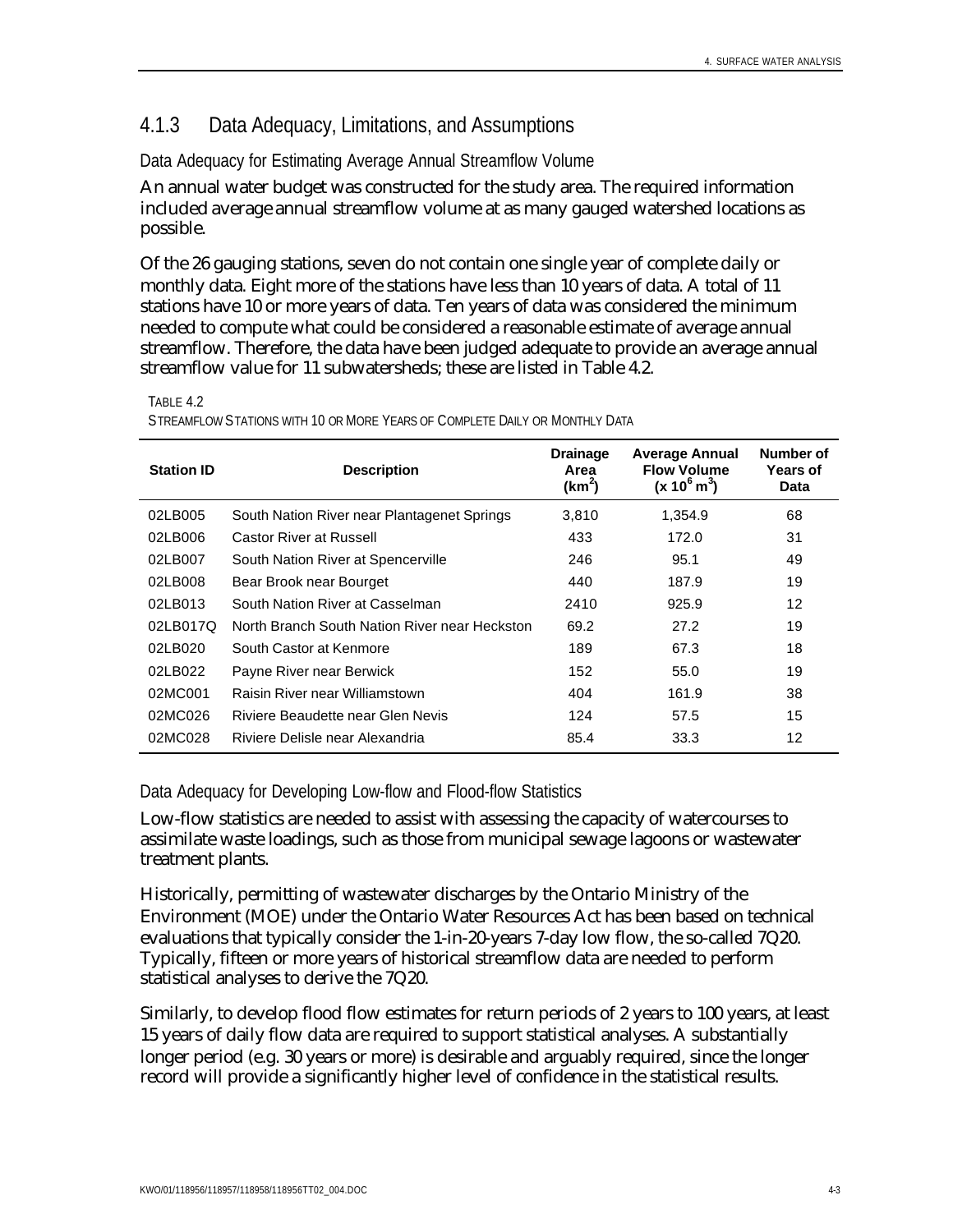### 4.1.3 Data Adequacy, Limitations, and Assumptions

#### Data Adequacy for Estimating Average Annual Streamflow Volume

An annual water budget was constructed for the study area. The required information included average annual streamflow volume at as many gauged watershed locations as possible.

Of the 26 gauging stations, seven do not contain one single year of complete daily or monthly data. Eight more of the stations have less than 10 years of data. A total of 11 stations have 10 or more years of data. Ten years of data was considered the minimum needed to compute what could be considered a reasonable estimate of average annual streamflow. Therefore, the data have been judged adequate to provide an average annual streamflow value for 11 subwatersheds; these are listed in Table 4.2.

TABLE 4.2
STREAMFLOW STATIONS WITH 10 OR MORE YEARS OF COMPLETE DAILY OR MONTHLY DATA

| Station ID | Description | Drainage Area ($km^2$) | Average Annual Flow Volume ($x\ 10^6\ m^3$) | Number of Years of Data |
|---|---|---|---|---|
| 02LB005 | South Nation River near Plantagenet Springs | 3,810 | 1,354.9 | 68 |
| 02LB006 | Castor River at Russell | 433 | 172.0 | 31 |
| 02LB007 | South Nation River at Spencerville | 246 | 95.1 | 49 |
| 02LB008 | Bear Brook near Bourget | 440 | 187.9 | 19 |
| 02LB013 | South Nation River at Casselman | 2410 | 925.9 | 12 |
| 02LB017Q | North Branch South Nation River near Heckston | 69.2 | 27.2 | 19 |
| 02LB020 | South Castor at Kenmore | 189 | 67.3 | 18 |
| 02LB022 | Payne River near Berwick | 152 | 55.0 | 19 |
| 02MC001 | Raisin River near Williamstown | 404 | 161.9 | 38 |
| 02MC026 | Riviere Beaudette near Glen Nevis | 124 | 57.5 | 15 |
| 02MC028 | Riviere Delisle near Alexandria | 85.4 | 33.3 | 12 |

#### Data Adequacy for Developing Low-flow and Flood-flow Statistics

Low-flow statistics are needed to assist with assessing the capacity of watercourses to assimilate waste loadings, such as those from municipal sewage lagoons or wastewater treatment plants.

Historically, permitting of wastewater discharges by the Ontario Ministry of the Environment (MOE) under the Ontario Water Resources Act has been based on technical evaluations that typically consider the 1-in-20-years 7-day low flow, the so-called 7Q20. Typically, fifteen or more years of historical streamflow data are needed to perform statistical analyses to derive the 7Q20.

Similarly, to develop flood flow estimates for return periods of 2 years to 100 years, at least 15 years of daily flow data are required to support statistical analyses. A substantially longer period (e.g. 30 years or more) is desirable and arguably required, since the longer record will provide a significantly higher level of confidence in the statistical results.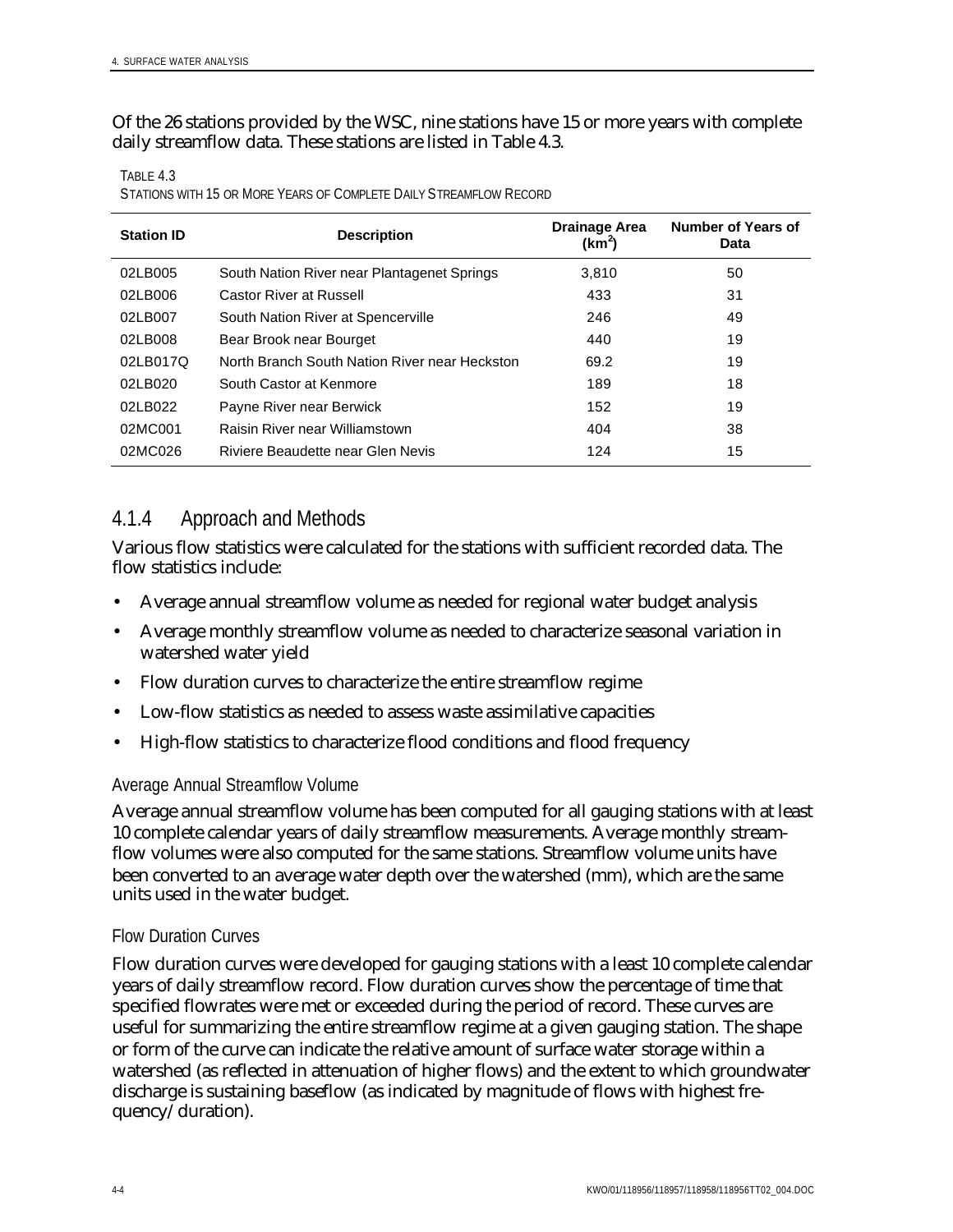Of the 26 stations provided by the WSC, nine stations have 15 or more years with complete daily streamflow data. These stations are listed in Table 4.3.

TABLE 4.3
STATIONS WITH 15 OR MORE YEARS OF COMPLETE DAILY STREAMFLOW RECORD

| Station ID | Description | Drainage Area ($km^2$) | Number of Years of Data |
|---|---|---|---|
| 02LB005 | South Nation River near Plantagenet Springs | 3,810 | 50 |
| 02LB006 | Castor River at Russell | 433 | 31 |
| 02LB007 | South Nation River at Spencerville | 246 | 49 |
| 02LB008 | Bear Brook near Bourget | 440 | 19 |
| 02LB017Q | North Branch South Nation River near Heckston | 69.2 | 19 |
| 02LB020 | South Castor at Kenmore | 189 | 18 |
| 02LB022 | Payne River near Berwick | 152 | 19 |
| 02MC001 | Raisin River near Williamstown | 404 | 38 |
| 02MC026 | Riviere Beaudette near Glen Nevis | 124 | 15 |

## 4.1.4 Approach and Methods

Various flow statistics were calculated for the stations with sufficient recorded data. The flow statistics include:

- Average annual streamflow volume as needed for regional water budget analysis
- Average monthly streamflow volume as needed to characterize seasonal variation in watershed water yield
- Flow duration curves to characterize the entire streamflow regime
- Low-flow statistics as needed to assess waste assimilative capacities
- High-flow statistics to characterize flood conditions and flood frequency

### Average Annual Streamflow Volume

Average annual streamflow volume has been computed for all gauging stations with at least 10 complete calendar years of daily streamflow measurements. Average monthly streamflow volumes were also computed for the same stations. Streamflow volume units have been converted to an average water depth over the watershed (mm), which are the same units used in the water budget.

### Flow Duration Curves

Flow duration curves were developed for gauging stations with a least 10 complete calendar years of daily streamflow record. Flow duration curves show the percentage of time that specified flowrates were met or exceeded during the period of record. These curves are useful for summarizing the entire streamflow regime at a given gauging station. The shape or form of the curve can indicate the relative amount of surface water storage within a watershed (as reflected in attenuation of higher flows) and the extent to which groundwater discharge is sustaining baseflow (as indicated by magnitude of flows with highest frequency/duration).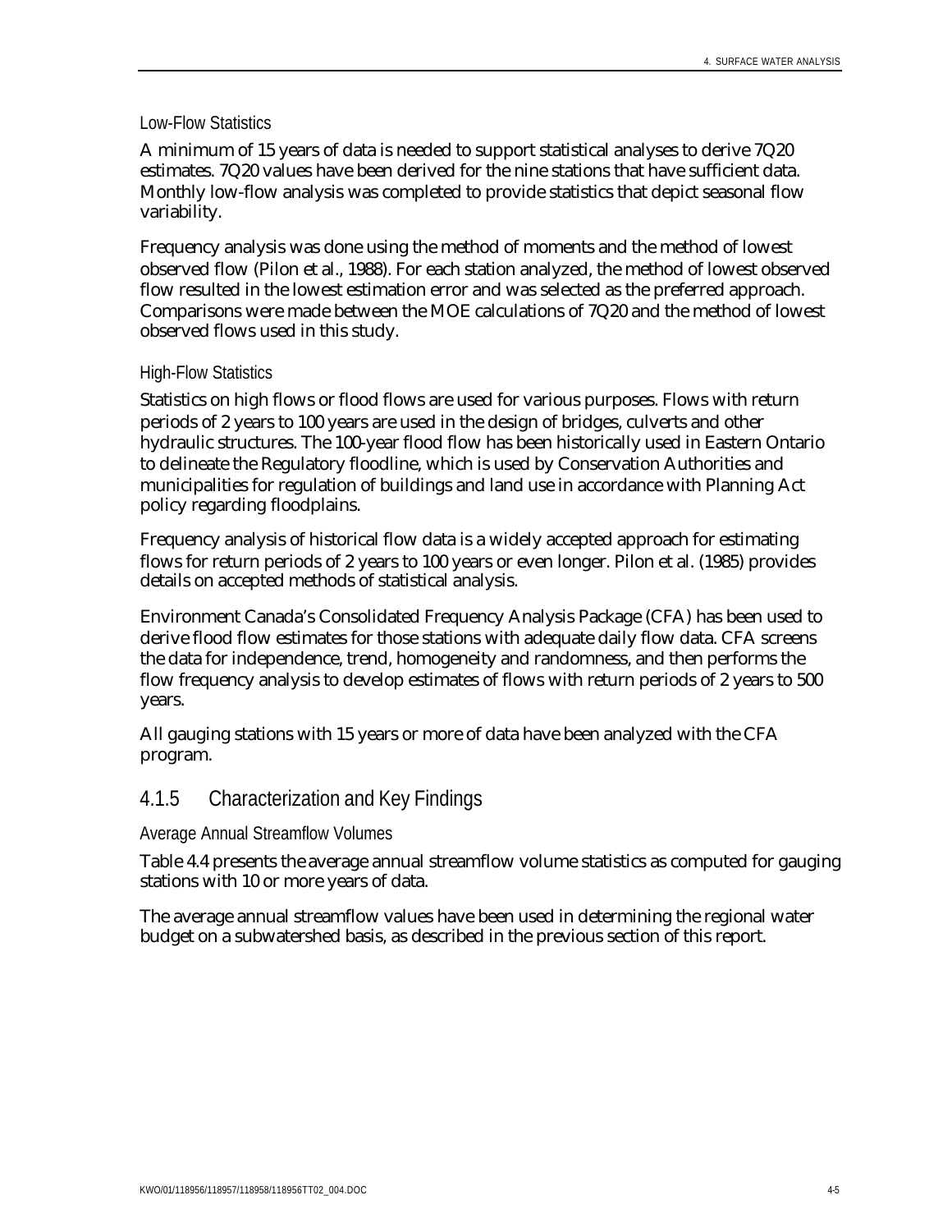#### Low-Flow Statistics

A minimum of 15 years of data is needed to support statistical analyses to derive 7Q20 estimates. 7Q20 values have been derived for the nine stations that have sufficient data. Monthly low-flow analysis was completed to provide statistics that depict seasonal flow variability.

Frequency analysis was done using the method of moments and the method of lowest observed flow (Pilon et al., 1988). For each station analyzed, the method of lowest observed flow resulted in the lowest estimation error and was selected as the preferred approach. Comparisons were made between the MOE calculations of 7Q20 and the method of lowest observed flows used in this study.

#### High-Flow Statistics

Statistics on high flows or flood flows are used for various purposes. Flows with return periods of 2 years to 100 years are used in the design of bridges, culverts and other hydraulic structures. The 100-year flood flow has been historically used in Eastern Ontario to delineate the Regulatory floodline, which is used by Conservation Authorities and municipalities for regulation of buildings and land use in accordance with Planning Act policy regarding floodplains.

Frequency analysis of historical flow data is a widely accepted approach for estimating flows for return periods of 2 years to 100 years or even longer. Pilon et al. (1985) provides details on accepted methods of statistical analysis.

Environment Canada's Consolidated Frequency Analysis Package (CFA) has been used to derive flood flow estimates for those stations with adequate daily flow data. CFA screens the data for independence, trend, homogeneity and randomness, and then performs the flow frequency analysis to develop estimates of flows with return periods of 2 years to 500 years.

All gauging stations with 15 years or more of data have been analyzed with the CFA program.

### 4.1.5 Characterization and Key Findings

#### Average Annual Streamflow Volumes

Table 4.4 presents the average annual streamflow volume statistics as computed for gauging stations with 10 or more years of data.

The average annual streamflow values have been used in determining the regional water budget on a subwatershed basis, as described in the previous section of this report.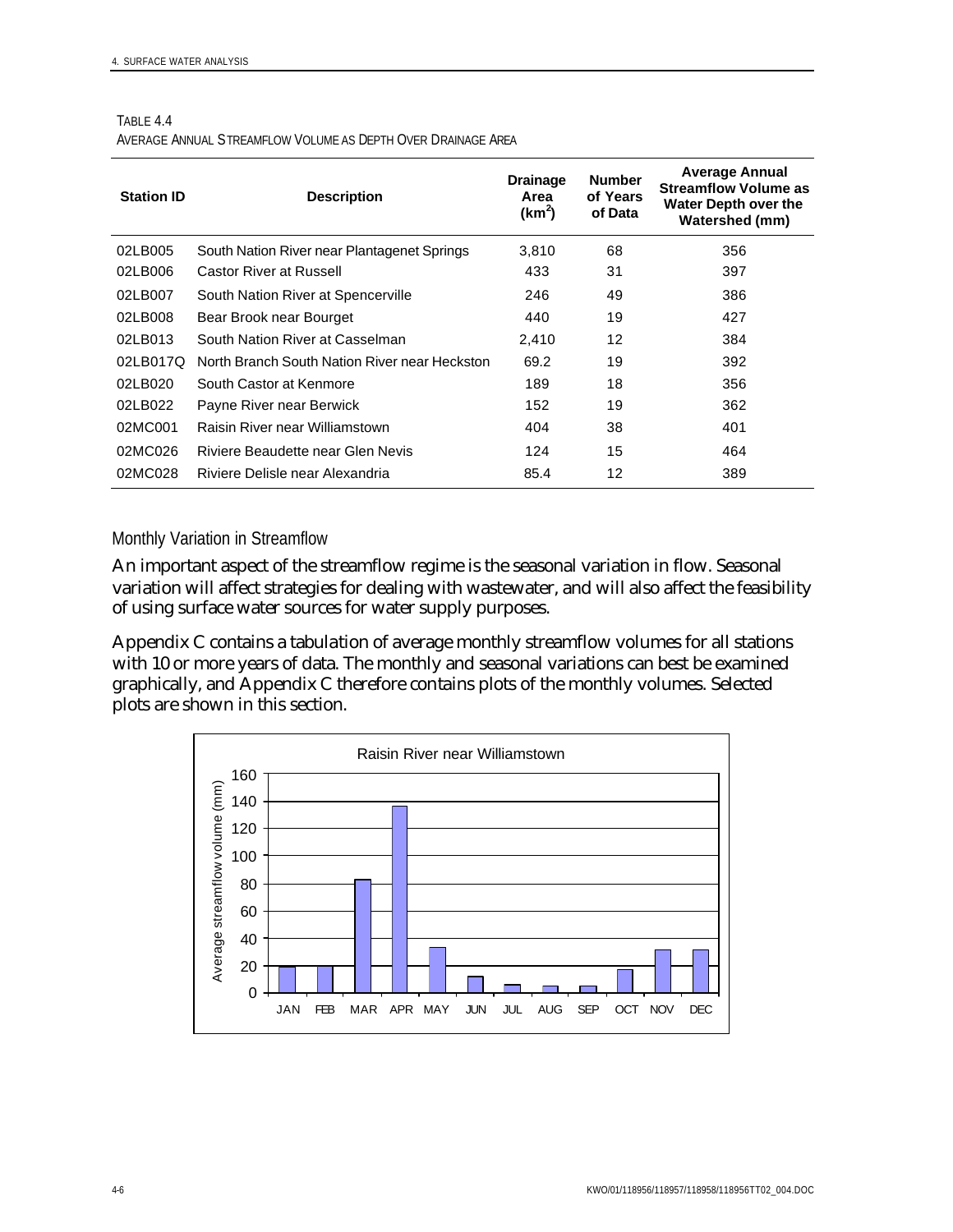TABLE 4.4

AVERAGE ANNUAL STREAMFLOW VOLUME AS DEPTH OVER DRAINAGE AREA

| Station ID | Description | Drainage Area ($km^2$) | Number of Years of Data | Average Annual Streamflow Volume as Water Depth over the Watershed (mm) |
|---|---|---|---|---|
| 02LB005 | South Nation River near Plantagenet Springs | 3,810 | 68 | 356 |
| 02LB006 | Castor River at Russell | 433 | 31 | 397 |
| 02LB007 | South Nation River at Spencerville | 246 | 49 | 386 |
| 02LB008 | Bear Brook near Bourget | 440 | 19 | 427 |
| 02LB013 | South Nation River at Casselman | 2,410 | 12 | 384 |
| 02LB017Q | North Branch South Nation River near Heckston | 69.2 | 19 | 392 |
| 02LB020 | South Castor at Kenmore | 189 | 18 | 356 |
| 02LB022 | Payne River near Berwick | 152 | 19 | 362 |
| 02MC001 | Raisin River near Williamstown | 404 | 38 | 401 |
| 02MC026 | Riviere Beaudette near Glen Nevis | 124 | 15 | 464 |
| 02MC028 | Riviere Delisle near Alexandria | 85.4 | 12 | 389 |

### Monthly Variation in Streamflow

An important aspect of the streamflow regime is the seasonal variation in flow. Seasonal variation will affect strategies for dealing with wastewater, and will also affect the feasibility of using surface water sources for water supply purposes.

Appendix C contains a tabulation of average monthly streamflow volumes for all stations with 10 or more years of data. The monthly and seasonal variations can best be examined graphically, and Appendix C therefore contains plots of the monthly volumes. Selected plots are shown in this section.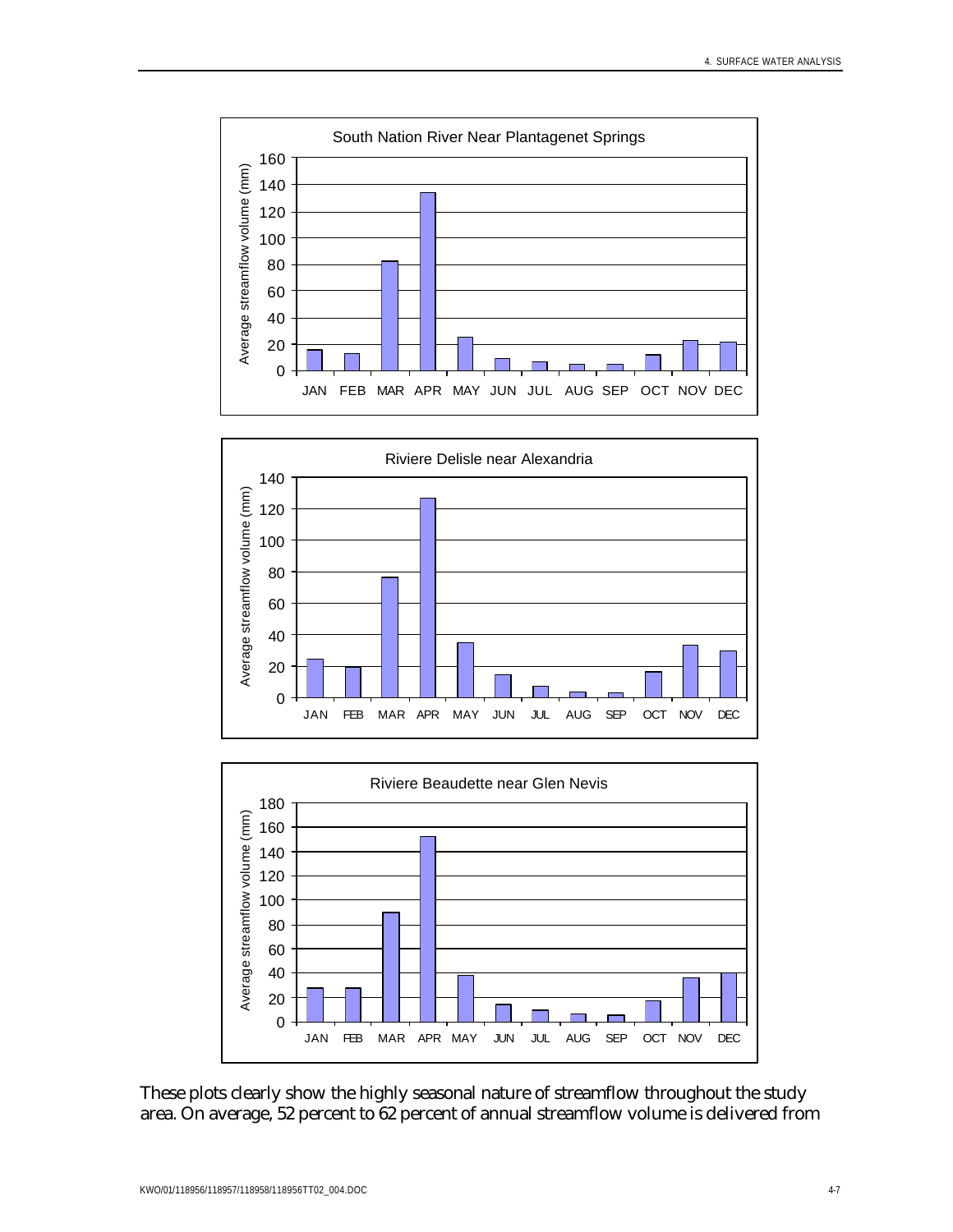These plots clearly show the highly seasonal nature of streamflow throughout the study area. On average, 52 percent to 62 percent of annual streamflow volume is delivered from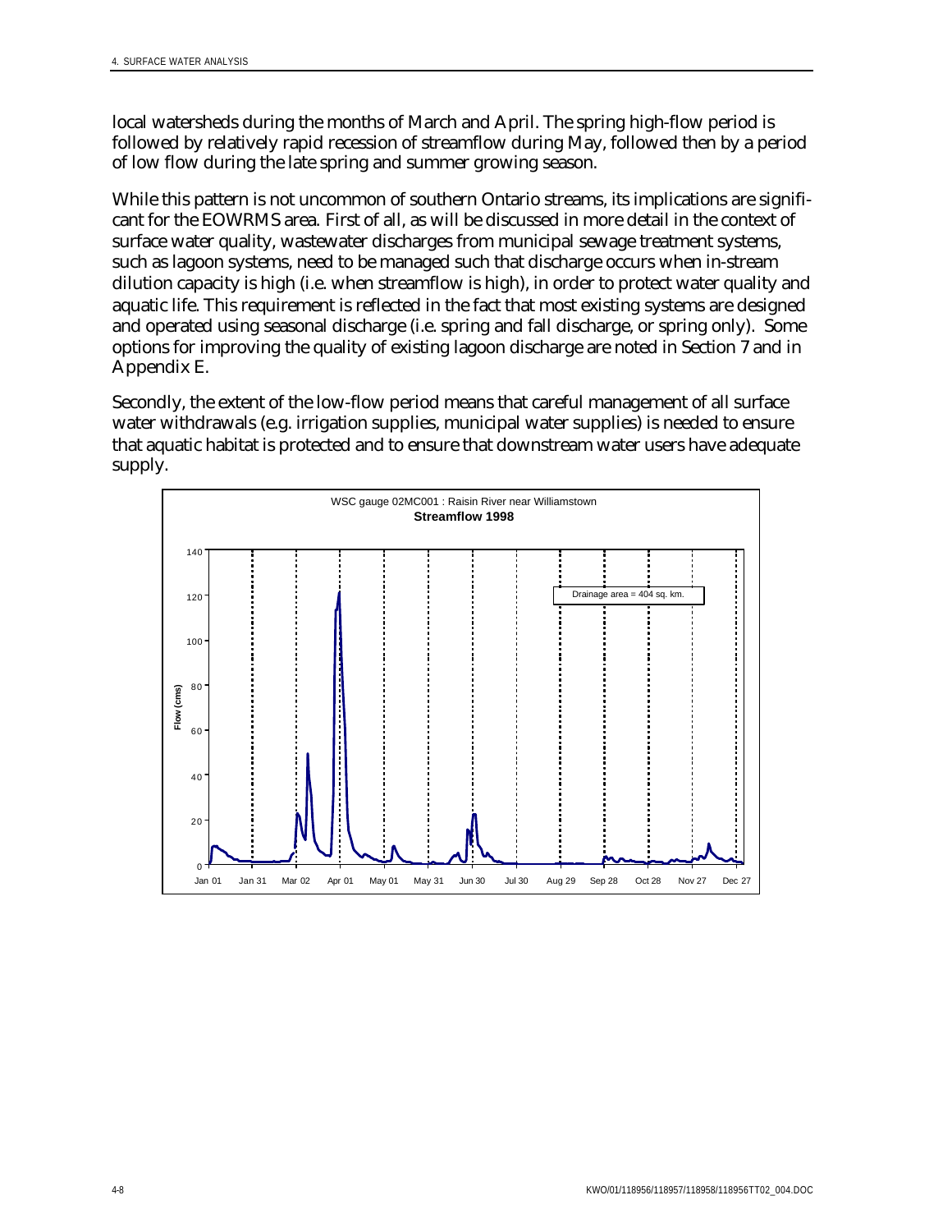local watersheds during the months of March and April. The spring high-flow period is followed by relatively rapid recession of streamflow during May, followed then by a period of low flow during the late spring and summer growing season.

While this pattern is not uncommon of southern Ontario streams, its implications are significant for the EOWRMS area. First of all, as will be discussed in more detail in the context of surface water quality, wastewater discharges from municipal sewage treatment systems, such as lagoon systems, need to be managed such that discharge occurs when in-stream dilution capacity is high (i.e. when streamflow is high), in order to protect water quality and aquatic life. This requirement is reflected in the fact that most existing systems are designed and operated using seasonal discharge (i.e. spring and fall discharge, or spring only). Some options for improving the quality of existing lagoon discharge are noted in Section 7 and in Appendix E.

Secondly, the extent of the low-flow period means that careful management of all surface water withdrawals (e.g. irrigation supplies, municipal water supplies) is needed to ensure that aquatic habitat is protected and to ensure that downstream water users have adequate supply.

WSC gauge 02MC001 : Raisin River near Williamstown
**Streamflow 1998**

Drainage area = 404 sq. km.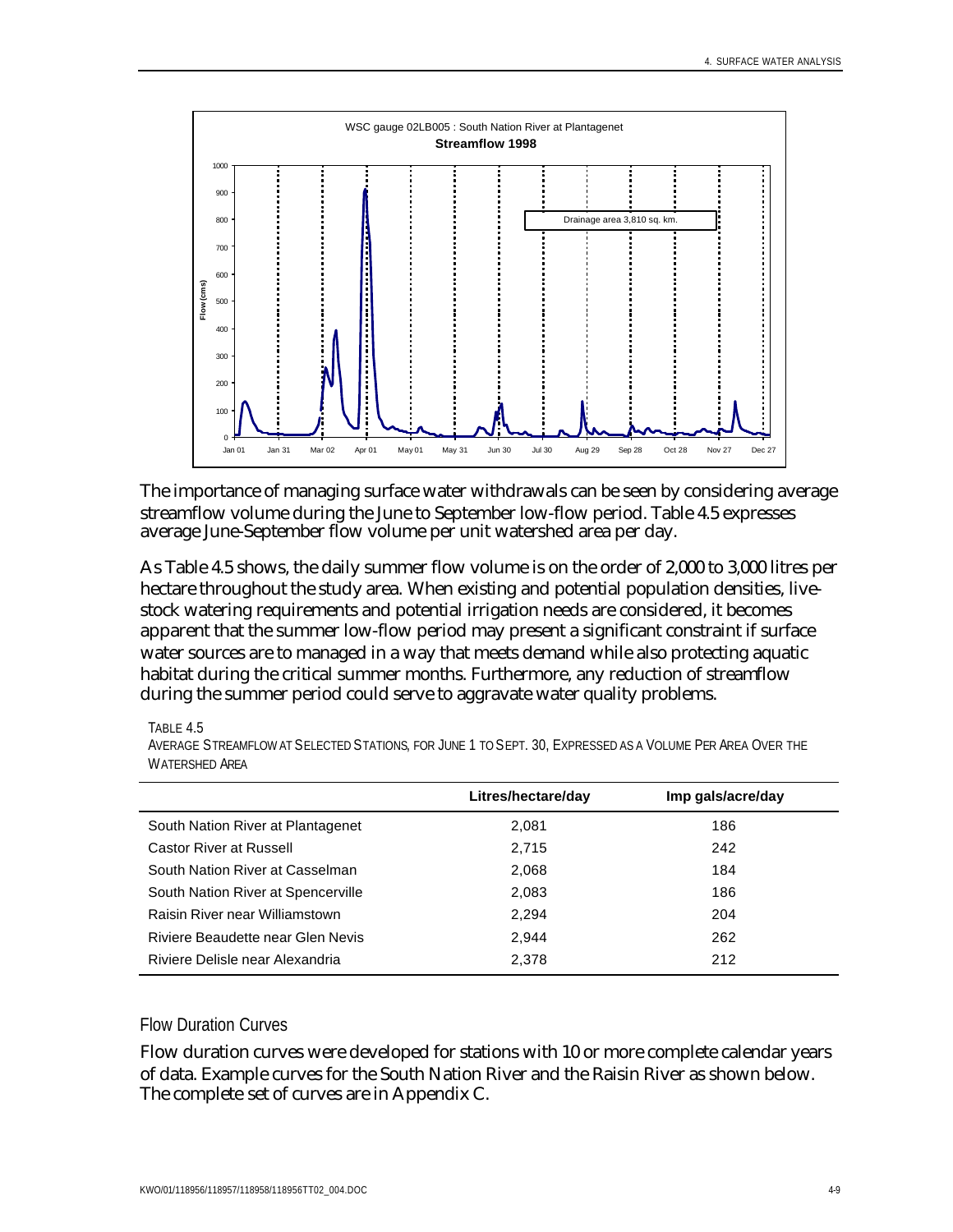The importance of managing surface water withdrawals can be seen by considering average streamflow volume during the June to September low-flow period. Table 4.5 expresses average June-September flow volume per unit watershed area per day.

As Table 4.5 shows, the daily summer flow volume is on the order of 2,000 to 3,000 litres per hectare throughout the study area. When existing and potential population densities, livestock watering requirements and potential irrigation needs are considered, it becomes apparent that the summer low-flow period may present a significant constraint if surface water sources are to managed in a way that meets demand while also protecting aquatic habitat during the critical summer months. Furthermore, any reduction of streamflow during the summer period could serve to aggravate water quality problems.

TABLE 4.5
AVERAGE STREAMFLOW AT SELECTED STATIONS, FOR JUNE 1 TO SEPT. 30, EXPRESSED AS A VOLUME PER AREA OVER THE WATERSHED AREA

| | Litres/hectare/day | Imp gals/acre/day |
|---|---|---|
| South Nation River at Plantagenet | 2,081 | 186 |
| Castor River at Russell | 2,715 | 242 |
| South Nation River at Casselman | 2,068 | 184 |
| South Nation River at Spencerville | 2,083 | 186 |
| Raisin River near Williamstown | 2,294 | 204 |
| Riviere Beaudette near Glen Nevis | 2,944 | 262 |
| Riviere Delisle near Alexandria | 2,378 | 212 |

### Flow Duration Curves

Flow duration curves were developed for stations with 10 or more complete calendar years of data. Example curves for the South Nation River and the Raisin River as shown below. The complete set of curves are in Appendix C.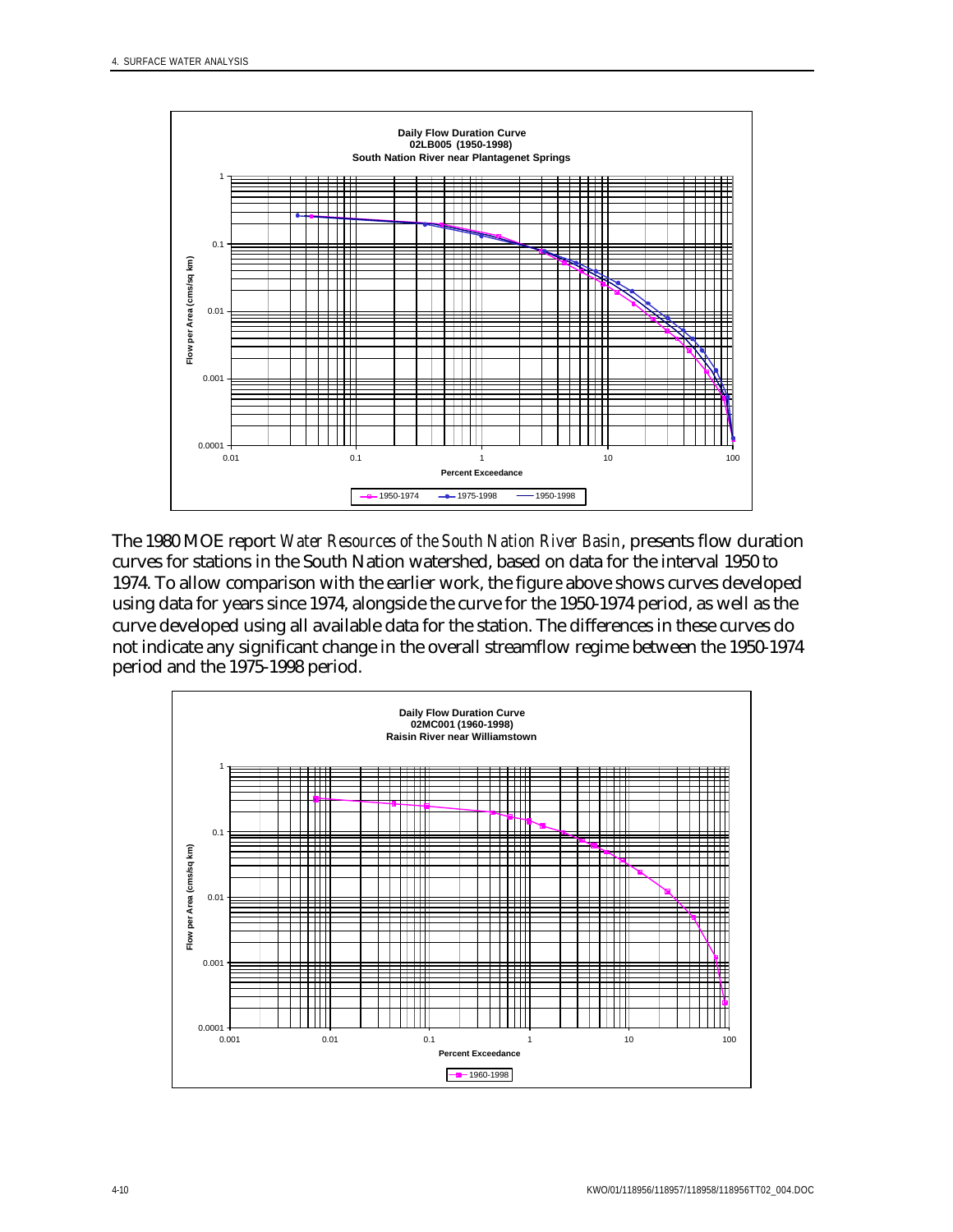**Daily Flow Duration Curve**
**02LB005 (1950-1998)**
**South Nation River near Plantagenet Springs**

The 1980 MOE report *Water Resources of the South Nation River Basin*, presents flow duration curves for stations in the South Nation watershed, based on data for the interval 1950 to 1974. To allow comparison with the earlier work, the figure above shows curves developed using data for years since 1974, alongside the curve for the 1950-1974 period, as well as the curve developed using all available data for the station. The differences in these curves do not indicate any significant change in the overall streamflow regime between the 1950-1974 period and the 1975-1998 period.

**Daily Flow Duration Curve**
**02MC001 (1960-1998)**
**Raisin River near Williamstown**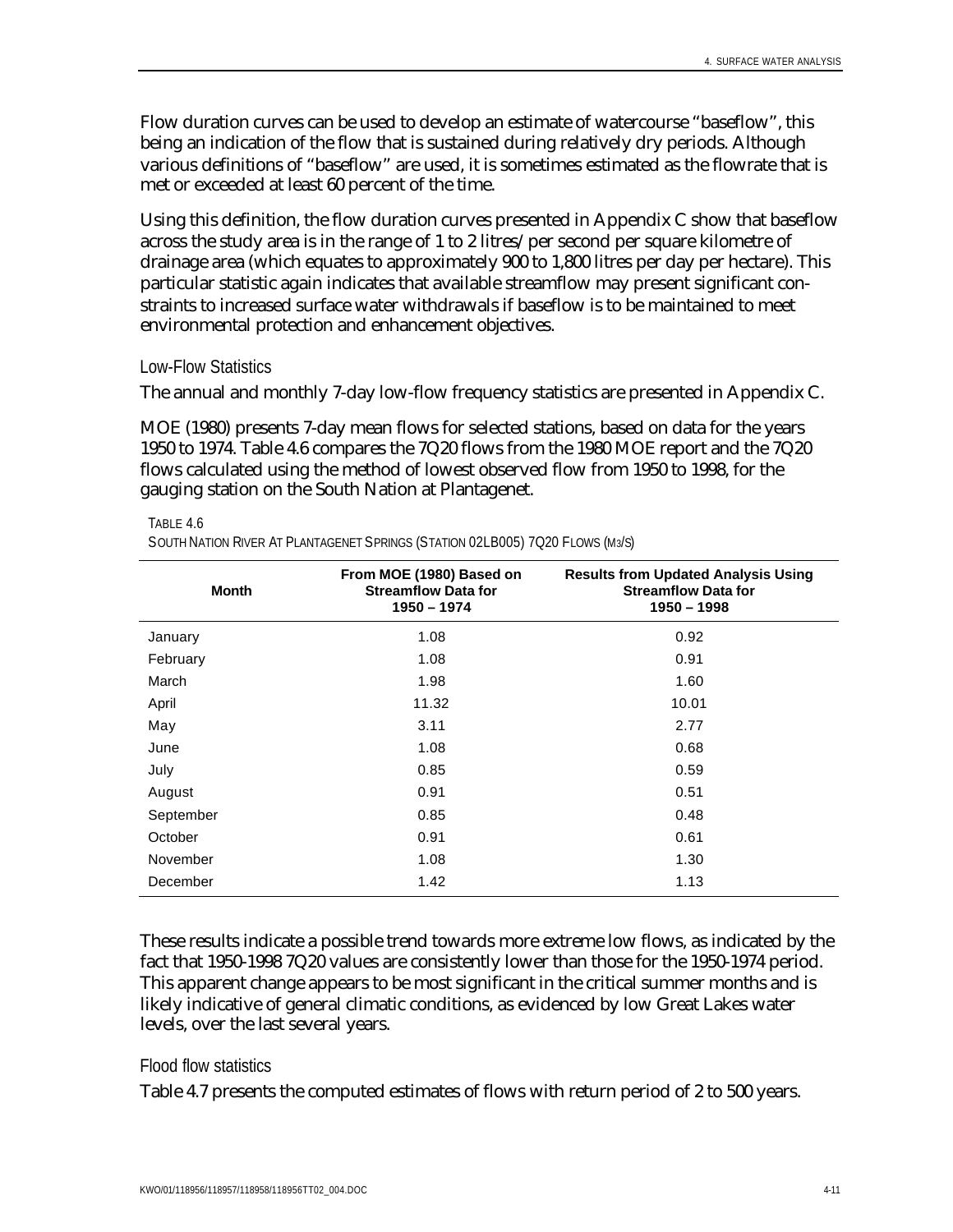Flow duration curves can be used to develop an estimate of watercourse "baseflow", this being an indication of the flow that is sustained during relatively dry periods. Although various definitions of "baseflow" are used, it is sometimes estimated as the flowrate that is met or exceeded at least 60 percent of the time.

Using this definition, the flow duration curves presented in Appendix C show that baseflow across the study area is in the range of 1 to 2 litres/per second per square kilometre of drainage area (which equates to approximately 900 to 1,800 litres per day per hectare). This particular statistic again indicates that available streamflow may present significant constraints to increased surface water withdrawals if baseflow is to be maintained to meet environmental protection and enhancement objectives.

### Low-Flow Statistics

The annual and monthly 7-day low-flow frequency statistics are presented in Appendix C.

MOE (1980) presents 7-day mean flows for selected stations, based on data for the years 1950 to 1974. Table 4.6 compares the 7Q20 flows from the 1980 MOE report and the 7Q20 flows calculated using the method of lowest observed flow from 1950 to 1998, for the gauging station on the South Nation at Plantagenet.

TABLE 4.6
SOUTH NATION RIVER AT PLANTAGENET SPRINGS (STATION 02LB005) 7Q20 FLOWS ($M^3/S$)

| Month | From MOE (1980) Based on Streamflow Data for 1950 – 1974 | Results from Updated Analysis Using Streamflow Data for 1950 – 1998 |
|---|---|---|
| January | 1.08 | 0.92 |
| February | 1.08 | 0.91 |
| March | 1.98 | 1.60 |
| April | 11.32 | 10.01 |
| May | 3.11 | 2.77 |
| June | 1.08 | 0.68 |
| July | 0.85 | 0.59 |
| August | 0.91 | 0.51 |
| September | 0.85 | 0.48 |
| October | 0.91 | 0.61 |
| November | 1.08 | 1.30 |
| December | 1.42 | 1.13 |

These results indicate a possible trend towards more extreme low flows, as indicated by the fact that 1950-1998 7Q20 values are consistently lower than those for the 1950-1974 period. This apparent change appears to be most significant in the critical summer months and is likely indicative of general climatic conditions, as evidenced by low Great Lakes water levels, over the last several years.

### Flood flow statistics

Table 4.7 presents the computed estimates of flows with return period of 2 to 500 years.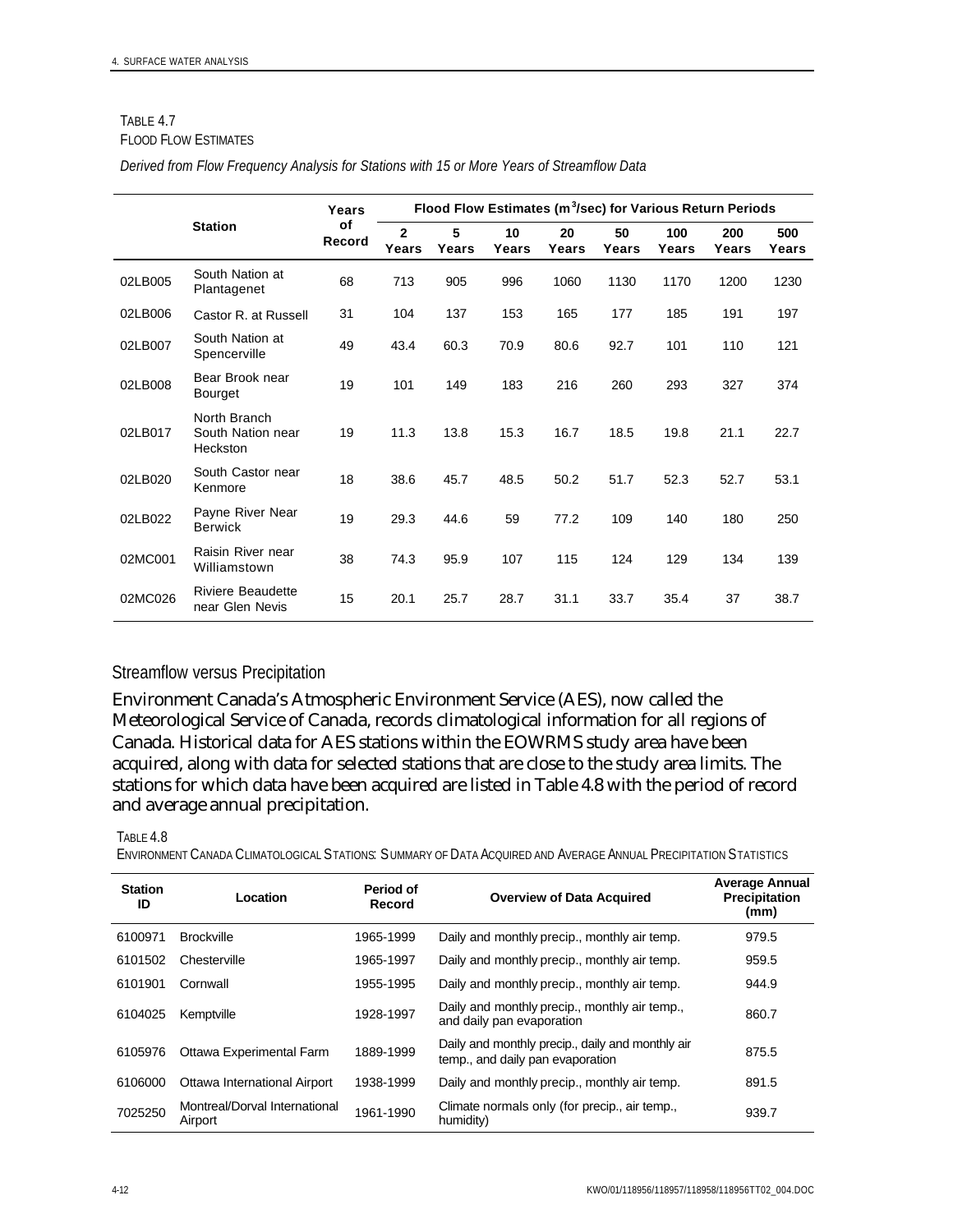TABLE 4.7
FLOOD FLOW ESTIMATES

*Derived from Flow Frequency Analysis for Stations with 15 or More Years of Streamflow Data*

| | Station | Years of Record | Flood Flow Estimates ($m^3$/sec) for Various Return Periods | | | | | | | |
|---|---|---|---|---|---|---|---|---|---|---|
| | | | 2 Years | 5 Years | 10 Years | 20 Years | 50 Years | 100 Years | 200 Years | 500 Years |
| 02LB005 | South Nation at Plantagenet | 68 | 713 | 905 | 996 | 1060 | 1130 | 1170 | 1200 | 1230 |
| 02LB006 | Castor R. at Russell | 31 | 104 | 137 | 153 | 165 | 177 | 185 | 191 | 197 |
| 02LB007 | South Nation at Spencerville | 49 | 43.4 | 60.3 | 70.9 | 80.6 | 92.7 | 101 | 110 | 121 |
| 02LB008 | Bear Brook near Bourget | 19 | 101 | 149 | 183 | 216 | 260 | 293 | 327 | 374 |
| 02LB017 | North Branch South Nation near Heckston | 19 | 11.3 | 13.8 | 15.3 | 16.7 | 18.5 | 19.8 | 21.1 | 22.7 |
| 02LB020 | South Castor near Kenmore | 18 | 38.6 | 45.7 | 48.5 | 50.2 | 51.7 | 52.3 | 52.7 | 53.1 |
| 02LB022 | Payne River Near Berwick | 19 | 29.3 | 44.6 | 59 | 77.2 | 109 | 140 | 180 | 250 |
| 02MC001 | Raisin River near Williamstown | 38 | 74.3 | 95.9 | 107 | 115 | 124 | 129 | 134 | 139 |
| 02MC026 | Riviere Beaudette near Glen Nevis | 15 | 20.1 | 25.7 | 28.7 | 31.1 | 33.7 | 35.4 | 37 | 38.7 |

## Streamflow versus Precipitation

Environment Canada's Atmospheric Environment Service (AES), now called the Meteorological Service of Canada, records climatological information for all regions of Canada. Historical data for AES stations within the EOWRMS study area have been acquired, along with data for selected stations that are close to the study area limits. The stations for which data have been acquired are listed in Table 4.8 with the period of record and average annual precipitation.

TABLE 4.8
ENVIRONMENT CANADA CLIMATOLOGICAL STATIONS: SUMMARY OF DATA ACQUIRED AND AVERAGE ANNUAL PRECIPITATION STATISTICS

| Station ID | Location | Period of Record | Overview of Data Acquired | Average Annual Precipitation (mm) |
|---|---|---|---|---|
| 6100971 | Brockville | 1965-1999 | Daily and monthly precip., monthly air temp. | 979.5 |
| 6101502 | Chesterville | 1965-1997 | Daily and monthly precip., monthly air temp. | 959.5 |
| 6101901 | Cornwall | 1955-1995 | Daily and monthly precip., monthly air temp. | 944.9 |
| 6104025 | Kemptville | 1928-1997 | Daily and monthly precip., monthly air temp., and daily pan evaporation | 860.7 |
| 6105976 | Ottawa Experimental Farm | 1889-1999 | Daily and monthly precip., daily and monthly air temp., and daily pan evaporation | 875.5 |
| 6106000 | Ottawa International Airport | 1938-1999 | Daily and monthly precip., monthly air temp. | 891.5 |
| 7025250 | Montreal/Dorval International Airport | 1961-1990 | Climate normals only (for precip., air temp., humidity) | 939.7 |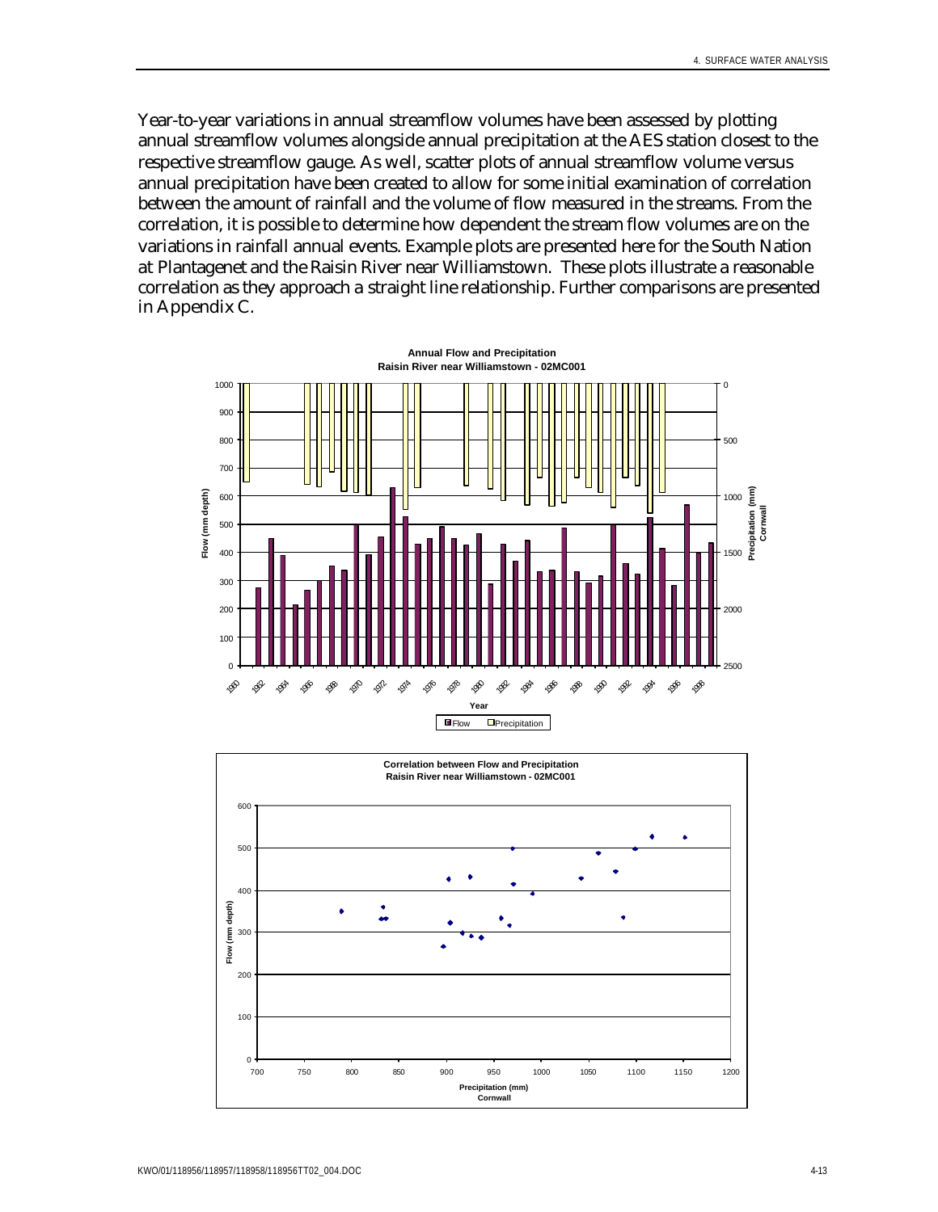Year-to-year variations in annual streamflow volumes have been assessed by plotting annual streamflow volumes alongside annual precipitation at the AES station closest to the respective streamflow gauge. As well, scatter plots of annual streamflow volume versus annual precipitation have been created to allow for some initial examination of correlation between the amount of rainfall and the volume of flow measured in the streams. From the correlation, it is possible to determine how dependent the stream flow volumes are on the variations in rainfall annual events. Example plots are presented here for the South Nation at Plantagenet and the Raisin River near Williamstown. These plots illustrate a reasonable correlation as they approach a straight line relationship. Further comparisons are presented in Appendix C.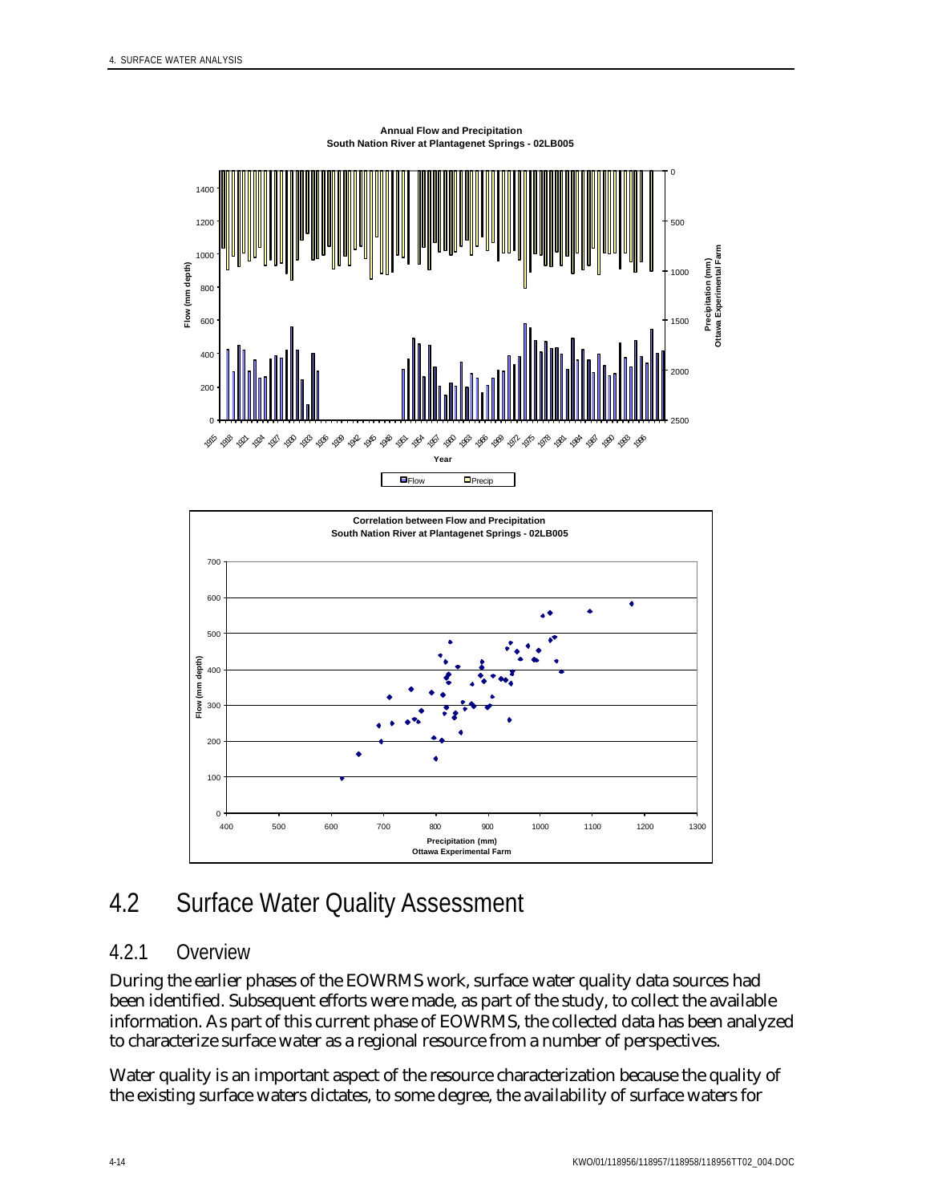**Annual Flow and Precipitation**
**South Nation River at Plantagenet Springs - 02LB005**

**Correlation between Flow and Precipitation**
**South Nation River at Plantagenet Springs - 02LB005**

## 4.2 Surface Water Quality Assessment

### 4.2.1 Overview

During the earlier phases of the EOWRMS work, surface water quality data sources had been identified. Subsequent efforts were made, as part of the study, to collect the available information. As part of this current phase of EOWRMS, the collected data has been analyzed to characterize surface water as a regional resource from a number of perspectives.

Water quality is an important aspect of the resource characterization because the quality of the existing surface waters dictates, to some degree, the availability of surface waters for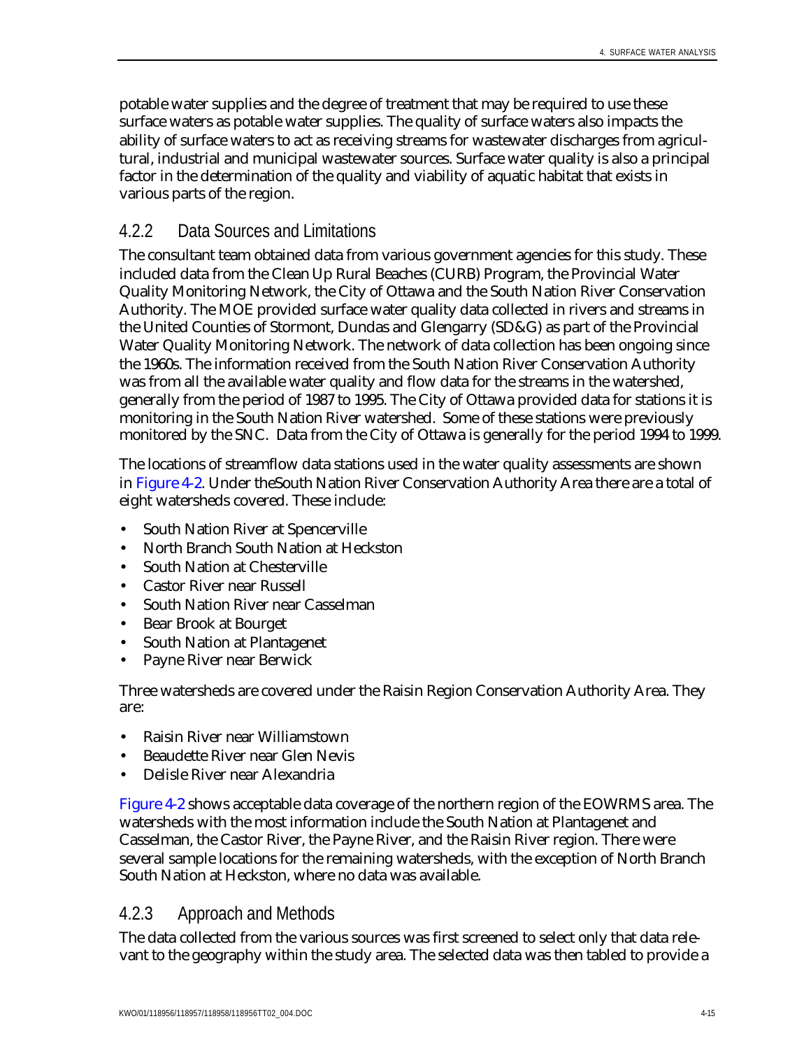potable water supplies and the degree of treatment that may be required to use these surface waters as potable water supplies. The quality of surface waters also impacts the ability of surface waters to act as receiving streams for wastewater discharges from agricultural, industrial and municipal wastewater sources. Surface water quality is also a principal factor in the determination of the quality and viability of aquatic habitat that exists in various parts of the region.

### 4.2.2 Data Sources and Limitations

The consultant team obtained data from various government agencies for this study. These included data from the Clean Up Rural Beaches (CURB) Program, the Provincial Water Quality Monitoring Network, the City of Ottawa and the South Nation River Conservation Authority. The MOE provided surface water quality data collected in rivers and streams in the United Counties of Stormont, Dundas and Glengarry (SD&G) as part of the Provincial Water Quality Monitoring Network. The network of data collection has been ongoing since the 1960s. The information received from the South Nation River Conservation Authority was from all the available water quality and flow data for the streams in the watershed, generally from the period of 1987 to 1995. The City of Ottawa provided data for stations it is monitoring in the South Nation River watershed. Some of these stations were previously monitored by the SNC. Data from the City of Ottawa is generally for the period 1994 to 1999.

The locations of streamflow data stations used in the water quality assessments are shown in Figure 4-2. Under theSouth Nation River Conservation Authority Area there are a total of eight watersheds covered. These include:

- South Nation River at Spencerville
- North Branch South Nation at Heckston
- South Nation at Chesterville
- Castor River near Russell
- South Nation River near Casselman
- Bear Brook at Bourget
- South Nation at Plantagenet
- Payne River near Berwick

Three watersheds are covered under the Raisin Region Conservation Authority Area. They are:

- Raisin River near Williamstown
- Beaudette River near Glen Nevis
- Delisle River near Alexandria

Figure 4-2 shows acceptable data coverage of the northern region of the EOWRMS area. The watersheds with the most information include the South Nation at Plantagenet and Casselman, the Castor River, the Payne River, and the Raisin River region. There were several sample locations for the remaining watersheds, with the exception of North Branch South Nation at Heckston, where no data was available.

### 4.2.3 Approach and Methods

The data collected from the various sources was first screened to select only that data relevant to the geography within the study area. The selected data was then tabled to provide a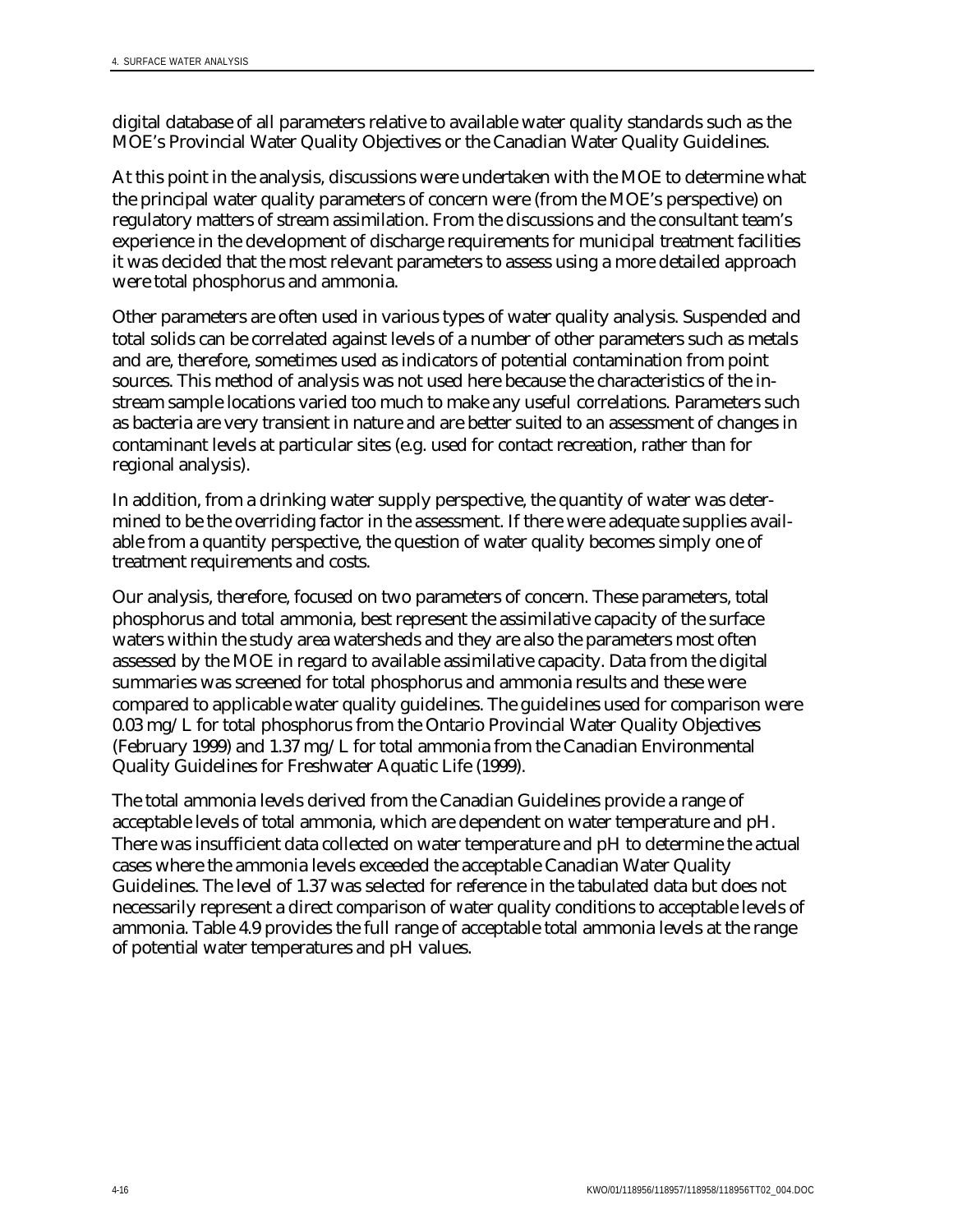digital database of all parameters relative to available water quality standards such as the MOE's Provincial Water Quality Objectives or the Canadian Water Quality Guidelines.

At this point in the analysis, discussions were undertaken with the MOE to determine what the principal water quality parameters of concern were (from the MOE's perspective) on regulatory matters of stream assimilation. From the discussions and the consultant team's experience in the development of discharge requirements for municipal treatment facilities it was decided that the most relevant parameters to assess using a more detailed approach were total phosphorus and ammonia.

Other parameters are often used in various types of water quality analysis. Suspended and total solids can be correlated against levels of a number of other parameters such as metals and are, therefore, sometimes used as indicators of potential contamination from point sources. This method of analysis was not used here because the characteristics of the in-stream sample locations varied too much to make any useful correlations. Parameters such as bacteria are very transient in nature and are better suited to an assessment of changes in contaminant levels at particular sites (e.g. used for contact recreation, rather than for regional analysis).

In addition, from a drinking water supply perspective, the quantity of water was determined to be the overriding factor in the assessment. If there were adequate supplies available from a quantity perspective, the question of water quality becomes simply one of treatment requirements and costs.

Our analysis, therefore, focused on two parameters of concern. These parameters, total phosphorus and total ammonia, best represent the assimilative capacity of the surface waters within the study area watersheds and they are also the parameters most often assessed by the MOE in regard to available assimilative capacity. Data from the digital summaries was screened for total phosphorus and ammonia results and these were compared to applicable water quality guidelines. The guidelines used for comparison were 0.03 mg/L for total phosphorus from the Ontario Provincial Water Quality Objectives (February 1999) and 1.37 mg/L for total ammonia from the Canadian Environmental Quality Guidelines for Freshwater Aquatic Life (1999).

The total ammonia levels derived from the Canadian Guidelines provide a range of acceptable levels of total ammonia, which are dependent on water temperature and pH. There was insufficient data collected on water temperature and pH to determine the actual cases where the ammonia levels exceeded the acceptable Canadian Water Quality Guidelines. The level of 1.37 was selected for reference in the tabulated data but does not necessarily represent a direct comparison of water quality conditions to acceptable levels of ammonia. Table 4.9 provides the full range of acceptable total ammonia levels at the range of potential water temperatures and pH values.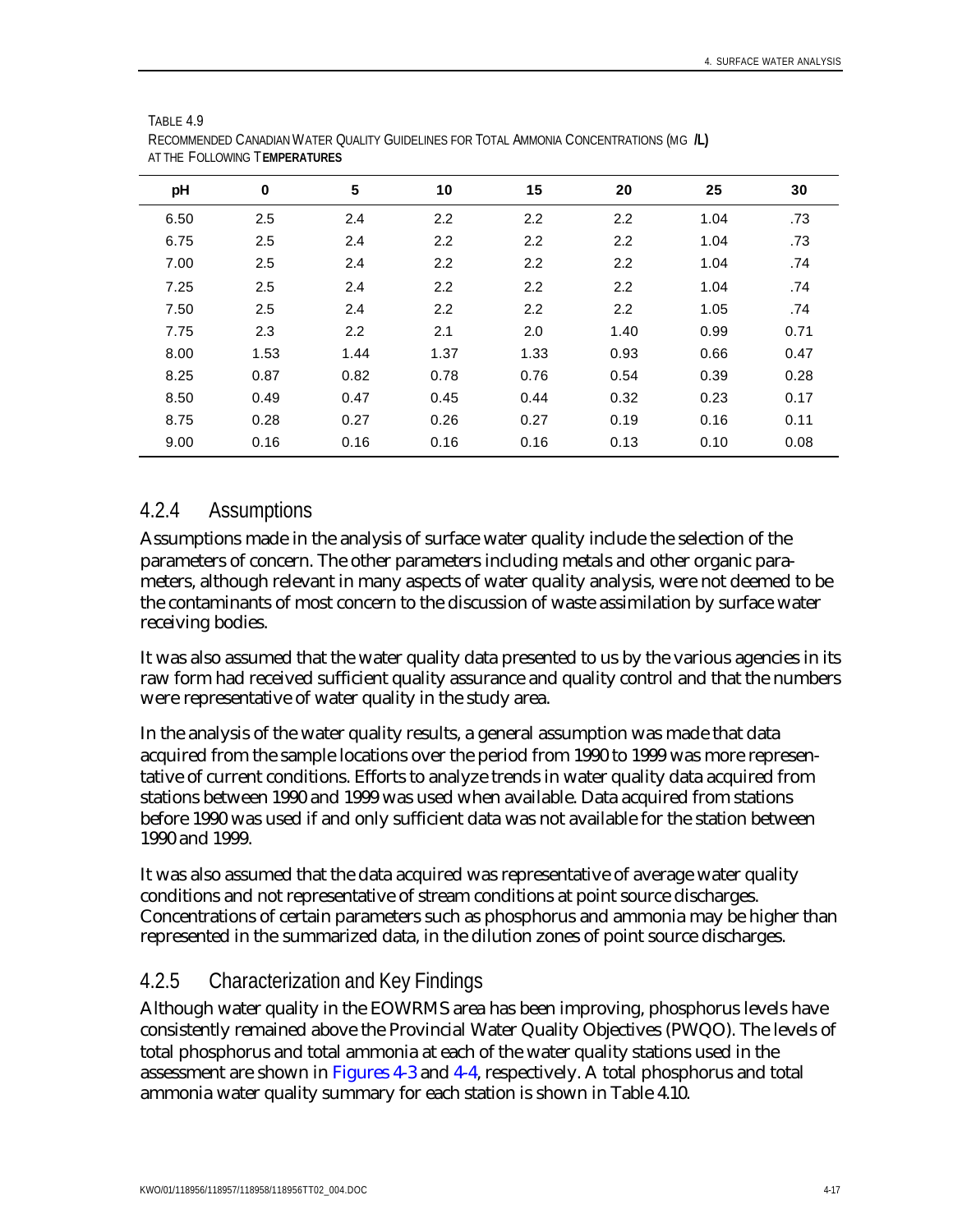TABLE 4.9
RECOMMENDED CANADIAN WATER QUALITY GUIDELINES FOR TOTAL AMMONIA CONCENTRATIONS (MG /L) AT THE FOLLOWING TEMPERATURES

| pH | 0 | 5 | 10 | 15 | 20 | 25 | 30 |
|---|---|---|---|---|---|---|---|
| 6.50 | 2.5 | 2.4 | 2.2 | 2.2 | 2.2 | 1.04 | .73 |
| 6.75 | 2.5 | 2.4 | 2.2 | 2.2 | 2.2 | 1.04 | .73 |
| 7.00 | 2.5 | 2.4 | 2.2 | 2.2 | 2.2 | 1.04 | .74 |
| 7.25 | 2.5 | 2.4 | 2.2 | 2.2 | 2.2 | 1.04 | .74 |
| 7.50 | 2.5 | 2.4 | 2.2 | 2.2 | 2.2 | 1.05 | .74 |
| 7.75 | 2.3 | 2.2 | 2.1 | 2.0 | 1.40 | 0.99 | 0.71 |
| 8.00 | 1.53 | 1.44 | 1.37 | 1.33 | 0.93 | 0.66 | 0.47 |
| 8.25 | 0.87 | 0.82 | 0.78 | 0.76 | 0.54 | 0.39 | 0.28 |
| 8.50 | 0.49 | 0.47 | 0.45 | 0.44 | 0.32 | 0.23 | 0.17 |
| 8.75 | 0.28 | 0.27 | 0.26 | 0.27 | 0.19 | 0.16 | 0.11 |
| 9.00 | 0.16 | 0.16 | 0.16 | 0.16 | 0.13 | 0.10 | 0.08 |

### 4.2.4 Assumptions

Assumptions made in the analysis of surface water quality include the selection of the parameters of concern. The other parameters including metals and other organic parameters, although relevant in many aspects of water quality analysis, were not deemed to be the contaminants of most concern to the discussion of waste assimilation by surface water receiving bodies.

It was also assumed that the water quality data presented to us by the various agencies in its raw form had received sufficient quality assurance and quality control and that the numbers were representative of water quality in the study area.

In the analysis of the water quality results, a general assumption was made that data acquired from the sample locations over the period from 1990 to 1999 was more representative of current conditions. Efforts to analyze trends in water quality data acquired from stations between 1990 and 1999 was used when available. Data acquired from stations before 1990 was used if and only sufficient data was not available for the station between 1990 and 1999.

It was also assumed that the data acquired was representative of average water quality conditions and not representative of stream conditions at point source discharges. Concentrations of certain parameters such as phosphorus and ammonia may be higher than represented in the summarized data, in the dilution zones of point source discharges.

### 4.2.5 Characterization and Key Findings

Although water quality in the EOWRMS area has been improving, phosphorus levels have consistently remained above the Provincial Water Quality Objectives (PWQO). The levels of total phosphorus and total ammonia at each of the water quality stations used in the assessment are shown in Figures 4-3 and 4-4, respectively. A total phosphorus and total ammonia water quality summary for each station is shown in Table 4.10.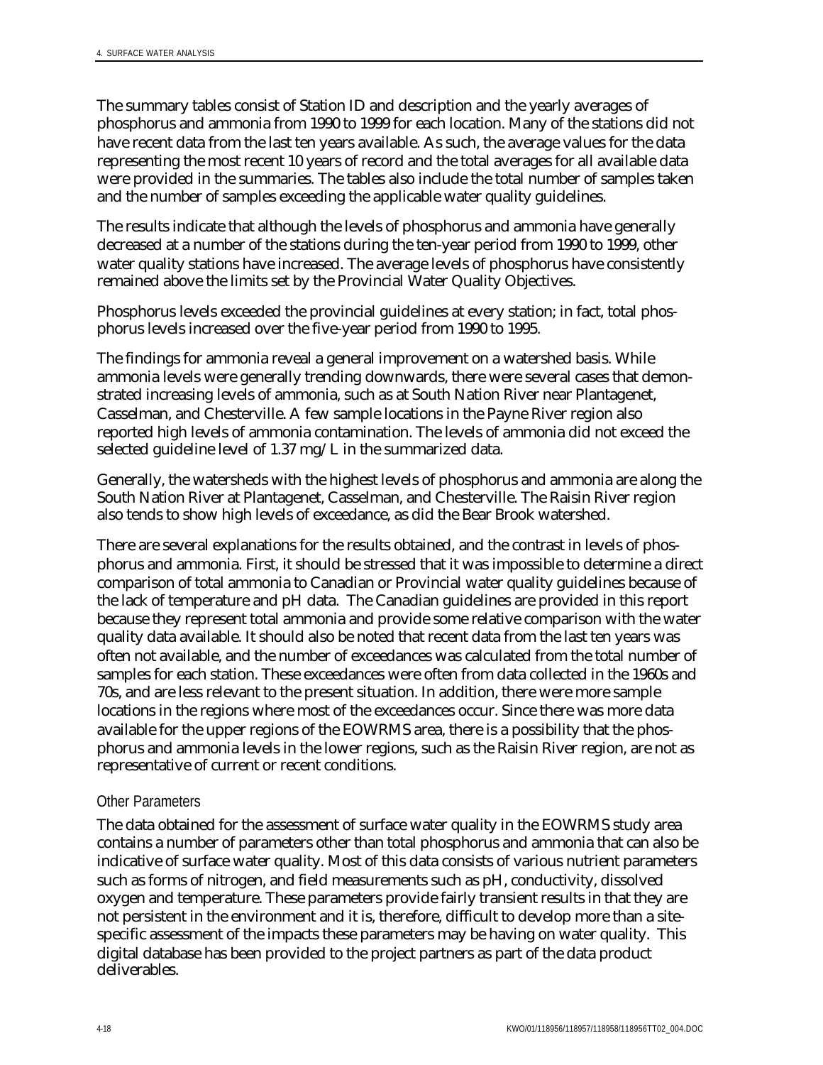The summary tables consist of Station ID and description and the yearly averages of phosphorus and ammonia from 1990 to 1999 for each location. Many of the stations did not have recent data from the last ten years available. As such, the average values for the data representing the most recent 10 years of record and the total averages for all available data were provided in the summaries. The tables also include the total number of samples taken and the number of samples exceeding the applicable water quality guidelines.

The results indicate that although the levels of phosphorus and ammonia have generally decreased at a number of the stations during the ten-year period from 1990 to 1999, other water quality stations have increased. The average levels of phosphorus have consistently remained above the limits set by the Provincial Water Quality Objectives.

Phosphorus levels exceeded the provincial guidelines at every station; in fact, total phosphorus levels increased over the five-year period from 1990 to 1995.

The findings for ammonia reveal a general improvement on a watershed basis. While ammonia levels were generally trending downwards, there were several cases that demonstrated increasing levels of ammonia, such as at South Nation River near Plantagenet, Casselman, and Chesterville. A few sample locations in the Payne River region also reported high levels of ammonia contamination. The levels of ammonia did not exceed the selected guideline level of 1.37 mg/L in the summarized data.

Generally, the watersheds with the highest levels of phosphorus and ammonia are along the South Nation River at Plantagenet, Casselman, and Chesterville. The Raisin River region also tends to show high levels of exceedance, as did the Bear Brook watershed.

There are several explanations for the results obtained, and the contrast in levels of phosphorus and ammonia. First, it should be stressed that it was impossible to determine a direct comparison of total ammonia to Canadian or Provincial water quality guidelines because of the lack of temperature and pH data. The Canadian guidelines are provided in this report because they represent total ammonia and provide some relative comparison with the water quality data available. It should also be noted that recent data from the last ten years was often not available, and the number of exceedances was calculated from the total number of samples for each station. These exceedances were often from data collected in the 1960s and 70s, and are less relevant to the present situation. In addition, there were more sample locations in the regions where most of the exceedances occur. Since there was more data available for the upper regions of the EOWRMS area, there is a possibility that the phosphorus and ammonia levels in the lower regions, such as the Raisin River region, are not as representative of current or recent conditions.

### Other Parameters

The data obtained for the assessment of surface water quality in the EOWRMS study area contains a number of parameters other than total phosphorus and ammonia that can also be indicative of surface water quality. Most of this data consists of various nutrient parameters such as forms of nitrogen, and field measurements such as pH, conductivity, dissolved oxygen and temperature. These parameters provide fairly transient results in that they are not persistent in the environment and it is, therefore, difficult to develop more than a site-specific assessment of the impacts these parameters may be having on water quality. This digital database has been provided to the project partners as part of the data product deliverables.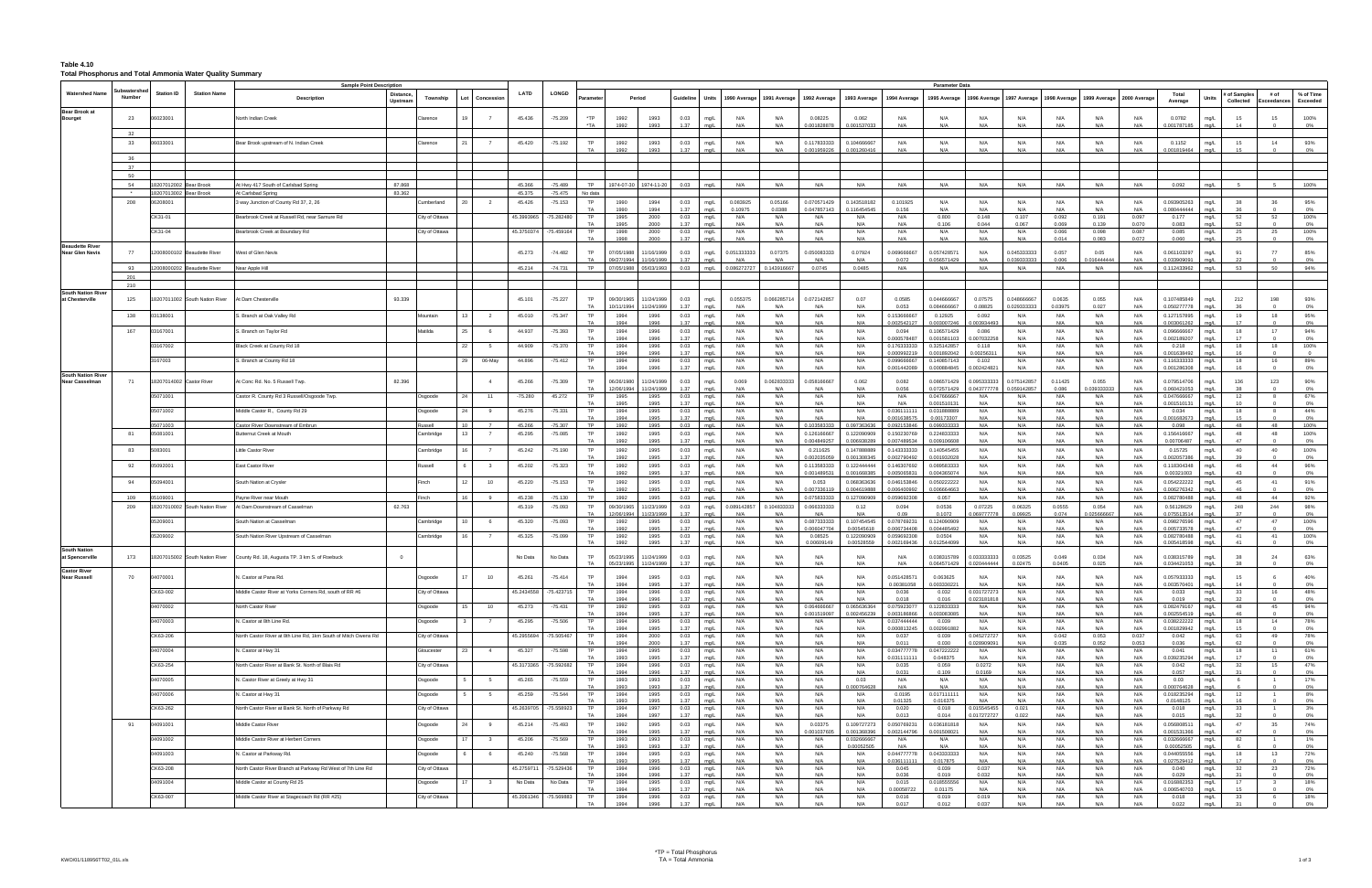**Table 4.10**
**Total Phosphorus and Total Ammonia Water Quality Summary**

| Watershed Name | Subwatershed Number | Station ID | Station Name | Description | Distance, Upstream | Township | Lot | Concession | LATD | LONGD | Parameter | Period | | Guideline | Units | 1990 Average | 1991 Average | 1992 Average | 1993 Average | 1994 Average | 1995 Average | 1996 Average | 1997 Average | 1998 Average | 1999 Average | 2000 Average | Total Average | Units | # of Samples Collected | # of Exceedances | % of Time Exceeded |
|---|---|---|---|---|---|---|---|---|---|---|---|---|---|---|---|---|---|---|---|---|---|---|---|---|---|---|---|---|---|---|---|
| Bear Brook at Bourget | 23 | 06023001 | | North Indian Creek | | Clarence | 19 | 7 | 45.436 | -75.209 | *TP | 1992 | 1993 | 0.03 | mg/L | N/A | N/A | 0.08225 | 0.062 | N/A | N/A | N/A | N/A | N/A | N/A | N/A | 0.0782 | mg/L | 15 | 15 | 100% |
| | | | | | | | | | | | *TA | 1992 | 1993 | 1.37 | mg/L | N/A | N/A | 0.001828678 | 0.001537033 | N/A | N/A | N/A | N/A | N/A | N/A | N/A | 0.001797185 | mg/L | 14 | 0 | 0% |
| | 32 | | | | | | | | | | | | | | | | | | | | | | | | | | | | | | |
| | 33 | 06033001 | | Bear Brook upstream of N. Indian Creek | | Clarence | 21 | 7 | 45.420 | -75.192 | TP | 1992 | 1993 | 0.03 | mg/L | N/A | N/A | 0.117833333 | 0.104666667 | N/A | N/A | N/A | N/A | N/A | N/A | N/A | 0.1152 | mg/L | 15 | 14 | 93% |
| | | | | | | | | | | | TA | 1992 | 1993 | 1.37 | mg/L | N/A | N/A | 0.001959226 | 0.001260416 | N/A | N/A | N/A | N/A | N/A | N/A | N/A | 0.001019464 | mg/L | 15 | 0 | 0% |
| | 36 | | | | | | | | | | | | | | | | | | | | | | | | | | | | | | |
| | 37 | | | | | | | | | | | | | | | | | | | | | | | | | | | | | | |
| | 50 | | | | | | | | | | | | | | | | | | | | | | | | | | | | | | |
| | 54 | 18207012002 | Bear Brook | At Hwy 417 South of Carlsbad Spring | 87.868 | | | | 45.366 | -75.489 | TP | 1974-07-30 | 1974-11-20 | 0.03 | mg/L | N/A | N/A | N/A | N/A | N/A | N/A | N/A | N/A | N/A | N/A | N/A | 0.092 | mg/L | 5 | 5 | 100% |
| | * | 18207013002 | Bear Brook | At Carlsbad Spring | 83.362 | | | | 45.375 | -75.475 | No data | | | | | | | | | | | | | | | | | | | | |
| | 208 | 06208001 | | 3 way Junction of County Rd 37, 2, 26 | | Cumberland | 20 | 2 | 45.426 | -75.153 | TP | 1990 | 1994 | 0.03 | mg/L | 0.063625 | 0.05166 | 0.070571429 | 0.143518182 | 0.101925 | N/A | N/A | N/A | N/A | N/A | N/A | 0.093905263 | mg/L | 38 | 36 | 95% |
| | | | | | | | | | | | TA | 1990 | 1994 | 1.37 | mg/L | 0.10975 | 0.0388 | 0.047857143 | 0.116454545 | 0.158 | N/A | N/A | N/A | N/A | N/A | N/A | 0.080444444 | mg/L | 36 | 0 | 0% |
| | | CK31-01 | | Bearbrook Creek at Russell Rd, near Sarnure Rd | | City of Ottawa | | | 45.3993665 | -75.282480 | TP | 1995 | 2000 | 0.03 | mg/L | N/A | N/A | N/A | N/A | N/A | 0.800 | 0.149 | 0.107 | 0.092 | 0.191 | 0.097 | 0.177 | mg/L | 52 | 52 | 100% |
| | | | | | | | | | | | TA | 1995 | 2000 | 1.37 | mg/L | N/A | N/A | N/A | N/A | N/A | 0.106 | 0.044 | 0.067 | 0.069 | 0.139 | 0.070 | 0.083 | mg/L | 52 | 0 | 0% |
| | | CK31-04 | | Bearbrook Creek at Boundary Rd | | City of Ottawa | | | 45.3750274 | -75.459164 | TP | 1998 | 2000 | 0.03 | mg/L | N/A | N/A | N/A | N/A | N/A | N/A | N/A | N/A | 0.066 | 0.098 | 0.087 | 0.085 | mg/L | 25 | 25 | 100% |
| | | | | | | | | | | | TA | 1998 | 2000 | 1.37 | mg/L | N/A | N/A | N/A | N/A | N/A | N/A | N/A | N/A | 0.014 | 0.083 | 0.072 | 0.060 | mg/L | 25 | 0 | 0% |
| Beaudette River Near Glen Nevis | 77 | 12008000102 | Beaudette River | West of Glen Nevis | | | | | 45.273 | -74.482 | TP | 07/05/1988 | 11/16/1999 | 0.03 | mg/L | 0.051333333 | 0.07375 | 0.050083333 | 0.07924 | 0.069666667 | 0.057428571 | N/A | 0.045333333 | 0.057 | 0.05 | N/A | 0.061103297 | mg/L | 91 | 77 | 85% |
| | | | | | | | | | | | TA | 09/27/1994 | 11/16/1999 | 1.37 | mg/L | N/A | N/A | N/A | N/A | 0.072 | 0.056571429 | N/A | 0.036333333 | 0.006 | 0.016444444 | N/A | 0.033909091 | mg/L | 22 | 0 | 0% |
| | 93 | 12008000202 | Beaudette River | Near Apple Hill | | | | | 45.214 | -74.731 | TP | 07/05/1988 | 05/03/1993 | 0.03 | mg/L | 0.086272727 | 0.141916667 | 0.0745 | 0.0485 | N/A | N/A | N/A | N/A | N/A | N/A | N/A | 0.112433962 | mg/L | 53 | 50 | 94% |
| | 201 | | | | | | | | | | | | | | | | | | | | | | | | | | | | | | |
| | 210 | | | | | | | | | | | | | | | | | | | | | | | | | | | | | | |
| South Nation River at Chesterville | 125 | 18207011002 | South Nation River | At Dam Chesterville | 93.339 | | | | 45.101 | -75.227 | TP | 09/30/1965 | 11/24/1999 | 0.03 | mg/L | 0.055375 | 0.066285714 | 0.072142857 | 0.07 | 0.0585 | 0.044666667 | 0.07575 | 0.048666667 | 0.0635 | 0.055 | N/A | 0.107485849 | mg/L | 212 | 198 | 93% |
| | | | | | | | | | | | TA | 10/11/1994 | 11/24/1999 | 1.37 | mg/L | N/A | N/A | N/A | N/A | 0.053 | 0.044666667 | 0.08825 | 0.029333333 | 0.03975 | 0.027 | N/A | 0.050277778 | mg/L | 36 | 0 | 0% |
| | 138 | 03138001 | | S. Branch at Oak Valley Rd | | Mountain | 13 | 2 | 45.010 | -75.347 | TP | 1994 | 1996 | 0.03 | mg/L | N/A | N/A | N/A | N/A | 0.153666667 | 0.12925 | 0.092 | N/A | N/A | N/A | N/A | 0.127157895 | mg/L | 19 | 18 | 95% |
| | | | | | | | | | | | TA | 1994 | 1996 | 1.37 | mg/L | N/A | N/A | N/A | N/A | 0.002542127 | 0.003007246 | 0.003934493 | N/A | N/A | N/A | N/A | 0.003061262 | mg/L | 17 | 0 | 0% |
| | 167 | 03167001 | | S. Branch on Taylor Rd | | Matilda | 25 | 6 | 44.937 | -75.393 | TP | 1994 | 1996 | 0.03 | mg/L | N/A | N/A | N/A | N/A | 0.094 | 0.106571429 | 0.086 | N/A | N/A | N/A | N/A | 0.099666667 | mg/L | 18 | 17 | 94% |
| | | | | | | | | | | | TA | 1994 | 1996 | 1.37 | mg/L | N/A | N/A | N/A | N/A | 0.000578487 | 0.001581103 | 0.007032258 | N/A | N/A | N/A | N/A | 0.002189207 | mg/L | 17 | 0 | 0% |
| | | 03167002 | | Black Creek at County Rd 18 | | | 22 | 5 | 44.909 | -75.370 | TP | 1994 | 1996 | 0.03 | mg/L | N/A | N/A | N/A | N/A | 0.176333333 | 0.325142857 | 0.118 | N/A | N/A | N/A | N/A | 0.218 | mg/L | 18 | 18 | 100% |
| | | | | | | | | | | | TA | 1994 | 1996 | 1.37 | mg/L | N/A | N/A | N/A | N/A | 0.000999219 | 0.001892042 | 0.00256311 | N/A | N/A | N/A | N/A | 0.001638492 | mg/L | 18 | 0 | 0 |
| | | 3167003 | | S. Branch at County Rd 18 | | | 29 | 06-May | 44.896 | -75.412 | TP | 1994 | 1996 | 0.03 | mg/L | N/A | N/A | N/A | N/A | 0.099666667 | 0.140857143 | 0.102 | N/A | N/A | N/A | N/A | 0.116333333 | mg/L | 18 | 16 | 89% |
| | | | | | | | | | | | TA | 1994 | 1996 | 1.37 | mg/L | N/A | N/A | N/A | N/A | 0.001442089 | 0.000884845 | 0.002424821 | N/A | N/A | N/A | N/A | 0.001286308 | mg/L | 16 | 0 | 0% |
| South Nation River Near Casselman | 71 | 18207014002 | Castor River | At Conc Rd. No. 5 Russell Twp. | 82.396 | | | 4 | 45.266 | -75.309 | TP | 06/26/1980 | 11/24/1999 | 0.03 | mg/L | 0.069 | 0.062833333 | 0.058166667 | 0.062 | 0.082 | 0.086571429 | 0.095333333 | 0.075142857 | 0.11425 | 0.055 | N/A | 0.079514706 | mg/L | 136 | 123 | 90% |
| | | | | | | | | | | | TA | 12/06/1994 | 11/24/1999 | 1.37 | mg/L | N/A | N/A | N/A | N/A | 0.056 | 0.072571429 | 0.043777778 | 0.059142857 | 0.086 | 0.039333333 | N/A | 0.060421053 | mg/L | 38 | 0 | 0% |
| | | 05071001 | | Castor R. County Rd 3 Russell/Osgoode Twp. | | Osgoode | 24 | 11 | -75.260 | 45.272 | TP | 1995 | 1995 | 0.03 | mg/L | N/A | N/A | N/A | N/A | N/A | 0.047666667 | N/A | N/A | N/A | N/A | N/A | 0.047666667 | mg/L | 12 | 8 | 67% |
| | | | | | | | | | | | TA | 1995 | 1995 | 1.37 | mg/L | N/A | N/A | N/A | N/A | N/A | 0.001510131 | N/A | N/A | N/A | N/A | N/A | 0.001510131 | mg/L | 10 | 0 | 0% |
| | | 05071002 | | Middle Castor R., County Rd 29 | | Osgoode | 24 | 9 | 45.276 | -75.331 | TP | 1994 | 1995 | 0.03 | mg/L | N/A | N/A | N/A | N/A | 0.036111111 | 0.031888889 | N/A | N/A | N/A | N/A | N/A | 0.034 | mg/L | 18 | 8 | 44% |
| | | | | | | | | | | | TA | 1994 | 1995 | 1.37 | mg/L | N/A | N/A | N/A | N/A | 0.001638575 | 0.00173207 | N/A | N/A | N/A | N/A | N/A | 0.001682673 | mg/L | 15 | 0 | 0% |
| | | 05071003 | | Castor River Downstream of Embrun | | Russell | 10 | 7 | 45.266 | -75.307 | TP | 1992 | 1995 | 0.03 | mg/L | N/A | N/A | 0.103583333 | 0.097363636 | 0.092153846 | 0.093333333 | N/A | N/A | N/A | N/A | N/A | 0.098 | mg/L | 48 | 48 | 100% |
| | 81 | 05081001 | | Butternut Creek at Mouth | | Cambridge | 13 | 7 | 45.295 | -75.085 | TP | 1992 | 1995 | 0.03 | mg/L | N/A | N/A | 0.126166667 | 0.122090909 | 0.150230769 | 0.224833333 | N/A | N/A | N/A | N/A | N/A | 0.156416667 | mg/L | 48 | 48 | 100% |
| | | | | | | | | | | | TA | 1992 | 1995 | 1.37 | mg/L | N/A | N/A | 0.004949257 | 0.006938289 | 0.007489534 | 0.009106608 | N/A | N/A | N/A | N/A | N/A | 0.00706487 | mg/L | 47 | 0 | 0% |
| | 83 | 5083001 | | Little Castor River | | Cambridge | 16 | 7 | 45.242 | -75.190 | TP | 1992 | 1995 | 0.03 | mg/L | N/A | N/A | 0.211625 | 0.147888889 | 0.143333333 | 0.140545455 | N/A | N/A | N/A | N/A | N/A | 0.15725 | mg/L | 40 | 40 | 100% |
| | | | | | | | | | | | TA | 1992 | 1995 | 1.37 | mg/L | N/A | N/A | 0.002035058 | 0.001308345 | 0.002379042 | 0.001932028 | N/A | N/A | N/A | N/A | N/A | 0.002057366 | mg/L | 39 | 0 | 0% |
| | 92 | 05092001 | | East Castor River | | Russell | 6 | 3 | 45.202 | -75.323 | TP | 1992 | 1995 | 0.03 | mg/L | N/A | N/A | 0.113583333 | 0.122444444 | 0.146307692 | 0.089583333 | N/A | N/A | N/A | N/A | N/A | 0.118304348 | mg/L | 46 | 44 | 96% |
| | | | | | | | | | | | TA | 1992 | 1995 | 1.37 | mg/L | N/A | N/A | 0.001489531 | 0.001668385 | 0.005085931 | 0.004365074 | N/A | N/A | N/A | N/A | N/A | 0.00321003 | mg/L | 43 | 0 | 0% |
| | 94 | 05094001 | | South Nation at Crysler | | Finch | 12 | 10 | 45.220 | -75.153 | TP | 1992 | 1995 | 0.03 | mg/L | N/A | N/A | 0.053 | 0.066363636 | 0.046153846 | 0.050222222 | N/A | N/A | N/A | N/A | N/A | 0.054222222 | mg/L | 45 | 41 | 91% |
| | | | | | | | | | | | TA | 1992 | 1995 | 1.37 | mg/L | N/A | N/A | N/A | 0.007336119 | 0.004619888 | 0.006664663 | N/A | N/A | N/A | N/A | N/A | 0.006276342 | mg/L | 46 | 0 | 0% |
| | 109 | 05109001 | | Payne River near Mouth | | Finch | 16 | 9 | 45.236 | -75.130 | TP | 1992 | 1995 | 0.03 | mg/L | N/A | N/A | 0.075833333 | 0.127090909 | 0.059692308 | 0.057 | N/A | N/A | N/A | N/A | N/A | 0.082788488 | mg/L | 48 | 44 | 92% |
| | 209 | 18207010002 | South Nation River | At Dam Downstream of Casselman | 62.763 | | | | 45.319 | -75.093 | TP | 09/30/1965 | 11/23/1999 | 0.03 | mg/L | 0.089142857 | 0.104833333 | 0.066333333 | 0.12 | 0.094 | 0.0536 | 0.07225 | 0.06325 | 0.0555 | 0.054 | N/A | 0.56128629 | mg/L | 248 | 244 | 98% |
| | | | | | | | | | | | TA | 12/06/1994 | 11/23/1999 | 1.37 | mg/L | N/A | N/A | N/A | N/A | 0.09 | 0.1072 | 0.069777778 | 0.09925 | 0.074 | 0.025666667 | N/A | 0.075513514 | mg/L | 37 | 0 | 0% |
| | | 05209001 | | South Nation at Casselman | | Cambridge | 10 | 6 | 45.320 | -75.093 | TP | 1992 | 1995 | 0.03 | mg/L | N/A | N/A | 0.087333333 | 0.107454545 | 0.078769231 | 0.124090909 | N/A | N/A | N/A | N/A | N/A | 0.098276596 | mg/L | 47 | 47 | 100% |
| | | | | | | | | | | | TA | 1992 | 1995 | 1.37 | mg/L | N/A | N/A | 0.009047704 | 0.00545618 | 0.009734408 | 0.004485492 | N/A | N/A | N/A | N/A | N/A | 0.005733578 | mg/L | 47 | 0 | 0% |
| | | 05209002 | | South Nation River Upstream of Casselman | | Cambridge | 16 | 7 | 45.325 | -75.099 | TP | 1992 | 1995 | 0.03 | mg/L | N/A | N/A | 0.08525 | 0.122090909 | 0.059692308 | 0.0504 | N/A | N/A | N/A | N/A | N/A | 0.082788488 | mg/L | 41 | 41 | 100% |
| | | | | | | | | | | | TA | 1992 | 1995 | 1.37 | mg/L | N/A | N/A | 0.00609149 | 0.00528559 | 0.002169436 | 0.012544099 | N/A | N/A | N/A | N/A | N/A | 0.005418598 | mg/L | 41 | 0 | 0% |
| South Nation at Spencerville | 173 | 18207015002 | South Nation River | County Rd. 18, Augusta TP. 3 km S. of Roebuck | 0 | | | | No Data | No Data | TP | 05/23/1995 | 11/24/1999 | 0.03 | mg/L | N/A | N/A | N/A | N/A | N/A | 0.038315789 | 0.033333333 | 0.03525 | 0.049 | 0.034 | N/A | 0.038315789 | mg/L | 38 | 24 | 63% |
| | | | | | | | | | | | TA | 05/23/1995 | 11/24/1999 | 1.37 | mg/L | N/A | N/A | N/A | N/A | N/A | 0.064571429 | 0.020444444 | 0.02475 | 0.0405 | 0.025 | N/A | 0.034421053 | mg/L | 38 | 0 | 0% |
| Castor River Near Russell | 70 | 04070001 | | N. Castor at Pana Rd. | | Osgoode | 17 | 10 | 45.261 | -75.414 | TP | 1994 | 1995 | 0.03 | mg/L | N/A | N/A | N/A | N/A | 0.051428571 | 0.063625 | N/A | N/A | N/A | N/A | N/A | 0.057933333 | mg/L | 15 | 6 | 40% |
| | | | | | | | | | | | TA | 1994 | 1995 | 1.37 | mg/L | N/A | N/A | N/A | N/A | 0.00381058 | 0.003390221 | N/A | N/A | N/A | N/A | N/A | 0.003570401 | mg/L | 14 | 0 | 0% |
| | | CK62-002 | | Middle Castor River at Yorks Corners Rd, south of RR #6 | | City of Ottawa | | | 45.2434558 | -75.423715 | TP | 1994 | 1996 | 0.03 | mg/L | N/A | N/A | N/A | N/A | 0.036 | 0.022 | 0.031727273 | N/A | N/A | N/A | N/A | 0.033 | mg/L | 33 | 16 | 48% |
| | | | | | | | | | | | TA | 1994 | 1996 | 1.37 | mg/L | N/A | N/A | N/A | N/A | 0.018 | 0.016 | 0.023181818 | N/A | N/A | N/A | N/A | 0.019 | mg/L | 32 | 0 | 0% |
| | | 04070002 | | North Castor River | | Osgoode | 15 | 10 | 45.273 | -75.431 | TP | 1992 | 1995 | 0.03 | mg/L | N/A | N/A | 0.064666667 | 0.065636364 | 0.075923077 | 0.122833333 | N/A | N/A | N/A | N/A | N/A | 0.082479167 | mg/L | 48 | 45 | 94% |
| | | | | | | | | | | | TA | 1994 | 1995 | 1.37 | mg/L | N/A | N/A | 0.001519097 | 0.002456239 | 0.003186666 | 0.003063085 | N/A | N/A | N/A | N/A | N/A | 0.002554519 | mg/L | 46 | 0 | 0% |
| | | 04070003 | | N. Castor at 8th Line Rd. | | Osgoode | 3 | 7 | 45.295 | -75.506 | TP | 1994 | 1995 | 0.03 | mg/L | N/A | N/A | N/A | N/A | 0.037444444 | 0.039 | N/A | N/A | N/A | N/A | N/A | 0.038222222 | mg/L | 18 | 14 | 78% |
| | | | | | | | | | | | TA | 1994 | 1995 | 1.37 | mg/L | N/A | N/A | N/A | N/A | 0.000813245 | 0.002991882 | N/A | N/A | N/A | N/A | N/A | 0.001839942 | mg/L | 15 | 0 | 0% |
| | | CK62-206 | | North Castor River at 8th Line Rd, 1km South of Mitch Owens Rd | | City of Ottawa | | | 45.2955684 | -75.505467 | TP | 1994 | 2000 | 0.03 | mg/L | N/A | N/A | N/A | N/A | 0.037 | 0.039 | 0.045272727 | N/A | 0.042 | 0.053 | 0.037 | 0.042 | mg/L | 63 | 49 | 78% |
| | | | | | | | | | | | TA | 1994 | 2000 | 1.37 | mg/L | N/A | N/A | N/A | N/A | 0.011 | 0.030 | 0.028909091 | N/A | 0.035 | 0.052 | 0.053 | 0.036 | mg/L | 62 | 0 | 0% |
| | | 04070004 | | N. Castor at Hwy 31 | | Gloucester | 23 | 4 | 45.327 | -75.598 | TP | 1993 | 1995 | 0.03 | mg/L | N/A | N/A | N/A | 0.034777778 | 0.047222222 | N/A | N/A | N/A | N/A | N/A | N/A | 0.041 | mg/L | 18 | 11 | 61% |
| | | | | | | | | | | | TA | 1993 | 1995 | 1.37 | mg/L | N/A | N/A | N/A | 0.031111111 | 0.048375 | N/A | N/A | N/A | N/A | N/A | N/A | 0.039235294 | mg/L | 17 | 0 | 0% |
| | | CK62-254 | | North Castor River at Bank St. North of Blais Rd | | City of Ottawa | | | 45.3173365 | -75.592682 | TP | 1994 | 1996 | 0.03 | mg/L | N/A | N/A | N/A | N/A | 0.035 | 0.059 | 0.0272 | N/A | N/A | N/A | N/A | 0.042 | mg/L | 32 | 15 | 47% |
| | | | | | | | | | | | TA | 1994 | 1996 | 1.37 | mg/L | N/A | N/A | N/A | N/A | 0.031 | 0.109 | 0.0169 | N/A | N/A | N/A | N/A | 0.057 | mg/L | 31 | 0 | 0% |
| | | 04070005 | | N. Castor River at Greely at Hwy 31 | | Osgoode | 5 | 5 | 45.265 | -75.559 | TP | 1993 | 1993 | 0.03 | mg/L | N/A | N/A | N/A | 0.03 | N/A | N/A | N/A | N/A | N/A | N/A | N/A | 0.03 | mg/L | 6 | 1 | 17% |
| | | | | | | | | | | | TA | 1993 | 1993 | 1.37 | mg/L | N/A | N/A | N/A | 0.000764628 | N/A | N/A | N/A | N/A | N/A | N/A | N/A | 0.000764628 | mg/L | 6 | 0 | 0% |
| | | 04070006 | | N. Castor at Hwy 31 | | Osgoode | 5 | 5 | 45.259 | -75.544 | TP | 1994 | 1995 | 0.03 | mg/L | N/A | N/A | N/A | N/A | 0.0195 | 0.017111111 | N/A | N/A | N/A | N/A | N/A | 0.018235294 | mg/L | 12 | 1 | 8% |
| | | | | | | | | | | | TA | 1993 | 1995 | 1.37 | mg/L | N/A | N/A | N/A | N/A | 0.01325 | 0.016375 | N/A | N/A | N/A | N/A | N/A | 0.0148125 | mg/L | 16 | 0 | 0% |
| | | CK62-262 | | North Castor River at Bank St. North of Parkway Rd | | City of Ottawa | | | 45.2639705 | -75.558923 | TP | 1994 | 1997 | 0.03 | mg/L | N/A | N/A | N/A | N/A | 0.020 | 0.018 | 0.015545455 | 0.021 | N/A | N/A | N/A | 0.018 | mg/L | 33 | 1 | 3% |
| | | | | | | | | | | | TA | 1994 | 1997 | 1.37 | mg/L | N/A | N/A | N/A | N/A | 0.013 | 0.014 | 0.017272727 | 0.022 | N/A | N/A | N/A | 0.015 | mg/L | 32 | 0 | 0% |
| | 91 | 04091001 | | Middle Castor River | | Osgoode | 24 | 9 | 45.214 | -75.493 | TP | 1992 | 1995 | 0.03 | mg/L | N/A | N/A | 0.03375 | 0.109727273 | 0.050769231 | 0.036181818 | N/A | N/A | N/A | N/A | N/A | 0.056808511 | mg/L | 47 | 35 | 74% |
| | | | | | | | | | | | TA | 1994 | 1995 | 1.37 | mg/L | N/A | N/A | 0.001037605 | 0.001368396 | 0.002144796 | 0.001508021 | N/A | N/A | N/A | N/A | N/A | 0.001531366 | mg/L | 47 | 0 | 0% |
| | | 04091002 | | Middle Castor River at Herbert Corners | | Osgoode | 17 | 3 | 45.206 | -75.569 | TP | 1993 | 1993 | 0.03 | mg/L | N/A | N/A | N/A | 0.032666667 | N/A | N/A | N/A | N/A | N/A | N/A | N/A | 0.032666667 | mg/L | 82 | 1 | 1% |
| | | | | | | | | | | | TA | 1993 | 1993 | 1.37 | mg/L | N/A | N/A | N/A | 0.00052505 | N/A | N/A | N/A | N/A | N/A | N/A | N/A | 0.00052505 | mg/L | 6 | 0 | 0% |
| | | 04091003 | | N. Castor at Parkway Rd. | | Osgoode | 6 | 6 | 45.240 | -75.568 | TP | 1993 | 1995 | 0.03 | mg/L | N/A | N/A | N/A | 0.044777778 | 0.043333333 | N/A | N/A | N/A | N/A | N/A | N/A | 0.044055556 | mg/L | 18 | 13 | 72% |
| | | | | | | | | | | | TA | 1993 | 1995 | 1.37 | mg/L | N/A | N/A | N/A | 0.038111111 | 0.017875 | N/A | N/A | N/A | N/A | N/A | N/A | 0.027529412 | mg/L | 17 | 0 | 0% |
| | | CK62-208 | | North Castor River Branch at Parkway Rd West of 7th Line Rd | | City of Ottawa | | | 45.2759711 | -75.529436 | TP | 1994 | 1996 | 0.03 | mg/L | N/A | N/A | N/A | N/A | 0.045 | 0.030 | 0.037 | N/A | N/A | N/A | N/A | 0.040 | mg/L | 32 | 23 | 72% |
| | | | | | | | | | | | TA | 1994 | 1996 | 1.37 | mg/L | N/A | N/A | N/A | N/A | 0.036 | 0.019 | 0.032 | N/A | N/A | N/A | N/A | 0.029 | mg/L | 31 | 0 | 0% |
| | | 04091004 | | Middle Castor at County Rd 25 | | Osgoode | 17 | 3 | No Data | No Data | TP | 1994 | 1995 | 0.03 | mg/L | N/A | N/A | N/A | N/A | 0.015 | 0.018555556 | N/A | N/A | N/A | N/A | N/A | 0.016882353 | mg/L | 17 | 3 | 18% |
| | | | | | | | | | | | TA | 1994 | 1995 | 1.37 | mg/L | N/A | N/A | N/A | N/A | 0.00058722 | 0.01175 | N/A | N/A | N/A | N/A | N/A | 0.006549703 | mg/L | 15 | 0 | 0% |
| | | CK62-007 | | Middle Castor River at Stagecoach Rd (RR #25) | | City of Ottawa | | | 45.2061346 | -75.569883 | TP | 1994 | 1996 | 0.03 | mg/L | N/A | N/A | N/A | N/A | 0.016 | 0.019 | 0.019 | N/A | N/A | N/A | N/A | 0.018 | mg/L | 33 | 6 | 18% |
| | | | | | | | | | | | TA | 1994 | 1996 | 1.37 | mg/L | N/A | N/A | N/A | N/A | 0.017 | 0.012 | 0.037 | N/A | N/A | N/A | N/A | 0.022 | mg/L | 31 | 0 | 0% |

*TP = Total Phosphorus
TA = Total Ammonia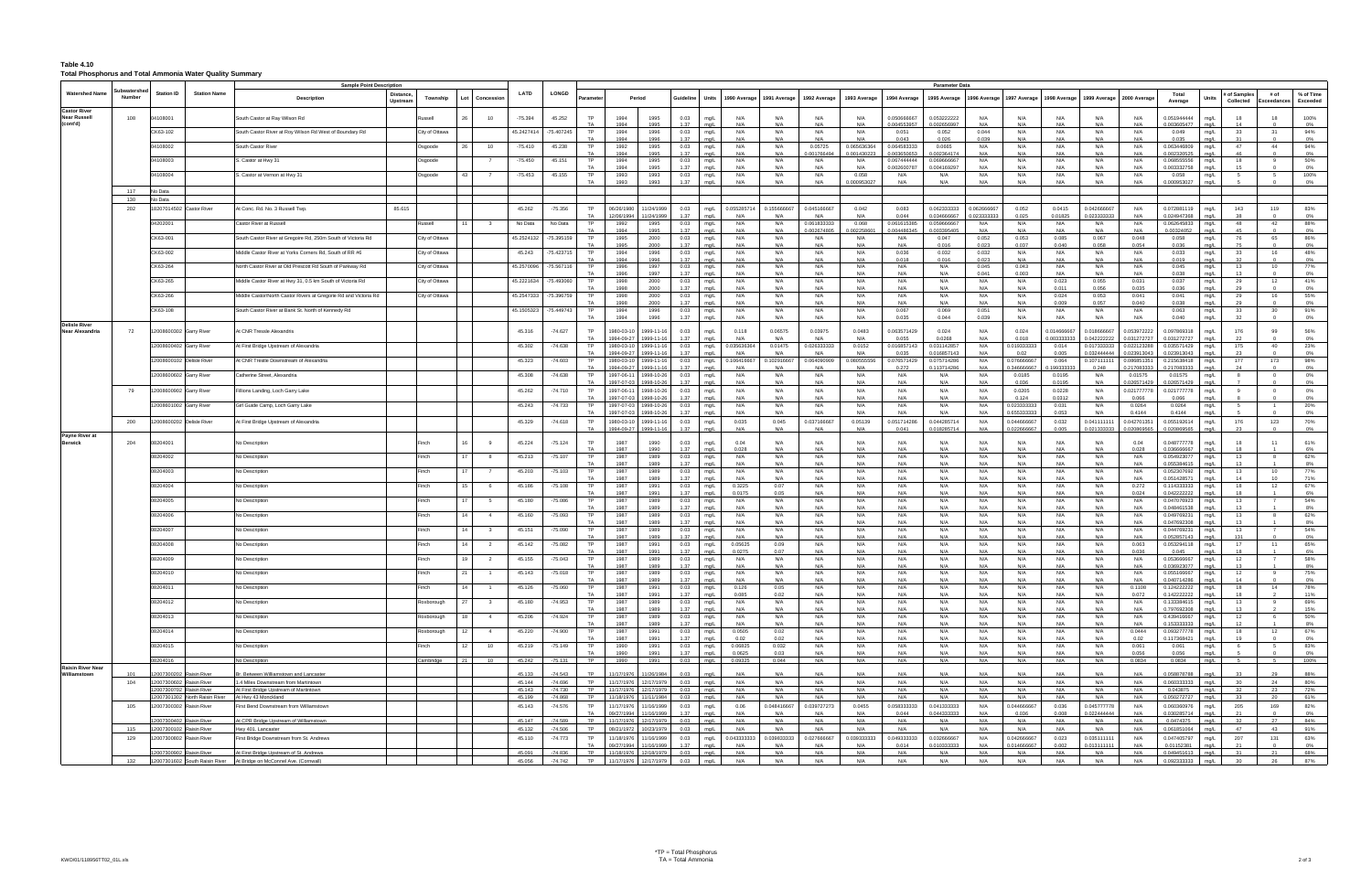**Table 4.10**
**Total Phosphorus and Total Ammonia Water Quality Summary**

| Watershed Name | Subwatershed Number | Station ID | Station Name | Sample Point Description: Description | Distance, Upstream | Township | Lot | Concession | LATD | LONGD | Parameter | Period | | Guideline | Units | 1990 Average | 1991 Average | 1992 Average | 1993 Average | 1994 Average | 1995 Average | 1996 Average | 1997 Average | 1998 Average | 1999 Average | 2000 Average | Total Average | Units | # of Samples Collected | # of Exceedances | % of Time Exceeded |
|---|---|---|---|---|---|---|---|---|---|---|---|---|---|---|---|---|---|---|---|---|---|---|---|---|---|---|---|---|---|---|---|
| **Castor River Near Russell (cont'd)** | 108 | 04108001 | | South Castor at Ray Wilson Rd | | Russell | 26 | 10 | -75.394 | 45.252 | TP | 1994 | 1995 | 0.03 | mg/L | N/A | N/A | N/A | N/A | 0.050666667 | 0.053222222 | N/A | N/A | N/A | N/A | N/A | 0.051944444 | mg/L | 18 | 18 | 100% |
| | | | | | | | | | | | TA | 1994 | 1995 | 1.37 | mg/L | N/A | N/A | N/A | N/A | 0.004533957 | 0.002656997 | N/A | N/A | N/A | N/A | N/A | 0.003605477 | mg/L | 14 | 0 | 0% |
| | | CK63-102 | | South Castor River at Roy Wilson Rd West of Boundary Rd | | City of Ottawa | | | 45.2427414 | -75.407245 | TP | 1994 | 1996 | 0.03 | mg/L | N/A | N/A | N/A | N/A | 0.051 | 0.052 | 0.044 | N/A | N/A | N/A | N/A | 0.049 | mg/L | 33 | 31 | 94% |
| | | | | | | | | | | | TA | 1994 | 1996 | 1.37 | mg/L | N/A | N/A | N/A | N/A | 0.043 | 0.026 | 0.039 | N/A | N/A | N/A | N/A | 0.035 | mg/L | 31 | 0 | 0% |
| | | 04108002 | | South Castor River | | Osgoode | 26 | 10 | -75.410 | 45.238 | TP | 1992 | 1995 | 0.03 | mg/L | N/A | N/A | 0.05725 | 0.065636364 | 0.064583333 | 0.0665 | N/A | N/A | N/A | N/A | N/A | 0.063446809 | mg/L | 47 | 44 | 94% |
| | | | | | | | | | | | TA | 1994 | 1995 | 1.37 | mg/L | N/A | N/A | 0.001766494 | 0.001430223 | 0.003606653 | 0.002364174 | N/A | N/A | N/A | N/A | N/A | 0.002320525 | mg/L | 46 | 0 | 0% |
| | | 04108003 | | S. Castor at Hwy 31 | | Osgoode | | 7 | -75.450 | 45.151 | TP | 1994 | 1995 | 0.03 | mg/L | N/A | N/A | N/A | N/A | 0.067444444 | 0.066666667 | N/A | N/A | N/A | N/A | N/A | 0.068555556 | mg/L | 18 | 9 | 50% |
| | | | | | | | | | | | TA | 1994 | 1995 | 1.37 | mg/L | N/A | N/A | N/A | N/A | 0.002600787 | 0.004169297 | N/A | N/A | N/A | N/A | N/A | 0.003332758 | mg/L | 15 | 0 | 0% |
| | | 04108004 | | S. Castor at Vernon at Hwy 31 | | Osgoode | 43 | 7 | -75.453 | 45.155 | TP | 1993 | 1993 | 0.03 | mg/L | N/A | N/A | N/A | 0.058 | N/A | N/A | N/A | N/A | N/A | N/A | N/A | 0.058 | mg/L | 5 | 5 | 100% |
| | | | | | | | | | | | TA | 1993 | 1993 | 1.37 | mg/L | N/A | N/A | N/A | 0.000953027 | N/A | N/A | N/A | N/A | N/A | N/A | N/A | 0.000953027 | mg/L | 5 | 0 | 0% |
| | 117 | No Data | | | | | | | | | | | | | | | | | | | | | | | | | | | | | |
| | 130 | No Data | | | | | | | | | | | | | | | | | | | | | | | | | | | | | |
| | 202 | 18207014502 | Castor River | At Conc. Rd. No. 3 Russell Twp. | 85.615 | | | | 45.262 | -75.356 | TP | 06/26/1980 | 11/24/1999 | 0.03 | mg/L | 0.055285714 | 0.155666667 | 0.045166667 | 0.042 | 0.083 | 0.062333333 | 0.062666667 | 0.052 | 0.0415 | 0.042666667 | N/A | 0.072881119 | mg/L | 143 | 119 | 83% |
| | | | | | | | | | | | TA | 12/06/1994 | 11/24/1999 | 1.37 | mg/L | N/A | N/A | N/A | N/A | 0.044 | 0.034666667 | 0.023333333 | 0.025 | 0.01825 | 0.023333333 | N/A | 0.024647368 | mg/L | 38 | 0 | 0% |
| | | 04202001 | | Castor River at Russell | | Russell | 11 | 3 | No Data | No Data | TP | 1992 | 1995 | 0.03 | mg/L | N/A | N/A | 0.061833333 | 0.068 | 0.061615385 | 0.058666667 | N/A | N/A | N/A | N/A | N/A | 0.062645833 | mg/L | 48 | 42 | 88% |
| | | | | | | | | | | | TA | 1994 | 1995 | 1.37 | mg/L | N/A | N/A | 0.003274005 | 0.002258931 | 0.004455345 | 0.003585405 | N/A | N/A | N/A | N/A | N/A | 0.00324052 | mg/L | 45 | 0 | 0% |
| | | CK63-001 | | South Castor River at Gregoire Rd, 250m South of Victoria Rd | | City of Ottawa | | | 45.2524132 | -75.395159 | TP | 1995 | 2000 | 0.03 | mg/L | N/A | N/A | N/A | N/A | N/A | 0.047 | 0.052 | 0.053 | 0.085 | 0.067 | 0.048 | 0.058 | mg/L | 76 | 65 | 86% |
| | | | | | | | | | | | TA | 1995 | 2000 | 1.37 | mg/L | N/A | N/A | N/A | N/A | N/A | 0.016 | 0.023 | 0.037 | 0.040 | 0.058 | 0.054 | 0.036 | mg/L | 75 | 0 | 0% |
| | | CK63-002 | | Middle Castor River at Yorks Corners Rd, South of RR #6 | | City of Ottawa | | | 45.243 | -75.423715 | TP | 1994 | 1996 | 0.03 | mg/L | N/A | N/A | N/A | N/A | 0.036 | 0.032 | 0.032 | N/A | N/A | N/A | N/A | 0.033 | mg/L | 33 | 16 | 48% |
| | | | | | | | | | | | TA | 1994 | 1996 | 1.37 | mg/L | N/A | N/A | N/A | N/A | 0.018 | 0.016 | 0.023 | N/A | N/A | N/A | N/A | 0.019 | mg/L | 32 | 0 | 0% |
| | | CK63-264 | | North Castor River at Old Prescott Rd South of Parkway Rd | | City of Ottawa | | | 45.2570096 | -75.567116 | TP | 1996 | 1997 | 0.03 | mg/L | N/A | N/A | N/A | N/A | N/A | N/A | 0.045 | 0.043 | N/A | N/A | N/A | 0.045 | mg/L | 13 | 10 | 77% |
| | | | | | | | | | | | TA | 1996 | 1997 | 1.37 | mg/L | N/A | N/A | N/A | N/A | N/A | N/A | 0.041 | 0.003 | N/A | N/A | N/A | 0.038 | mg/L | 13 | 0 | 0% |
| | | CK63-265 | | Middle Castor River at Hwy 31, 0.5 km South of Victoria Rd | | City of Ottawa | | | 45.2221634 | -75.493060 | TP | 1998 | 2000 | 0.03 | mg/L | N/A | N/A | N/A | N/A | N/A | N/A | N/A | N/A | 0.023 | 0.055 | 0.031 | 0.037 | mg/L | 29 | 12 | 41% |
| | | | | | | | | | | | TA | 1998 | 2000 | 1.37 | mg/L | N/A | N/A | N/A | N/A | N/A | N/A | N/A | N/A | 0.011 | 0.056 | 0.035 | 0.036 | mg/L | 29 | 0 | 0% |
| | | CK63-266 | | Middle Castor/North Castor Rivers at Gregoire Rd and Victoria Rd | | City of Ottawa | | | 45.2547333 | -75.396759 | TP | 1998 | 2000 | 0.03 | mg/L | N/A | N/A | N/A | N/A | N/A | N/A | N/A | N/A | 0.024 | 0.053 | 0.041 | 0.041 | mg/L | 29 | 16 | 55% |
| | | | | | | | | | | | TA | 1998 | 2000 | 1.37 | mg/L | N/A | N/A | N/A | N/A | N/A | N/A | N/A | N/A | 0.009 | 0.057 | 0.040 | 0.038 | mg/L | 29 | 0 | 0% |
| | | CK63-108 | | South Castor River at Bank St. North of Kennedy Rd | | City of Ottawa | | | 45.1505323 | -75.449743 | TP | 1994 | 1996 | 0.03 | mg/L | N/A | N/A | N/A | N/A | 0.067 | 0.069 | 0.051 | N/A | N/A | N/A | N/A | 0.063 | mg/L | 33 | 30 | 91% |
| | | | | | | | | | | | TA | 1994 | 1996 | 1.37 | mg/L | N/A | N/A | N/A | N/A | 0.035 | 0.044 | 0.039 | N/A | N/A | N/A | N/A | 0.040 | mg/L | 32 | 0 | 0% |
| **Delisle River Near Alexandria** | 72 | 12008600302 | Garry River | At CNR Trestle Alexandria | | | | | 45.316 | -74.627 | TP | 1980-03-10 | 1999-11-16 | 0.03 | mg/L | 0.118 | 0.06575 | 0.03975 | 0.0483 | 0.063571429 | 0.024 | N/A | 0.024 | 0.014666667 | 0.018666667 | 0.053972222 | 0.097869318 | mg/L | 176 | 99 | 56% |
| | | | | | | | | | | | TA | 1994-09-27 | 1999-11-16 | 1.37 | mg/L | N/A | N/A | N/A | N/A | 0.055 | 0.0268 | N/A | 0.018 | 0.003333333 | 0.042222222 | 0.031272727 | 0.031272727 | mg/L | 125 | 0 | 0% |
| | | 12008600402 | Garry River | At First Bridge Upstream of Alexandria | | | | | 45.302 | -74.638 | TP | 1980-03-10 | 1999-11-16 | 0.03 | mg/L | 0.023636364 | 0.01475 | 0.026333333 | 0.0152 | 0.018857143 | 0.031142857 | N/A | 0.019333333 | 0.014 | 0.017333333 | 0.022133389 | 0.035571429 | mg/L | 175 | 40 | 23% |
| | | | | | | | | | | | TA | 1994-09-27 | 1999-11-16 | 1.37 | mg/L | N/A | N/A | N/A | N/A | 0.035 | 0.016857143 | N/A | 0.02 | 0.005 | 0.032444444 | 0.023913043 | 0.023913043 | mg/L | 23 | 0 | 0% |
| | | 12008600102 | Delisle River | At CNR Trestle Downstream of Alexandria | | | | | 45.323 | -74.603 | TP | 1980-03-10 | 1999-11-16 | 0.03 | mg/L | 0.106416667 | 0.102916667 | 0.064090909 | 0.080555556 | 0.075571429 | 0.075714286 | N/A | 0.076666667 | 0.064 | 0.107111111 | 0.086851351 | 0.215638418 | mg/L | 177 | 173 | 98% |
| | | | | | | | | | | | TA | 1994-09-27 | 1999-11-16 | 1.37 | mg/L | N/A | N/A | N/A | N/A | 0.272 | 0.113714286 | N/A | 0.346666667 | 0.199333333 | 0.248 | 0.217083333 | 0.217083333 | mg/L | 24 | 0 | 0% |
| | | 12008600602 | Garry River | Catherine Street, Alexandria | | | | | 45.308 | -74.638 | TP | 1997-06-11 | 1998-10-26 | 0.03 | mg/L | N/A | N/A | N/A | N/A | N/A | N/A | N/A | 0.0185 | 0.0195 | N/A | 0.01575 | 0.01575 | mg/L | 8 | 0 | 0% |
| | | | | | | | | | | | TA | 1997-07-03 | 1998-10-26 | 1.37 | mg/L | N/A | N/A | N/A | N/A | N/A | N/A | N/A | 0.036 | 0.0195 | N/A | 0.026571429 | 0.026571429 | mg/L | 7 | 0 | 0% |
| | 79 | 12008600902 | Garry River | Fillions Landing, Loch Garry Lake | | | | | 45.262 | -74.710 | TP | 1997-06-11 | 1998-10-26 | 0.03 | mg/L | N/A | N/A | N/A | N/A | N/A | N/A | N/A | 0.0205 | 0.0228 | N/A | 0.021777778 | 0.021777778 | mg/L | 9 | 0 | 0% |
| | | | | | | | | | | | TA | 1997-07-03 | 1998-10-26 | 1.37 | mg/L | N/A | N/A | N/A | N/A | N/A | N/A | N/A | 0.124 | 0.0312 | N/A | 0.066 | 0.066 | mg/L | 8 | 0 | 0% |
| | | 12008601002 | Garry River | Girl Guide Camp, Loch Garry Lake | | | | | 45.243 | -74.733 | TP | 1997-07-03 | 1998-10-26 | 0.03 | mg/L | N/A | N/A | N/A | N/A | N/A | N/A | N/A | 0.023333333 | 0.031 | N/A | 0.0264 | 0.0264 | mg/L | 5 | 1 | 20% |
| | | | | | | | | | | | TA | 1997-07-03 | 1998-10-26 | 1.37 | mg/L | N/A | N/A | N/A | N/A | N/A | N/A | N/A | 0.655333333 | 0.052 | N/A | 0.4144 | 0.4144 | mg/L | 5 | 0 | 0% |
| | 200 | 12008600202 | Delisle River | At First Bridge Upstream of Alexandria | | | | | 45.329 | -74.618 | TP | 1980-03-10 | 1999-11-16 | 0.03 | mg/L | 0.035 | 0.045 | 0.037166667 | 0.05139 | 0.051714286 | 0.044285714 | N/A | 0.044666667 | 0.032 | 0.041111111 | 0.042701351 | 0.055182614 | mg/L | 176 | 123 | 70% |
| | | | | | | | | | | | TA | 1994-09-27 | 1999-11-16 | 1.37 | mg/L | N/A | N/A | N/A | N/A | 0.041 | 0.018285714 | N/A | 0.022666667 | 0.005 | 0.021333333 | 0.020869565 | 0.020869565 | mg/L | 23 | 0 | 0% |
| **Payne River at Berwick** | 204 | 08204001 | | No Description | | Finch | 16 | 9 | 45.224 | -75.124 | TP | 1987 | 1990 | 0.03 | mg/L | 0.04 | N/A | N/A | N/A | N/A | N/A | N/A | N/A | N/A | N/A | 0.04 | 0.048777778 | mg/L | 18 | 11 | 61% |
| | | | | | | | | | | | TA | 1987 | 1990 | 1.37 | mg/L | 0.028 | N/A | N/A | N/A | N/A | N/A | N/A | N/A | N/A | N/A | 0.028 | 0.036666667 | mg/L | 18 | 1 | 6% |
| | | 08204002 | | No Description | | Finch | 17 | 8 | 45.213 | -75.107 | TP | 1987 | 1989 | 0.03 | mg/L | N/A | N/A | N/A | N/A | N/A | N/A | N/A | N/A | N/A | N/A | N/A | 0.054823077 | mg/L | 13 | 8 | 62% |
| | | | | | | | | | | | TA | 1987 | 1989 | 1.37 | mg/L | N/A | N/A | N/A | N/A | N/A | N/A | N/A | N/A | N/A | N/A | N/A | 0.055384615 | mg/L | 13 | 1 | 8% |
| | | 08204003 | | No Description | | Finch | 17 | 7 | 45.203 | -75.103 | TP | 1987 | 1989 | 0.03 | mg/L | N/A | N/A | N/A | N/A | N/A | N/A | N/A | N/A | N/A | N/A | N/A | 0.052307692 | mg/L | 13 | 10 | 77% |
| | | | | | | | | | | | TA | 1987 | 1989 | 1.37 | mg/L | N/A | N/A | N/A | N/A | N/A | N/A | N/A | N/A | N/A | N/A | N/A | 0.051428571 | mg/L | 14 | 10 | 71% |
| | | 08204004 | | No Description | | Finch | 15 | 6 | 45.186 | -75.108 | TP | 1987 | 1991 | 0.03 | mg/L | 0.3225 | 0.07 | N/A | N/A | N/A | N/A | N/A | N/A | N/A | N/A | 0.272 | 0.114333333 | mg/L | 18 | 12 | 67% |
| | | | | | | | | | | | TA | 1987 | 1991 | 1.37 | mg/L | 0.0175 | 0.05 | N/A | N/A | N/A | N/A | N/A | N/A | N/A | N/A | 0.024 | 0.042222222 | mg/L | 18 | 1 | 6% |
| | | 08204005 | | No Description | | Finch | 17 | 5 | 45.180 | -75.086 | TP | 1987 | 1989 | 0.03 | mg/L | N/A | N/A | N/A | N/A | N/A | N/A | N/A | N/A | N/A | N/A | N/A | 0.047076923 | mg/L | 13 | 7 | 54% |
| | | | | | | | | | | | TA | 1987 | 1989 | 1.37 | mg/L | N/A | N/A | N/A | N/A | N/A | N/A | N/A | N/A | N/A | N/A | N/A | 0.048461538 | mg/L | 13 | 1 | 8% |
| | | 08204006 | | No Description | | Finch | 14 | 4 | 45.160 | -75.093 | TP | 1987 | 1989 | 0.03 | mg/L | N/A | N/A | N/A | N/A | N/A | N/A | N/A | N/A | N/A | N/A | N/A | 0.049769231 | mg/L | 13 | 8 | 62% |
| | | | | | | | | | | | TA | 1987 | 1989 | 1.37 | mg/L | N/A | N/A | N/A | N/A | N/A | N/A | N/A | N/A | N/A | N/A | N/A | 0.047692308 | mg/L | 13 | 1 | 8% |
| | | 08204007 | | No Description | | Finch | 14 | 3 | 45.151 | -75.090 | TP | 1987 | 1989 | 0.03 | mg/L | N/A | N/A | N/A | N/A | N/A | N/A | N/A | N/A | N/A | N/A | N/A | 0.044769231 | mg/L | 13 | 7 | 54% |
| | | | | | | | | | | | TA | 1987 | 1989 | 1.37 | mg/L | N/A | N/A | N/A | N/A | N/A | N/A | N/A | N/A | N/A | N/A | N/A | 0.052857143 | mg/L | 131 | 0 | 0% |
| | | 08204008 | | No Description | | Finch | 14 | 2 | 45.142 | -75.082 | TP | 1987 | 1991 | 0.03 | mg/L | 0.05625 | 0.09 | N/A | N/A | N/A | N/A | N/A | N/A | N/A | N/A | 0.063 | 0.053294118 | mg/L | 17 | 11 | 65% |
| | | | | | | | | | | | TA | 1987 | 1991 | 1.37 | mg/L | 0.0275 | 0.07 | N/A | N/A | N/A | N/A | N/A | N/A | N/A | N/A | 0.036 | 0.045 | mg/L | 18 | 1 | 6% |
| | | 08204009 | | No Description | | Finch | 19 | 2 | 45.155 | -75.043 | TP | 1987 | 1989 | 0.03 | mg/L | N/A | N/A | N/A | N/A | N/A | N/A | N/A | N/A | N/A | N/A | N/A | 0.053666667 | mg/L | 12 | 7 | 58% |
| | | | | | | | | | | | TA | 1987 | 1989 | 1.37 | mg/L | N/A | N/A | N/A | N/A | N/A | N/A | N/A | N/A | N/A | N/A | N/A | 0.036923077 | mg/L | 13 | 1 | 8% |
| | | 08204010 | | No Description | | Finch | 21 | 1 | 45.143 | -75.018 | TP | 1987 | 1989 | 0.03 | mg/L | N/A | N/A | N/A | N/A | N/A | N/A | N/A | N/A | N/A | N/A | N/A | 0.055166667 | mg/L | 12 | 9 | 75% |
| | | | | | | | | | | | TA | 1987 | 1989 | 1.37 | mg/L | N/A | N/A | N/A | N/A | N/A | N/A | N/A | N/A | N/A | N/A | N/A | 0.040714286 | mg/L | 14 | 0 | 0% |
| | | 08204011 | | No Description | | Finch | 14 | 1 | 45.126 | -75.060 | TP | 1987 | 1991 | 0.03 | mg/L | 0.126 | 0.05 | N/A | N/A | N/A | N/A | N/A | N/A | N/A | N/A | 0.1108 | 0.124222222 | mg/L | 18 | 14 | 78% |
| | | | | | | | | | | | TA | 1987 | 1991 | 1.37 | mg/L | 0.085 | 0.02 | N/A | N/A | N/A | N/A | N/A | N/A | N/A | N/A | 0.072 | 0.142222222 | mg/L | 18 | 2 | 11% |
| | | 08204012 | | No Description | | Roxborough | 27 | 3 | 45.180 | -74.953 | TP | 1987 | 1989 | 0.03 | mg/L | N/A | N/A | N/A | N/A | N/A | N/A | N/A | N/A | N/A | N/A | N/A | 0.133384615 | mg/L | 13 | 9 | 69% |
| | | | | | | | | | | | TA | 1987 | 1989 | 1.37 | mg/L | N/A | N/A | N/A | N/A | N/A | N/A | N/A | N/A | N/A | N/A | N/A | 0.797692308 | mg/L | 13 | 2 | 15% |
| | | 08204013 | | No Description | | Roxborough | 18 | 4 | 45.206 | -74.924 | TP | 1987 | 1989 | 0.03 | mg/L | N/A | N/A | N/A | N/A | N/A | N/A | N/A | N/A | N/A | N/A | N/A | 0.439416667 | mg/L | 12 | 6 | 50% |
| | | | | | | | | | | | TA | 1987 | 1989 | 1.37 | mg/L | N/A | N/A | N/A | N/A | N/A | N/A | N/A | N/A | N/A | N/A | N/A | 0.153333333 | mg/L | 12 | 1 | 8% |
| | | 08204014 | | No Description | | Roxborough | 12 | 4 | 45.220 | -74.900 | TP | 1987 | 1991 | 0.03 | mg/L | 0.0505 | 0.02 | N/A | N/A | N/A | N/A | N/A | N/A | N/A | N/A | 0.0444 | 0.093277778 | mg/L | 18 | 12 | 67% |
| | | | | | | | | | | | TA | 1987 | 1991 | 1.37 | mg/L | 0.02 | 0.02 | N/A | N/A | N/A | N/A | N/A | N/A | N/A | N/A | 0.02 | 0.117368421 | mg/L | 19 | 0 | 0% |
| | | 08204015 | | No Description | | Finch | 12 | 10 | 45.219 | -75.149 | TP | 1990 | 1991 | 0.03 | mg/L | 0.06925 | 0.02 | N/A | N/A | N/A | N/A | N/A | N/A | N/A | N/A | 0.061 | 0.061 | mg/L | 6 | 5 | 83% |
| | | | | | | | | | | | TA | 1990 | 1991 | 1.37 | mg/L | 0.0625 | 0.03 | N/A | N/A | N/A | N/A | N/A | N/A | N/A | N/A | 0.056 | 0.056 | mg/L | 5 | 0 | 0% |
| | | 08204016 | | No Description | | Cambridge | 21 | 10 | 45.242 | -75.131 | TP | 1990 | 1991 | 0.03 | mg/L | 0.09325 | 0.044 | N/A | N/A | N/A | N/A | N/A | N/A | N/A | N/A | 0.0834 | 0.0834 | mg/L | 5 | 5 | 100% |
| **Raisin River Near Williamstown** | 101 | 12007300202 | Raisin River | Br. Between Williamstown and Lancaster | | | | | 45.133 | -74.543 | TP | 11/17/1976 | 11/26/1984 | 0.03 | mg/L | N/A | N/A | N/A | N/A | N/A | N/A | N/A | N/A | N/A | N/A | N/A | 0.058878788 | mg/L | 33 | 29 | 88% |
| | 104 | 12007300602 | Raisin River | 1.4 Miles Downstream from Martintown | | | | | 45.144 | -74.696 | TP | 11/17/1976 | 12/17/1979 | 0.03 | mg/L | N/A | N/A | N/A | N/A | N/A | N/A | N/A | N/A | N/A | N/A | N/A | 0.060333333 | mg/L | 30 | 24 | 80% |
| | | 12007300702 | Raisin River | At First Bridge Upstream of Martintown | | | | | 45.143 | -74.730 | TP | 11/17/1976 | 12/17/1979 | 0.03 | mg/L | N/A | N/A | N/A | N/A | N/A | N/A | N/A | N/A | N/A | N/A | N/A | 0.043875 | mg/L | 32 | 23 | 72% |
| | | 12007301302 | North Raisin River | At Hwy 43 Monckland | | | | | 45.199 | -74.868 | TP | 11/18/1976 | 11/11/1984 | 0.03 | mg/L | N/A | N/A | N/A | N/A | N/A | N/A | N/A | N/A | N/A | N/A | N/A | 0.050272727 | mg/L | 33 | 20 | 61% |
| | 105 | 12007300302 | Raisin River | First Bend Downstream from Williamstown | | | | | 45.143 | -74.576 | TP | 11/17/1976 | 11/16/1999 | 0.03 | mg/L | 0.06 | 0.048416667 | 0.039727273 | 0.0455 | 0.058333333 | 0.041333333 | N/A | 0.044666667 | 0.036 | 0.045777778 | N/A | 0.060360976 | mg/L | 205 | 169 | 82% |
| | | | | | | | | | | | TA | 09/27/1994 | 11/16/1999 | 1.37 | mg/L | N/A | N/A | N/A | N/A | 0.044 | 0.044333333 | N/A | 0.036 | 0.008 | 0.022444444 | N/A | 0.030285714 | mg/L | 21 | 0 | 0% |
| | | 12007300402 | Raisin River | At CPR Bridge Upstream of Williamstown | | | | | 45.147 | -74.589 | TP | 11/17/1976 | 12/17/1979 | 0.03 | mg/L | N/A | N/A | N/A | N/A | N/A | N/A | N/A | N/A | N/A | N/A | N/A | 0.0474375 | mg/L | 32 | 27 | 84% |
| | 115 | 12007300102 | Raisin River | Hwy 401, Lancaster | | | | | 45.132 | -74.506 | TP | 08/21/1972 | 10/23/1979 | 0.03 | mg/L | N/A | N/A | N/A | N/A | N/A | N/A | N/A | N/A | N/A | N/A | N/A | 0.061851064 | mg/L | 47 | 43 | 91% |
| | 129 | 12007300802 | Raisin River | First Bridge Downstream from St. Andrews | | | | | 45.110 | -74.773 | TP | 11/18/1976 | 11/16/1999 | 0.03 | mg/L | 0.043333333 | 0.039833333 | 0.027666667 | 0.039333333 | 0.049333333 | 0.032666667 | N/A | 0.042666667 | 0.023 | 0.035111111 | N/A | 0.047405797 | mg/L | 207 | 131 | 63% |
| | | | | | | | | | | | TA | 09/27/1994 | 11/16/1999 | 1.37 | mg/L | N/A | N/A | N/A | N/A | 0.014 | 0.010333333 | N/A | 0.014666667 | 0.002 | 0.013111111 | N/A | 0.01152381 | mg/L | 21 | 0 | 0% |
| | | 12007300902 | Raisin River | At First Bridge Upstream of St. Andrews | | | | | 45.091 | -74.836 | TP | 11/18/1976 | 12/18/1979 | 0.03 | mg/L | N/A | N/A | N/A | N/A | N/A | N/A | N/A | N/A | N/A | N/A | N/A | 0.049451613 | mg/L | 31 | 21 | 68% |
| | 132 | 12007301602 | South Raisin River | At Bridge on McConnel Ave. (Cornwall) | | | | | 45.056 | -74.742 | TP | 11/17/1976 | 12/17/1979 | 0.03 | mg/L | N/A | N/A | N/A | N/A | N/A | N/A | N/A | N/A | N/A | N/A | N/A | 0.092333333 | mg/L | 30 | 26 | 87% |

*TP = Total Phosphorus
TA = Total Ammonia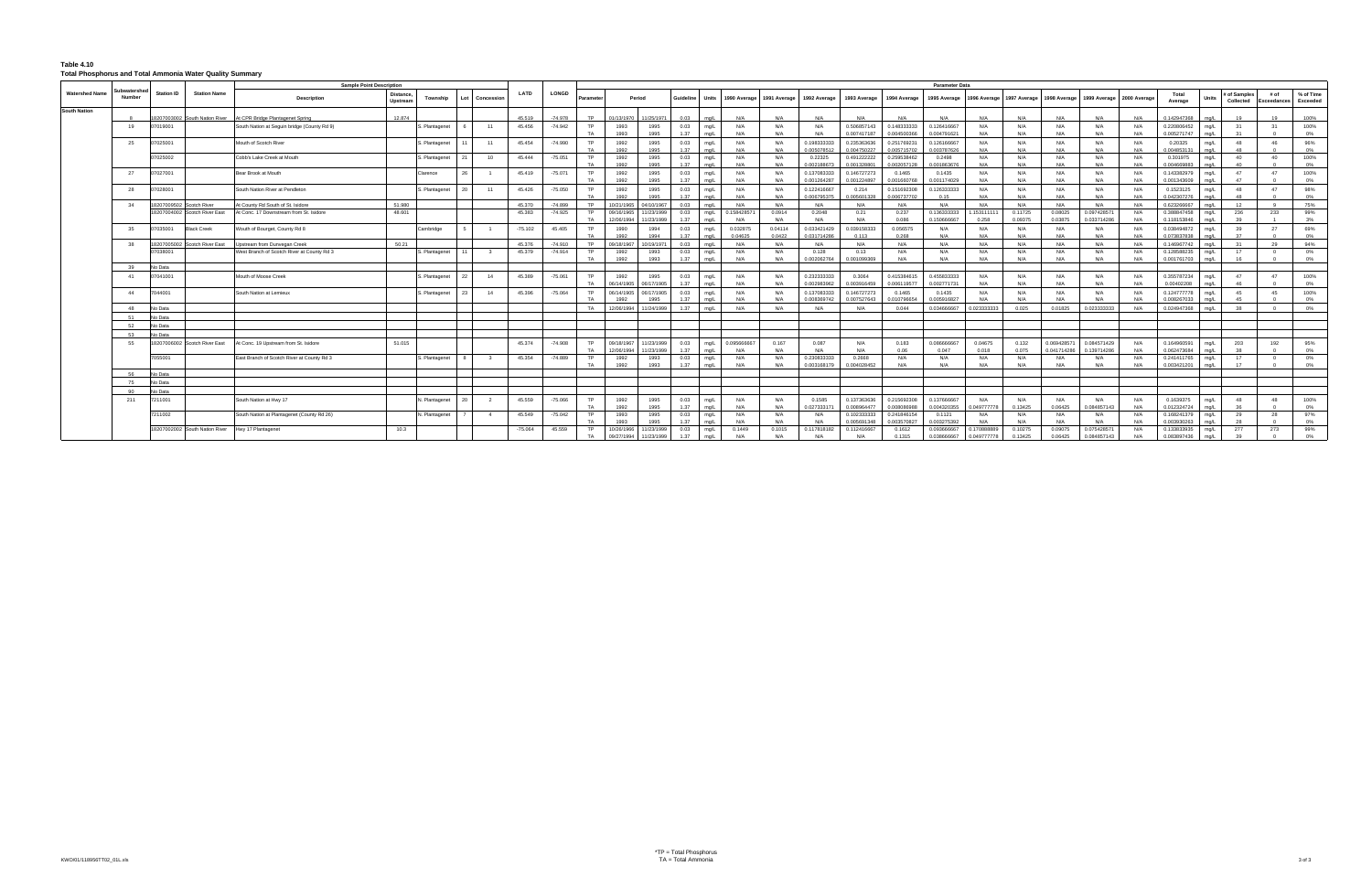**Table 4.10**
**Total Phosphorus and Total Ammonia Water Quality Summary**

| Watershed Name | Subwatershed Number | Station ID | Station Name | Description | Distance, Upstream | Township | Lot | Concession | LATD | LONGD | Parameter | Period | | Guideline | Units | 1990 Average | 1991 Average | 1992 Average | 1993 Average | 1994 Average | 1995 Average | 1996 Average | 1997 Average | 1998 Average | 1999 Average | 2000 Average | Total Average | Units | # of Samples Collected | # of Exceedances | % of Time Exceeded |
|---|---|---|---|---|---|---|---|---|---|---|---|---|---|---|---|---|---|---|---|---|---|---|---|---|---|---|---|---|---|---|---|
| South Nation | | | | | | | | | | | | | | | | | | | | | | | | | | | | | | | |
| | 8 | 18207003002 | South Nation River | At CPR Bridge Plantagenet Spring | 12.874 | | | | 45.519 | -74.978 | TP | 01/13/1970 | 11/25/1971 | 0.03 | mg/L | N/A | N/A | N/A | N/A | N/A | N/A | N/A | N/A | N/A | N/A | N/A | 0.142947368 | mg/L | 19 | 19 | 100% |
| | 19 | 07019001 | | South Nation at Seguin bridge (County Rd 9) | | S. Plantagenet | 6 | 11 | 45.456 | -74.942 | TP | 1993 | 1995 | 0.03 | mg/L | N/A | N/A | N/A | 0.506857143 | 0.148333333 | 0.126416667 | N/A | N/A | N/A | N/A | N/A | 0.220806452 | mg/L | 31 | 31 | 100% |
| | | | | | | | | | | | TA | 1993 | 1995 | 1.37 | mg/L | N/A | N/A | N/A | 0.007417187 | 0.004500366 | 0.004791621 | N/A | N/A | N/A | N/A | N/A | 0.005271747 | mg/L | 31 | 0 | 0% |
| | 25 | 07025001 | | Mouth of Scotch River | | S. Plantagenet | 11 | 11 | 45.454 | -74.990 | TP | 1992 | 1995 | 0.03 | mg/L | N/A | N/A | 0.198333333 | 0.235363636 | 0.251769231 | 0.126166667 | N/A | N/A | N/A | N/A | N/A | 0.20325 | mg/L | 48 | 46 | 96% |
| | | | | | | | | | | | TA | 1992 | 1995 | 1.37 | mg/L | N/A | N/A | 0.005078512 | 0.004750227 | 0.005715702 | 0.003787626 | N/A | N/A | N/A | N/A | N/A | 0.004853133 | mg/L | 48 | 0 | 0% |
| | | 07025002 | | Cobb's Lake Creek at Mouth | | S. Plantagenet | 21 | 10 | 45.444 | -75.051 | TP | 1992 | 1995 | 0.03 | mg/L | N/A | N/A | 0.22325 | 0.491222222 | 0.259538462 | 0.2498 | N/A | N/A | N/A | N/A | N/A | 0.301975 | mg/L | 40 | 40 | 100% |
| | | | | | | | | | | | TA | 1992 | 1995 | 1.37 | mg/L | N/A | N/A | 0.002188673 | 0.001328801 | 0.003057128 | 0.001863676 | N/A | N/A | N/A | N/A | N/A | 0.004669883 | mg/L | 40 | 0 | 0% |
| | 27 | 07027001 | | Bear Brook at Mouth | | Clarence | 26 | 1 | 45.419 | -75.071 | TP | 1992 | 1995 | 0.03 | mg/L | N/A | N/A | 0.137083333 | 0.146727273 | 0.1465 | 0.1435 | N/A | N/A | N/A | N/A | N/A | 0.143382979 | mg/L | 47 | 47 | 100% |
| | | | | | | | | | | | TA | 1992 | 1995 | 1.37 | mg/L | N/A | N/A | 0.001264287 | 0.001224897 | 0.001060768 | 0.001174029 | N/A | N/A | N/A | N/A | N/A | 0.001343609 | mg/L | 47 | 0 | 0% |
| | 28 | 07028001 | | South Nation River at Pendleton | | S. Plantagenet | 20 | 11 | 45.426 | -75.050 | TP | 1992 | 1995 | 0.03 | mg/L | N/A | N/A | 0.122416667 | 0.214 | 0.151692308 | 0.126333333 | N/A | N/A | N/A | N/A | N/A | 0.1523125 | mg/L | 48 | 47 | 98% |
| | | | | | | | | | | | TA | 1992 | 1995 | 1.37 | mg/L | N/A | N/A | 0.006795375 | 0.005601328 | 0.006737702 | 0.15 | N/A | N/A | N/A | N/A | N/A | 0.042307276 | mg/L | 48 | 0 | 0% |
| | 34 | 18207009502 | Scotch River | At County Rd South of St. Isidore | 51.980 | | | | 45.370 | -74.899 | TP | 10/21/1965 | 04/10/1967 | 0.03 | mg/L | N/A | N/A | N/A | N/A | N/A | N/A | N/A | N/A | N/A | N/A | N/A | 0.623266667 | mg/L | 12 | 9 | 75% |
| | | 18207004002 | Scotch River East | At Conc. 17 Downstream from St. Isidore | 48.601 | | | | 45.363 | -74.925 | TP | 09/16/1965 | 11/23/1999 | 0.03 | mg/L | 0.158428571 | 0.0914 | 0.2048 | 0.21 | 0.237 | 0.136333333 | 1.153111111 | 0.11725 | 0.08025 | 0.097428571 | N/A | 0.388847458 | mg/L | 236 | 233 | 99% |
| | | | | | | | | | | | TA | 12/06/1994 | 11/23/1999 | 1.37 | mg/L | N/A | N/A | N/A | N/A | 0.086 | 0.150666667 | 0.258 | 0.09375 | 0.03875 | 0.033714286 | N/A | 0.118153846 | mg/L | 39 | 1 | 3% |
| | 35 | 07035001 | Black Creek | Mouth of Bourget, County Rd 8 | | Cambridge | 5 | 1 | -75.102 | 45.405 | TP | 1990 | 1994 | 0.03 | mg/L | 0.032875 | 0.04114 | 0.033421429 | 0.039158333 | 0.056575 | N/A | N/A | N/A | N/A | N/A | N/A | 0.038494872 | mg/L | 39 | 27 | 69% |
| | | | | | | | | | | | TA | 1992 | 1994 | 1.37 | mg/L | 0.04625 | 0.0422 | 0.031714286 | 0.113 | 0.268 | N/A | N/A | N/A | N/A | N/A | N/A | 0.073837838 | mg/L | 37 | 0 | 0% |
| | 38 | 18207005002 | Scotch River East | Upstream from Dunvegan Creek | 59.21 | | | | 45.376 | -74.910 | TP | 09/18/1967 | 10/19/1971 | 0.03 | mg/L | N/A | N/A | N/A | N/A | N/A | N/A | N/A | N/A | N/A | N/A | N/A | 0.149967742 | mg/L | 31 | 29 | 94% |
| | | 07038001 | | West Branch of Scotch River at County Rd 3 | | S. Plantagenet | 11 | 3 | 45.379 | -74.914 | TP | 1992 | 1993 | 0.03 | mg/L | N/A | N/A | 0.128 | 0.13 | N/A | N/A | N/A | N/A | N/A | N/A | N/A | 0.128588235 | mg/L | 17 | 0 | 0% |
| | | | | | | | | | | | TA | 1992 | 1993 | 1.37 | mg/L | N/A | N/A | 0.002062764 | 0.001099369 | N/A | N/A | N/A | N/A | N/A | N/A | N/A | 0.001761703 | mg/L | 16 | 0 | 0% |
| | 39 | No Data | | | | | | | | | | | | | | | | | | | | | | | | | | | | | |
| | 41 | 07041001 | | Mouth of Moose Creek | | S. Plantagenet | 22 | 14 | 45.389 | -75.061 | TP | 1992 | 1995 | 0.03 | mg/L | N/A | N/A | 0.232333333 | 0.3064 | 0.415384615 | 0.455833333 | N/A | N/A | N/A | N/A | N/A | 0.355787234 | mg/L | 47 | 47 | 100% |
| | | | | | | | | | | | TA | 06/14/1905 | 06/17/1905 | 1.37 | mg/L | N/A | N/A | 0.002883962 | 0.003916459 | 0.006118577 | 0.002771731 | N/A | N/A | N/A | N/A | N/A | 0.00402208 | mg/L | 46 | 0 | 0% |
| | 44 | 7044001 | | South Nation at Lemieux | | S. Plantagenet | 23 | 14 | 45.396 | -75.064 | TP | 06/14/1905 | 06/17/1905 | 0.03 | mg/L | N/A | N/A | 0.137083333 | 0.146727273 | 0.1465 | 0.1435 | N/A | N/A | N/A | N/A | N/A | 0.124777778 | mg/L | 45 | 45 | 100% |
| | | | | | | | | | | | TA | 1992 | 1995 | 1.37 | mg/L | N/A | N/A | 0.008369742 | 0.007527643 | 0.010796654 | 0.005916827 | N/A | N/A | N/A | N/A | N/A | 0.008267033 | mg/L | 45 | 0 | 0% |
| | 48 | No Data | | | | | | | | | TA | 12/06/1994 | 11/24/1999 | 1.37 | mg/L | N/A | N/A | N/A | N/A | 0.044 | 0.034666667 | 0.023333333 | 0.025 | 0.01825 | 0.023333333 | N/A | 0.024947368 | mg/L | 38 | 0 | 0% |
| | 51 | No Data | | | | | | | | | | | | | | | | | | | | | | | | | | | | | |
| | 52 | No Data | | | | | | | | | | | | | | | | | | | | | | | | | | | | | |
| | 53 | No Data | | | | | | | | | | | | | | | | | | | | | | | | | | | | | |
| | 55 | 18207006002 | Scotch River East | At Conc. 19 Upstream from St. Isidore | 51.015 | | | | 45.374 | -74.908 | TP | 09/18/1967 | 11/23/1999 | 0.03 | mg/L | 0.095666667 | 0.167 | 0.087 | N/A | 0.183 | 0.086666667 | 0.04675 | 0.132 | 0.069428571 | 0.084571429 | N/A | 0.164960591 | mg/L | 203 | 192 | 95% |
| | | | | | | | | | | | TA | 12/06/1994 | 11/23/1999 | 1.37 | mg/L | N/A | N/A | N/A | N/A | 0.06 | 0.047 | 0.018 | 0.075 | 0.041714286 | 0.139714286 | N/A | 0.062473684 | mg/L | 38 | 0 | 0% |
| | | 7055001 | | East Branch of Scotch River at County Rd 3 | | S. Plantagenet | 8 | 3 | 45.354 | -74.889 | TP | 1992 | 1993 | 0.03 | mg/L | N/A | N/A | 0.230833333 | 0.2668 | N/A | N/A | N/A | N/A | N/A | N/A | N/A | 0.241411765 | mg/L | 17 | 0 | 0% |
| | | | | | | | | | | | TA | 1992 | 1993 | 1.37 | mg/L | N/A | N/A | 0.003168179 | 0.004028452 | N/A | N/A | N/A | N/A | N/A | N/A | N/A | 0.003421201 | mg/L | 17 | 0 | 0% |
| | 56 | No Data | | | | | | | | | | | | | | | | | | | | | | | | | | | | | |
| | 75 | No Data | | | | | | | | | | | | | | | | | | | | | | | | | | | | | |
| | 90 | No Data | | | | | | | | | | | | | | | | | | | | | | | | | | | | | |
| | 211 | 7211001 | | South Nation at Hwy 17 | | N. Plantagenet | 20 | 2 | 45.559 | -75.066 | TP | 1992 | 1995 | 0.03 | mg/L | N/A | N/A | 0.1585 | 0.137363636 | 0.215692308 | 0.137666667 | N/A | N/A | N/A | N/A | N/A | 0.1639375 | mg/L | 48 | 48 | 100% |
| | | | | | | | | | | | TA | 1992 | 1995 | 1.37 | mg/L | N/A | N/A | 0.027333171 | 0.008964477 | 0.008080988 | 0.004320355 | 0.049777778 | 0.13425 | 0.06425 | 0.084857143 | N/A | 0.012324724 | mg/L | 36 | 0 | 0% |
| | | 7211002 | | South Nation at Plantagenet (County Rd 26) | | N. Plantagenet | 7 | 4 | 45.549 | -75.042 | TP | 1993 | 1995 | 0.03 | mg/L | N/A | N/A | N/A | 0.102333333 | 0.241846154 | 0.1121 | N/A | N/A | N/A | N/A | N/A | 0.168241379 | mg/L | 29 | 28 | 97% |
| | | | | | | | | | | | TA | 1993 | 1995 | 1.37 | mg/L | N/A | N/A | N/A | 0.005691348 | 0.003570827 | 0.003275392 | N/A | N/A | N/A | N/A | N/A | 0.003930263 | mg/L | 28 | 0 | 0% |
| | | 18207002002 | South Nation River | Hwy 17 Plantagenet | 10.3 | | | | -75.064 | 45.559 | TP | 10/26/1966 | 11/23/1999 | 0.03 | mg/L | 0.1449 | 0.1015 | 0.117818182 | 0.112416667 | 0.1612 | 0.093666667 | 0.170888889 | 0.10275 | 0.09075 | 0.075428571 | N/A | 0.133833935 | mg/L | 277 | 273 | 99% |
| | | | | | | | | | | | TA | 09/27/1994 | 11/23/1999 | 1.37 | mg/L | N/A | N/A | N/A | N/A | 0.1315 | 0.038666667 | 0.049777778 | 0.13425 | 0.06425 | 0.084857143 | N/A | 0.083897436 | mg/L | 39 | 0 | 0% |

*TP = Total Phosphorus
TA = Total Ammonia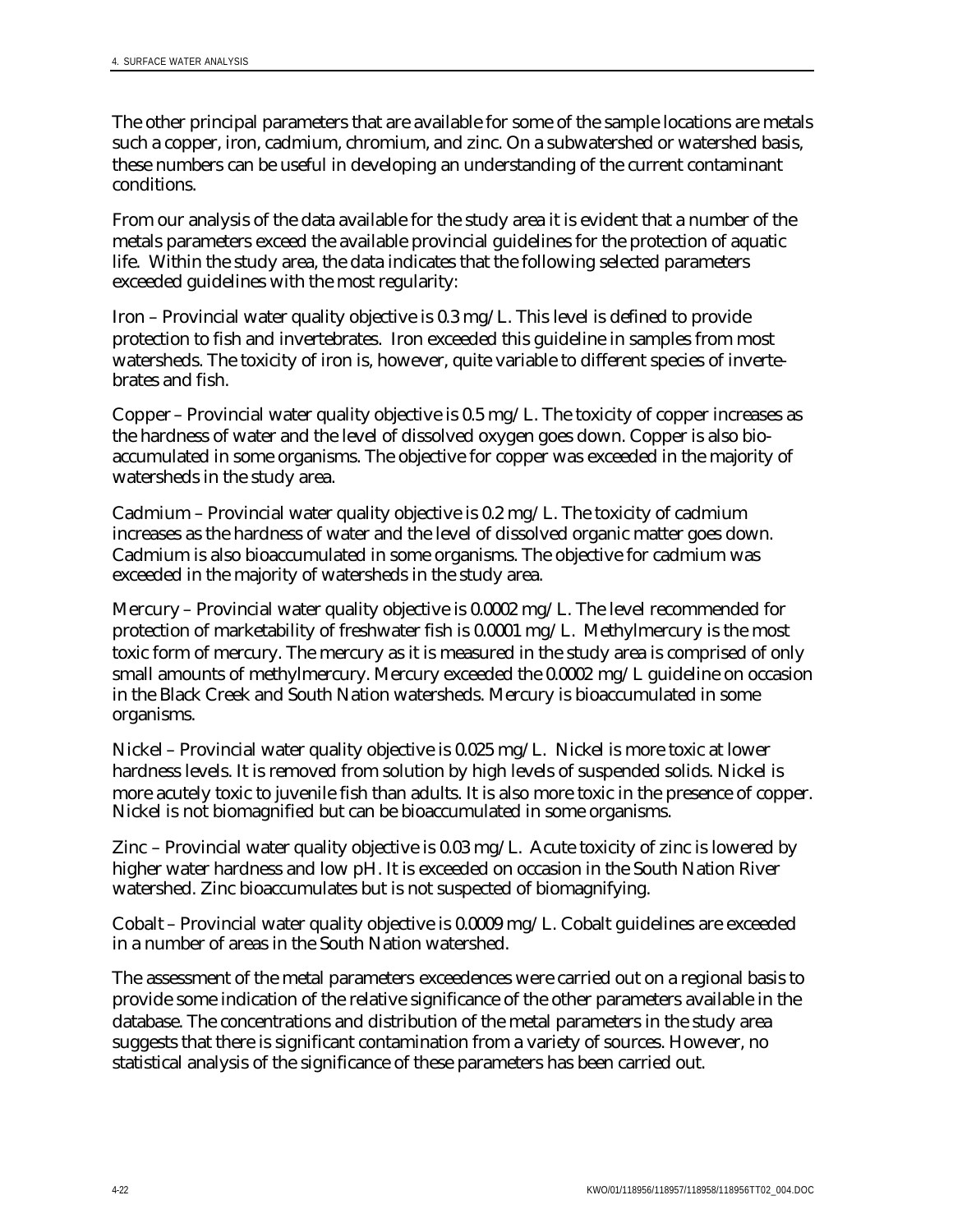The other principal parameters that are available for some of the sample locations are metals such a copper, iron, cadmium, chromium, and zinc. On a subwatershed or watershed basis, these numbers can be useful in developing an understanding of the current contaminant conditions.

From our analysis of the data available for the study area it is evident that a number of the metals parameters exceed the available provincial guidelines for the protection of aquatic life. Within the study area, the data indicates that the following selected parameters exceeded guidelines with the most regularity:

Iron – Provincial water quality objective is 0.3 mg/L. This level is defined to provide protection to fish and invertebrates. Iron exceeded this guideline in samples from most watersheds. The toxicity of iron is, however, quite variable to different species of invertebrates and fish.

Copper – Provincial water quality objective is 0.5 mg/L. The toxicity of copper increases as the hardness of water and the level of dissolved oxygen goes down. Copper is also bioaccumulated in some organisms. The objective for copper was exceeded in the majority of watersheds in the study area.

Cadmium – Provincial water quality objective is 0.2 mg/L. The toxicity of cadmium increases as the hardness of water and the level of dissolved organic matter goes down. Cadmium is also bioaccumulated in some organisms. The objective for cadmium was exceeded in the majority of watersheds in the study area.

Mercury – Provincial water quality objective is 0.0002 mg/L. The level recommended for protection of marketability of freshwater fish is 0.0001 mg/L. Methylmercury is the most toxic form of mercury. The mercury as it is measured in the study area is comprised of only small amounts of methylmercury. Mercury exceeded the 0.0002 mg/L guideline on occasion in the Black Creek and South Nation watersheds. Mercury is bioaccumulated in some organisms.

Nickel – Provincial water quality objective is 0.025 mg/L. Nickel is more toxic at lower hardness levels. It is removed from solution by high levels of suspended solids. Nickel is more acutely toxic to juvenile fish than adults. It is also more toxic in the presence of copper. Nickel is not biomagnified but can be bioaccumulated in some organisms.

Zinc – Provincial water quality objective is 0.03 mg/L. Acute toxicity of zinc is lowered by higher water hardness and low pH. It is exceeded on occasion in the South Nation River watershed. Zinc bioaccumulates but is not suspected of biomagnifying.

Cobalt – Provincial water quality objective is 0.0009 mg/L. Cobalt guidelines are exceeded in a number of areas in the South Nation watershed.

The assessment of the metal parameters exceedences were carried out on a regional basis to provide some indication of the relative significance of the other parameters available in the database. The concentrations and distribution of the metal parameters in the study area suggests that there is significant contamination from a variety of sources. However, no statistical analysis of the significance of these parameters has been carried out.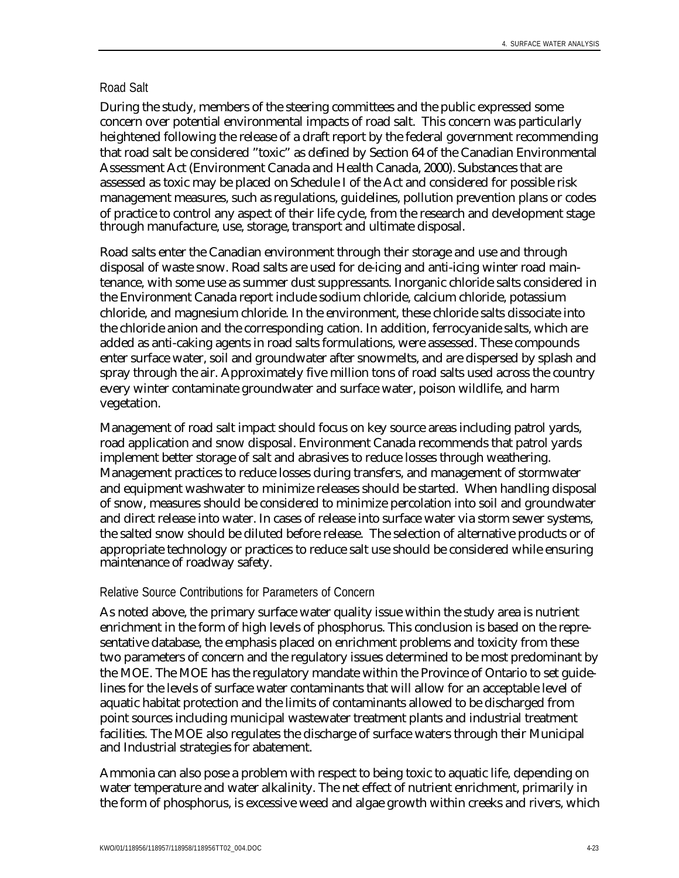### Road Salt

During the study, members of the steering committees and the public expressed some concern over potential environmental impacts of road salt. This concern was particularly heightened following the release of a draft report by the federal government recommending that road salt be considered "toxic" as defined by Section 64 of the Canadian Environmental Assessment Act (Environment Canada and Health Canada, 2000). Substances that are assessed as toxic may be placed on Schedule I of the Act and considered for possible risk management measures, such as regulations, guidelines, pollution prevention plans or codes of practice to control any aspect of their life cycle, from the research and development stage through manufacture, use, storage, transport and ultimate disposal.

Road salts enter the Canadian environment through their storage and use and through disposal of waste snow. Road salts are used for de-icing and anti-icing winter road maintenance, with some use as summer dust suppressants. Inorganic chloride salts considered in the Environment Canada report include sodium chloride, calcium chloride, potassium chloride, and magnesium chloride. In the environment, these chloride salts dissociate into the chloride anion and the corresponding cation. In addition, ferrocyanide salts, which are added as anti-caking agents in road salts formulations, were assessed. These compounds enter surface water, soil and groundwater after snowmelts, and are dispersed by splash and spray through the air. Approximately five million tons of road salts used across the country every winter contaminate groundwater and surface water, poison wildlife, and harm vegetation.

Management of road salt impact should focus on key source areas including patrol yards, road application and snow disposal. Environment Canada recommends that patrol yards implement better storage of salt and abrasives to reduce losses through weathering. Management practices to reduce losses during transfers, and management of stormwater and equipment washwater to minimize releases should be started. When handling disposal of snow, measures should be considered to minimize percolation into soil and groundwater and direct release into water. In cases of release into surface water via storm sewer systems, the salted snow should be diluted before release. The selection of alternative products or of appropriate technology or practices to reduce salt use should be considered while ensuring maintenance of roadway safety.

### Relative Source Contributions for Parameters of Concern

As noted above, the primary surface water quality issue within the study area is nutrient enrichment in the form of high levels of phosphorus. This conclusion is based on the representative database, the emphasis placed on enrichment problems and toxicity from these two parameters of concern and the regulatory issues determined to be most predominant by the MOE. The MOE has the regulatory mandate within the Province of Ontario to set guidelines for the levels of surface water contaminants that will allow for an acceptable level of aquatic habitat protection and the limits of contaminants allowed to be discharged from point sources including municipal wastewater treatment plants and industrial treatment facilities. The MOE also regulates the discharge of surface waters through their Municipal and Industrial strategies for abatement.

Ammonia can also pose a problem with respect to being toxic to aquatic life, depending on water temperature and water alkalinity. The net effect of nutrient enrichment, primarily in the form of phosphorus, is excessive weed and algae growth within creeks and rivers, which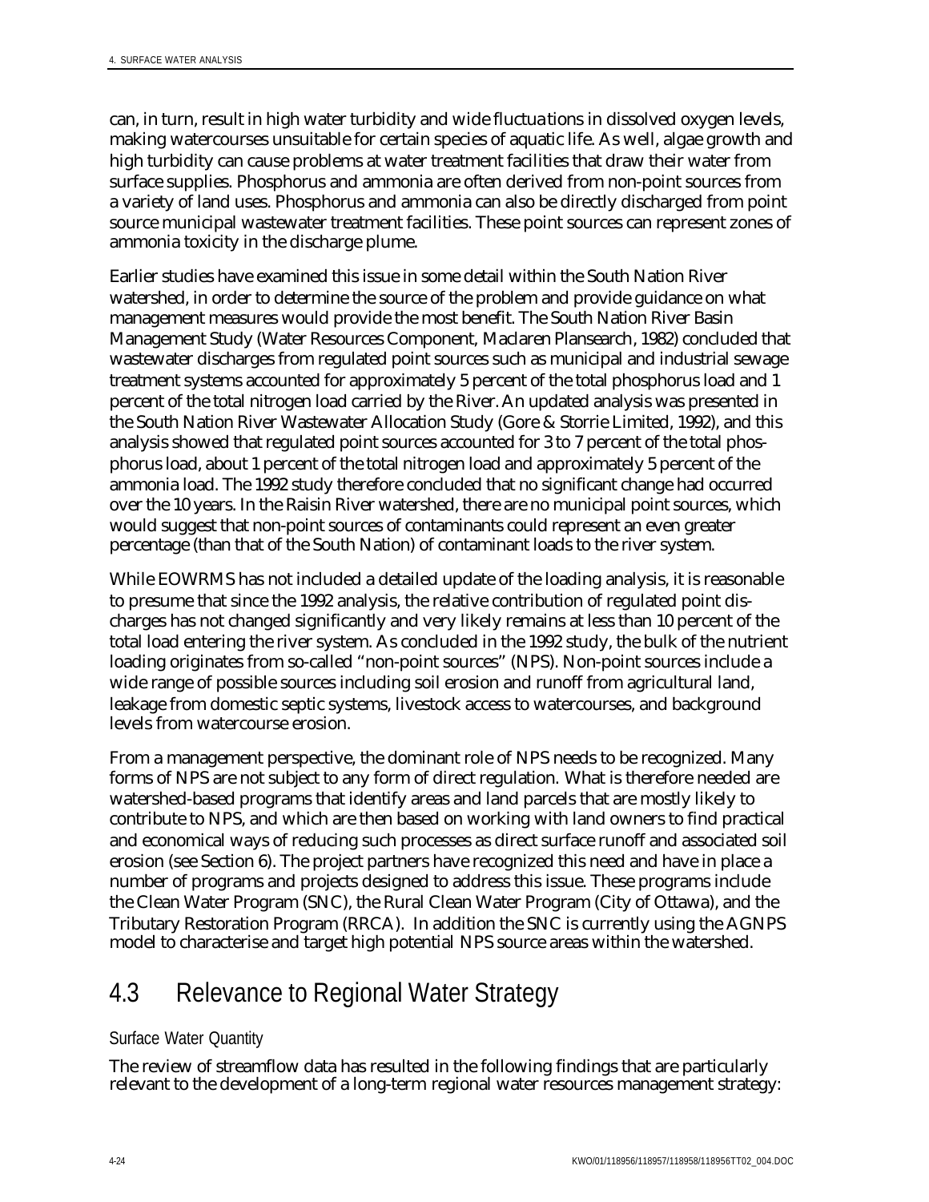can, in turn, result in high water turbidity and wide fluctuations in dissolved oxygen levels, making watercourses unsuitable for certain species of aquatic life. As well, algae growth and high turbidity can cause problems at water treatment facilities that draw their water from surface supplies. Phosphorus and ammonia are often derived from non-point sources from a variety of land uses. Phosphorus and ammonia can also be directly discharged from point source municipal wastewater treatment facilities. These point sources can represent zones of ammonia toxicity in the discharge plume.

Earlier studies have examined this issue in some detail within the South Nation River watershed, in order to determine the source of the problem and provide guidance on what management measures would provide the most benefit. The South Nation River Basin Management Study (Water Resources Component, Maclaren Plansearch, 1982) concluded that wastewater discharges from regulated point sources such as municipal and industrial sewage treatment systems accounted for approximately 5 percent of the total phosphorus load and 1 percent of the total nitrogen load carried by the River. An updated analysis was presented in the South Nation River Wastewater Allocation Study (Gore & Storrie Limited, 1992), and this analysis showed that regulated point sources accounted for 3 to 7 percent of the total phosphorus load, about 1 percent of the total nitrogen load and approximately 5 percent of the ammonia load. The 1992 study therefore concluded that no significant change had occurred over the 10 years. In the Raisin River watershed, there are no municipal point sources, which would suggest that non-point sources of contaminants could represent an even greater percentage (than that of the South Nation) of contaminant loads to the river system.

While EOWRMS has not included a detailed update of the loading analysis, it is reasonable to presume that since the 1992 analysis, the relative contribution of regulated point discharges has not changed significantly and very likely remains at less than 10 percent of the total load entering the river system. As concluded in the 1992 study, the bulk of the nutrient loading originates from so-called "non-point sources" (NPS). Non-point sources include a wide range of possible sources including soil erosion and runoff from agricultural land, leakage from domestic septic systems, livestock access to watercourses, and background levels from watercourse erosion.

From a management perspective, the dominant role of NPS needs to be recognized. Many forms of NPS are not subject to any form of direct regulation. What is therefore needed are watershed-based programs that identify areas and land parcels that are mostly likely to contribute to NPS, and which are then based on working with land owners to find practical and economical ways of reducing such processes as direct surface runoff and associated soil erosion (see Section 6). The project partners have recognized this need and have in place a number of programs and projects designed to address this issue. These programs include the Clean Water Program (SNC), the Rural Clean Water Program (City of Ottawa), and the Tributary Restoration Program (RRCA). In addition the SNC is currently using the AGNPS model to characterise and target high potential NPS source areas within the watershed.

## 4.3 Relevance to Regional Water Strategy

### Surface Water Quantity

The review of streamflow data has resulted in the following findings that are particularly relevant to the development of a long-term regional water resources management strategy: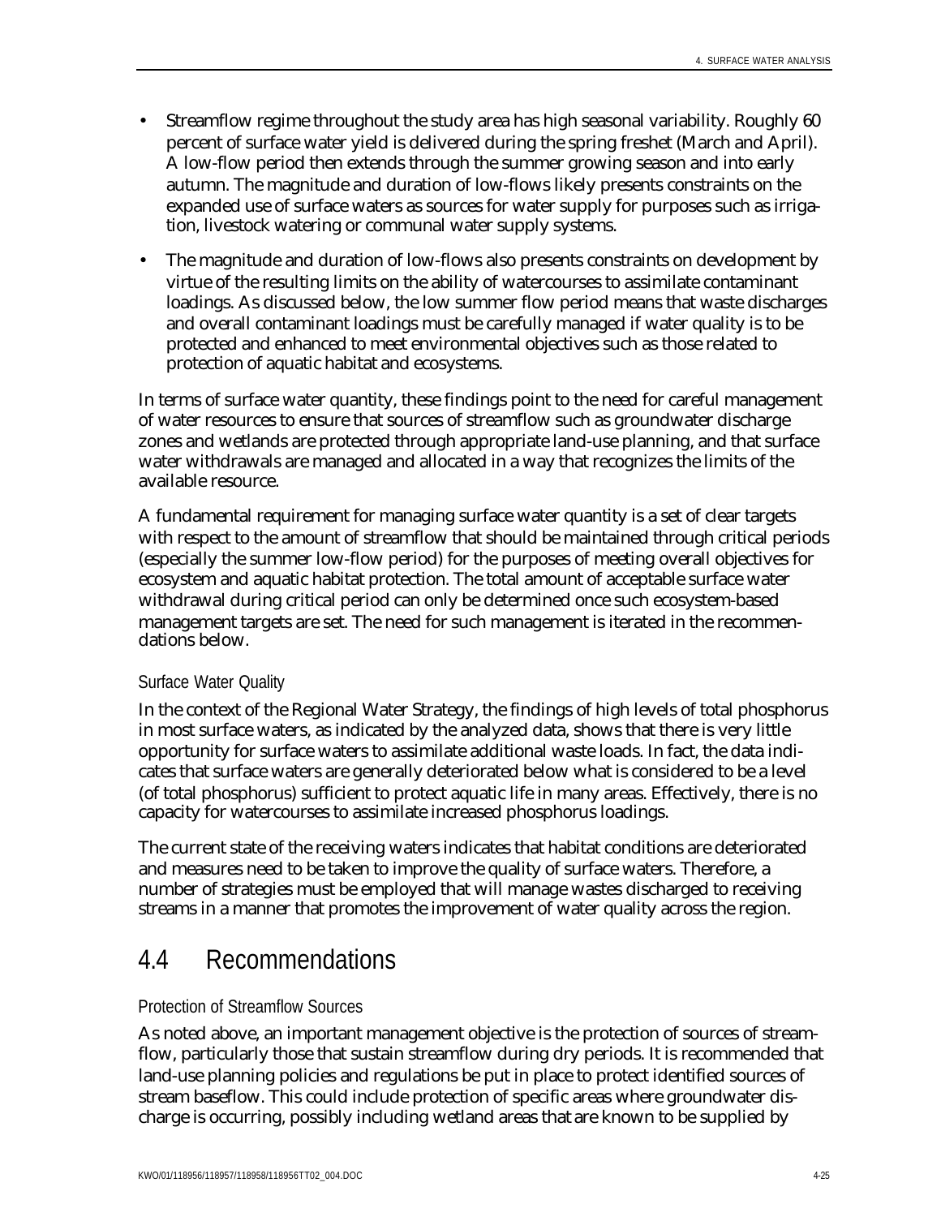- Streamflow regime throughout the study area has high seasonal variability. Roughly 60 percent of surface water yield is delivered during the spring freshet (March and April). A low-flow period then extends through the summer growing season and into early autumn. The magnitude and duration of low-flows likely presents constraints on the expanded use of surface waters as sources for water supply for purposes such as irrigation, livestock watering or communal water supply systems.
- The magnitude and duration of low-flows also presents constraints on development by virtue of the resulting limits on the ability of watercourses to assimilate contaminant loadings. As discussed below, the low summer flow period means that waste discharges and overall contaminant loadings must be carefully managed if water quality is to be protected and enhanced to meet environmental objectives such as those related to protection of aquatic habitat and ecosystems.

In terms of surface water quantity, these findings point to the need for careful management of water resources to ensure that sources of streamflow such as groundwater discharge zones and wetlands are protected through appropriate land-use planning, and that surface water withdrawals are managed and allocated in a way that recognizes the limits of the available resource.

A fundamental requirement for managing surface water quantity is a set of clear targets with respect to the amount of streamflow that should be maintained through critical periods (especially the summer low-flow period) for the purposes of meeting overall objectives for ecosystem and aquatic habitat protection. The total amount of acceptable surface water withdrawal during critical period can only be determined once such ecosystem-based management targets are set. The need for such management is iterated in the recommendations below.

#### Surface Water Quality

In the context of the Regional Water Strategy, the findings of high levels of total phosphorus in most surface waters, as indicated by the analyzed data, shows that there is very little opportunity for surface waters to assimilate additional waste loads. In fact, the data indicates that surface waters are generally deteriorated below what is considered to be a level (of total phosphorus) sufficient to protect aquatic life in many areas. Effectively, there is no capacity for watercourses to assimilate increased phosphorus loadings.

The current state of the receiving waters indicates that habitat conditions are deteriorated and measures need to be taken to improve the quality of surface waters. Therefore, a number of strategies must be employed that will manage wastes discharged to receiving streams in a manner that promotes the improvement of water quality across the region.

## 4.4 Recommendations

#### Protection of Streamflow Sources

As noted above, an important management objective is the protection of sources of streamflow, particularly those that sustain streamflow during dry periods. It is recommended that land-use planning policies and regulations be put in place to protect identified sources of stream baseflow. This could include protection of specific areas where groundwater discharge is occurring, possibly including wetland areas that are known to be supplied by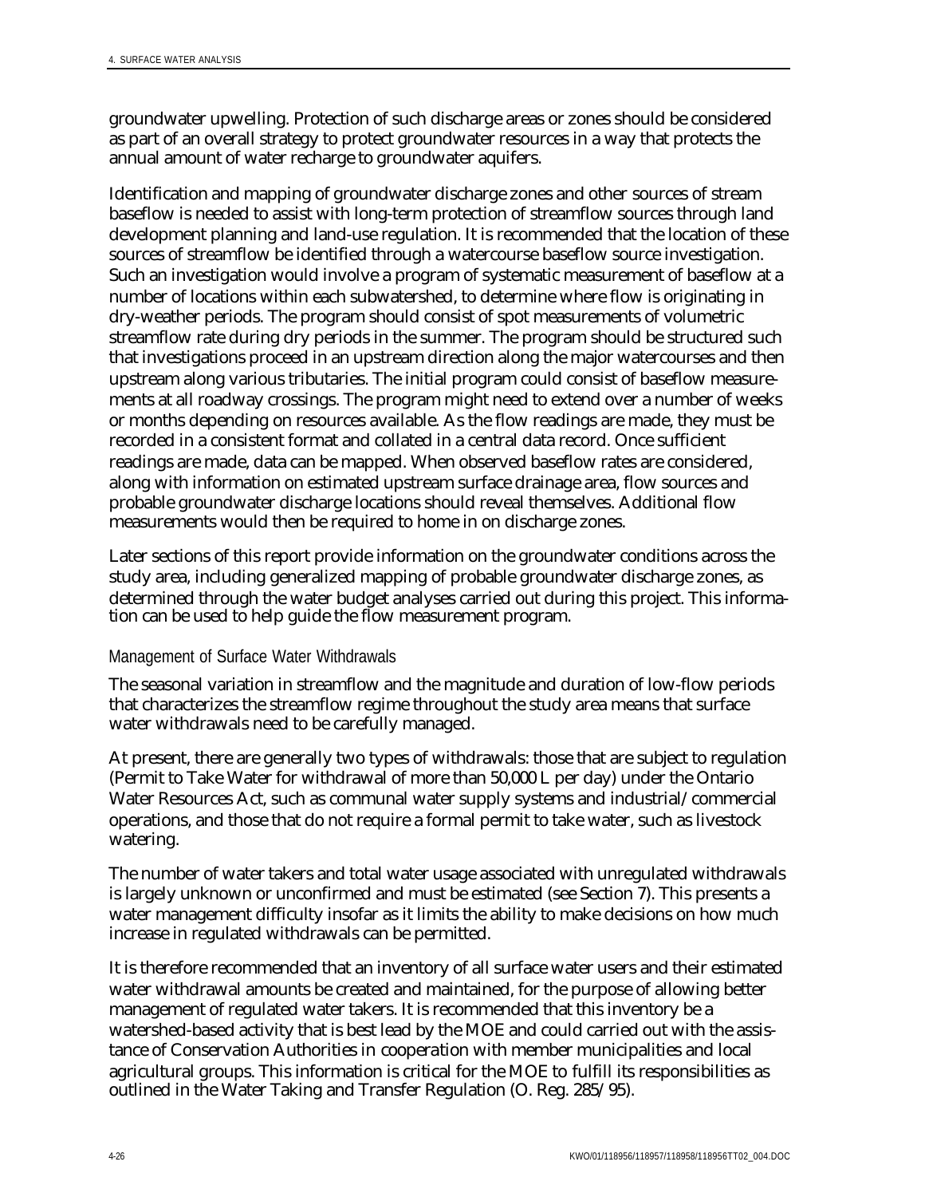groundwater upwelling. Protection of such discharge areas or zones should be considered as part of an overall strategy to protect groundwater resources in a way that protects the annual amount of water recharge to groundwater aquifers.

Identification and mapping of groundwater discharge zones and other sources of stream baseflow is needed to assist with long-term protection of streamflow sources through land development planning and land-use regulation. It is recommended that the location of these sources of streamflow be identified through a watercourse baseflow source investigation. Such an investigation would involve a program of systematic measurement of baseflow at a number of locations within each subwatershed, to determine where flow is originating in dry-weather periods. The program should consist of spot measurements of volumetric streamflow rate during dry periods in the summer. The program should be structured such that investigations proceed in an upstream direction along the major watercourses and then upstream along various tributaries. The initial program could consist of baseflow measurements at all roadway crossings. The program might need to extend over a number of weeks or months depending on resources available. As the flow readings are made, they must be recorded in a consistent format and collated in a central data record. Once sufficient readings are made, data can be mapped. When observed baseflow rates are considered, along with information on estimated upstream surface drainage area, flow sources and probable groundwater discharge locations should reveal themselves. Additional flow measurements would then be required to home in on discharge zones.

Later sections of this report provide information on the groundwater conditions across the study area, including generalized mapping of probable groundwater discharge zones, as determined through the water budget analyses carried out during this project. This information can be used to help guide the flow measurement program.

### Management of Surface Water Withdrawals

The seasonal variation in streamflow and the magnitude and duration of low-flow periods that characterizes the streamflow regime throughout the study area means that surface water withdrawals need to be carefully managed.

At present, there are generally two types of withdrawals: those that are subject to regulation (Permit to Take Water for withdrawal of more than 50,000 L per day) under the Ontario Water Resources Act, such as communal water supply systems and industrial/commercial operations, and those that do not require a formal permit to take water, such as livestock watering.

The number of water takers and total water usage associated with unregulated withdrawals is largely unknown or unconfirmed and must be estimated (see Section 7). This presents a water management difficulty insofar as it limits the ability to make decisions on how much increase in regulated withdrawals can be permitted.

It is therefore recommended that an inventory of all surface water users and their estimated water withdrawal amounts be created and maintained, for the purpose of allowing better management of regulated water takers. It is recommended that this inventory be a watershed-based activity that is best lead by the MOE and could carried out with the assistance of Conservation Authorities in cooperation with member municipalities and local agricultural groups. This information is critical for the MOE to fulfill its responsibilities as outlined in the Water Taking and Transfer Regulation (O. Reg. 285/95).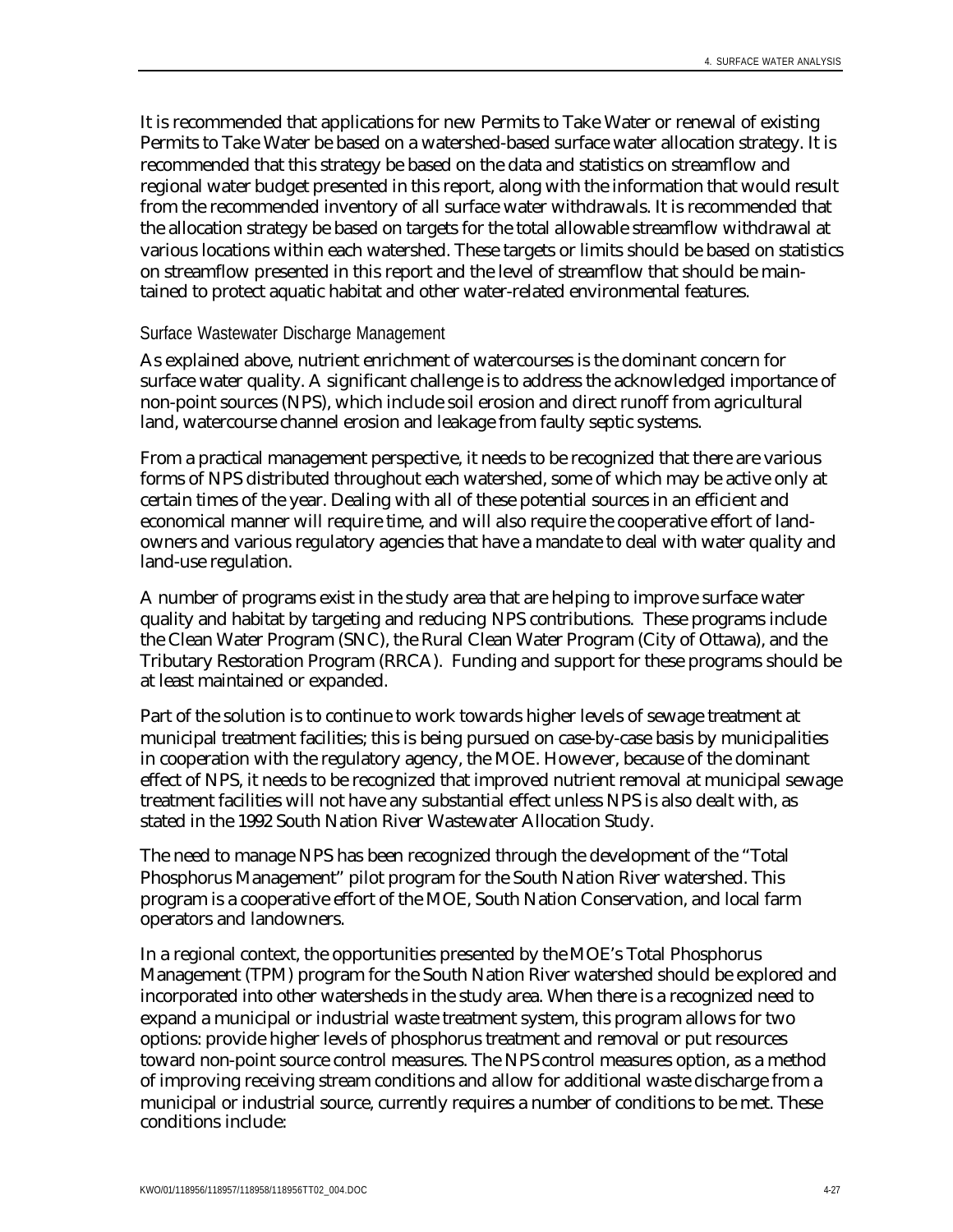It is recommended that applications for new Permits to Take Water or renewal of existing Permits to Take Water be based on a watershed-based surface water allocation strategy. It is recommended that this strategy be based on the data and statistics on streamflow and regional water budget presented in this report, along with the information that would result from the recommended inventory of all surface water withdrawals. It is recommended that the allocation strategy be based on targets for the total allowable streamflow withdrawal at various locations within each watershed. These targets or limits should be based on statistics on streamflow presented in this report and the level of streamflow that should be maintained to protect aquatic habitat and other water-related environmental features.

### Surface Wastewater Discharge Management

As explained above, nutrient enrichment of watercourses is the dominant concern for surface water quality. A significant challenge is to address the acknowledged importance of non-point sources (NPS), which include soil erosion and direct runoff from agricultural land, watercourse channel erosion and leakage from faulty septic systems.

From a practical management perspective, it needs to be recognized that there are various forms of NPS distributed throughout each watershed, some of which may be active only at certain times of the year. Dealing with all of these potential sources in an efficient and economical manner will require time, and will also require the cooperative effort of landowners and various regulatory agencies that have a mandate to deal with water quality and land-use regulation.

A number of programs exist in the study area that are helping to improve surface water quality and habitat by targeting and reducing NPS contributions. These programs include the Clean Water Program (SNC), the Rural Clean Water Program (City of Ottawa), and the Tributary Restoration Program (RRCA). Funding and support for these programs should be at least maintained or expanded.

Part of the solution is to continue to work towards higher levels of sewage treatment at municipal treatment facilities; this is being pursued on case-by-case basis by municipalities in cooperation with the regulatory agency, the MOE. However, because of the dominant effect of NPS, it needs to be recognized that improved nutrient removal at municipal sewage treatment facilities will not have any substantial effect unless NPS is also dealt with, as stated in the 1992 South Nation River Wastewater Allocation Study.

The need to manage NPS has been recognized through the development of the "Total Phosphorus Management" pilot program for the South Nation River watershed. This program is a cooperative effort of the MOE, South Nation Conservation, and local farm operators and landowners.

In a regional context, the opportunities presented by the MOE's Total Phosphorus Management (TPM) program for the South Nation River watershed should be explored and incorporated into other watersheds in the study area. When there is a recognized need to expand a municipal or industrial waste treatment system, this program allows for two options: provide higher levels of phosphorus treatment and removal or put resources toward non-point source control measures. The NPS control measures option, as a method of improving receiving stream conditions and allow for additional waste discharge from a municipal or industrial source, currently requires a number of conditions to be met. These conditions include: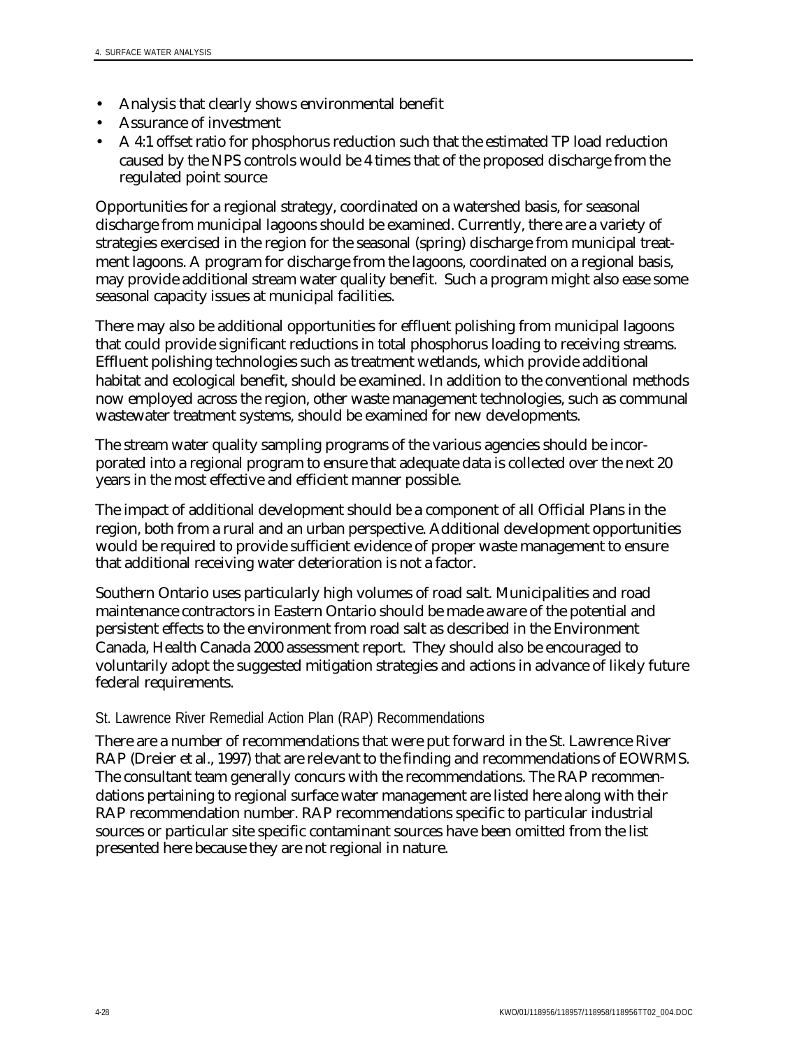- Analysis that clearly shows environmental benefit
- Assurance of investment
- A 4:1 offset ratio for phosphorus reduction such that the estimated TP load reduction caused by the NPS controls would be 4 times that of the proposed discharge from the regulated point source

Opportunities for a regional strategy, coordinated on a watershed basis, for seasonal discharge from municipal lagoons should be examined. Currently, there are a variety of strategies exercised in the region for the seasonal (spring) discharge from municipal treatment lagoons. A program for discharge from the lagoons, coordinated on a regional basis, may provide additional stream water quality benefit. Such a program might also ease some seasonal capacity issues at municipal facilities.

There may also be additional opportunities for effluent polishing from municipal lagoons that could provide significant reductions in total phosphorus loading to receiving streams. Effluent polishing technologies such as treatment wetlands, which provide additional habitat and ecological benefit, should be examined. In addition to the conventional methods now employed across the region, other waste management technologies, such as communal wastewater treatment systems, should be examined for new developments.

The stream water quality sampling programs of the various agencies should be incorporated into a regional program to ensure that adequate data is collected over the next 20 years in the most effective and efficient manner possible.

The impact of additional development should be a component of all Official Plans in the region, both from a rural and an urban perspective. Additional development opportunities would be required to provide sufficient evidence of proper waste management to ensure that additional receiving water deterioration is not a factor.

Southern Ontario uses particularly high volumes of road salt. Municipalities and road maintenance contractors in Eastern Ontario should be made aware of the potential and persistent effects to the environment from road salt as described in the Environment Canada, Health Canada 2000 assessment report. They should also be encouraged to voluntarily adopt the suggested mitigation strategies and actions in advance of likely future federal requirements.

### St. Lawrence River Remedial Action Plan (RAP) Recommendations

There are a number of recommendations that were put forward in the St. Lawrence River RAP (Dreier et al., 1997) that are relevant to the finding and recommendations of EOWRMS. The consultant team generally concurs with the recommendations. The RAP recommendations pertaining to regional surface water management are listed here along with their RAP recommendation number. RAP recommendations specific to particular industrial sources or particular site specific contaminant sources have been omitted from the list presented here because they are not regional in nature.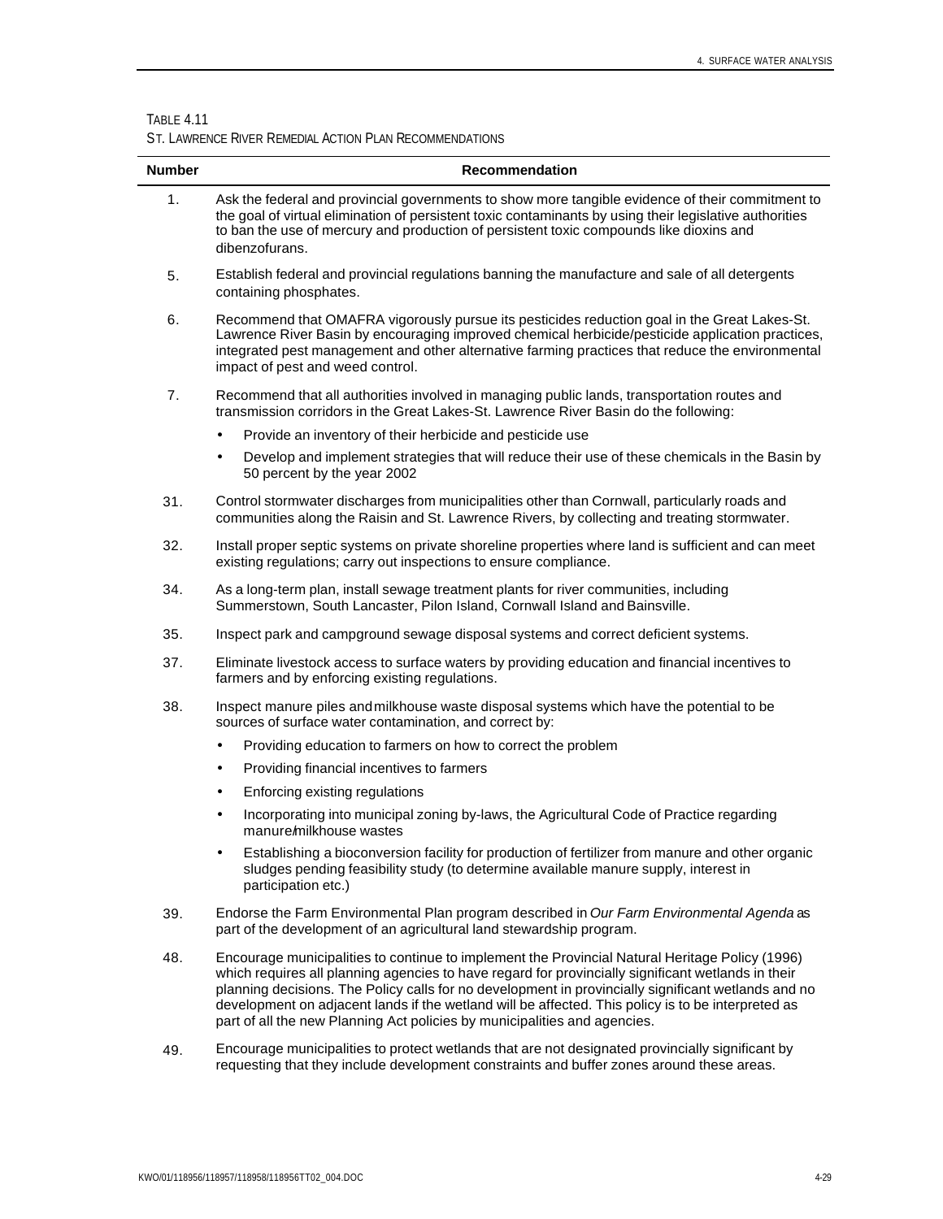TABLE 4.11

ST. LAWRENCE RIVER REMEDIAL ACTION PLAN RECOMMENDATIONS

| Number | Recommendation |
|---|---|
| 1. | Ask the federal and provincial governments to show more tangible evidence of their commitment to the goal of virtual elimination of persistent toxic contaminants by using their legislative authorities to ban the use of mercury and production of persistent toxic compounds like dioxins and dibenzofurans. |
| 5. | Establish federal and provincial regulations banning the manufacture and sale of all detergents containing phosphates. |
| 6. | Recommend that OMAFRA vigorously pursue its pesticides reduction goal in the Great Lakes-St. Lawrence River Basin by encouraging improved chemical herbicide/pesticide application practices, integrated pest management and other alternative farming practices that reduce the environmental impact of pest and weed control. |
| 7. | Recommend that all authorities involved in managing public lands, transportation routes and transmission corridors in the Great Lakes-St. Lawrence River Basin do the following:<br>• Provide an inventory of their herbicide and pesticide use<br>• Develop and implement strategies that will reduce their use of these chemicals in the Basin by 50 percent by the year 2002 |
| 31. | Control stormwater discharges from municipalities other than Cornwall, particularly roads and communities along the Raisin and St. Lawrence Rivers, by collecting and treating stormwater. |
| 32. | Install proper septic systems on private shoreline properties where land is sufficient and can meet existing regulations; carry out inspections to ensure compliance. |
| 34. | As a long-term plan, install sewage treatment plants for river communities, including Summerstown, South Lancaster, Pilon Island, Cornwall Island and Bainsville. |
| 35. | Inspect park and campground sewage disposal systems and correct deficient systems. |
| 37. | Eliminate livestock access to surface waters by providing education and financial incentives to farmers and by enforcing existing regulations. |
| 38. | Inspect manure piles and milkhouse waste disposal systems which have the potential to be sources of surface water contamination, and correct by:<br>• Providing education to farmers on how to correct the problem<br>• Providing financial incentives to farmers<br>• Enforcing existing regulations<br>• Incorporating into municipal zoning by-laws, the Agricultural Code of Practice regarding manure/milkhouse wastes<br>• Establishing a bioconversion facility for production of fertilizer from manure and other organic sludges pending feasibility study (to determine available manure supply, interest in participation etc.) |
| 39. | Endorse the Farm Environmental Plan program described in *Our Farm Environmental Agenda* as part of the development of an agricultural land stewardship program. |
| 48. | Encourage municipalities to continue to implement the Provincial Natural Heritage Policy (1996) which requires all planning agencies to have regard for provincially significant wetlands in their planning decisions. The Policy calls for no development in provincially significant wetlands and no development on adjacent lands if the wetland will be affected. This policy is to be interpreted as part of all the new Planning Act policies by municipalities and agencies. |
| 49. | Encourage municipalities to protect wetlands that are not designated provincially significant by requesting that they include development constraints and buffer zones around these areas. |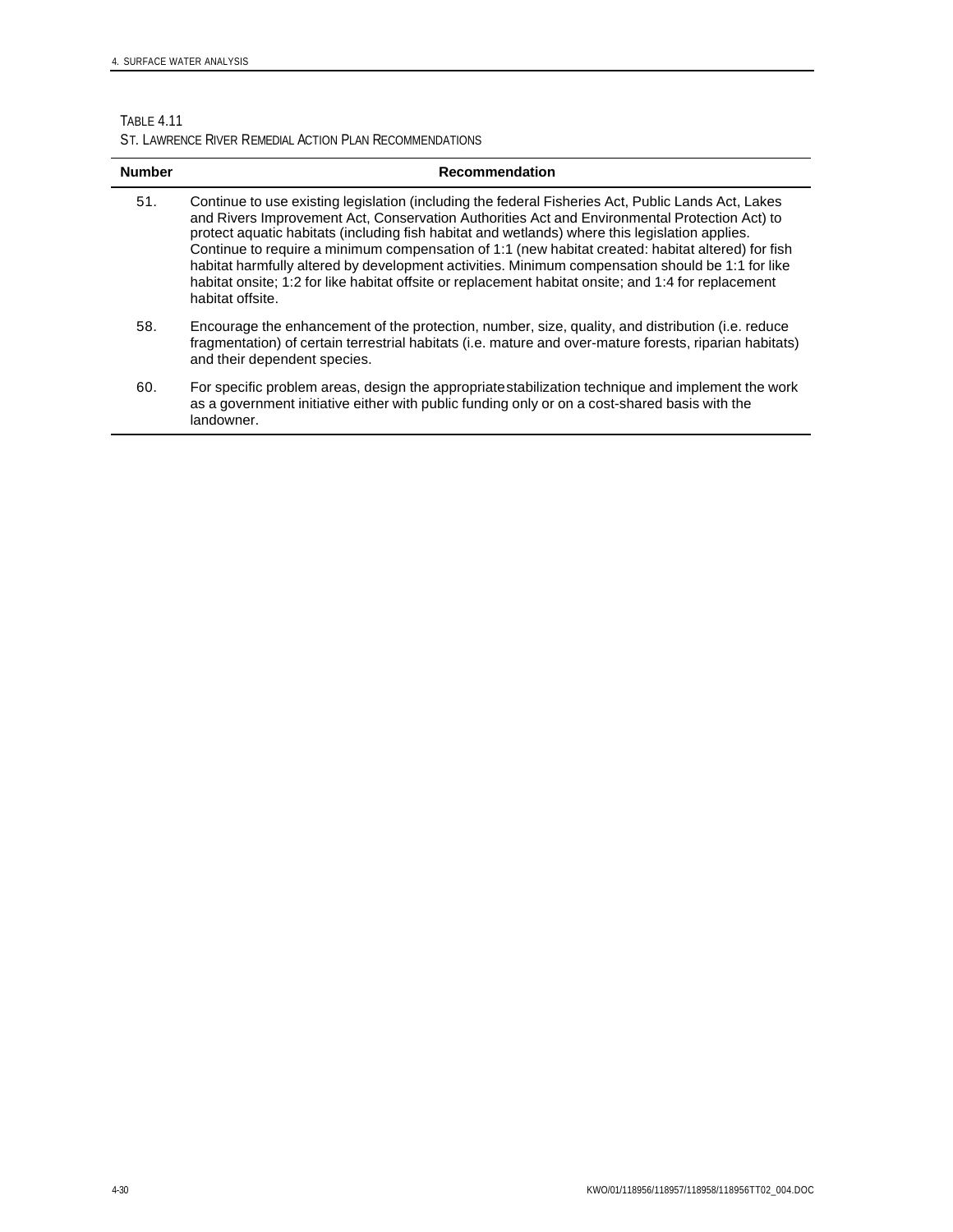TABLE 4.11
ST. LAWRENCE RIVER REMEDIAL ACTION PLAN RECOMMENDATIONS

| Number | Recommendation |
|---|---|
| 51. | Continue to use existing legislation (including the federal Fisheries Act, Public Lands Act, Lakes and Rivers Improvement Act, Conservation Authorities Act and Environmental Protection Act) to protect aquatic habitats (including fish habitat and wetlands) where this legislation applies. Continue to require a minimum compensation of 1:1 (new habitat created: habitat altered) for fish habitat harmfully altered by development activities. Minimum compensation should be 1:1 for like habitat onsite; 1:2 for like habitat offsite or replacement habitat onsite; and 1:4 for replacement habitat offsite. |
| 58. | Encourage the enhancement of the protection, number, size, quality, and distribution (i.e. reduce fragmentation) of certain terrestrial habitats (i.e. mature and over-mature forests, riparian habitats) and their dependent species. |
| 60. | For specific problem areas, design the appropriate stabilization technique and implement the work as a government initiative either with public funding only or on a cost-shared basis with the landowner. |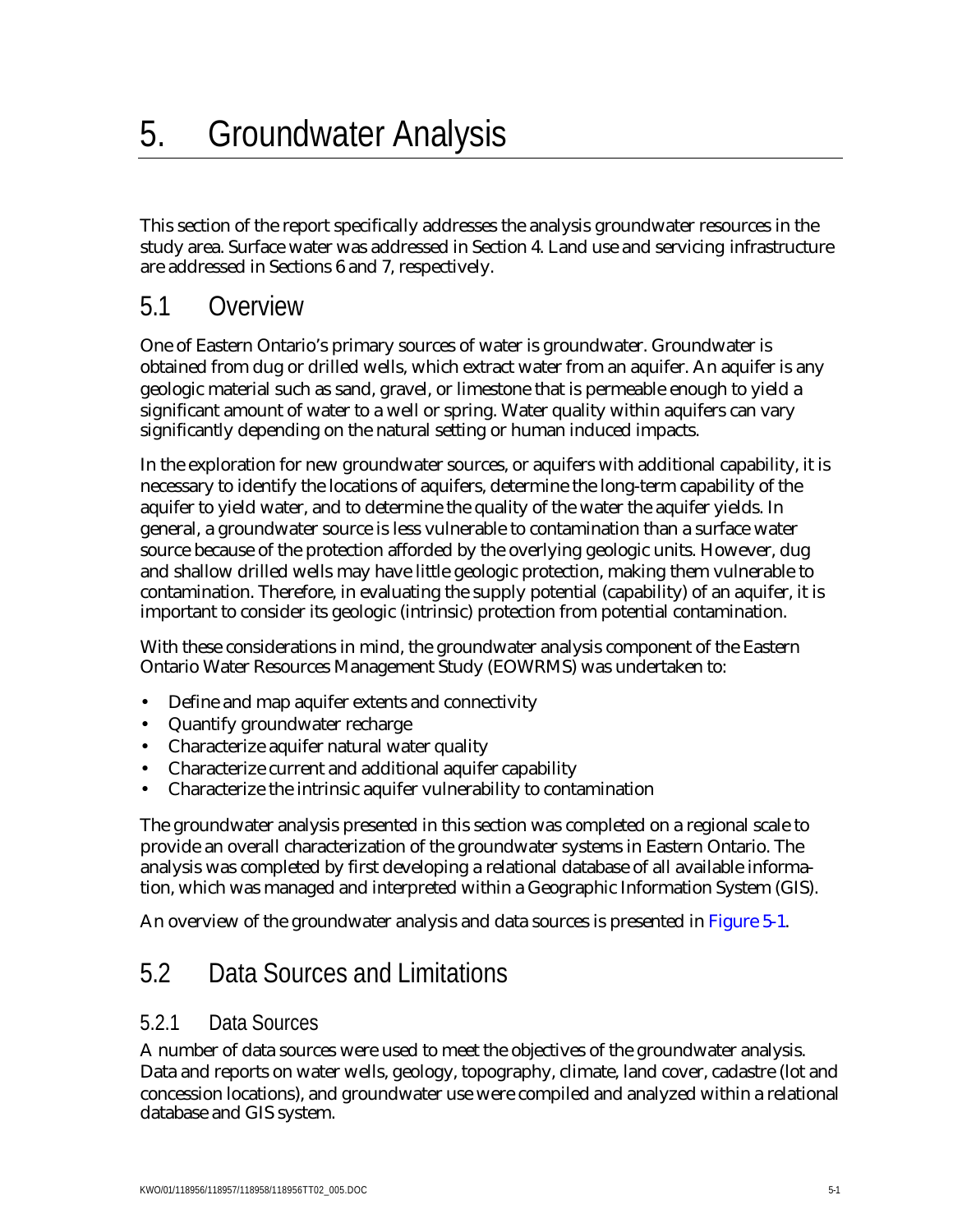# 5. Groundwater Analysis

This section of the report specifically addresses the analysis groundwater resources in the study area. Surface water was addressed in Section 4. Land use and servicing infrastructure are addressed in Sections 6 and 7, respectively.

## 5.1 Overview

One of Eastern Ontario's primary sources of water is groundwater. Groundwater is obtained from dug or drilled wells, which extract water from an aquifer. An aquifer is any geologic material such as sand, gravel, or limestone that is permeable enough to yield a significant amount of water to a well or spring. Water quality within aquifers can vary significantly depending on the natural setting or human induced impacts.

In the exploration for new groundwater sources, or aquifers with additional capability, it is necessary to identify the locations of aquifers, determine the long-term capability of the aquifer to yield water, and to determine the quality of the water the aquifer yields. In general, a groundwater source is less vulnerable to contamination than a surface water source because of the protection afforded by the overlying geologic units. However, dug and shallow drilled wells may have little geologic protection, making them vulnerable to contamination. Therefore, in evaluating the supply potential (capability) of an aquifer, it is important to consider its geologic (intrinsic) protection from potential contamination.

With these considerations in mind, the groundwater analysis component of the Eastern Ontario Water Resources Management Study (EOWRMS) was undertaken to:

- Define and map aquifer extents and connectivity
- Quantify groundwater recharge
- Characterize aquifer natural water quality
- Characterize current and additional aquifer capability
- Characterize the intrinsic aquifer vulnerability to contamination

The groundwater analysis presented in this section was completed on a regional scale to provide an overall characterization of the groundwater systems in Eastern Ontario. The analysis was completed by first developing a relational database of all available information, which was managed and interpreted within a Geographic Information System (GIS).

An overview of the groundwater analysis and data sources is presented in Figure 5-1.

## 5.2 Data Sources and Limitations

### 5.2.1 Data Sources

A number of data sources were used to meet the objectives of the groundwater analysis. Data and reports on water wells, geology, topography, climate, land cover, cadastre (lot and concession locations), and groundwater use were compiled and analyzed within a relational database and GIS system.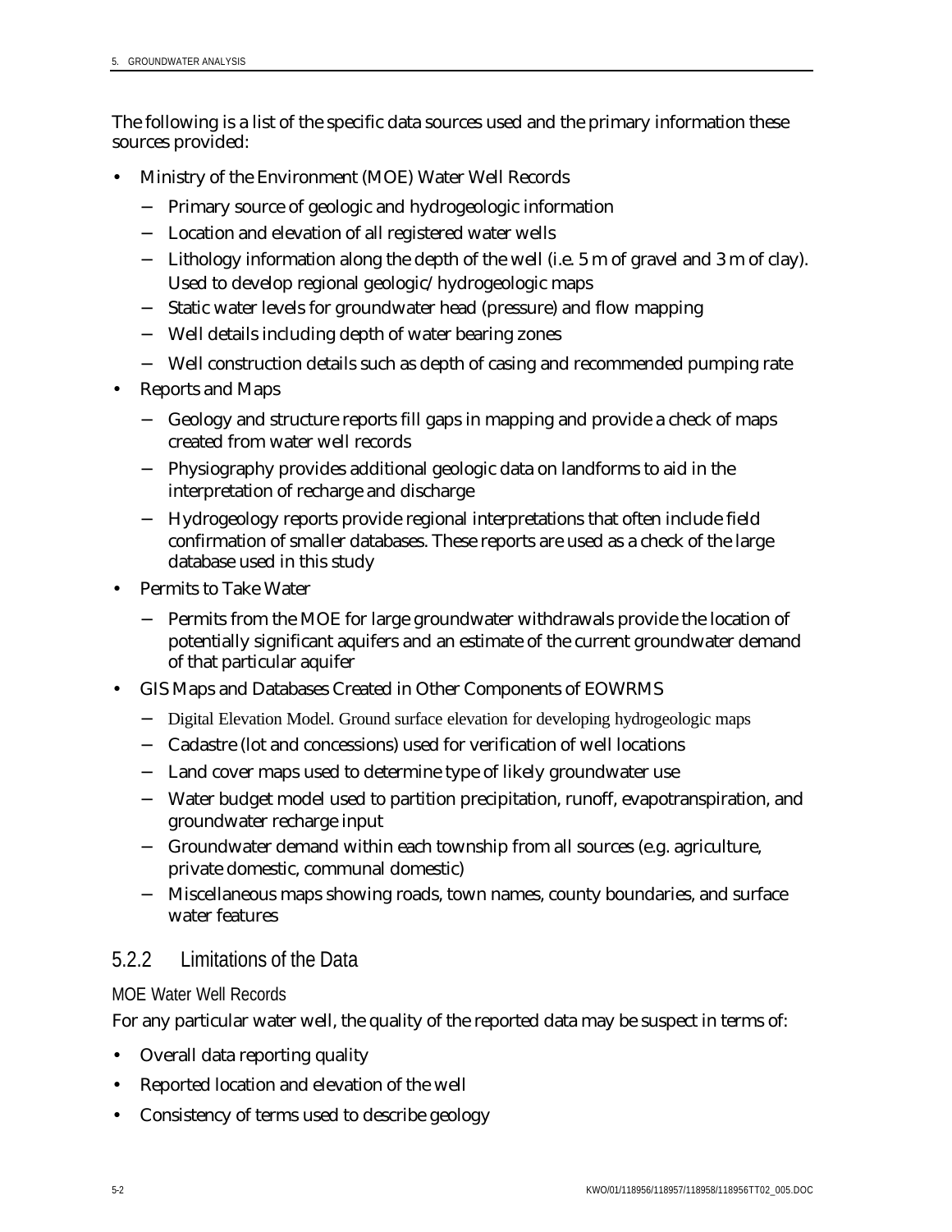The following is a list of the specific data sources used and the primary information these sources provided:

- Ministry of the Environment (MOE) Water Well Records
  - Primary source of geologic and hydrogeologic information
  - Location and elevation of all registered water wells
  - Lithology information along the depth of the well (i.e. 5 m of gravel and 3 m of clay). Used to develop regional geologic/hydrogeologic maps
  - Static water levels for groundwater head (pressure) and flow mapping
  - Well details including depth of water bearing zones
  - Well construction details such as depth of casing and recommended pumping rate
- Reports and Maps
  - Geology and structure reports fill gaps in mapping and provide a check of maps created from water well records
  - Physiography provides additional geologic data on landforms to aid in the interpretation of recharge and discharge
  - Hydrogeology reports provide regional interpretations that often include field confirmation of smaller databases. These reports are used as a check of the large database used in this study
- Permits to Take Water
  - Permits from the MOE for large groundwater withdrawals provide the location of potentially significant aquifers and an estimate of the current groundwater demand of that particular aquifer
- GIS Maps and Databases Created in Other Components of EOWRMS
  - Digital Elevation Model. Ground surface elevation for developing hydrogeologic maps
  - Cadastre (lot and concessions) used for verification of well locations
  - Land cover maps used to determine type of likely groundwater use
  - Water budget model used to partition precipitation, runoff, evapotranspiration, and groundwater recharge input
  - Groundwater demand within each township from all sources (e.g. agriculture, private domestic, communal domestic)
  - Miscellaneous maps showing roads, town names, county boundaries, and surface water features

### 5.2.2 Limitations of the Data

#### MOE Water Well Records

For any particular water well, the quality of the reported data may be suspect in terms of:

- Overall data reporting quality
- Reported location and elevation of the well
- Consistency of terms used to describe geology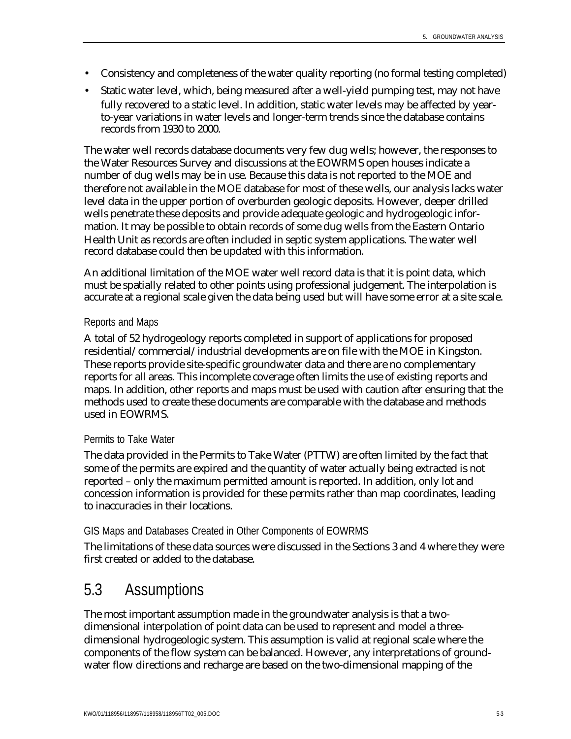- Consistency and completeness of the water quality reporting (no formal testing completed)
- Static water level, which, being measured after a well-yield pumping test, may not have fully recovered to a static level. In addition, static water levels may be affected by year-to-year variations in water levels and longer-term trends since the database contains records from 1930 to 2000.

The water well records database documents very few dug wells; however, the responses to the Water Resources Survey and discussions at the EOWRMS open houses indicate a number of dug wells may be in use. Because this data is not reported to the MOE and therefore not available in the MOE database for most of these wells, our analysis lacks water level data in the upper portion of overburden geologic deposits. However, deeper drilled wells penetrate these deposits and provide adequate geologic and hydrogeologic information. It may be possible to obtain records of some dug wells from the Eastern Ontario Health Unit as records are often included in septic system applications. The water well record database could then be updated with this information.

An additional limitation of the MOE water well record data is that it is point data, which must be spatially related to other points using professional judgement. The interpolation is accurate at a regional scale given the data being used but will have some error at a site scale.

#### Reports and Maps

A total of 52 hydrogeology reports completed in support of applications for proposed residential/commercial/industrial developments are on file with the MOE in Kingston. These reports provide site-specific groundwater data and there are no complementary reports for all areas. This incomplete coverage often limits the use of existing reports and maps. In addition, other reports and maps must be used with caution after ensuring that the methods used to create these documents are comparable with the database and methods used in EOWRMS.

#### Permits to Take Water

The data provided in the Permits to Take Water (PTTW) are often limited by the fact that some of the permits are expired and the quantity of water actually being extracted is not reported – only the maximum permitted amount is reported. In addition, only lot and concession information is provided for these permits rather than map coordinates, leading to inaccuracies in their locations.

#### GIS Maps and Databases Created in Other Components of EOWRMS

The limitations of these data sources were discussed in the Sections 3 and 4 where they were first created or added to the database.

## 5.3 Assumptions

The most important assumption made in the groundwater analysis is that a two-dimensional interpolation of point data can be used to represent and model a three-dimensional hydrogeologic system. This assumption is valid at regional scale where the components of the flow system can be balanced. However, any interpretations of groundwater flow directions and recharge are based on the two-dimensional mapping of the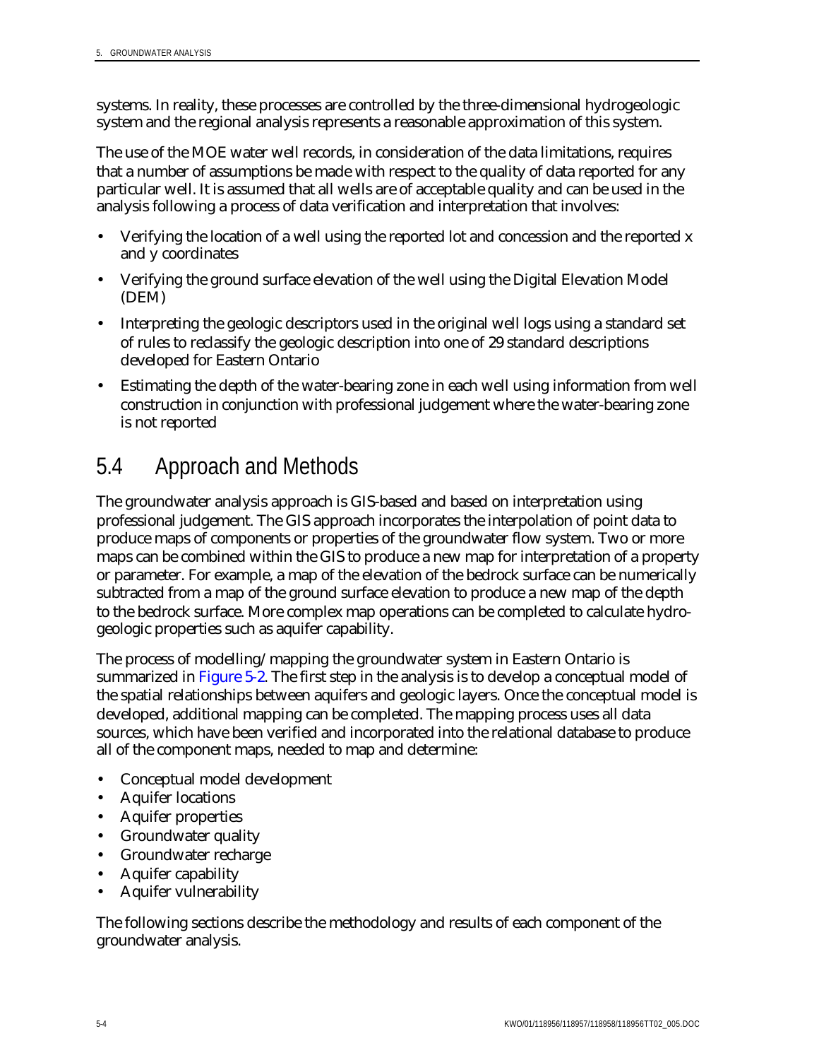systems. In reality, these processes are controlled by the three-dimensional hydrogeologic system and the regional analysis represents a reasonable approximation of this system.

The use of the MOE water well records, in consideration of the data limitations, requires that a number of assumptions be made with respect to the quality of data reported for any particular well. It is assumed that all wells are of acceptable quality and can be used in the analysis following a process of data verification and interpretation that involves:

- Verifying the location of a well using the reported lot and concession and the reported x and y coordinates
- Verifying the ground surface elevation of the well using the Digital Elevation Model (DEM)
- Interpreting the geologic descriptors used in the original well logs using a standard set of rules to reclassify the geologic description into one of 29 standard descriptions developed for Eastern Ontario
- Estimating the depth of the water-bearing zone in each well using information from well construction in conjunction with professional judgement where the water-bearing zone is not reported

## 5.4 Approach and Methods

The groundwater analysis approach is GIS-based and based on interpretation using professional judgement. The GIS approach incorporates the interpolation of point data to produce maps of components or properties of the groundwater flow system. Two or more maps can be combined within the GIS to produce a new map for interpretation of a property or parameter. For example, a map of the elevation of the bedrock surface can be numerically subtracted from a map of the ground surface elevation to produce a new map of the depth to the bedrock surface. More complex map operations can be completed to calculate hydrogeologic properties such as aquifer capability.

The process of modelling/mapping the groundwater system in Eastern Ontario is summarized in Figure 5-2. The first step in the analysis is to develop a conceptual model of the spatial relationships between aquifers and geologic layers. Once the conceptual model is developed, additional mapping can be completed. The mapping process uses all data sources, which have been verified and incorporated into the relational database to produce all of the component maps, needed to map and determine:

- Conceptual model development
- Aquifer locations
- Aquifer properties
- Groundwater quality
- Groundwater recharge
- Aquifer capability
- Aquifer vulnerability

The following sections describe the methodology and results of each component of the groundwater analysis.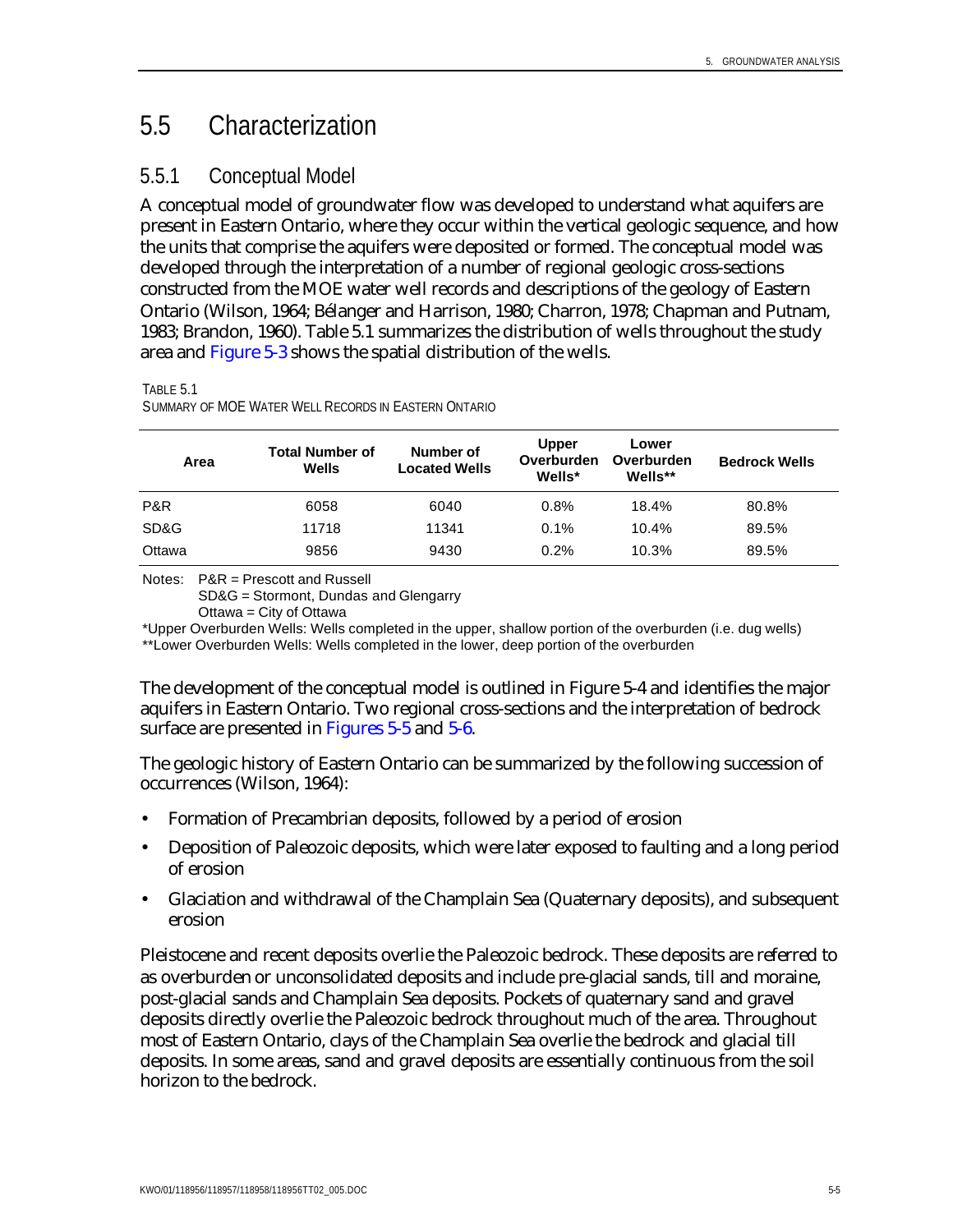## 5.5 Characterization

### 5.5.1 Conceptual Model

A conceptual model of groundwater flow was developed to understand what aquifers are present in Eastern Ontario, where they occur within the vertical geologic sequence, and how the units that comprise the aquifers were deposited or formed. The conceptual model was developed through the interpretation of a number of regional geologic cross-sections constructed from the MOE water well records and descriptions of the geology of Eastern Ontario (Wilson, 1964; Bélanger and Harrison, 1980; Charron, 1978; Chapman and Putnam, 1983; Brandon, 1960). Table 5.1 summarizes the distribution of wells throughout the study area and Figure 5-3 shows the spatial distribution of the wells.

TABLE 5.1
SUMMARY OF MOE WATER WELL RECORDS IN EASTERN ONTARIO

| Area | Total Number of Wells | Number of Located Wells | Upper Overburden Wells* | Lower Overburden Wells** | Bedrock Wells |
|---|---|---|---|---|---|
| P&R | 6058 | 6040 | 0.8% | 18.4% | 80.8% |
| SD&G | 11718 | 11341 | 0.1% | 10.4% | 89.5% |
| Ottawa | 9856 | 9430 | 0.2% | 10.3% | 89.5% |

Notes: P&R = Prescott and Russell
SD&G = Stormont, Dundas and Glengarry
Ottawa = City of Ottawa

*Upper Overburden Wells: Wells completed in the upper, shallow portion of the overburden (i.e. dug wells)
**Lower Overburden Wells: Wells completed in the lower, deep portion of the overburden

The development of the conceptual model is outlined in Figure 5-4 and identifies the major aquifers in Eastern Ontario. Two regional cross-sections and the interpretation of bedrock surface are presented in Figures 5-5 and 5-6.

The geologic history of Eastern Ontario can be summarized by the following succession of occurrences (Wilson, 1964):

- Formation of Precambrian deposits, followed by a period of erosion
- Deposition of Paleozoic deposits, which were later exposed to faulting and a long period of erosion
- Glaciation and withdrawal of the Champlain Sea (Quaternary deposits), and subsequent erosion

Pleistocene and recent deposits overlie the Paleozoic bedrock. These deposits are referred to as overburden or unconsolidated deposits and include pre-glacial sands, till and moraine, post-glacial sands and Champlain Sea deposits. Pockets of quaternary sand and gravel deposits directly overlie the Paleozoic bedrock throughout much of the area. Throughout most of Eastern Ontario, clays of the Champlain Sea overlie the bedrock and glacial till deposits. In some areas, sand and gravel deposits are essentially continuous from the soil horizon to the bedrock.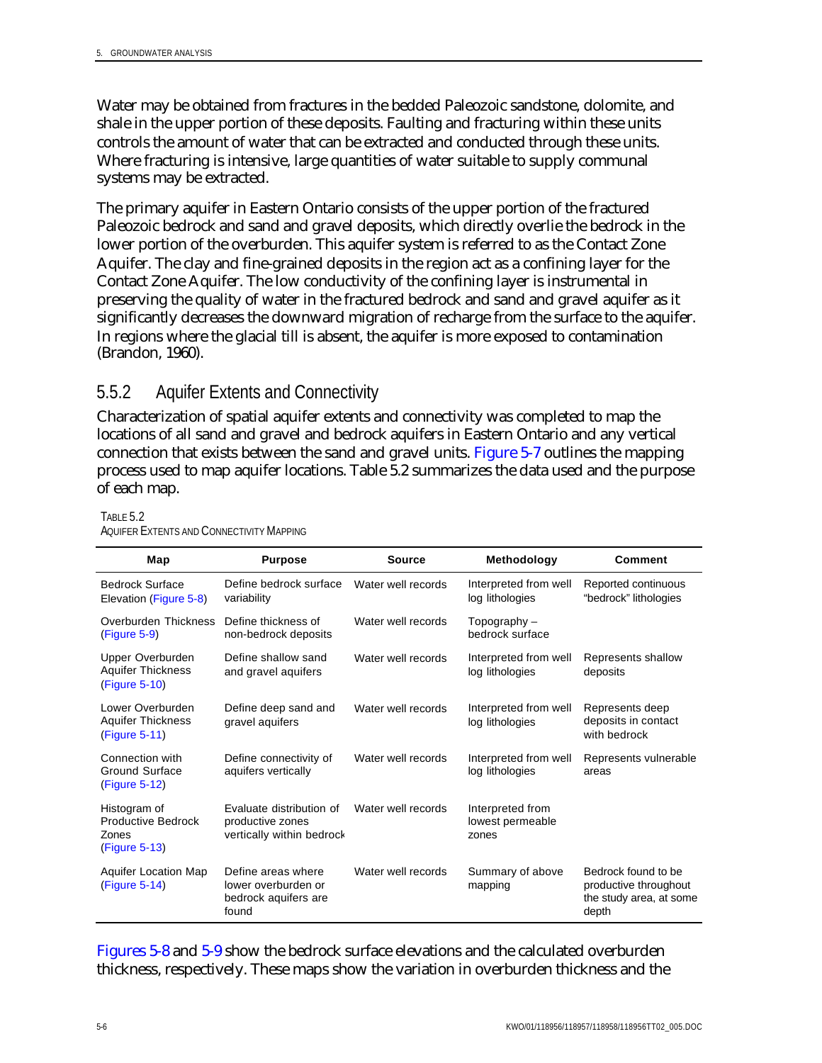Water may be obtained from fractures in the bedded Paleozoic sandstone, dolomite, and shale in the upper portion of these deposits. Faulting and fracturing within these units controls the amount of water that can be extracted and conducted through these units. Where fracturing is intensive, large quantities of water suitable to supply communal systems may be extracted.

The primary aquifer in Eastern Ontario consists of the upper portion of the fractured Paleozoic bedrock and sand and gravel deposits, which directly overlie the bedrock in the lower portion of the overburden. This aquifer system is referred to as the Contact Zone Aquifer. The clay and fine-grained deposits in the region act as a confining layer for the Contact Zone Aquifer. The low conductivity of the confining layer is instrumental in preserving the quality of water in the fractured bedrock and sand and gravel aquifer as it significantly decreases the downward migration of recharge from the surface to the aquifer. In regions where the glacial till is absent, the aquifer is more exposed to contamination (Brandon, 1960).

### 5.5.2 Aquifer Extents and Connectivity

Characterization of spatial aquifer extents and connectivity was completed to map the locations of all sand and gravel and bedrock aquifers in Eastern Ontario and any vertical connection that exists between the sand and gravel units. Figure 5-7 outlines the mapping process used to map aquifer locations. Table 5.2 summarizes the data used and the purpose of each map.

TABLE 5.2
AQUIFER EXTENTS AND CONNECTIVITY MAPPING

| Map | Purpose | Source | Methodology | Comment |
|---|---|---|---|---|
| Bedrock Surface Elevation (Figure 5-8) | Define bedrock surface variability | Water well records | Interpreted from well log lithologies | Reported continuous "bedrock" lithologies |
| Overburden Thickness (Figure 5-9) | Define thickness of non-bedrock deposits | Water well records | Topography – bedrock surface | |
| Upper Overburden Aquifer Thickness (Figure 5-10) | Define shallow sand and gravel aquifers | Water well records | Interpreted from well log lithologies | Represents shallow deposits |
| Lower Overburden Aquifer Thickness (Figure 5-11) | Define deep sand and gravel aquifers | Water well records | Interpreted from well log lithologies | Represents deep deposits in contact with bedrock |
| Connection with Ground Surface (Figure 5-12) | Define connectivity of aquifers vertically | Water well records | Interpreted from well log lithologies | Represents vulnerable areas |
| Histogram of Productive Bedrock Zones (Figure 5-13) | Evaluate distribution of productive zones vertically within bedrock | Water well records | Interpreted from lowest permeable zones | |
| Aquifer Location Map (Figure 5-14) | Define areas where lower overburden or bedrock aquifers are found | Water well records | Summary of above mapping | Bedrock found to be productive throughout the study area, at some depth |

Figures 5-8 and 5-9 show the bedrock surface elevations and the calculated overburden thickness, respectively. These maps show the variation in overburden thickness and the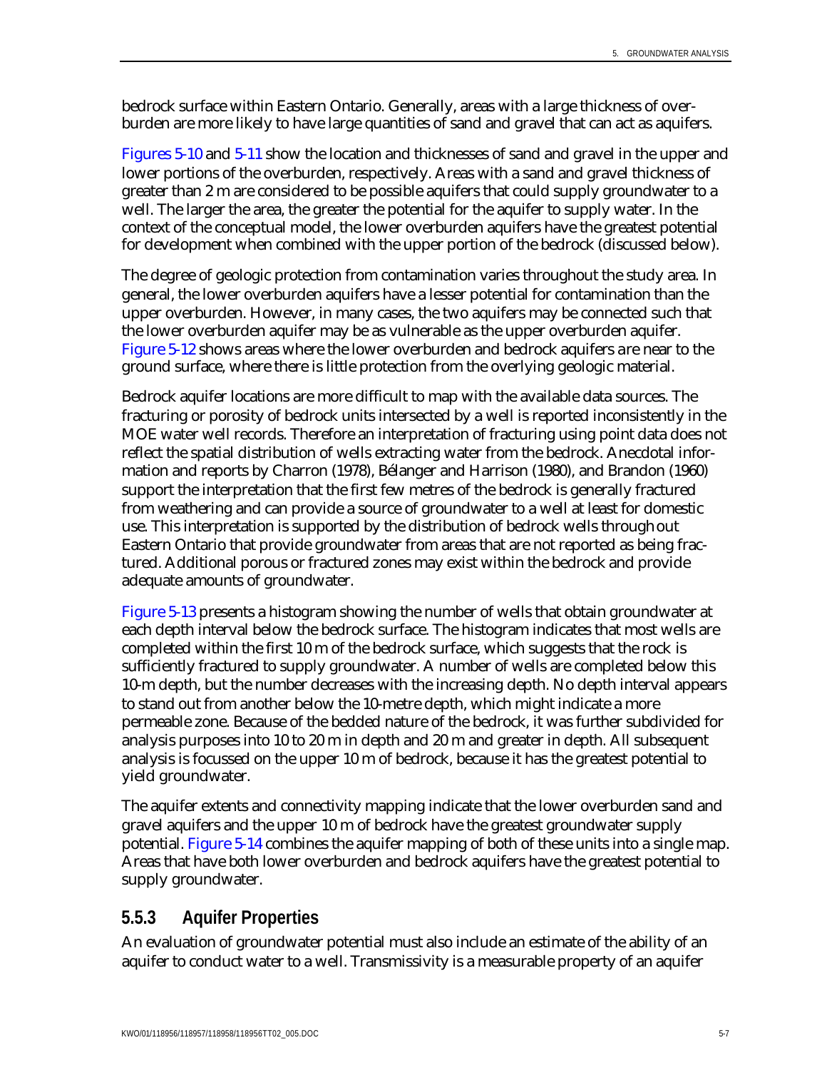bedrock surface within Eastern Ontario. Generally, areas with a large thickness of over-burden are more likely to have large quantities of sand and gravel that can act as aquifers.

Figures 5-10 and 5-11 show the location and thicknesses of sand and gravel in the upper and lower portions of the overburden, respectively. Areas with a sand and gravel thickness of greater than 2 m are considered to be possible aquifers that could supply groundwater to a well. The larger the area, the greater the potential for the aquifer to supply water. In the context of the conceptual model, the lower overburden aquifers have the greatest potential for development when combined with the upper portion of the bedrock (discussed below).

The degree of geologic protection from contamination varies throughout the study area. In general, the lower overburden aquifers have a lesser potential for contamination than the upper overburden. However, in many cases, the two aquifers may be connected such that the lower overburden aquifer may be as vulnerable as the upper overburden aquifer. Figure 5-12 shows areas where the lower overburden and bedrock aquifers are near to the ground surface, where there is little protection from the overlying geologic material.

Bedrock aquifer locations are more difficult to map with the available data sources. The fracturing or porosity of bedrock units intersected by a well is reported inconsistently in the MOE water well records. Therefore an interpretation of fracturing using point data does not reflect the spatial distribution of wells extracting water from the bedrock. Anecdotal information and reports by Charron (1978), Bélanger and Harrison (1980), and Brandon (1960) support the interpretation that the first few metres of the bedrock is generally fractured from weathering and can provide a source of groundwater to a well at least for domestic use. This interpretation is supported by the distribution of bedrock wells throughout Eastern Ontario that provide groundwater from areas that are not reported as being fractured. Additional porous or fractured zones may exist within the bedrock and provide adequate amounts of groundwater.

Figure 5-13 presents a histogram showing the number of wells that obtain groundwater at each depth interval below the bedrock surface. The histogram indicates that most wells are completed within the first 10 m of the bedrock surface, which suggests that the rock is sufficiently fractured to supply groundwater. A number of wells are completed below this 10-m depth, but the number decreases with the increasing depth. No depth interval appears to stand out from another below the 10-metre depth, which might indicate a more permeable zone. Because of the bedded nature of the bedrock, it was further subdivided for analysis purposes into 10 to 20 m in depth and 20 m and greater in depth. All subsequent analysis is focussed on the upper 10 m of bedrock, because it has the greatest potential to yield groundwater.

The aquifer extents and connectivity mapping indicate that the lower overburden sand and gravel aquifers and the upper 10 m of bedrock have the greatest groundwater supply potential. Figure 5-14 combines the aquifer mapping of both of these units into a single map. Areas that have both lower overburden and bedrock aquifers have the greatest potential to supply groundwater.

### 5.5.3 Aquifer Properties

An evaluation of groundwater potential must also include an estimate of the ability of an aquifer to conduct water to a well. Transmissivity is a measurable property of an aquifer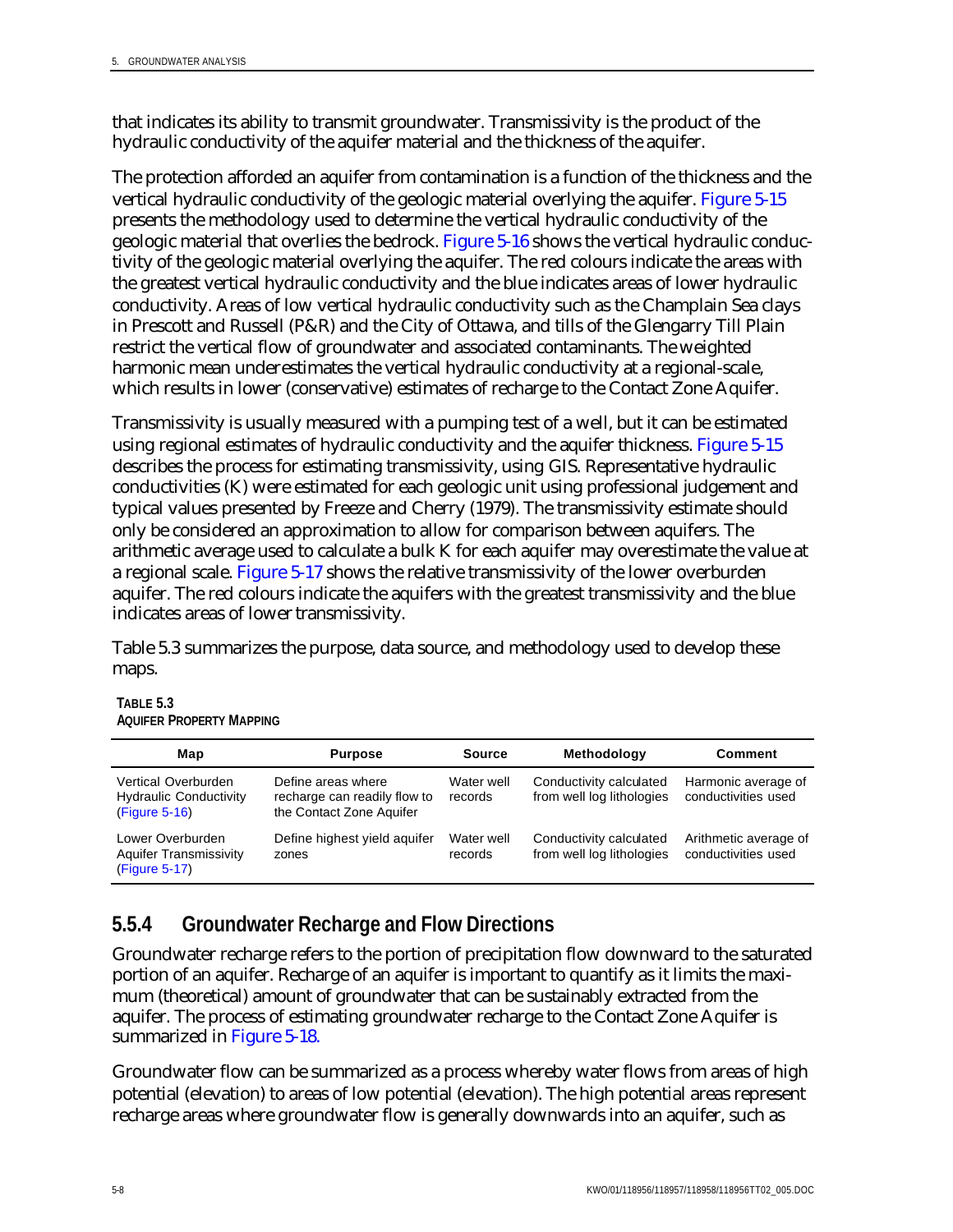that indicates its ability to transmit groundwater. Transmissivity is the product of the hydraulic conductivity of the aquifer material and the thickness of the aquifer.

The protection afforded an aquifer from contamination is a function of the thickness and the vertical hydraulic conductivity of the geologic material overlying the aquifer. Figure 5-15 presents the methodology used to determine the vertical hydraulic conductivity of the geologic material that overlies the bedrock. Figure 5-16 shows the vertical hydraulic conductivity of the geologic material overlying the aquifer. The red colours indicate the areas with the greatest vertical hydraulic conductivity and the blue indicates areas of lower hydraulic conductivity. Areas of low vertical hydraulic conductivity such as the Champlain Sea clays in Prescott and Russell (P&R) and the City of Ottawa, and tills of the Glengarry Till Plain restrict the vertical flow of groundwater and associated contaminants. The weighted harmonic mean underestimates the vertical hydraulic conductivity at a regional-scale, which results in lower (conservative) estimates of recharge to the Contact Zone Aquifer.

Transmissivity is usually measured with a pumping test of a well, but it can be estimated using regional estimates of hydraulic conductivity and the aquifer thickness. Figure 5-15 describes the process for estimating transmissivity, using GIS. Representative hydraulic conductivities (K) were estimated for each geologic unit using professional judgement and typical values presented by Freeze and Cherry (1979). The transmissivity estimate should only be considered an approximation to allow for comparison between aquifers. The arithmetic average used to calculate a bulk K for each aquifer may overestimate the value at a regional scale. Figure 5-17 shows the relative transmissivity of the lower overburden aquifer. The red colours indicate the aquifers with the greatest transmissivity and the blue indicates areas of lower transmissivity.

Table 5.3 summarizes the purpose, data source, and methodology used to develop these maps.

**TABLE 5.3**
**AQUIFER PROPERTY MAPPING**

| Map | Purpose | Source | Methodology | Comment |
|---|---|---|---|---|
| Vertical Overburden Hydraulic Conductivity (Figure 5-16) | Define areas where recharge can readily flow to the Contact Zone Aquifer | Water well records | Conductivity calculated from well log lithologies | Harmonic average of conductivities used |
| Lower Overburden Aquifer Transmissivity (Figure 5-17) | Define highest yield aquifer zones | Water well records | Conductivity calculated from well log lithologies | Arithmetic average of conductivities used |

### 5.5.4 Groundwater Recharge and Flow Directions

Groundwater recharge refers to the portion of precipitation flow downward to the saturated portion of an aquifer. Recharge of an aquifer is important to quantify as it limits the maximum (theoretical) amount of groundwater that can be sustainably extracted from the aquifer. The process of estimating groundwater recharge to the Contact Zone Aquifer is summarized in Figure 5-18.

Groundwater flow can be summarized as a process whereby water flows from areas of high potential (elevation) to areas of low potential (elevation). The high potential areas represent recharge areas where groundwater flow is generally downwards into an aquifer, such as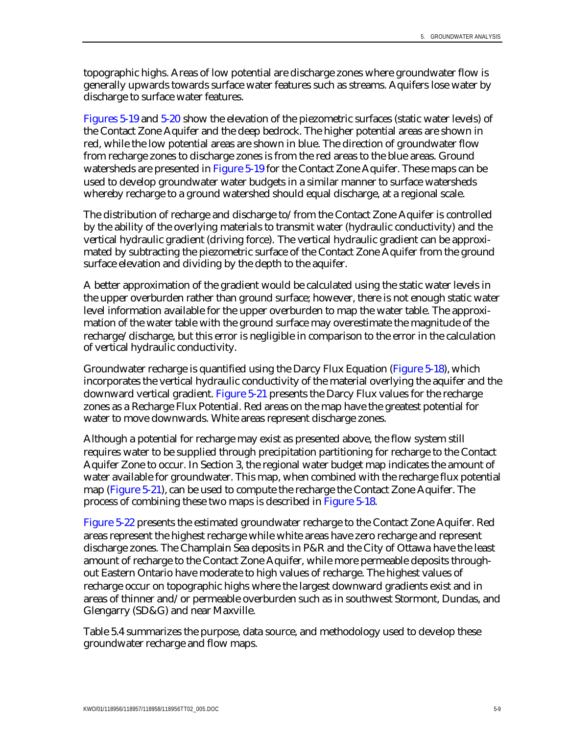topographic highs. Areas of low potential are discharge zones where groundwater flow is generally upwards towards surface water features such as streams. Aquifers lose water by discharge to surface water features.

Figures 5-19 and 5-20 show the elevation of the piezometric surfaces (static water levels) of the Contact Zone Aquifer and the deep bedrock. The higher potential areas are shown in red, while the low potential areas are shown in blue. The direction of groundwater flow from recharge zones to discharge zones is from the red areas to the blue areas. Ground watersheds are presented in Figure 5-19 for the Contact Zone Aquifer. These maps can be used to develop groundwater water budgets in a similar manner to surface watersheds whereby recharge to a ground watershed should equal discharge, at a regional scale.

The distribution of recharge and discharge to/from the Contact Zone Aquifer is controlled by the ability of the overlying materials to transmit water (hydraulic conductivity) and the vertical hydraulic gradient (driving force). The vertical hydraulic gradient can be approximated by subtracting the piezometric surface of the Contact Zone Aquifer from the ground surface elevation and dividing by the depth to the aquifer.

A better approximation of the gradient would be calculated using the static water levels in the upper overburden rather than ground surface; however, there is not enough static water level information available for the upper overburden to map the water table. The approximation of the water table with the ground surface may overestimate the magnitude of the recharge/discharge, but this error is negligible in comparison to the error in the calculation of vertical hydraulic conductivity.

Groundwater recharge is quantified using the Darcy Flux Equation (Figure 5-18), which incorporates the vertical hydraulic conductivity of the material overlying the aquifer and the downward vertical gradient. Figure 5-21 presents the Darcy Flux values for the recharge zones as a Recharge Flux Potential. Red areas on the map have the greatest potential for water to move downwards. White areas represent discharge zones.

Although a potential for recharge may exist as presented above, the flow system still requires water to be supplied through precipitation partitioning for recharge to the Contact Aquifer Zone to occur. In Section 3, the regional water budget map indicates the amount of water available for groundwater. This map, when combined with the recharge flux potential map (Figure 5-21), can be used to compute the recharge the Contact Zone Aquifer. The process of combining these two maps is described in Figure 5-18.

Figure 5-22 presents the estimated groundwater recharge to the Contact Zone Aquifer. Red areas represent the highest recharge while white areas have zero recharge and represent discharge zones. The Champlain Sea deposits in P&R and the City of Ottawa have the least amount of recharge to the Contact Zone Aquifer, while more permeable deposits throughout Eastern Ontario have moderate to high values of recharge. The highest values of recharge occur on topographic highs where the largest downward gradients exist and in areas of thinner and/or permeable overburden such as in southwest Stormont, Dundas, and Glengarry (SD&G) and near Maxville.

Table 5.4 summarizes the purpose, data source, and methodology used to develop these groundwater recharge and flow maps.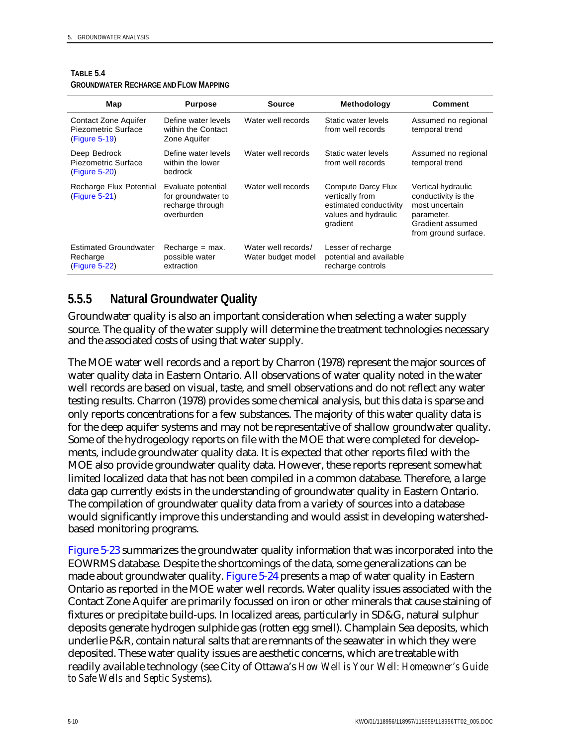**TABLE 5.4**
**GROUNDWATER RECHARGE AND FLOW MAPPING**

| Map | Purpose | Source | Methodology | Comment |
|---|---|---|---|---|
| Contact Zone Aquifer Piezometric Surface (Figure 5-19) | Define water levels within the Contact Zone Aquifer | Water well records | Static water levels from well records | Assumed no regional temporal trend |
| Deep Bedrock Piezometric Surface (Figure 5-20) | Define water levels within the lower bedrock | Water well records | Static water levels from well records | Assumed no regional temporal trend |
| Recharge Flux Potential (Figure 5-21) | Evaluate potential for groundwater to recharge through overburden | Water well records | Compute Darcy Flux vertically from estimated conductivity values and hydraulic gradient | Vertical hydraulic conductivity is the most uncertain parameter. Gradient assumed from ground surface. |
| Estimated Groundwater Recharge (Figure 5-22) | Recharge = max. possible water extraction | Water well records/ Water budget model | Lesser of recharge potential and available recharge controls | |

### 5.5.5 Natural Groundwater Quality

Groundwater quality is also an important consideration when selecting a water supply source. The quality of the water supply will determine the treatment technologies necessary and the associated costs of using that water supply.

The MOE water well records and a report by Charron (1978) represent the major sources of water quality data in Eastern Ontario. All observations of water quality noted in the water well records are based on visual, taste, and smell observations and do not reflect any water testing results. Charron (1978) provides some chemical analysis, but this data is sparse and only reports concentrations for a few substances. The majority of this water quality data is for the deep aquifer systems and may not be representative of shallow groundwater quality. Some of the hydrogeology reports on file with the MOE that were completed for developments, include groundwater quality data. It is expected that other reports filed with the MOE also provide groundwater quality data. However, these reports represent somewhat limited localized data that has not been compiled in a common database. Therefore, a large data gap currently exists in the understanding of groundwater quality in Eastern Ontario. The compilation of groundwater quality data from a variety of sources into a database would significantly improve this understanding and would assist in developing watershed-based monitoring programs.

Figure 5-23 summarizes the groundwater quality information that was incorporated into the EOWRMS database. Despite the shortcomings of the data, some generalizations can be made about groundwater quality. Figure 5-24 presents a map of water quality in Eastern Ontario as reported in the MOE water well records. Water quality issues associated with the Contact Zone Aquifer are primarily focussed on iron or other minerals that cause staining of fixtures or precipitate build-ups. In localized areas, particularly in SD&G, natural sulphur deposits generate hydrogen sulphide gas (rotten egg smell). Champlain Sea deposits, which underlie P&R, contain natural salts that are remnants of the seawater in which they were deposited. These water quality issues are aesthetic concerns, which are treatable with readily available technology (see City of Ottawa's *How Well is Your Well: Homeowner's Guide to Safe Wells and Septic Systems*).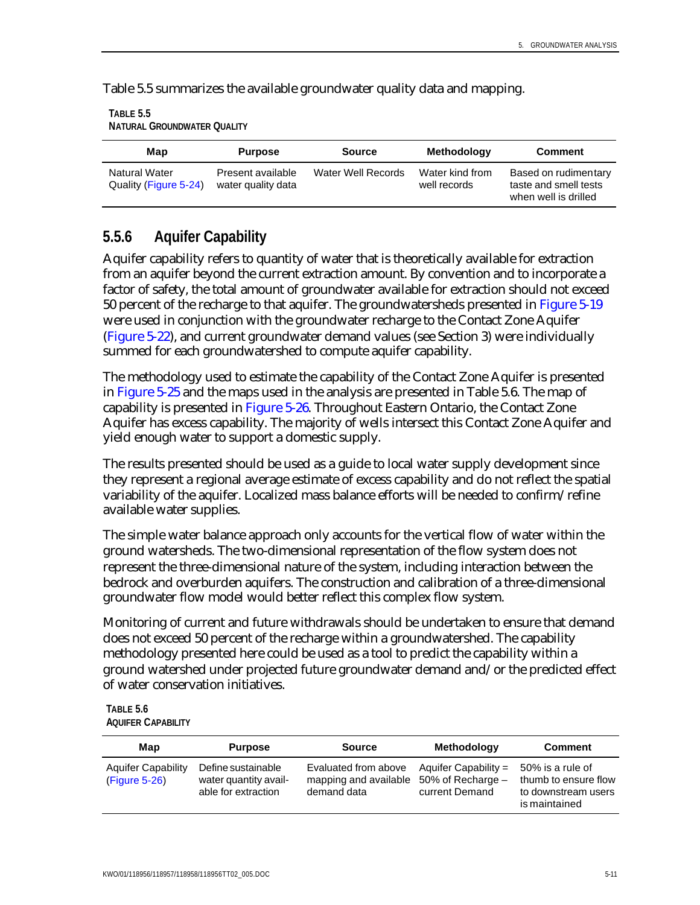Table 5.5 summarizes the available groundwater quality data and mapping.

**TABLE 5.5**
**NATURAL GROUNDWATER QUALITY**

| Map | Purpose | Source | Methodology | Comment |
|---|---|---|---|---|
| Natural Water Quality (Figure 5-24) | Present available water quality data | Water Well Records | Water kind from well records | Based on rudimentary taste and smell tests when well is drilled |

### 5.5.6 Aquifer Capability

Aquifer capability refers to quantity of water that is theoretically available for extraction from an aquifer beyond the current extraction amount. By convention and to incorporate a factor of safety, the total amount of groundwater available for extraction should not exceed 50 percent of the recharge to that aquifer. The groundwatersheds presented in Figure 5-19 were used in conjunction with the groundwater recharge to the Contact Zone Aquifer (Figure 5-22), and current groundwater demand values (see Section 3) were individually summed for each groundwatershed to compute aquifer capability.

The methodology used to estimate the capability of the Contact Zone Aquifer is presented in Figure 5-25 and the maps used in the analysis are presented in Table 5.6. The map of capability is presented in Figure 5-26. Throughout Eastern Ontario, the Contact Zone Aquifer has excess capability. The majority of wells intersect this Contact Zone Aquifer and yield enough water to support a domestic supply.

The results presented should be used as a guide to local water supply development since they represent a regional average estimate of excess capability and do not reflect the spatial variability of the aquifer. Localized mass balance efforts will be needed to confirm/refine available water supplies.

The simple water balance approach only accounts for the vertical flow of water within the ground watersheds. The two-dimensional representation of the flow system does not represent the three-dimensional nature of the system, including interaction between the bedrock and overburden aquifers. The construction and calibration of a three-dimensional groundwater flow model would better reflect this complex flow system.

Monitoring of current and future withdrawals should be undertaken to ensure that demand does not exceed 50 percent of the recharge within a groundwatershed. The capability methodology presented here could be used as a tool to predict the capability within a ground watershed under projected future groundwater demand and/or the predicted effect of water conservation initiatives.

**TABLE 5.6**
**AQUIFER CAPABILITY**

| Map | Purpose | Source | Methodology | Comment |
|---|---|---|---|---|
| Aquifer Capability (Figure 5-26) | Define sustainable water quantity available for extraction | Evaluated from above mapping and available demand data | Aquifer Capability = 50% of Recharge – current Demand | 50% is a rule of thumb to ensure flow to downstream users is maintained |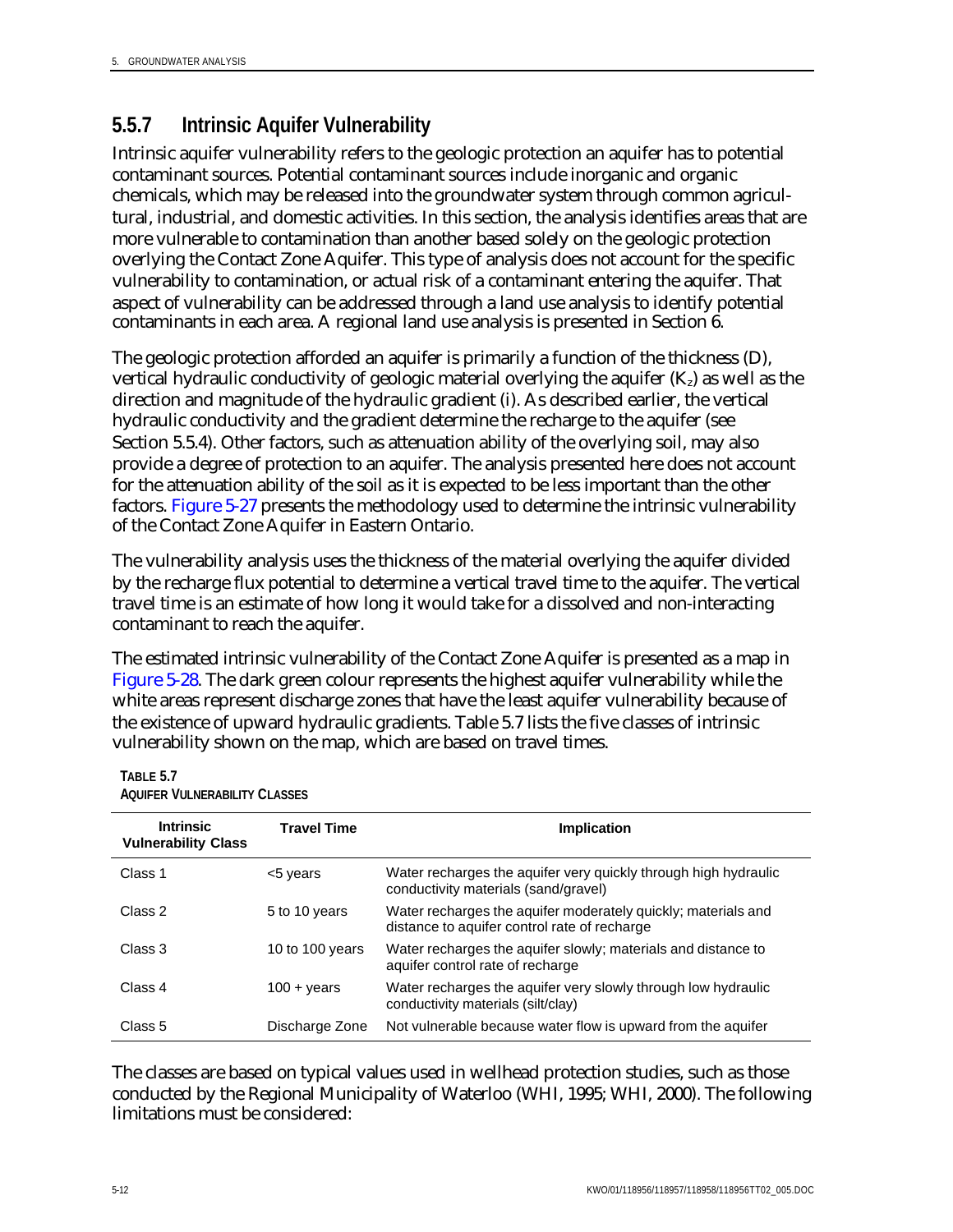### 5.5.7 Intrinsic Aquifer Vulnerability

Intrinsic aquifer vulnerability refers to the geologic protection an aquifer has to potential contaminant sources. Potential contaminant sources include inorganic and organic chemicals, which may be released into the groundwater system through common agricultural, industrial, and domestic activities. In this section, the analysis identifies areas that are more vulnerable to contamination than another based solely on the geologic protection overlying the Contact Zone Aquifer. This type of analysis does not account for the specific vulnerability to contamination, or actual risk of a contaminant entering the aquifer. That aspect of vulnerability can be addressed through a land use analysis to identify potential contaminants in each area. A regional land use analysis is presented in Section 6.

The geologic protection afforded an aquifer is primarily a function of the thickness (D), vertical hydraulic conductivity of geologic material overlying the aquifer ($K_z$) as well as the direction and magnitude of the hydraulic gradient (i). As described earlier, the vertical hydraulic conductivity and the gradient determine the recharge to the aquifer (see Section 5.5.4). Other factors, such as attenuation ability of the overlying soil, may also provide a degree of protection to an aquifer. The analysis presented here does not account for the attenuation ability of the soil as it is expected to be less important than the other factors. Figure 5-27 presents the methodology used to determine the intrinsic vulnerability of the Contact Zone Aquifer in Eastern Ontario.

The vulnerability analysis uses the thickness of the material overlying the aquifer divided by the recharge flux potential to determine a vertical travel time to the aquifer. The vertical travel time is an estimate of how long it would take for a dissolved and non-interacting contaminant to reach the aquifer.

The estimated intrinsic vulnerability of the Contact Zone Aquifer is presented as a map in Figure 5-28. The dark green colour represents the highest aquifer vulnerability while the white areas represent discharge zones that have the least aquifer vulnerability because of the existence of upward hydraulic gradients. Table 5.7 lists the five classes of intrinsic vulnerability shown on the map, which are based on travel times.

**TABLE 5.7**
**AQUIFER VULNERABILITY CLASSES**

| Intrinsic Vulnerability Class | Travel Time | Implication |
|---|---|---|
| Class 1 | <5 years | Water recharges the aquifer very quickly through high hydraulic conductivity materials (sand/gravel) |
| Class 2 | 5 to 10 years | Water recharges the aquifer moderately quickly; materials and distance to aquifer control rate of recharge |
| Class 3 | 10 to 100 years | Water recharges the aquifer slowly; materials and distance to aquifer control rate of recharge |
| Class 4 | 100 + years | Water recharges the aquifer very slowly through low hydraulic conductivity materials (silt/clay) |
| Class 5 | Discharge Zone | Not vulnerable because water flow is upward from the aquifer |

The classes are based on typical values used in wellhead protection studies, such as those conducted by the Regional Municipality of Waterloo (WHI, 1995; WHI, 2000). The following limitations must be considered: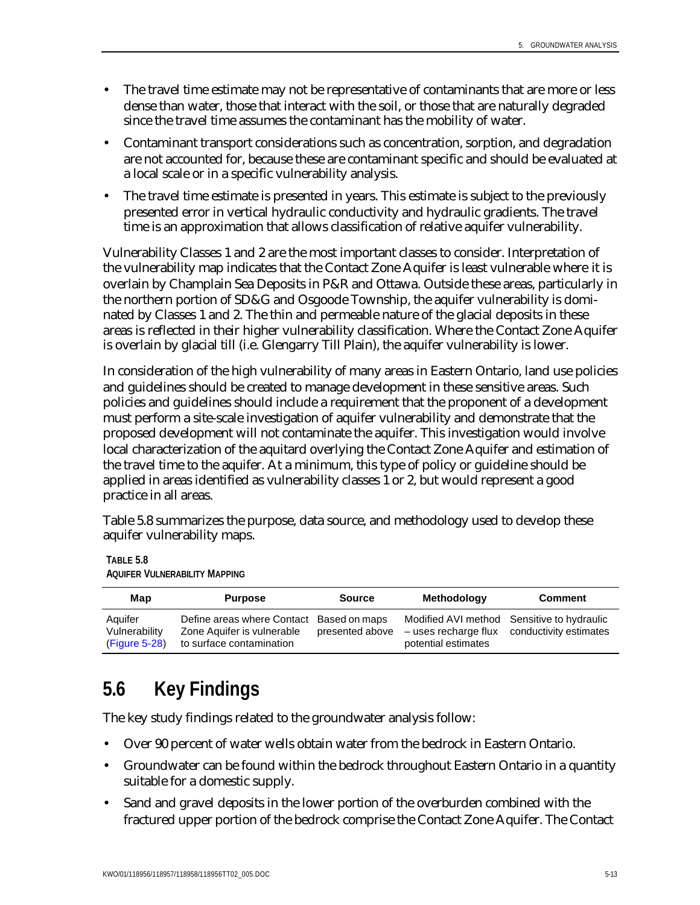- The travel time estimate may not be representative of contaminants that are more or less dense than water, those that interact with the soil, or those that are naturally degraded since the travel time assumes the contaminant has the mobility of water.
- Contaminant transport considerations such as concentration, sorption, and degradation are not accounted for, because these are contaminant specific and should be evaluated at a local scale or in a specific vulnerability analysis.
- The travel time estimate is presented in years. This estimate is subject to the previously presented error in vertical hydraulic conductivity and hydraulic gradients. The travel time is an approximation that allows classification of relative aquifer vulnerability.

Vulnerability Classes 1 and 2 are the most important classes to consider. Interpretation of the vulnerability map indicates that the Contact Zone Aquifer is least vulnerable where it is overlain by Champlain Sea Deposits in P&R and Ottawa. Outside these areas, particularly in the northern portion of SD&G and Osgoode Township, the aquifer vulnerability is dominated by Classes 1 and 2. The thin and permeable nature of the glacial deposits in these areas is reflected in their higher vulnerability classification. Where the Contact Zone Aquifer is overlain by glacial till (i.e. Glengarry Till Plain), the aquifer vulnerability is lower.

In consideration of the high vulnerability of many areas in Eastern Ontario, land use policies and guidelines should be created to manage development in these sensitive areas. Such policies and guidelines should include a requirement that the proponent of a development must perform a site-scale investigation of aquifer vulnerability and demonstrate that the proposed development will not contaminate the aquifer. This investigation would involve local characterization of the aquitard overlying the Contact Zone Aquifer and estimation of the travel time to the aquifer. At a minimum, this type of policy or guideline should be applied in areas identified as vulnerability classes 1 or 2, but would represent a good practice in all areas.

Table 5.8 summarizes the purpose, data source, and methodology used to develop these aquifer vulnerability maps.

**TABLE 5.8**
**AQUIFER VULNERABILITY MAPPING**

| Map | Purpose | Source | Methodology | Comment |
|---|---|---|---|---|
| Aquifer Vulnerability (Figure 5-28) | Define areas where Contact Zone Aquifer is vulnerable to surface contamination | Based on maps presented above | Modified AVI method – uses recharge flux potential estimates | Sensitive to hydraulic conductivity estimates |

## 5.6 Key Findings

The key study findings related to the groundwater analysis follow:

- Over 90 percent of water wells obtain water from the bedrock in Eastern Ontario.
- Groundwater can be found within the bedrock throughout Eastern Ontario in a quantity suitable for a domestic supply.
- Sand and gravel deposits in the lower portion of the overburden combined with the fractured upper portion of the bedrock comprise the Contact Zone Aquifer. The Contact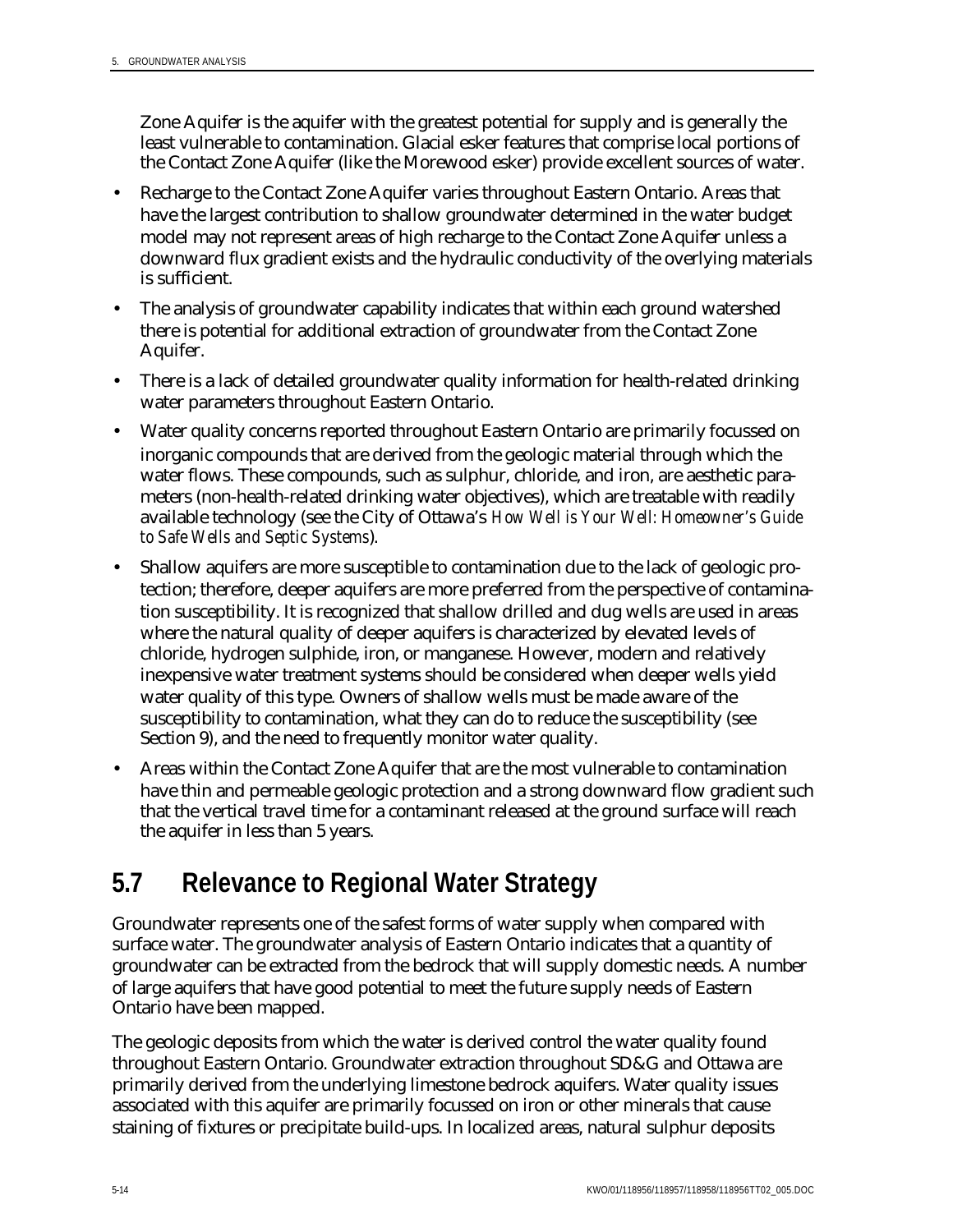Zone Aquifer is the aquifer with the greatest potential for supply and is generally the least vulnerable to contamination. Glacial esker features that comprise local portions of the Contact Zone Aquifer (like the Morewood esker) provide excellent sources of water.

- Recharge to the Contact Zone Aquifer varies throughout Eastern Ontario. Areas that have the largest contribution to shallow groundwater determined in the water budget model may not represent areas of high recharge to the Contact Zone Aquifer unless a downward flux gradient exists and the hydraulic conductivity of the overlying materials is sufficient.
- The analysis of groundwater capability indicates that within each ground watershed there is potential for additional extraction of groundwater from the Contact Zone Aquifer.
- There is a lack of detailed groundwater quality information for health-related drinking water parameters throughout Eastern Ontario.
- Water quality concerns reported throughout Eastern Ontario are primarily focussed on inorganic compounds that are derived from the geologic material through which the water flows. These compounds, such as sulphur, chloride, and iron, are aesthetic parameters (non-health-related drinking water objectives), which are treatable with readily available technology (see the City of Ottawa's *How Well is Your Well: Homeowner's Guide to Safe Wells and Septic Systems*).
- Shallow aquifers are more susceptible to contamination due to the lack of geologic protection; therefore, deeper aquifers are more preferred from the perspective of contamination susceptibility. It is recognized that shallow drilled and dug wells are used in areas where the natural quality of deeper aquifers is characterized by elevated levels of chloride, hydrogen sulphide, iron, or manganese. However, modern and relatively inexpensive water treatment systems should be considered when deeper wells yield water quality of this type. Owners of shallow wells must be made aware of the susceptibility to contamination, what they can do to reduce the susceptibility (see Section 9), and the need to frequently monitor water quality.
- Areas within the Contact Zone Aquifer that are the most vulnerable to contamination have thin and permeable geologic protection and a strong downward flow gradient such that the vertical travel time for a contaminant released at the ground surface will reach the aquifer in less than 5 years.

## 5.7 Relevance to Regional Water Strategy

Groundwater represents one of the safest forms of water supply when compared with surface water. The groundwater analysis of Eastern Ontario indicates that a quantity of groundwater can be extracted from the bedrock that will supply domestic needs. A number of large aquifers that have good potential to meet the future supply needs of Eastern Ontario have been mapped.

The geologic deposits from which the water is derived control the water quality found throughout Eastern Ontario. Groundwater extraction throughout SD&G and Ottawa are primarily derived from the underlying limestone bedrock aquifers. Water quality issues associated with this aquifer are primarily focussed on iron or other minerals that cause staining of fixtures or precipitate build-ups. In localized areas, natural sulphur deposits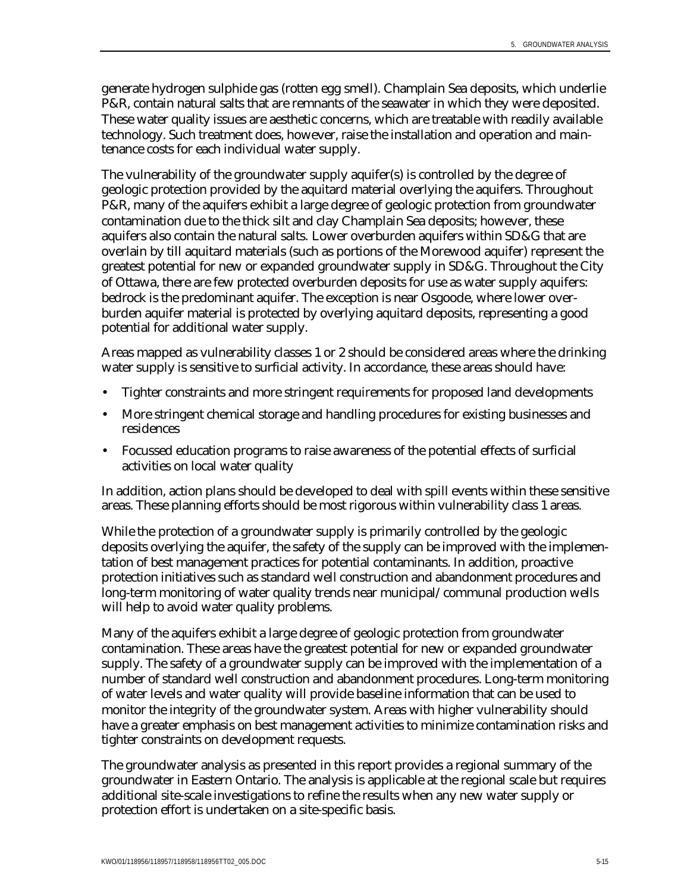generate hydrogen sulphide gas (rotten egg smell). Champlain Sea deposits, which underlie P&R, contain natural salts that are remnants of the seawater in which they were deposited. These water quality issues are aesthetic concerns, which are treatable with readily available technology. Such treatment does, however, raise the installation and operation and maintenance costs for each individual water supply.

The vulnerability of the groundwater supply aquifer(s) is controlled by the degree of geologic protection provided by the aquitard material overlying the aquifers. Throughout P&R, many of the aquifers exhibit a large degree of geologic protection from groundwater contamination due to the thick silt and clay Champlain Sea deposits; however, these aquifers also contain the natural salts. Lower overburden aquifers within SD&G that are overlain by till aquitard materials (such as portions of the Morewood aquifer) represent the greatest potential for new or expanded groundwater supply in SD&G. Throughout the City of Ottawa, there are few protected overburden deposits for use as water supply aquifers: bedrock is the predominant aquifer. The exception is near Osgoode, where lower overburden aquifer material is protected by overlying aquitard deposits, representing a good potential for additional water supply.

Areas mapped as vulnerability classes 1 or 2 should be considered areas where the drinking water supply is sensitive to surficial activity. In accordance, these areas should have:

- Tighter constraints and more stringent requirements for proposed land developments
- More stringent chemical storage and handling procedures for existing businesses and residences
- Focussed education programs to raise awareness of the potential effects of surficial activities on local water quality

In addition, action plans should be developed to deal with spill events within these sensitive areas. These planning efforts should be most rigorous within vulnerability class 1 areas.

While the protection of a groundwater supply is primarily controlled by the geologic deposits overlying the aquifer, the safety of the supply can be improved with the implementation of best management practices for potential contaminants. In addition, proactive protection initiatives such as standard well construction and abandonment procedures and long-term monitoring of water quality trends near municipal/communal production wells will help to avoid water quality problems.

Many of the aquifers exhibit a large degree of geologic protection from groundwater contamination. These areas have the greatest potential for new or expanded groundwater supply. The safety of a groundwater supply can be improved with the implementation of a number of standard well construction and abandonment procedures. Long-term monitoring of water levels and water quality will provide baseline information that can be used to monitor the integrity of the groundwater system. Areas with higher vulnerability should have a greater emphasis on best management activities to minimize contamination risks and tighter constraints on development requests.

The groundwater analysis as presented in this report provides a regional summary of the groundwater in Eastern Ontario. The analysis is applicable at the regional scale but requires additional site-scale investigations to refine the results when any new water supply or protection effort is undertaken on a site-specific basis.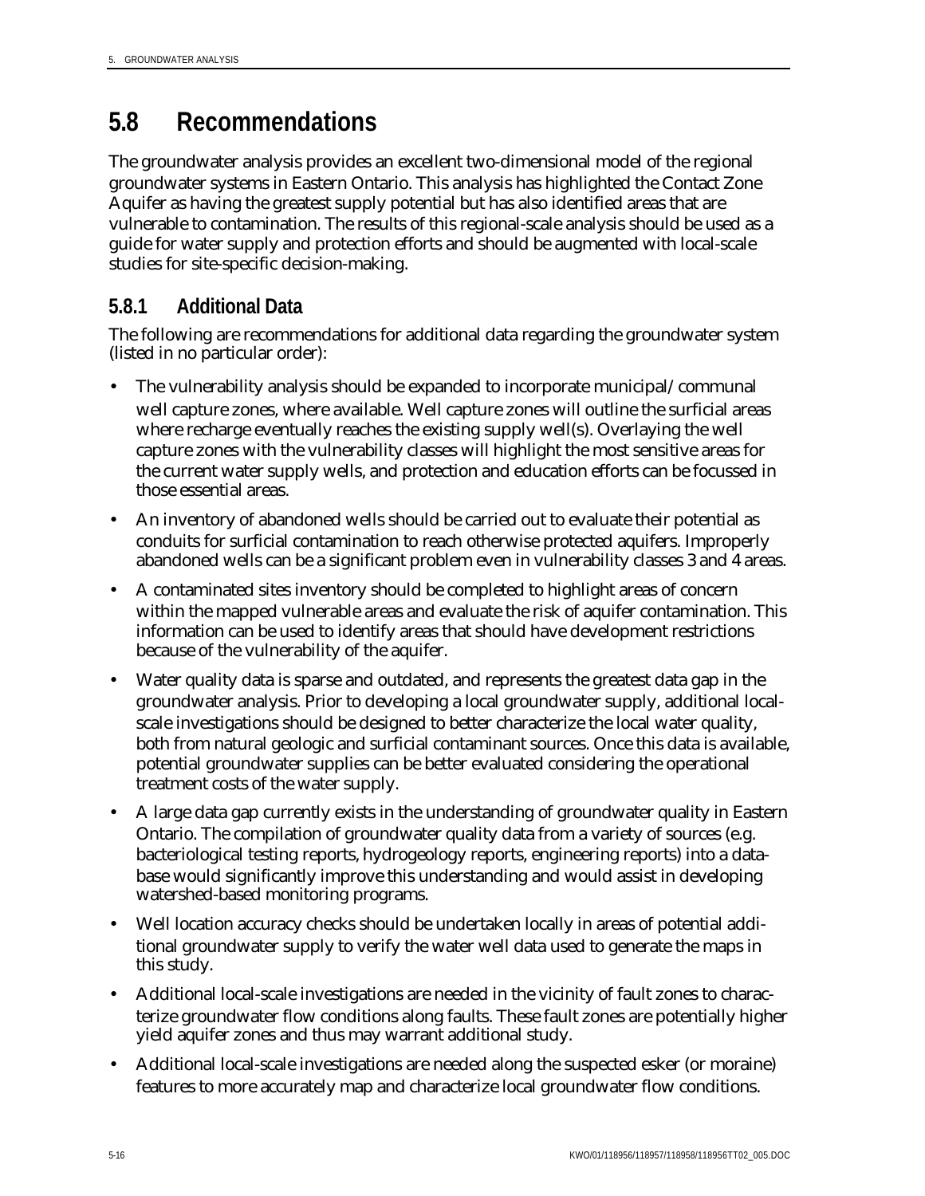## 5.8 Recommendations

The groundwater analysis provides an excellent two-dimensional model of the regional groundwater systems in Eastern Ontario. This analysis has highlighted the Contact Zone Aquifer as having the greatest supply potential but has also identified areas that are vulnerable to contamination. The results of this regional-scale analysis should be used as a guide for water supply and protection efforts and should be augmented with local-scale studies for site-specific decision-making.

### 5.8.1 Additional Data

The following are recommendations for additional data regarding the groundwater system (listed in no particular order):

- The vulnerability analysis should be expanded to incorporate municipal/communal well capture zones, where available. Well capture zones will outline the surficial areas where recharge eventually reaches the existing supply well(s). Overlaying the well capture zones with the vulnerability classes will highlight the most sensitive areas for the current water supply wells, and protection and education efforts can be focussed in those essential areas.
- An inventory of abandoned wells should be carried out to evaluate their potential as conduits for surficial contamination to reach otherwise protected aquifers. Improperly abandoned wells can be a significant problem even in vulnerability classes 3 and 4 areas.
- A contaminated sites inventory should be completed to highlight areas of concern within the mapped vulnerable areas and evaluate the risk of aquifer contamination. This information can be used to identify areas that should have development restrictions because of the vulnerability of the aquifer.
- Water quality data is sparse and outdated, and represents the greatest data gap in the groundwater analysis. Prior to developing a local groundwater supply, additional local-scale investigations should be designed to better characterize the local water quality, both from natural geologic and surficial contaminant sources. Once this data is available, potential groundwater supplies can be better evaluated considering the operational treatment costs of the water supply.
- A large data gap currently exists in the understanding of groundwater quality in Eastern Ontario. The compilation of groundwater quality data from a variety of sources (e.g. bacteriological testing reports, hydrogeology reports, engineering reports) into a database would significantly improve this understanding and would assist in developing watershed-based monitoring programs.
- Well location accuracy checks should be undertaken locally in areas of potential additional groundwater supply to verify the water well data used to generate the maps in this study.
- Additional local-scale investigations are needed in the vicinity of fault zones to characterize groundwater flow conditions along faults. These fault zones are potentially higher yield aquifer zones and thus may warrant additional study.
- Additional local-scale investigations are needed along the suspected esker (or moraine) features to more accurately map and characterize local groundwater flow conditions.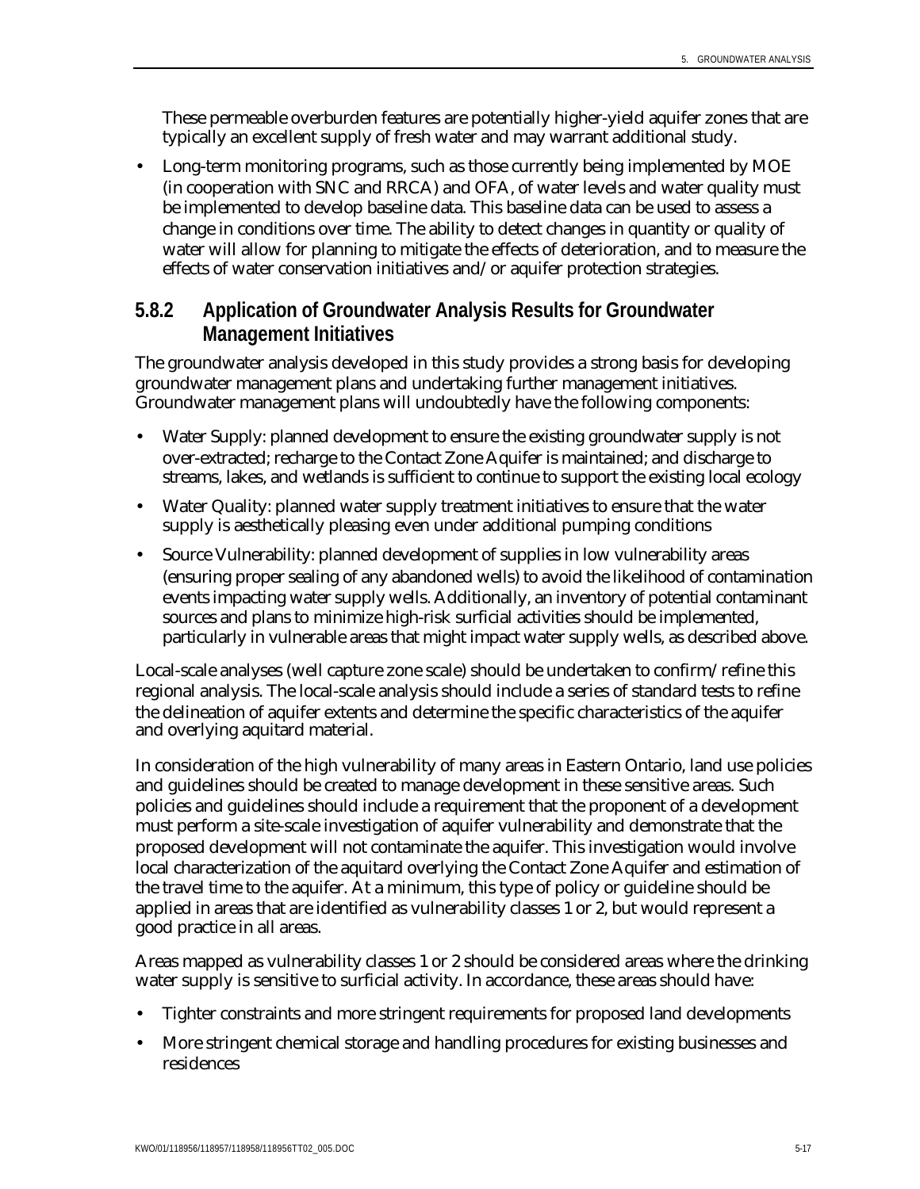These permeable overburden features are potentially higher-yield aquifer zones that are typically an excellent supply of fresh water and may warrant additional study.

- Long-term monitoring programs, such as those currently being implemented by MOE (in cooperation with SNC and RRCA) and OFA, of water levels and water quality must be implemented to develop baseline data. This baseline data can be used to assess a change in conditions over time. The ability to detect changes in quantity or quality of water will allow for planning to mitigate the effects of deterioration, and to measure the effects of water conservation initiatives and/or aquifer protection strategies.

### 5.8.2 Application of Groundwater Analysis Results for Groundwater Management Initiatives

The groundwater analysis developed in this study provides a strong basis for developing groundwater management plans and undertaking further management initiatives. Groundwater management plans will undoubtedly have the following components:

- Water Supply: planned development to ensure the existing groundwater supply is not over-extracted; recharge to the Contact Zone Aquifer is maintained; and discharge to streams, lakes, and wetlands is sufficient to continue to support the existing local ecology
- Water Quality: planned water supply treatment initiatives to ensure that the water supply is aesthetically pleasing even under additional pumping conditions
- Source Vulnerability: planned development of supplies in low vulnerability areas (ensuring proper sealing of any abandoned wells) to avoid the likelihood of contamination events impacting water supply wells. Additionally, an inventory of potential contaminant sources and plans to minimize high-risk surficial activities should be implemented, particularly in vulnerable areas that might impact water supply wells, as described above.

Local-scale analyses (well capture zone scale) should be undertaken to confirm/refine this regional analysis. The local-scale analysis should include a series of standard tests to refine the delineation of aquifer extents and determine the specific characteristics of the aquifer and overlying aquitard material.

In consideration of the high vulnerability of many areas in Eastern Ontario, land use policies and guidelines should be created to manage development in these sensitive areas. Such policies and guidelines should include a requirement that the proponent of a development must perform a site-scale investigation of aquifer vulnerability and demonstrate that the proposed development will not contaminate the aquifer. This investigation would involve local characterization of the aquitard overlying the Contact Zone Aquifer and estimation of the travel time to the aquifer. At a minimum, this type of policy or guideline should be applied in areas that are identified as vulnerability classes 1 or 2, but would represent a good practice in all areas.

Areas mapped as vulnerability classes 1 or 2 should be considered areas where the drinking water supply is sensitive to surficial activity. In accordance, these areas should have:

- Tighter constraints and more stringent requirements for proposed land developments
- More stringent chemical storage and handling procedures for existing businesses and residences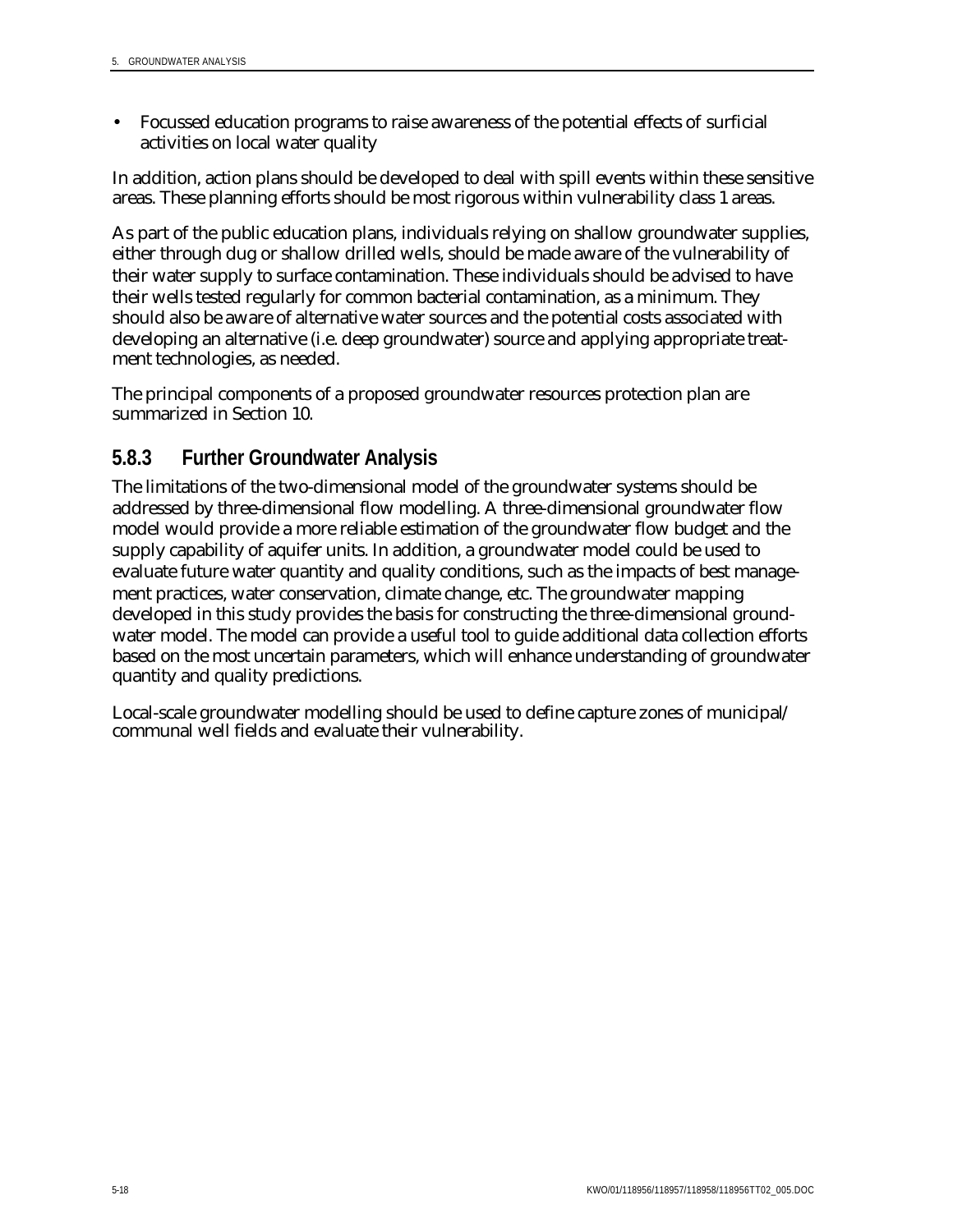- Focussed education programs to raise awareness of the potential effects of surficial activities on local water quality

In addition, action plans should be developed to deal with spill events within these sensitive areas. These planning efforts should be most rigorous within vulnerability class 1 areas.

As part of the public education plans, individuals relying on shallow groundwater supplies, either through dug or shallow drilled wells, should be made aware of the vulnerability of their water supply to surface contamination. These individuals should be advised to have their wells tested regularly for common bacterial contamination, as a minimum. They should also be aware of alternative water sources and the potential costs associated with developing an alternative (i.e. deep groundwater) source and applying appropriate treatment technologies, as needed.

The principal components of a proposed groundwater resources protection plan are summarized in Section 10.

### 5.8.3 Further Groundwater Analysis

The limitations of the two-dimensional model of the groundwater systems should be addressed by three-dimensional flow modelling. A three-dimensional groundwater flow model would provide a more reliable estimation of the groundwater flow budget and the supply capability of aquifer units. In addition, a groundwater model could be used to evaluate future water quantity and quality conditions, such as the impacts of best management practices, water conservation, climate change, etc. The groundwater mapping developed in this study provides the basis for constructing the three-dimensional groundwater model. The model can provide a useful tool to guide additional data collection efforts based on the most uncertain parameters, which will enhance understanding of groundwater quantity and quality predictions.

Local-scale groundwater modelling should be used to define capture zones of municipal/communal well fields and evaluate their vulnerability.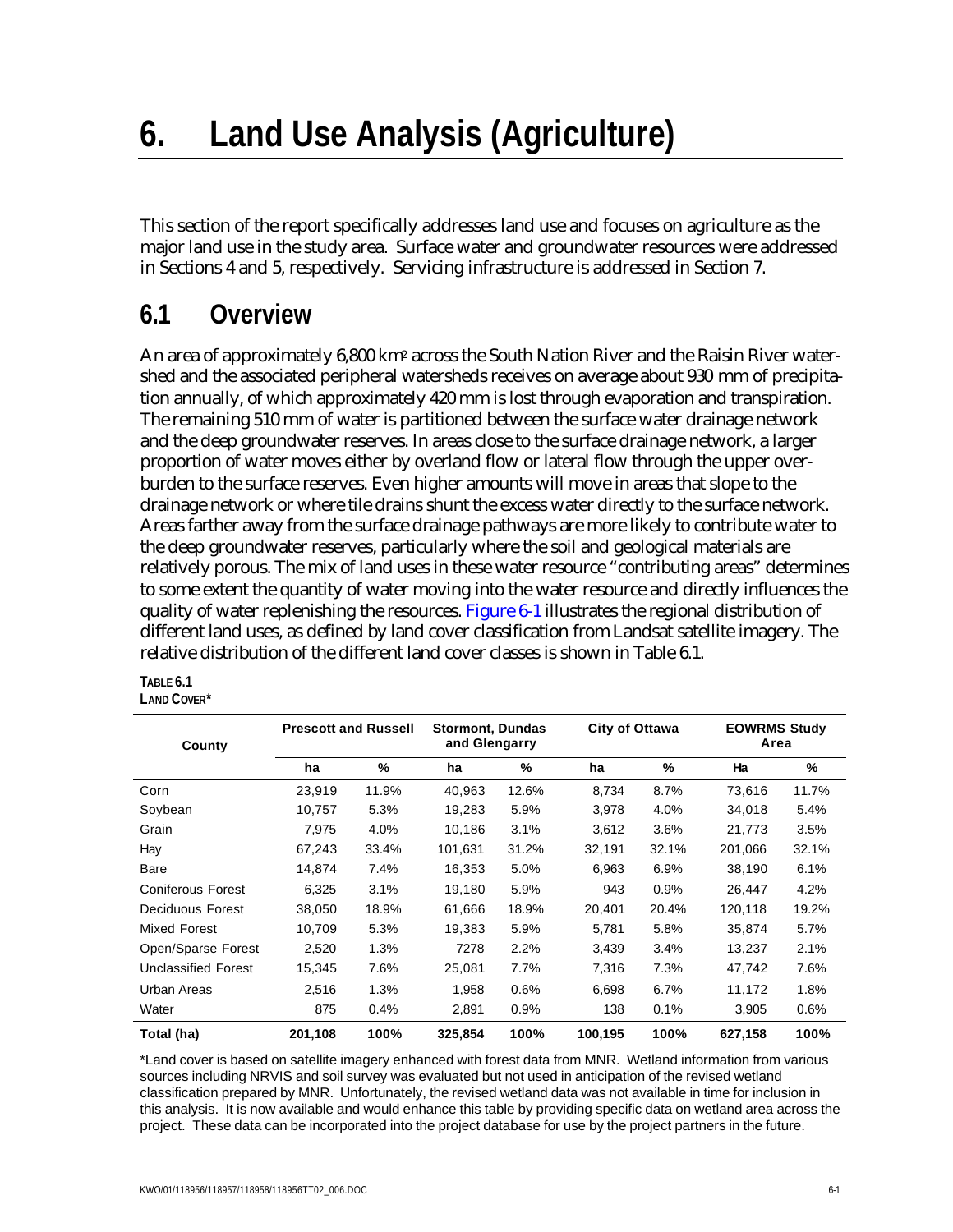# 6. Land Use Analysis (Agriculture)

This section of the report specifically addresses land use and focuses on agriculture as the major land use in the study area. Surface water and groundwater resources were addressed in Sections 4 and 5, respectively. Servicing infrastructure is addressed in Section 7.

## 6.1 Overview

An area of approximately 6,800 km$^2$ across the South Nation River and the Raisin River watershed and the associated peripheral watersheds receives on average about 930 mm of precipitation annually, of which approximately 420 mm is lost through evaporation and transpiration. The remaining 510 mm of water is partitioned between the surface water drainage network and the deep groundwater reserves. In areas close to the surface drainage network, a larger proportion of water moves either by overland flow or lateral flow through the upper overburden to the surface reserves. Even higher amounts will move in areas that slope to the drainage network or where tile drains shunt the excess water directly to the surface network. Areas farther away from the surface drainage pathways are more likely to contribute water to the deep groundwater reserves, particularly where the soil and geological materials are relatively porous. The mix of land uses in these water resource "contributing areas" determines to some extent the quantity of water moving into the water resource and directly influences the quality of water replenishing the resources. Figure 6-1 illustrates the regional distribution of different land uses, as defined by land cover classification from Landsat satellite imagery. The relative distribution of the different land cover classes is shown in Table 6.1.

**TABLE 6.1**
**LAND COVER***

| County | Prescott and Russell | | Stormont, Dundas and Glengarry | | City of Ottawa | | EOWRMS Study Area | |
|---|---|---|---|---|---|---|---|---|
| | ha | % | ha | % | ha | % | Ha | % |
| Corn | 23,919 | 11.9% | 40,963 | 12.6% | 8,734 | 8.7% | 73,616 | 11.7% |
| Soybean | 10,757 | 5.3% | 19,283 | 5.9% | 3,978 | 4.0% | 34,018 | 5.4% |
| Grain | 7,975 | 4.0% | 10,186 | 3.1% | 3,612 | 3.6% | 21,773 | 3.5% |
| Hay | 67,243 | 33.4% | 101,631 | 31.2% | 32,191 | 32.1% | 201,066 | 32.1% |
| Bare | 14,874 | 7.4% | 16,353 | 5.0% | 6,963 | 6.9% | 38,190 | 6.1% |
| Coniferous Forest | 6,325 | 3.1% | 19,180 | 5.9% | 943 | 0.9% | 26,447 | 4.2% |
| Deciduous Forest | 38,050 | 18.9% | 61,666 | 18.9% | 20,401 | 20.4% | 120,118 | 19.2% |
| Mixed Forest | 10,709 | 5.3% | 19,383 | 5.9% | 5,781 | 5.8% | 35,874 | 5.7% |
| Open/Sparse Forest | 2,520 | 1.3% | 7278 | 2.2% | 3,439 | 3.4% | 13,237 | 2.1% |
| Unclassified Forest | 15,345 | 7.6% | 25,081 | 7.7% | 7,316 | 7.3% | 47,742 | 7.6% |
| Urban Areas | 2,516 | 1.3% | 1,958 | 0.6% | 6,698 | 6.7% | 11,172 | 1.8% |
| Water | 875 | 0.4% | 2,891 | 0.9% | 138 | 0.1% | 3,905 | 0.6% |
| **Total (ha)** | **201,108** | **100%** | **325,854** | **100%** | **100,195** | **100%** | **627,158** | **100%** |

*Land cover is based on satellite imagery enhanced with forest data from MNR. Wetland information from various sources including NRVIS and soil survey was evaluated but not used in anticipation of the revised wetland classification prepared by MNR. Unfortunately, the revised wetland data was not available in time for inclusion in this analysis. It is now available and would enhance this table by providing specific data on wetland area across the project. These data can be incorporated into the project database for use by the project partners in the future.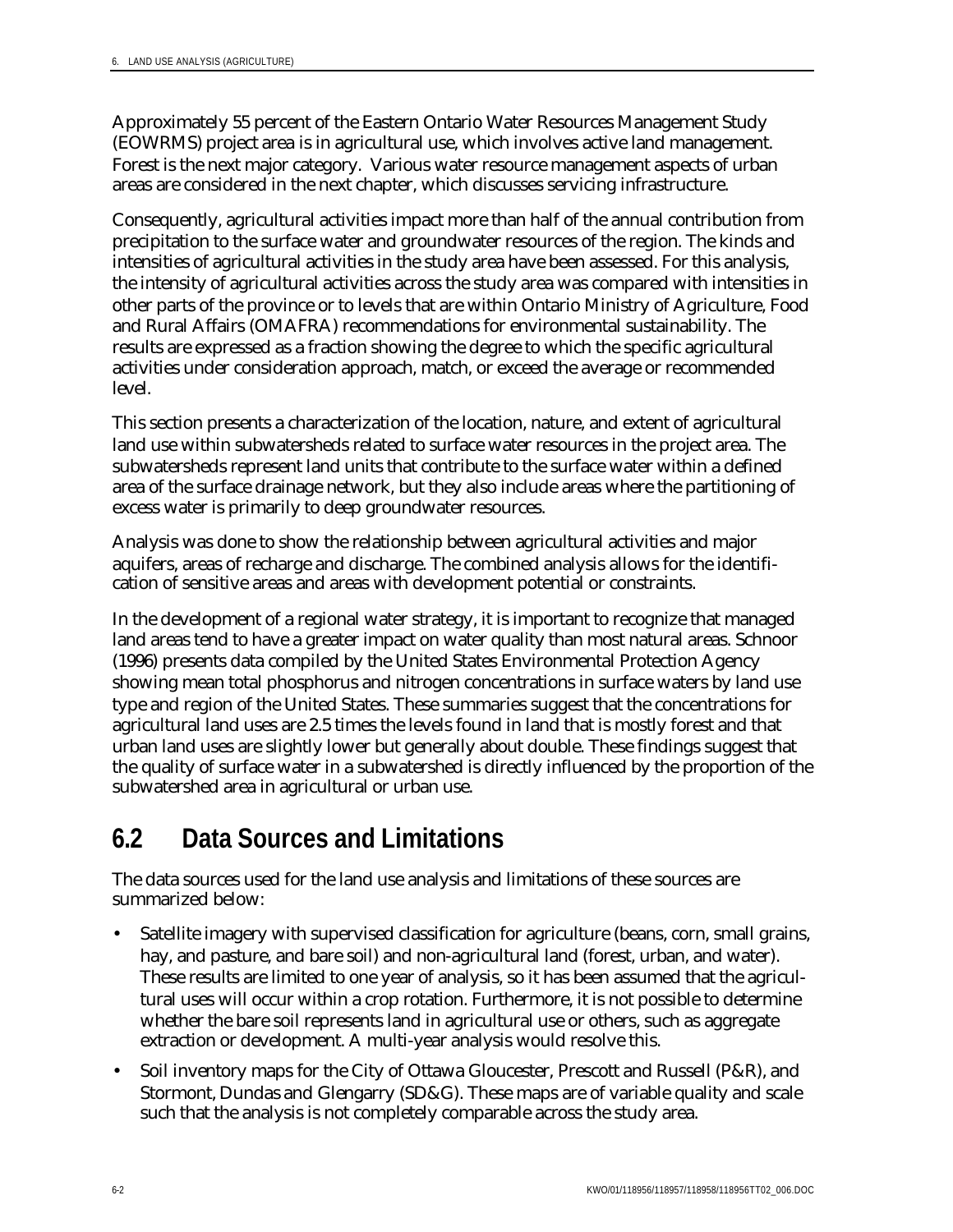Approximately 55 percent of the Eastern Ontario Water Resources Management Study (EOWRMS) project area is in agricultural use, which involves active land management. Forest is the next major category. Various water resource management aspects of urban areas are considered in the next chapter, which discusses servicing infrastructure.

Consequently, agricultural activities impact more than half of the annual contribution from precipitation to the surface water and groundwater resources of the region. The kinds and intensities of agricultural activities in the study area have been assessed. For this analysis, the intensity of agricultural activities across the study area was compared with intensities in other parts of the province or to levels that are within Ontario Ministry of Agriculture, Food and Rural Affairs (OMAFRA) recommendations for environmental sustainability. The results are expressed as a fraction showing the degree to which the specific agricultural activities under consideration approach, match, or exceed the average or recommended level.

This section presents a characterization of the location, nature, and extent of agricultural land use within subwatersheds related to surface water resources in the project area. The subwatersheds represent land units that contribute to the surface water within a defined area of the surface drainage network, but they also include areas where the partitioning of excess water is primarily to deep groundwater resources.

Analysis was done to show the relationship between agricultural activities and major aquifers, areas of recharge and discharge. The combined analysis allows for the identification of sensitive areas and areas with development potential or constraints.

In the development of a regional water strategy, it is important to recognize that managed land areas tend to have a greater impact on water quality than most natural areas. Schnoor (1996) presents data compiled by the United States Environmental Protection Agency showing mean total phosphorus and nitrogen concentrations in surface waters by land use type and region of the United States. These summaries suggest that the concentrations for agricultural land uses are 2.5 times the levels found in land that is mostly forest and that urban land uses are slightly lower but generally about double. These findings suggest that the quality of surface water in a subwatershed is directly influenced by the proportion of the subwatershed area in agricultural or urban use.

## 6.2 Data Sources and Limitations

The data sources used for the land use analysis and limitations of these sources are summarized below:

- Satellite imagery with supervised classification for agriculture (beans, corn, small grains, hay, and pasture, and bare soil) and non-agricultural land (forest, urban, and water). These results are limited to one year of analysis, so it has been assumed that the agricultural uses will occur within a crop rotation. Furthermore, it is not possible to determine whether the bare soil represents land in agricultural use or others, such as aggregate extraction or development. A multi-year analysis would resolve this.
- Soil inventory maps for the City of Ottawa Gloucester, Prescott and Russell (P&R), and Stormont, Dundas and Glengarry (SD&G). These maps are of variable quality and scale such that the analysis is not completely comparable across the study area.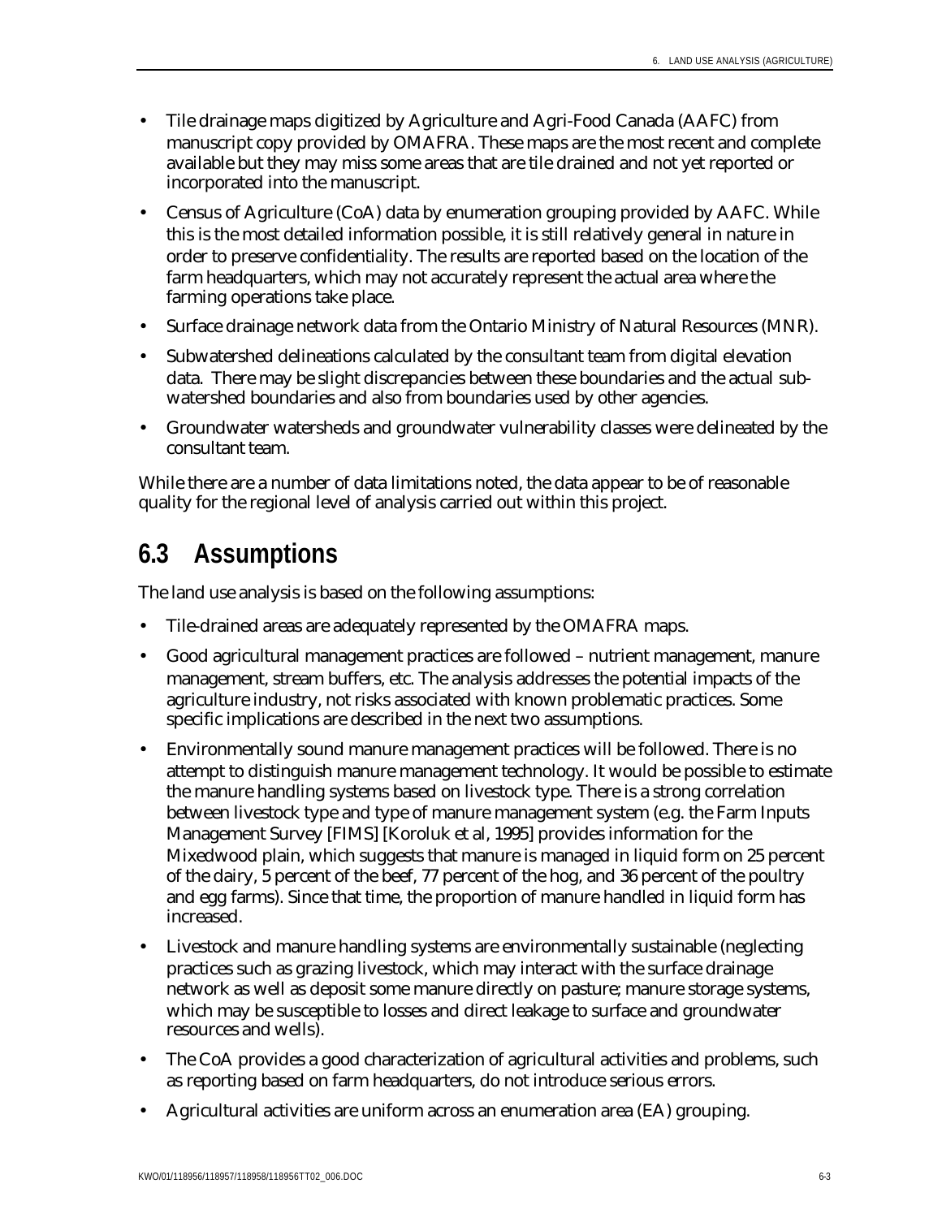- Tile drainage maps digitized by Agriculture and Agri-Food Canada (AAFC) from manuscript copy provided by OMAFRA. These maps are the most recent and complete available but they may miss some areas that are tile drained and not yet reported or incorporated into the manuscript.
- Census of Agriculture (CoA) data by enumeration grouping provided by AAFC. While this is the most detailed information possible, it is still relatively general in nature in order to preserve confidentiality. The results are reported based on the location of the farm headquarters, which may not accurately represent the actual area where the farming operations take place.
- Surface drainage network data from the Ontario Ministry of Natural Resources (MNR).
- Subwatershed delineations calculated by the consultant team from digital elevation data. There may be slight discrepancies between these boundaries and the actual sub-watershed boundaries and also from boundaries used by other agencies.
- Groundwater watersheds and groundwater vulnerability classes were delineated by the consultant team.

While there are a number of data limitations noted, the data appear to be of reasonable quality for the regional level of analysis carried out within this project.

## 6.3 Assumptions

The land use analysis is based on the following assumptions:

- Tile-drained areas are adequately represented by the OMAFRA maps.
- Good agricultural management practices are followed – nutrient management, manure management, stream buffers, etc. The analysis addresses the potential impacts of the agriculture industry, not risks associated with known problematic practices. Some specific implications are described in the next two assumptions.
- Environmentally sound manure management practices will be followed. There is no attempt to distinguish manure management technology. It would be possible to estimate the manure handling systems based on livestock type. There is a strong correlation between livestock type and type of manure management system (e.g. the Farm Inputs Management Survey [FIMS] [Koroluk et al, 1995] provides information for the Mixedwood plain, which suggests that manure is managed in liquid form on 25 percent of the dairy, 5 percent of the beef, 77 percent of the hog, and 36 percent of the poultry and egg farms). Since that time, the proportion of manure handled in liquid form has increased.
- Livestock and manure handling systems are environmentally sustainable (neglecting practices such as grazing livestock, which may interact with the surface drainage network as well as deposit some manure directly on pasture; manure storage systems, which may be susceptible to losses and direct leakage to surface and groundwater resources and wells).
- The CoA provides a good characterization of agricultural activities and problems, such as reporting based on farm headquarters, do not introduce serious errors.
- Agricultural activities are uniform across an enumeration area (EA) grouping.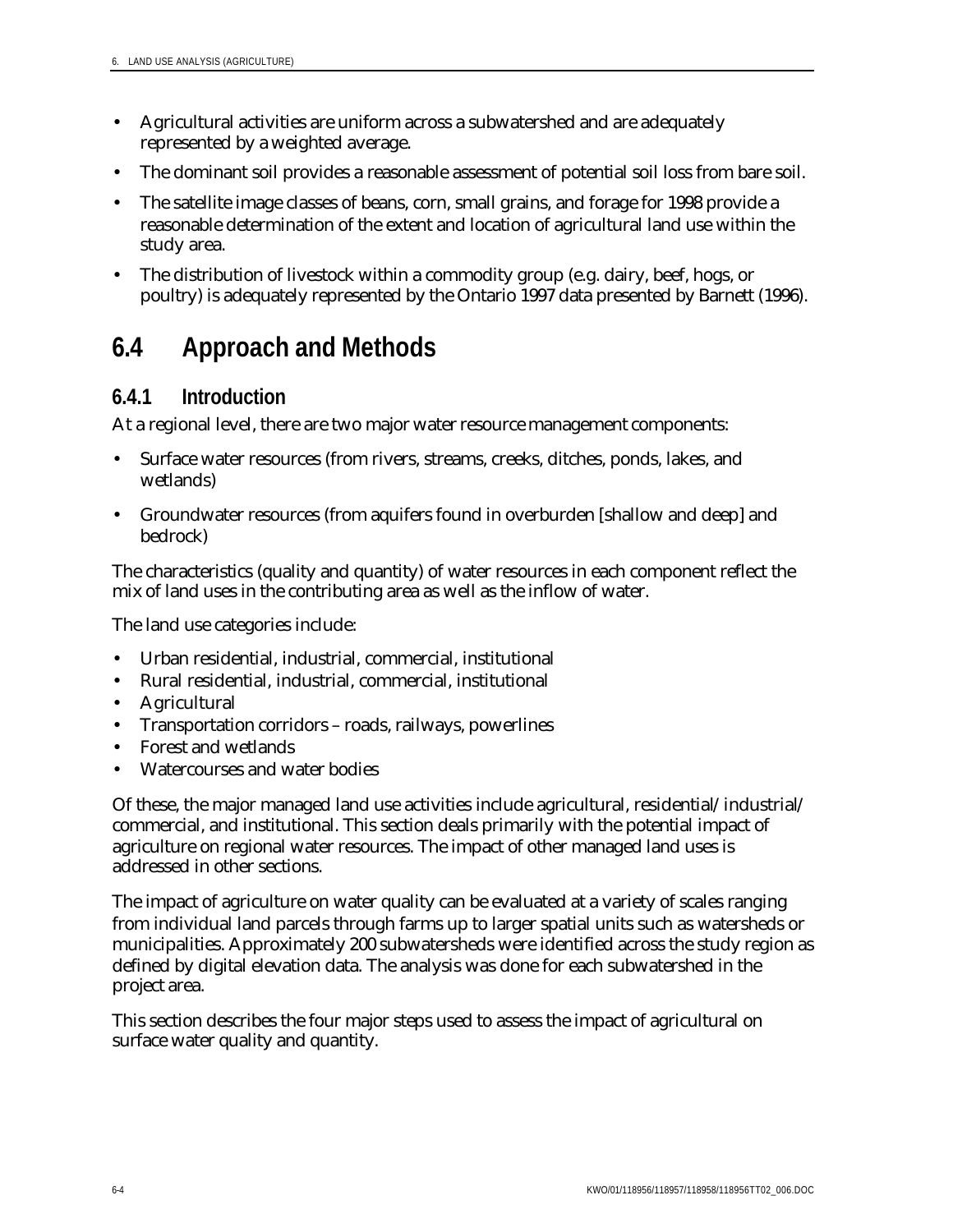- Agricultural activities are uniform across a subwatershed and are adequately represented by a weighted average.
- The dominant soil provides a reasonable assessment of potential soil loss from bare soil.
- The satellite image classes of beans, corn, small grains, and forage for 1998 provide a reasonable determination of the extent and location of agricultural land use within the study area.
- The distribution of livestock within a commodity group (e.g. dairy, beef, hogs, or poultry) is adequately represented by the Ontario 1997 data presented by Barnett (1996).

## 6.4 Approach and Methods

### 6.4.1 Introduction

At a regional level, there are two major water resource management components:

- Surface water resources (from rivers, streams, creeks, ditches, ponds, lakes, and wetlands)
- Groundwater resources (from aquifers found in overburden [shallow and deep] and bedrock)

The characteristics (quality and quantity) of water resources in each component reflect the mix of land uses in the contributing area as well as the inflow of water.

The land use categories include:

- Urban residential, industrial, commercial, institutional
- Rural residential, industrial, commercial, institutional
- Agricultural
- Transportation corridors – roads, railways, powerlines
- Forest and wetlands
- Watercourses and water bodies

Of these, the major managed land use activities include agricultural, residential/industrial/commercial, and institutional. This section deals primarily with the potential impact of agriculture on regional water resources. The impact of other managed land uses is addressed in other sections.

The impact of agriculture on water quality can be evaluated at a variety of scales ranging from individual land parcels through farms up to larger spatial units such as watersheds or municipalities. Approximately 200 subwatersheds were identified across the study region as defined by digital elevation data. The analysis was done for each subwatershed in the project area.

This section describes the four major steps used to assess the impact of agricultural on surface water quality and quantity.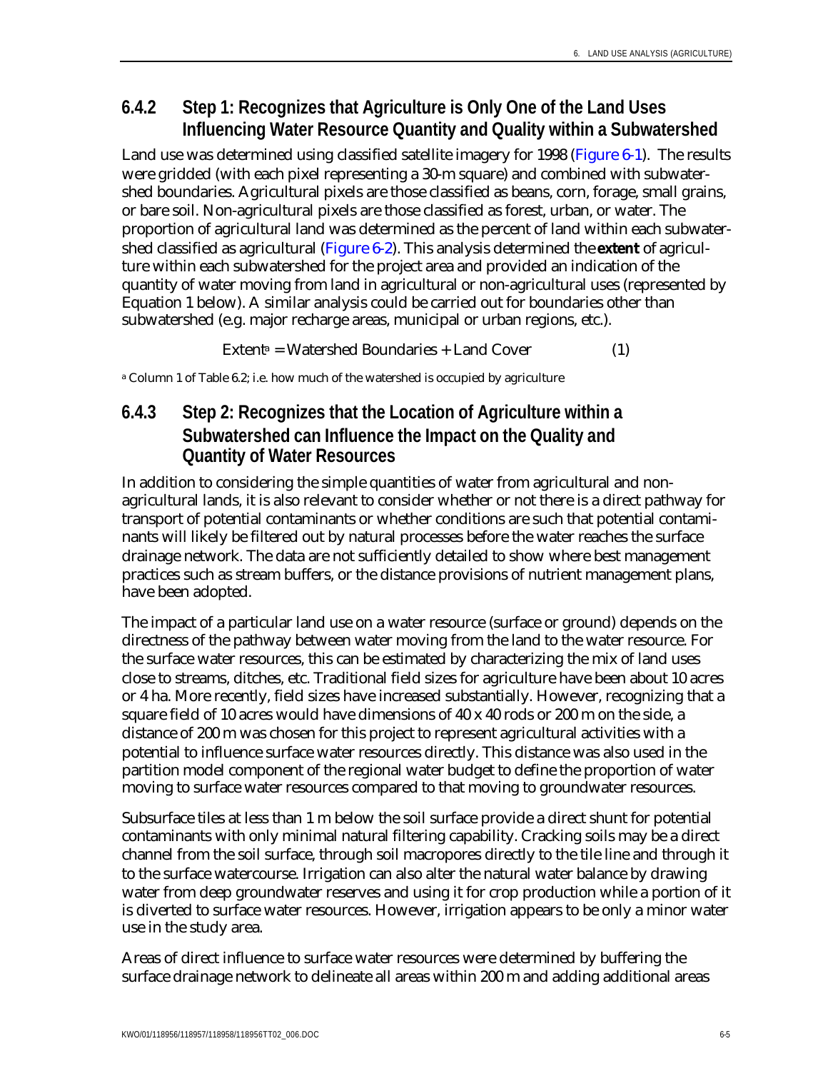### 6.4.2 Step 1: Recognizes that Agriculture is Only One of the Land Uses Influencing Water Resource Quantity and Quality within a Subwatershed

Land use was determined using classified satellite imagery for 1998 (Figure 6-1). The results were gridded (with each pixel representing a 30-m square) and combined with subwatershed boundaries. Agricultural pixels are those classified as beans, corn, forage, small grains, or bare soil. Non-agricultural pixels are those classified as forest, urban, or water. The proportion of agricultural land was determined as the percent of land within each subwatershed classified as agricultural (Figure 6-2). This analysis determined the **extent** of agriculture within each subwatershed for the project area and provided an indication of the quantity of water moving from land in agricultural or non-agricultural uses (represented by Equation 1 below). A similar analysis could be carried out for boundaries other than subwatershed (e.g. major recharge areas, municipal or urban regions, etc.).

$$\text{Extent}^{a} = \text{Watershed Boundaries} + \text{Land Cover} \qquad (1)$$

[a] Column 1 of Table 6.2; i.e. how much of the watershed is occupied by agriculture

### 6.4.3 Step 2: Recognizes that the Location of Agriculture within a Subwatershed can Influence the Impact on the Quality and Quantity of Water Resources

In addition to considering the simple quantities of water from agricultural and non-agricultural lands, it is also relevant to consider whether or not there is a direct pathway for transport of potential contaminants or whether conditions are such that potential contaminants will likely be filtered out by natural processes before the water reaches the surface drainage network. The data are not sufficiently detailed to show where best management practices such as stream buffers, or the distance provisions of nutrient management plans, have been adopted.

The impact of a particular land use on a water resource (surface or ground) depends on the directness of the pathway between water moving from the land to the water resource. For the surface water resources, this can be estimated by characterizing the mix of land uses close to streams, ditches, etc. Traditional field sizes for agriculture have been about 10 acres or 4 ha. More recently, field sizes have increased substantially. However, recognizing that a square field of 10 acres would have dimensions of 40 x 40 rods or 200 m on the side, a distance of 200 m was chosen for this project to represent agricultural activities with a potential to influence surface water resources directly. This distance was also used in the partition model component of the regional water budget to define the proportion of water moving to surface water resources compared to that moving to groundwater resources.

Subsurface tiles at less than 1 m below the soil surface provide a direct shunt for potential contaminants with only minimal natural filtering capability. Cracking soils may be a direct channel from the soil surface, through soil macropores directly to the tile line and through it to the surface watercourse. Irrigation can also alter the natural water balance by drawing water from deep groundwater reserves and using it for crop production while a portion of it is diverted to surface water resources. However, irrigation appears to be only a minor water use in the study area.

Areas of direct influence to surface water resources were determined by buffering the surface drainage network to delineate all areas within 200 m and adding additional areas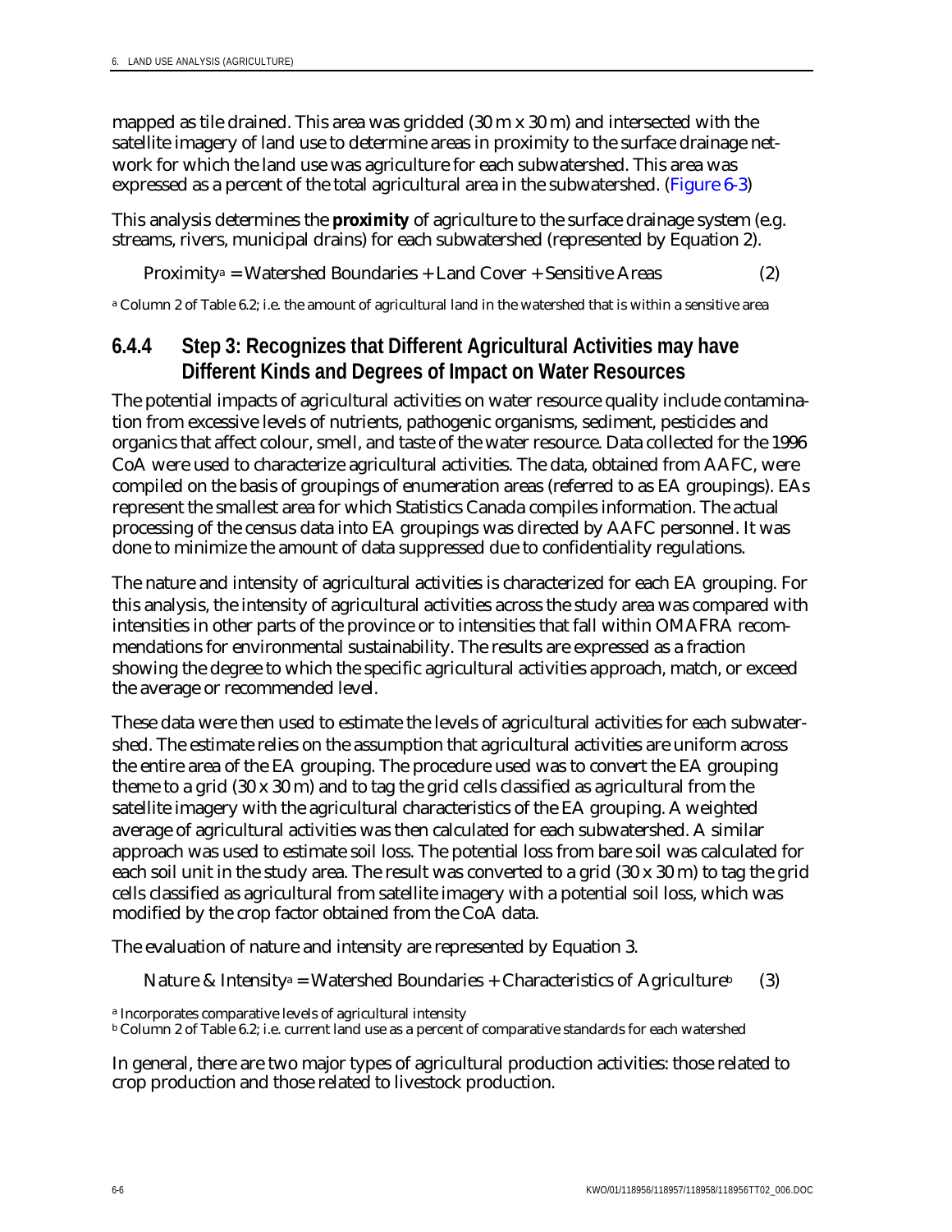mapped as tile drained. This area was gridded (30 m x 30 m) and intersected with the satellite imagery of land use to determine areas in proximity to the surface drainage network for which the land use was agriculture for each subwatershed. This area was expressed as a percent of the total agricultural area in the subwatershed. (Figure 6-3)

This analysis determines the **proximity** of agriculture to the surface drainage system (e.g. streams, rivers, municipal drains) for each subwatershed (represented by Equation 2).

Proximity[a] = Watershed Boundaries + Land Cover + Sensitive Areas (2)

[a] Column 2 of Table 6.2; i.e. the amount of agricultural land in the watershed that is within a sensitive area

### 6.4.4 Step 3: Recognizes that Different Agricultural Activities may have Different Kinds and Degrees of Impact on Water Resources

The potential impacts of agricultural activities on water resource quality include contamination from excessive levels of nutrients, pathogenic organisms, sediment, pesticides and organics that affect colour, smell, and taste of the water resource. Data collected for the 1996 CoA were used to characterize agricultural activities. The data, obtained from AAFC, were compiled on the basis of groupings of enumeration areas (referred to as EA groupings). EAs represent the smallest area for which Statistics Canada compiles information. The actual processing of the census data into EA groupings was directed by AAFC personnel. It was done to minimize the amount of data suppressed due to confidentiality regulations.

The nature and intensity of agricultural activities is characterized for each EA grouping. For this analysis, the intensity of agricultural activities across the study area was compared with intensities in other parts of the province or to intensities that fall within OMAFRA recommendations for environmental sustainability. The results are expressed as a fraction showing the degree to which the specific agricultural activities approach, match, or exceed the average or recommended level.

These data were then used to estimate the levels of agricultural activities for each subwatershed. The estimate relies on the assumption that agricultural activities are uniform across the entire area of the EA grouping. The procedure used was to convert the EA grouping theme to a grid (30 x 30 m) and to tag the grid cells classified as agricultural from the satellite imagery with the agricultural characteristics of the EA grouping. A weighted average of agricultural activities was then calculated for each subwatershed. A similar approach was used to estimate soil loss. The potential loss from bare soil was calculated for each soil unit in the study area. The result was converted to a grid (30 x 30 m) to tag the grid cells classified as agricultural from satellite imagery with a potential soil loss, which was modified by the crop factor obtained from the CoA data.

The evaluation of nature and intensity are represented by Equation 3.

Nature & Intensity[a] = Watershed Boundaries + Characteristics of Agriculture[b] (3)

[a] Incorporates comparative levels of agricultural intensity
[b] Column 2 of Table 6.2; i.e. current land use as a percent of comparative standards for each watershed

In general, there are two major types of agricultural production activities: those related to crop production and those related to livestock production.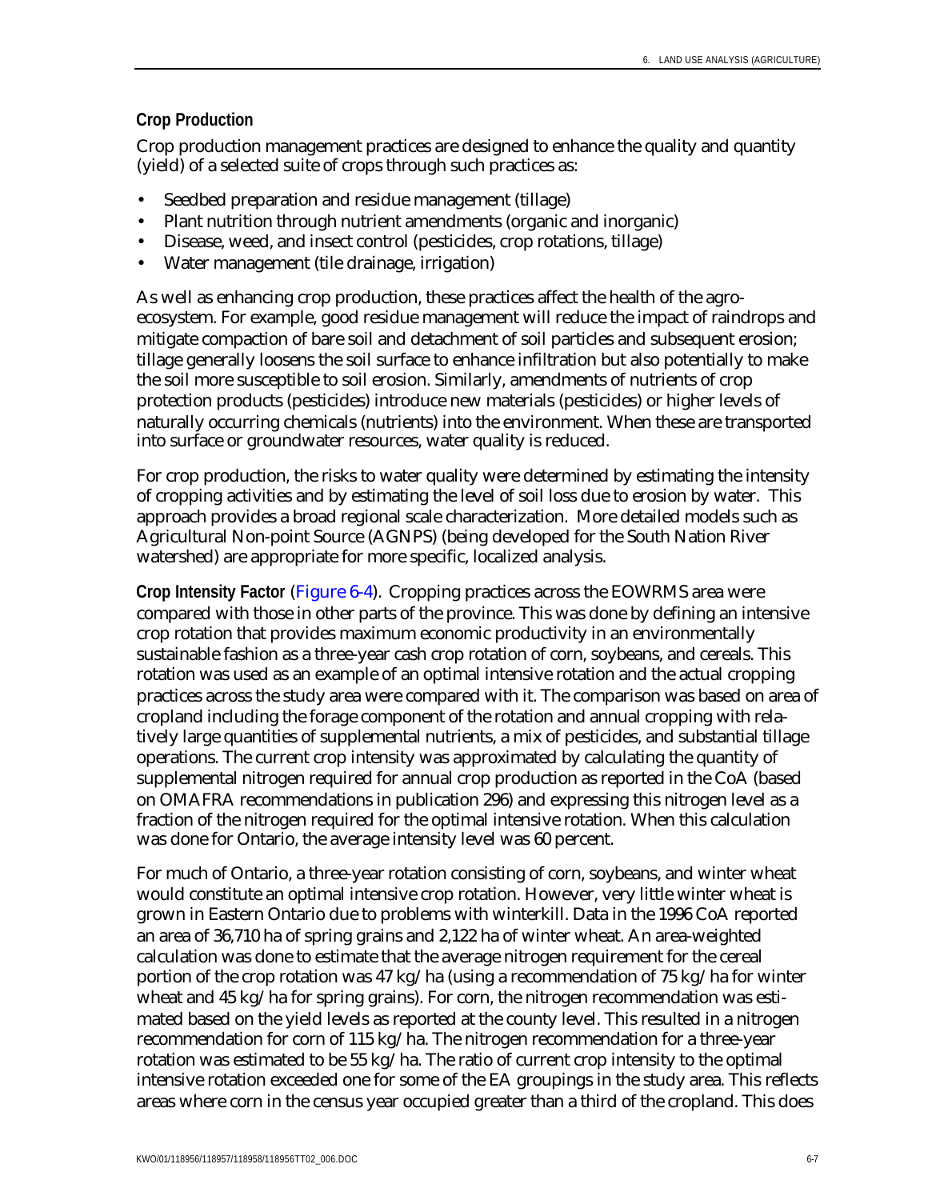### Crop Production

Crop production management practices are designed to enhance the quality and quantity (yield) of a selected suite of crops through such practices as:

- Seedbed preparation and residue management (tillage)
- Plant nutrition through nutrient amendments (organic and inorganic)
- Disease, weed, and insect control (pesticides, crop rotations, tillage)
- Water management (tile drainage, irrigation)

As well as enhancing crop production, these practices affect the health of the agro-ecosystem. For example, good residue management will reduce the impact of raindrops and mitigate compaction of bare soil and detachment of soil particles and subsequent erosion; tillage generally loosens the soil surface to enhance infiltration but also potentially to make the soil more susceptible to soil erosion. Similarly, amendments of nutrients of crop protection products (pesticides) introduce new materials (pesticides) or higher levels of naturally occurring chemicals (nutrients) into the environment. When these are transported into surface or groundwater resources, water quality is reduced.

For crop production, the risks to water quality were determined by estimating the intensity of cropping activities and by estimating the level of soil loss due to erosion by water. This approach provides a broad regional scale characterization. More detailed models such as Agricultural Non-point Source (AGNPS) (being developed for the South Nation River watershed) are appropriate for more specific, localized analysis.

**Crop Intensity Factor** (Figure 6-4). Cropping practices across the EOWRMS area were compared with those in other parts of the province. This was done by defining an intensive crop rotation that provides maximum economic productivity in an environmentally sustainable fashion as a three-year cash crop rotation of corn, soybeans, and cereals. This rotation was used as an example of an optimal intensive rotation and the actual cropping practices across the study area were compared with it. The comparison was based on area of cropland including the forage component of the rotation and annual cropping with relatively large quantities of supplemental nutrients, a mix of pesticides, and substantial tillage operations. The current crop intensity was approximated by calculating the quantity of supplemental nitrogen required for annual crop production as reported in the CoA (based on OMAFRA recommendations in publication 296) and expressing this nitrogen level as a fraction of the nitrogen required for the optimal intensive rotation. When this calculation was done for Ontario, the average intensity level was 60 percent.

For much of Ontario, a three-year rotation consisting of corn, soybeans, and winter wheat would constitute an optimal intensive crop rotation. However, very little winter wheat is grown in Eastern Ontario due to problems with winterkill. Data in the 1996 CoA reported an area of 36,710 ha of spring grains and 2,122 ha of winter wheat. An area-weighted calculation was done to estimate that the average nitrogen requirement for the cereal portion of the crop rotation was 47 kg/ha (using a recommendation of 75 kg/ha for winter wheat and 45 kg/ha for spring grains). For corn, the nitrogen recommendation was estimated based on the yield levels as reported at the county level. This resulted in a nitrogen recommendation for corn of 115 kg/ha. The nitrogen recommendation for a three-year rotation was estimated to be 55 kg/ha. The ratio of current crop intensity to the optimal intensive rotation exceeded one for some of the EA groupings in the study area. This reflects areas where corn in the census year occupied greater than a third of the cropland. This does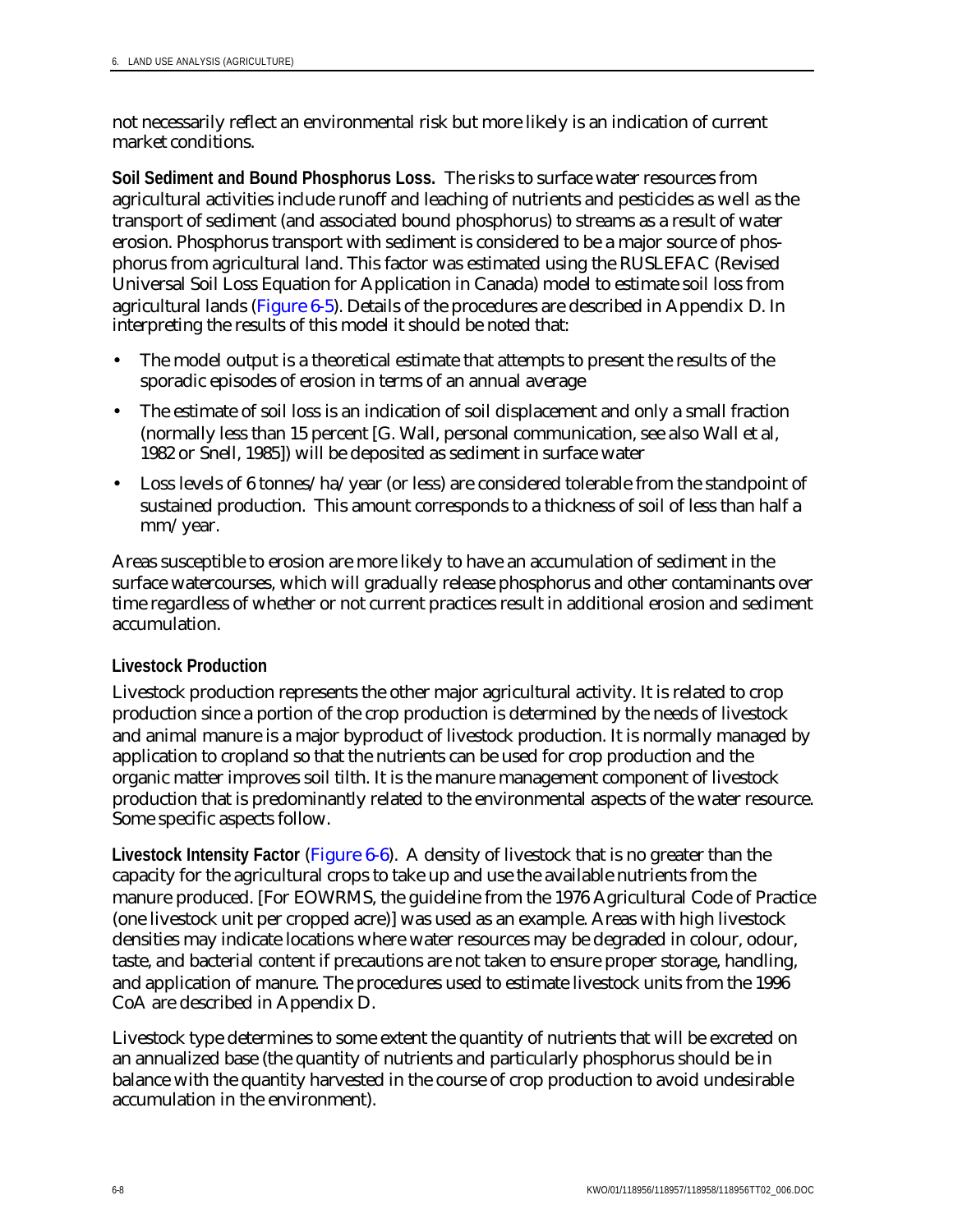not necessarily reflect an environmental risk but more likely is an indication of current market conditions.

**Soil Sediment and Bound Phosphorus Loss.** The risks to surface water resources from agricultural activities include runoff and leaching of nutrients and pesticides as well as the transport of sediment (and associated bound phosphorus) to streams as a result of water erosion. Phosphorus transport with sediment is considered to be a major source of phosphorus from agricultural land. This factor was estimated using the RUSLEFAC (Revised Universal Soil Loss Equation for Application in Canada) model to estimate soil loss from agricultural lands (Figure 6-5). Details of the procedures are described in Appendix D. In interpreting the results of this model it should be noted that:

- The model output is a theoretical estimate that attempts to present the results of the sporadic episodes of erosion in terms of an annual average
- The estimate of soil loss is an indication of soil displacement and only a small fraction (normally less than 15 percent [G. Wall, personal communication, see also Wall et al, 1982 or Snell, 1985]) will be deposited as sediment in surface water
- Loss levels of 6 tonnes/ha/year (or less) are considered tolerable from the standpoint of sustained production. This amount corresponds to a thickness of soil of less than half a mm/year.

Areas susceptible to erosion are more likely to have an accumulation of sediment in the surface watercourses, which will gradually release phosphorus and other contaminants over time regardless of whether or not current practices result in additional erosion and sediment accumulation.

### Livestock Production

Livestock production represents the other major agricultural activity. It is related to crop production since a portion of the crop production is determined by the needs of livestock and animal manure is a major byproduct of livestock production. It is normally managed by application to cropland so that the nutrients can be used for crop production and the organic matter improves soil tilth. It is the manure management component of livestock production that is predominantly related to the environmental aspects of the water resource. Some specific aspects follow.

**Livestock Intensity Factor** (Figure 6-6). A density of livestock that is no greater than the capacity for the agricultural crops to take up and use the available nutrients from the manure produced. [For EOWRMS, the guideline from the 1976 Agricultural Code of Practice (one livestock unit per cropped acre)] was used as an example. Areas with high livestock densities may indicate locations where water resources may be degraded in colour, odour, taste, and bacterial content if precautions are not taken to ensure proper storage, handling, and application of manure. The procedures used to estimate livestock units from the 1996 CoA are described in Appendix D.

Livestock type determines to some extent the quantity of nutrients that will be excreted on an annualized base (the quantity of nutrients and particularly phosphorus should be in balance with the quantity harvested in the course of crop production to avoid undesirable accumulation in the environment).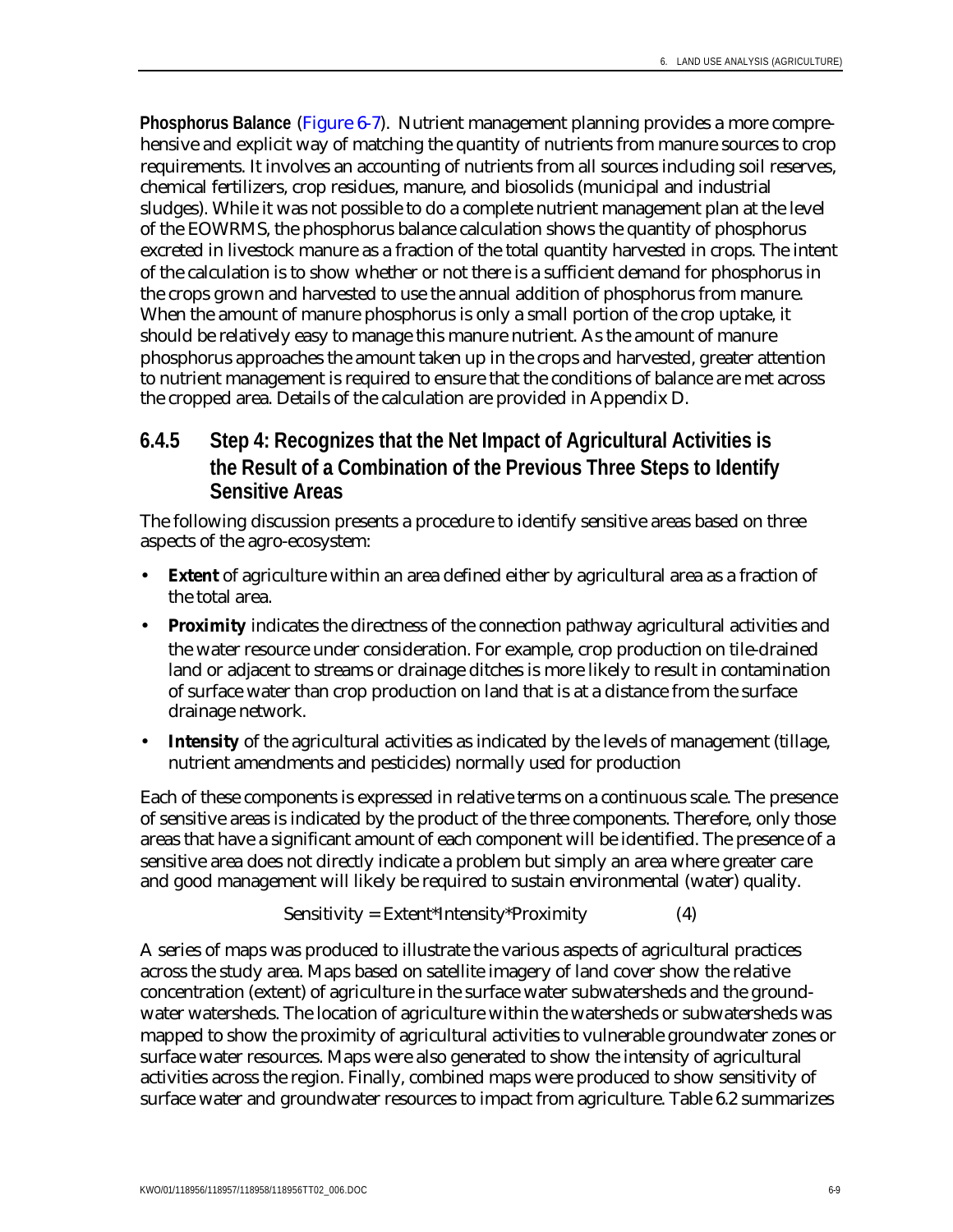**Phosphorus Balance** (Figure 6-7). Nutrient management planning provides a more comprehensive and explicit way of matching the quantity of nutrients from manure sources to crop requirements. It involves an accounting of nutrients from all sources including soil reserves, chemical fertilizers, crop residues, manure, and biosolids (municipal and industrial sludges). While it was not possible to do a complete nutrient management plan at the level of the EOWRMS, the phosphorus balance calculation shows the quantity of phosphorus excreted in livestock manure as a fraction of the total quantity harvested in crops. The intent of the calculation is to show whether or not there is a sufficient demand for phosphorus in the crops grown and harvested to use the annual addition of phosphorus from manure. When the amount of manure phosphorus is only a small portion of the crop uptake, it should be relatively easy to manage this manure nutrient. As the amount of manure phosphorus approaches the amount taken up in the crops and harvested, greater attention to nutrient management is required to ensure that the conditions of balance are met across the cropped area. Details of the calculation are provided in Appendix D.

### 6.4.5 Step 4: Recognizes that the Net Impact of Agricultural Activities is the Result of a Combination of the Previous Three Steps to Identify Sensitive Areas

The following discussion presents a procedure to identify sensitive areas based on three aspects of the agro-ecosystem:

- **Extent** of agriculture within an area defined either by agricultural area as a fraction of the total area.
- **Proximity** indicates the directness of the connection pathway agricultural activities and the water resource under consideration. For example, crop production on tile-drained land or adjacent to streams or drainage ditches is more likely to result in contamination of surface water than crop production on land that is at a distance from the surface drainage network.
- **Intensity** of the agricultural activities as indicated by the levels of management (tillage, nutrient amendments and pesticides) normally used for production

Each of these components is expressed in relative terms on a continuous scale. The presence of sensitive areas is indicated by the product of the three components. Therefore, only those areas that have a significant amount of each component will be identified. The presence of a sensitive area does not directly indicate a problem but simply an area where greater care and good management will likely be required to sustain environmental (water) quality.

$$\text{Sensitivity} = \text{Extent}*\text{Intensity}*\text{Proximity} \qquad (4)$$

A series of maps was produced to illustrate the various aspects of agricultural practices across the study area. Maps based on satellite imagery of land cover show the relative concentration (extent) of agriculture in the surface water subwatersheds and the groundwater watersheds. The location of agriculture within the watersheds or subwatersheds was mapped to show the proximity of agricultural activities to vulnerable groundwater zones or surface water resources. Maps were also generated to show the intensity of agricultural activities across the region. Finally, combined maps were produced to show sensitivity of surface water and groundwater resources to impact from agriculture. Table 6.2 summarizes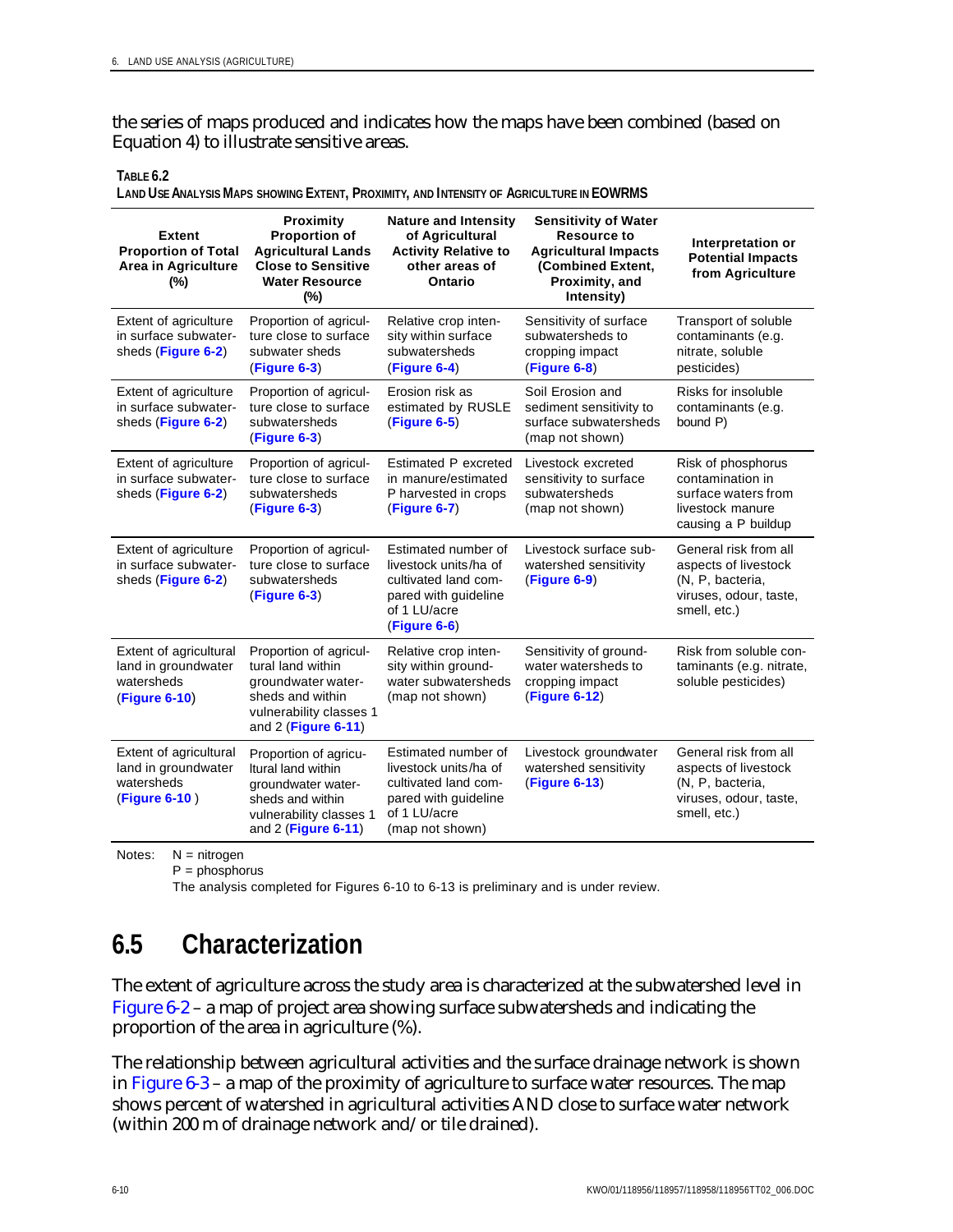the series of maps produced and indicates how the maps have been combined (based on Equation 4) to illustrate sensitive areas.

**TABLE 6.2**
**LAND USE ANALYSIS MAPS SHOWING EXTENT, PROXIMITY, AND INTENSITY OF AGRICULTURE IN EOWRMS**

| Extent Proportion of Total Area in Agriculture (%) | Proximity Proportion of Agricultural Lands Close to Sensitive Water Resource (%) | Nature and Intensity of Agricultural Activity Relative to other areas of Ontario | Sensitivity of Water Resource to Agricultural Impacts (Combined Extent, Proximity, and Intensity) | Interpretation or Potential Impacts from Agriculture |
|---|---|---|---|---|
| Extent of agriculture in surface subwatersheds (Figure 6-2) | Proportion of agriculture close to surface subwater sheds (Figure 6-3) | Relative crop intensity within surface subwatersheds (Figure 6-4) | Sensitivity of surface subwatersheds to cropping impact (Figure 6-8) | Transport of soluble contaminants (e.g. nitrate, soluble pesticides) |
| Extent of agriculture in surface subwatersheds (Figure 6-2) | Proportion of agriculture close to surface subwatersheds (Figure 6-3) | Erosion risk as estimated by RUSLE (Figure 6-5) | Soil Erosion and sediment sensitivity to surface subwatersheds (map not shown) | Risks for insoluble contaminants (e.g. bound P) |
| Extent of agriculture in surface subwatersheds (Figure 6-2) | Proportion of agriculture close to surface subwatersheds (Figure 6-3) | Estimated P excreted in manure/estimated P harvested in crops (Figure 6-7) | Livestock excreted sensitivity to surface subwatersheds (map not shown) | Risk of phosphorus contamination in surface waters from livestock manure causing a P buildup |
| Extent of agriculture in surface subwatersheds (Figure 6-2) | Proportion of agriculture close to surface subwatersheds (Figure 6-3) | Estimated number of livestock units/ha of cultivated land compared with guideline of 1 LU/acre (Figure 6-6) | Livestock surface subwatershed sensitivity (Figure 6-9) | General risk from all aspects of livestock (N, P, bacteria, viruses, odour, taste, smell, etc.) |
| Extent of agricultural land in groundwater watersheds (Figure 6-10) | Proportion of agricultural land within groundwater watersheds and within vulnerability classes 1 and 2 (Figure 6-11) | Relative crop intensity within groundwater subwatersheds (map not shown) | Sensitivity of groundwater watersheds to cropping impact (Figure 6-12) | Risk from soluble contaminants (e.g. nitrate, soluble pesticides) |
| Extent of agricultural land in groundwater watersheds (Figure 6-10 ) | Proportion of agricultural land within groundwater watersheds and within vulnerability classes 1 and 2 (Figure 6-11) | Estimated number of livestock units/ha of cultivated land compared with guideline of 1 LU/acre (map not shown) | Livestock groundwater watershed sensitivity (Figure 6-13) | General risk from all aspects of livestock (N, P, bacteria, viruses, odour, taste, smell, etc.) |

Notes: N = nitrogen
P = phosphorus
The analysis completed for Figures 6-10 to 6-13 is preliminary and is under review.

## 6.5 Characterization

The extent of agriculture across the study area is characterized at the subwatershed level in Figure 6-2 – a map of project area showing surface subwatersheds and indicating the proportion of the area in agriculture (%).

The relationship between agricultural activities and the surface drainage network is shown in Figure 6-3 – a map of the proximity of agriculture to surface water resources. The map shows percent of watershed in agricultural activities AND close to surface water network (within 200 m of drainage network and/ or tile drained).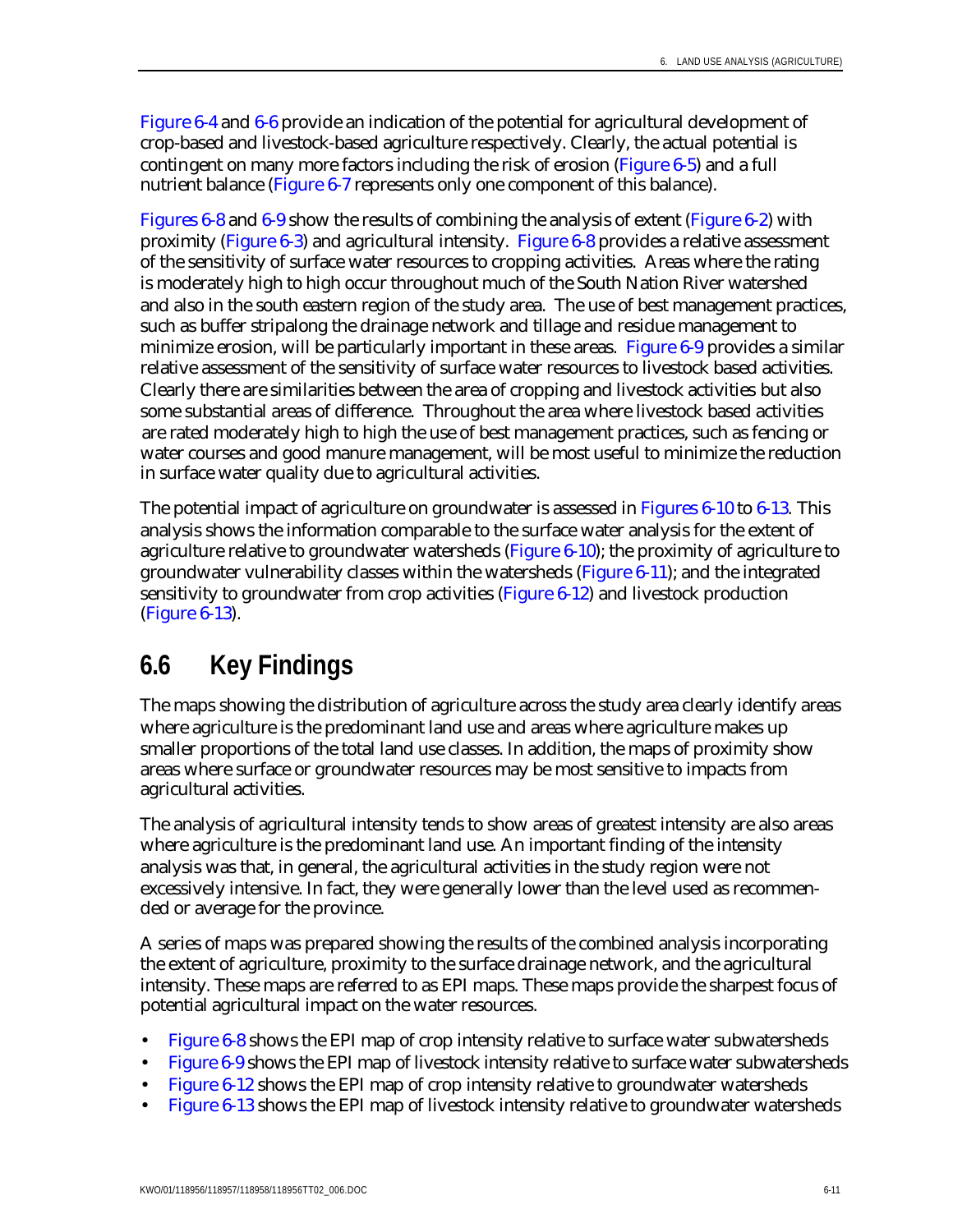Figure 6-4 and 6-6 provide an indication of the potential for agricultural development of crop-based and livestock-based agriculture respectively. Clearly, the actual potential is contingent on many more factors including the risk of erosion (Figure 6-5) and a full nutrient balance (Figure 6-7 represents only one component of this balance).

Figures 6-8 and 6-9 show the results of combining the analysis of extent (Figure 6-2) with proximity (Figure 6-3) and agricultural intensity. Figure 6-8 provides a relative assessment of the sensitivity of surface water resources to cropping activities. Areas where the rating is moderately high to high occur throughout much of the South Nation River watershed and also in the south eastern region of the study area. The use of best management practices, such as buffer stripalong the drainage network and tillage and residue management to minimize erosion, will be particularly important in these areas. Figure 6-9 provides a similar relative assessment of the sensitivity of surface water resources to livestock based activities. Clearly there are similarities between the area of cropping and livestock activities but also some substantial areas of difference. Throughout the area where livestock based activities are rated moderately high to high the use of best management practices, such as fencing or water courses and good manure management, will be most useful to minimize the reduction in surface water quality due to agricultural activities.

The potential impact of agriculture on groundwater is assessed in Figures 6-10 to 6-13. This analysis shows the information comparable to the surface water analysis for the extent of agriculture relative to groundwater watersheds (Figure 6-10); the proximity of agriculture to groundwater vulnerability classes within the watersheds (Figure 6-11); and the integrated sensitivity to groundwater from crop activities (Figure 6-12) and livestock production (Figure 6-13).

## 6.6 Key Findings

The maps showing the distribution of agriculture across the study area clearly identify areas where agriculture is the predominant land use and areas where agriculture makes up smaller proportions of the total land use classes. In addition, the maps of proximity show areas where surface or groundwater resources may be most sensitive to impacts from agricultural activities.

The analysis of agricultural intensity tends to show areas of greatest intensity are also areas where agriculture is the predominant land use. An important finding of the intensity analysis was that, in general, the agricultural activities in the study region were not excessively intensive. In fact, they were generally lower than the level used as recommended or average for the province.

A series of maps was prepared showing the results of the combined analysis incorporating the extent of agriculture, proximity to the surface drainage network, and the agricultural intensity. These maps are referred to as EPI maps. These maps provide the sharpest focus of potential agricultural impact on the water resources.

- Figure 6-8 shows the EPI map of crop intensity relative to surface water subwatersheds
- Figure 6-9 shows the EPI map of livestock intensity relative to surface water subwatersheds
- Figure 6-12 shows the EPI map of crop intensity relative to groundwater watersheds
- Figure 6-13 shows the EPI map of livestock intensity relative to groundwater watersheds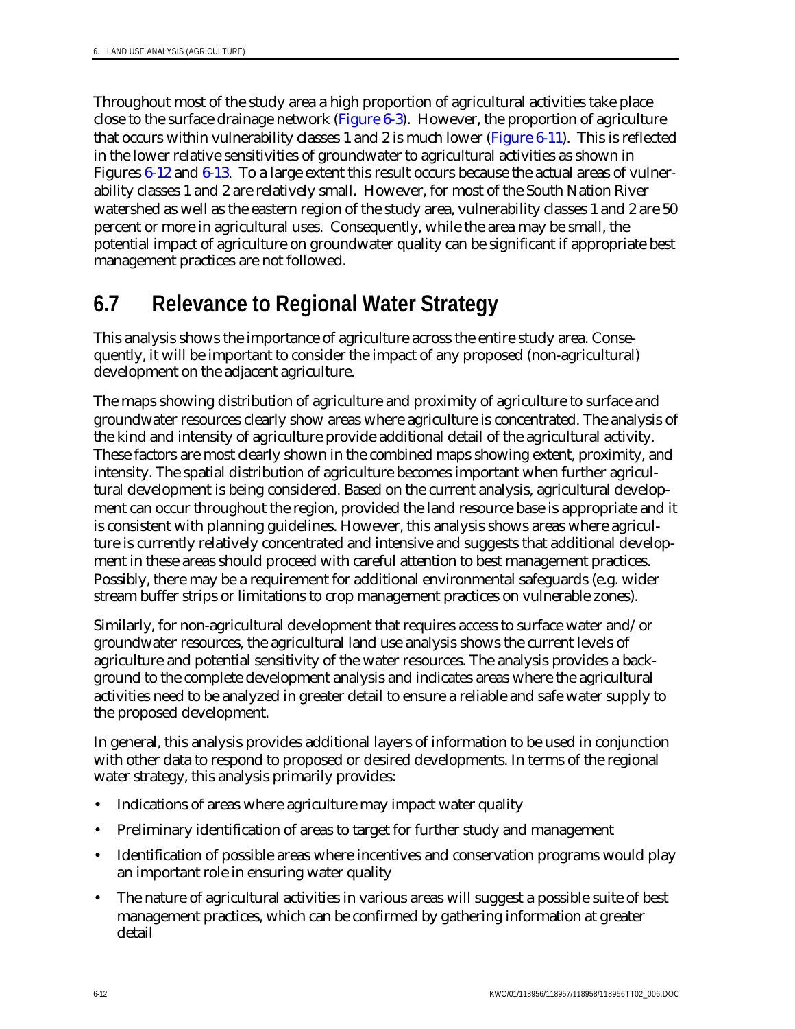Throughout most of the study area a high proportion of agricultural activities take place close to the surface drainage network (Figure 6-3). However, the proportion of agriculture that occurs within vulnerability classes 1 and 2 is much lower (Figure 6-11). This is reflected in the lower relative sensitivities of groundwater to agricultural activities as shown in Figures 6-12 and 6-13. To a large extent this result occurs because the actual areas of vulnerability classes 1 and 2 are relatively small. However, for most of the South Nation River watershed as well as the eastern region of the study area, vulnerability classes 1 and 2 are 50 percent or more in agricultural uses. Consequently, while the area may be small, the potential impact of agriculture on groundwater quality can be significant if appropriate best management practices are not followed.

## 6.7 Relevance to Regional Water Strategy

This analysis shows the importance of agriculture across the entire study area. Consequently, it will be important to consider the impact of any proposed (non-agricultural) development on the adjacent agriculture.

The maps showing distribution of agriculture and proximity of agriculture to surface and groundwater resources clearly show areas where agriculture is concentrated. The analysis of the kind and intensity of agriculture provide additional detail of the agricultural activity. These factors are most clearly shown in the combined maps showing extent, proximity, and intensity. The spatial distribution of agriculture becomes important when further agricultural development is being considered. Based on the current analysis, agricultural development can occur throughout the region, provided the land resource base is appropriate and it is consistent with planning guidelines. However, this analysis shows areas where agriculture is currently relatively concentrated and intensive and suggests that additional development in these areas should proceed with careful attention to best management practices. Possibly, there may be a requirement for additional environmental safeguards (e.g. wider stream buffer strips or limitations to crop management practices on vulnerable zones).

Similarly, for non-agricultural development that requires access to surface water and/or groundwater resources, the agricultural land use analysis shows the current levels of agriculture and potential sensitivity of the water resources. The analysis provides a background to the complete development analysis and indicates areas where the agricultural activities need to be analyzed in greater detail to ensure a reliable and safe water supply to the proposed development.

In general, this analysis provides additional layers of information to be used in conjunction with other data to respond to proposed or desired developments. In terms of the regional water strategy, this analysis primarily provides:

- Indications of areas where agriculture may impact water quality
- Preliminary identification of areas to target for further study and management
- Identification of possible areas where incentives and conservation programs would play an important role in ensuring water quality
- The nature of agricultural activities in various areas will suggest a possible suite of best management practices, which can be confirmed by gathering information at greater detail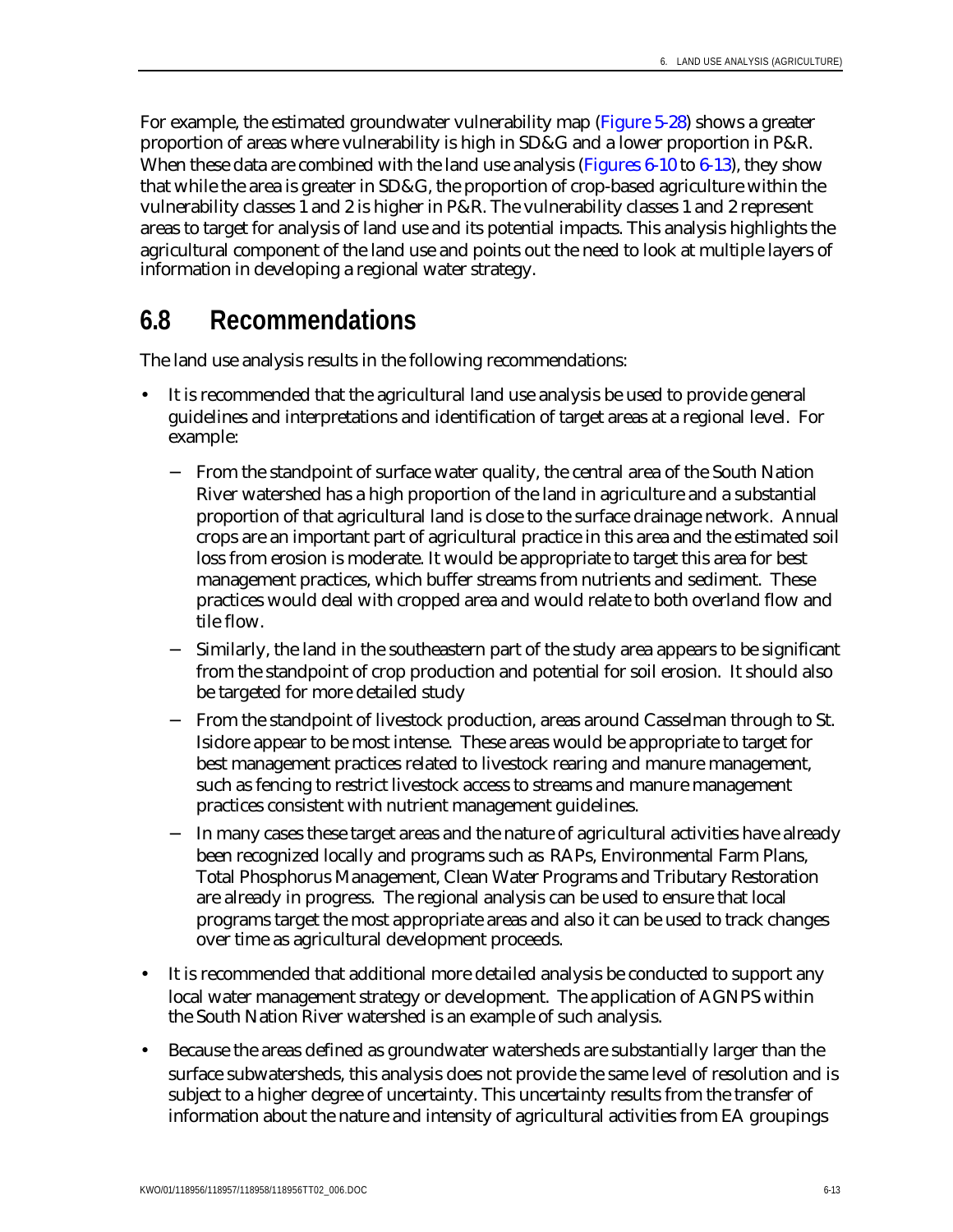For example, the estimated groundwater vulnerability map (Figure 5-28) shows a greater proportion of areas where vulnerability is high in SD&G and a lower proportion in P&R. When these data are combined with the land use analysis (Figures 6-10 to 6-13), they show that while the area is greater in SD&G, the proportion of crop-based agriculture within the vulnerability classes 1 and 2 is higher in P&R. The vulnerability classes 1 and 2 represent areas to target for analysis of land use and its potential impacts. This analysis highlights the agricultural component of the land use and points out the need to look at multiple layers of information in developing a regional water strategy.

## 6.8 Recommendations

The land use analysis results in the following recommendations:

- It is recommended that the agricultural land use analysis be used to provide general guidelines and interpretations and identification of target areas at a regional level. For example:
  - From the standpoint of surface water quality, the central area of the South Nation River watershed has a high proportion of the land in agriculture and a substantial proportion of that agricultural land is close to the surface drainage network. Annual crops are an important part of agricultural practice in this area and the estimated soil loss from erosion is moderate. It would be appropriate to target this area for best management practices, which buffer streams from nutrients and sediment. These practices would deal with cropped area and would relate to both overland flow and tile flow.
  - Similarly, the land in the southeastern part of the study area appears to be significant from the standpoint of crop production and potential for soil erosion. It should also be targeted for more detailed study
  - From the standpoint of livestock production, areas around Casselman through to St. Isidore appear to be most intense. These areas would be appropriate to target for best management practices related to livestock rearing and manure management, such as fencing to restrict livestock access to streams and manure management practices consistent with nutrient management guidelines.
  - In many cases these target areas and the nature of agricultural activities have already been recognized locally and programs such as RAPs, Environmental Farm Plans, Total Phosphorus Management, Clean Water Programs and Tributary Restoration are already in progress. The regional analysis can be used to ensure that local programs target the most appropriate areas and also it can be used to track changes over time as agricultural development proceeds.
- It is recommended that additional more detailed analysis be conducted to support any local water management strategy or development. The application of AGNPS within the South Nation River watershed is an example of such analysis.
- Because the areas defined as groundwater watersheds are substantially larger than the surface subwatersheds, this analysis does not provide the same level of resolution and is subject to a higher degree of uncertainty. This uncertainty results from the transfer of information about the nature and intensity of agricultural activities from EA groupings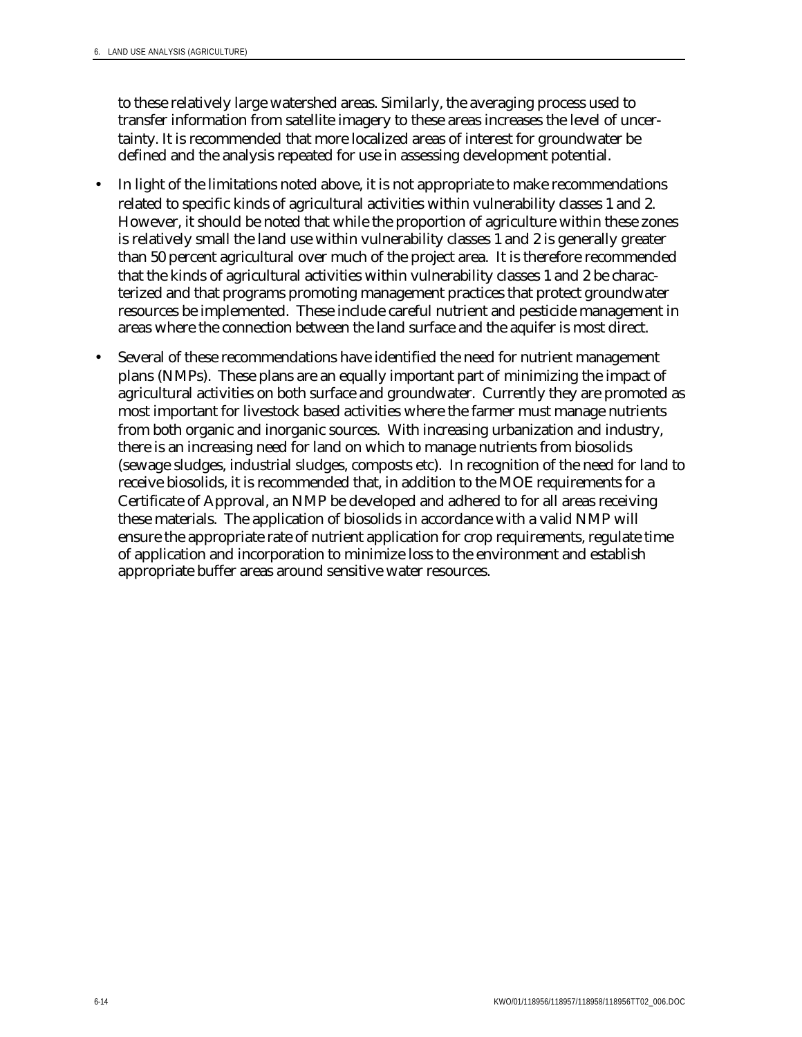to these relatively large watershed areas. Similarly, the averaging process used to transfer information from satellite imagery to these areas increases the level of uncertainty. It is recommended that more localized areas of interest for groundwater be defined and the analysis repeated for use in assessing development potential.

- In light of the limitations noted above, it is not appropriate to make recommendations related to specific kinds of agricultural activities within vulnerability classes 1 and 2. However, it should be noted that while the proportion of agriculture within these zones is relatively small the land use within vulnerability classes 1 and 2 is generally greater than 50 percent agricultural over much of the project area. It is therefore recommended that the kinds of agricultural activities within vulnerability classes 1 and 2 be characterized and that programs promoting management practices that protect groundwater resources be implemented. These include careful nutrient and pesticide management in areas where the connection between the land surface and the aquifer is most direct.

- Several of these recommendations have identified the need for nutrient management plans (NMPs). These plans are an equally important part of minimizing the impact of agricultural activities on both surface and groundwater. Currently they are promoted as most important for livestock based activities where the farmer must manage nutrients from both organic and inorganic sources. With increasing urbanization and industry, there is an increasing need for land on which to manage nutrients from biosolids (sewage sludges, industrial sludges, composts etc). In recognition of the need for land to receive biosolids, it is recommended that, in addition to the MOE requirements for a Certificate of Approval, an NMP be developed and adhered to for all areas receiving these materials. The application of biosolids in accordance with a valid NMP will ensure the appropriate rate of nutrient application for crop requirements, regulate time of application and incorporation to minimize loss to the environment and establish appropriate buffer areas around sensitive water resources.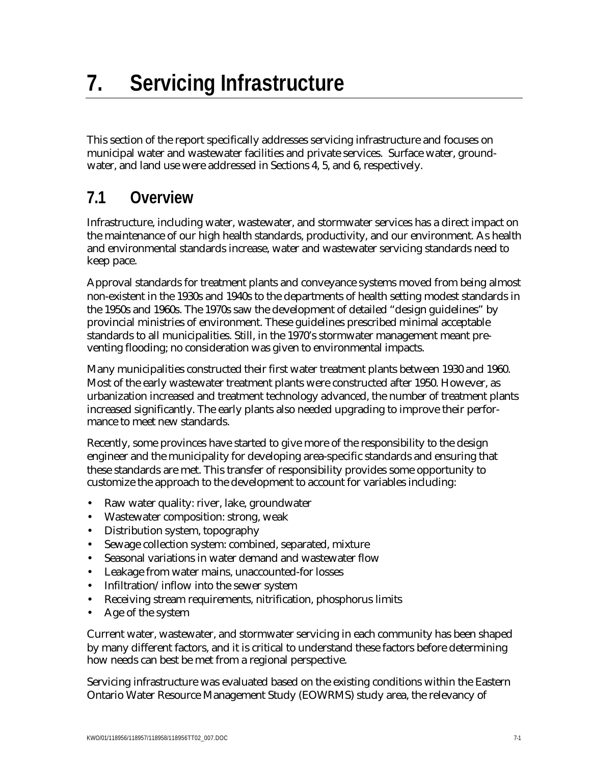# 7. Servicing Infrastructure

This section of the report specifically addresses servicing infrastructure and focuses on municipal water and wastewater facilities and private services. Surface water, groundwater, and land use were addressed in Sections 4, 5, and 6, respectively.

## 7.1 Overview

Infrastructure, including water, wastewater, and stormwater services has a direct impact on the maintenance of our high health standards, productivity, and our environment. As health and environmental standards increase, water and wastewater servicing standards need to keep pace.

Approval standards for treatment plants and conveyance systems moved from being almost non-existent in the 1930s and 1940s to the departments of health setting modest standards in the 1950s and 1960s. The 1970s saw the development of detailed "design guidelines" by provincial ministries of environment. These guidelines prescribed minimal acceptable standards to all municipalities. Still, in the 1970's stormwater management meant preventing flooding; no consideration was given to environmental impacts.

Many municipalities constructed their first water treatment plants between 1930 and 1960. Most of the early wastewater treatment plants were constructed after 1950. However, as urbanization increased and treatment technology advanced, the number of treatment plants increased significantly. The early plants also needed upgrading to improve their performance to meet new standards.

Recently, some provinces have started to give more of the responsibility to the design engineer and the municipality for developing area-specific standards and ensuring that these standards are met. This transfer of responsibility provides some opportunity to customize the approach to the development to account for variables including:

- Raw water quality: river, lake, groundwater
- Wastewater composition: strong, weak
- Distribution system, topography
- Sewage collection system: combined, separated, mixture
- Seasonal variations in water demand and wastewater flow
- Leakage from water mains, unaccounted-for losses
- Infiltration/inflow into the sewer system
- Receiving stream requirements, nitrification, phosphorus limits
- Age of the system

Current water, wastewater, and stormwater servicing in each community has been shaped by many different factors, and it is critical to understand these factors before determining how needs can best be met from a regional perspective.

Servicing infrastructure was evaluated based on the existing conditions within the Eastern Ontario Water Resource Management Study (EOWRMS) study area, the relevancy of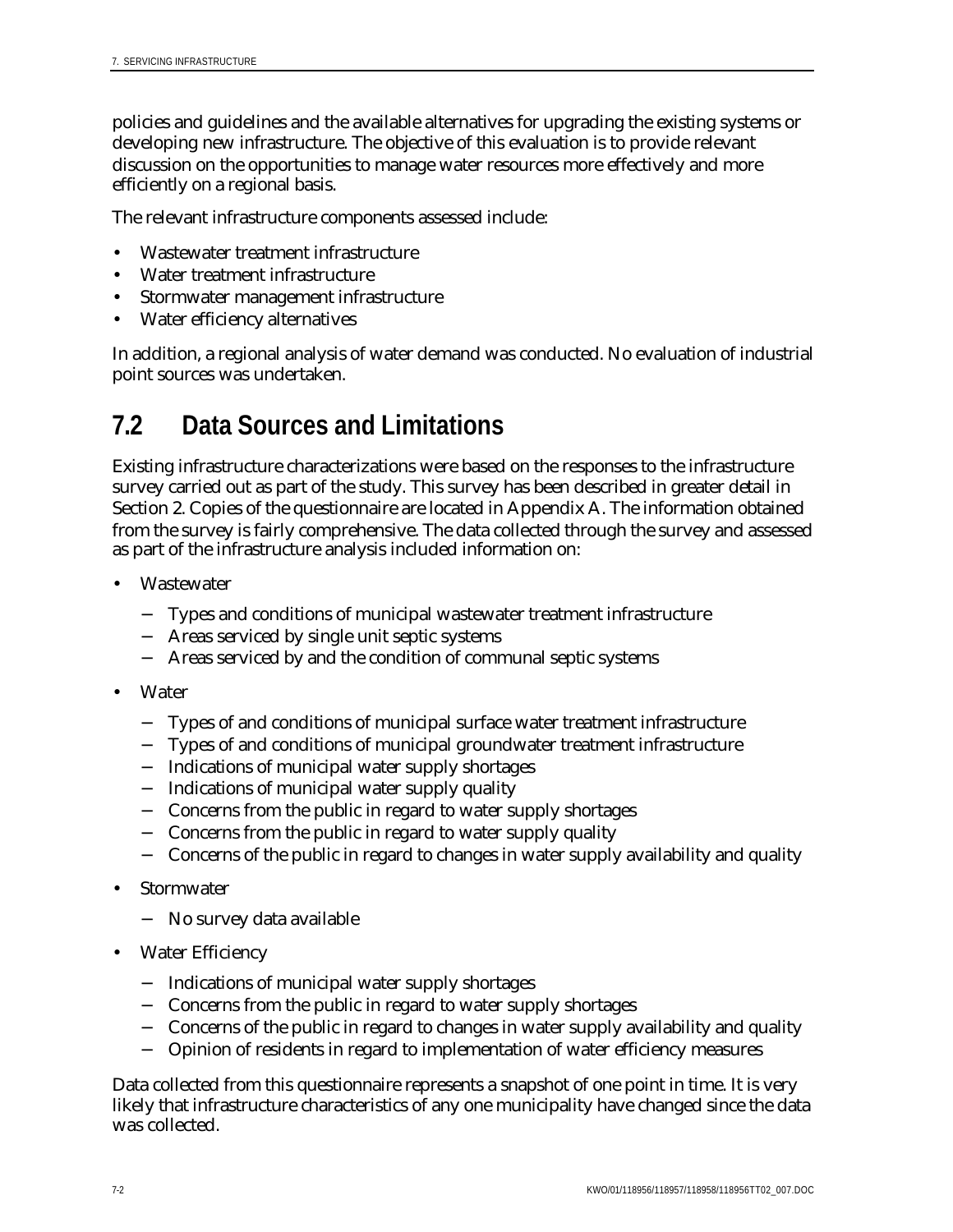policies and guidelines and the available alternatives for upgrading the existing systems or developing new infrastructure. The objective of this evaluation is to provide relevant discussion on the opportunities to manage water resources more effectively and more efficiently on a regional basis.

The relevant infrastructure components assessed include:

- Wastewater treatment infrastructure
- Water treatment infrastructure
- Stormwater management infrastructure
- Water efficiency alternatives

In addition, a regional analysis of water demand was conducted. No evaluation of industrial point sources was undertaken.

## 7.2 Data Sources and Limitations

Existing infrastructure characterizations were based on the responses to the infrastructure survey carried out as part of the study. This survey has been described in greater detail in Section 2. Copies of the questionnaire are located in Appendix A. The information obtained from the survey is fairly comprehensive. The data collected through the survey and assessed as part of the infrastructure analysis included information on:

- Wastewater
  - Types and conditions of municipal wastewater treatment infrastructure
  - Areas serviced by single unit septic systems
  - Areas serviced by and the condition of communal septic systems
- Water
  - Types of and conditions of municipal surface water treatment infrastructure
  - Types of and conditions of municipal groundwater treatment infrastructure
  - Indications of municipal water supply shortages
  - Indications of municipal water supply quality
  - Concerns from the public in regard to water supply shortages
  - Concerns from the public in regard to water supply quality
  - Concerns of the public in regard to changes in water supply availability and quality
- Stormwater
  - No survey data available
- Water Efficiency
  - Indications of municipal water supply shortages
  - Concerns from the public in regard to water supply shortages
  - Concerns of the public in regard to changes in water supply availability and quality
  - Opinion of residents in regard to implementation of water efficiency measures

Data collected from this questionnaire represents a snapshot of one point in time. It is very likely that infrastructure characteristics of any one municipality have changed since the data was collected.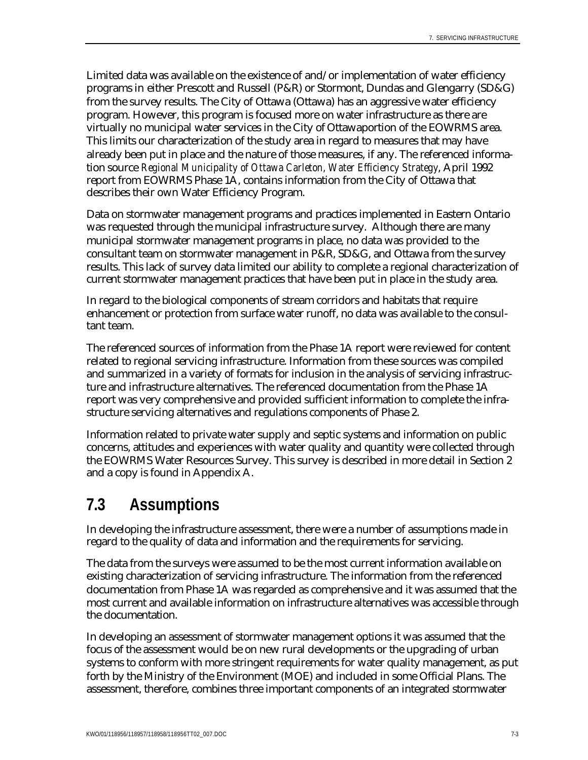Limited data was available on the existence of and/or implementation of water efficiency programs in either Prescott and Russell (P&R) or Stormont, Dundas and Glengarry (SD&G) from the survey results. The City of Ottawa (Ottawa) has an aggressive water efficiency program. However, this program is focused more on water infrastructure as there are virtually no municipal water services in the City of Ottawaportion of the EOWRMS area. This limits our characterization of the study area in regard to measures that may have already been put in place and the nature of those measures, if any. The referenced information source *Regional Municipality of Ottawa Carleton, Water Efficiency Strategy*, April 1992 report from EOWRMS Phase 1A, contains information from the City of Ottawa that describes their own Water Efficiency Program.

Data on stormwater management programs and practices implemented in Eastern Ontario was requested through the municipal infrastructure survey. Although there are many municipal stormwater management programs in place, no data was provided to the consultant team on stormwater management in P&R, SD&G, and Ottawa from the survey results. This lack of survey data limited our ability to complete a regional characterization of current stormwater management practices that have been put in place in the study area.

In regard to the biological components of stream corridors and habitats that require enhancement or protection from surface water runoff, no data was available to the consultant team.

The referenced sources of information from the Phase 1A report were reviewed for content related to regional servicing infrastructure. Information from these sources was compiled and summarized in a variety of formats for inclusion in the analysis of servicing infrastructure and infrastructure alternatives. The referenced documentation from the Phase 1A report was very comprehensive and provided sufficient information to complete the infrastructure servicing alternatives and regulations components of Phase 2.

Information related to private water supply and septic systems and information on public concerns, attitudes and experiences with water quality and quantity were collected through the EOWRMS Water Resources Survey. This survey is described in more detail in Section 2 and a copy is found in Appendix A.

## 7.3 Assumptions

In developing the infrastructure assessment, there were a number of assumptions made in regard to the quality of data and information and the requirements for servicing.

The data from the surveys were assumed to be the most current information available on existing characterization of servicing infrastructure. The information from the referenced documentation from Phase 1A was regarded as comprehensive and it was assumed that the most current and available information on infrastructure alternatives was accessible through the documentation.

In developing an assessment of stormwater management options it was assumed that the focus of the assessment would be on new rural developments or the upgrading of urban systems to conform with more stringent requirements for water quality management, as put forth by the Ministry of the Environment (MOE) and included in some Official Plans. The assessment, therefore, combines three important components of an integrated stormwater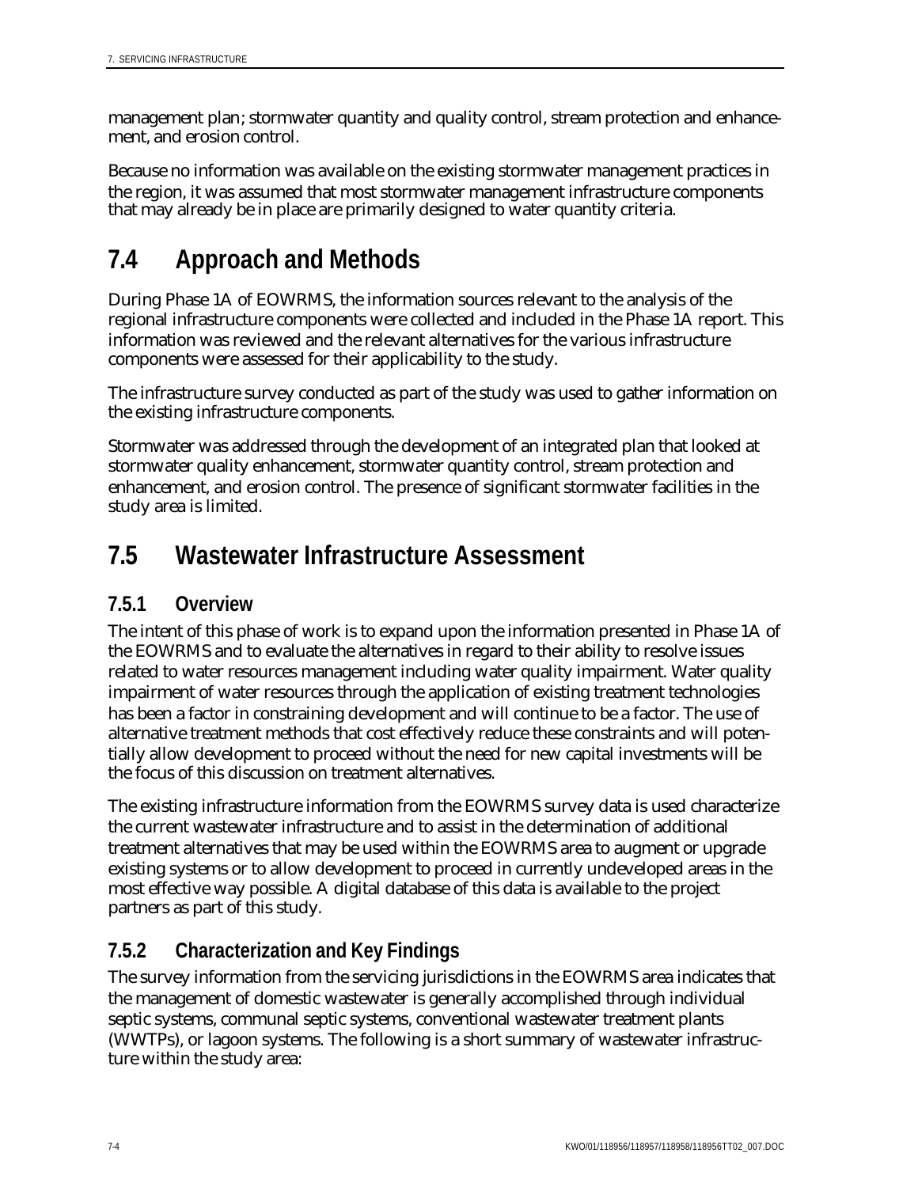management plan; stormwater quantity and quality control, stream protection and enhancement, and erosion control.

Because no information was available on the existing stormwater management practices in the region, it was assumed that most stormwater management infrastructure components that may already be in place are primarily designed to water quantity criteria.

## 7.4 Approach and Methods

During Phase 1A of EOWRMS, the information sources relevant to the analysis of the regional infrastructure components were collected and included in the Phase 1A report. This information was reviewed and the relevant alternatives for the various infrastructure components were assessed for their applicability to the study.

The infrastructure survey conducted as part of the study was used to gather information on the existing infrastructure components.

Stormwater was addressed through the development of an integrated plan that looked at stormwater quality enhancement, stormwater quantity control, stream protection and enhancement, and erosion control. The presence of significant stormwater facilities in the study area is limited.

## 7.5 Wastewater Infrastructure Assessment

### 7.5.1 Overview

The intent of this phase of work is to expand upon the information presented in Phase 1A of the EOWRMS and to evaluate the alternatives in regard to their ability to resolve issues related to water resources management including water quality impairment. Water quality impairment of water resources through the application of existing treatment technologies has been a factor in constraining development and will continue to be a factor. The use of alternative treatment methods that cost effectively reduce these constraints and will potentially allow development to proceed without the need for new capital investments will be the focus of this discussion on treatment alternatives.

The existing infrastructure information from the EOWRMS survey data is used characterize the current wastewater infrastructure and to assist in the determination of additional treatment alternatives that may be used within the EOWRMS area to augment or upgrade existing systems or to allow development to proceed in currently undeveloped areas in the most effective way possible. A digital database of this data is available to the project partners as part of this study.

### 7.5.2 Characterization and Key Findings

The survey information from the servicing jurisdictions in the EOWRMS area indicates that the management of domestic wastewater is generally accomplished through individual septic systems, communal septic systems, conventional wastewater treatment plants (WWTPs), or lagoon systems. The following is a short summary of wastewater infrastructure within the study area: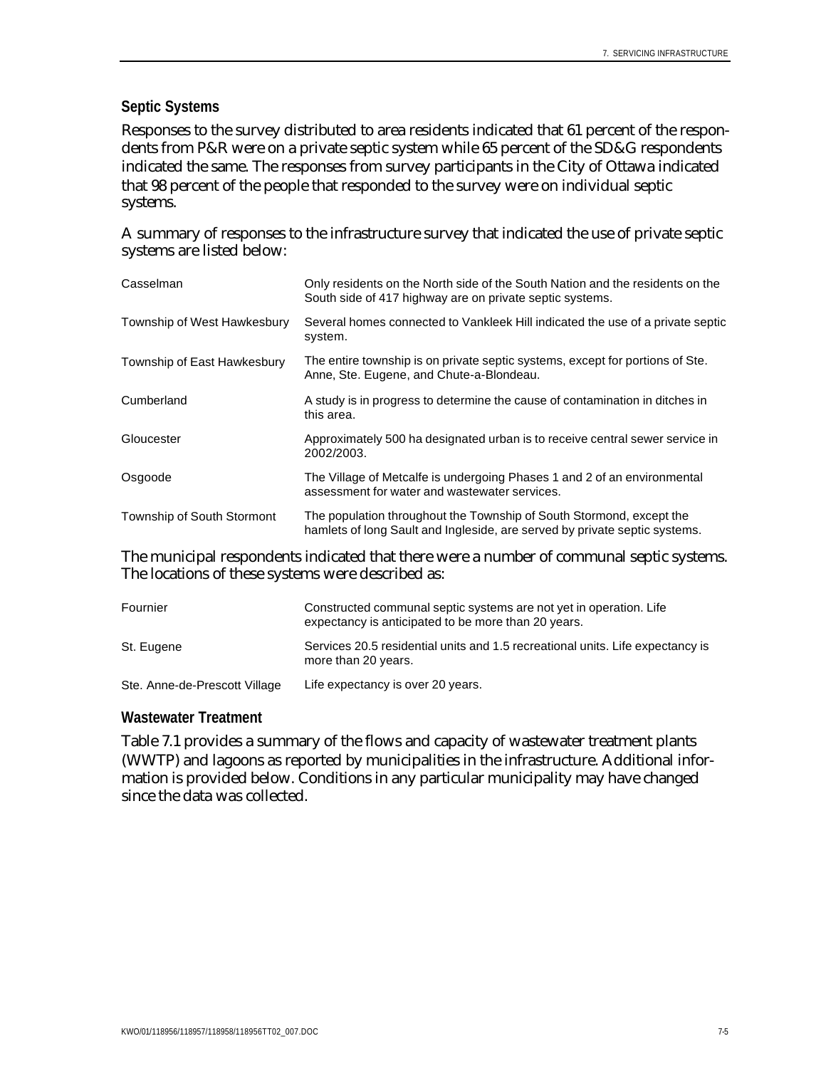### Septic Systems

Responses to the survey distributed to area residents indicated that 61 percent of the respondents from P&R were on a private septic system while 65 percent of the SD&G respondents indicated the same. The responses from survey participants in the City of Ottawa indicated that 98 percent of the people that responded to the survey were on individual septic systems.

A summary of responses to the infrastructure survey that indicated the use of private septic systems are listed below:

| | |
|---|---|
| Casselman | Only residents on the North side of the South Nation and the residents on the South side of 417 highway are on private septic systems. |
| Township of West Hawkesbury | Several homes connected to Vankleek Hill indicated the use of a private septic system. |
| Township of East Hawkesbury | The entire township is on private septic systems, except for portions of Ste. Anne, Ste. Eugene, and Chute-a-Blondeau. |
| Cumberland | A study is in progress to determine the cause of contamination in ditches in this area. |
| Gloucester | Approximately 500 ha designated urban is to receive central sewer service in 2002/2003. |
| Osgoode | The Village of Metcalfe is undergoing Phases 1 and 2 of an environmental assessment for water and wastewater services. |
| Township of South Stormont | The population throughout the Township of South Stormond, except the hamlets of long Sault and Ingleside, are served by private septic systems. |

The municipal respondents indicated that there were a number of communal septic systems. The locations of these systems were described as:

| | |
|---|---|
| Fournier | Constructed communal septic systems are not yet in operation. Life expectancy is anticipated to be more than 20 years. |
| St. Eugene | Services 20.5 residential units and 1.5 recreational units. Life expectancy is more than 20 years. |
| Ste. Anne-de-Prescott Village | Life expectancy is over 20 years. |

### Wastewater Treatment

Table 7.1 provides a summary of the flows and capacity of wastewater treatment plants (WWTP) and lagoons as reported by municipalities in the infrastructure. Additional information is provided below. Conditions in any particular municipality may have changed since the data was collected.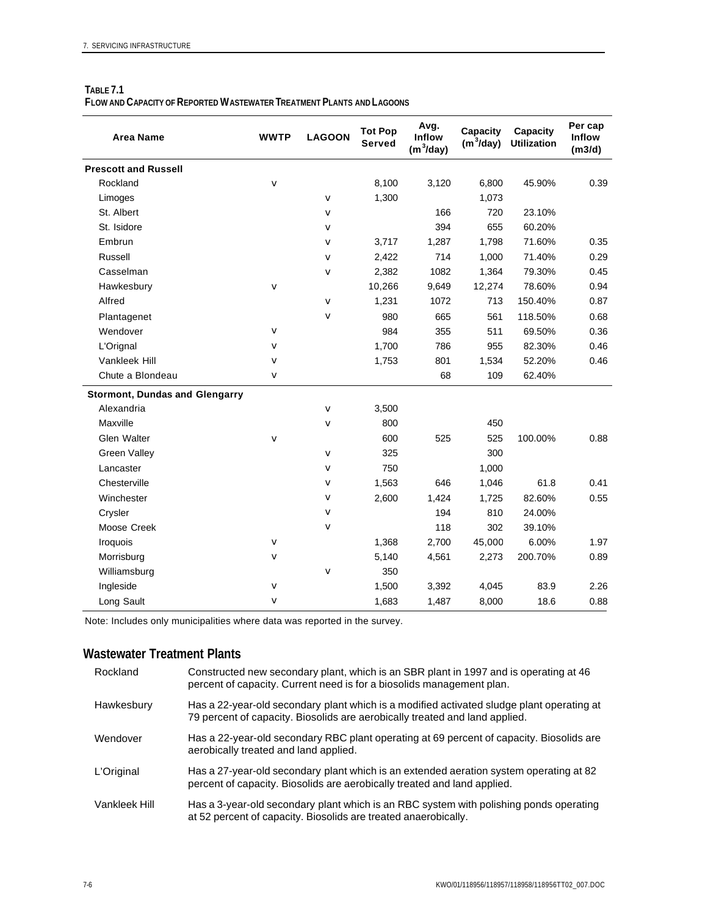**TABLE 7.1**
**FLOW AND CAPACITY OF REPORTED WASTEWATER TREATMENT PLANTS AND LAGOONS**

| Area Name | WWTP | LAGOON | Tot Pop Served | Avg. Inflow ($m^3$/day) | Capacity ($m^3$/day) | Capacity Utilization | Per cap Inflow (m3/d) |
|---|---|---|---|---|---|---|---|
| **Prescott and Russell** | | | | | | | |
| Rockland | v | | 8,100 | 3,120 | 6,800 | 45.90% | 0.39 |
| Limoges | | v | 1,300 | | 1,073 | | |
| St. Albert | | v | | 166 | 720 | 23.10% | |
| St. Isidore | | v | | 394 | 655 | 60.20% | |
| Embrun | | v | 3,717 | 1,287 | 1,798 | 71.60% | 0.35 |
| Russell | | v | 2,422 | 714 | 1,000 | 71.40% | 0.29 |
| Casselman | | v | 2,382 | 1082 | 1,364 | 79.30% | 0.45 |
| Hawkesbury | v | | 10,266 | 9,649 | 12,274 | 78.60% | 0.94 |
| Alfred | | v | 1,231 | 1072 | 713 | 150.40% | 0.87 |
| Plantagenet | | v | 980 | 665 | 561 | 118.50% | 0.68 |
| Wendover | v | | 984 | 355 | 511 | 69.50% | 0.36 |
| L'Orignal | v | | 1,700 | 786 | 955 | 82.30% | 0.46 |
| Vankleek Hill | v | | 1,753 | 801 | 1,534 | 52.20% | 0.46 |
| Chute a Blondeau | v | | | 68 | 109 | 62.40% | |
| **Stormont, Dundas and Glengarry** | | | | | | | |
| Alexandria | | v | 3,500 | | | | |
| Maxville | | v | 800 | | 450 | | |
| Glen Walter | v | | 600 | 525 | 525 | 100.00% | 0.88 |
| Green Valley | | v | 325 | | 300 | | |
| Lancaster | | v | 750 | | 1,000 | | |
| Chesterville | | v | 1,563 | 646 | 1,046 | 61.8 | 0.41 |
| Winchester | | v | 2,600 | 1,424 | 1,725 | 82.60% | 0.55 |
| Crysler | | v | | 194 | 810 | 24.00% | |
| Moose Creek | | v | | 118 | 302 | 39.10% | |
| Iroquois | v | | 1,368 | 2,700 | 45,000 | 6.00% | 1.97 |
| Morrisburg | v | | 5,140 | 4,561 | 2,273 | 200.70% | 0.89 |
| Williamsburg | | v | 350 | | | | |
| Ingleside | v | | 1,500 | 3,392 | 4,045 | 83.9 | 2.26 |
| Long Sault | v | | 1,683 | 1,487 | 8,000 | 18.6 | 0.88 |

Note: Includes only municipalities where data was reported in the survey.

## Wastewater Treatment Plants

**Rockland** — Constructed new secondary plant, which is an SBR plant in 1997 and is operating at 46 percent of capacity. Current need is for a biosolids management plan.

**Hawkesbury** — Has a 22-year-old secondary plant which is a modified activated sludge plant operating at 79 percent of capacity. Biosolids are aerobically treated and land applied.

**Wendover** — Has a 22-year-old secondary RBC plant operating at 69 percent of capacity. Biosolids are aerobically treated and land applied.

**L'Original** — Has a 27-year-old secondary plant which is an extended aeration system operating at 82 percent of capacity. Biosolids are aerobically treated and land applied.

**Vankleek Hill** — Has a 3-year-old secondary plant which is an RBC system with polishing ponds operating at 52 percent of capacity. Biosolids are treated anaerobically.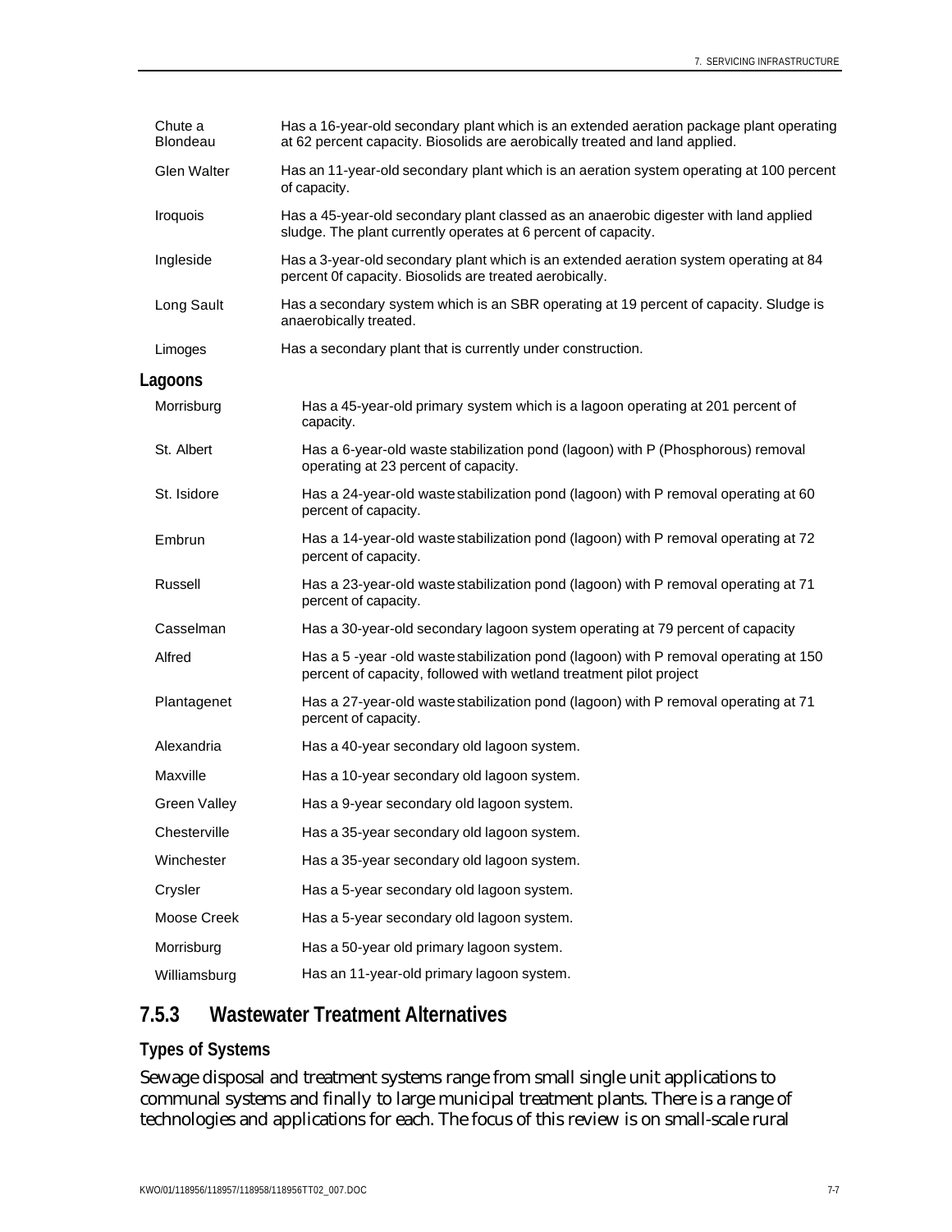| | |
|---|---|
| Chute a Blondeau | Has a 16-year-old secondary plant which is an extended aeration package plant operating at 62 percent capacity. Biosolids are aerobically treated and land applied. |
| Glen Walter | Has an 11-year-old secondary plant which is an aeration system operating at 100 percent of capacity. |
| Iroquois | Has a 45-year-old secondary plant classed as an anaerobic digester with land applied sludge. The plant currently operates at 6 percent of capacity. |
| Ingleside | Has a 3-year-old secondary plant which is an extended aeration system operating at 84 percent 0f capacity. Biosolids are treated aerobically. |
| Long Sault | Has a secondary system which is an SBR operating at 19 percent of capacity. Sludge is anaerobically treated. |
| Limoges | Has a secondary plant that is currently under construction. |

**Lagoons**

| | |
|---|---|
| Morrisburg | Has a 45-year-old primary system which is a lagoon operating at 201 percent of capacity. |
| St. Albert | Has a 6-year-old waste stabilization pond (lagoon) with P (Phosphorous) removal operating at 23 percent of capacity. |
| St. Isidore | Has a 24-year-old waste stabilization pond (lagoon) with P removal operating at 60 percent of capacity. |
| Embrun | Has a 14-year-old waste stabilization pond (lagoon) with P removal operating at 72 percent of capacity. |
| Russell | Has a 23-year-old waste stabilization pond (lagoon) with P removal operating at 71 percent of capacity. |
| Casselman | Has a 30-year-old secondary lagoon system operating at 79 percent of capacity |
| Alfred | Has a 5 -year -old waste stabilization pond (lagoon) with P removal operating at 150 percent of capacity, followed with wetland treatment pilot project |
| Plantagenet | Has a 27-year-old waste stabilization pond (lagoon) with P removal operating at 71 percent of capacity. |
| Alexandria | Has a 40-year secondary old lagoon system. |
| Maxville | Has a 10-year secondary old lagoon system. |
| Green Valley | Has a 9-year secondary old lagoon system. |
| Chesterville | Has a 35-year secondary old lagoon system. |
| Winchester | Has a 35-year secondary old lagoon system. |
| Crysler | Has a 5-year secondary old lagoon system. |
| Moose Creek | Has a 5-year secondary old lagoon system. |
| Morrisburg | Has a 50-year old primary lagoon system. |
| Williamsburg | Has an 11-year-old primary lagoon system. |

### 7.5.3 Wastewater Treatment Alternatives

#### Types of Systems

Sewage disposal and treatment systems range from small single unit applications to communal systems and finally to large municipal treatment plants. There is a range of technologies and applications for each. The focus of this review is on small-scale rural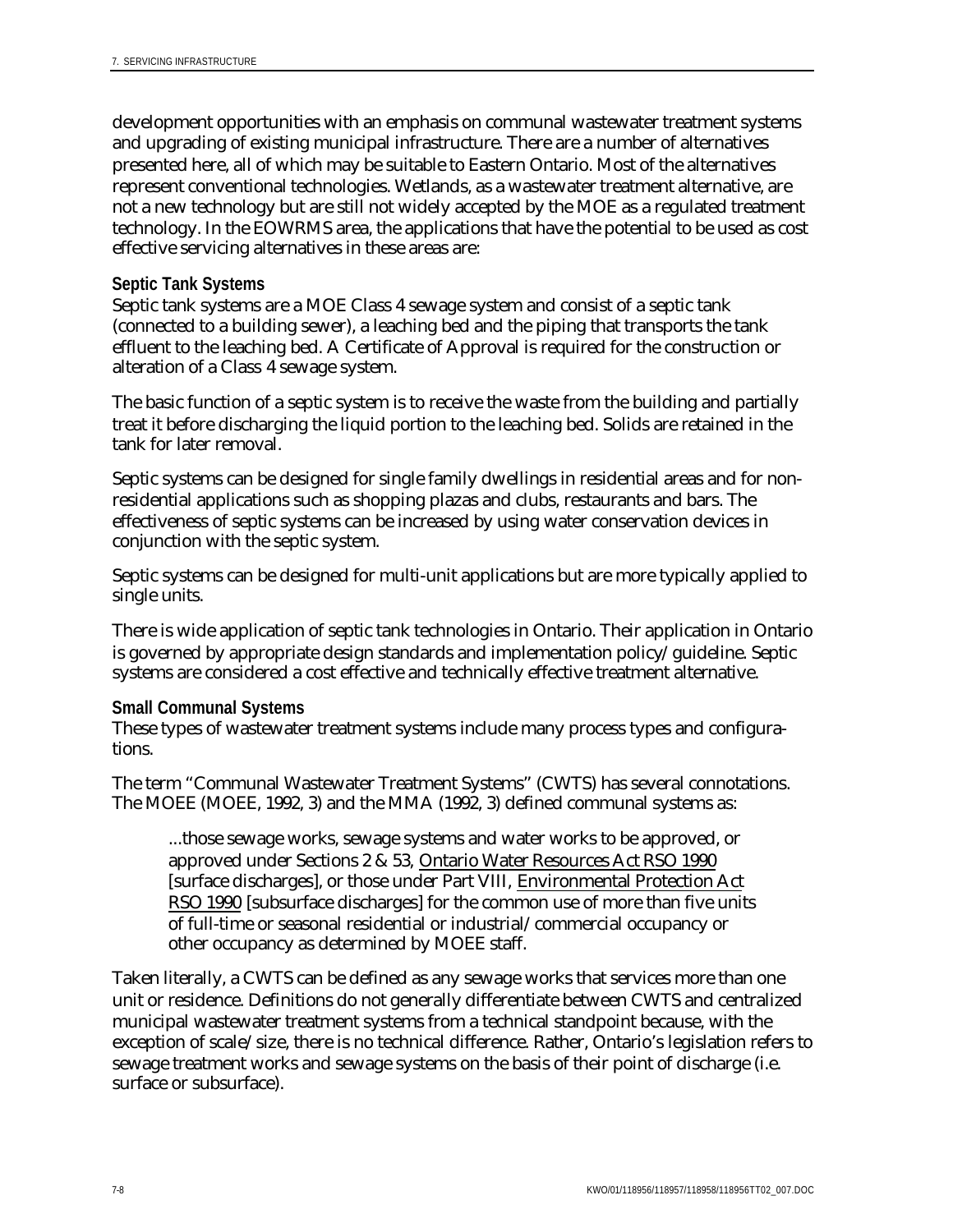development opportunities with an emphasis on communal wastewater treatment systems and upgrading of existing municipal infrastructure. There are a number of alternatives presented here, all of which may be suitable to Eastern Ontario. Most of the alternatives represent conventional technologies. Wetlands, as a wastewater treatment alternative, are not a new technology but are still not widely accepted by the MOE as a regulated treatment technology. In the EOWRMS area, the applications that have the potential to be used as cost effective servicing alternatives in these areas are:

**Septic Tank Systems**

Septic tank systems are a MOE Class 4 sewage system and consist of a septic tank (connected to a building sewer), a leaching bed and the piping that transports the tank effluent to the leaching bed. A Certificate of Approval is required for the construction or alteration of a Class 4 sewage system.

The basic function of a septic system is to receive the waste from the building and partially treat it before discharging the liquid portion to the leaching bed. Solids are retained in the tank for later removal.

Septic systems can be designed for single family dwellings in residential areas and for non-residential applications such as shopping plazas and clubs, restaurants and bars. The effectiveness of septic systems can be increased by using water conservation devices in conjunction with the septic system.

Septic systems can be designed for multi-unit applications but are more typically applied to single units.

There is wide application of septic tank technologies in Ontario. Their application in Ontario is governed by appropriate design standards and implementation policy/guideline. Septic systems are considered a cost effective and technically effective treatment alternative.

**Small Communal Systems**

These types of wastewater treatment systems include many process types and configurations.

The term "Communal Wastewater Treatment Systems" (CWTS) has several connotations. The MOEE (MOEE, 1992, 3) and the MMA (1992, 3) defined communal systems as:

> ...those sewage works, sewage systems and water works to be approved, or approved under Sections 2 & 53, Ontario Water Resources Act RSO 1990 [surface discharges], or those under Part VIII, Environmental Protection Act RSO 1990 [subsurface discharges] for the common use of more than five units of full-time or seasonal residential or industrial/commercial occupancy or other occupancy as determined by MOEE staff.

Taken literally, a CWTS can be defined as any sewage works that services more than one unit or residence. Definitions do not generally differentiate between CWTS and centralized municipal wastewater treatment systems from a technical standpoint because, with the exception of scale/size, there is no technical difference. Rather, Ontario's legislation refers to sewage treatment works and sewage systems on the basis of their point of discharge (i.e. surface or subsurface).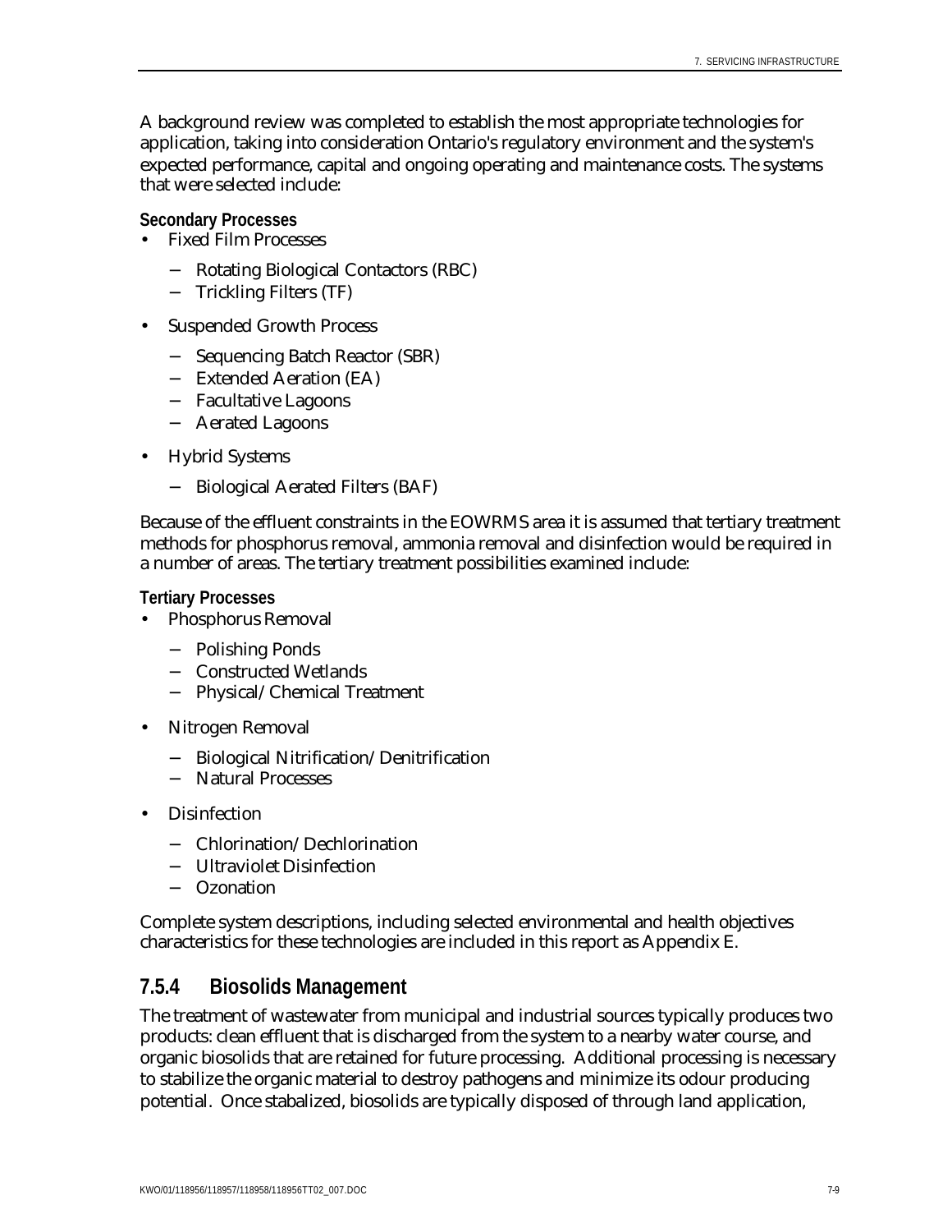A background review was completed to establish the most appropriate technologies for application, taking into consideration Ontario's regulatory environment and the system's expected performance, capital and ongoing operating and maintenance costs. The systems that were selected include:

**Secondary Processes**

- Fixed Film Processes
  - Rotating Biological Contactors (RBC)
  - Trickling Filters (TF)
- Suspended Growth Process
  - Sequencing Batch Reactor (SBR)
  - Extended Aeration (EA)
  - Facultative Lagoons
  - Aerated Lagoons
- Hybrid Systems
  - Biological Aerated Filters (BAF)

Because of the effluent constraints in the EOWRMS area it is assumed that tertiary treatment methods for phosphorus removal, ammonia removal and disinfection would be required in a number of areas. The tertiary treatment possibilities examined include:

**Tertiary Processes**

- Phosphorus Removal
  - Polishing Ponds
  - Constructed Wetlands
  - Physical/Chemical Treatment
- Nitrogen Removal
  - Biological Nitrification/Denitrification
  - Natural Processes
- Disinfection
  - Chlorination/Dechlorination
  - Ultraviolet Disinfection
  - Ozonation

Complete system descriptions, including selected environmental and health objectives characteristics for these technologies are included in this report as Appendix E.

### 7.5.4 Biosolids Management

The treatment of wastewater from municipal and industrial sources typically produces two products: clean effluent that is discharged from the system to a nearby water course, and organic biosolids that are retained for future processing. Additional processing is necessary to stabilize the organic material to destroy pathogens and minimize its odour producing potential. Once stabalized, biosolids are typically disposed of through land application,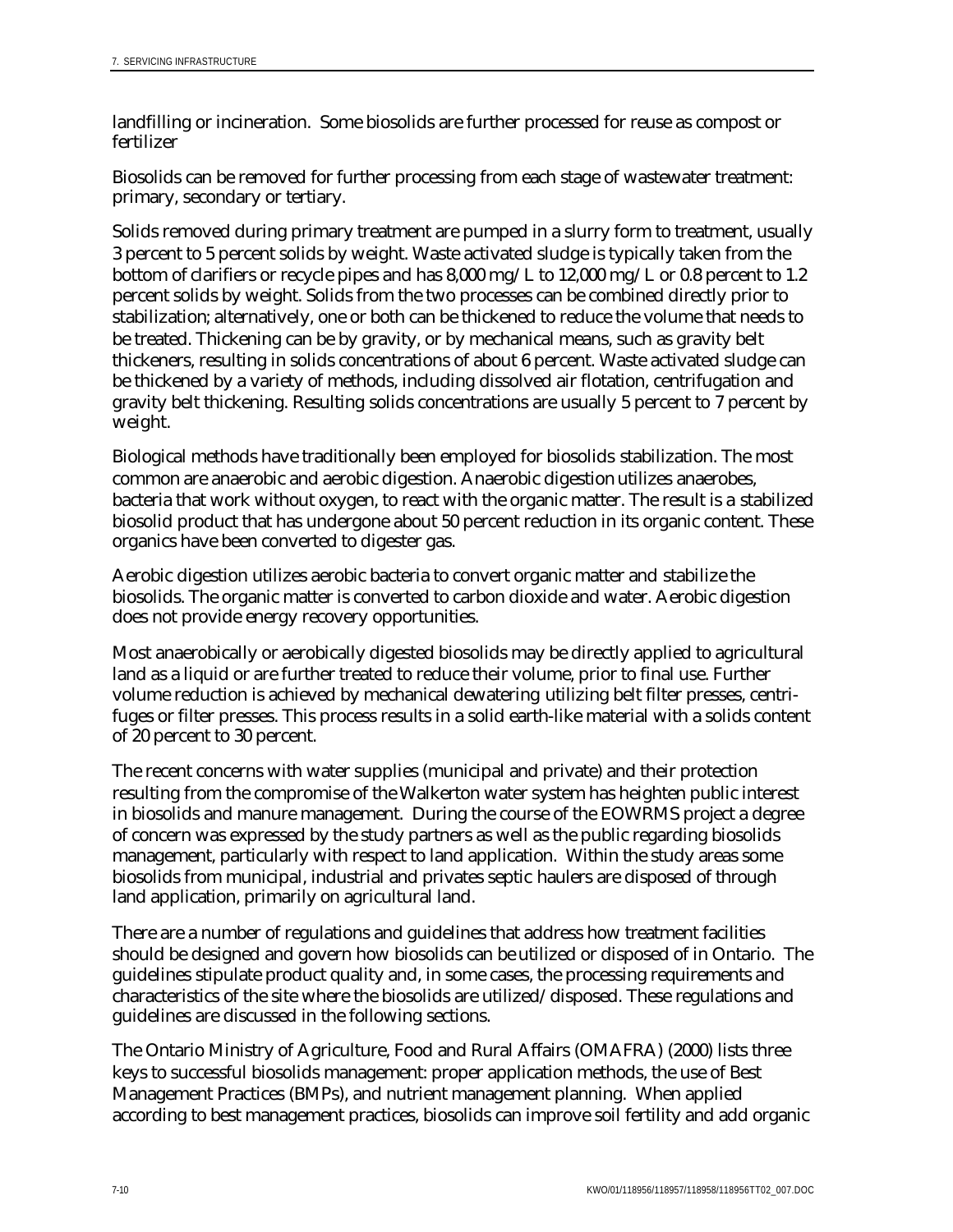landfilling or incineration. Some biosolids are further processed for reuse as compost or fertilizer

Biosolids can be removed for further processing from each stage of wastewater treatment: primary, secondary or tertiary.

Solids removed during primary treatment are pumped in a slurry form to treatment, usually 3 percent to 5 percent solids by weight. Waste activated sludge is typically taken from the bottom of clarifiers or recycle pipes and has 8,000 mg/L to 12,000 mg/L or 0.8 percent to 1.2 percent solids by weight. Solids from the two processes can be combined directly prior to stabilization; alternatively, one or both can be thickened to reduce the volume that needs to be treated. Thickening can be by gravity, or by mechanical means, such as gravity belt thickeners, resulting in solids concentrations of about 6 percent. Waste activated sludge can be thickened by a variety of methods, including dissolved air flotation, centrifugation and gravity belt thickening. Resulting solids concentrations are usually 5 percent to 7 percent by weight.

Biological methods have traditionally been employed for biosolids stabilization. The most common are anaerobic and aerobic digestion. Anaerobic digestion utilizes anaerobes, bacteria that work without oxygen, to react with the organic matter. The result is a stabilized biosolid product that has undergone about 50 percent reduction in its organic content. These organics have been converted to digester gas.

Aerobic digestion utilizes aerobic bacteria to convert organic matter and stabilize the biosolids. The organic matter is converted to carbon dioxide and water. Aerobic digestion does not provide energy recovery opportunities.

Most anaerobically or aerobically digested biosolids may be directly applied to agricultural land as a liquid or are further treated to reduce their volume, prior to final use. Further volume reduction is achieved by mechanical dewatering utilizing belt filter presses, centrifuges or filter presses. This process results in a solid earth-like material with a solids content of 20 percent to 30 percent.

The recent concerns with water supplies (municipal and private) and their protection resulting from the compromise of the Walkerton water system has heighten public interest in biosolids and manure management. During the course of the EOWRMS project a degree of concern was expressed by the study partners as well as the public regarding biosolids management, particularly with respect to land application. Within the study areas some biosolids from municipal, industrial and privates septic haulers are disposed of through land application, primarily on agricultural land.

There are a number of regulations and guidelines that address how treatment facilities should be designed and govern how biosolids can be utilized or disposed of in Ontario. The guidelines stipulate product quality and, in some cases, the processing requirements and characteristics of the site where the biosolids are utilized/disposed. These regulations and guidelines are discussed in the following sections.

The Ontario Ministry of Agriculture, Food and Rural Affairs (OMAFRA) (2000) lists three keys to successful biosolids management: proper application methods, the use of Best Management Practices (BMPs), and nutrient management planning. When applied according to best management practices, biosolids can improve soil fertility and add organic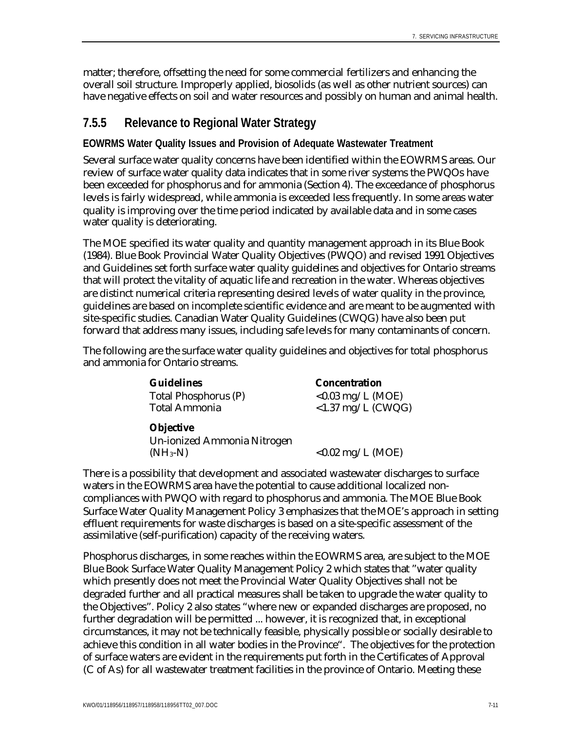matter; therefore, offsetting the need for some commercial fertilizers and enhancing the overall soil structure. Improperly applied, biosolids (as well as other nutrient sources) can have negative effects on soil and water resources and possibly on human and animal health.

### 7.5.5 Relevance to Regional Water Strategy

**EOWRMS Water Quality Issues and Provision of Adequate Wastewater Treatment**

Several surface water quality concerns have been identified within the EOWRMS areas. Our review of surface water quality data indicates that in some river systems the PWQOs have been exceeded for phosphorus and for ammonia (Section 4). The exceedance of phosphorus levels is fairly widespread, while ammonia is exceeded less frequently. In some areas water quality is improving over the time period indicated by available data and in some cases water quality is deteriorating.

The MOE specified its water quality and quantity management approach in its Blue Book (1984). Blue Book Provincial Water Quality Objectives (PWQO) and revised 1991 Objectives and Guidelines set forth surface water quality guidelines and objectives for Ontario streams that will protect the vitality of aquatic life and recreation in the water. Whereas objectives are distinct numerical criteria representing desired levels of water quality in the province, guidelines are based on incomplete scientific evidence and are meant to be augmented with site-specific studies. Canadian Water Quality Guidelines (CWQG) have also been put forward that address many issues, including safe levels for many contaminants of concern.

The following are the surface water quality guidelines and objectives for total phosphorus and ammonia for Ontario streams.

| **Guidelines** | **Concentration** |
|---|---|
| Total Phosphorus (P) | <0.03 mg/L (MOE) |
| Total Ammonia | <1.37 mg/L (CWQG) |
| **Objective** | |
| Un-ionized Ammonia Nitrogen ($NH_3$-N) | <0.02 mg/L (MOE) |

There is a possibility that development and associated wastewater discharges to surface waters in the EOWRMS area have the potential to cause additional localized non-compliances with PWQO with regard to phosphorus and ammonia. The MOE Blue Book Surface Water Quality Management Policy 3 emphasizes that the MOE's approach in setting effluent requirements for waste discharges is based on a site-specific assessment of the assimilative (self-purification) capacity of the receiving waters.

Phosphorus discharges, in some reaches within the EOWRMS area, are subject to the MOE Blue Book Surface Water Quality Management Policy 2 which states that "water quality which presently does not meet the Provincial Water Quality Objectives shall not be degraded further and all practical measures shall be taken to upgrade the water quality to the Objectives". Policy 2 also states "where new or expanded discharges are proposed, no further degradation will be permitted ... however, it is recognized that, in exceptional circumstances, it may not be technically feasible, physically possible or socially desirable to achieve this condition in all water bodies in the Province". The objectives for the protection of surface waters are evident in the requirements put forth in the Certificates of Approval (C of As) for all wastewater treatment facilities in the province of Ontario. Meeting these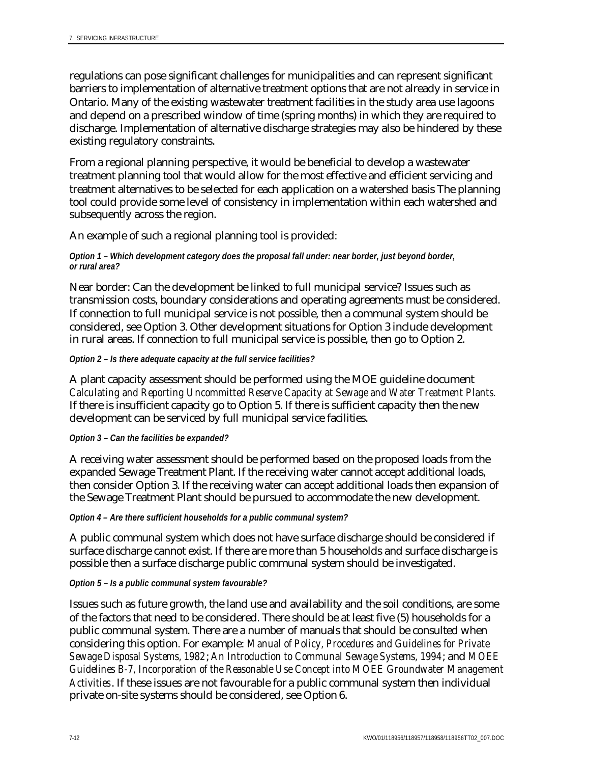regulations can pose significant challenges for municipalities and can represent significant barriers to implementation of alternative treatment options that are not already in service in Ontario. Many of the existing wastewater treatment facilities in the study area use lagoons and depend on a prescribed window of time (spring months) in which they are required to discharge. Implementation of alternative discharge strategies may also be hindered by these existing regulatory constraints.

From a regional planning perspective, it would be beneficial to develop a wastewater treatment planning tool that would allow for the most effective and efficient servicing and treatment alternatives to be selected for each application on a watershed basis The planning tool could provide some level of consistency in implementation within each watershed and subsequently across the region.

An example of such a regional planning tool is provided:

***Option 1 – Which development category does the proposal fall under: near border, just beyond border, or rural area?***

Near border: Can the development be linked to full municipal service? Issues such as transmission costs, boundary considerations and operating agreements must be considered. If connection to full municipal service is not possible, then a communal system should be considered, see Option 3. Other development situations for Option 3 include development in rural areas. If connection to full municipal service is possible, then go to Option 2.

***Option 2 – Is there adequate capacity at the full service facilities?***

A plant capacity assessment should be performed using the MOE guideline document *Calculating and Reporting Uncommitted Reserve Capacity at Sewage and Water Treatment Plants*. If there is insufficient capacity go to Option 5. If there is sufficient capacity then the new development can be serviced by full municipal service facilities.

***Option 3 – Can the facilities be expanded?***

A receiving water assessment should be performed based on the proposed loads from the expanded Sewage Treatment Plant. If the receiving water cannot accept additional loads, then consider Option 3. If the receiving water can accept additional loads then expansion of the Sewage Treatment Plant should be pursued to accommodate the new development.

***Option 4 – Are there sufficient households for a public communal system?***

A public communal system which does not have surface discharge should be considered if surface discharge cannot exist. If there are more than 5 households and surface discharge is possible then a surface discharge public communal system should be investigated.

***Option 5 – Is a public communal system favourable?***

Issues such as future growth, the land use and availability and the soil conditions, are some of the factors that need to be considered. There should be at least five (5) households for a public communal system. There are a number of manuals that should be consulted when considering this option. For example: *Manual of Policy, Procedures and Guidelines for Private Sewage Disposal Systems, 1982*; *An Introduction to Communal Sewage Systems, 1994*; and *MOEE Guidelines B-7, Incorporation of the Reasonable Use Concept into MOEE Groundwater Management Activities*. If these issues are not favourable for a public communal system then individual private on-site systems should be considered, see Option 6.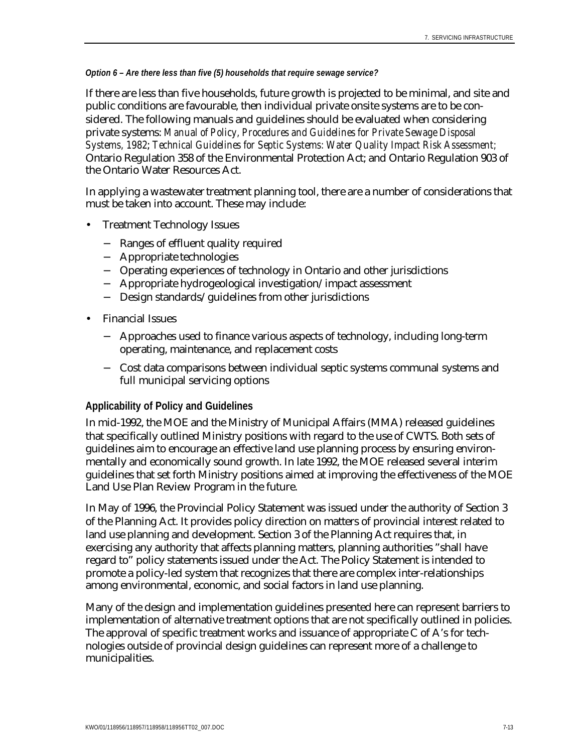*Option 6 – Are there less than five (5) households that require sewage service?*

If there are less than five households, future growth is projected to be minimal, and site and public conditions are favourable, then individual private onsite systems are to be considered. The following manuals and guidelines should be evaluated when considering private systems: *Manual of Policy, Procedures and Guidelines for Private Sewage Disposal Systems, 1982*; *Technical Guidelines for Septic Systems: Water Quality Impact Risk Assessment;* Ontario Regulation 358 of the Environmental Protection Act; and Ontario Regulation 903 of the Ontario Water Resources Act.

In applying a wastewater treatment planning tool, there are a number of considerations that must be taken into account. These may include:

- Treatment Technology Issues
  - Ranges of effluent quality required
  - Appropriate technologies
  - Operating experiences of technology in Ontario and other jurisdictions
  - Appropriate hydrogeological investigation/impact assessment
  - Design standards/guidelines from other jurisdictions
- Financial Issues
  - Approaches used to finance various aspects of technology, including long-term operating, maintenance, and replacement costs
  - Cost data comparisons between individual septic systems communal systems and full municipal servicing options

**Applicability of Policy and Guidelines**

In mid-1992, the MOE and the Ministry of Municipal Affairs (MMA) released guidelines that specifically outlined Ministry positions with regard to the use of CWTS. Both sets of guidelines aim to encourage an effective land use planning process by ensuring environmentally and economically sound growth. In late 1992, the MOE released several interim guidelines that set forth Ministry positions aimed at improving the effectiveness of the MOE Land Use Plan Review Program in the future.

In May of 1996, the Provincial Policy Statement was issued under the authority of Section 3 of the Planning Act. It provides policy direction on matters of provincial interest related to land use planning and development. Section 3 of the Planning Act requires that, in exercising any authority that affects planning matters, planning authorities "shall have regard to" policy statements issued under the Act. The Policy Statement is intended to promote a policy-led system that recognizes that there are complex inter-relationships among environmental, economic, and social factors in land use planning.

Many of the design and implementation guidelines presented here can represent barriers to implementation of alternative treatment options that are not specifically outlined in policies. The approval of specific treatment works and issuance of appropriate C of A's for technologies outside of provincial design guidelines can represent more of a challenge to municipalities.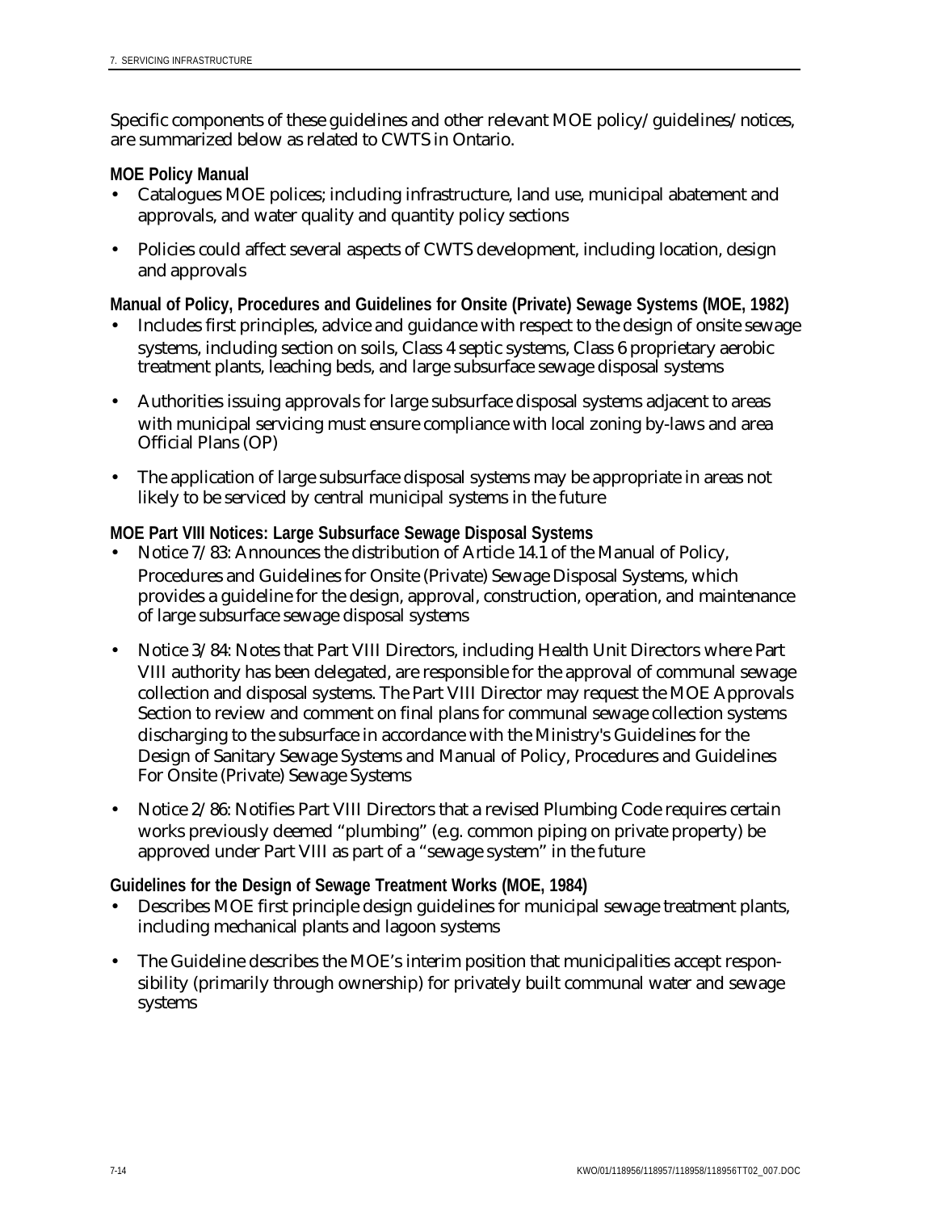Specific components of these guidelines and other relevant MOE policy/guidelines/notices, are summarized below as related to CWTS in Ontario.

**MOE Policy Manual**

- Catalogues MOE polices; including infrastructure, land use, municipal abatement and approvals, and water quality and quantity policy sections
- Policies could affect several aspects of CWTS development, including location, design and approvals

**Manual of Policy, Procedures and Guidelines for Onsite (Private) Sewage Systems (MOE, 1982)**

- Includes first principles, advice and guidance with respect to the design of onsite sewage systems, including section on soils, Class 4 septic systems, Class 6 proprietary aerobic treatment plants, leaching beds, and large subsurface sewage disposal systems
- Authorities issuing approvals for large subsurface disposal systems adjacent to areas with municipal servicing must ensure compliance with local zoning by-laws and area Official Plans (OP)
- The application of large subsurface disposal systems may be appropriate in areas not likely to be serviced by central municipal systems in the future

**MOE Part VIII Notices: Large Subsurface Sewage Disposal Systems**

- Notice 7/83: Announces the distribution of Article 14.1 of the Manual of Policy, Procedures and Guidelines for Onsite (Private) Sewage Disposal Systems, which provides a guideline for the design, approval, construction, operation, and maintenance of large subsurface sewage disposal systems
- Notice 3/84: Notes that Part VIII Directors, including Health Unit Directors where Part VIII authority has been delegated, are responsible for the approval of communal sewage collection and disposal systems. The Part VIII Director may request the MOE Approvals Section to review and comment on final plans for communal sewage collection systems discharging to the subsurface in accordance with the Ministry's Guidelines for the Design of Sanitary Sewage Systems and Manual of Policy, Procedures and Guidelines For Onsite (Private) Sewage Systems
- Notice 2/86: Notifies Part VIII Directors that a revised Plumbing Code requires certain works previously deemed "plumbing" (e.g. common piping on private property) be approved under Part VIII as part of a "sewage system" in the future

**Guidelines for the Design of Sewage Treatment Works (MOE, 1984)**

- Describes MOE first principle design guidelines for municipal sewage treatment plants, including mechanical plants and lagoon systems
- The Guideline describes the MOE's interim position that municipalities accept responsibility (primarily through ownership) for privately built communal water and sewage systems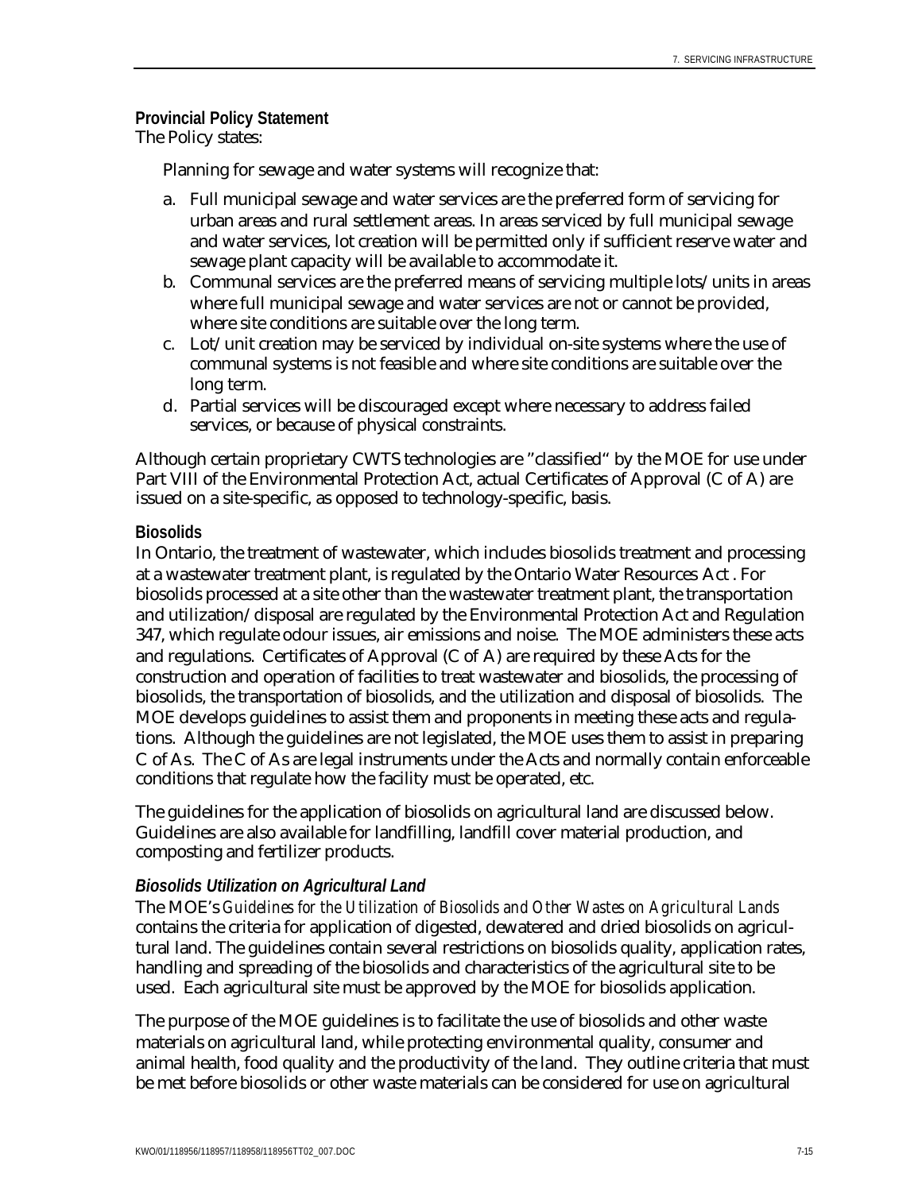**Provincial Policy Statement**

The Policy states:

> Planning for sewage and water systems will recognize that:
>
> a. Full municipal sewage and water services are the preferred form of servicing for urban areas and rural settlement areas. In areas serviced by full municipal sewage and water services, lot creation will be permitted only if sufficient reserve water and sewage plant capacity will be available to accommodate it.
> b. Communal services are the preferred means of servicing multiple lots/units in areas where full municipal sewage and water services are not or cannot be provided, where site conditions are suitable over the long term.
> c. Lot/unit creation may be serviced by individual on-site systems where the use of communal systems is not feasible and where site conditions are suitable over the long term.
> d. Partial services will be discouraged except where necessary to address failed services, or because of physical constraints.

Although certain proprietary CWTS technologies are "classified" by the MOE for use under Part VIII of the Environmental Protection Act, actual Certificates of Approval (C of A) are issued on a site-specific, as opposed to technology-specific, basis.

**Biosolids**

In Ontario, the treatment of wastewater, which includes biosolids treatment and processing at a wastewater treatment plant, is regulated by the Ontario Water Resources Act . For biosolids processed at a site other than the wastewater treatment plant, the transportation and utilization/disposal are regulated by the Environmental Protection Act and Regulation 347, which regulate odour issues, air emissions and noise. The MOE administers these acts and regulations. Certificates of Approval (C of A) are required by these Acts for the construction and operation of facilities to treat wastewater and biosolids, the processing of biosolids, the transportation of biosolids, and the utilization and disposal of biosolids. The MOE develops guidelines to assist them and proponents in meeting these acts and regulations. Although the guidelines are not legislated, the MOE uses them to assist in preparing C of As. The C of As are legal instruments under the Acts and normally contain enforceable conditions that regulate how the facility must be operated, etc.

The guidelines for the application of biosolids on agricultural land are discussed below. Guidelines are also available for landfilling, landfill cover material production, and composting and fertilizer products.

***Biosolids Utilization on Agricultural Land***

The MOE's *Guidelines for the Utilization of Biosolids and Other Wastes on Agricultural Lands* contains the criteria for application of digested, dewatered and dried biosolids on agricultural land. The guidelines contain several restrictions on biosolids quality, application rates, handling and spreading of the biosolids and characteristics of the agricultural site to be used. Each agricultural site must be approved by the MOE for biosolids application.

The purpose of the MOE guidelines is to facilitate the use of biosolids and other waste materials on agricultural land, while protecting environmental quality, consumer and animal health, food quality and the productivity of the land. They outline criteria that must be met before biosolids or other waste materials can be considered for use on agricultural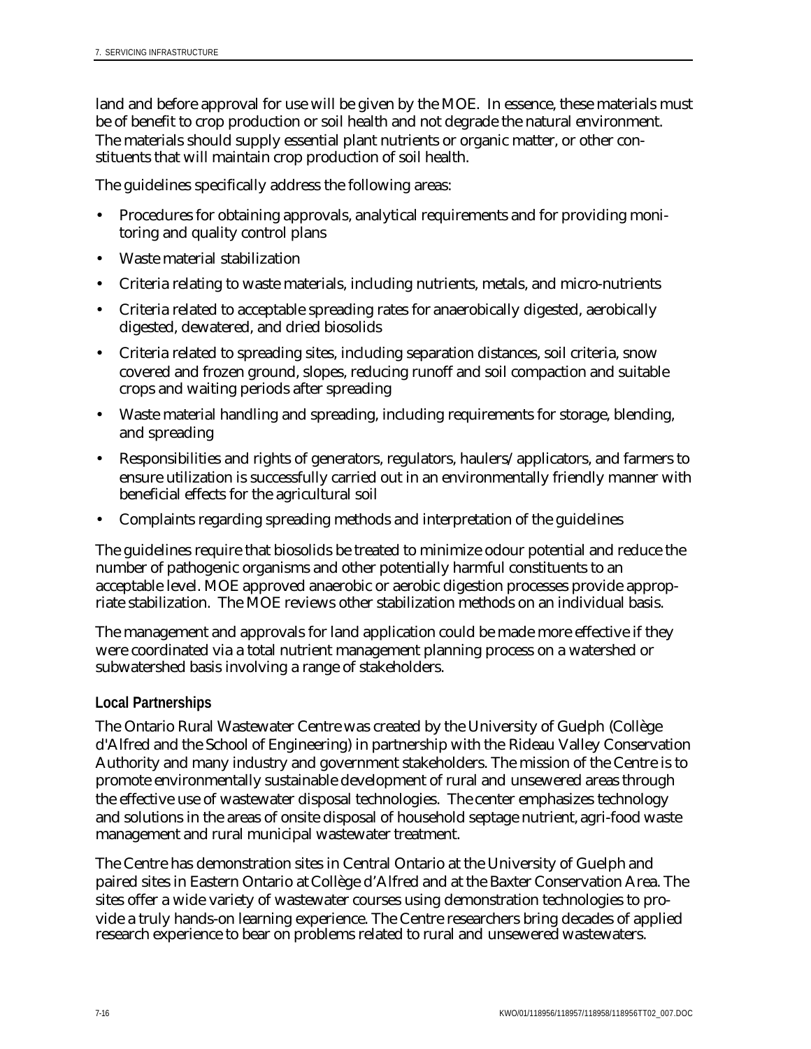land and before approval for use will be given by the MOE. In essence, these materials must be of benefit to crop production or soil health and not degrade the natural environment. The materials should supply essential plant nutrients or organic matter, or other constituents that will maintain crop production of soil health.

The guidelines specifically address the following areas:

- Procedures for obtaining approvals, analytical requirements and for providing monitoring and quality control plans
- Waste material stabilization
- Criteria relating to waste materials, including nutrients, metals, and micro-nutrients
- Criteria related to acceptable spreading rates for anaerobically digested, aerobically digested, dewatered, and dried biosolids
- Criteria related to spreading sites, including separation distances, soil criteria, snow covered and frozen ground, slopes, reducing runoff and soil compaction and suitable crops and waiting periods after spreading
- Waste material handling and spreading, including requirements for storage, blending, and spreading
- Responsibilities and rights of generators, regulators, haulers/applicators, and farmers to ensure utilization is successfully carried out in an environmentally friendly manner with beneficial effects for the agricultural soil
- Complaints regarding spreading methods and interpretation of the guidelines

The guidelines require that biosolids be treated to minimize odour potential and reduce the number of pathogenic organisms and other potentially harmful constituents to an acceptable level. MOE approved anaerobic or aerobic digestion processes provide appropriate stabilization. The MOE reviews other stabilization methods on an individual basis.

The management and approvals for land application could be made more effective if they were coordinated via a total nutrient management planning process on a watershed or subwatershed basis involving a range of stakeholders.

**Local Partnerships**

The Ontario Rural Wastewater Centre was created by the University of Guelph (Collège d'Alfred and the School of Engineering) in partnership with the Rideau Valley Conservation Authority and many industry and government stakeholders. The mission of the Centre is to promote environmentally sustainable development of rural and unsewered areas through the effective use of wastewater disposal technologies. The center emphasizes technology and solutions in the areas of onsite disposal of household septage nutrient, agri-food waste management and rural municipal wastewater treatment.

The Centre has demonstration sites in Central Ontario at the University of Guelph and paired sites in Eastern Ontario at Collège d'Alfred and at the Baxter Conservation Area. The sites offer a wide variety of wastewater courses using demonstration technologies to provide a truly hands-on learning experience. The Centre researchers bring decades of applied research experience to bear on problems related to rural and unsewered wastewaters.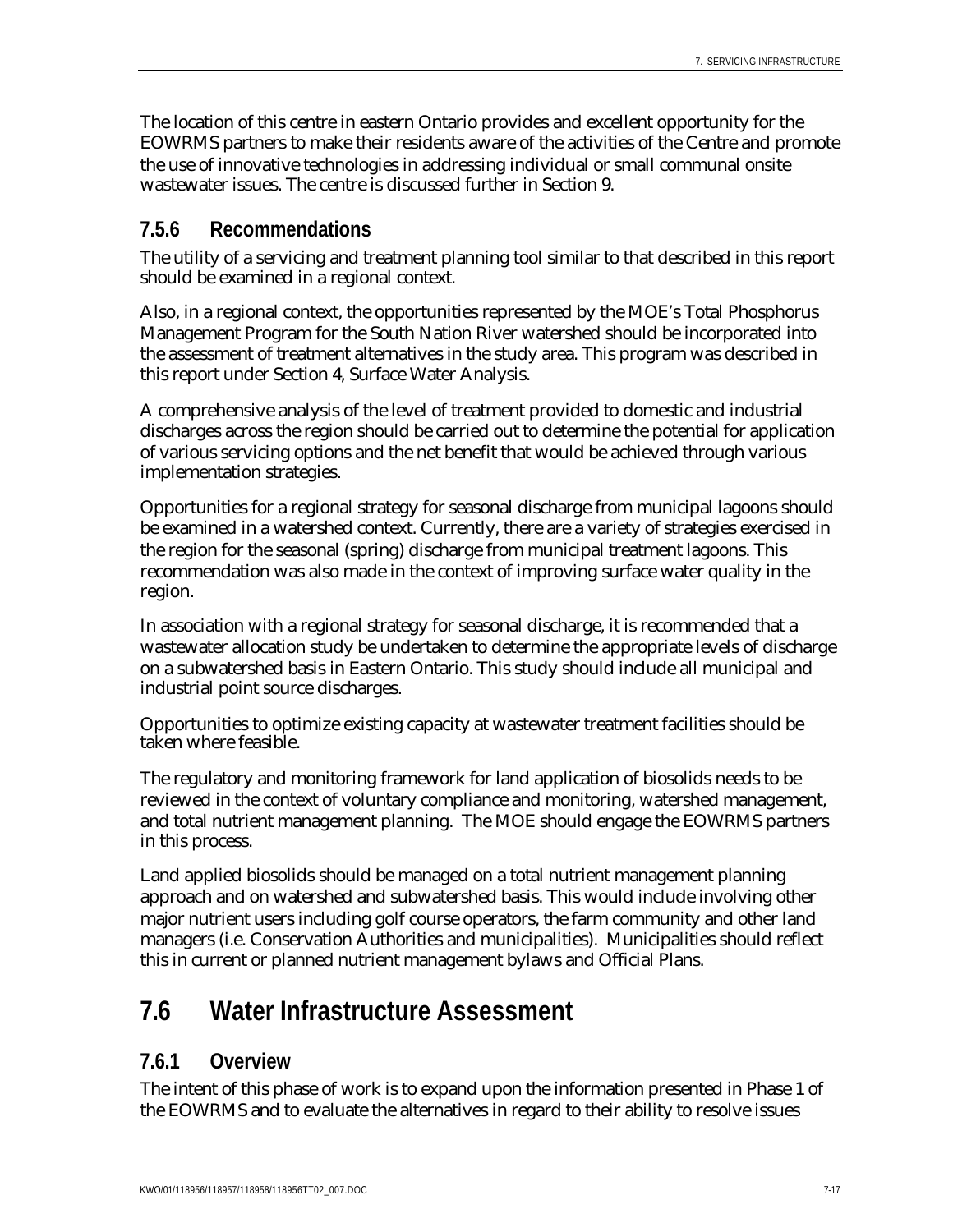The location of this centre in eastern Ontario provides and excellent opportunity for the EOWRMS partners to make their residents aware of the activities of the Centre and promote the use of innovative technologies in addressing individual or small communal onsite wastewater issues. The centre is discussed further in Section 9.

### 7.5.6 Recommendations

The utility of a servicing and treatment planning tool similar to that described in this report should be examined in a regional context.

Also, in a regional context, the opportunities represented by the MOE's Total Phosphorus Management Program for the South Nation River watershed should be incorporated into the assessment of treatment alternatives in the study area. This program was described in this report under Section 4, Surface Water Analysis.

A comprehensive analysis of the level of treatment provided to domestic and industrial discharges across the region should be carried out to determine the potential for application of various servicing options and the net benefit that would be achieved through various implementation strategies.

Opportunities for a regional strategy for seasonal discharge from municipal lagoons should be examined in a watershed context. Currently, there are a variety of strategies exercised in the region for the seasonal (spring) discharge from municipal treatment lagoons. This recommendation was also made in the context of improving surface water quality in the region.

In association with a regional strategy for seasonal discharge, it is recommended that a wastewater allocation study be undertaken to determine the appropriate levels of discharge on a subwatershed basis in Eastern Ontario. This study should include all municipal and industrial point source discharges.

Opportunities to optimize existing capacity at wastewater treatment facilities should be taken where feasible.

The regulatory and monitoring framework for land application of biosolids needs to be reviewed in the context of voluntary compliance and monitoring, watershed management, and total nutrient management planning. The MOE should engage the EOWRMS partners in this process.

Land applied biosolids should be managed on a total nutrient management planning approach and on watershed and subwatershed basis. This would include involving other major nutrient users including golf course operators, the farm community and other land managers (i.e. Conservation Authorities and municipalities). Municipalities should reflect this in current or planned nutrient management bylaws and Official Plans.

## 7.6 Water Infrastructure Assessment

### 7.6.1 Overview

The intent of this phase of work is to expand upon the information presented in Phase 1 of the EOWRMS and to evaluate the alternatives in regard to their ability to resolve issues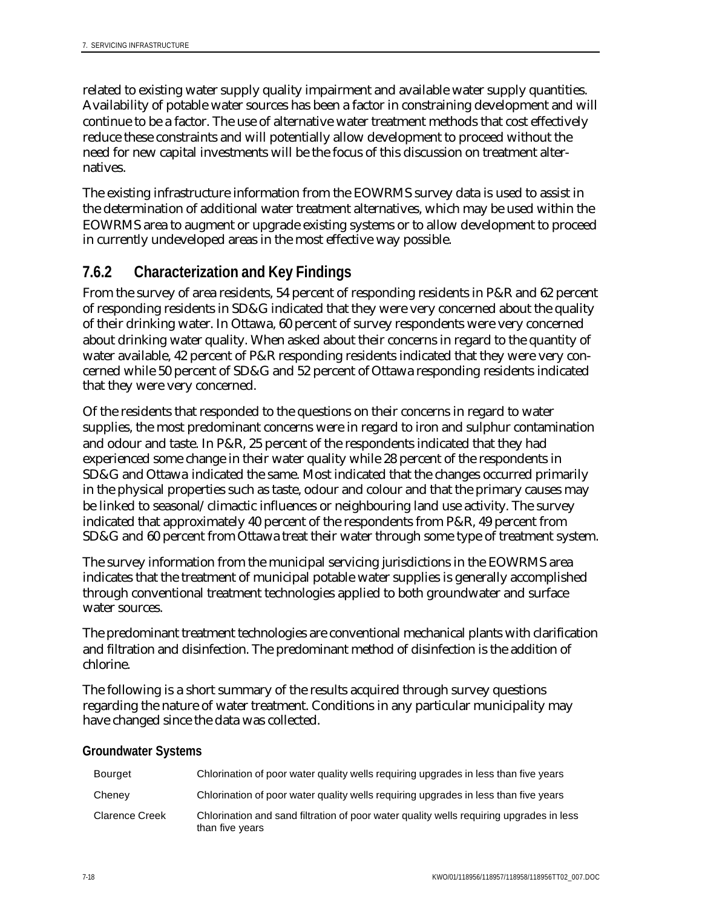related to existing water supply quality impairment and available water supply quantities. Availability of potable water sources has been a factor in constraining development and will continue to be a factor. The use of alternative water treatment methods that cost effectively reduce these constraints and will potentially allow development to proceed without the need for new capital investments will be the focus of this discussion on treatment alternatives.

The existing infrastructure information from the EOWRMS survey data is used to assist in the determination of additional water treatment alternatives, which may be used within the EOWRMS area to augment or upgrade existing systems or to allow development to proceed in currently undeveloped areas in the most effective way possible.

### 7.6.2 Characterization and Key Findings

From the survey of area residents, 54 percent of responding residents in P&R and 62 percent of responding residents in SD&G indicated that they were very concerned about the quality of their drinking water. In Ottawa, 60 percent of survey respondents were very concerned about drinking water quality. When asked about their concerns in regard to the quantity of water available, 42 percent of P&R responding residents indicated that they were very concerned while 50 percent of SD&G and 52 percent of Ottawa responding residents indicated that they were very concerned.

Of the residents that responded to the questions on their concerns in regard to water supplies, the most predominant concerns were in regard to iron and sulphur contamination and odour and taste. In P&R, 25 percent of the respondents indicated that they had experienced some change in their water quality while 28 percent of the respondents in SD&G and Ottawa indicated the same. Most indicated that the changes occurred primarily in the physical properties such as taste, odour and colour and that the primary causes may be linked to seasonal/climactic influences or neighbouring land use activity. The survey indicated that approximately 40 percent of the respondents from P&R, 49 percent from SD&G and 60 percent from Ottawa treat their water through some type of treatment system.

The survey information from the municipal servicing jurisdictions in the EOWRMS area indicates that the treatment of municipal potable water supplies is generally accomplished through conventional treatment technologies applied to both groundwater and surface water sources.

The predominant treatment technologies are conventional mechanical plants with clarification and filtration and disinfection. The predominant method of disinfection is the addition of chlorine.

The following is a short summary of the results acquired through survey questions regarding the nature of water treatment. Conditions in any particular municipality may have changed since the data was collected.

#### Groundwater Systems

| | |
|---|---|
| Bourget | Chlorination of poor water quality wells requiring upgrades in less than five years |
| Cheney | Chlorination of poor water quality wells requiring upgrades in less than five years |
| Clarence Creek | Chlorination and sand filtration of poor water quality wells requiring upgrades in less than five years |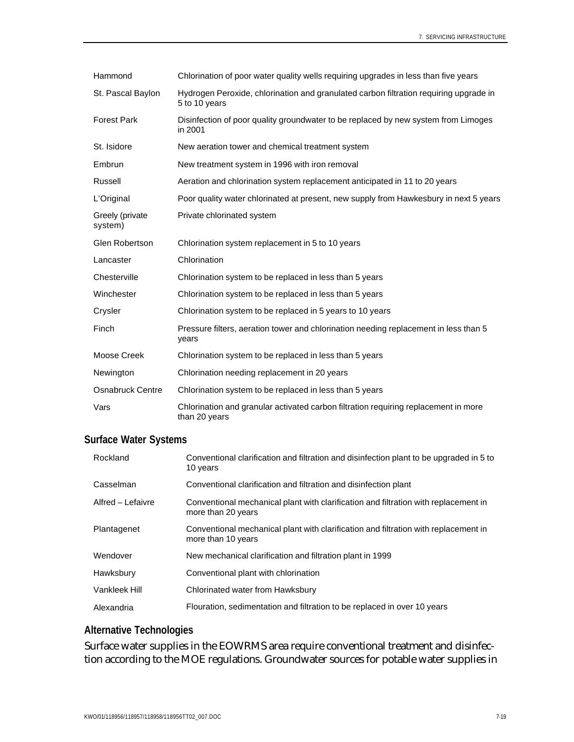| | |
|---|---|
| Hammond | Chlorination of poor water quality wells requiring upgrades in less than five years |
| St. Pascal Baylon | Hydrogen Peroxide, chlorination and granulated carbon filtration requiring upgrade in 5 to 10 years |
| Forest Park | Disinfection of poor quality groundwater to be replaced by new system from Limoges in 2001 |
| St. Isidore | New aeration tower and chemical treatment system |
| Embrun | New treatment system in 1996 with iron removal |
| Russell | Aeration and chlorination system replacement anticipated in 11 to 20 years |
| L'Original | Poor quality water chlorinated at present, new supply from Hawkesbury in next 5 years |
| Greely (private system) | Private chlorinated system |
| Glen Robertson | Chlorination system replacement in 5 to 10 years |
| Lancaster | Chlorination |
| Chesterville | Chlorination system to be replaced in less than 5 years |
| Winchester | Chlorination system to be replaced in less than 5 years |
| Crysler | Chlorination system to be replaced in 5 years to 10 years |
| Finch | Pressure filters, aeration tower and chlorination needing replacement in less than 5 years |
| Moose Creek | Chlorination system to be replaced in less than 5 years |
| Newington | Chlorination needing replacement in 20 years |
| Osnabruck Centre | Chlorination system to be replaced in less than 5 years |
| Vars | Chlorination and granular activated carbon filtration requiring replacement in more than 20 years |

### Surface Water Systems

| | |
|---|---|
| Rockland | Conventional clarification and filtration and disinfection plant to be upgraded in 5 to 10 years |
| Casselman | Conventional clarification and filtration and disinfection plant |
| Alfred – Lefaivre | Conventional mechanical plant with clarification and filtration with replacement in more than 20 years |
| Plantagenet | Conventional mechanical plant with clarification and filtration with replacement in more than 10 years |
| Wendover | New mechanical clarification and filtration plant in 1999 |
| Hawksbury | Conventional plant with chlorination |
| Vankleek Hill | Chlorinated water from Hawksbury |
| Alexandria | Flouration, sedimentation and filtration to be replaced in over 10 years |

### Alternative Technologies

Surface water supplies in the EOWRMS area require conventional treatment and disinfection according to the MOE regulations. Groundwater sources for potable water supplies in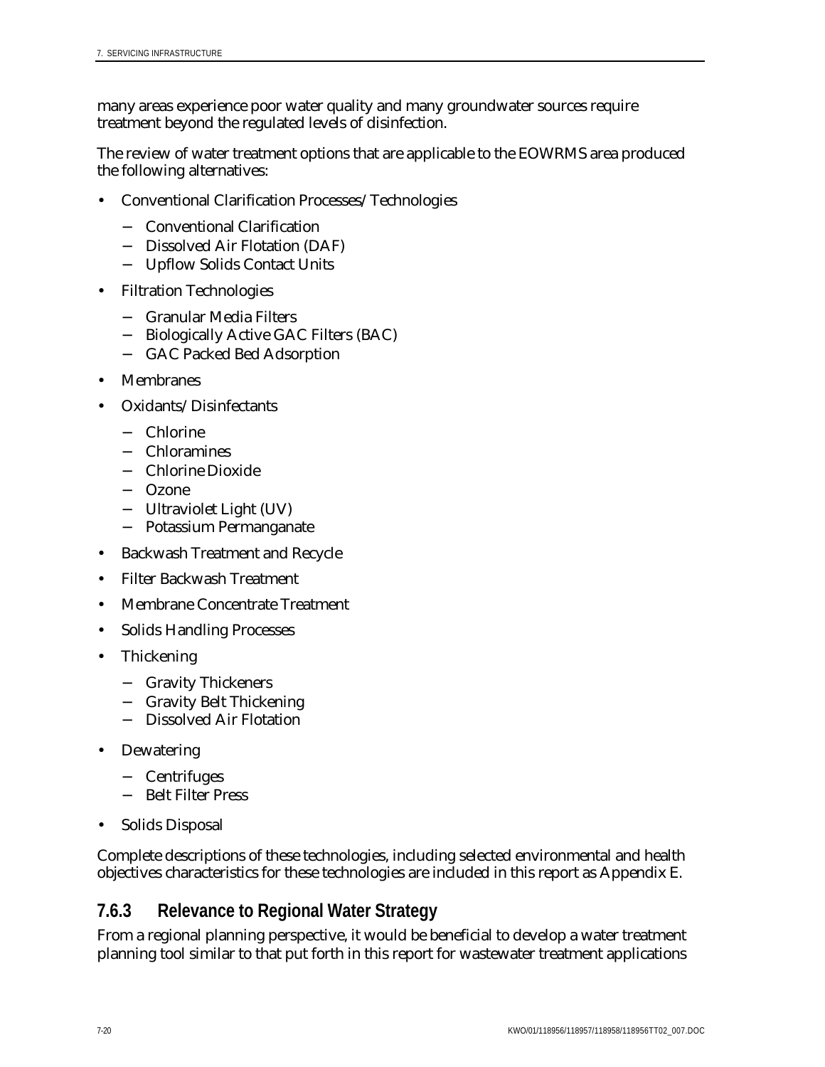many areas experience poor water quality and many groundwater sources require treatment beyond the regulated levels of disinfection.

The review of water treatment options that are applicable to the EOWRMS area produced the following alternatives:

- Conventional Clarification Processes/Technologies
  - Conventional Clarification
  - Dissolved Air Flotation (DAF)
  - Upflow Solids Contact Units
- Filtration Technologies
  - Granular Media Filters
  - Biologically Active GAC Filters (BAC)
  - GAC Packed Bed Adsorption
- Membranes
- Oxidants/Disinfectants
  - Chlorine
  - Chloramines
  - Chlorine Dioxide
  - Ozone
  - Ultraviolet Light (UV)
  - Potassium Permanganate
- Backwash Treatment and Recycle
- Filter Backwash Treatment
- Membrane Concentrate Treatment
- Solids Handling Processes
- Thickening
  - Gravity Thickeners
  - Gravity Belt Thickening
  - Dissolved Air Flotation
- Dewatering
  - Centrifuges
  - Belt Filter Press
- Solids Disposal

Complete descriptions of these technologies, including selected environmental and health objectives characteristics for these technologies are included in this report as Appendix E.

### 7.6.3 Relevance to Regional Water Strategy

From a regional planning perspective, it would be beneficial to develop a water treatment planning tool similar to that put forth in this report for wastewater treatment applications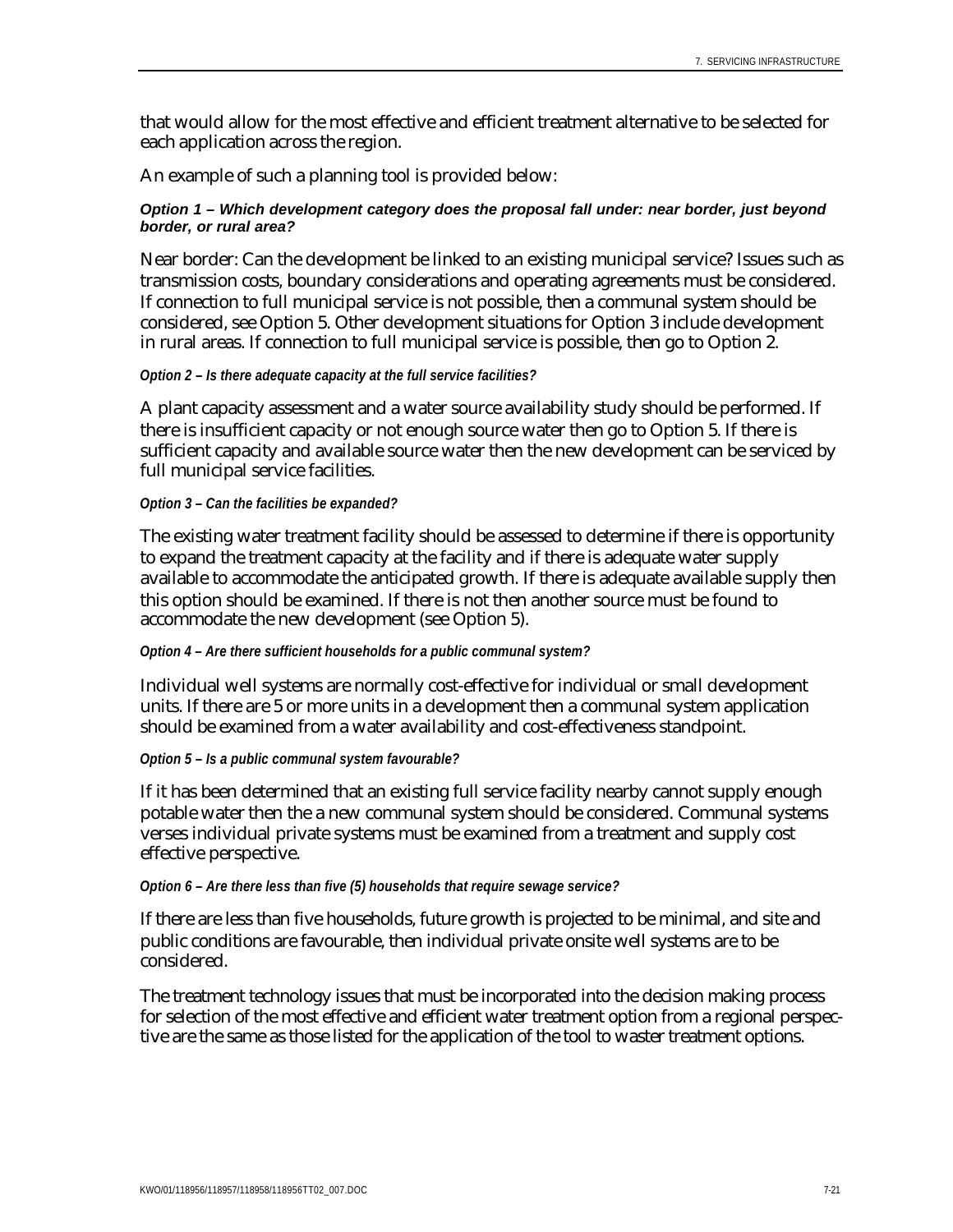that would allow for the most effective and efficient treatment alternative to be selected for each application across the region.

An example of such a planning tool is provided below:

***Option 1 – Which development category does the proposal fall under: near border, just beyond border, or rural area?***

Near border: Can the development be linked to an existing municipal service? Issues such as transmission costs, boundary considerations and operating agreements must be considered. If connection to full municipal service is not possible, then a communal system should be considered, see Option 5. Other development situations for Option 3 include development in rural areas. If connection to full municipal service is possible, then go to Option 2.

***Option 2 – Is there adequate capacity at the full service facilities?***

A plant capacity assessment and a water source availability study should be performed. If there is insufficient capacity or not enough source water then go to Option 5. If there is sufficient capacity and available source water then the new development can be serviced by full municipal service facilities.

***Option 3 – Can the facilities be expanded?***

The existing water treatment facility should be assessed to determine if there is opportunity to expand the treatment capacity at the facility and if there is adequate water supply available to accommodate the anticipated growth. If there is adequate available supply then this option should be examined. If there is not then another source must be found to accommodate the new development (see Option 5).

***Option 4 – Are there sufficient households for a public communal system?***

Individual well systems are normally cost-effective for individual or small development units. If there are 5 or more units in a development then a communal system application should be examined from a water availability and cost-effectiveness standpoint.

***Option 5 – Is a public communal system favourable?***

If it has been determined that an existing full service facility nearby cannot supply enough potable water then the a new communal system should be considered. Communal systems verses individual private systems must be examined from a treatment and supply cost effective perspective.

***Option 6 – Are there less than five (5) households that require sewage service?***

If there are less than five households, future growth is projected to be minimal, and site and public conditions are favourable, then individual private onsite well systems are to be considered.

The treatment technology issues that must be incorporated into the decision making process for selection of the most effective and efficient water treatment option from a regional perspective are the same as those listed for the application of the tool to waster treatment options.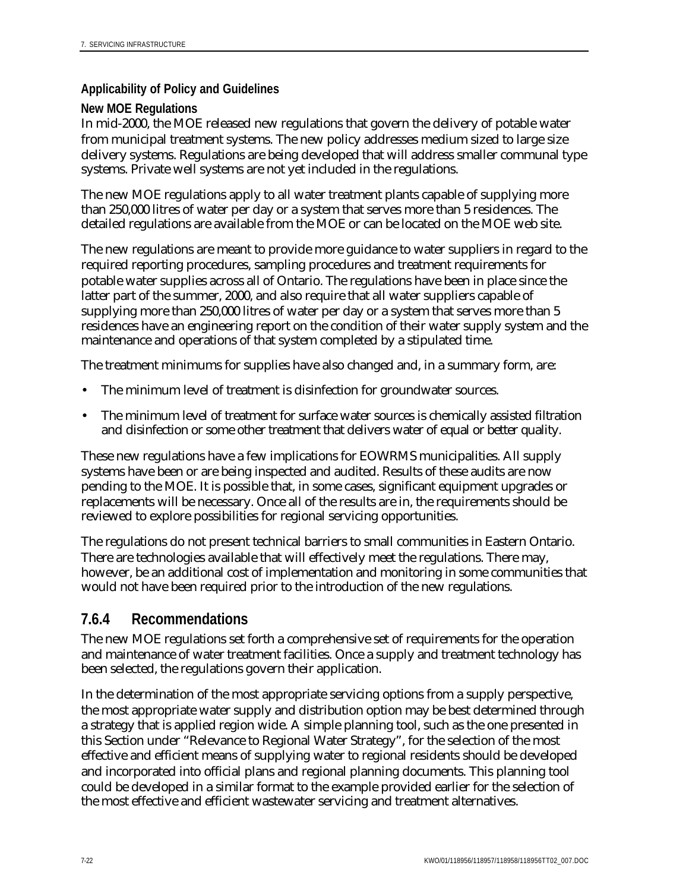**Applicability of Policy and Guidelines**

**New MOE Regulations**

In mid-2000, the MOE released new regulations that govern the delivery of potable water from municipal treatment systems. The new policy addresses medium sized to large size delivery systems. Regulations are being developed that will address smaller communal type systems. Private well systems are not yet included in the regulations.

The new MOE regulations apply to all water treatment plants capable of supplying more than 250,000 litres of water per day or a system that serves more than 5 residences. The detailed regulations are available from the MOE or can be located on the MOE web site.

The new regulations are meant to provide more guidance to water suppliers in regard to the required reporting procedures, sampling procedures and treatment requirements for potable water supplies across all of Ontario. The regulations have been in place since the latter part of the summer, 2000, and also require that all water suppliers capable of supplying more than 250,000 litres of water per day or a system that serves more than 5 residences have an engineering report on the condition of their water supply system and the maintenance and operations of that system completed by a stipulated time.

The treatment minimums for supplies have also changed and, in a summary form, are:

- The minimum level of treatment is disinfection for groundwater sources.
- The minimum level of treatment for surface water sources is chemically assisted filtration and disinfection or some other treatment that delivers water of equal or better quality.

These new regulations have a few implications for EOWRMS municipalities. All supply systems have been or are being inspected and audited. Results of these audits are now pending to the MOE. It is possible that, in some cases, significant equipment upgrades or replacements will be necessary. Once all of the results are in, the requirements should be reviewed to explore possibilities for regional servicing opportunities.

The regulations do not present technical barriers to small communities in Eastern Ontario. There are technologies available that will effectively meet the regulations. There may, however, be an additional cost of implementation and monitoring in some communities that would not have been required prior to the introduction of the new regulations.

## 7.6.4 Recommendations

The new MOE regulations set forth a comprehensive set of requirements for the operation and maintenance of water treatment facilities. Once a supply and treatment technology has been selected, the regulations govern their application.

In the determination of the most appropriate servicing options from a supply perspective, the most appropriate water supply and distribution option may be best determined through a strategy that is applied region wide. A simple planning tool, such as the one presented in this Section under "Relevance to Regional Water Strategy", for the selection of the most effective and efficient means of supplying water to regional residents should be developed and incorporated into official plans and regional planning documents. This planning tool could be developed in a similar format to the example provided earlier for the selection of the most effective and efficient wastewater servicing and treatment alternatives.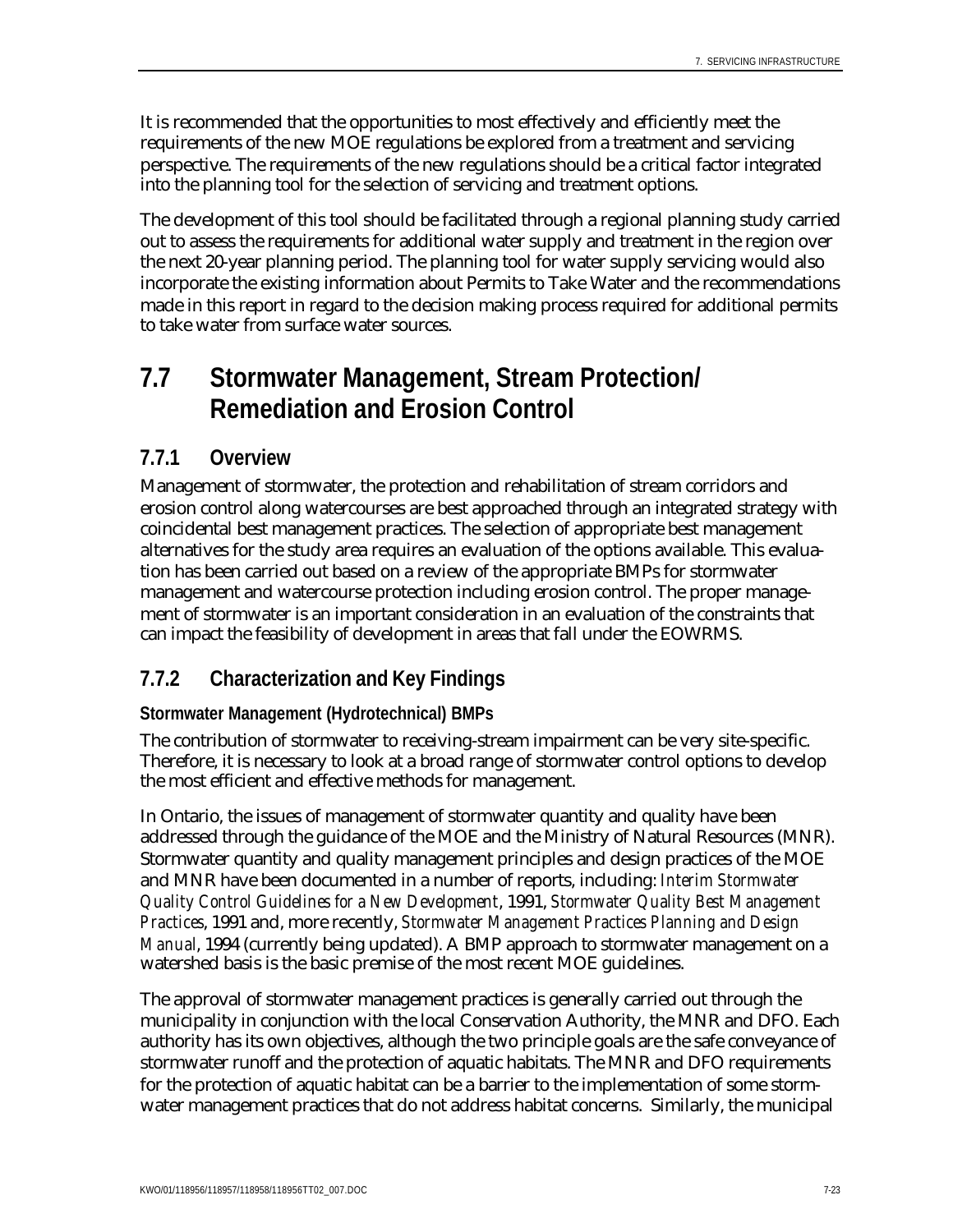It is recommended that the opportunities to most effectively and efficiently meet the requirements of the new MOE regulations be explored from a treatment and servicing perspective. The requirements of the new regulations should be a critical factor integrated into the planning tool for the selection of servicing and treatment options.

The development of this tool should be facilitated through a regional planning study carried out to assess the requirements for additional water supply and treatment in the region over the next 20-year planning period. The planning tool for water supply servicing would also incorporate the existing information about Permits to Take Water and the recommendations made in this report in regard to the decision making process required for additional permits to take water from surface water sources.

# 7.7 Stormwater Management, Stream Protection/ Remediation and Erosion Control

## 7.7.1 Overview

Management of stormwater, the protection and rehabilitation of stream corridors and erosion control along watercourses are best approached through an integrated strategy with coincidental best management practices. The selection of appropriate best management alternatives for the study area requires an evaluation of the options available. This evaluation has been carried out based on a review of the appropriate BMPs for stormwater management and watercourse protection including erosion control. The proper management of stormwater is an important consideration in an evaluation of the constraints that can impact the feasibility of development in areas that fall under the EOWRMS.

## 7.7.2 Characterization and Key Findings

**Stormwater Management (Hydrotechnical) BMPs**

The contribution of stormwater to receiving-stream impairment can be very site-specific. Therefore, it is necessary to look at a broad range of stormwater control options to develop the most efficient and effective methods for management.

In Ontario, the issues of management of stormwater quantity and quality have been addressed through the guidance of the MOE and the Ministry of Natural Resources (MNR). Stormwater quantity and quality management principles and design practices of the MOE and MNR have been documented in a number of reports, including: *Interim Stormwater Quality Control Guidelines for a New Development*, 1991, *Stormwater Quality Best Management Practices*, 1991 and, more recently, *Stormwater Management Practices Planning and Design Manual*, 1994 (currently being updated). A BMP approach to stormwater management on a watershed basis is the basic premise of the most recent MOE guidelines.

The approval of stormwater management practices is generally carried out through the municipality in conjunction with the local Conservation Authority, the MNR and DFO. Each authority has its own objectives, although the two principle goals are the safe conveyance of stormwater runoff and the protection of aquatic habitats. The MNR and DFO requirements for the protection of aquatic habitat can be a barrier to the implementation of some stormwater management practices that do not address habitat concerns. Similarly, the municipal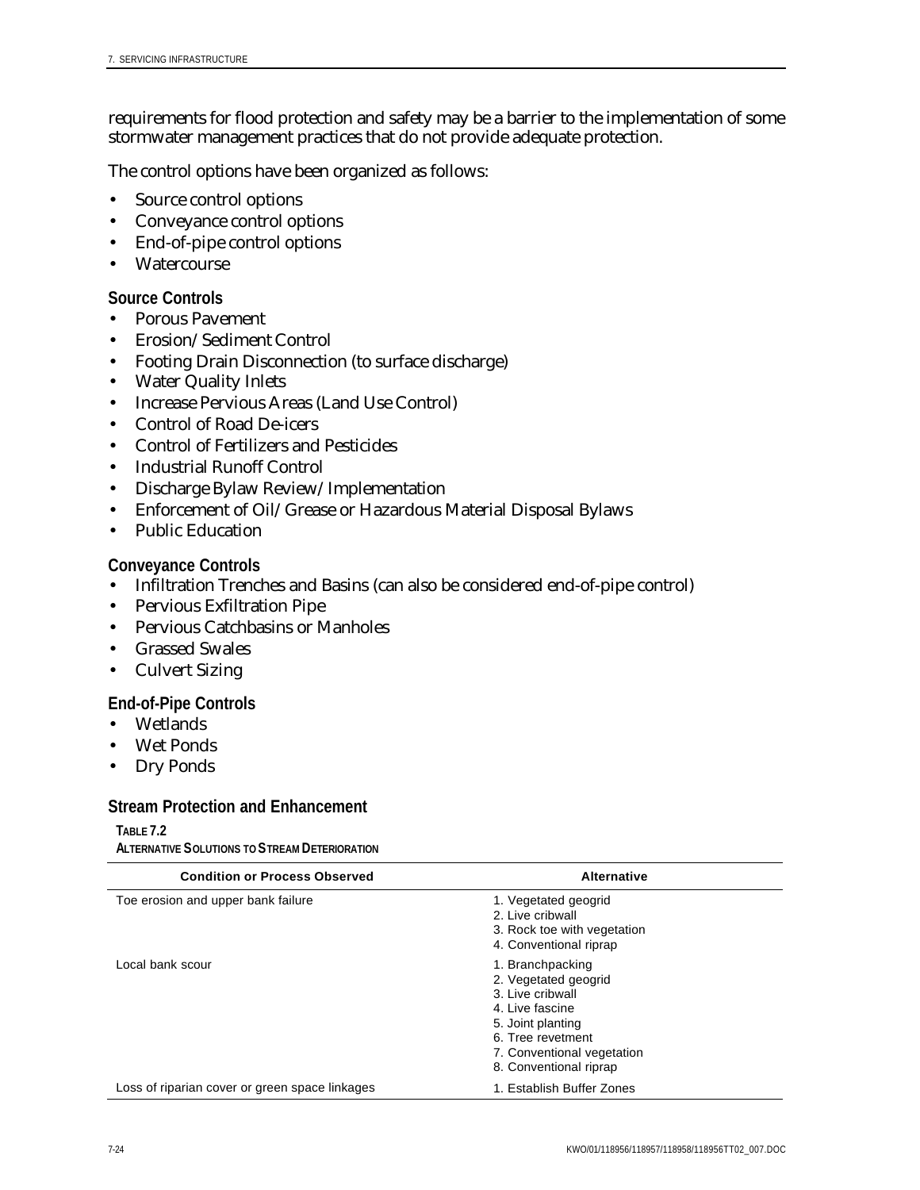requirements for flood protection and safety may be a barrier to the implementation of some stormwater management practices that do not provide adequate protection.

The control options have been organized as follows:

- Source control options
- Conveyance control options
- End-of-pipe control options
- Watercourse

### Source Controls

- Porous Pavement
- Erosion/Sediment Control
- Footing Drain Disconnection (to surface discharge)
- Water Quality Inlets
- Increase Pervious Areas (Land Use Control)
- Control of Road De-icers
- Control of Fertilizers and Pesticides
- Industrial Runoff Control
- Discharge Bylaw Review/Implementation
- Enforcement of Oil/Grease or Hazardous Material Disposal Bylaws
- Public Education

### Conveyance Controls

- Infiltration Trenches and Basins (can also be considered end-of-pipe control)
- Pervious Exfiltration Pipe
- Pervious Catchbasins or Manholes
- Grassed Swales
- Culvert Sizing

### End-of-Pipe Controls

- Wetlands
- Wet Ponds
- Dry Ponds

### Stream Protection and Enhancement

**TABLE 7.2**
**ALTERNATIVE SOLUTIONS TO STREAM DETERIORATION**

| Condition or Process Observed | Alternative |
|---|---|
| Toe erosion and upper bank failure | 1. Vegetated geogrid<br>2. Live cribwall<br>3. Rock toe with vegetation<br>4. Conventional riprap |
| Local bank scour | 1. Branchpacking<br>2. Vegetated geogrid<br>3. Live cribwall<br>4. Live fascine<br>5. Joint planting<br>6. Tree revetment<br>7. Conventional vegetation<br>8. Conventional riprap |
| Loss of riparian cover or green space linkages | 1. Establish Buffer Zones |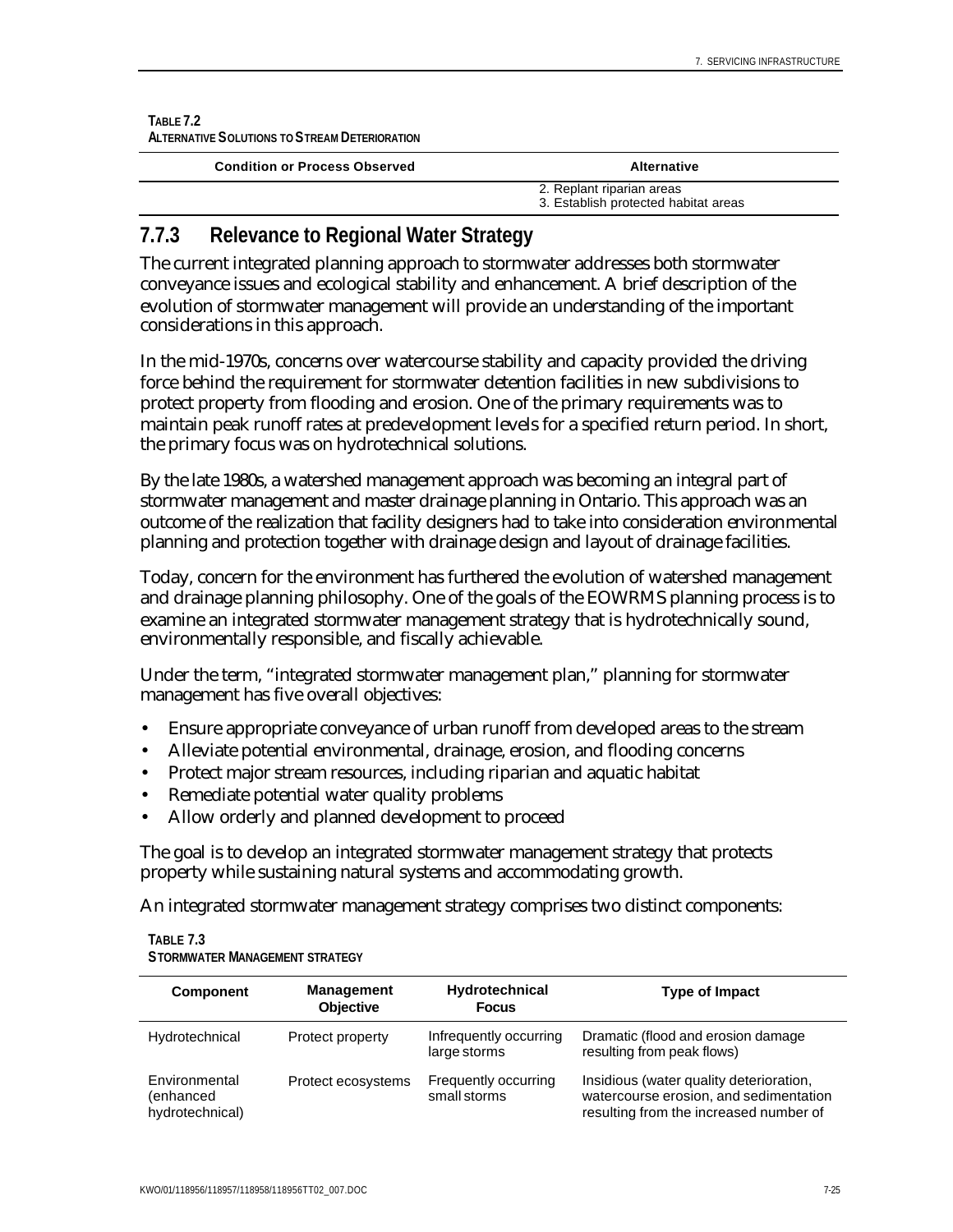**TABLE 7.2**
**ALTERNATIVE SOLUTIONS TO STREAM DETERIORATION**

| Condition or Process Observed | Alternative |
|---|---|
| | 2. Replant riparian areas<br>3. Establish protected habitat areas |

### 7.7.3 Relevance to Regional Water Strategy

The current integrated planning approach to stormwater addresses both stormwater conveyance issues and ecological stability and enhancement. A brief description of the evolution of stormwater management will provide an understanding of the important considerations in this approach.

In the mid-1970s, concerns over watercourse stability and capacity provided the driving force behind the requirement for stormwater detention facilities in new subdivisions to protect property from flooding and erosion. One of the primary requirements was to maintain peak runoff rates at predevelopment levels for a specified return period. In short, the primary focus was on hydrotechnical solutions.

By the late 1980s, a watershed management approach was becoming an integral part of stormwater management and master drainage planning in Ontario. This approach was an outcome of the realization that facility designers had to take into consideration environmental planning and protection together with drainage design and layout of drainage facilities.

Today, concern for the environment has furthered the evolution of watershed management and drainage planning philosophy. One of the goals of the EOWRMS planning process is to examine an integrated stormwater management strategy that is hydrotechnically sound, environmentally responsible, and fiscally achievable.

Under the term, "integrated stormwater management plan," planning for stormwater management has five overall objectives:

- Ensure appropriate conveyance of urban runoff from developed areas to the stream
- Alleviate potential environmental, drainage, erosion, and flooding concerns
- Protect major stream resources, including riparian and aquatic habitat
- Remediate potential water quality problems
- Allow orderly and planned development to proceed

The goal is to develop an integrated stormwater management strategy that protects property while sustaining natural systems and accommodating growth.

An integrated stormwater management strategy comprises two distinct components:

**TABLE 7.3**
**STORMWATER MANAGEMENT STRATEGY**

| Component | Management Objective | Hydrotechnical Focus | Type of Impact |
|---|---|---|---|
| Hydrotechnical | Protect property | Infrequently occurring large storms | Dramatic (flood and erosion damage resulting from peak flows) |
| Environmental (enhanced hydrotechnical) | Protect ecosystems | Frequently occurring small storms | Insidious (water quality deterioration, watercourse erosion, and sedimentation resulting from the increased number of |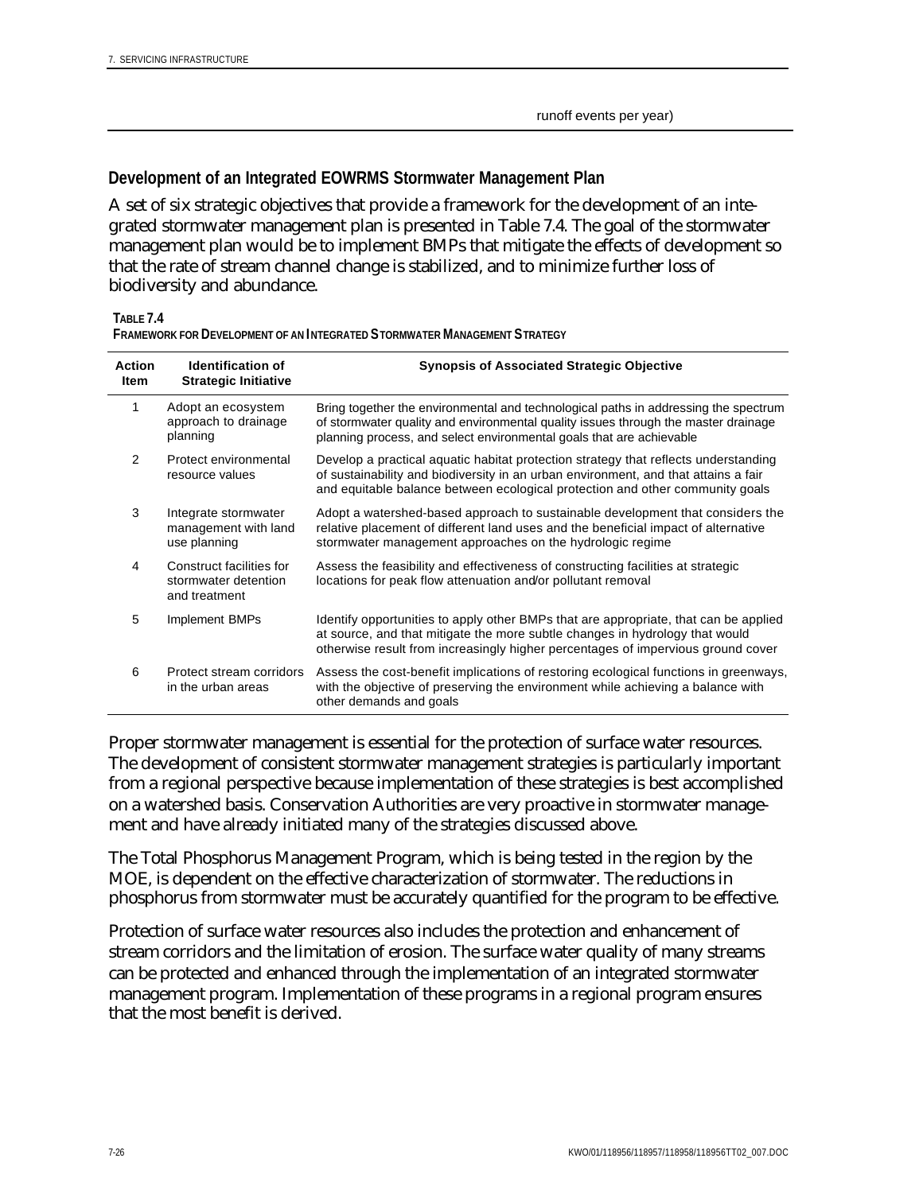runoff events per year)

### Development of an Integrated EOWRMS Stormwater Management Plan

A set of six strategic objectives that provide a framework for the development of an integrated stormwater management plan is presented in Table 7.4. The goal of the stormwater management plan would be to implement BMPs that mitigate the effects of development so that the rate of stream channel change is stabilized, and to minimize further loss of biodiversity and abundance.

**TABLE 7.4**
**FRAMEWORK FOR DEVELOPMENT OF AN INTEGRATED STORMWATER MANAGEMENT STRATEGY**

| Action Item | Identification of Strategic Initiative | Synopsis of Associated Strategic Objective |
|---|---|---|
| 1 | Adopt an ecosystem approach to drainage planning | Bring together the environmental and technological paths in addressing the spectrum of stormwater quality and environmental quality issues through the master drainage planning process, and select environmental goals that are achievable |
| 2 | Protect environmental resource values | Develop a practical aquatic habitat protection strategy that reflects understanding of sustainability and biodiversity in an urban environment, and that attains a fair and equitable balance between ecological protection and other community goals |
| 3 | Integrate stormwater management with land use planning | Adopt a watershed-based approach to sustainable development that considers the relative placement of different land uses and the beneficial impact of alternative stormwater management approaches on the hydrologic regime |
| 4 | Construct facilities for stormwater detention and treatment | Assess the feasibility and effectiveness of constructing facilities at strategic locations for peak flow attenuation and/or pollutant removal |
| 5 | Implement BMPs | Identify opportunities to apply other BMPs that are appropriate, that can be applied at source, and that mitigate the more subtle changes in hydrology that would otherwise result from increasingly higher percentages of impervious ground cover |
| 6 | Protect stream corridors in the urban areas | Assess the cost-benefit implications of restoring ecological functions in greenways, with the objective of preserving the environment while achieving a balance with other demands and goals |

Proper stormwater management is essential for the protection of surface water resources. The development of consistent stormwater management strategies is particularly important from a regional perspective because implementation of these strategies is best accomplished on a watershed basis. Conservation Authorities are very proactive in stormwater management and have already initiated many of the strategies discussed above.

The Total Phosphorus Management Program, which is being tested in the region by the MOE, is dependent on the effective characterization of stormwater. The reductions in phosphorus from stormwater must be accurately quantified for the program to be effective.

Protection of surface water resources also includes the protection and enhancement of stream corridors and the limitation of erosion. The surface water quality of many streams can be protected and enhanced through the implementation of an integrated stormwater management program. Implementation of these programs in a regional program ensures that the most benefit is derived.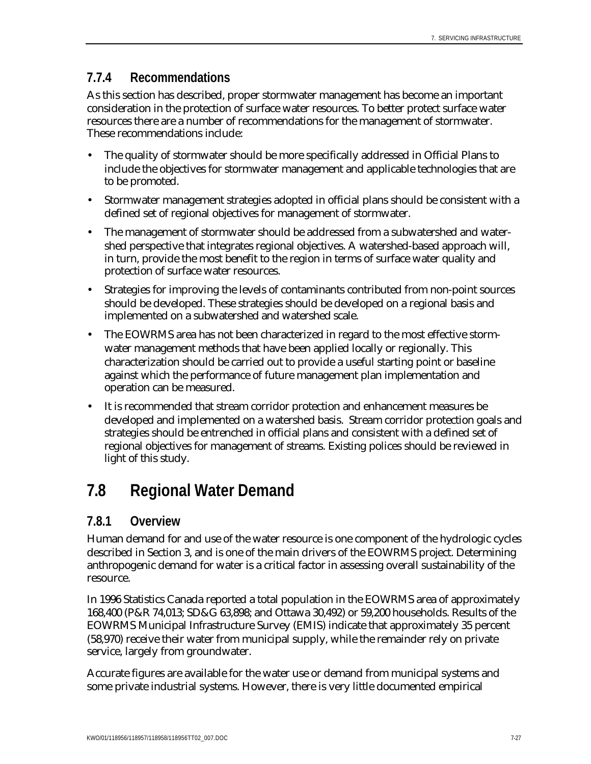### 7.7.4 Recommendations

As this section has described, proper stormwater management has become an important consideration in the protection of surface water resources. To better protect surface water resources there are a number of recommendations for the management of stormwater. These recommendations include:

- The quality of stormwater should be more specifically addressed in Official Plans to include the objectives for stormwater management and applicable technologies that are to be promoted.
- Stormwater management strategies adopted in official plans should be consistent with a defined set of regional objectives for management of stormwater.
- The management of stormwater should be addressed from a subwatershed and watershed perspective that integrates regional objectives. A watershed-based approach will, in turn, provide the most benefit to the region in terms of surface water quality and protection of surface water resources.
- Strategies for improving the levels of contaminants contributed from non-point sources should be developed. These strategies should be developed on a regional basis and implemented on a subwatershed and watershed scale.
- The EOWRMS area has not been characterized in regard to the most effective stormwater management methods that have been applied locally or regionally. This characterization should be carried out to provide a useful starting point or baseline against which the performance of future management plan implementation and operation can be measured.
- It is recommended that stream corridor protection and enhancement measures be developed and implemented on a watershed basis. Stream corridor protection goals and strategies should be entrenched in official plans and consistent with a defined set of regional objectives for management of streams. Existing polices should be reviewed in light of this study.

## 7.8 Regional Water Demand

### 7.8.1 Overview

Human demand for and use of the water resource is one component of the hydrologic cycles described in Section 3, and is one of the main drivers of the EOWRMS project. Determining anthropogenic demand for water is a critical factor in assessing overall sustainability of the resource.

In 1996 Statistics Canada reported a total population in the EOWRMS area of approximately 168,400 (P&R 74,013; SD&G 63,898; and Ottawa 30,492) or 59,200 households. Results of the EOWRMS Municipal Infrastructure Survey (EMIS) indicate that approximately 35 percent (58,970) receive their water from municipal supply, while the remainder rely on private service, largely from groundwater.

Accurate figures are available for the water use or demand from municipal systems and some private industrial systems. However, there is very little documented empirical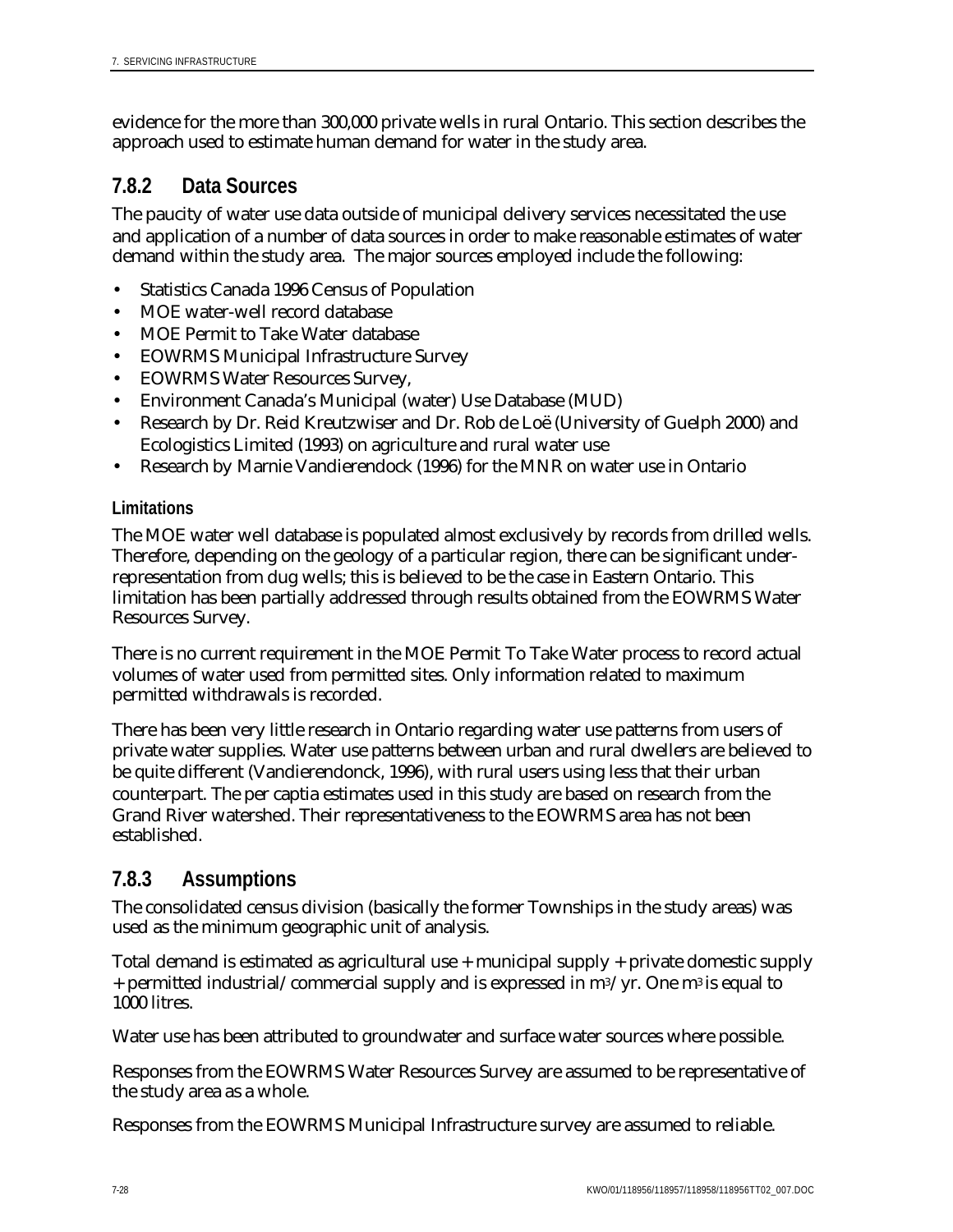evidence for the more than 300,000 private wells in rural Ontario. This section describes the approach used to estimate human demand for water in the study area.

### 7.8.2 Data Sources

The paucity of water use data outside of municipal delivery services necessitated the use and application of a number of data sources in order to make reasonable estimates of water demand within the study area. The major sources employed include the following:

- Statistics Canada 1996 Census of Population
- MOE water-well record database
- MOE Permit to Take Water database
- EOWRMS Municipal Infrastructure Survey
- EOWRMS Water Resources Survey,
- Environment Canada's Municipal (water) Use Database (MUD)
- Research by Dr. Reid Kreutzwiser and Dr. Rob de Loë (University of Guelph 2000) and Ecologistics Limited (1993) on agriculture and rural water use
- Research by Marnie Vandierendock (1996) for the MNR on water use in Ontario

#### Limitations

The MOE water well database is populated almost exclusively by records from drilled wells. Therefore, depending on the geology of a particular region, there can be significant under-representation from dug wells; this is believed to be the case in Eastern Ontario. This limitation has been partially addressed through results obtained from the EOWRMS Water Resources Survey.

There is no current requirement in the MOE Permit To Take Water process to record actual volumes of water used from permitted sites. Only information related to maximum permitted withdrawals is recorded.

There has been very little research in Ontario regarding water use patterns from users of private water supplies. Water use patterns between urban and rural dwellers are believed to be quite different (Vandierendonck, 1996), with rural users using less that their urban counterpart. The per captia estimates used in this study are based on research from the Grand River watershed. Their representativeness to the EOWRMS area has not been established.

### 7.8.3 Assumptions

The consolidated census division (basically the former Townships in the study areas) was used as the minimum geographic unit of analysis.

Total demand is estimated as agricultural use + municipal supply + private domestic supply + permitted industrial/commercial supply and is expressed in $m^3$/yr. One $m^3$ is equal to 1000 litres.

Water use has been attributed to groundwater and surface water sources where possible.

Responses from the EOWRMS Water Resources Survey are assumed to be representative of the study area as a whole.

Responses from the EOWRMS Municipal Infrastructure survey are assumed to reliable.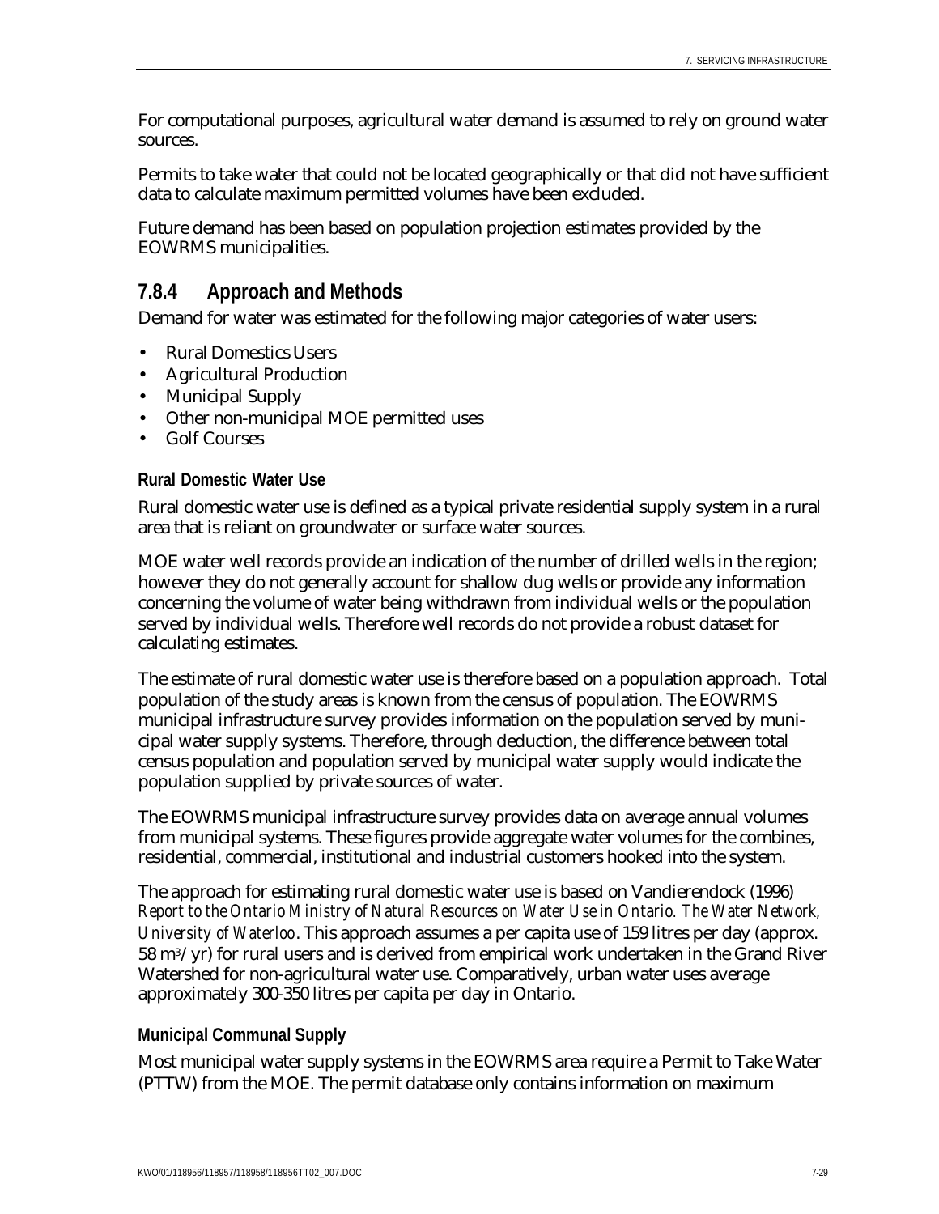For computational purposes, agricultural water demand is assumed to rely on ground water sources.

Permits to take water that could not be located geographically or that did not have sufficient data to calculate maximum permitted volumes have been excluded.

Future demand has been based on population projection estimates provided by the EOWRMS municipalities.

### 7.8.4 Approach and Methods

Demand for water was estimated for the following major categories of water users:

- Rural Domestics Users
- Agricultural Production
- Municipal Supply
- Other non-municipal MOE permitted uses
- Golf Courses

#### Rural Domestic Water Use

Rural domestic water use is defined as a typical private residential supply system in a rural area that is reliant on groundwater or surface water sources.

MOE water well records provide an indication of the number of drilled wells in the region; however they do not generally account for shallow dug wells or provide any information concerning the volume of water being withdrawn from individual wells or the population served by individual wells. Therefore well records do not provide a robust dataset for calculating estimates.

The estimate of rural domestic water use is therefore based on a population approach. Total population of the study areas is known from the census of population. The EOWRMS municipal infrastructure survey provides information on the population served by municipal water supply systems. Therefore, through deduction, the difference between total census population and population served by municipal water supply would indicate the population supplied by private sources of water.

The EOWRMS municipal infrastructure survey provides data on average annual volumes from municipal systems. These figures provide aggregate water volumes for the combines, residential, commercial, institutional and industrial customers hooked into the system.

The approach for estimating rural domestic water use is based on Vandierendock (1996) *Report to the Ontario Ministry of Natural Resources on Water Use in Ontario. The Water Network, University of Waterloo*. This approach assumes a per capita use of 159 litres per day (approx. 58 $m^3$/yr) for rural users and is derived from empirical work undertaken in the Grand River Watershed for non-agricultural water use. Comparatively, urban water uses average approximately 300-350 litres per capita per day in Ontario.

#### Municipal Communal Supply

Most municipal water supply systems in the EOWRMS area require a Permit to Take Water (PTTW) from the MOE. The permit database only contains information on maximum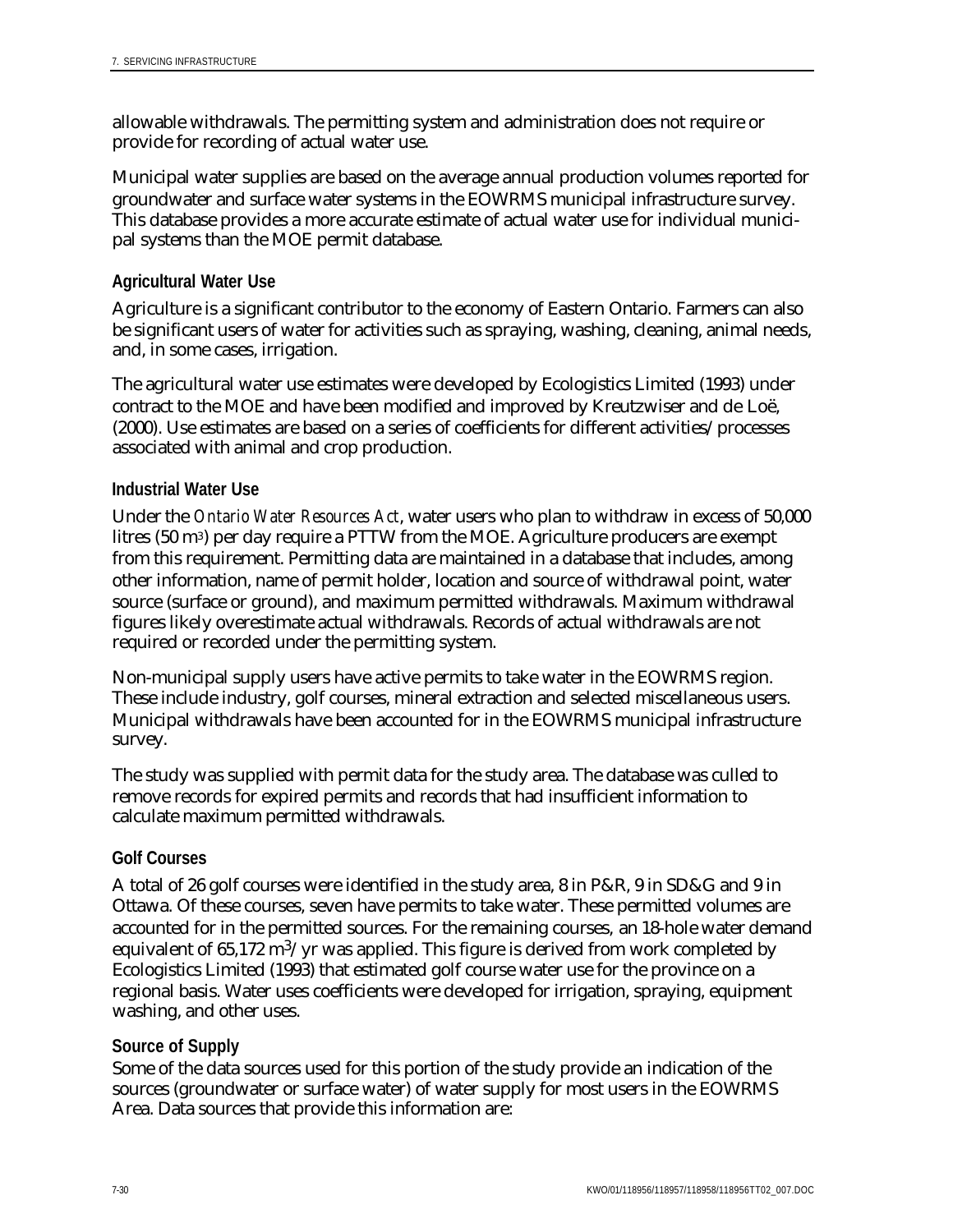allowable withdrawals. The permitting system and administration does not require or provide for recording of actual water use.

Municipal water supplies are based on the average annual production volumes reported for groundwater and surface water systems in the EOWRMS municipal infrastructure survey. This database provides a more accurate estimate of actual water use for individual municipal systems than the MOE permit database.

### Agricultural Water Use

Agriculture is a significant contributor to the economy of Eastern Ontario. Farmers can also be significant users of water for activities such as spraying, washing, cleaning, animal needs, and, in some cases, irrigation.

The agricultural water use estimates were developed by Ecologistics Limited (1993) under contract to the MOE and have been modified and improved by Kreutzwiser and de Loë, (2000). Use estimates are based on a series of coefficients for different activities/processes associated with animal and crop production.

### Industrial Water Use

Under the *Ontario Water Resources Act*, water users who plan to withdraw in excess of 50,000 litres (50 $m^3$) per day require a PTTW from the MOE. Agriculture producers are exempt from this requirement. Permitting data are maintained in a database that includes, among other information, name of permit holder, location and source of withdrawal point, water source (surface or ground), and maximum permitted withdrawals. Maximum withdrawal figures likely overestimate actual withdrawals. Records of actual withdrawals are not required or recorded under the permitting system.

Non-municipal supply users have active permits to take water in the EOWRMS region. These include industry, golf courses, mineral extraction and selected miscellaneous users. Municipal withdrawals have been accounted for in the EOWRMS municipal infrastructure survey.

The study was supplied with permit data for the study area. The database was culled to remove records for expired permits and records that had insufficient information to calculate maximum permitted withdrawals.

### Golf Courses

A total of 26 golf courses were identified in the study area, 8 in P&R, 9 in SD&G and 9 in Ottawa. Of these courses, seven have permits to take water. These permitted volumes are accounted for in the permitted sources. For the remaining courses, an 18-hole water demand equivalent of 65,172 $m^3$/yr was applied. This figure is derived from work completed by Ecologistics Limited (1993) that estimated golf course water use for the province on a regional basis. Water uses coefficients were developed for irrigation, spraying, equipment washing, and other uses.

### Source of Supply

Some of the data sources used for this portion of the study provide an indication of the sources (groundwater or surface water) of water supply for most users in the EOWRMS Area. Data sources that provide this information are: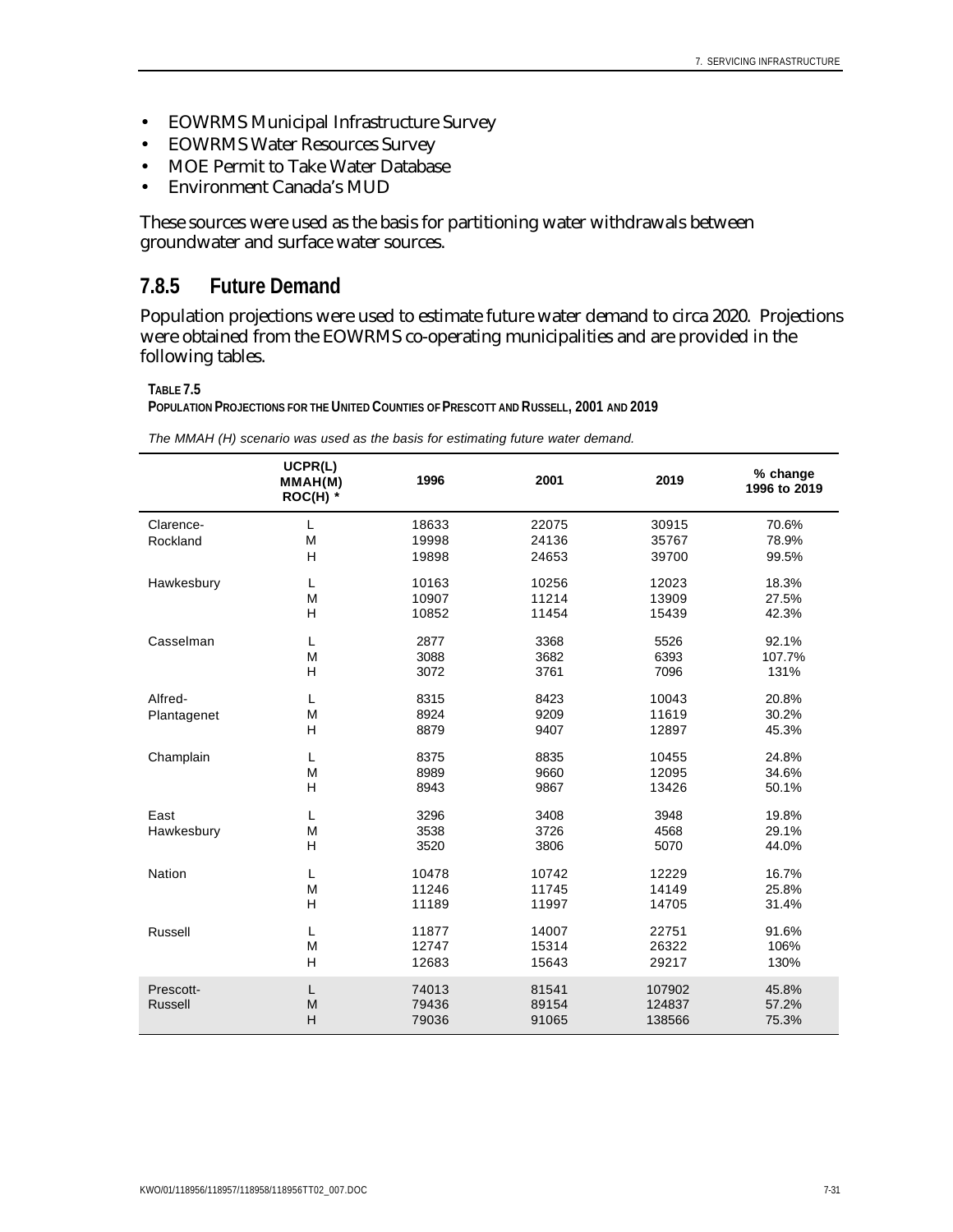- EOWRMS Municipal Infrastructure Survey
- EOWRMS Water Resources Survey
- MOE Permit to Take Water Database
- Environment Canada's MUD

These sources were used as the basis for partitioning water withdrawals between groundwater and surface water sources.

### 7.8.5 Future Demand

Population projections were used to estimate future water demand to circa 2020. Projections were obtained from the EOWRMS co-operating municipalities and are provided in the following tables.

**TABLE 7.5**
**POPULATION PROJECTIONS FOR THE UNITED COUNTIES OF PRESCOTT AND RUSSELL, 2001 AND 2019**

*The MMAH (H) scenario was used as the basis for estimating future water demand.*

| | UCPR(L) MMAH(M) ROC(H) * | 1996 | 2001 | 2019 | % change 1996 to 2019 |
|---|---|---|---|---|---|
| Clarence-Rockland | L | 18633 | 22075 | 30915 | 70.6% |
| | M | 19998 | 24136 | 35767 | 78.9% |
| | H | 19898 | 24653 | 39700 | 99.5% |
| Hawkesbury | L | 10163 | 10256 | 12023 | 18.3% |
| | M | 10907 | 11214 | 13909 | 27.5% |
| | H | 10852 | 11454 | 15439 | 42.3% |
| Casselman | L | 2877 | 3368 | 5526 | 92.1% |
| | M | 3088 | 3682 | 6393 | 107.7% |
| | H | 3072 | 3761 | 7096 | 131% |
| Alfred-Plantagenet | L | 8315 | 8423 | 10043 | 20.8% |
| | M | 8924 | 9209 | 11619 | 30.2% |
| | H | 8879 | 9407 | 12897 | 45.3% |
| Champlain | L | 8375 | 8835 | 10455 | 24.8% |
| | M | 8989 | 9660 | 12095 | 34.6% |
| | H | 8943 | 9867 | 13426 | 50.1% |
| East Hawkesbury | L | 3296 | 3408 | 3948 | 19.8% |
| | M | 3538 | 3726 | 4568 | 29.1% |
| | H | 3520 | 3806 | 5070 | 44.0% |
| Nation | L | 10478 | 10742 | 12229 | 16.7% |
| | M | 11246 | 11745 | 14149 | 25.8% |
| | H | 11189 | 11997 | 14705 | 31.4% |
| Russell | L | 11877 | 14007 | 22751 | 91.6% |
| | M | 12747 | 15314 | 26322 | 106% |
| | H | 12683 | 15643 | 29217 | 130% |
| Prescott-Russell | L | 74013 | 81541 | 107902 | 45.8% |
| | M | 79436 | 89154 | 124837 | 57.2% |
| | H | 79036 | 91065 | 138566 | 75.3% |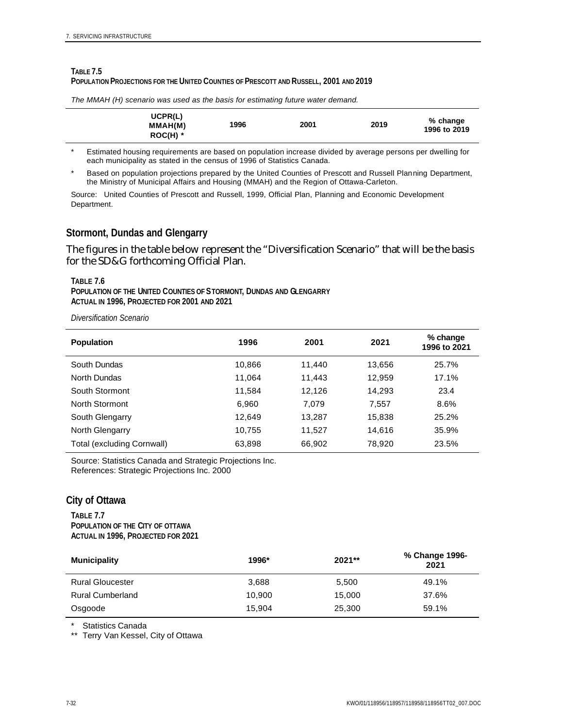**TABLE 7.5**
**POPULATION PROJECTIONS FOR THE UNITED COUNTIES OF PRESCOTT AND RUSSELL, 2001 AND 2019**

*The MMAH (H) scenario was used as the basis for estimating future water demand.*

| UCPR(L) MMAH(M) ROC(H) * | 1996 | 2001 | 2019 | % change 1996 to 2019 |
|---|---|---|---|---|

\* Estimated housing requirements are based on population increase divided by average persons per dwelling for each municipality as stated in the census of 1996 of Statistics Canada.

\* Based on population projections prepared by the United Counties of Prescott and Russell Planning Department, the Ministry of Municipal Affairs and Housing (MMAH) and the Region of Ottawa-Carleton.

Source: United Counties of Prescott and Russell, 1999, Official Plan, Planning and Economic Development Department.

## Stormont, Dundas and Glengarry

The figures in the table below represent the "Diversification Scenario" that will be the basis for the SD&G forthcoming Official Plan.

**TABLE 7.6**
**POPULATION OF THE UNITED COUNTIES OF STORMONT, DUNDAS AND GLENGARRY**
**ACTUAL IN 1996, PROJECTED FOR 2001 AND 2021**

*Diversification Scenario*

| Population | 1996 | 2001 | 2021 | % change 1996 to 2021 |
|---|---|---|---|---|
| South Dundas | 10,866 | 11,440 | 13,656 | 25.7% |
| North Dundas | 11,064 | 11,443 | 12,959 | 17.1% |
| South Stormont | 11,584 | 12,126 | 14,293 | 23.4 |
| North Stormont | 6,960 | 7,079 | 7,557 | 8.6% |
| South Glengarry | 12,649 | 13,287 | 15,838 | 25.2% |
| North Glengarry | 10,755 | 11,527 | 14,616 | 35.9% |
| Total (excluding Cornwall) | 63,898 | 66,902 | 78,920 | 23.5% |

Source: Statistics Canada and Strategic Projections Inc.
References: Strategic Projections Inc. 2000

## City of Ottawa

**TABLE 7.7**
**POPULATION OF THE CITY OF OTTAWA**
**ACTUAL IN 1996, PROJECTED FOR 2021**

| Municipality | 1996* | 2021** | % Change 1996-2021 |
|---|---|---|---|
| Rural Gloucester | 3,688 | 5,500 | 49.1% |
| Rural Cumberland | 10,900 | 15,000 | 37.6% |
| Osgoode | 15,904 | 25,300 | 59.1% |

\* Statistics Canada

\*\* Terry Van Kessel, City of Ottawa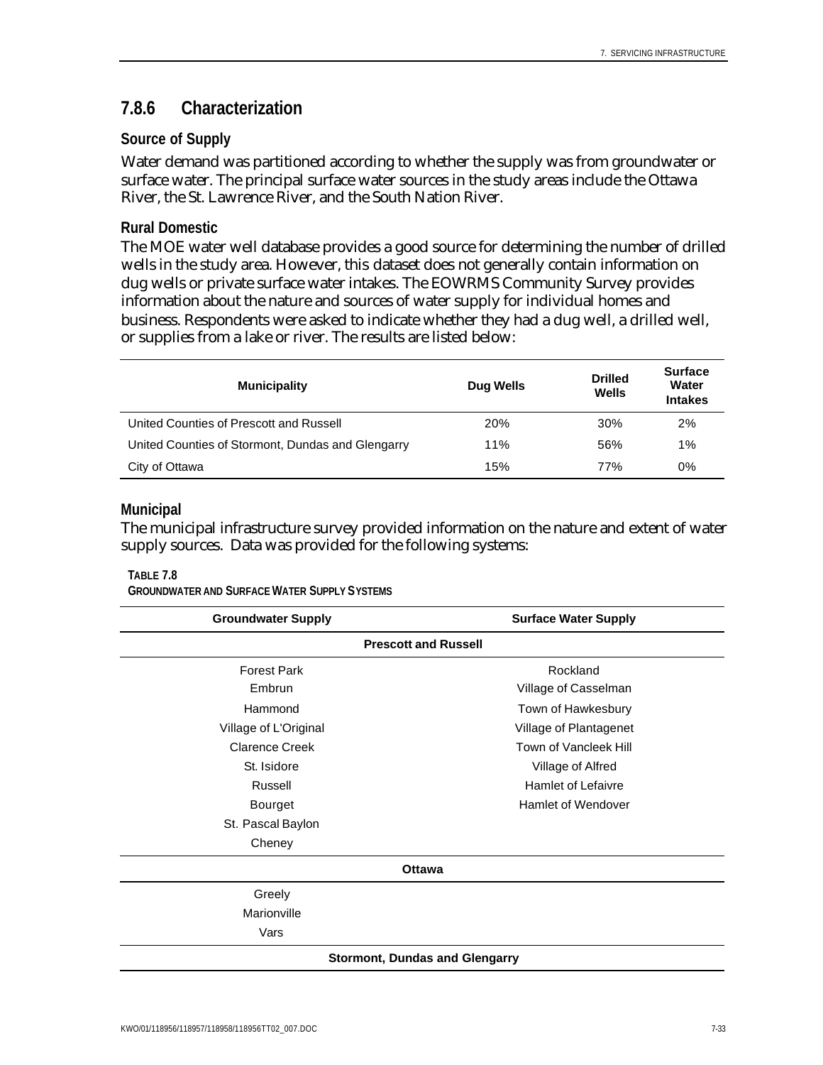### 7.8.6 Characterization

#### Source of Supply

Water demand was partitioned according to whether the supply was from groundwater or surface water. The principal surface water sources in the study areas include the Ottawa River, the St. Lawrence River, and the South Nation River.

#### Rural Domestic

The MOE water well database provides a good source for determining the number of drilled wells in the study area. However, this dataset does not generally contain information on dug wells or private surface water intakes. The EOWRMS Community Survey provides information about the nature and sources of water supply for individual homes and business. Respondents were asked to indicate whether they had a dug well, a drilled well, or supplies from a lake or river. The results are listed below:

| Municipality | Dug Wells | Drilled Wells | Surface Water Intakes |
|---|---|---|---|
| United Counties of Prescott and Russell | 20% | 30% | 2% |
| United Counties of Stormont, Dundas and Glengarry | 11% | 56% | 1% |
| City of Ottawa | 15% | 77% | 0% |

#### Municipal

The municipal infrastructure survey provided information on the nature and extent of water supply sources. Data was provided for the following systems:

**TABLE 7.8**
**GROUNDWATER AND SURFACE WATER SUPPLY SYSTEMS**

| Groundwater Supply | Surface Water Supply |
|---|---|
| **Prescott and Russell** | |
| Forest Park | Rockland |
| Embrun | Village of Casselman |
| Hammond | Town of Hawkesbury |
| Village of L'Original | Village of Plantagenet |
| Clarence Creek | Town of Vancleek Hill |
| St. Isidore | Village of Alfred |
| Russell | Hamlet of Lefaivre |
| Bourget | Hamlet of Wendover |
| St. Pascal Baylon | |
| Cheney | |
| **Ottawa** | |
| Greely | |
| Marionville | |
| Vars | |
| **Stormont, Dundas and Glengarry** | |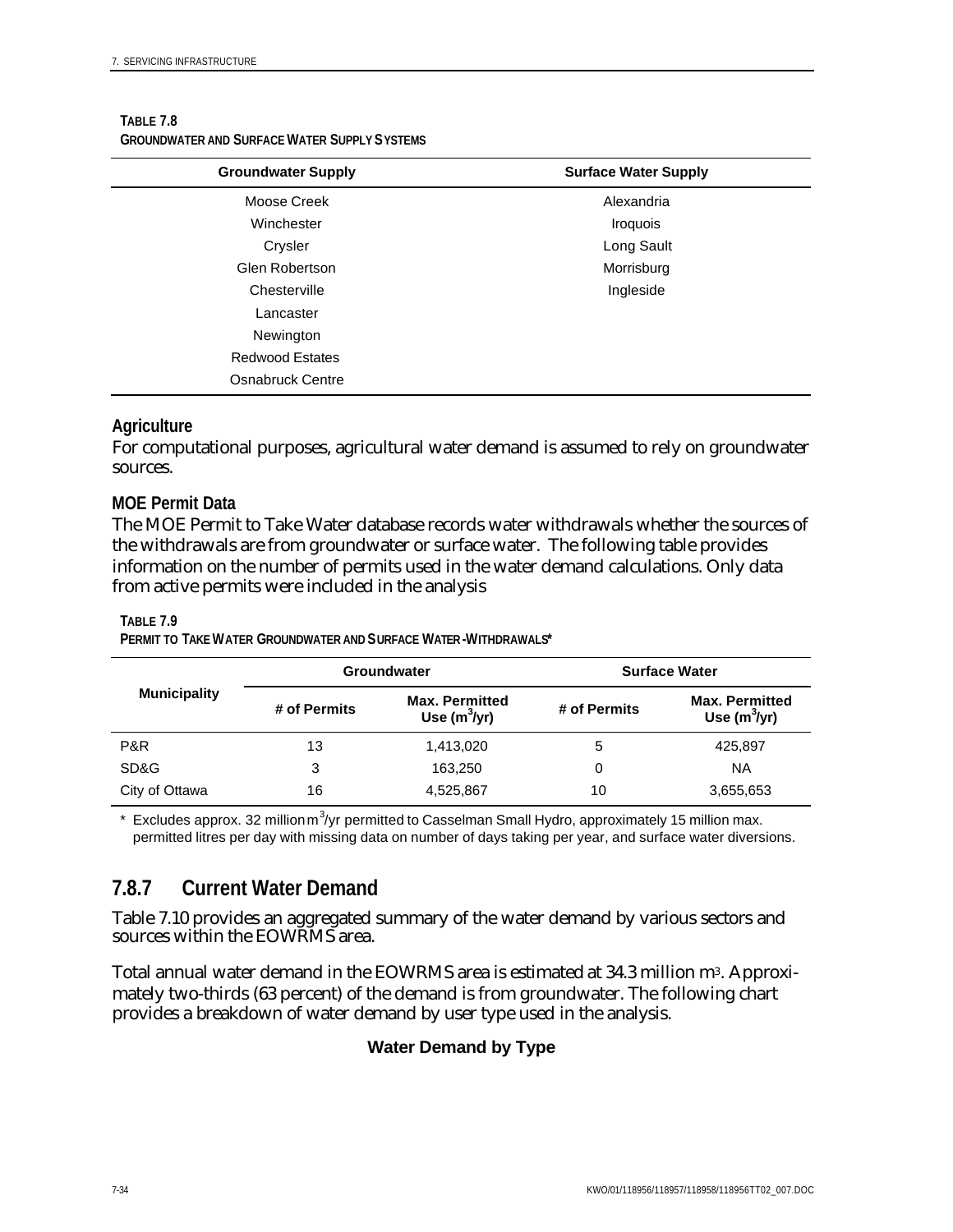**TABLE 7.8**
**GROUNDWATER AND SURFACE WATER SUPPLY SYSTEMS**

| Groundwater Supply | Surface Water Supply |
| --- | --- |
| Moose Creek | Alexandria |
| Winchester | Iroquois |
| Crysler | Long Sault |
| Glen Robertson | Morrisburg |
| Chesterville | Ingleside |
| Lancaster | |
| Newington | |
| Redwood Estates | |
| Osnabruck Centre | |

### Agriculture

For computational purposes, agricultural water demand is assumed to rely on groundwater sources.

### MOE Permit Data

The MOE Permit to Take Water database records water withdrawals whether the sources of the withdrawals are from groundwater or surface water. The following table provides information on the number of permits used in the water demand calculations. Only data from active permits were included in the analysis

**TABLE 7.9**
**PERMIT TO TAKE WATER GROUNDWATER AND SURFACE WATER -WITHDRAWALS***

| Municipality | Groundwater | | Surface Water | |
| --- | --- | --- | --- | --- |
| | # of Permits | Max. Permitted Use ($m^3$/yr) | # of Permits | Max. Permitted Use ($m^3$/yr) |
| P&R | 13 | 1,413,020 | 5 | 425,897 |
| SD&G | 3 | 163,250 | 0 | NA |
| City of Ottawa | 16 | 4,525,867 | 10 | 3,655,653 |

\* Excludes approx. 32 million $m^3$/yr permitted to Casselman Small Hydro, approximately 15 million max. permitted litres per day with missing data on number of days taking per year, and surface water diversions.

## 7.8.7 Current Water Demand

Table 7.10 provides an aggregated summary of the water demand by various sectors and sources within the EOWRMS area.

Total annual water demand in the EOWRMS area is estimated at 34.3 million $m^3$. Approximately two-thirds (63 percent) of the demand is from groundwater. The following chart provides a breakdown of water demand by user type used in the analysis.

**Water Demand by Type**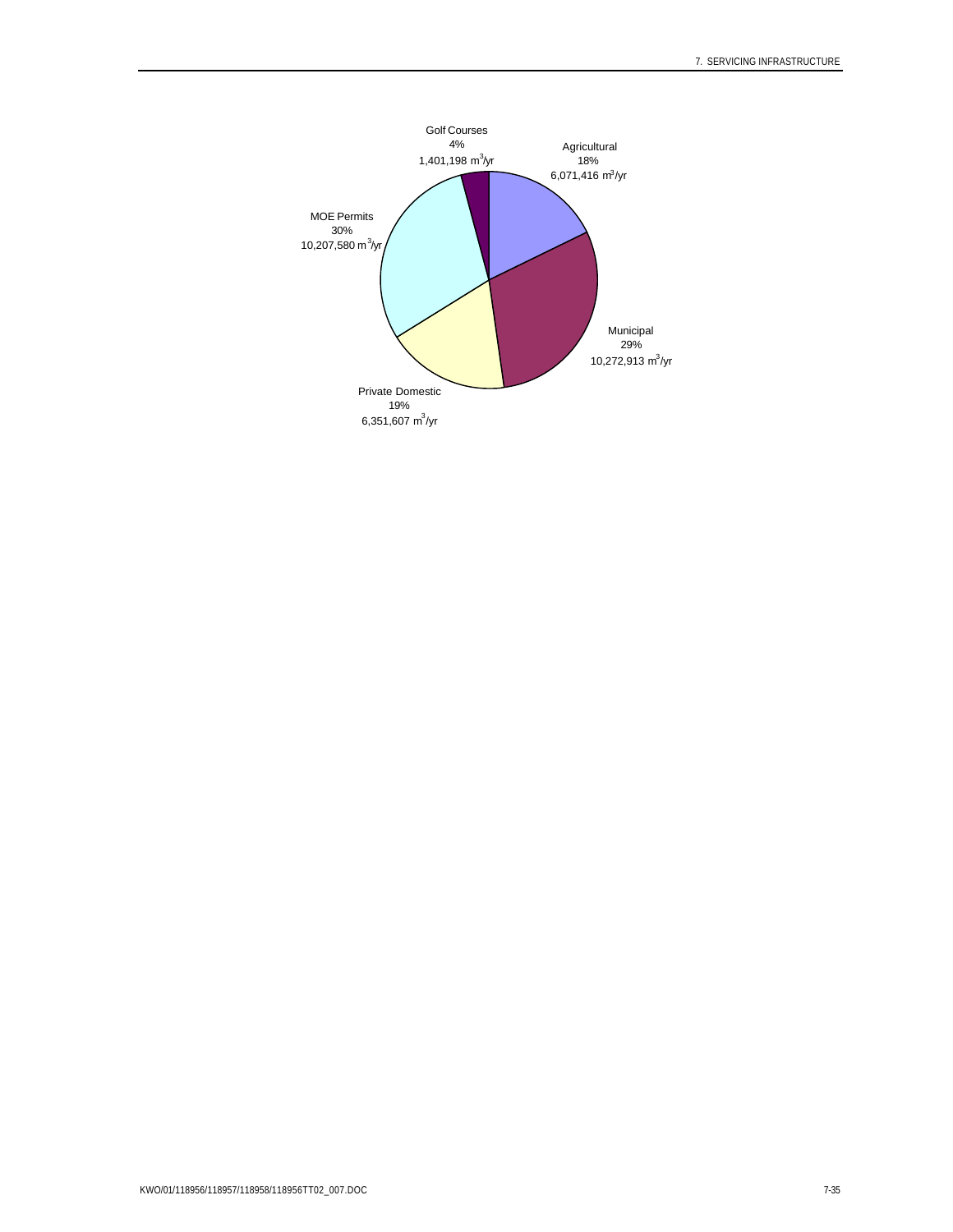Golf Courses
4%
1,401,198 $m^3$/yr

Agricultural
18%
6,071,416 $m^3$/yr

MOE Permits
30%
10,207,580 $m^3$/yr

Municipal
29%
10,272,913 $m^3$/yr

Private Domestic
19%
6,351,607 $m^3$/yr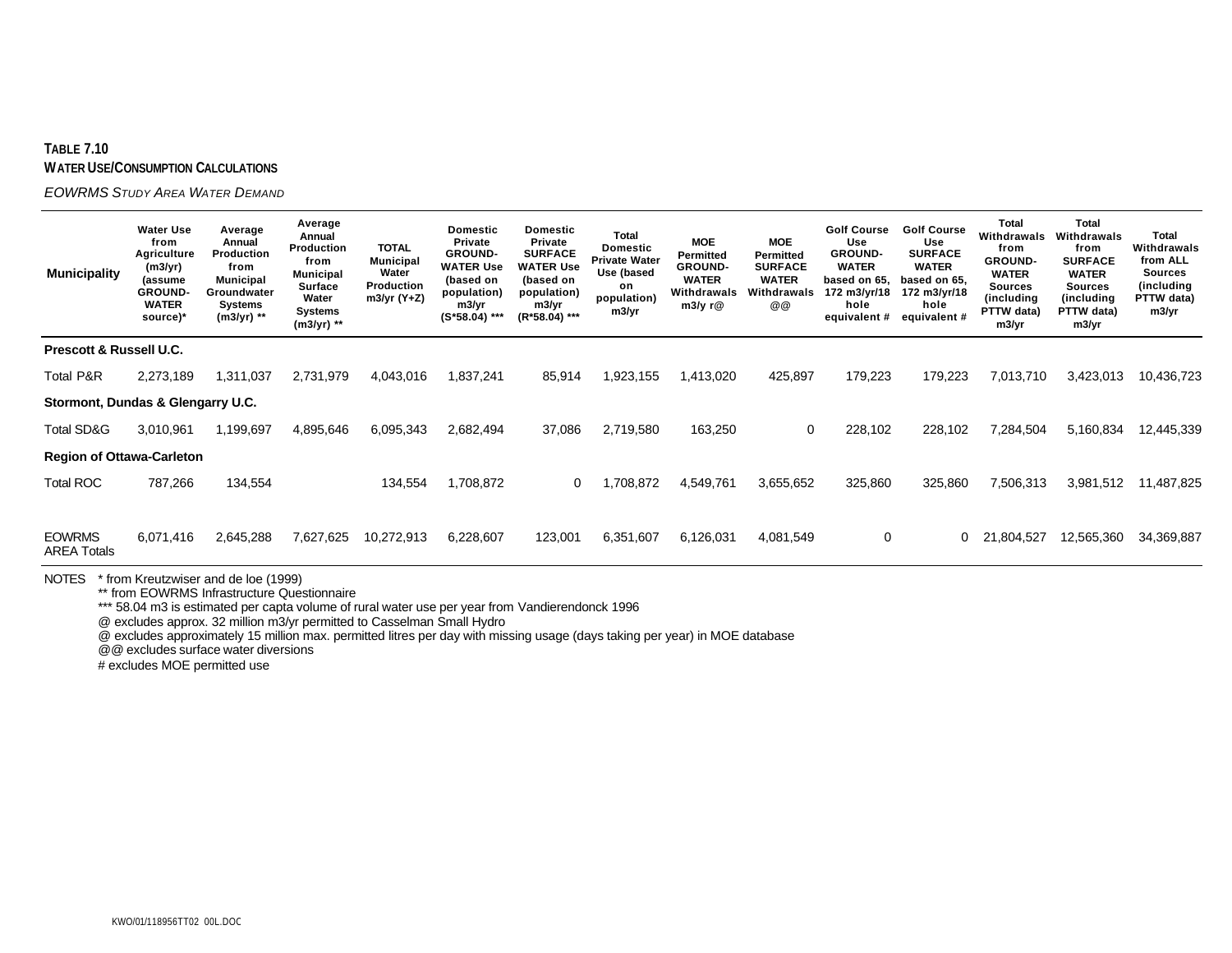**TABLE 7.10**
**WATER USE/CONSUMPTION CALCULATIONS**

*EOWRMS STUDY AREA WATER DEMAND*

| Municipality | Water Use from Agriculture (m3/yr) (assume GROUND-WATER source)* | Average Annual Production from Municipal Groundwater Systems (m3/yr) ** | Average Annual Production from Municipal Surface Water Systems (m3/yr) ** | TOTAL Municipal Water Production m3/yr (Y+Z) | Domestic Private GROUND-WATER Use (based on population) m3/yr (S*58.04) *** | Domestic Private SURFACE WATER Use (based on population) m3/yr (R*58.04) *** | Total Domestic Private Water Use (based on population) m3/yr | MOE Permitted GROUND-WATER Withdrawals m3/y r@ | MOE Permitted SURFACE WATER Withdrawals @@ | Golf Course Use GROUND-WATER based on 65, 172 m3/yr/18 hole equivalent # | Golf Course Use SURFACE WATER based on 65, 172 m3/yr/18 hole equivalent # | Total Withdrawals from GROUND-WATER Sources (including PTTW data) m3/yr | Total Withdrawals from SURFACE WATER Sources (including PTTW data) m3/yr | Total Withdrawals from ALL Sources (including PTTW data) m3/yr |
|---|---|---|---|---|---|---|---|---|---|---|---|---|---|---|
| **Prescott & Russell U.C.** | | | | | | | | | | | | | | |
| Total P&R | 2,273,189 | 1,311,037 | 2,731,979 | 4,043,016 | 1,837,241 | 85,914 | 1,923,155 | 1,413,020 | 425,897 | 179,223 | 179,223 | 7,013,710 | 3,423,013 | 10,436,723 |
| **Stormont, Dundas & Glengarry U.C.** | | | | | | | | | | | | | | |
| Total SD&G | 3,010,961 | 1,199,697 | 4,895,646 | 6,095,343 | 2,682,494 | 37,086 | 2,719,580 | 163,250 | 0 | 228,102 | 228,102 | 7,284,504 | 5,160,834 | 12,445,339 |
| **Region of Ottawa-Carleton** | | | | | | | | | | | | | | |
| Total ROC | 787,266 | 134,554 | | 134,554 | 1,708,872 | 0 | 1,708,872 | 4,549,761 | 3,655,652 | 325,860 | 325,860 | 7,506,313 | 3,981,512 | 11,487,825 |
| EOWRMS AREA Totals | 6,071,416 | 2,645,288 | 7,627,625 | 10,272,913 | 6,228,607 | 123,001 | 6,351,607 | 6,126,031 | 4,081,549 | 0 | 0 | 21,804,527 | 12,565,360 | 34,369,887 |

NOTES
* from Kreutzwiser and de loe (1999)
** from EOWRMS Infrastructure Questionnaire
*** 58.04 m3 is estimated per capta volume of rural water use per year from Vandierendonck 1996
@ excludes approx. 32 million m3/yr permitted to Casselman Small Hydro
@ excludes approximately 15 million max. permitted litres per day with missing usage (days taking per year) in MOE database
@@ excludes surface water diversions
# excludes MOE permitted use

KWO/01/118956TT02 00L.DOC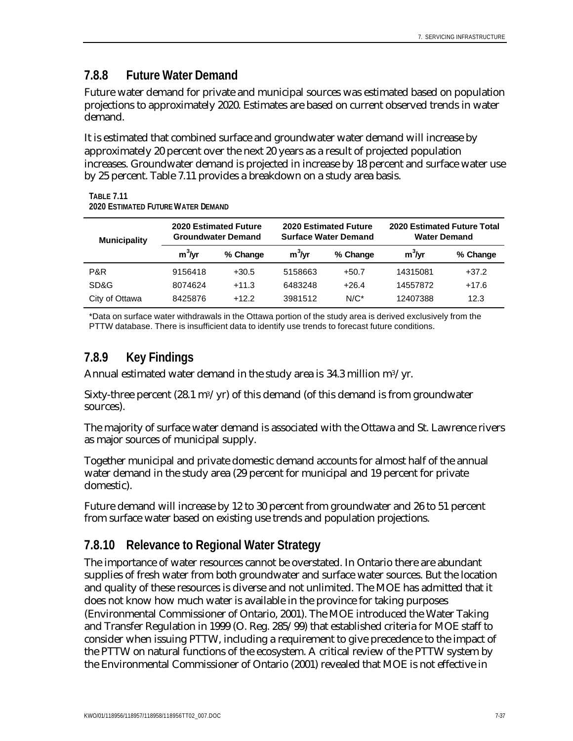### 7.8.8 Future Water Demand

Future water demand for private and municipal sources was estimated based on population projections to approximately 2020. Estimates are based on current observed trends in water demand.

It is estimated that combined surface and groundwater water demand will increase by approximately 20 percent over the next 20 years as a result of projected population increases. Groundwater demand is projected in increase by 18 percent and surface water use by 25 percent. Table 7.11 provides a breakdown on a study area basis.

**TABLE 7.11**
**2020 ESTIMATED FUTURE WATER DEMAND**

| Municipality | 2020 Estimated Future Groundwater Demand | | 2020 Estimated Future Surface Water Demand | | 2020 Estimated Future Total Water Demand | |
|---|---|---|---|---|---|---|
| | $m^3$/yr | % Change | $m^3$/yr | % Change | $m^3$/yr | % Change |
| P&R | 9156418 | +30.5 | 5158663 | +50.7 | 14315081 | +37.2 |
| SD&G | 8074624 | +11.3 | 6483248 | +26.4 | 14557872 | +17.6 |
| City of Ottawa | 8425876 | +12.2 | 3981512 | N/C* | 12407388 | 12.3 |

*Data on surface water withdrawals in the Ottawa portion of the study area is derived exclusively from the PTTW database. There is insufficient data to identify use trends to forecast future conditions.

### 7.8.9 Key Findings

Annual estimated water demand in the study area is 34.3 million $m^3$/yr.

Sixty-three percent (28.1 $m^3$/yr) of this demand (of this demand is from groundwater sources).

The majority of surface water demand is associated with the Ottawa and St. Lawrence rivers as major sources of municipal supply.

Together municipal and private domestic demand accounts for almost half of the annual water demand in the study area (29 percent for municipal and 19 percent for private domestic).

Future demand will increase by 12 to 30 percent from groundwater and 26 to 51 percent from surface water based on existing use trends and population projections.

### 7.8.10 Relevance to Regional Water Strategy

The importance of water resources cannot be overstated. In Ontario there are abundant supplies of fresh water from both groundwater and surface water sources. But the location and quality of these resources is diverse and not unlimited. The MOE has admitted that it does not know how much water is available in the province for taking purposes (Environmental Commissioner of Ontario, 2001). The MOE introduced the Water Taking and Transfer Regulation in 1999 (O. Reg. 285/99) that established criteria for MOE staff to consider when issuing PTTW, including a requirement to give precedence to the impact of the PTTW on natural functions of the ecosystem. A critical review of the PTTW system by the Environmental Commissioner of Ontario (2001) revealed that MOE is not effective in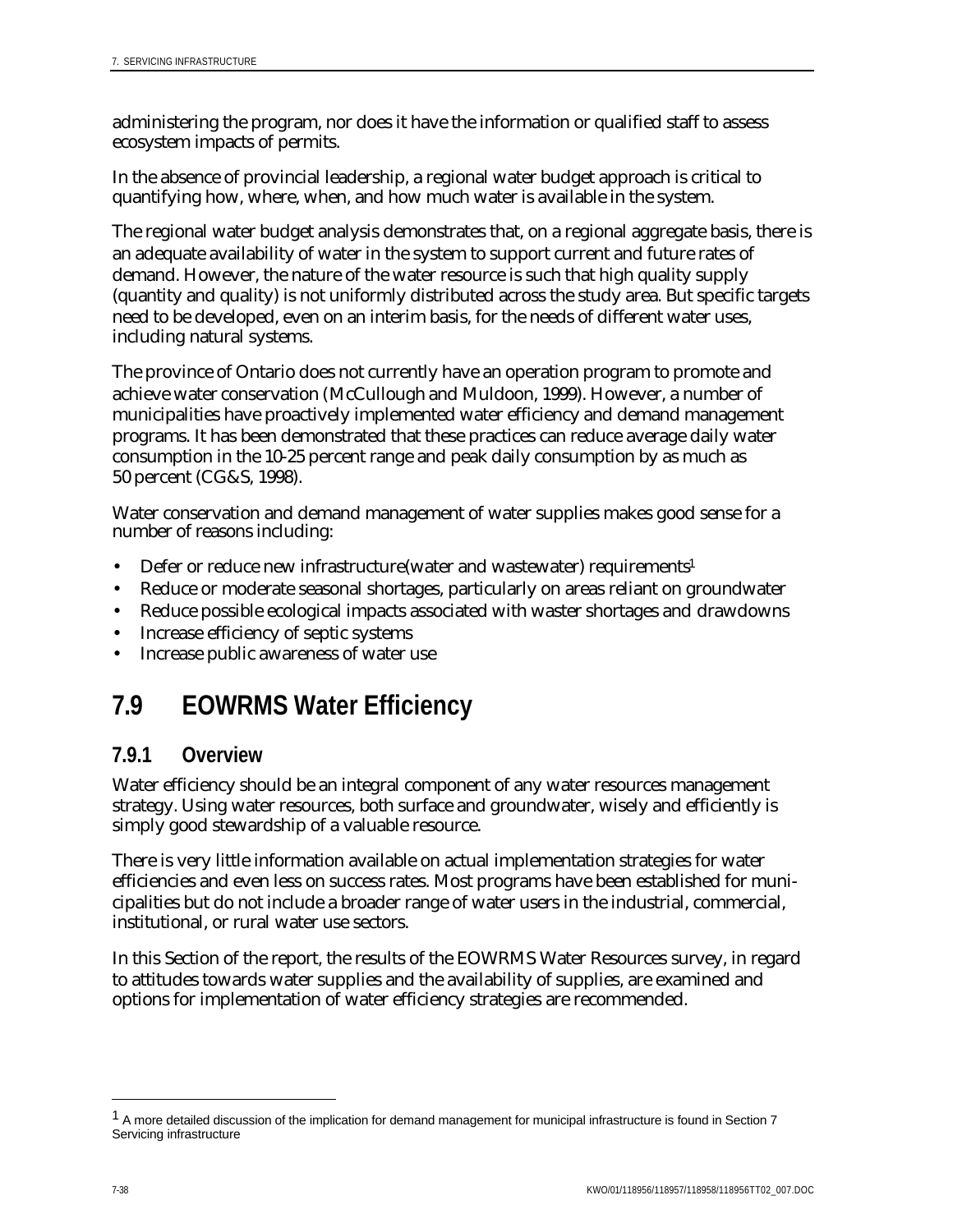administering the program, nor does it have the information or qualified staff to assess ecosystem impacts of permits.

In the absence of provincial leadership, a regional water budget approach is critical to quantifying how, where, when, and how much water is available in the system.

The regional water budget analysis demonstrates that, on a regional aggregate basis, there is an adequate availability of water in the system to support current and future rates of demand. However, the nature of the water resource is such that high quality supply (quantity and quality) is not uniformly distributed across the study area. But specific targets need to be developed, even on an interim basis, for the needs of different water uses, including natural systems.

The province of Ontario does not currently have an operation program to promote and achieve water conservation (McCullough and Muldoon, 1999). However, a number of municipalities have proactively implemented water efficiency and demand management programs. It has been demonstrated that these practices can reduce average daily water consumption in the 10-25 percent range and peak daily consumption by as much as 50 percent (CG&S, 1998).

Water conservation and demand management of water supplies makes good sense for a number of reasons including:

- Defer or reduce new infrastructure(water and wastewater) requirements[1]
- Reduce or moderate seasonal shortages, particularly on areas reliant on groundwater
- Reduce possible ecological impacts associated with waster shortages and drawdowns
- Increase efficiency of septic systems
- Increase public awareness of water use

## 7.9 EOWRMS Water Efficiency

### 7.9.1 Overview

Water efficiency should be an integral component of any water resources management strategy. Using water resources, both surface and groundwater, wisely and efficiently is simply good stewardship of a valuable resource.

There is very little information available on actual implementation strategies for water efficiencies and even less on success rates. Most programs have been established for municipalities but do not include a broader range of water users in the industrial, commercial, institutional, or rural water use sectors.

In this Section of the report, the results of the EOWRMS Water Resources survey, in regard to attitudes towards water supplies and the availability of supplies, are examined and options for implementation of water efficiency strategies are recommended.

[1] A more detailed discussion of the implication for demand management for municipal infrastructure is found in Section 7 Servicing infrastructure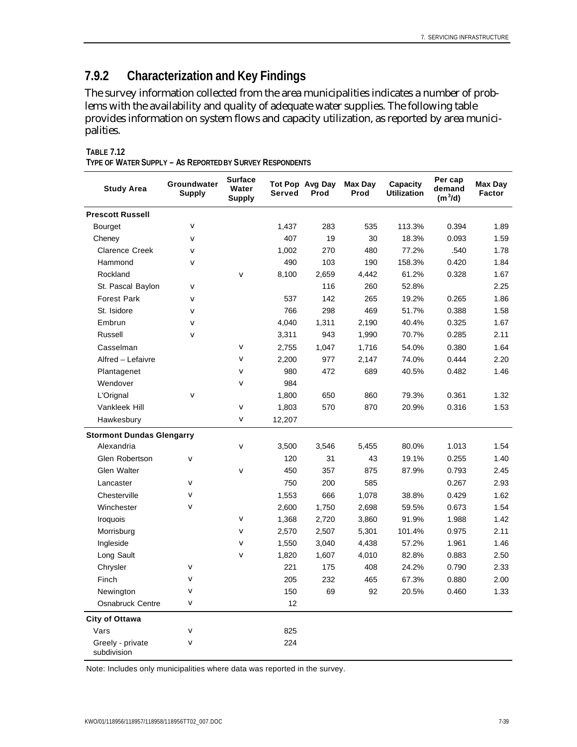## 7.9.2 Characterization and Key Findings

The survey information collected from the area municipalities indicates a number of problems with the availability and quality of adequate water supplies. The following table provides information on system flows and capacity utilization, as reported by area municipalities.

**TABLE 7.12**
**TYPE OF WATER SUPPLY – AS REPORTED BY SURVEY RESPONDENTS**

| Study Area | Groundwater Supply | Surface Water Supply | Tot Pop Served | Avg Day Prod | Max Day Prod | Capacity Utilization | Per cap demand ($m^3$/d) | Max Day Factor |
|---|---|---|---|---|---|---|---|---|
| **Prescott Russell** | | | | | | | | |
| Bourget | v | | 1,437 | 283 | 535 | 113.3% | 0.394 | 1.89 |
| Cheney | v | | 407 | 19 | 30 | 18.3% | 0.093 | 1.59 |
| Clarence Creek | v | | 1,002 | 270 | 480 | 77.2% | .540 | 1.78 |
| Hammond | v | | 490 | 103 | 190 | 158.3% | 0.420 | 1.84 |
| Rockland | | v | 8,100 | 2,659 | 4,442 | 61.2% | 0.328 | 1.67 |
| St. Pascal Baylon | v | | | 116 | 260 | 52.8% | | 2.25 |
| Forest Park | v | | 537 | 142 | 265 | 19.2% | 0.265 | 1.86 |
| St. Isidore | v | | 766 | 298 | 469 | 51.7% | 0.388 | 1.58 |
| Embrun | v | | 4,040 | 1,311 | 2,190 | 40.4% | 0.325 | 1.67 |
| Russell | v | | 3,311 | 943 | 1,990 | 70.7% | 0.285 | 2.11 |
| Casselman | | v | 2,755 | 1,047 | 1,716 | 54.0% | 0.380 | 1.64 |
| Alfred – Lefaivre | | v | 2,200 | 977 | 2,147 | 74.0% | 0.444 | 2.20 |
| Plantagenet | | v | 980 | 472 | 689 | 40.5% | 0.482 | 1.46 |
| Wendover | | v | 984 | | | | | |
| L'Orignal | v | | 1,800 | 650 | 860 | 79.3% | 0.361 | 1.32 |
| Vankleek Hill | | v | 1,803 | 570 | 870 | 20.9% | 0.316 | 1.53 |
| Hawkesbury | | v | 12,207 | | | | | |
| **Stormont Dundas Glengarry** | | | | | | | | |
| Alexandria | | v | 3,500 | 3,546 | 5,455 | 80.0% | 1.013 | 1.54 |
| Glen Robertson | v | | 120 | 31 | 43 | 19.1% | 0.255 | 1.40 |
| Glen Walter | | v | 450 | 357 | 875 | 87.9% | 0.793 | 2.45 |
| Lancaster | v | | 750 | 200 | 585 | | 0.267 | 2.93 |
| Chesterville | v | | 1,553 | 666 | 1,078 | 38.8% | 0.429 | 1.62 |
| Winchester | v | | 2,600 | 1,750 | 2,698 | 59.5% | 0.673 | 1.54 |
| Iroquois | | v | 1,368 | 2,720 | 3,860 | 91.9% | 1.988 | 1.42 |
| Morrisburg | | v | 2,570 | 2,507 | 5,301 | 101.4% | 0.975 | 2.11 |
| Ingleside | | v | 1,550 | 3,040 | 4,438 | 57.2% | 1.961 | 1.46 |
| Long Sault | | v | 1,820 | 1,607 | 4,010 | 82.8% | 0.883 | 2.50 |
| Chrysler | v | | 221 | 175 | 408 | 24.2% | 0.790 | 2.33 |
| Finch | v | | 205 | 232 | 465 | 67.3% | 0.880 | 2.00 |
| Newington | v | | 150 | 69 | 92 | 20.5% | 0.460 | 1.33 |
| Osnabruck Centre | v | | 12 | | | | | |
| **City of Ottawa** | | | | | | | | |
| Vars | v | | 825 | | | | | |
| Greely - private subdivision | v | | 224 | | | | | |

Note: Includes only municipalities where data was reported in the survey.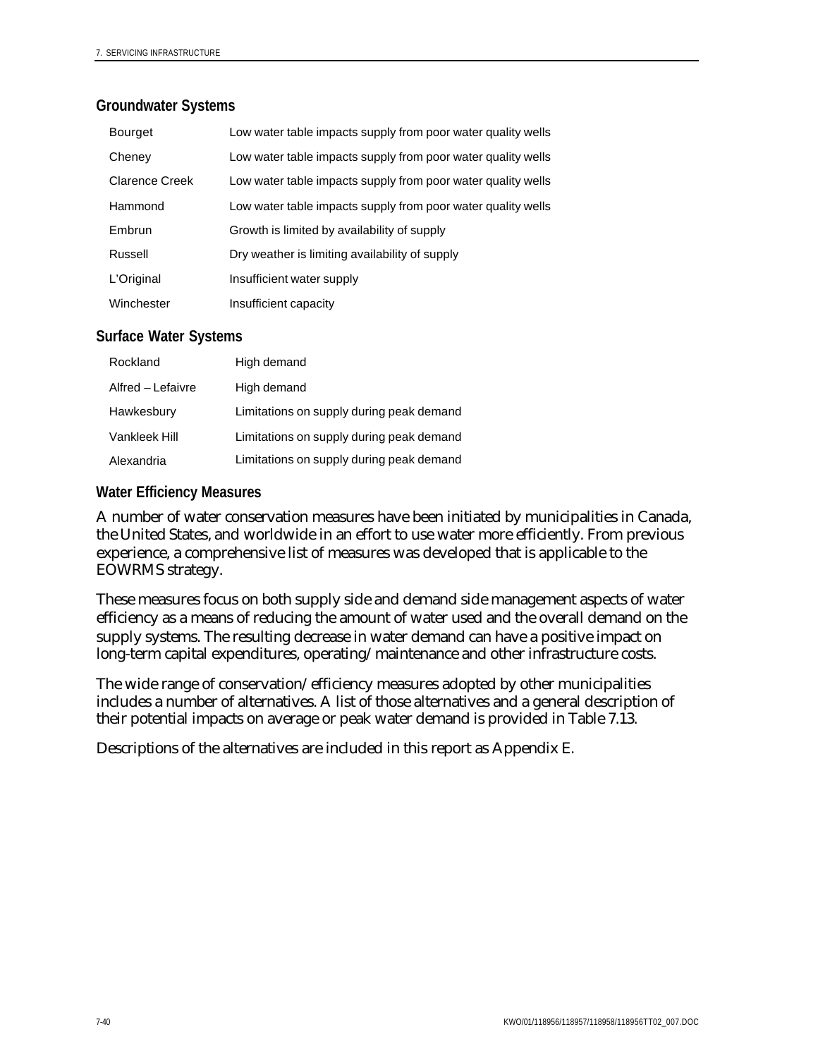### Groundwater Systems

| | |
|---|---|
| Bourget | Low water table impacts supply from poor water quality wells |
| Cheney | Low water table impacts supply from poor water quality wells |
| Clarence Creek | Low water table impacts supply from poor water quality wells |
| Hammond | Low water table impacts supply from poor water quality wells |
| Embrun | Growth is limited by availability of supply |
| Russell | Dry weather is limiting availability of supply |
| L'Original | Insufficient water supply |
| Winchester | Insufficient capacity |

### Surface Water Systems

| | |
|---|---|
| Rockland | High demand |
| Alfred – Lefaivre | High demand |
| Hawkesbury | Limitations on supply during peak demand |
| Vankleek Hill | Limitations on supply during peak demand |
| Alexandria | Limitations on supply during peak demand |

### Water Efficiency Measures

A number of water conservation measures have been initiated by municipalities in Canada, the United States, and worldwide in an effort to use water more efficiently. From previous experience, a comprehensive list of measures was developed that is applicable to the EOWRMS strategy.

These measures focus on both supply side and demand side management aspects of water efficiency as a means of reducing the amount of water used and the overall demand on the supply systems. The resulting decrease in water demand can have a positive impact on long-term capital expenditures, operating/maintenance and other infrastructure costs.

The wide range of conservation/efficiency measures adopted by other municipalities includes a number of alternatives. A list of those alternatives and a general description of their potential impacts on average or peak water demand is provided in Table 7.13.

Descriptions of the alternatives are included in this report as Appendix E.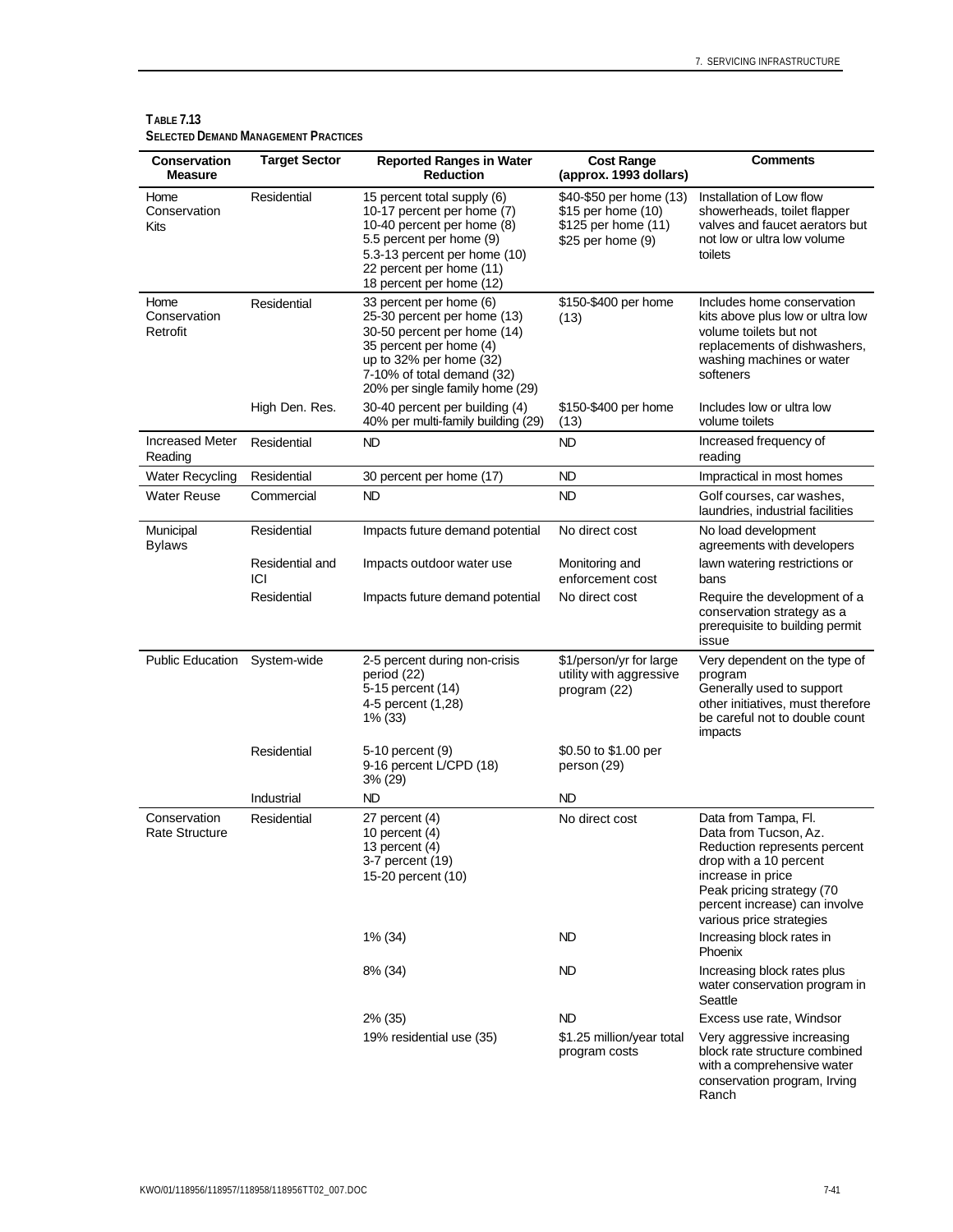**TABLE 7.13**
**SELECTED DEMAND MANAGEMENT PRACTICES**

| Conservation Measure | Target Sector | Reported Ranges in Water Reduction | Cost Range (approx. 1993 dollars) | Comments |
|---|---|---|---|---|
| Home Conservation Kits | Residential | 15 percent total supply (6)<br>10-17 percent per home (7)<br>10-40 percent per home (8)<br>5.5 percent per home (9)<br>5.3-13 percent per home (10)<br>22 percent per home (11)<br>18 percent per home (12) | \$40-\$50 per home (13)<br>\$15 per home (10)<br>\$125 per home (11)<br>\$25 per home (9) | Installation of Low flow showerheads, toilet flapper valves and faucet aerators but not low or ultra low volume toilets |
| Home Conservation Retrofit | Residential | 33 percent per home (6)<br>25-30 percent per home (13)<br>30-50 percent per home (14)<br>35 percent per home (4)<br>up to 32% per home (32)<br>7-10% of total demand (32)<br>20% per single family home (29) | \$150-\$400 per home (13) | Includes home conservation kits above plus low or ultra low volume toilets but not replacements of dishwashers, washing machines or water softeners |
| | High Den. Res. | 30-40 percent per building (4)<br>40% per multi-family building (29) | \$150-\$400 per home (13) | Includes low or ultra low volume toilets |
| Increased Meter Reading | Residential | ND | ND | Increased frequency of reading |
| Water Recycling | Residential | 30 percent per home (17) | ND | Impractical in most homes |
| Water Reuse | Commercial | ND | ND | Golf courses, car washes, laundries, industrial facilities |
| Municipal Bylaws | Residential | Impacts future demand potential | No direct cost | No load development agreements with developers |
| | Residential and ICI | Impacts outdoor water use | Monitoring and enforcement cost | lawn watering restrictions or bans |
| | Residential | Impacts future demand potential | No direct cost | Require the development of a conservation strategy as a prerequisite to building permit issue |
| Public Education | System-wide | 2-5 percent during non-crisis period (22)<br>5-15 percent (14)<br>4-5 percent (1,28)<br>1% (33) | \$1/person/yr for large utility with aggressive program (22) | Very dependent on the type of program<br>Generally used to support other initiatives, must therefore be careful not to double count impacts |
| | Residential | 5-10 percent (9)<br>9-16 percent L/CPD (18)<br>3% (29) | \$0.50 to \$1.00 per person (29) | |
| | Industrial | ND | ND | |
| Conservation Rate Structure | Residential | 27 percent (4)<br>10 percent (4)<br>13 percent (4)<br>3-7 percent (19)<br>15-20 percent (10) | No direct cost | Data from Tampa, Fl.<br>Data from Tucson, Az.<br>Reduction represents percent drop with a 10 percent increase in price<br>Peak pricing strategy (70 percent increase) can involve various price strategies |
| | | 1% (34) | ND | Increasing block rates in Phoenix |
| | | 8% (34) | ND | Increasing block rates plus water conservation program in Seattle |
| | | 2% (35) | ND | Excess use rate, Windsor |
| | | 19% residential use (35) | \$1.25 million/year total program costs | Very aggressive increasing block rate structure combined with a comprehensive water conservation program, Irving Ranch |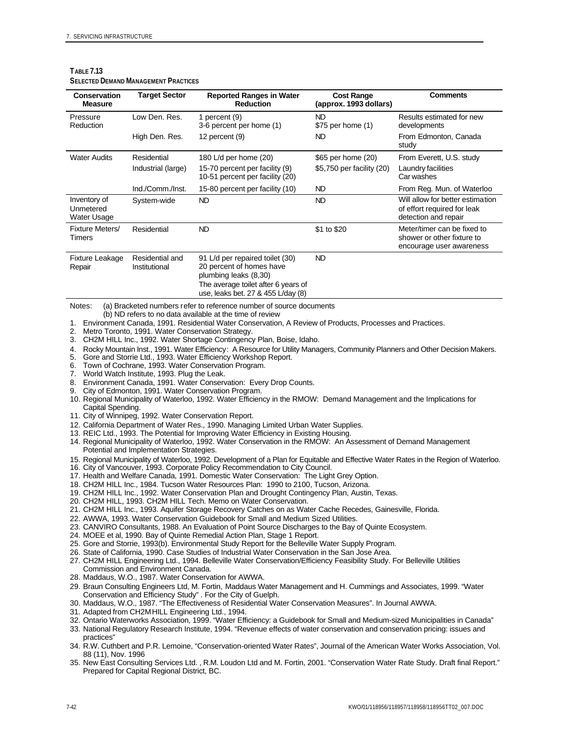**TABLE 7.13**
**SELECTED DEMAND MANAGEMENT PRACTICES**

| Conservation Measure | Target Sector | Reported Ranges in Water Reduction | Cost Range (approx. 1993 dollars) | Comments |
|---|---|---|---|---|
| Pressure Reduction | Low Den. Res. | 1 percent (9)<br>3-6 percent per home (1) | ND<br>$75 per home (1) | Results estimated for new developments |
| | High Den. Res. | 12 percent (9) | ND | From Edmonton, Canada study |
| Water Audits | Residential | 180 L/d per home (20) | $65 per home (20) | From Everett, U.S. study |
| | Industrial (large) | 15-70 percent per facility (9)<br>10-51 percent per facility (20) | $5,750 per facility (20) | Laundry facilities<br>Car washes |
| | Ind./Comm./Inst. | 15-80 percent per facility (10) | ND | From Reg. Mun. of Waterloo |
| Inventory of Unmetered Water Usage | System-wide | ND | ND | Will allow for better estimation of effort required for leak detection and repair |
| Fixture Meters/ Timers | Residential | ND | $1 to $20 | Meter/timer can be fixed to shower or other fixture to encourage user awareness |
| Fixture Leakage Repair | Residential and Institutional | 91 L/d per repaired toilet (30)<br>20 percent of homes have plumbing leaks (8,30)<br>The average toilet after 6 years of use, leaks bet. 27 & 455 L/day (8) | ND | |

Notes: (a) Bracketed numbers refer to reference number of source documents
(b) ND refers to no data available at the time of review

1. Environment Canada, 1991. Residential Water Conservation, A Review of Products, Processes and Practices.
2. Metro Toronto, 1991. Water Conservation Strategy.
3. CH2M HILL Inc., 1992. Water Shortage Contingency Plan, Boise, Idaho.
4. Rocky Mountain Inst., 1991. Water Efficiency: A Resource for Utility Managers, Community Planners and Other Decision Makers.
5. Gore and Storrie Ltd., 1993. Water Efficiency Workshop Report.
6. Town of Cochrane, 1993. Water Conservation Program.
7. World Watch Institute, 1993. Plug the Leak.
8. Environment Canada, 1991. Water Conservation: Every Drop Counts.
9. City of Edmonton, 1991. Water Conservation Program.
10. Regional Municipality of Waterloo, 1992. Water Efficiency in the RMOW: Demand Management and the Implications for Capital Spending.
11. City of Winnipeg, 1992. Water Conservation Report.
12. California Department of Water Res., 1990. Managing Limited Urban Water Supplies.
13. REIC Ltd., 1993. The Potential for Improving Water Efficiency in Existing Housing.
14. Regional Municipality of Waterloo, 1992. Water Conservation in the RMOW: An Assessment of Demand Management Potential and Implementation Strategies.
15. Regional Municipality of Waterloo, 1992. Development of a Plan for Equitable and Effective Water Rates in the Region of Waterloo.
16. City of Vancouver, 1993. Corporate Policy Recommendation to City Council.
17. Health and Welfare Canada, 1991. Domestic Water Conservation: The Light Grey Option.
18. CH2M HILL Inc., 1984. Tucson Water Resources Plan: 1990 to 2100, Tucson, Arizona.
19. CH2M HILL Inc., 1992. Water Conservation Plan and Drought Contingency Plan, Austin, Texas.
20. CH2M HILL, 1993. CH2M HILL Tech. Memo on Water Conservation.
21. CH2M HILL Inc., 1993. Aquifer Storage Recovery Catches on as Water Cache Recedes, Gainesville, Florida.
22. AWWA, 1993. Water Conservation Guidebook for Small and Medium Sized Utilities.
23. CANVIRO Consultants, 1988. An Evaluation of Point Source Discharges to the Bay of Quinte Ecosystem.
24. MOEE et al, 1990. Bay of Quinte Remedial Action Plan, Stage 1 Report.
25. Gore and Storrie, 1993(b). Environmental Study Report for the Belleville Water Supply Program.
26. State of California, 1990. Case Studies of Industrial Water Conservation in the San Jose Area.
27. CH2M HILL Engineering Ltd., 1994. Belleville Water Conservation/Efficiency Feasibility Study. For Belleville Utilities Commission and Environment Canada.
28. Maddaus, W.O., 1987. Water Conservation for AWWA.
29. Braun Consulting Engineers Ltd, M. Fortin, Maddaus Water Management and H. Cummings and Associates, 1999. "Water Conservation and Efficiency Study" . For the City of Guelph.
30. Maddaus, W.O., 1987. "The Effectiveness of Residential Water Conservation Measures". In Journal AWWA.
31. Adapted from CH2MHILL Engineering Ltd., 1994.
32. Ontario Waterworks Association, 1999. "Water Efficiency: a Guidebook for Small and Medium-sized Municipalities in Canada"
33. National Regulatory Research Institute, 1994. "Revenue effects of water conservation and conservation pricing: issues and practices"
34. R.W. Cuthbert and P.R. Lemoine, "Conservation-oriented Water Rates", Journal of the American Water Works Association, Vol. 88 (11), Nov. 1996
35. New East Consulting Services Ltd. , R.M. Loudon Ltd and M. Fortin, 2001. "Conservation Water Rate Study. Draft final Report." Prepared for Capital Regional District, BC.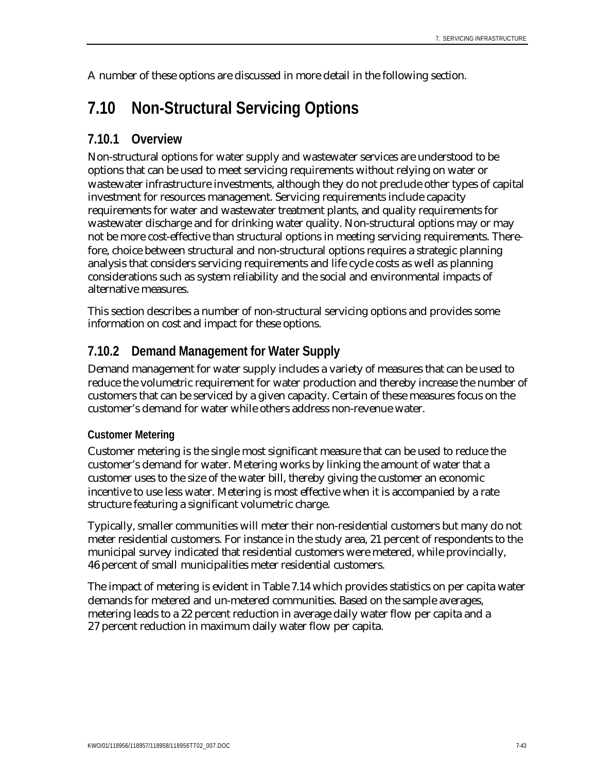A number of these options are discussed in more detail in the following section.

## 7.10 Non-Structural Servicing Options

### 7.10.1 Overview

Non-structural options for water supply and wastewater services are understood to be options that can be used to meet servicing requirements without relying on water or wastewater infrastructure investments, although they do not preclude other types of capital investment for resources management. Servicing requirements include capacity requirements for water and wastewater treatment plants, and quality requirements for wastewater discharge and for drinking water quality. Non-structural options may or may not be more cost-effective than structural options in meeting servicing requirements. Therefore, choice between structural and non-structural options requires a strategic planning analysis that considers servicing requirements and life cycle costs as well as planning considerations such as system reliability and the social and environmental impacts of alternative measures.

This section describes a number of non-structural servicing options and provides some information on cost and impact for these options.

### 7.10.2 Demand Management for Water Supply

Demand management for water supply includes a variety of measures that can be used to reduce the volumetric requirement for water production and thereby increase the number of customers that can be serviced by a given capacity. Certain of these measures focus on the customer's demand for water while others address non-revenue water.

#### Customer Metering

Customer metering is the single most significant measure that can be used to reduce the customer's demand for water. Metering works by linking the amount of water that a customer uses to the size of the water bill, thereby giving the customer an economic incentive to use less water. Metering is most effective when it is accompanied by a rate structure featuring a significant volumetric charge.

Typically, smaller communities will meter their non-residential customers but many do not meter residential customers. For instance in the study area, 21 percent of respondents to the municipal survey indicated that residential customers were metered, while provincially, 46 percent of small municipalities meter residential customers.

The impact of metering is evident in Table 7.14 which provides statistics on per capita water demands for metered and un-metered communities. Based on the sample averages, metering leads to a 22 percent reduction in average daily water flow per capita and a 27 percent reduction in maximum daily water flow per capita.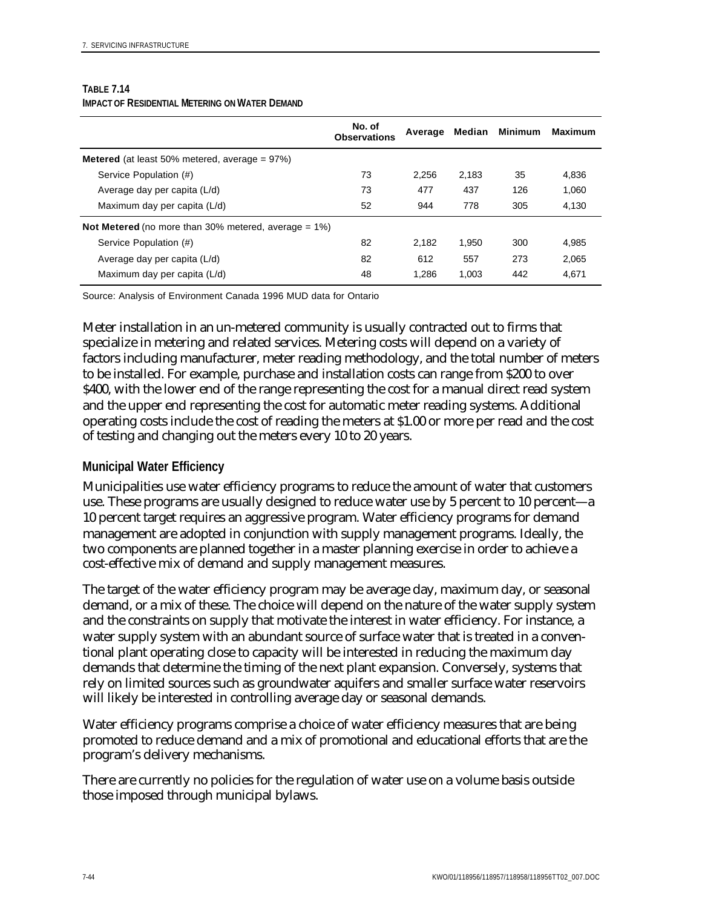**TABLE 7.14**
**IMPACT OF RESIDENTIAL METERING ON WATER DEMAND**

| | No. of Observations | Average | Median | Minimum | Maximum |
|---|---|---|---|---|---|
| **Metered** (at least 50% metered, average = 97%) | | | | | |
| Service Population (#) | 73 | 2,256 | 2,183 | 35 | 4,836 |
| Average day per capita (L/d) | 73 | 477 | 437 | 126 | 1,060 |
| Maximum day per capita (L/d) | 52 | 944 | 778 | 305 | 4,130 |
| **Not Metered** (no more than 30% metered, average = 1%) | | | | | |
| Service Population (#) | 82 | 2,182 | 1,950 | 300 | 4,985 |
| Average day per capita (L/d) | 82 | 612 | 557 | 273 | 2,065 |
| Maximum day per capita (L/d) | 48 | 1,286 | 1,003 | 442 | 4,671 |

Source: Analysis of Environment Canada 1996 MUD data for Ontario

Meter installation in an un-metered community is usually contracted out to firms that specialize in metering and related services. Metering costs will depend on a variety of factors including manufacturer, meter reading methodology, and the total number of meters to be installed. For example, purchase and installation costs can range from $200 to over $400, with the lower end of the range representing the cost for a manual direct read system and the upper end representing the cost for automatic meter reading systems. Additional operating costs include the cost of reading the meters at $1.00 or more per read and the cost of testing and changing out the meters every 10 to 20 years.

### Municipal Water Efficiency

Municipalities use water efficiency programs to reduce the amount of water that customers use. These programs are usually designed to reduce water use by 5 percent to 10 percent—a 10 percent target requires an aggressive program. Water efficiency programs for demand management are adopted in conjunction with supply management programs. Ideally, the two components are planned together in a master planning exercise in order to achieve a cost-effective mix of demand and supply management measures.

The target of the water efficiency program may be average day, maximum day, or seasonal demand, or a mix of these. The choice will depend on the nature of the water supply system and the constraints on supply that motivate the interest in water efficiency. For instance, a water supply system with an abundant source of surface water that is treated in a conventional plant operating close to capacity will be interested in reducing the maximum day demands that determine the timing of the next plant expansion. Conversely, systems that rely on limited sources such as groundwater aquifers and smaller surface water reservoirs will likely be interested in controlling average day or seasonal demands.

Water efficiency programs comprise a choice of water efficiency measures that are being promoted to reduce demand and a mix of promotional and educational efforts that are the program's delivery mechanisms.

There are currently no policies for the regulation of water use on a volume basis outside those imposed through municipal bylaws.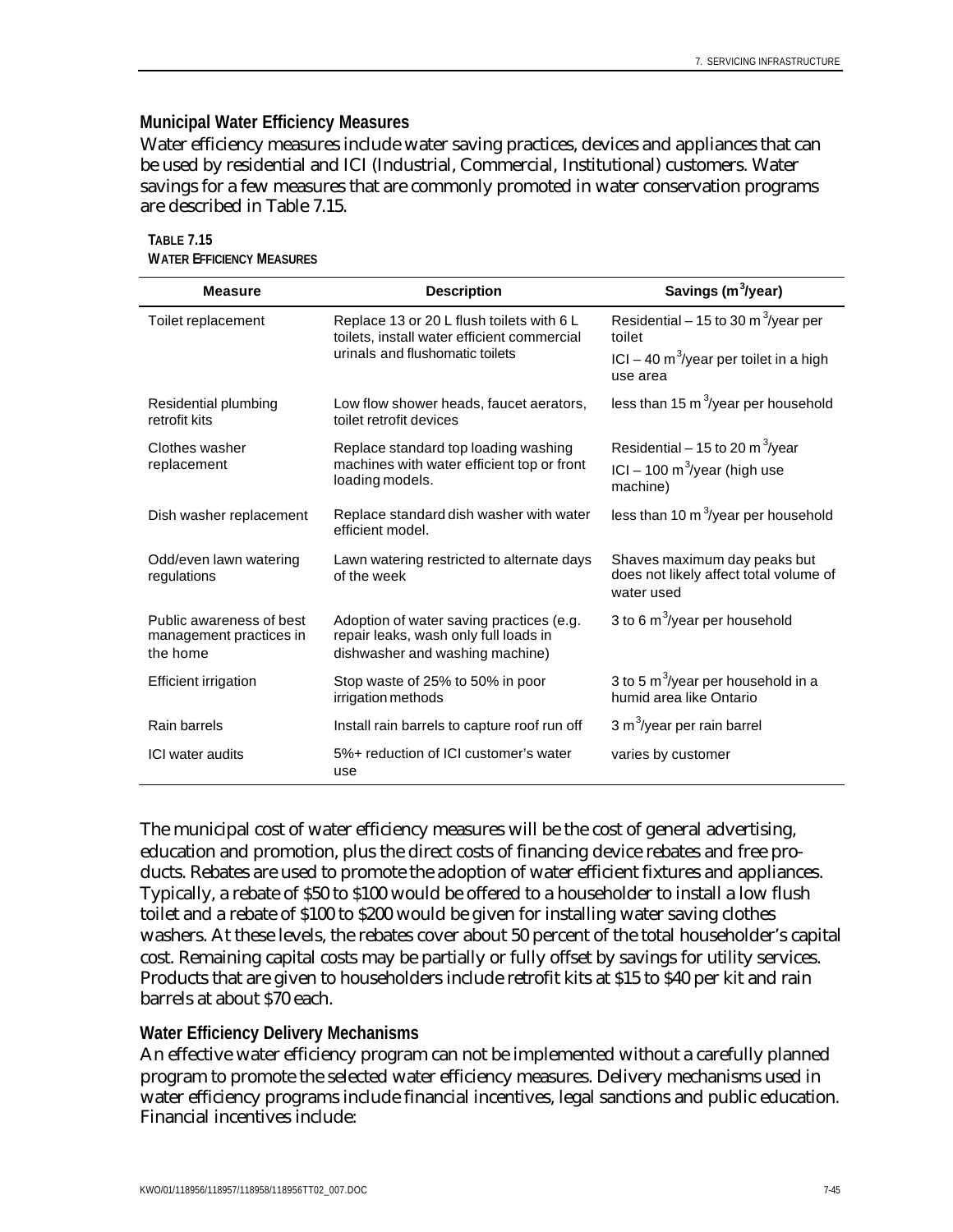### Municipal Water Efficiency Measures

Water efficiency measures include water saving practices, devices and appliances that can be used by residential and ICI (Industrial, Commercial, Institutional) customers. Water savings for a few measures that are commonly promoted in water conservation programs are described in Table 7.15.

**TABLE 7.15**
**WATER EFFICIENCY MEASURES**

| Measure | Description | Savings ($m^3$/year) |
|---|---|---|
| Toilet replacement | Replace 13 or 20 L flush toilets with 6 L toilets, install water efficient commercial urinals and flushomatic toilets | Residential – 15 to 30 $m^3$/year per toilet<br>ICI – 40 $m^3$/year per toilet in a high use area |
| Residential plumbing retrofit kits | Low flow shower heads, faucet aerators, toilet retrofit devices | less than 15 $m^3$/year per household |
| Clothes washer replacement | Replace standard top loading washing machines with water efficient top or front loading models. | Residential – 15 to 20 $m^3$/year<br>ICI – 100 $m^3$/year (high use machine) |
| Dish washer replacement | Replace standard dish washer with water efficient model. | less than 10 $m^3$/year per household |
| Odd/even lawn watering regulations | Lawn watering restricted to alternate days of the week | Shaves maximum day peaks but does not likely affect total volume of water used |
| Public awareness of best management practices in the home | Adoption of water saving practices (e.g. repair leaks, wash only full loads in dishwasher and washing machine) | 3 to 6 $m^3$/year per household |
| Efficient irrigation | Stop waste of 25% to 50% in poor irrigation methods | 3 to 5 $m^3$/year per household in a humid area like Ontario |
| Rain barrels | Install rain barrels to capture roof run off | 3 $m^3$/year per rain barrel |
| ICI water audits | 5%+ reduction of ICI customer's water use | varies by customer |

The municipal cost of water efficiency measures will be the cost of general advertising, education and promotion, plus the direct costs of financing device rebates and free products. Rebates are used to promote the adoption of water efficient fixtures and appliances. Typically, a rebate of $50 to $100 would be offered to a householder to install a low flush toilet and a rebate of $100 to $200 would be given for installing water saving clothes washers. At these levels, the rebates cover about 50 percent of the total householder's capital cost. Remaining capital costs may be partially or fully offset by savings for utility services. Products that are given to householders include retrofit kits at $15 to $40 per kit and rain barrels at about $70 each.

### Water Efficiency Delivery Mechanisms

An effective water efficiency program can not be implemented without a carefully planned program to promote the selected water efficiency measures. Delivery mechanisms used in water efficiency programs include financial incentives, legal sanctions and public education. Financial incentives include: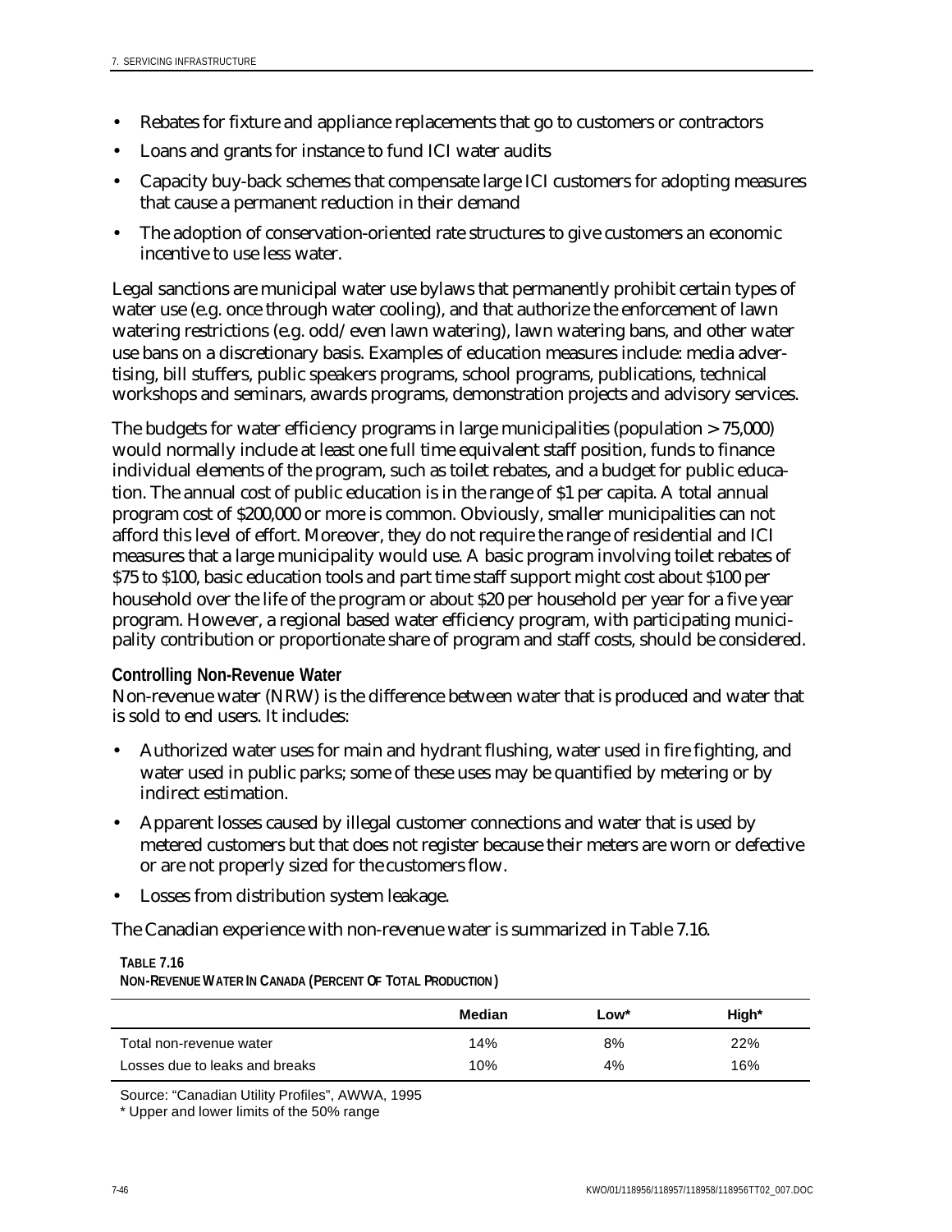- Rebates for fixture and appliance replacements that go to customers or contractors
- Loans and grants for instance to fund ICI water audits
- Capacity buy-back schemes that compensate large ICI customers for adopting measures that cause a permanent reduction in their demand
- The adoption of conservation-oriented rate structures to give customers an economic incentive to use less water.

Legal sanctions are municipal water use bylaws that permanently prohibit certain types of water use (e.g. once through water cooling), and that authorize the enforcement of lawn watering restrictions (e.g. odd/even lawn watering), lawn watering bans, and other water use bans on a discretionary basis. Examples of education measures include: media advertising, bill stuffers, public speakers programs, school programs, publications, technical workshops and seminars, awards programs, demonstration projects and advisory services.

The budgets for water efficiency programs in large municipalities (population > 75,000) would normally include at least one full time equivalent staff position, funds to finance individual elements of the program, such as toilet rebates, and a budget for public education. The annual cost of public education is in the range of $1 per capita. A total annual program cost of $200,000 or more is common. Obviously, smaller municipalities can not afford this level of effort. Moreover, they do not require the range of residential and ICI measures that a large municipality would use. A basic program involving toilet rebates of $75 to $100, basic education tools and part time staff support might cost about $100 per household over the life of the program or about $20 per household per year for a five year program. However, a regional based water efficiency program, with participating municipality contribution or proportionate share of program and staff costs, should be considered.

### Controlling Non-Revenue Water

Non-revenue water (NRW) is the difference between water that is produced and water that is sold to end users. It includes:

- Authorized water uses for main and hydrant flushing, water used in fire fighting, and water used in public parks; some of these uses may be quantified by metering or by indirect estimation.
- Apparent losses caused by illegal customer connections and water that is used by metered customers but that does not register because their meters are worn or defective or are not properly sized for the customers flow.
- Losses from distribution system leakage.

The Canadian experience with non-revenue water is summarized in Table 7.16.

**TABLE 7.16**
**NON-REVENUE WATER IN CANADA (PERCENT OF TOTAL PRODUCTION)**

| | Median | Low* | High* |
|---|---|---|---|
| Total non-revenue water | 14% | 8% | 22% |
| Losses due to leaks and breaks | 10% | 4% | 16% |

Source: "Canadian Utility Profiles", AWWA, 1995

\* Upper and lower limits of the 50% range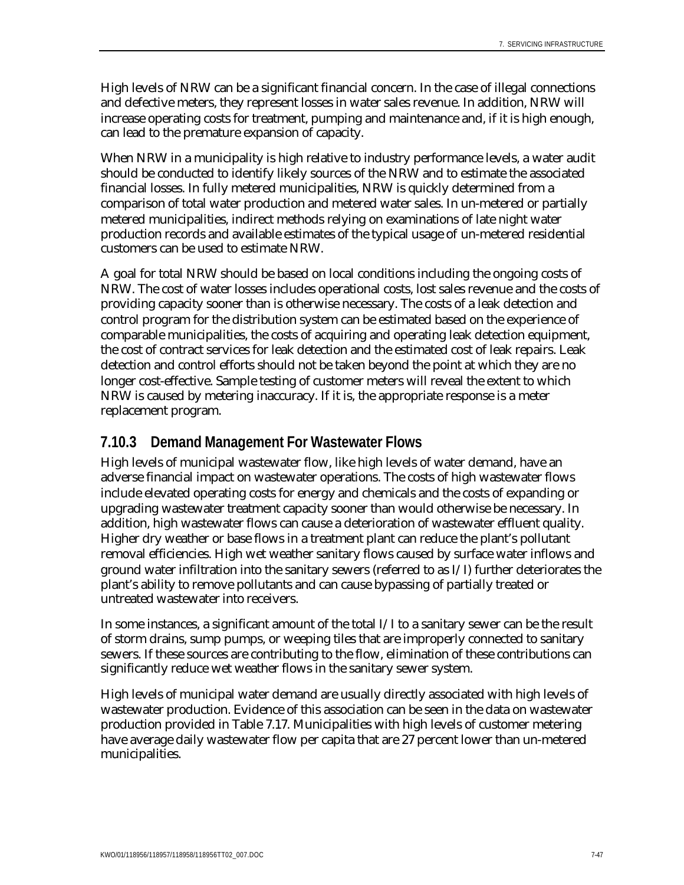High levels of NRW can be a significant financial concern. In the case of illegal connections and defective meters, they represent losses in water sales revenue. In addition, NRW will increase operating costs for treatment, pumping and maintenance and, if it is high enough, can lead to the premature expansion of capacity.

When NRW in a municipality is high relative to industry performance levels, a water audit should be conducted to identify likely sources of the NRW and to estimate the associated financial losses. In fully metered municipalities, NRW is quickly determined from a comparison of total water production and metered water sales. In un-metered or partially metered municipalities, indirect methods relying on examinations of late night water production records and available estimates of the typical usage of un-metered residential customers can be used to estimate NRW.

A goal for total NRW should be based on local conditions including the ongoing costs of NRW. The cost of water losses includes operational costs, lost sales revenue and the costs of providing capacity sooner than is otherwise necessary. The costs of a leak detection and control program for the distribution system can be estimated based on the experience of comparable municipalities, the costs of acquiring and operating leak detection equipment, the cost of contract services for leak detection and the estimated cost of leak repairs. Leak detection and control efforts should not be taken beyond the point at which they are no longer cost-effective. Sample testing of customer meters will reveal the extent to which NRW is caused by metering inaccuracy. If it is, the appropriate response is a meter replacement program.

### 7.10.3 Demand Management For Wastewater Flows

High levels of municipal wastewater flow, like high levels of water demand, have an adverse financial impact on wastewater operations. The costs of high wastewater flows include elevated operating costs for energy and chemicals and the costs of expanding or upgrading wastewater treatment capacity sooner than would otherwise be necessary. In addition, high wastewater flows can cause a deterioration of wastewater effluent quality. Higher dry weather or base flows in a treatment plant can reduce the plant's pollutant removal efficiencies. High wet weather sanitary flows caused by surface water inflows and ground water infiltration into the sanitary sewers (referred to as I/I) further deteriorates the plant's ability to remove pollutants and can cause bypassing of partially treated or untreated wastewater into receivers.

In some instances, a significant amount of the total I/I to a sanitary sewer can be the result of storm drains, sump pumps, or weeping tiles that are improperly connected to sanitary sewers. If these sources are contributing to the flow, elimination of these contributions can significantly reduce wet weather flows in the sanitary sewer system.

High levels of municipal water demand are usually directly associated with high levels of wastewater production. Evidence of this association can be seen in the data on wastewater production provided in Table 7.17. Municipalities with high levels of customer metering have average daily wastewater flow per capita that are 27 percent lower than un-metered municipalities.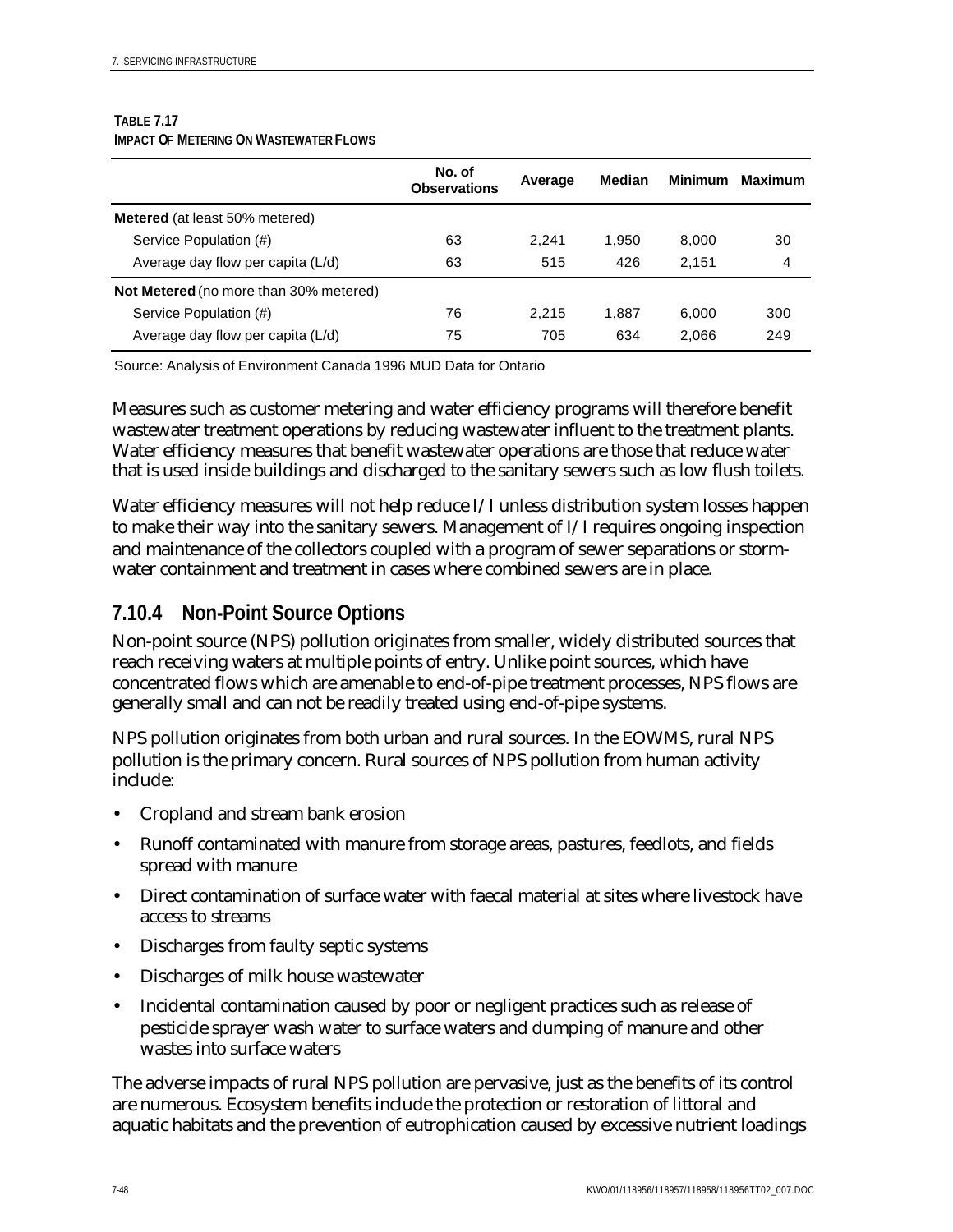**TABLE 7.17**
**IMPACT OF METERING ON WASTEWATER FLOWS**

| | No. of Observations | Average | Median | Minimum | Maximum |
|---|---|---|---|---|---|
| **Metered** (at least 50% metered) | | | | | |
| Service Population (#) | 63 | 2,241 | 1,950 | 8,000 | 30 |
| Average day flow per capita (L/d) | 63 | 515 | 426 | 2,151 | 4 |
| **Not Metered** (no more than 30% metered) | | | | | |
| Service Population (#) | 76 | 2,215 | 1,887 | 6,000 | 300 |
| Average day flow per capita (L/d) | 75 | 705 | 634 | 2,066 | 249 |

Source: Analysis of Environment Canada 1996 MUD Data for Ontario

Measures such as customer metering and water efficiency programs will therefore benefit wastewater treatment operations by reducing wastewater influent to the treatment plants. Water efficiency measures that benefit wastewater operations are those that reduce water that is used inside buildings and discharged to the sanitary sewers such as low flush toilets.

Water efficiency measures will not help reduce I/I unless distribution system losses happen to make their way into the sanitary sewers. Management of I/I requires ongoing inspection and maintenance of the collectors coupled with a program of sewer separations or stormwater containment and treatment in cases where combined sewers are in place.

### 7.10.4 Non-Point Source Options

Non-point source (NPS) pollution originates from smaller, widely distributed sources that reach receiving waters at multiple points of entry. Unlike point sources, which have concentrated flows which are amenable to end-of-pipe treatment processes, NPS flows are generally small and can not be readily treated using end-of-pipe systems.

NPS pollution originates from both urban and rural sources. In the EOWMS, rural NPS pollution is the primary concern. Rural sources of NPS pollution from human activity include:

- Cropland and stream bank erosion
- Runoff contaminated with manure from storage areas, pastures, feedlots, and fields spread with manure
- Direct contamination of surface water with faecal material at sites where livestock have access to streams
- Discharges from faulty septic systems
- Discharges of milk house wastewater
- Incidental contamination caused by poor or negligent practices such as release of pesticide sprayer wash water to surface waters and dumping of manure and other wastes into surface waters

The adverse impacts of rural NPS pollution are pervasive, just as the benefits of its control are numerous. Ecosystem benefits include the protection or restoration of littoral and aquatic habitats and the prevention of eutrophication caused by excessive nutrient loadings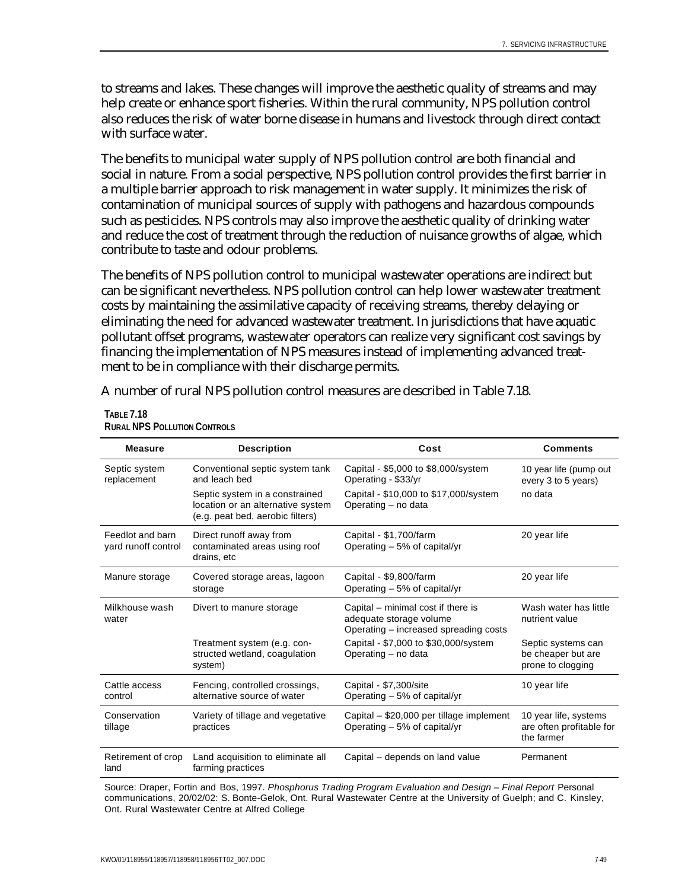to streams and lakes. These changes will improve the aesthetic quality of streams and may help create or enhance sport fisheries. Within the rural community, NPS pollution control also reduces the risk of water borne disease in humans and livestock through direct contact with surface water.

The benefits to municipal water supply of NPS pollution control are both financial and social in nature. From a social perspective, NPS pollution control provides the first barrier in a multiple barrier approach to risk management in water supply. It minimizes the risk of contamination of municipal sources of supply with pathogens and hazardous compounds such as pesticides. NPS controls may also improve the aesthetic quality of drinking water and reduce the cost of treatment through the reduction of nuisance growths of algae, which contribute to taste and odour problems.

The benefits of NPS pollution control to municipal wastewater operations are indirect but can be significant nevertheless. NPS pollution control can help lower wastewater treatment costs by maintaining the assimilative capacity of receiving streams, thereby delaying or eliminating the need for advanced wastewater treatment. In jurisdictions that have aquatic pollutant offset programs, wastewater operators can realize very significant cost savings by financing the implementation of NPS measures instead of implementing advanced treatment to be in compliance with their discharge permits.

A number of rural NPS pollution control measures are described in Table 7.18.

**TABLE 7.18**
**RURAL NPS POLLUTION CONTROLS**

| Measure | Description | Cost | Comments |
|---|---|---|---|
| Septic system replacement | Conventional septic system tank and leach bed | Capital - $5,000 to $8,000/system<br>Operating - $33/yr | 10 year life (pump out every 3 to 5 years) |
| | Septic system in a constrained location or an alternative system (e.g. peat bed, aerobic filters) | Capital - $10,000 to $17,000/system<br>Operating – no data | no data |
| Feedlot and barn yard runoff control | Direct runoff away from contaminated areas using roof drains, etc | Capital - $1,700/farm<br>Operating – 5% of capital/yr | 20 year life |
| Manure storage | Covered storage areas, lagoon storage | Capital - $9,800/farm<br>Operating – 5% of capital/yr | 20 year life |
| Milkhouse wash water | Divert to manure storage | Capital – minimal cost if there is adequate storage volume<br>Operating – increased spreading costs | Wash water has little nutrient value |
| | Treatment system (e.g. constructed wetland, coagulation system) | Capital - $7,000 to $30,000/system<br>Operating – no data | Septic systems can be cheaper but are prone to clogging |
| Cattle access control | Fencing, controlled crossings, alternative source of water | Capital - $7,300/site<br>Operating – 5% of capital/yr | 10 year life |
| Conservation tillage | Variety of tillage and vegetative practices | Capital – $20,000 per tillage implement<br>Operating – 5% of capital/yr | 10 year life, systems are often profitable for the farmer |
| Retirement of crop land | Land acquisition to eliminate all farming practices | Capital – depends on land value | Permanent |

Source: Draper, Fortin and Bos, 1997. *Phosphorus Trading Program Evaluation and Design – Final Report* Personal communications, 20/02/02: S. Bonte-Gelok, Ont. Rural Wastewater Centre at the University of Guelph; and C. Kinsley, Ont. Rural Wastewater Centre at Alfred College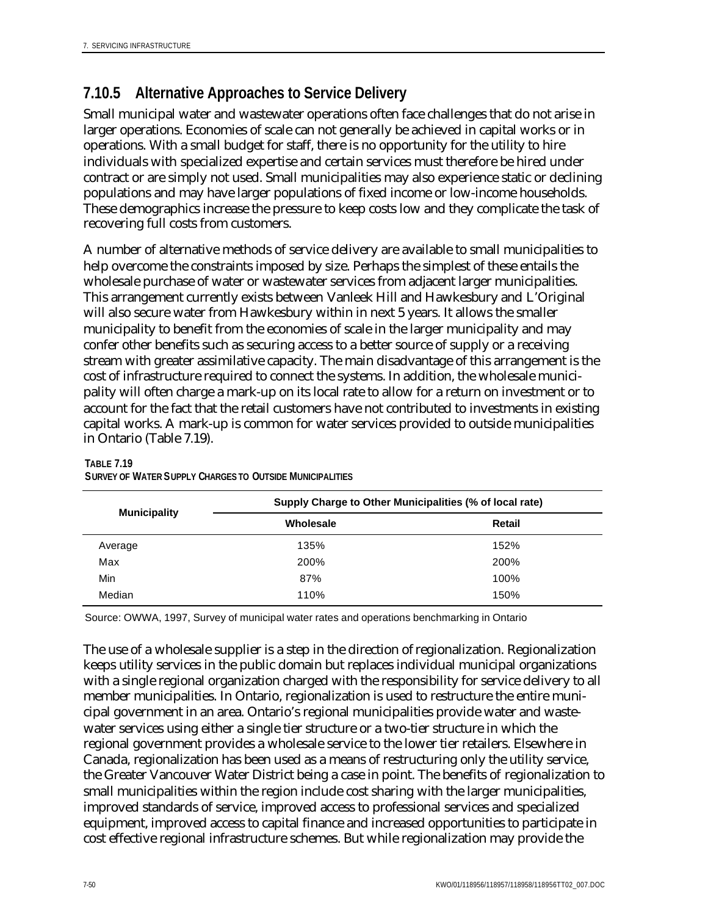### 7.10.5 Alternative Approaches to Service Delivery

Small municipal water and wastewater operations often face challenges that do not arise in larger operations. Economies of scale can not generally be achieved in capital works or in operations. With a small budget for staff, there is no opportunity for the utility to hire individuals with specialized expertise and certain services must therefore be hired under contract or are simply not used. Small municipalities may also experience static or declining populations and may have larger populations of fixed income or low-income households. These demographics increase the pressure to keep costs low and they complicate the task of recovering full costs from customers.

A number of alternative methods of service delivery are available to small municipalities to help overcome the constraints imposed by size. Perhaps the simplest of these entails the wholesale purchase of water or wastewater services from adjacent larger municipalities. This arrangement currently exists between Vanleek Hill and Hawkesbury and L'Original will also secure water from Hawkesbury within in next 5 years. It allows the smaller municipality to benefit from the economies of scale in the larger municipality and may confer other benefits such as securing access to a better source of supply or a receiving stream with greater assimilative capacity. The main disadvantage of this arrangement is the cost of infrastructure required to connect the systems. In addition, the wholesale municipality will often charge a mark-up on its local rate to allow for a return on investment or to account for the fact that the retail customers have not contributed to investments in existing capital works. A mark-up is common for water services provided to outside municipalities in Ontario (Table 7.19).

**TABLE 7.19**
**SURVEY OF WATER SUPPLY CHARGES TO OUTSIDE MUNICIPALITIES**

| Municipality | Supply Charge to Other Municipalities (% of local rate) | |
|---|---|---|
| | Wholesale | Retail |
| Average | 135% | 152% |
| Max | 200% | 200% |
| Min | 87% | 100% |
| Median | 110% | 150% |

Source: OWWA, 1997, Survey of municipal water rates and operations benchmarking in Ontario

The use of a wholesale supplier is a step in the direction of regionalization. Regionalization keeps utility services in the public domain but replaces individual municipal organizations with a single regional organization charged with the responsibility for service delivery to all member municipalities. In Ontario, regionalization is used to restructure the entire municipal government in an area. Ontario's regional municipalities provide water and wastewater services using either a single tier structure or a two-tier structure in which the regional government provides a wholesale service to the lower tier retailers. Elsewhere in Canada, regionalization has been used as a means of restructuring only the utility service, the Greater Vancouver Water District being a case in point. The benefits of regionalization to small municipalities within the region include cost sharing with the larger municipalities, improved standards of service, improved access to professional services and specialized equipment, improved access to capital finance and increased opportunities to participate in cost effective regional infrastructure schemes. But while regionalization may provide the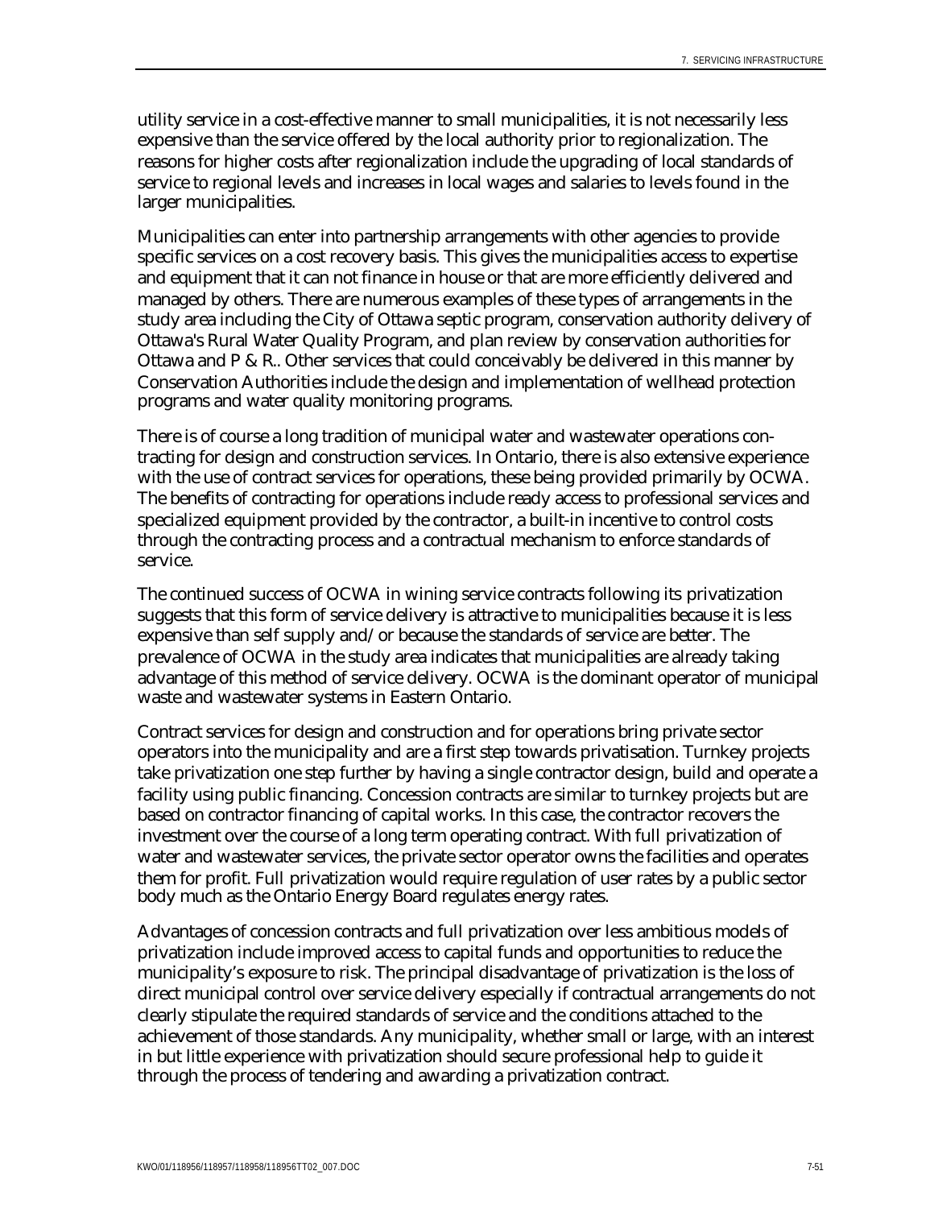utility service in a cost-effective manner to small municipalities, it is not necessarily less expensive than the service offered by the local authority prior to regionalization. The reasons for higher costs after regionalization include the upgrading of local standards of service to regional levels and increases in local wages and salaries to levels found in the larger municipalities.

Municipalities can enter into partnership arrangements with other agencies to provide specific services on a cost recovery basis. This gives the municipalities access to expertise and equipment that it can not finance in house or that are more efficiently delivered and managed by others. There are numerous examples of these types of arrangements in the study area including the City of Ottawa septic program, conservation authority delivery of Ottawa's Rural Water Quality Program, and plan review by conservation authorities for Ottawa and P & R.. Other services that could conceivably be delivered in this manner by Conservation Authorities include the design and implementation of wellhead protection programs and water quality monitoring programs.

There is of course a long tradition of municipal water and wastewater operations contracting for design and construction services. In Ontario, there is also extensive experience with the use of contract services for operations, these being provided primarily by OCWA. The benefits of contracting for operations include ready access to professional services and specialized equipment provided by the contractor, a built-in incentive to control costs through the contracting process and a contractual mechanism to enforce standards of service.

The continued success of OCWA in wining service contracts following its privatization suggests that this form of service delivery is attractive to municipalities because it is less expensive than self supply and/or because the standards of service are better. The prevalence of OCWA in the study area indicates that municipalities are already taking advantage of this method of service delivery. OCWA is the dominant operator of municipal waste and wastewater systems in Eastern Ontario.

Contract services for design and construction and for operations bring private sector operators into the municipality and are a first step towards privatisation. Turnkey projects take privatization one step further by having a single contractor design, build and operate a facility using public financing. Concession contracts are similar to turnkey projects but are based on contractor financing of capital works. In this case, the contractor recovers the investment over the course of a long term operating contract. With full privatization of water and wastewater services, the private sector operator owns the facilities and operates them for profit. Full privatization would require regulation of user rates by a public sector body much as the Ontario Energy Board regulates energy rates.

Advantages of concession contracts and full privatization over less ambitious models of privatization include improved access to capital funds and opportunities to reduce the municipality's exposure to risk. The principal disadvantage of privatization is the loss of direct municipal control over service delivery especially if contractual arrangements do not clearly stipulate the required standards of service and the conditions attached to the achievement of those standards. Any municipality, whether small or large, with an interest in but little experience with privatization should secure professional help to guide it through the process of tendering and awarding a privatization contract.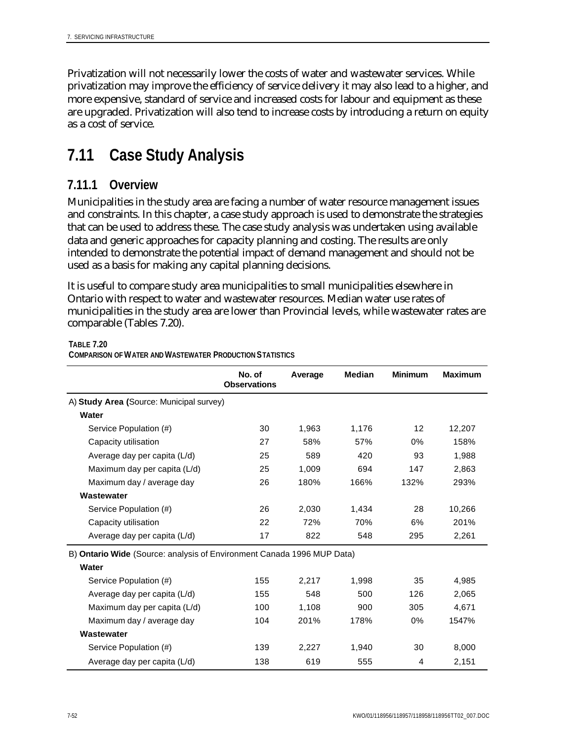Privatization will not necessarily lower the costs of water and wastewater services. While privatization may improve the efficiency of service delivery it may also lead to a higher, and more expensive, standard of service and increased costs for labour and equipment as these are upgraded. Privatization will also tend to increase costs by introducing a return on equity as a cost of service.

## 7.11 Case Study Analysis

### 7.11.1 Overview

Municipalities in the study area are facing a number of water resource management issues and constraints. In this chapter, a case study approach is used to demonstrate the strategies that can be used to address these. The case study analysis was undertaken using available data and generic approaches for capacity planning and costing. The results are only intended to demonstrate the potential impact of demand management and should not be used as a basis for making any capital planning decisions.

It is useful to compare study area municipalities to small municipalities elsewhere in Ontario with respect to water and wastewater resources. Median water use rates of municipalities in the study area are lower than Provincial levels, while wastewater rates are comparable (Tables 7.20).

**TABLE 7.20**
**COMPARISON OF WATER AND WASTEWATER PRODUCTION STATISTICS**

| | No. of Observations | Average | Median | Minimum | Maximum |
|---|---|---|---|---|---|
| A) **Study Area (**Source: Municipal survey) | | | | | |
| **Water** | | | | | |
| Service Population (#) | 30 | 1,963 | 1,176 | 12 | 12,207 |
| Capacity utilisation | 27 | 58% | 57% | 0% | 158% |
| Average day per capita (L/d) | 25 | 589 | 420 | 93 | 1,988 |
| Maximum day per capita (L/d) | 25 | 1,009 | 694 | 147 | 2,863 |
| Maximum day / average day | 26 | 180% | 166% | 132% | 293% |
| **Wastewater** | | | | | |
| Service Population (#) | 26 | 2,030 | 1,434 | 28 | 10,266 |
| Capacity utilisation | 22 | 72% | 70% | 6% | 201% |
| Average day per capita (L/d) | 17 | 822 | 548 | 295 | 2,261 |
| B) **Ontario Wide** (Source: analysis of Environment Canada 1996 MUP Data) | | | | | |
| **Water** | | | | | |
| Service Population (#) | 155 | 2,217 | 1,998 | 35 | 4,985 |
| Average day per capita (L/d) | 155 | 548 | 500 | 126 | 2,065 |
| Maximum day per capita (L/d) | 100 | 1,108 | 900 | 305 | 4,671 |
| Maximum day / average day | 104 | 201% | 178% | 0% | 1547% |
| **Wastewater** | | | | | |
| Service Population (#) | 139 | 2,227 | 1,940 | 30 | 8,000 |
| Average day per capita (L/d) | 138 | 619 | 555 | 4 | 2,151 |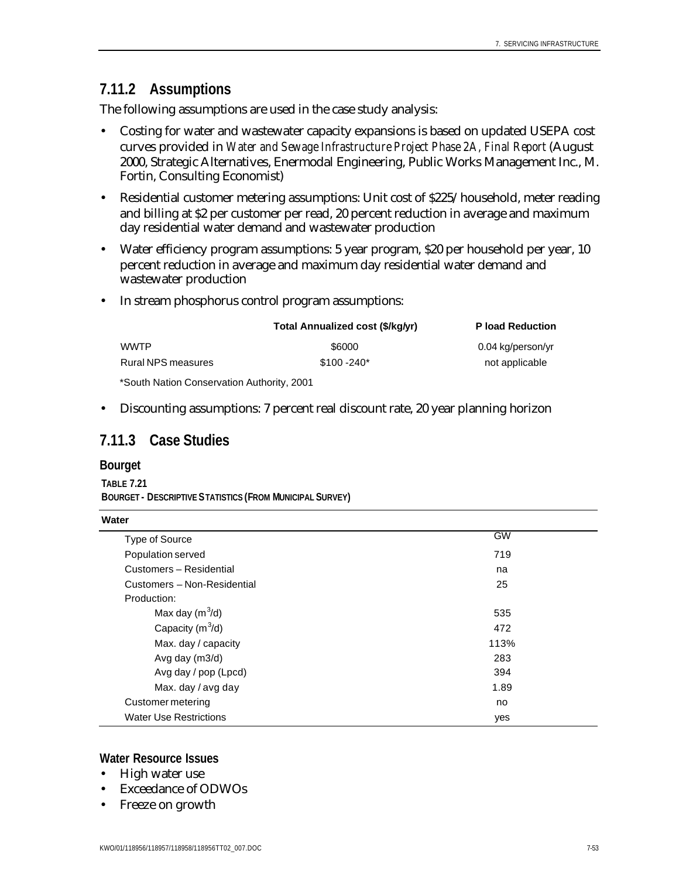### 7.11.2 Assumptions

The following assumptions are used in the case study analysis:

- Costing for water and wastewater capacity expansions is based on updated USEPA cost curves provided in *Water and Sewage Infrastructure Project Phase 2A, Final Report* (August 2000, Strategic Alternatives, Enermodal Engineering, Public Works Management Inc., M. Fortin, Consulting Economist)
- Residential customer metering assumptions: Unit cost of $225/household, meter reading and billing at $2 per customer per read, 20 percent reduction in average and maximum day residential water demand and wastewater production
- Water efficiency program assumptions: 5 year program, $20 per household per year, 10 percent reduction in average and maximum day residential water demand and wastewater production
- In stream phosphorus control program assumptions:

| | Total Annualized cost ($/kg/yr) | P load Reduction |
|---|---|---|
| WWTP | $6000 | 0.04 kg/person/yr |
| Rural NPS measures | $100 -240* | not applicable |

*South Nation Conservation Authority, 2001

- Discounting assumptions: 7 percent real discount rate, 20 year planning horizon

### 7.11.3 Case Studies

#### Bourget

**TABLE 7.21**
**BOURGET - DESCRIPTIVE STATISTICS (FROM MUNICIPAL SURVEY)**

| Water | |
|---|---|
| Type of Source | GW |
| Population served | 719 |
| Customers – Residential | na |
| Customers – Non-Residential | 25 |
| Production: | |
| Max day ($m^3$/d) | 535 |
| Capacity ($m^3$/d) | 472 |
| Max. day / capacity | 113% |
| Avg day (m3/d) | 283 |
| Avg day / pop (Lpcd) | 394 |
| Max. day / avg day | 1.89 |
| Customer metering | no |
| Water Use Restrictions | yes |

#### Water Resource Issues

- High water use
- Exceedance of ODWOs
- Freeze on growth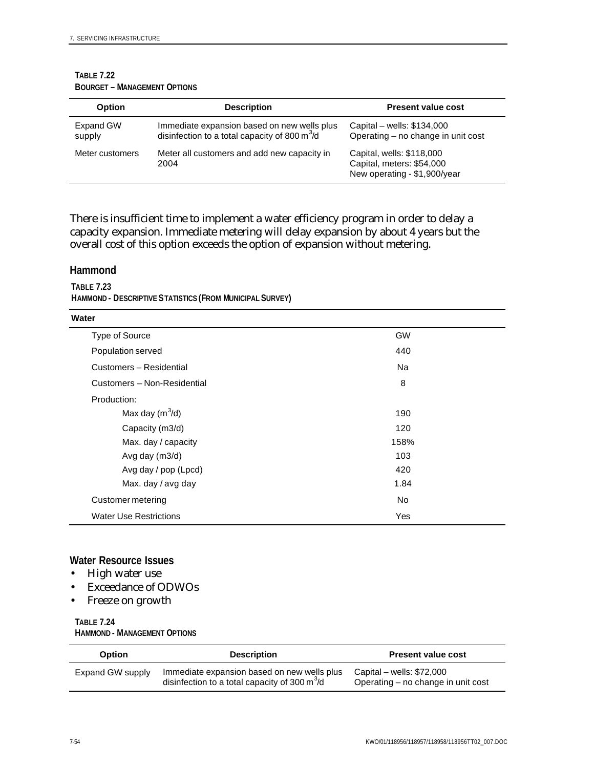**TABLE 7.22**
**BOURGET – MANAGEMENT OPTIONS**

| Option | Description | Present value cost |
|---|---|---|
| Expand GW supply | Immediate expansion based on new wells plus disinfection to a total capacity of 800 $m^3$/d | Capital – wells: $134,000<br>Operating – no change in unit cost |
| Meter customers | Meter all customers and add new capacity in 2004 | Capital, wells: $118,000<br>Capital, meters: $54,000<br>New operating - $1,900/year |

There is insufficient time to implement a water efficiency program in order to delay a capacity expansion. Immediate metering will delay expansion by about 4 years but the overall cost of this option exceeds the option of expansion without metering.

## Hammond

**TABLE 7.23**
**HAMMOND - DESCRIPTIVE STATISTICS (FROM MUNICIPAL SURVEY)**

| Water | |
|---|---|
| Type of Source | GW |
| Population served | 440 |
| Customers – Residential | Na |
| Customers – Non-Residential | 8 |
| Production: | |
| Max day ($m^3$/d) | 190 |
| Capacity (m3/d) | 120 |
| Max. day / capacity | 158% |
| Avg day (m3/d) | 103 |
| Avg day / pop (Lpcd) | 420 |
| Max. day / avg day | 1.84 |
| Customer metering | No |
| Water Use Restrictions | Yes |

### Water Resource Issues

- High water use
- Exceedance of ODWOs
- Freeze on growth

**TABLE 7.24**
**HAMMOND - MANAGEMENT OPTIONS**

| Option | Description | Present value cost |
|---|---|---|
| Expand GW supply | Immediate expansion based on new wells plus disinfection to a total capacity of 300 $m^3$/d | Capital – wells: $72,000<br>Operating – no change in unit cost |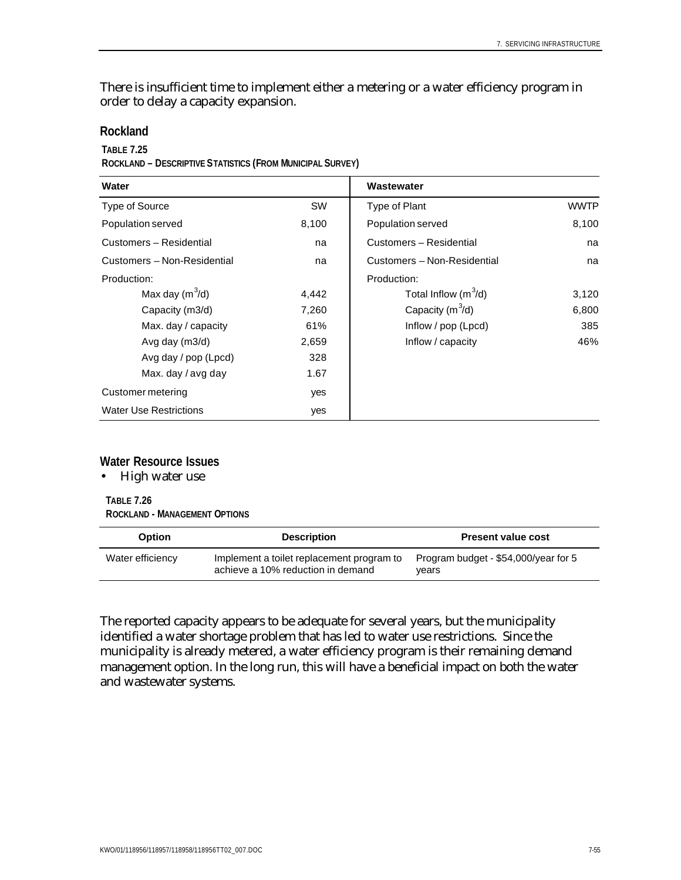There is insufficient time to implement either a metering or a water efficiency program in order to delay a capacity expansion.

## Rockland

**TABLE 7.25**
**ROCKLAND – DESCRIPTIVE STATISTICS (FROM MUNICIPAL SURVEY)**

| Water | | Wastewater | |
|---|---|---|---|
| Type of Source | SW | Type of Plant | WWTP |
| Population served | 8,100 | Population served | 8,100 |
| Customers – Residential | na | Customers – Residential | na |
| Customers – Non-Residential | na | Customers – Non-Residential | na |
| Production: | | Production: | |
| Max day ($m^3$/d) | 4,442 | Total Inflow ($m^3$/d) | 3,120 |
| Capacity (m3/d) | 7,260 | Capacity ($m^3$/d) | 6,800 |
| Max. day / capacity | 61% | Inflow / pop (Lpcd) | 385 |
| Avg day (m3/d) | 2,659 | Inflow / capacity | 46% |
| Avg day / pop (Lpcd) | 328 | | |
| Max. day / avg day | 1.67 | | |
| Customer metering | yes | | |
| Water Use Restrictions | yes | | |

### Water Resource Issues

- High water use

**TABLE 7.26**
**ROCKLAND - MANAGEMENT OPTIONS**

| Option | Description | Present value cost |
|---|---|---|
| Water efficiency | Implement a toilet replacement program to achieve a 10% reduction in demand | Program budget - $54,000/year for 5 years |

The reported capacity appears to be adequate for several years, but the municipality identified a water shortage problem that has led to water use restrictions. Since the municipality is already metered, a water efficiency program is their remaining demand management option. In the long run, this will have a beneficial impact on both the water and wastewater systems.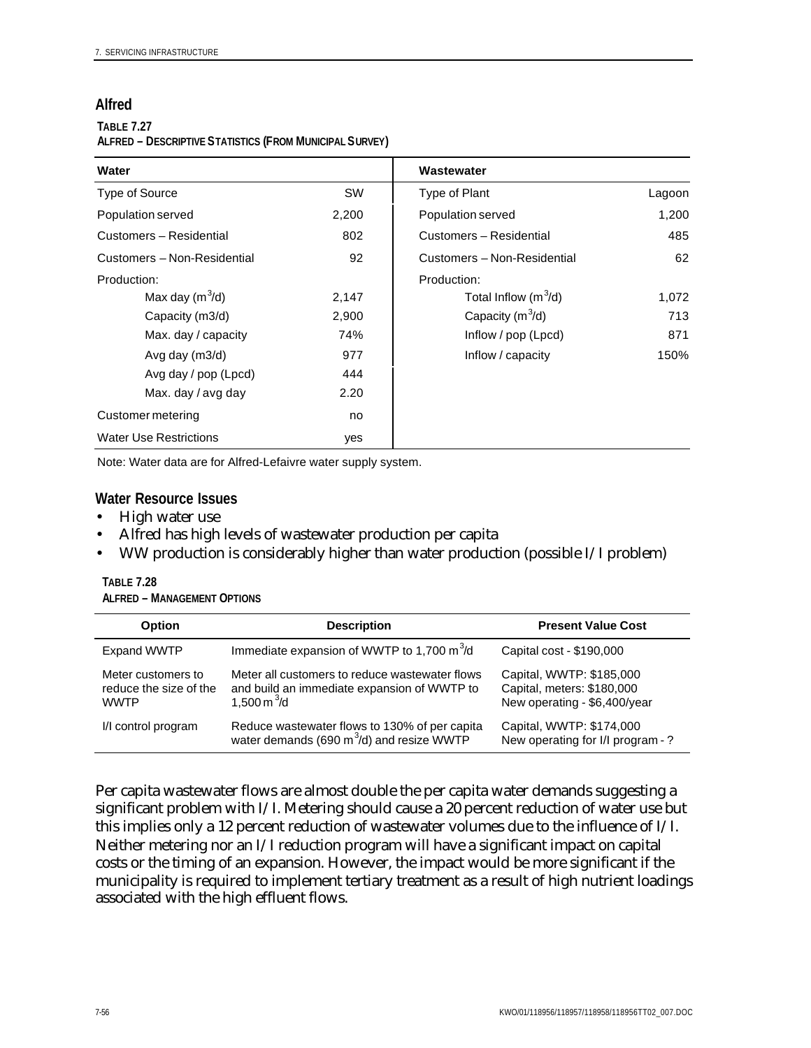## Alfred

**TABLE 7.27**
**ALFRED – DESCRIPTIVE STATISTICS (FROM MUNICIPAL SURVEY)**

| Water | | Wastewater | |
|---|---|---|---|
| Type of Source | SW | Type of Plant | Lagoon |
| Population served | 2,200 | Population served | 1,200 |
| Customers – Residential | 802 | Customers – Residential | 485 |
| Customers – Non-Residential | 92 | Customers – Non-Residential | 62 |
| Production: | | Production: | |
| Max day ($m^3$/d) | 2,147 | Total Inflow ($m^3$/d) | 1,072 |
| Capacity (m3/d) | 2,900 | Capacity ($m^3$/d) | 713 |
| Max. day / capacity | 74% | Inflow / pop (Lpcd) | 871 |
| Avg day (m3/d) | 977 | Inflow / capacity | 150% |
| Avg day / pop (Lpcd) | 444 | | |
| Max. day / avg day | 2.20 | | |
| Customer metering | no | | |
| Water Use Restrictions | yes | | |

Note: Water data are for Alfred-Lefaivre water supply system.

### Water Resource Issues

- High water use
- Alfred has high levels of wastewater production per capita
- WW production is considerably higher than water production (possible I/I problem)

**TABLE 7.28**
**ALFRED – MANAGEMENT OPTIONS**

| Option | Description | Present Value Cost |
|---|---|---|
| Expand WWTP | Immediate expansion of WWTP to 1,700 $m^3$/d | Capital cost - $190,000 |
| Meter customers to reduce the size of the WWTP | Meter all customers to reduce wastewater flows and build an immediate expansion of WWTP to 1,500 $m^3$/d | Capital, WWTP: $185,000<br>Capital, meters: $180,000<br>New operating - $6,400/year |
| I/I control program | Reduce wastewater flows to 130% of per capita water demands (690 $m^3$/d) and resize WWTP | Capital, WWTP: $174,000<br>New operating for I/I program - ? |

Per capita wastewater flows are almost double the per capita water demands suggesting a significant problem with I/I. Metering should cause a 20 percent reduction of water use but this implies only a 12 percent reduction of wastewater volumes due to the influence of I/I. Neither metering nor an I/I reduction program will have a significant impact on capital costs or the timing of an expansion. However, the impact would be more significant if the municipality is required to implement tertiary treatment as a result of high nutrient loadings associated with the high effluent flows.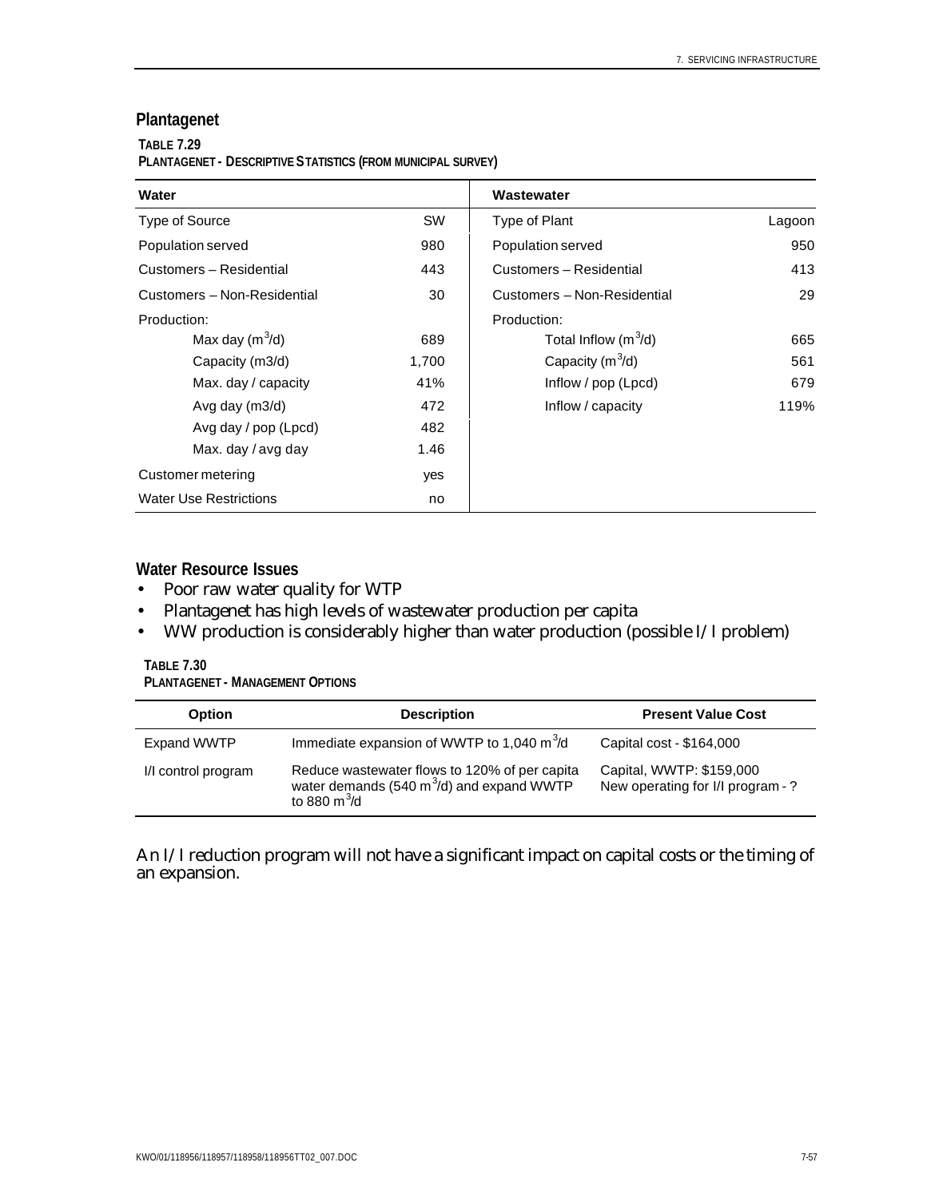## Plantagenet

**TABLE 7.29**
**PLANTAGENET - DESCRIPTIVE STATISTICS (FROM MUNICIPAL SURVEY)**

| Water | | Wastewater | |
|---|---|---|---|
| Type of Source | SW | Type of Plant | Lagoon |
| Population served | 980 | Population served | 950 |
| Customers – Residential | 443 | Customers – Residential | 413 |
| Customers – Non-Residential | 30 | Customers – Non-Residential | 29 |
| Production: | | Production: | |
| Max day ($m^3$/d) | 689 | Total Inflow ($m^3$/d) | 665 |
| Capacity (m3/d) | 1,700 | Capacity ($m^3$/d) | 561 |
| Max. day / capacity | 41% | Inflow / pop (Lpcd) | 679 |
| Avg day (m3/d) | 472 | Inflow / capacity | 119% |
| Avg day / pop (Lpcd) | 482 | | |
| Max. day / avg day | 1.46 | | |
| Customer metering | yes | | |
| Water Use Restrictions | no | | |

### Water Resource Issues

- Poor raw water quality for WTP
- Plantagenet has high levels of wastewater production per capita
- WW production is considerably higher than water production (possible I/I problem)

**TABLE 7.30**
**PLANTAGENET - MANAGEMENT OPTIONS**

| Option | Description | Present Value Cost |
|---|---|---|
| Expand WWTP | Immediate expansion of WWTP to 1,040 $m^3$/d | Capital cost - $164,000 |
| I/I control program | Reduce wastewater flows to 120% of per capita water demands (540 $m^3$/d) and expand WWTP to 880 $m^3$/d | Capital, WWTP: $159,000<br>New operating for I/I program - ? |

An I/I reduction program will not have a significant impact on capital costs or the timing of an expansion.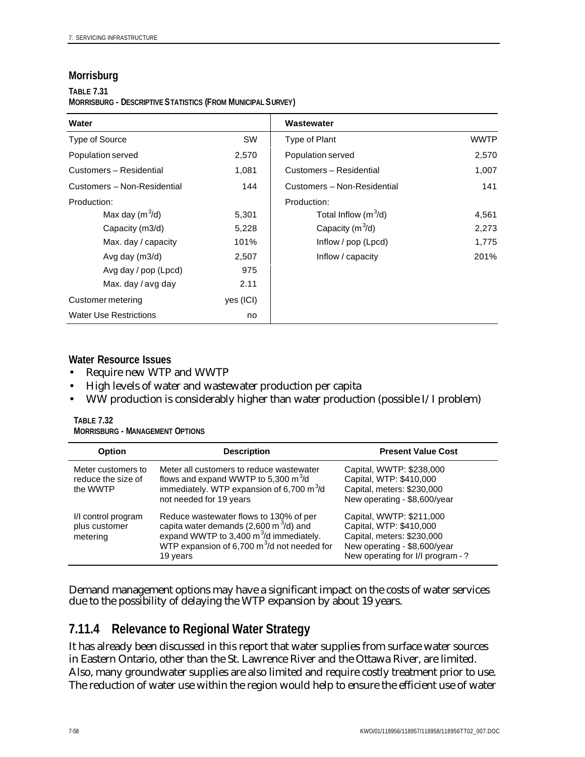## Morrisburg

**TABLE 7.31**
**MORRISBURG - DESCRIPTIVE STATISTICS (FROM MUNICIPAL SURVEY)**

| Water | | Wastewater | |
|---|---|---|---|
| Type of Source | SW | Type of Plant | WWTP |
| Population served | 2,570 | Population served | 2,570 |
| Customers – Residential | 1,081 | Customers – Residential | 1,007 |
| Customers – Non-Residential | 144 | Customers – Non-Residential | 141 |
| Production: | | Production: | |
| Max day ($m^3$/d) | 5,301 | Total Inflow ($m^3$/d) | 4,561 |
| Capacity (m3/d) | 5,228 | Capacity ($m^3$/d) | 2,273 |
| Max. day / capacity | 101% | Inflow / pop (Lpcd) | 1,775 |
| Avg day (m3/d) | 2,507 | Inflow / capacity | 201% |
| Avg day / pop (Lpcd) | 975 | | |
| Max. day / avg day | 2.11 | | |
| Customer metering | yes (ICI) | | |
| Water Use Restrictions | no | | |

**Water Resource Issues**

- Require new WTP and WWTP
- High levels of water and wastewater production per capita
- WW production is considerably higher than water production (possible I/I problem)

**TABLE 7.32**
**MORRISBURG - MANAGEMENT OPTIONS**

| Option | Description | Present Value Cost |
|---|---|---|
| Meter customers to reduce the size of the WWTP | Meter all customers to reduce wastewater flows and expand WWTP to 5,300 $m^3$/d immediately. WTP expansion of 6,700 $m^3$/d not needed for 19 years | Capital, WWTP: $238,000<br>Capital, WTP: $410,000<br>Capital, meters: $230,000<br>New operating - $8,600/year |
| I/I control program plus customer metering | Reduce wastewater flows to 130% of per capita water demands (2,600 $m^3$/d) and expand WWTP to 3,400 $m^3$/d immediately. WTP expansion of 6,700 $m^3$/d not needed for 19 years | Capital, WWTP: $211,000<br>Capital, WTP: $410,000<br>Capital, meters: $230,000<br>New operating - $8,600/year<br>New operating for I/I program - ? |

Demand management options may have a significant impact on the costs of water services due to the possibility of delaying the WTP expansion by about 19 years.

### 7.11.4 Relevance to Regional Water Strategy

It has already been discussed in this report that water supplies from surface water sources in Eastern Ontario, other than the St. Lawrence River and the Ottawa River, are limited. Also, many groundwater supplies are also limited and require costly treatment prior to use. The reduction of water use within the region would help to ensure the efficient use of water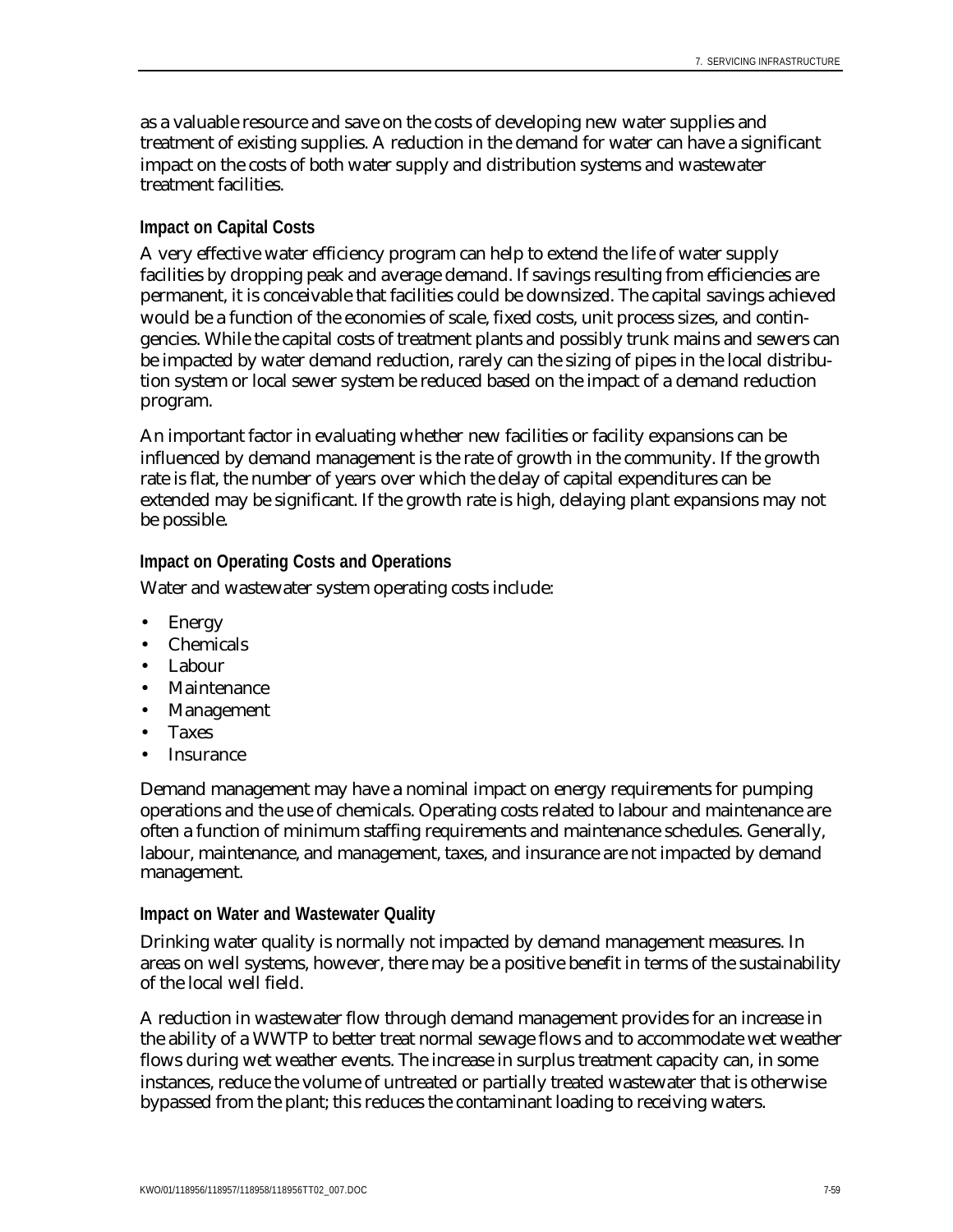as a valuable resource and save on the costs of developing new water supplies and treatment of existing supplies. A reduction in the demand for water can have a significant impact on the costs of both water supply and distribution systems and wastewater treatment facilities.

### Impact on Capital Costs

A very effective water efficiency program can help to extend the life of water supply facilities by dropping peak and average demand. If savings resulting from efficiencies are permanent, it is conceivable that facilities could be downsized. The capital savings achieved would be a function of the economies of scale, fixed costs, unit process sizes, and contingencies. While the capital costs of treatment plants and possibly trunk mains and sewers can be impacted by water demand reduction, rarely can the sizing of pipes in the local distribution system or local sewer system be reduced based on the impact of a demand reduction program.

An important factor in evaluating whether new facilities or facility expansions can be influenced by demand management is the rate of growth in the community. If the growth rate is flat, the number of years over which the delay of capital expenditures can be extended may be significant. If the growth rate is high, delaying plant expansions may not be possible.

### Impact on Operating Costs and Operations

Water and wastewater system operating costs include:

- Energy
- Chemicals
- Labour
- Maintenance
- Management
- Taxes
- Insurance

Demand management may have a nominal impact on energy requirements for pumping operations and the use of chemicals. Operating costs related to labour and maintenance are often a function of minimum staffing requirements and maintenance schedules. Generally, labour, maintenance, and management, taxes, and insurance are not impacted by demand management.

### Impact on Water and Wastewater Quality

Drinking water quality is normally not impacted by demand management measures. In areas on well systems, however, there may be a positive benefit in terms of the sustainability of the local well field.

A reduction in wastewater flow through demand management provides for an increase in the ability of a WWTP to better treat normal sewage flows and to accommodate wet weather flows during wet weather events. The increase in surplus treatment capacity can, in some instances, reduce the volume of untreated or partially treated wastewater that is otherwise bypassed from the plant; this reduces the contaminant loading to receiving waters.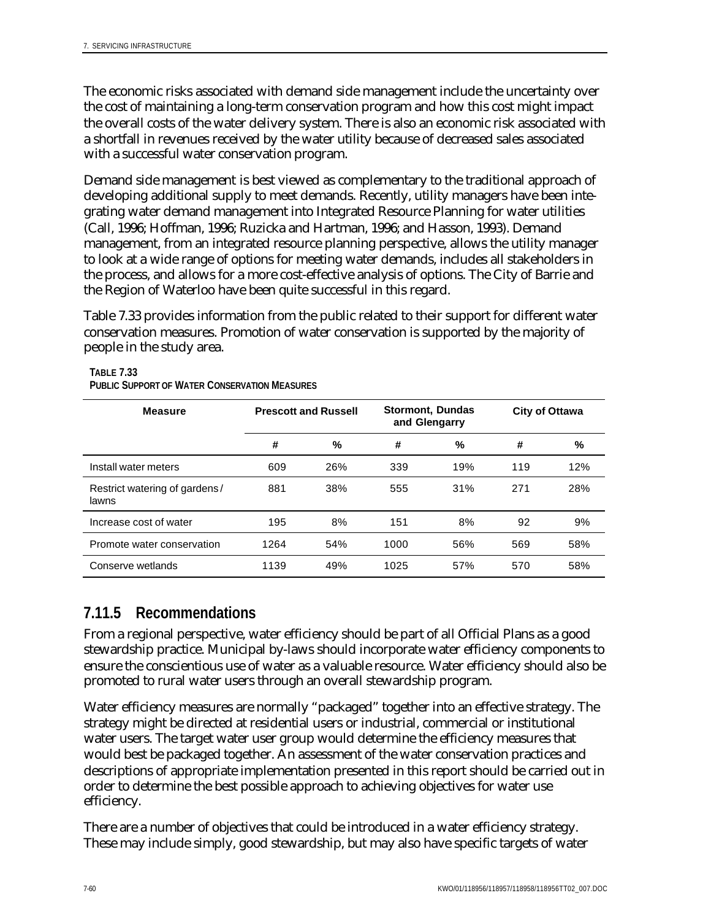The economic risks associated with demand side management include the uncertainty over the cost of maintaining a long-term conservation program and how this cost might impact the overall costs of the water delivery system. There is also an economic risk associated with a shortfall in revenues received by the water utility because of decreased sales associated with a successful water conservation program.

Demand side management is best viewed as complementary to the traditional approach of developing additional supply to meet demands. Recently, utility managers have been integrating water demand management into Integrated Resource Planning for water utilities (Call, 1996; Hoffman, 1996; Ruzicka and Hartman, 1996; and Hasson, 1993). Demand management, from an integrated resource planning perspective, allows the utility manager to look at a wide range of options for meeting water demands, includes all stakeholders in the process, and allows for a more cost-effective analysis of options. The City of Barrie and the Region of Waterloo have been quite successful in this regard.

Table 7.33 provides information from the public related to their support for different water conservation measures. Promotion of water conservation is supported by the majority of people in the study area.

**TABLE 7.33**
**PUBLIC SUPPORT OF WATER CONSERVATION MEASURES**

| Measure | Prescott and Russell | | Stormont, Dundas and Glengarry | | City of Ottawa | |
|---|---|---|---|---|---|---|
| | # | % | # | % | # | % |
| Install water meters | 609 | 26% | 339 | 19% | 119 | 12% |
| Restrict watering of gardens / lawns | 881 | 38% | 555 | 31% | 271 | 28% |
| Increase cost of water | 195 | 8% | 151 | 8% | 92 | 9% |
| Promote water conservation | 1264 | 54% | 1000 | 56% | 569 | 58% |
| Conserve wetlands | 1139 | 49% | 1025 | 57% | 570 | 58% |

### 7.11.5 Recommendations

From a regional perspective, water efficiency should be part of all Official Plans as a good stewardship practice. Municipal by-laws should incorporate water efficiency components to ensure the conscientious use of water as a valuable resource. Water efficiency should also be promoted to rural water users through an overall stewardship program.

Water efficiency measures are normally "packaged" together into an effective strategy. The strategy might be directed at residential users or industrial, commercial or institutional water users. The target water user group would determine the efficiency measures that would best be packaged together. An assessment of the water conservation practices and descriptions of appropriate implementation presented in this report should be carried out in order to determine the best possible approach to achieving objectives for water use efficiency.

There are a number of objectives that could be introduced in a water efficiency strategy. These may include simply, good stewardship, but may also have specific targets of water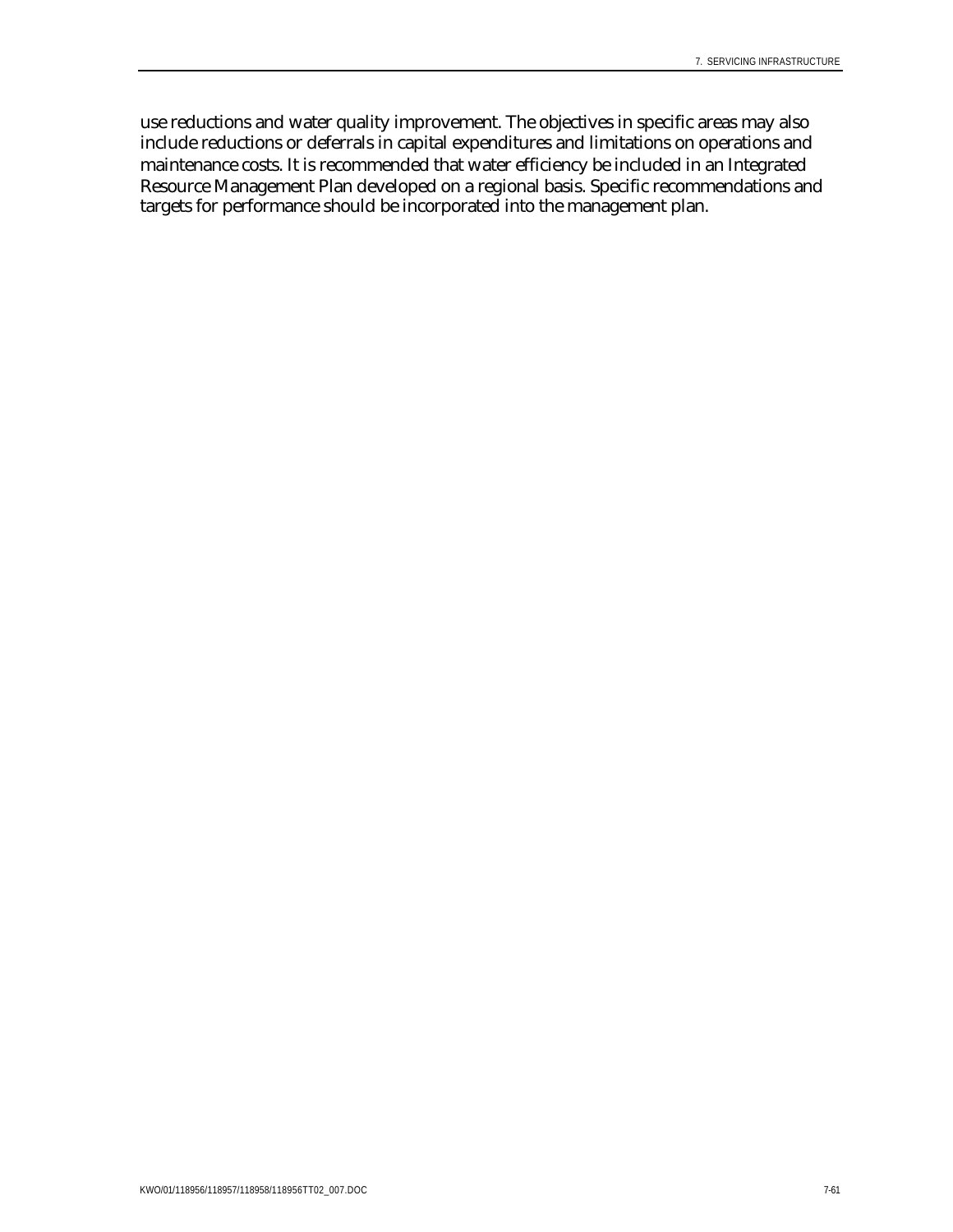use reductions and water quality improvement. The objectives in specific areas may also include reductions or deferrals in capital expenditures and limitations on operations and maintenance costs. It is recommended that water efficiency be included in an Integrated Resource Management Plan developed on a regional basis. Specific recommendations and targets for performance should be incorporated into the management plan.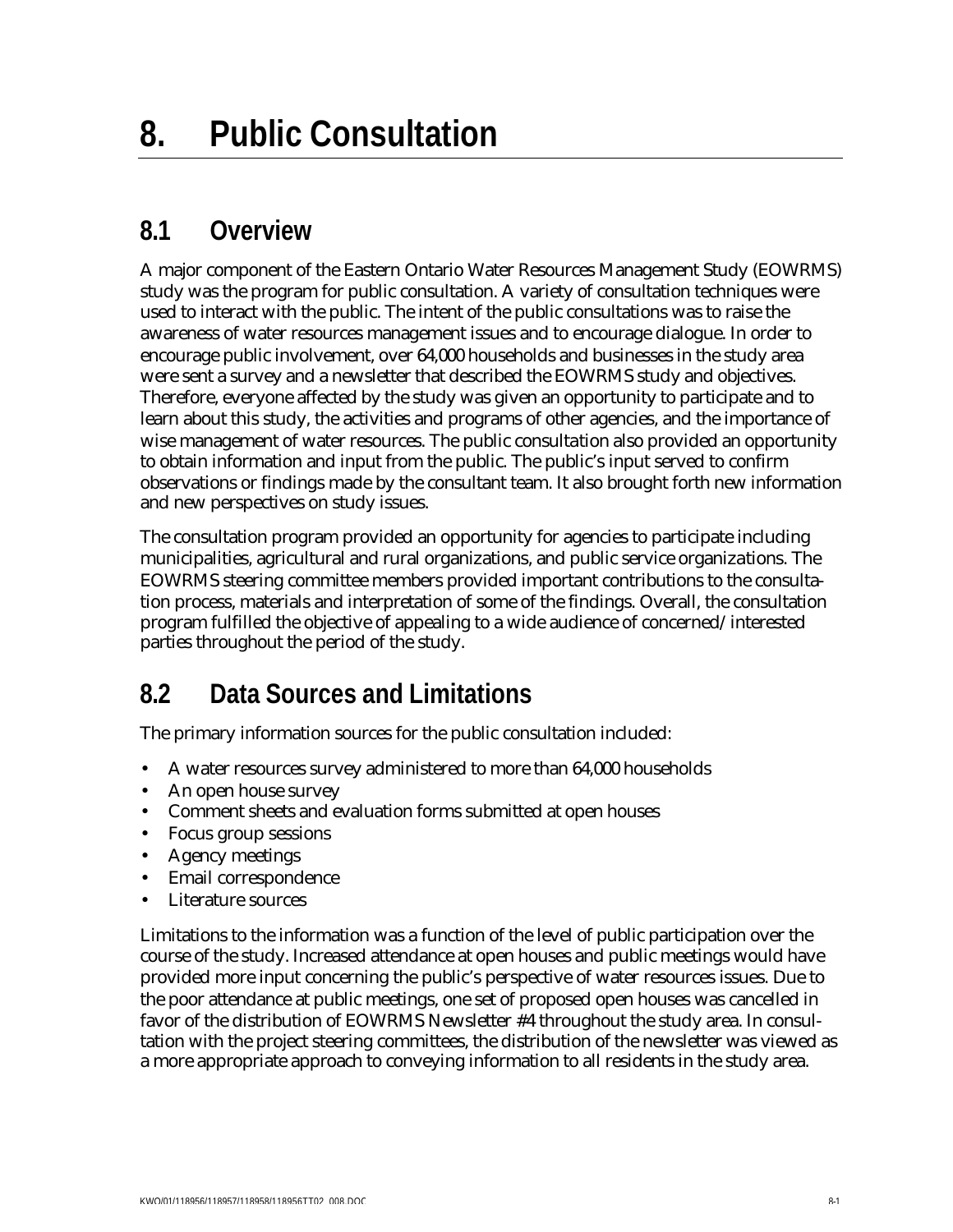# 8. Public Consultation

## 8.1 Overview

A major component of the Eastern Ontario Water Resources Management Study (EOWRMS) study was the program for public consultation. A variety of consultation techniques were used to interact with the public. The intent of the public consultations was to raise the awareness of water resources management issues and to encourage dialogue. In order to encourage public involvement, over 64,000 households and businesses in the study area were sent a survey and a newsletter that described the EOWRMS study and objectives. Therefore, everyone affected by the study was given an opportunity to participate and to learn about this study, the activities and programs of other agencies, and the importance of wise management of water resources. The public consultation also provided an opportunity to obtain information and input from the public. The public's input served to confirm observations or findings made by the consultant team. It also brought forth new information and new perspectives on study issues.

The consultation program provided an opportunity for agencies to participate including municipalities, agricultural and rural organizations, and public service organizations. The EOWRMS steering committee members provided important contributions to the consultation process, materials and interpretation of some of the findings. Overall, the consultation program fulfilled the objective of appealing to a wide audience of concerned/interested parties throughout the period of the study.

## 8.2 Data Sources and Limitations

The primary information sources for the public consultation included:

- A water resources survey administered to more than 64,000 households
- An open house survey
- Comment sheets and evaluation forms submitted at open houses
- Focus group sessions
- Agency meetings
- Email correspondence
- Literature sources

Limitations to the information was a function of the level of public participation over the course of the study. Increased attendance at open houses and public meetings would have provided more input concerning the public's perspective of water resources issues. Due to the poor attendance at public meetings, one set of proposed open houses was cancelled in favor of the distribution of EOWRMS Newsletter #4 throughout the study area. In consultation with the project steering committees, the distribution of the newsletter was viewed as a more appropriate approach to conveying information to all residents in the study area.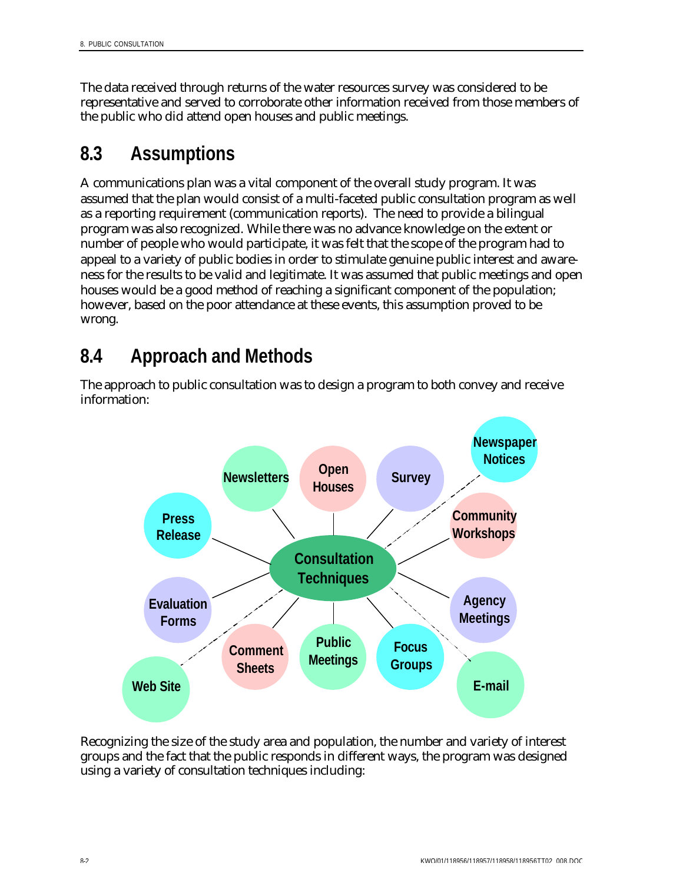The data received through returns of the water resources survey was considered to be representative and served to corroborate other information received from those members of the public who did attend open houses and public meetings.

## 8.3 Assumptions

A communications plan was a vital component of the overall study program. It was assumed that the plan would consist of a multi-faceted public consultation program as well as a reporting requirement (communication reports). The need to provide a bilingual program was also recognized. While there was no advance knowledge on the extent or number of people who would participate, it was felt that the scope of the program had to appeal to a variety of public bodies in order to stimulate genuine public interest and awareness for the results to be valid and legitimate. It was assumed that public meetings and open houses would be a good method of reaching a significant component of the population; however, based on the poor attendance at these events, this assumption proved to be wrong.

## 8.4 Approach and Methods

The approach to public consultation was to design a program to both convey and receive information:

**Consultation Techniques**

- Newsletters
- Open Houses
- Survey
- Newspaper Notices
- Press Release
- Community Workshops
- Evaluation Forms
- Agency Meetings
- Web Site
- Comment Sheets
- Public Meetings
- Focus Groups
- E-mail

Recognizing the size of the study area and population, the number and variety of interest groups and the fact that the public responds in different ways, the program was designed using a variety of consultation techniques including: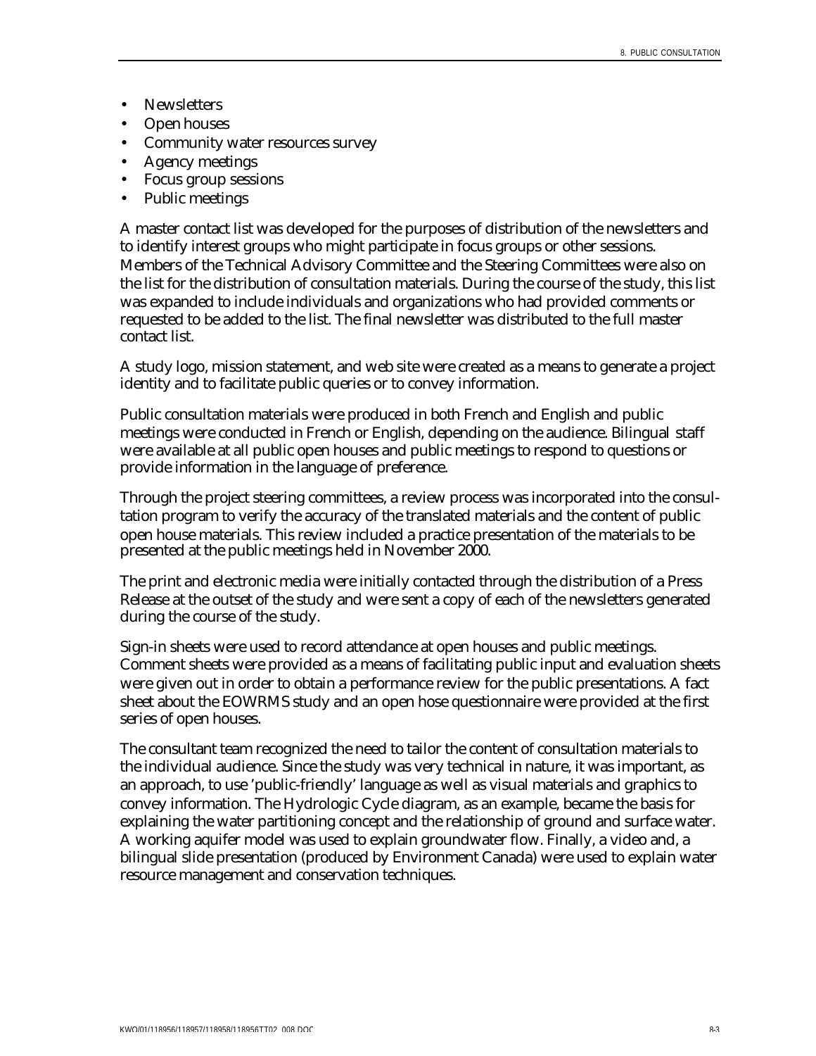- Newsletters
- Open houses
- Community water resources survey
- Agency meetings
- Focus group sessions
- Public meetings

A master contact list was developed for the purposes of distribution of the newsletters and to identify interest groups who might participate in focus groups or other sessions. Members of the Technical Advisory Committee and the Steering Committees were also on the list for the distribution of consultation materials. During the course of the study, this list was expanded to include individuals and organizations who had provided comments or requested to be added to the list. The final newsletter was distributed to the full master contact list.

A study logo, mission statement, and web site were created as a means to generate a project identity and to facilitate public queries or to convey information.

Public consultation materials were produced in both French and English and public meetings were conducted in French or English, depending on the audience. Bilingual staff were available at all public open houses and public meetings to respond to questions or provide information in the language of preference.

Through the project steering committees, a review process was incorporated into the consultation program to verify the accuracy of the translated materials and the content of public open house materials. This review included a practice presentation of the materials to be presented at the public meetings held in November 2000.

The print and electronic media were initially contacted through the distribution of a Press Release at the outset of the study and were sent a copy of each of the newsletters generated during the course of the study.

Sign-in sheets were used to record attendance at open houses and public meetings. Comment sheets were provided as a means of facilitating public input and evaluation sheets were given out in order to obtain a performance review for the public presentations. A fact sheet about the EOWRMS study and an open hose questionnaire were provided at the first series of open houses.

The consultant team recognized the need to tailor the content of consultation materials to the individual audience. Since the study was very technical in nature, it was important, as an approach, to use 'public-friendly' language as well as visual materials and graphics to convey information. The Hydrologic Cycle diagram, as an example, became the basis for explaining the water partitioning concept and the relationship of ground and surface water. A working aquifer model was used to explain groundwater flow. Finally, a video and, a bilingual slide presentation (produced by Environment Canada) were used to explain water resource management and conservation techniques.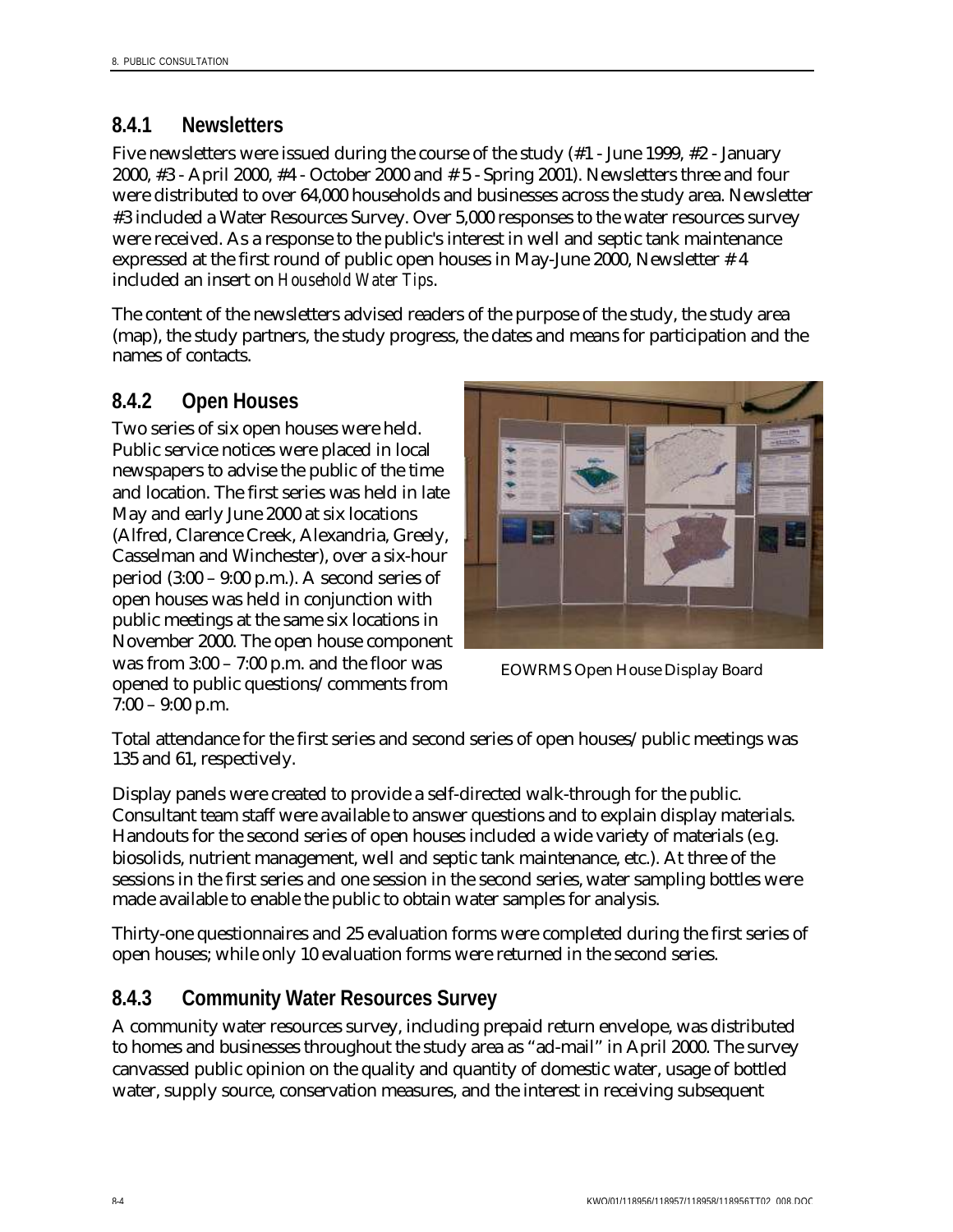### 8.4.1 Newsletters

Five newsletters were issued during the course of the study (#1 - June 1999, #2 - January 2000, #3 - April 2000, #4 - October 2000 and # 5 - Spring 2001). Newsletters three and four were distributed to over 64,000 households and businesses across the study area. Newsletter #3 included a Water Resources Survey. Over 5,000 responses to the water resources survey were received. As a response to the public's interest in well and septic tank maintenance expressed at the first round of public open houses in May-June 2000, Newsletter # 4 included an insert on *Household Water Tips*.

The content of the newsletters advised readers of the purpose of the study, the study area (map), the study partners, the study progress, the dates and means for participation and the names of contacts.

### 8.4.2 Open Houses

Two series of six open houses were held. Public service notices were placed in local newspapers to advise the public of the time and location. The first series was held in late May and early June 2000 at six locations (Alfred, Clarence Creek, Alexandria, Greely, Casselman and Winchester), over a six-hour period (3:00 – 9:00 p.m.). A second series of open houses was held in conjunction with public meetings at the same six locations in November 2000. The open house component was from 3:00 – 7:00 p.m. and the floor was opened to public questions/comments from 7:00 – 9:00 p.m.

EOWRMS Open House Display Board

Total attendance for the first series and second series of open houses/public meetings was 135 and 61, respectively.

Display panels were created to provide a self-directed walk-through for the public. Consultant team staff were available to answer questions and to explain display materials. Handouts for the second series of open houses included a wide variety of materials (e.g. biosolids, nutrient management, well and septic tank maintenance, etc.). At three of the sessions in the first series and one session in the second series, water sampling bottles were made available to enable the public to obtain water samples for analysis.

Thirty-one questionnaires and 25 evaluation forms were completed during the first series of open houses; while only 10 evaluation forms were returned in the second series.

### 8.4.3 Community Water Resources Survey

A community water resources survey, including prepaid return envelope, was distributed to homes and businesses throughout the study area as "ad-mail" in April 2000. The survey canvassed public opinion on the quality and quantity of domestic water, usage of bottled water, supply source, conservation measures, and the interest in receiving subsequent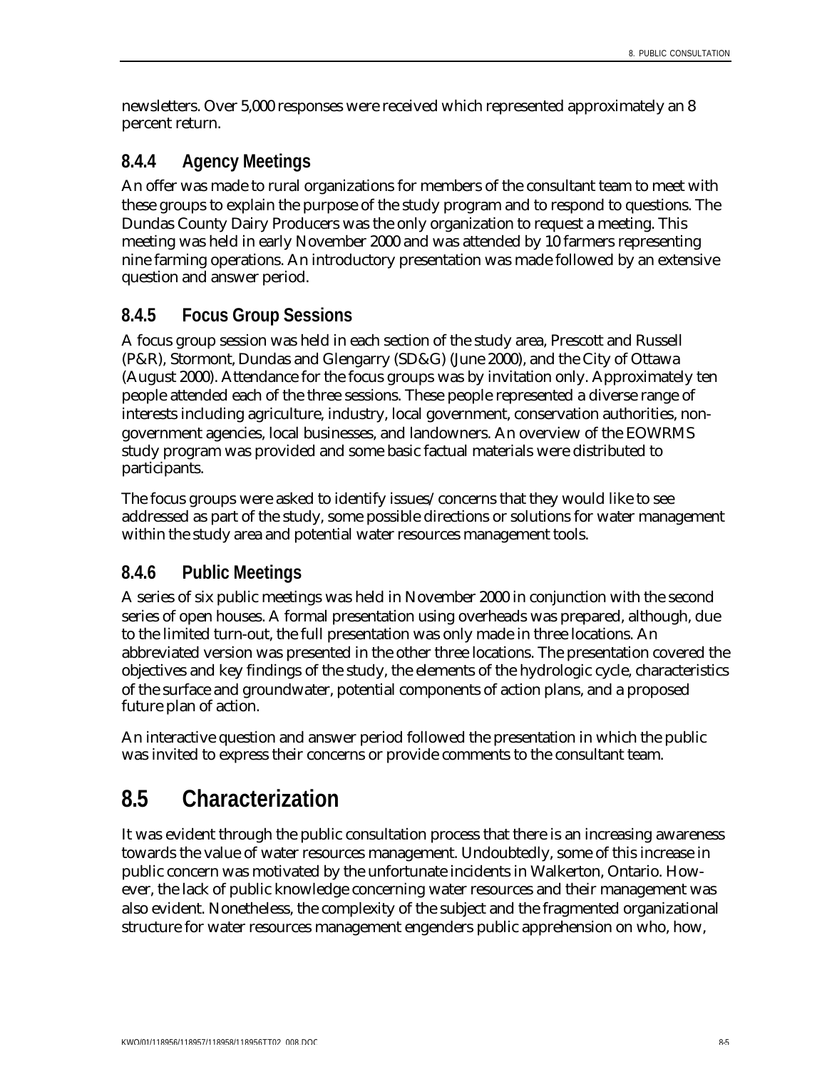newsletters. Over 5,000 responses were received which represented approximately an 8 percent return.

### 8.4.4 Agency Meetings

An offer was made to rural organizations for members of the consultant team to meet with these groups to explain the purpose of the study program and to respond to questions. The Dundas County Dairy Producers was the only organization to request a meeting. This meeting was held in early November 2000 and was attended by 10 farmers representing nine farming operations. An introductory presentation was made followed by an extensive question and answer period.

### 8.4.5 Focus Group Sessions

A focus group session was held in each section of the study area, Prescott and Russell (P&R), Stormont, Dundas and Glengarry (SD&G) (June 2000), and the City of Ottawa (August 2000). Attendance for the focus groups was by invitation only. Approximately ten people attended each of the three sessions. These people represented a diverse range of interests including agriculture, industry, local government, conservation authorities, non-government agencies, local businesses, and landowners. An overview of the EOWRMS study program was provided and some basic factual materials were distributed to participants.

The focus groups were asked to identify issues/concerns that they would like to see addressed as part of the study, some possible directions or solutions for water management within the study area and potential water resources management tools.

### 8.4.6 Public Meetings

A series of six public meetings was held in November 2000 in conjunction with the second series of open houses. A formal presentation using overheads was prepared, although, due to the limited turn-out, the full presentation was only made in three locations. An abbreviated version was presented in the other three locations. The presentation covered the objectives and key findings of the study, the elements of the hydrologic cycle, characteristics of the surface and groundwater, potential components of action plans, and a proposed future plan of action.

An interactive question and answer period followed the presentation in which the public was invited to express their concerns or provide comments to the consultant team.

## 8.5 Characterization

It was evident through the public consultation process that there is an increasing awareness towards the value of water resources management. Undoubtedly, some of this increase in public concern was motivated by the unfortunate incidents in Walkerton, Ontario. However, the lack of public knowledge concerning water resources and their management was also evident. Nonetheless, the complexity of the subject and the fragmented organizational structure for water resources management engenders public apprehension on who, how,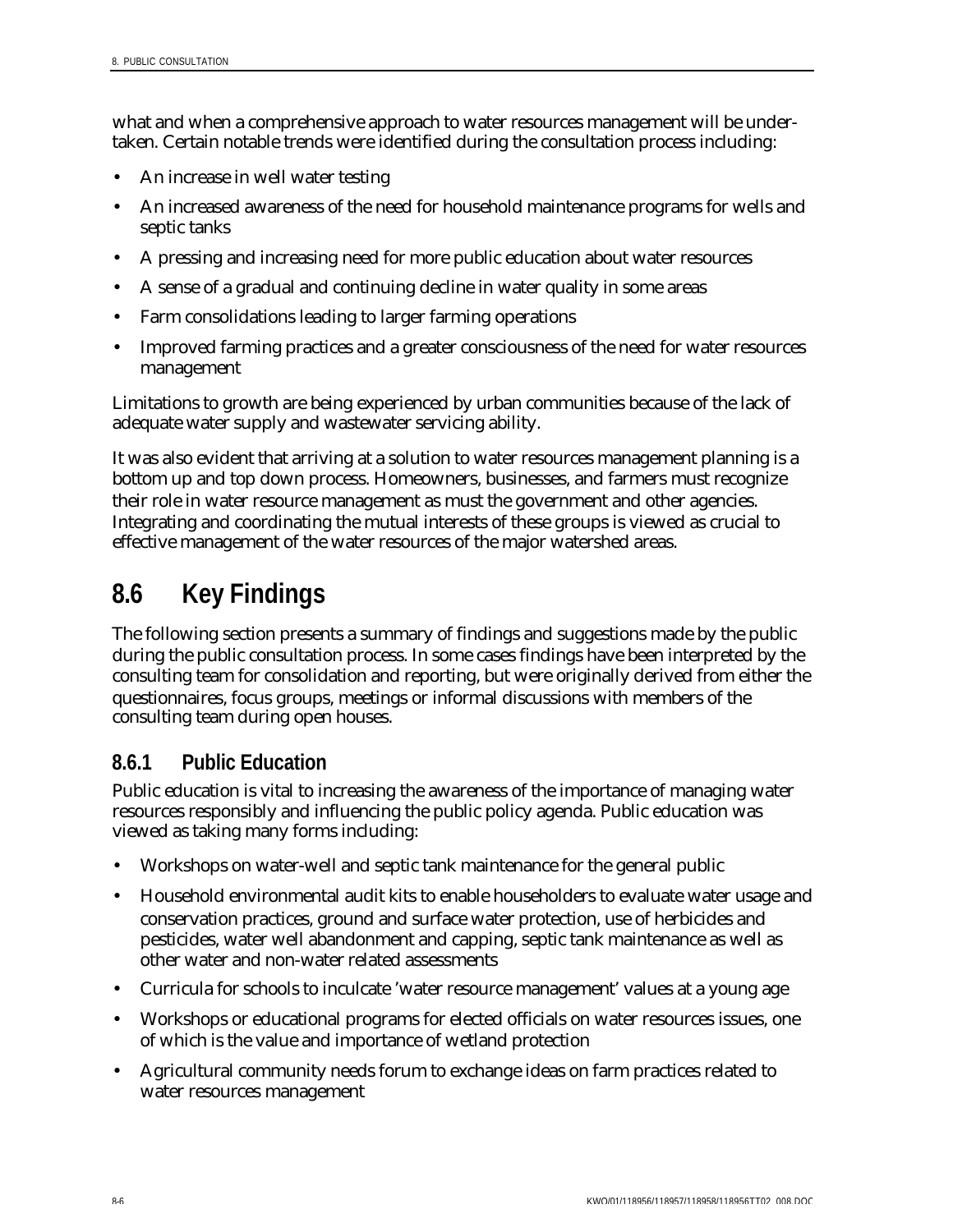what and when a comprehensive approach to water resources management will be undertaken. Certain notable trends were identified during the consultation process including:

- An increase in well water testing
- An increased awareness of the need for household maintenance programs for wells and septic tanks
- A pressing and increasing need for more public education about water resources
- A sense of a gradual and continuing decline in water quality in some areas
- Farm consolidations leading to larger farming operations
- Improved farming practices and a greater consciousness of the need for water resources management

Limitations to growth are being experienced by urban communities because of the lack of adequate water supply and wastewater servicing ability.

It was also evident that arriving at a solution to water resources management planning is a bottom up and top down process. Homeowners, businesses, and farmers must recognize their role in water resource management as must the government and other agencies. Integrating and coordinating the mutual interests of these groups is viewed as crucial to effective management of the water resources of the major watershed areas.

## 8.6 Key Findings

The following section presents a summary of findings and suggestions made by the public during the public consultation process. In some cases findings have been interpreted by the consulting team for consolidation and reporting, but were originally derived from either the questionnaires, focus groups, meetings or informal discussions with members of the consulting team during open houses.

### 8.6.1 Public Education

Public education is vital to increasing the awareness of the importance of managing water resources responsibly and influencing the public policy agenda. Public education was viewed as taking many forms including:

- Workshops on water-well and septic tank maintenance for the general public
- Household environmental audit kits to enable householders to evaluate water usage and conservation practices, ground and surface water protection, use of herbicides and pesticides, water well abandonment and capping, septic tank maintenance as well as other water and non-water related assessments
- Curricula for schools to inculcate 'water resource management' values at a young age
- Workshops or educational programs for elected officials on water resources issues, one of which is the value and importance of wetland protection
- Agricultural community needs forum to exchange ideas on farm practices related to water resources management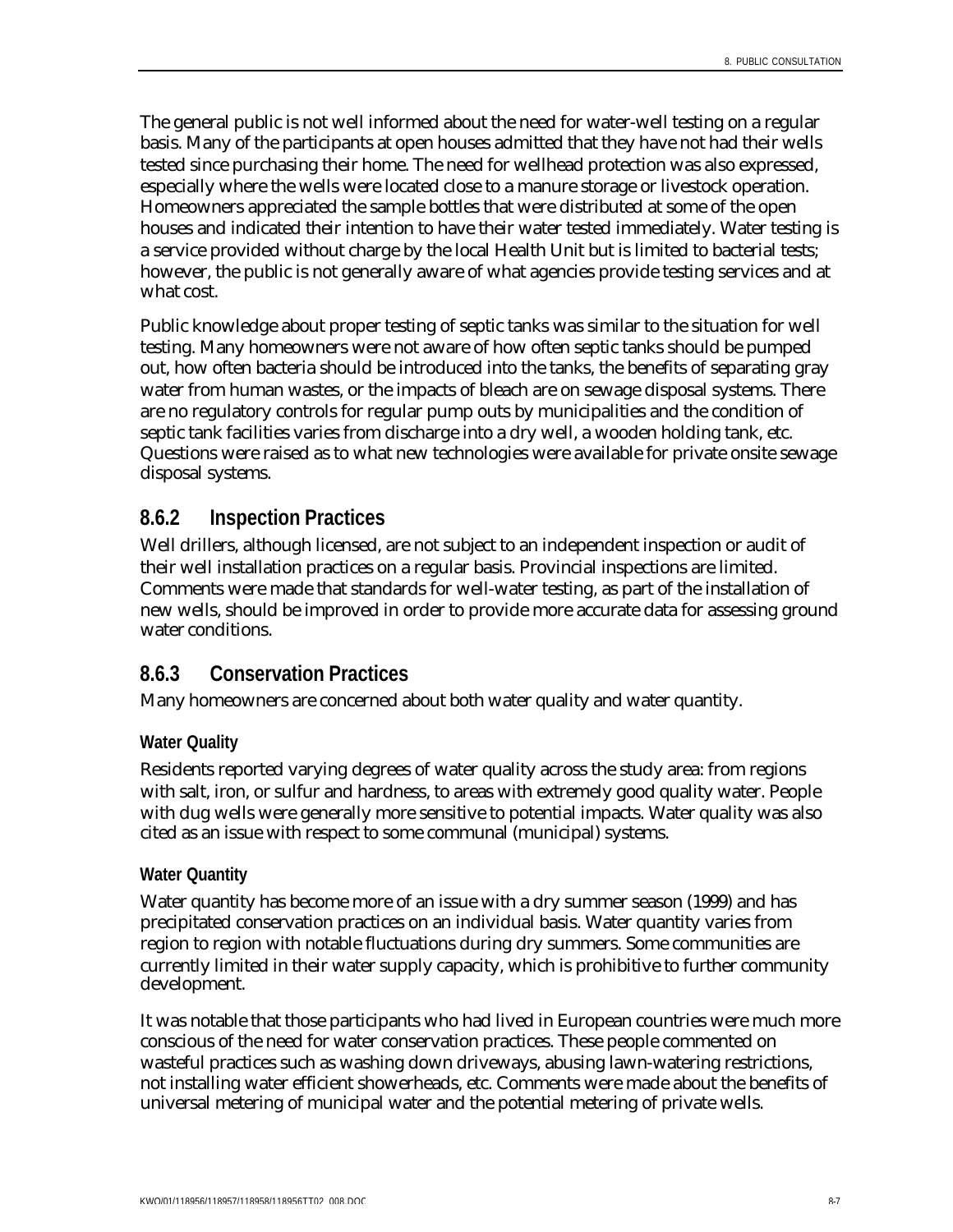The general public is not well informed about the need for water-well testing on a regular basis. Many of the participants at open houses admitted that they have not had their wells tested since purchasing their home. The need for wellhead protection was also expressed, especially where the wells were located close to a manure storage or livestock operation. Homeowners appreciated the sample bottles that were distributed at some of the open houses and indicated their intention to have their water tested immediately. Water testing is a service provided without charge by the local Health Unit but is limited to bacterial tests; however, the public is not generally aware of what agencies provide testing services and at what cost.

Public knowledge about proper testing of septic tanks was similar to the situation for well testing. Many homeowners were not aware of how often septic tanks should be pumped out, how often bacteria should be introduced into the tanks, the benefits of separating gray water from human wastes, or the impacts of bleach are on sewage disposal systems. There are no regulatory controls for regular pump outs by municipalities and the condition of septic tank facilities varies from discharge into a dry well, a wooden holding tank, etc. Questions were raised as to what new technologies were available for private onsite sewage disposal systems.

### 8.6.2 Inspection Practices

Well drillers, although licensed, are not subject to an independent inspection or audit of their well installation practices on a regular basis. Provincial inspections are limited. Comments were made that standards for well-water testing, as part of the installation of new wells, should be improved in order to provide more accurate data for assessing ground water conditions.

### 8.6.3 Conservation Practices

Many homeowners are concerned about both water quality and water quantity.

#### Water Quality

Residents reported varying degrees of water quality across the study area: from regions with salt, iron, or sulfur and hardness, to areas with extremely good quality water. People with dug wells were generally more sensitive to potential impacts. Water quality was also cited as an issue with respect to some communal (municipal) systems.

#### Water Quantity

Water quantity has become more of an issue with a dry summer season (1999) and has precipitated conservation practices on an individual basis. Water quantity varies from region to region with notable fluctuations during dry summers. Some communities are currently limited in their water supply capacity, which is prohibitive to further community development.

It was notable that those participants who had lived in European countries were much more conscious of the need for water conservation practices. These people commented on wasteful practices such as washing down driveways, abusing lawn-watering restrictions, not installing water efficient showerheads, etc. Comments were made about the benefits of universal metering of municipal water and the potential metering of private wells.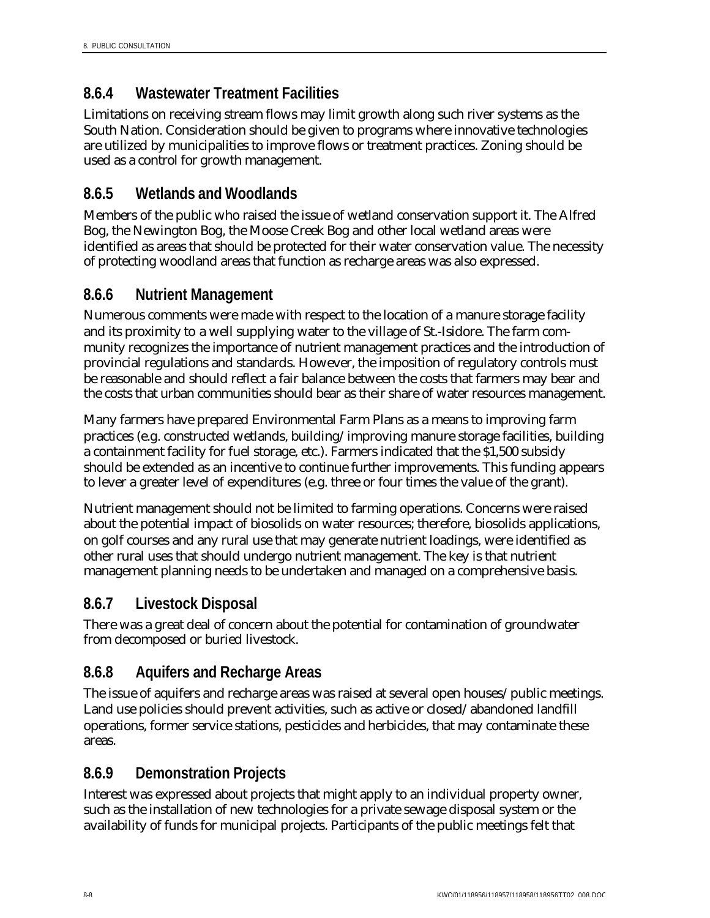### 8.6.4 Wastewater Treatment Facilities

Limitations on receiving stream flows may limit growth along such river systems as the South Nation. Consideration should be given to programs where innovative technologies are utilized by municipalities to improve flows or treatment practices. Zoning should be used as a control for growth management.

### 8.6.5 Wetlands and Woodlands

Members of the public who raised the issue of wetland conservation support it. The Alfred Bog, the Newington Bog, the Moose Creek Bog and other local wetland areas were identified as areas that should be protected for their water conservation value. The necessity of protecting woodland areas that function as recharge areas was also expressed.

### 8.6.6 Nutrient Management

Numerous comments were made with respect to the location of a manure storage facility and its proximity to a well supplying water to the village of St.-Isidore. The farm community recognizes the importance of nutrient management practices and the introduction of provincial regulations and standards. However, the imposition of regulatory controls must be reasonable and should reflect a fair balance between the costs that farmers may bear and the costs that urban communities should bear as their share of water resources management.

Many farmers have prepared Environmental Farm Plans as a means to improving farm practices (e.g. constructed wetlands, building/improving manure storage facilities, building a containment facility for fuel storage, etc.). Farmers indicated that the $1,500 subsidy should be extended as an incentive to continue further improvements. This funding appears to lever a greater level of expenditures (e.g. three or four times the value of the grant).

Nutrient management should not be limited to farming operations. Concerns were raised about the potential impact of biosolids on water resources; therefore, biosolids applications, on golf courses and any rural use that may generate nutrient loadings, were identified as other rural uses that should undergo nutrient management. The key is that nutrient management planning needs to be undertaken and managed on a comprehensive basis.

### 8.6.7 Livestock Disposal

There was a great deal of concern about the potential for contamination of groundwater from decomposed or buried livestock.

### 8.6.8 Aquifers and Recharge Areas

The issue of aquifers and recharge areas was raised at several open houses/public meetings. Land use policies should prevent activities, such as active or closed/abandoned landfill operations, former service stations, pesticides and herbicides, that may contaminate these areas.

### 8.6.9 Demonstration Projects

Interest was expressed about projects that might apply to an individual property owner, such as the installation of new technologies for a private sewage disposal system or the availability of funds for municipal projects. Participants of the public meetings felt that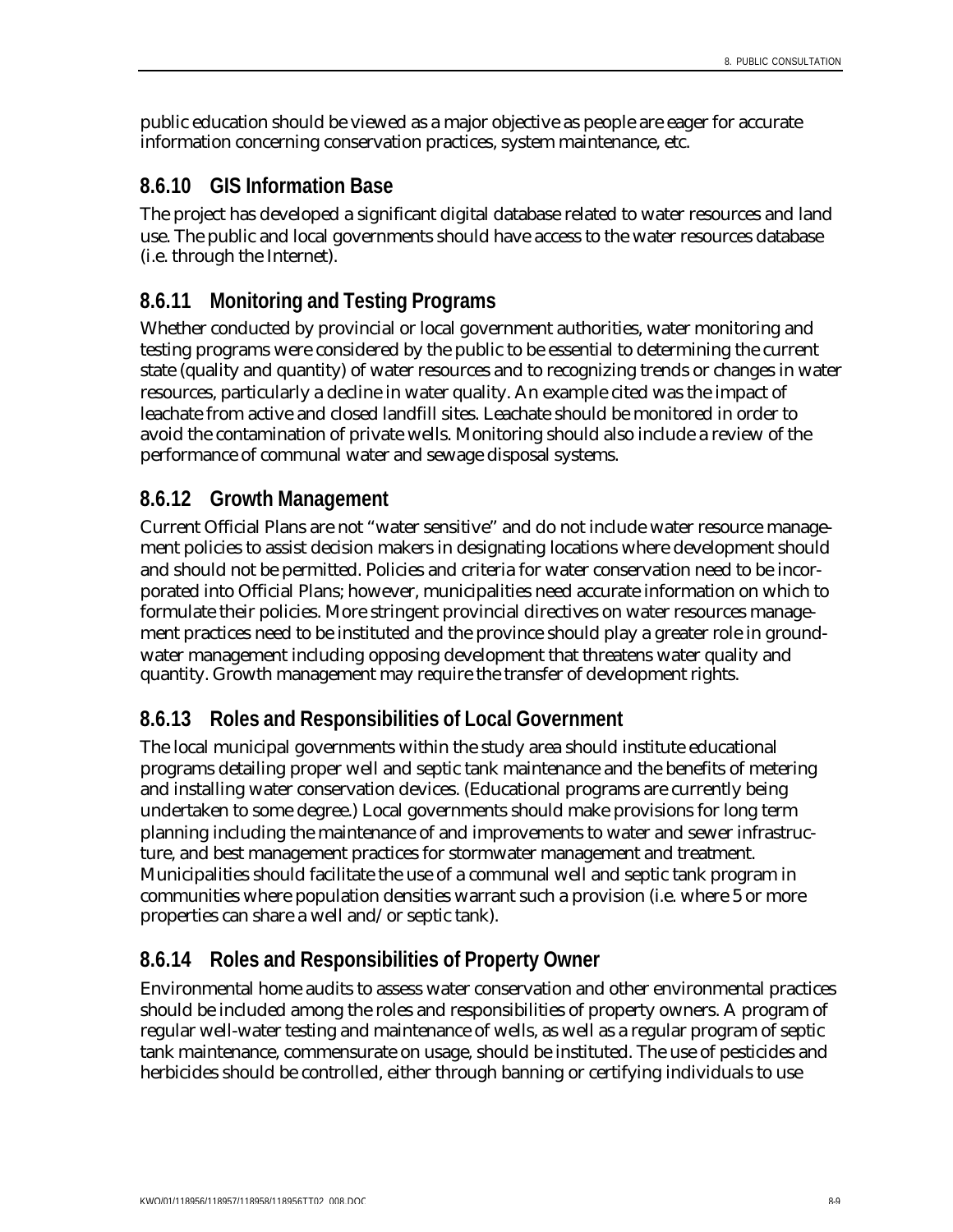public education should be viewed as a major objective as people are eager for accurate information concerning conservation practices, system maintenance, etc.

### 8.6.10 GIS Information Base

The project has developed a significant digital database related to water resources and land use. The public and local governments should have access to the water resources database (i.e. through the Internet).

### 8.6.11 Monitoring and Testing Programs

Whether conducted by provincial or local government authorities, water monitoring and testing programs were considered by the public to be essential to determining the current state (quality and quantity) of water resources and to recognizing trends or changes in water resources, particularly a decline in water quality. An example cited was the impact of leachate from active and closed landfill sites. Leachate should be monitored in order to avoid the contamination of private wells. Monitoring should also include a review of the performance of communal water and sewage disposal systems.

### 8.6.12 Growth Management

Current Official Plans are not "water sensitive" and do not include water resource management policies to assist decision makers in designating locations where development should and should not be permitted. Policies and criteria for water conservation need to be incorporated into Official Plans; however, municipalities need accurate information on which to formulate their policies. More stringent provincial directives on water resources management practices need to be instituted and the province should play a greater role in groundwater management including opposing development that threatens water quality and quantity. Growth management may require the transfer of development rights.

### 8.6.13 Roles and Responsibilities of Local Government

The local municipal governments within the study area should institute educational programs detailing proper well and septic tank maintenance and the benefits of metering and installing water conservation devices. (Educational programs are currently being undertaken to some degree.) Local governments should make provisions for long term planning including the maintenance of and improvements to water and sewer infrastructure, and best management practices for stormwater management and treatment. Municipalities should facilitate the use of a communal well and septic tank program in communities where population densities warrant such a provision (i.e. where 5 or more properties can share a well and/or septic tank).

### 8.6.14 Roles and Responsibilities of Property Owner

Environmental home audits to assess water conservation and other environmental practices should be included among the roles and responsibilities of property owners. A program of regular well-water testing and maintenance of wells, as well as a regular program of septic tank maintenance, commensurate on usage, should be instituted. The use of pesticides and herbicides should be controlled, either through banning or certifying individuals to use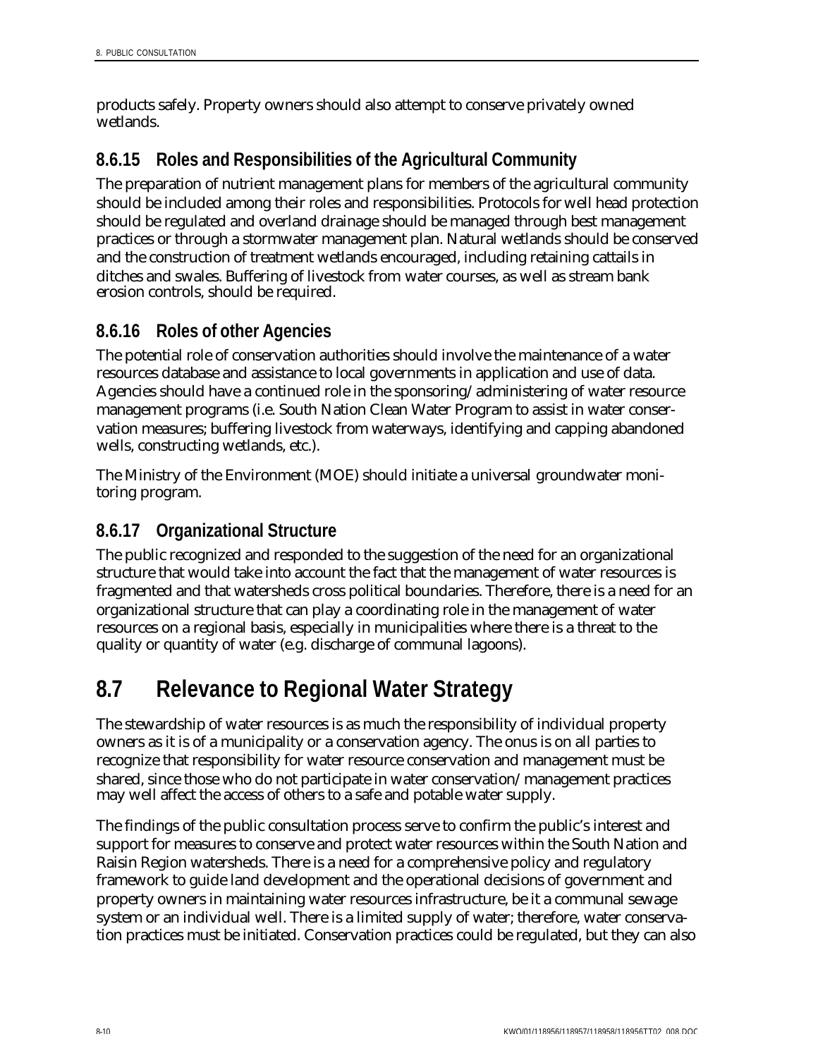products safely. Property owners should also attempt to conserve privately owned wetlands.

### 8.6.15 Roles and Responsibilities of the Agricultural Community

The preparation of nutrient management plans for members of the agricultural community should be included among their roles and responsibilities. Protocols for well head protection should be regulated and overland drainage should be managed through best management practices or through a stormwater management plan. Natural wetlands should be conserved and the construction of treatment wetlands encouraged, including retaining cattails in ditches and swales. Buffering of livestock from water courses, as well as stream bank erosion controls, should be required.

### 8.6.16 Roles of other Agencies

The potential role of conservation authorities should involve the maintenance of a water resources database and assistance to local governments in application and use of data. Agencies should have a continued role in the sponsoring/administering of water resource management programs (i.e. South Nation Clean Water Program to assist in water conservation measures; buffering livestock from waterways, identifying and capping abandoned wells, constructing wetlands, etc.).

The Ministry of the Environment (MOE) should initiate a universal groundwater monitoring program.

### 8.6.17 Organizational Structure

The public recognized and responded to the suggestion of the need for an organizational structure that would take into account the fact that the management of water resources is fragmented and that watersheds cross political boundaries. Therefore, there is a need for an organizational structure that can play a coordinating role in the management of water resources on a regional basis, especially in municipalities where there is a threat to the quality or quantity of water (e.g. discharge of communal lagoons).

## 8.7 Relevance to Regional Water Strategy

The stewardship of water resources is as much the responsibility of individual property owners as it is of a municipality or a conservation agency. The onus is on all parties to recognize that responsibility for water resource conservation and management must be shared, since those who do not participate in water conservation/management practices may well affect the access of others to a safe and potable water supply.

The findings of the public consultation process serve to confirm the public's interest and support for measures to conserve and protect water resources within the South Nation and Raisin Region watersheds. There is a need for a comprehensive policy and regulatory framework to guide land development and the operational decisions of government and property owners in maintaining water resources infrastructure, be it a communal sewage system or an individual well. There is a limited supply of water; therefore, water conservation practices must be initiated. Conservation practices could be regulated, but they can also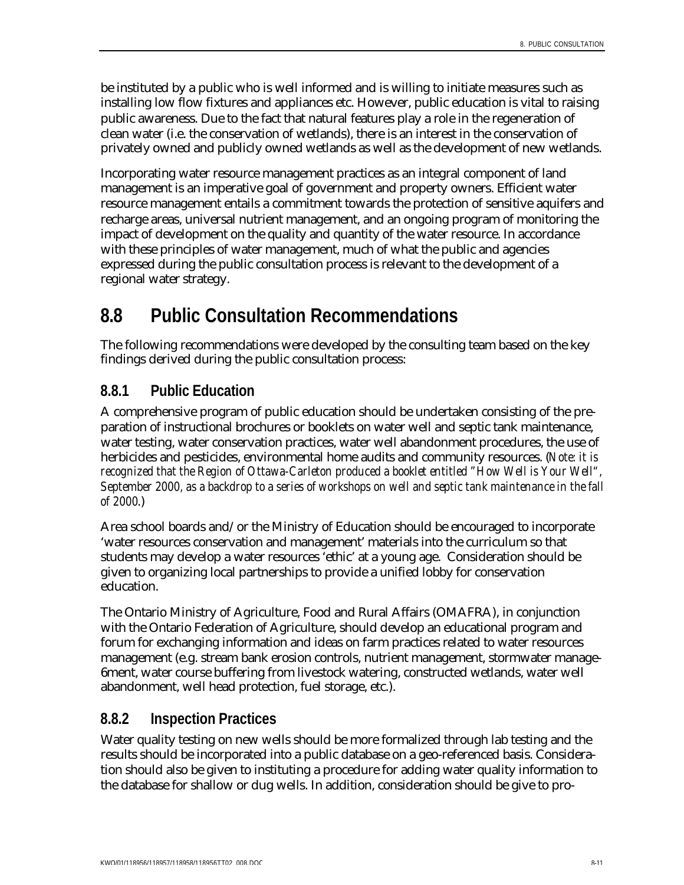be instituted by a public who is well informed and is willing to initiate measures such as installing low flow fixtures and appliances etc. However, public education is vital to raising public awareness. Due to the fact that natural features play a role in the regeneration of clean water (i.e. the conservation of wetlands), there is an interest in the conservation of privately owned and publicly owned wetlands as well as the development of new wetlands.

Incorporating water resource management practices as an integral component of land management is an imperative goal of government and property owners. Efficient water resource management entails a commitment towards the protection of sensitive aquifers and recharge areas, universal nutrient management, and an ongoing program of monitoring the impact of development on the quality and quantity of the water resource. In accordance with these principles of water management, much of what the public and agencies expressed during the public consultation process is relevant to the development of a regional water strategy.

## 8.8 Public Consultation Recommendations

The following recommendations were developed by the consulting team based on the key findings derived during the public consultation process:

### 8.8.1 Public Education

A comprehensive program of public education should be undertaken consisting of the preparation of instructional brochures or booklets on water well and septic tank maintenance, water testing, water conservation practices, water well abandonment procedures, the use of herbicides and pesticides, environmental home audits and community resources. (*Note: it is recognized that the Region of Ottawa-Carleton produced a booklet entitled "How Well is Your Well", September 2000, as a backdrop to a series of workshops on well and septic tank maintenance in the fall of 2000.*)

Area school boards and/or the Ministry of Education should be encouraged to incorporate 'water resources conservation and management' materials into the curriculum so that students may develop a water resources 'ethic' at a young age. Consideration should be given to organizing local partnerships to provide a unified lobby for conservation education.

The Ontario Ministry of Agriculture, Food and Rural Affairs (OMAFRA), in conjunction with the Ontario Federation of Agriculture, should develop an educational program and forum for exchanging information and ideas on farm practices related to water resources management (e.g. stream bank erosion controls, nutrient management, stormwater manage-6ment, water course buffering from livestock watering, constructed wetlands, water well abandonment, well head protection, fuel storage, etc.).

### 8.8.2 Inspection Practices

Water quality testing on new wells should be more formalized through lab testing and the results should be incorporated into a public database on a geo-referenced basis. Consideration should also be given to instituting a procedure for adding water quality information to the database for shallow or dug wells. In addition, consideration should be give to pro-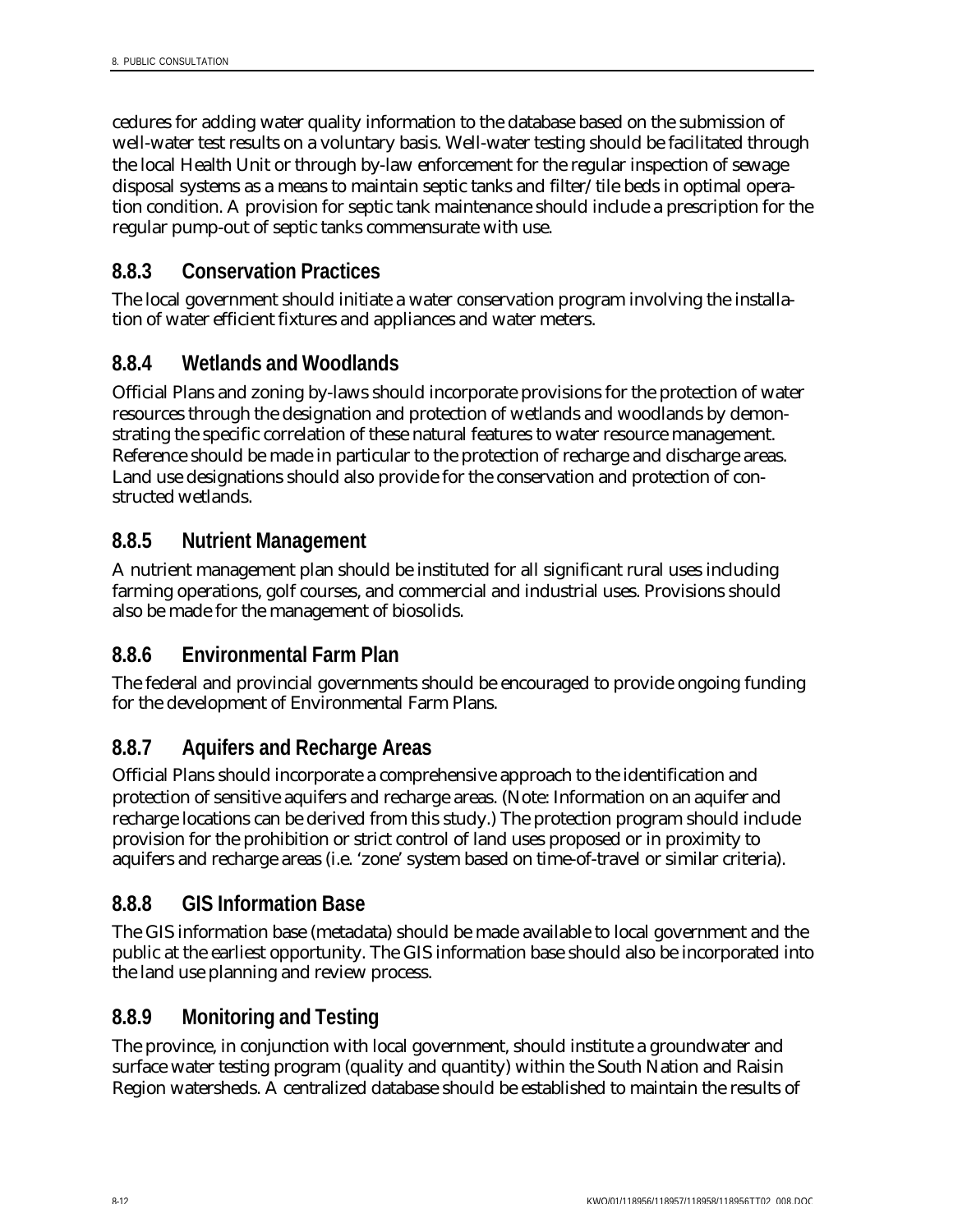cedures for adding water quality information to the database based on the submission of well-water test results on a voluntary basis. Well-water testing should be facilitated through the local Health Unit or through by-law enforcement for the regular inspection of sewage disposal systems as a means to maintain septic tanks and filter/tile beds in optimal operation condition. A provision for septic tank maintenance should include a prescription for the regular pump-out of septic tanks commensurate with use.

### 8.8.3 Conservation Practices

The local government should initiate a water conservation program involving the installation of water efficient fixtures and appliances and water meters.

### 8.8.4 Wetlands and Woodlands

Official Plans and zoning by-laws should incorporate provisions for the protection of water resources through the designation and protection of wetlands and woodlands by demonstrating the specific correlation of these natural features to water resource management. Reference should be made in particular to the protection of recharge and discharge areas. Land use designations should also provide for the conservation and protection of constructed wetlands.

### 8.8.5 Nutrient Management

A nutrient management plan should be instituted for all significant rural uses including farming operations, golf courses, and commercial and industrial uses. Provisions should also be made for the management of biosolids.

### 8.8.6 Environmental Farm Plan

The federal and provincial governments should be encouraged to provide ongoing funding for the development of Environmental Farm Plans.

### 8.8.7 Aquifers and Recharge Areas

Official Plans should incorporate a comprehensive approach to the identification and protection of sensitive aquifers and recharge areas. (Note: Information on an aquifer and recharge locations can be derived from this study.) The protection program should include provision for the prohibition or strict control of land uses proposed or in proximity to aquifers and recharge areas (i.e. 'zone' system based on time-of-travel or similar criteria).

### 8.8.8 GIS Information Base

The GIS information base (metadata) should be made available to local government and the public at the earliest opportunity. The GIS information base should also be incorporated into the land use planning and review process.

### 8.8.9 Monitoring and Testing

The province, in conjunction with local government, should institute a groundwater and surface water testing program (quality and quantity) within the South Nation and Raisin Region watersheds. A centralized database should be established to maintain the results of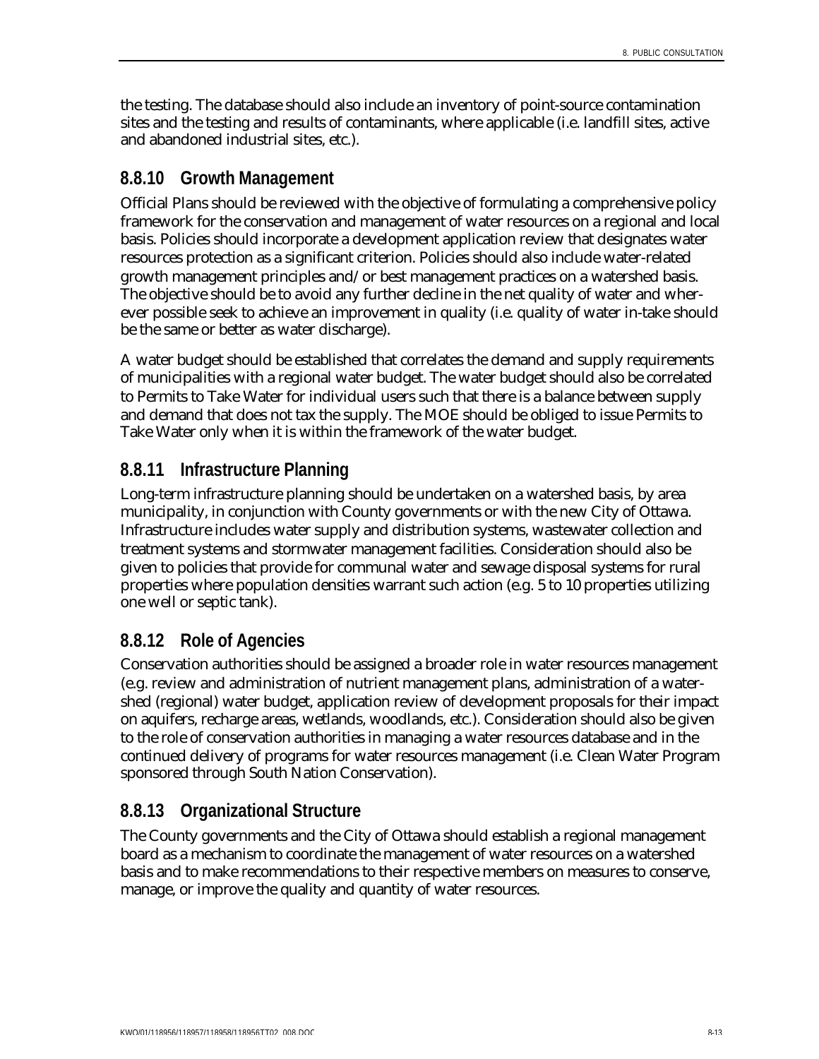the testing. The database should also include an inventory of point-source contamination sites and the testing and results of contaminants, where applicable (i.e. landfill sites, active and abandoned industrial sites, etc.).

### 8.8.10 Growth Management

Official Plans should be reviewed with the objective of formulating a comprehensive policy framework for the conservation and management of water resources on a regional and local basis. Policies should incorporate a development application review that designates water resources protection as a significant criterion. Policies should also include water-related growth management principles and/or best management practices on a watershed basis. The objective should be to avoid any further decline in the net quality of water and wherever possible seek to achieve an improvement in quality (i.e. quality of water in-take should be the same or better as water discharge).

A water budget should be established that correlates the demand and supply requirements of municipalities with a regional water budget. The water budget should also be correlated to Permits to Take Water for individual users such that there is a balance between supply and demand that does not tax the supply. The MOE should be obliged to issue Permits to Take Water only when it is within the framework of the water budget.

### 8.8.11 Infrastructure Planning

Long-term infrastructure planning should be undertaken on a watershed basis, by area municipality, in conjunction with County governments or with the new City of Ottawa. Infrastructure includes water supply and distribution systems, wastewater collection and treatment systems and stormwater management facilities. Consideration should also be given to policies that provide for communal water and sewage disposal systems for rural properties where population densities warrant such action (e.g. 5 to 10 properties utilizing one well or septic tank).

### 8.8.12 Role of Agencies

Conservation authorities should be assigned a broader role in water resources management (e.g. review and administration of nutrient management plans, administration of a watershed (regional) water budget, application review of development proposals for their impact on aquifers, recharge areas, wetlands, woodlands, etc.). Consideration should also be given to the role of conservation authorities in managing a water resources database and in the continued delivery of programs for water resources management (i.e. Clean Water Program sponsored through South Nation Conservation).

### 8.8.13 Organizational Structure

The County governments and the City of Ottawa should establish a regional management board as a mechanism to coordinate the management of water resources on a watershed basis and to make recommendations to their respective members on measures to conserve, manage, or improve the quality and quantity of water resources.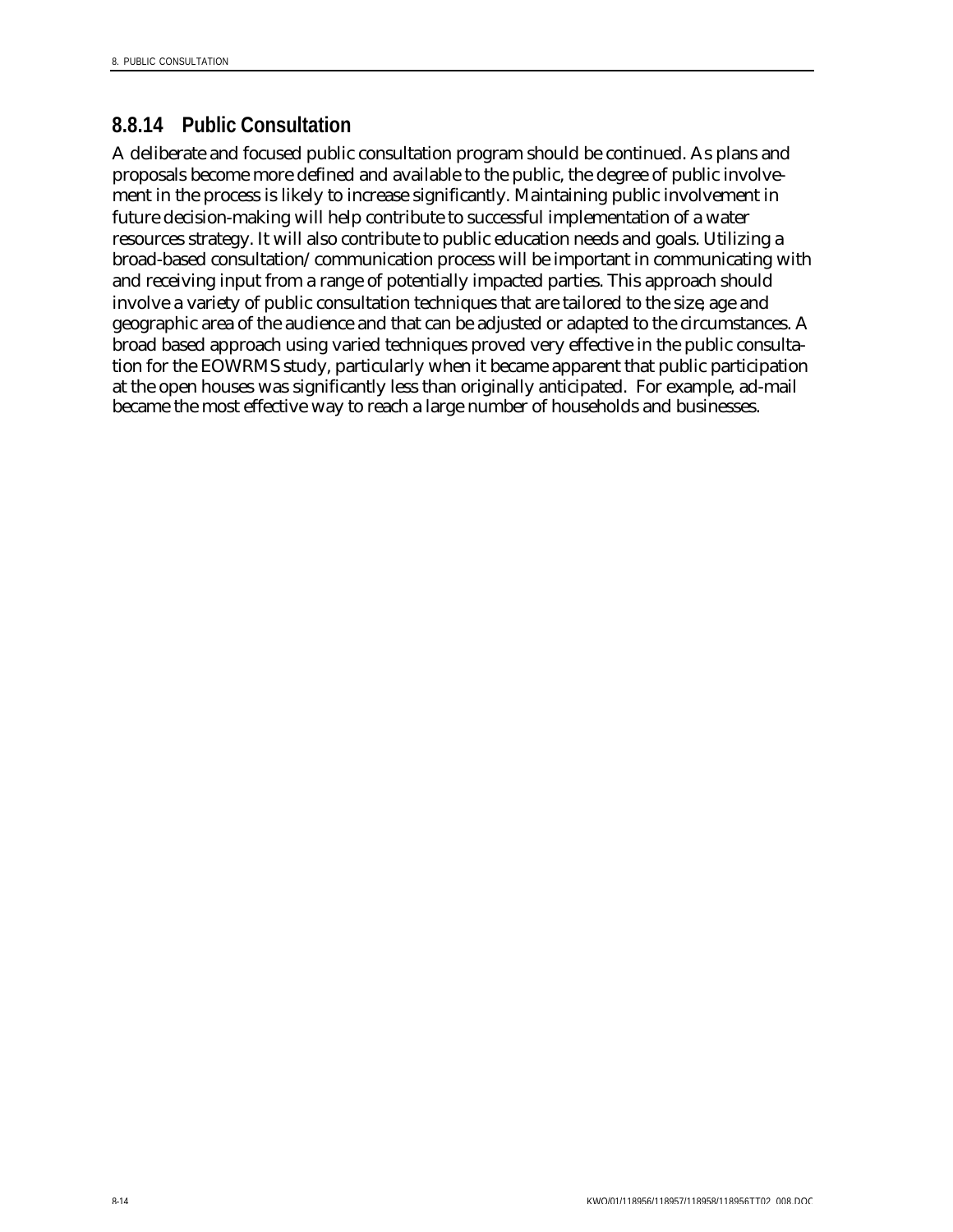### 8.8.14 Public Consultation

A deliberate and focused public consultation program should be continued. As plans and proposals become more defined and available to the public, the degree of public involvement in the process is likely to increase significantly. Maintaining public involvement in future decision-making will help contribute to successful implementation of a water resources strategy. It will also contribute to public education needs and goals. Utilizing a broad-based consultation/communication process will be important in communicating with and receiving input from a range of potentially impacted parties. This approach should involve a variety of public consultation techniques that are tailored to the size, age and geographic area of the audience and that can be adjusted or adapted to the circumstances. A broad based approach using varied techniques proved very effective in the public consultation for the EOWRMS study, particularly when it became apparent that public participation at the open houses was significantly less than originally anticipated. For example, ad-mail became the most effective way to reach a large number of households and businesses.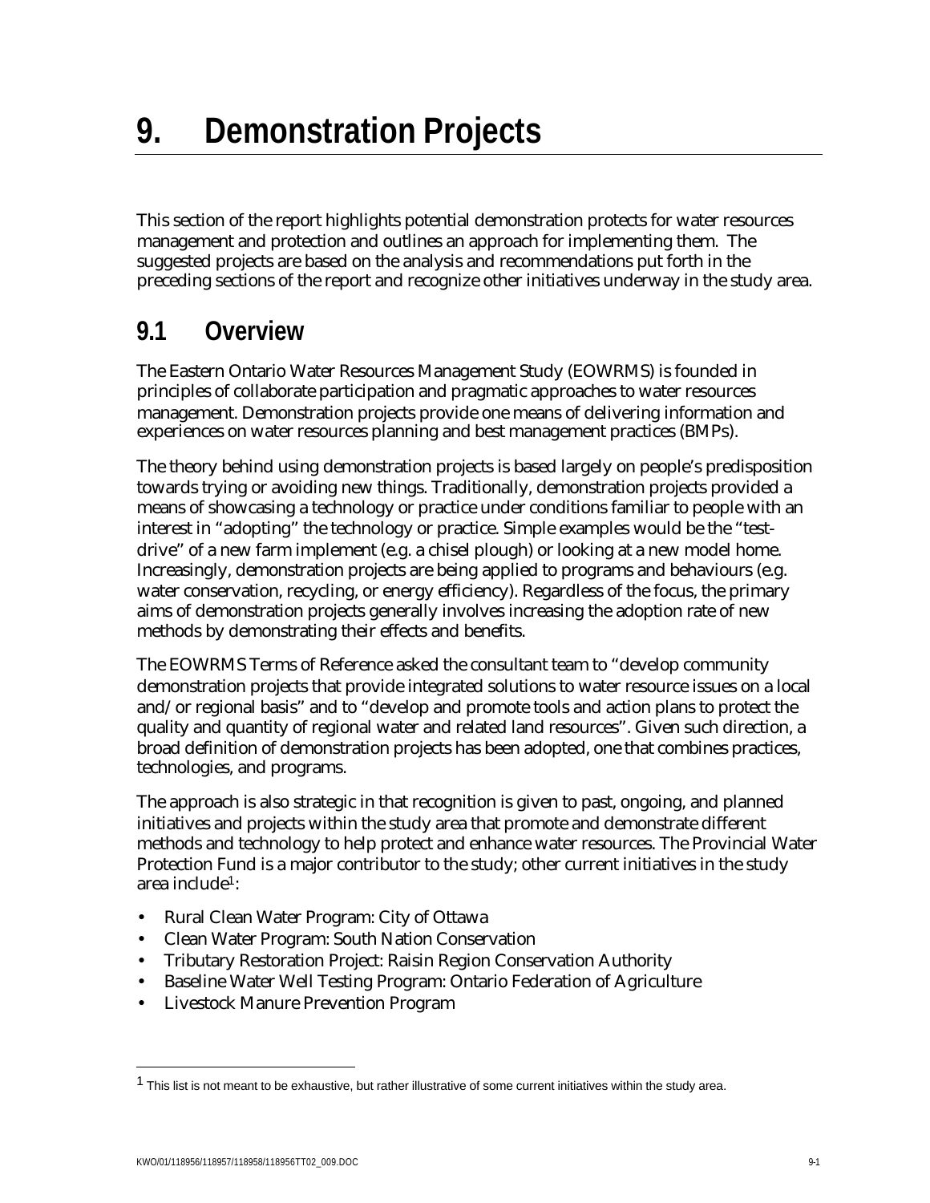# 9. Demonstration Projects

This section of the report highlights potential demonstration protects for water resources management and protection and outlines an approach for implementing them. The suggested projects are based on the analysis and recommendations put forth in the preceding sections of the report and recognize other initiatives underway in the study area.

## 9.1 Overview

The Eastern Ontario Water Resources Management Study (EOWRMS) is founded in principles of collaborate participation and pragmatic approaches to water resources management. Demonstration projects provide one means of delivering information and experiences on water resources planning and best management practices (BMPs).

The theory behind using demonstration projects is based largely on people's predisposition towards trying or avoiding new things. Traditionally, demonstration projects provided a means of showcasing a technology or practice under conditions familiar to people with an interest in "adopting" the technology or practice. Simple examples would be the "test-drive" of a new farm implement (e.g. a chisel plough) or looking at a new model home. Increasingly, demonstration projects are being applied to programs and behaviours (e.g. water conservation, recycling, or energy efficiency). Regardless of the focus, the primary aims of demonstration projects generally involves increasing the adoption rate of new methods by demonstrating their effects and benefits.

The EOWRMS Terms of Reference asked the consultant team to "develop community demonstration projects that provide integrated solutions to water resource issues on a local and/or regional basis" and to "develop and promote tools and action plans to protect the quality and quantity of regional water and related land resources". Given such direction, a broad definition of demonstration projects has been adopted, one that combines practices, technologies, and programs.

The approach is also strategic in that recognition is given to past, ongoing, and planned initiatives and projects within the study area that promote and demonstrate different methods and technology to help protect and enhance water resources. The Provincial Water Protection Fund is a major contributor to the study; other current initiatives in the study area include[1]:

- Rural Clean Water Program: City of Ottawa
- Clean Water Program: South Nation Conservation
- Tributary Restoration Project: Raisin Region Conservation Authority
- Baseline Water Well Testing Program: Ontario Federation of Agriculture
- Livestock Manure Prevention Program

[1] This list is not meant to be exhaustive, but rather illustrative of some current initiatives within the study area.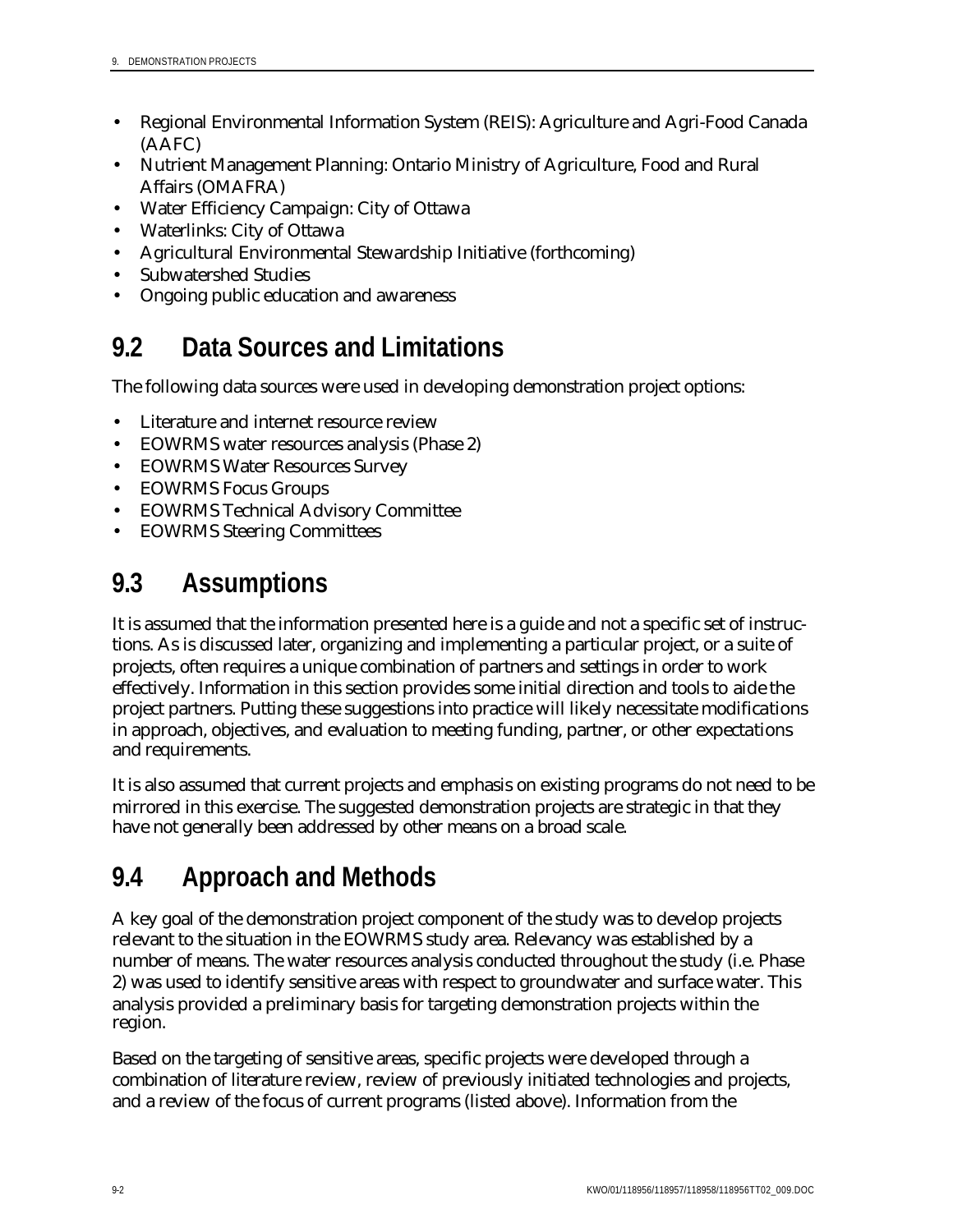- Regional Environmental Information System (REIS): Agriculture and Agri-Food Canada (AAFC)
- Nutrient Management Planning: Ontario Ministry of Agriculture, Food and Rural Affairs (OMAFRA)
- Water Efficiency Campaign: City of Ottawa
- Waterlinks: City of Ottawa
- Agricultural Environmental Stewardship Initiative (forthcoming)
- Subwatershed Studies
- Ongoing public education and awareness

## 9.2 Data Sources and Limitations

The following data sources were used in developing demonstration project options:

- Literature and internet resource review
- EOWRMS water resources analysis (Phase 2)
- EOWRMS Water Resources Survey
- EOWRMS Focus Groups
- EOWRMS Technical Advisory Committee
- EOWRMS Steering Committees

## 9.3 Assumptions

It is assumed that the information presented here is a guide and not a specific set of instructions. As is discussed later, organizing and implementing a particular project, or a suite of projects, often requires a unique combination of partners and settings in order to work effectively. Information in this section provides some initial direction and tools to aide the project partners. Putting these suggestions into practice will likely necessitate modifications in approach, objectives, and evaluation to meeting funding, partner, or other expectations and requirements.

It is also assumed that current projects and emphasis on existing programs do not need to be mirrored in this exercise. The suggested demonstration projects are strategic in that they have not generally been addressed by other means on a broad scale.

## 9.4 Approach and Methods

A key goal of the demonstration project component of the study was to develop projects relevant to the situation in the EOWRMS study area. Relevancy was established by a number of means. The water resources analysis conducted throughout the study (i.e. Phase 2) was used to identify sensitive areas with respect to groundwater and surface water. This analysis provided a preliminary basis for targeting demonstration projects within the region.

Based on the targeting of sensitive areas, specific projects were developed through a combination of literature review, review of previously initiated technologies and projects, and a review of the focus of current programs (listed above). Information from the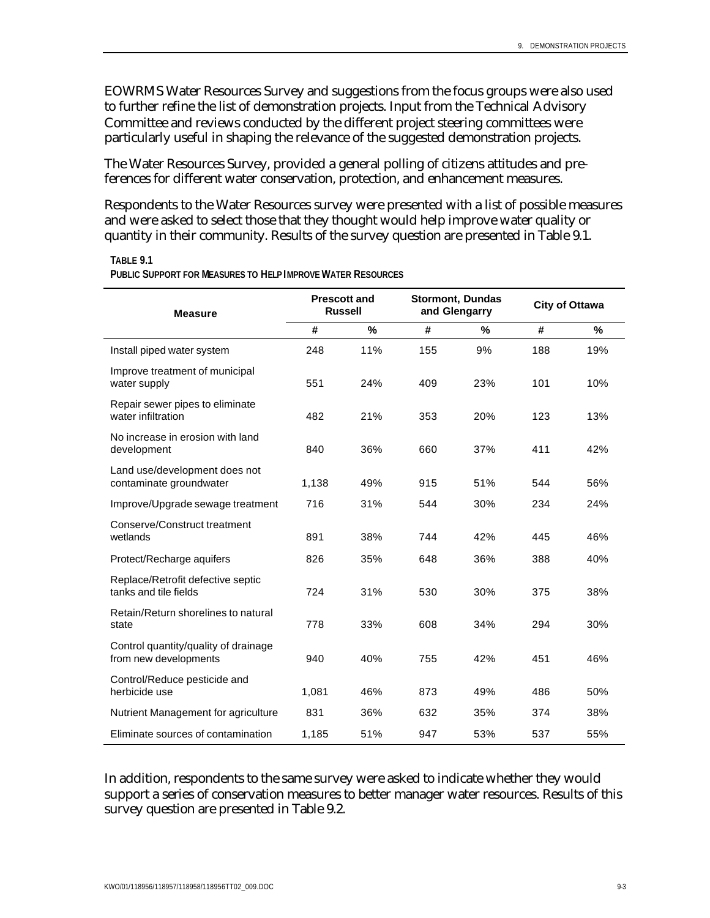EOWRMS Water Resources Survey and suggestions from the focus groups were also used to further refine the list of demonstration projects. Input from the Technical Advisory Committee and reviews conducted by the different project steering committees were particularly useful in shaping the relevance of the suggested demonstration projects.

The Water Resources Survey, provided a general polling of citizens attitudes and preferences for different water conservation, protection, and enhancement measures.

Respondents to the Water Resources survey were presented with a list of possible measures and were asked to select those that they thought would help improve water quality or quantity in their community. Results of the survey question are presented in Table 9.1.

**TABLE 9.1**
**PUBLIC SUPPORT FOR MEASURES TO HELP IMPROVE WATER RESOURCES**

| Measure | Prescott and Russell | | Stormont, Dundas and Glengarry | | City of Ottawa | |
|---|---|---|---|---|---|---|
| | # | % | # | % | # | % |
| Install piped water system | 248 | 11% | 155 | 9% | 188 | 19% |
| Improve treatment of municipal water supply | 551 | 24% | 409 | 23% | 101 | 10% |
| Repair sewer pipes to eliminate water infiltration | 482 | 21% | 353 | 20% | 123 | 13% |
| No increase in erosion with land development | 840 | 36% | 660 | 37% | 411 | 42% |
| Land use/development does not contaminate groundwater | 1,138 | 49% | 915 | 51% | 544 | 56% |
| Improve/Upgrade sewage treatment | 716 | 31% | 544 | 30% | 234 | 24% |
| Conserve/Construct treatment wetlands | 891 | 38% | 744 | 42% | 445 | 46% |
| Protect/Recharge aquifers | 826 | 35% | 648 | 36% | 388 | 40% |
| Replace/Retrofit defective septic tanks and tile fields | 724 | 31% | 530 | 30% | 375 | 38% |
| Retain/Return shorelines to natural state | 778 | 33% | 608 | 34% | 294 | 30% |
| Control quantity/quality of drainage from new developments | 940 | 40% | 755 | 42% | 451 | 46% |
| Control/Reduce pesticide and herbicide use | 1,081 | 46% | 873 | 49% | 486 | 50% |
| Nutrient Management for agriculture | 831 | 36% | 632 | 35% | 374 | 38% |
| Eliminate sources of contamination | 1,185 | 51% | 947 | 53% | 537 | 55% |

In addition, respondents to the same survey were asked to indicate whether they would support a series of conservation measures to better manager water resources. Results of this survey question are presented in Table 9.2.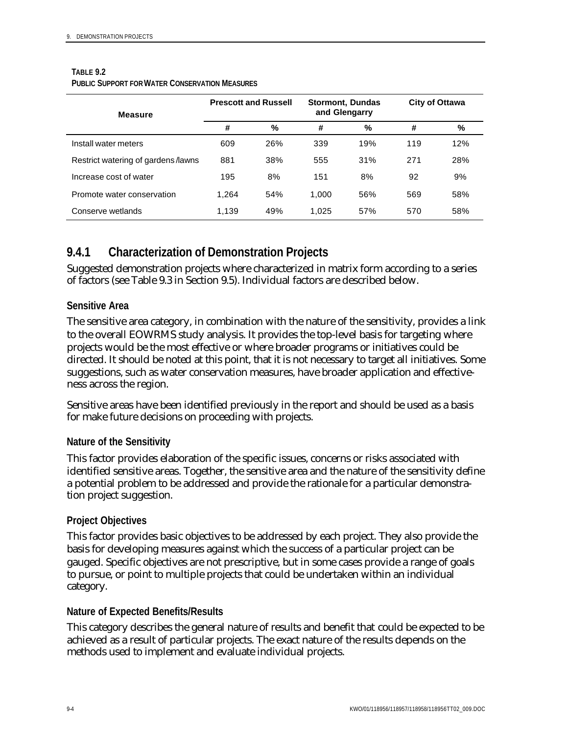**TABLE 9.2**
**PUBLIC SUPPORT FOR WATER CONSERVATION MEASURES**

| Measure | Prescott and Russell | | Stormont, Dundas and Glengarry | | City of Ottawa | |
|---|---|---|---|---|---|---|
| | # | % | # | % | # | % |
| Install water meters | 609 | 26% | 339 | 19% | 119 | 12% |
| Restrict watering of gardens/lawns | 881 | 38% | 555 | 31% | 271 | 28% |
| Increase cost of water | 195 | 8% | 151 | 8% | 92 | 9% |
| Promote water conservation | 1,264 | 54% | 1,000 | 56% | 569 | 58% |
| Conserve wetlands | 1,139 | 49% | 1,025 | 57% | 570 | 58% |

### 9.4.1 Characterization of Demonstration Projects

Suggested demonstration projects where characterized in matrix form according to a series of factors (see Table 9.3 in Section 9.5). Individual factors are described below.

#### Sensitive Area

The sensitive area category, in combination with the nature of the sensitivity, provides a link to the overall EOWRMS study analysis. It provides the top-level basis for targeting where projects would be the most effective or where broader programs or initiatives could be directed. It should be noted at this point, that it is not necessary to target all initiatives. Some suggestions, such as water conservation measures, have broader application and effectiveness across the region.

Sensitive areas have been identified previously in the report and should be used as a basis for make future decisions on proceeding with projects.

#### Nature of the Sensitivity

This factor provides elaboration of the specific issues, concerns or risks associated with identified sensitive areas. Together, the sensitive area and the nature of the sensitivity define a potential problem to be addressed and provide the rationale for a particular demonstration project suggestion.

#### Project Objectives

This factor provides basic objectives to be addressed by each project. They also provide the basis for developing measures against which the success of a particular project can be gauged. Specific objectives are not prescriptive, but in some cases provide a range of goals to pursue, or point to multiple projects that could be undertaken within an individual category.

#### Nature of Expected Benefits/Results

This category describes the general nature of results and benefit that could be expected to be achieved as a result of particular projects. The exact nature of the results depends on the methods used to implement and evaluate individual projects.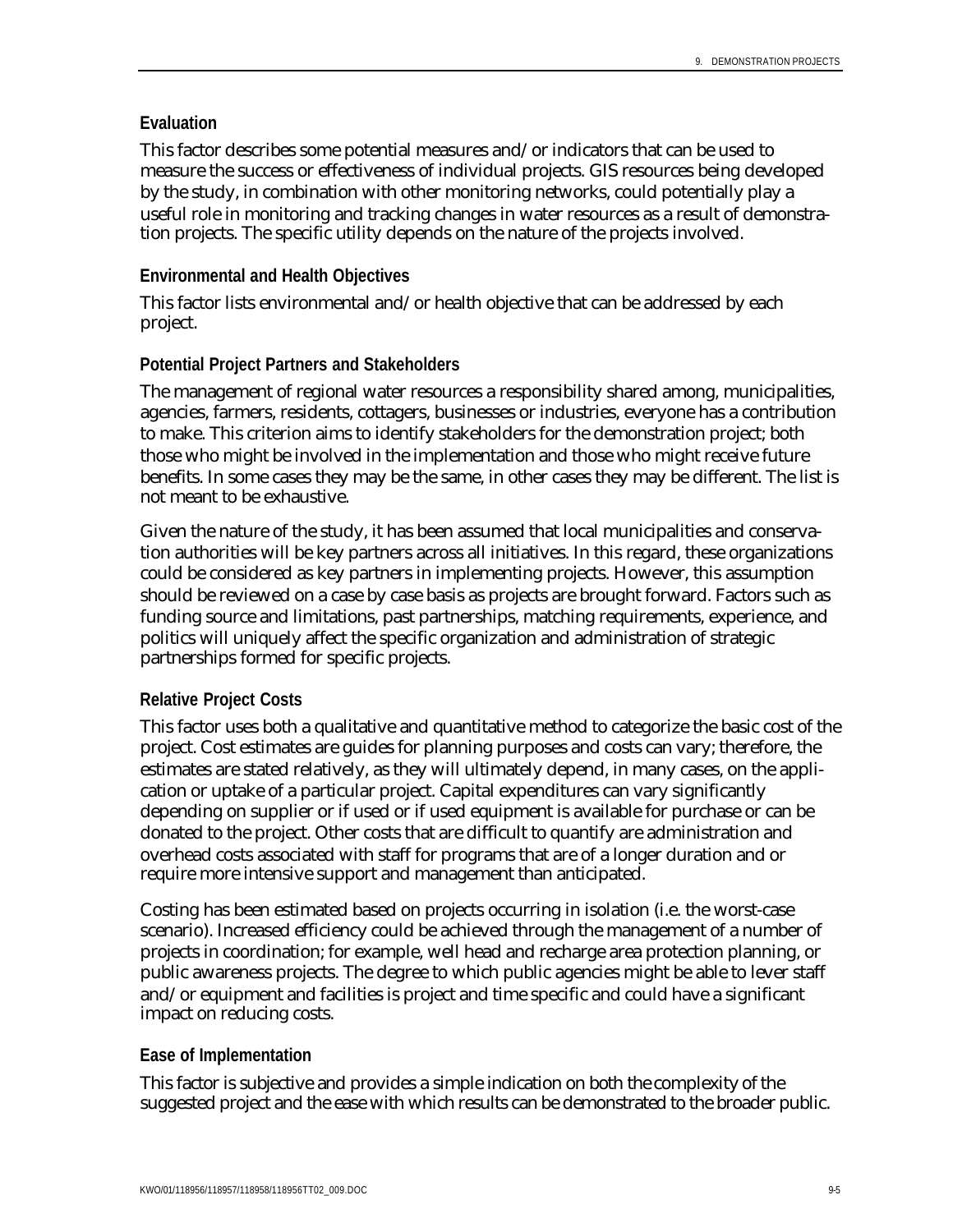### Evaluation

This factor describes some potential measures and/or indicators that can be used to measure the success or effectiveness of individual projects. GIS resources being developed by the study, in combination with other monitoring networks, could potentially play a useful role in monitoring and tracking changes in water resources as a result of demonstration projects. The specific utility depends on the nature of the projects involved.

### Environmental and Health Objectives

This factor lists environmental and/or health objective that can be addressed by each project.

### Potential Project Partners and Stakeholders

The management of regional water resources a responsibility shared among, municipalities, agencies, farmers, residents, cottagers, businesses or industries, everyone has a contribution to make. This criterion aims to identify stakeholders for the demonstration project; both those who might be involved in the implementation and those who might receive future benefits. In some cases they may be the same, in other cases they may be different. The list is not meant to be exhaustive.

Given the nature of the study, it has been assumed that local municipalities and conservation authorities will be key partners across all initiatives. In this regard, these organizations could be considered as key partners in implementing projects. However, this assumption should be reviewed on a case by case basis as projects are brought forward. Factors such as funding source and limitations, past partnerships, matching requirements, experience, and politics will uniquely affect the specific organization and administration of strategic partnerships formed for specific projects.

### Relative Project Costs

This factor uses both a qualitative and quantitative method to categorize the basic cost of the project. Cost estimates are guides for planning purposes and costs can vary; therefore, the estimates are stated relatively, as they will ultimately depend, in many cases, on the application or uptake of a particular project. Capital expenditures can vary significantly depending on supplier or if used or if used equipment is available for purchase or can be donated to the project. Other costs that are difficult to quantify are administration and overhead costs associated with staff for programs that are of a longer duration and or require more intensive support and management than anticipated.

Costing has been estimated based on projects occurring in isolation (i.e. the worst-case scenario). Increased efficiency could be achieved through the management of a number of projects in coordination; for example, well head and recharge area protection planning, or public awareness projects. The degree to which public agencies might be able to lever staff and/or equipment and facilities is project and time specific and could have a significant impact on reducing costs.

### Ease of Implementation

This factor is subjective and provides a simple indication on both the complexity of the suggested project and the ease with which results can be demonstrated to the broader public.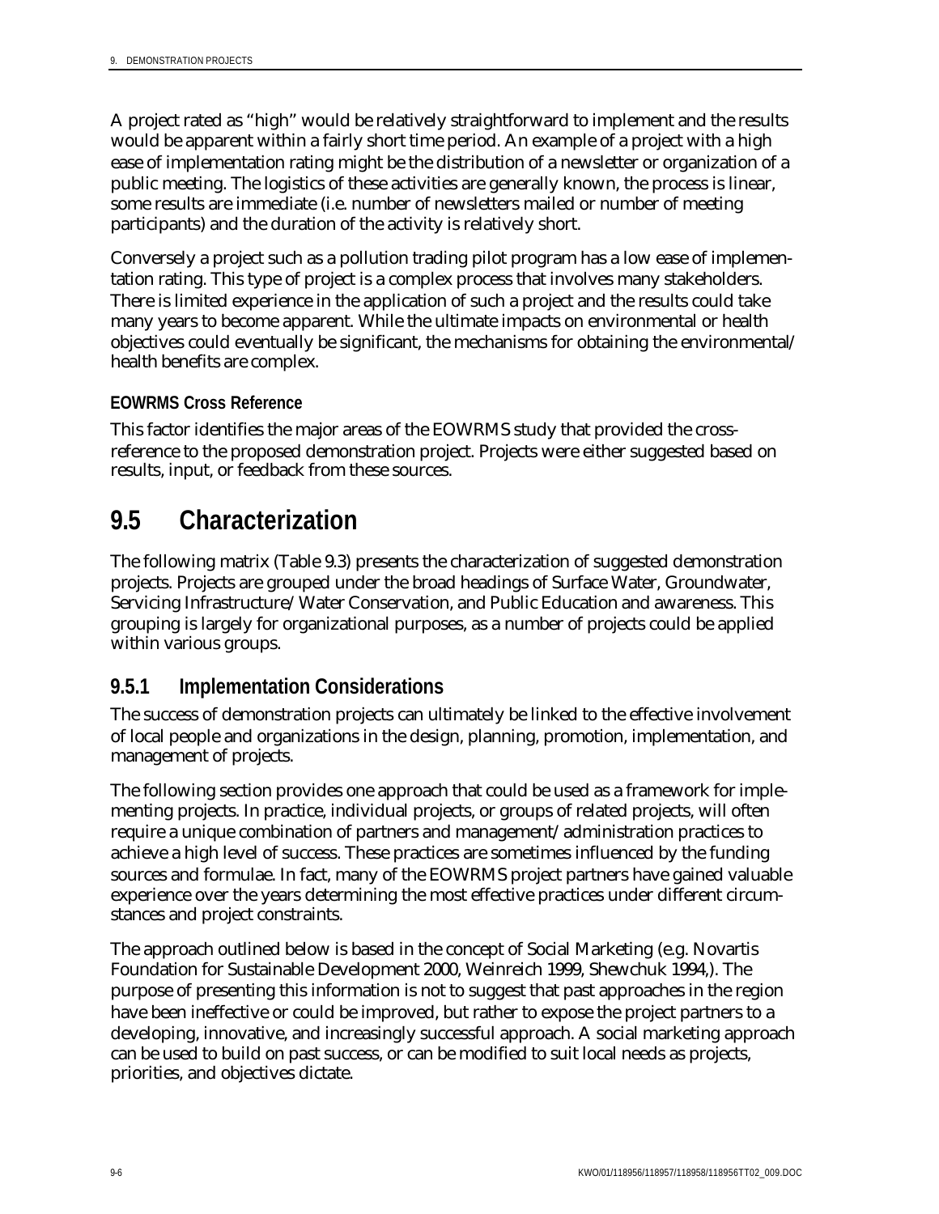A project rated as "high" would be relatively straightforward to implement and the results would be apparent within a fairly short time period. An example of a project with a high ease of implementation rating might be the distribution of a newsletter or organization of a public meeting. The logistics of these activities are generally known, the process is linear, some results are immediate (i.e. number of newsletters mailed or number of meeting participants) and the duration of the activity is relatively short.

Conversely a project such as a pollution trading pilot program has a low ease of implementation rating. This type of project is a complex process that involves many stakeholders. There is limited experience in the application of such a project and the results could take many years to become apparent. While the ultimate impacts on environmental or health objectives could eventually be significant, the mechanisms for obtaining the environmental/health benefits are complex.

#### EOWRMS Cross Reference

This factor identifies the major areas of the EOWRMS study that provided the cross-reference to the proposed demonstration project. Projects were either suggested based on results, input, or feedback from these sources.

## 9.5 Characterization

The following matrix (Table 9.3) presents the characterization of suggested demonstration projects. Projects are grouped under the broad headings of Surface Water, Groundwater, Servicing Infrastructure/Water Conservation, and Public Education and awareness. This grouping is largely for organizational purposes, as a number of projects could be applied within various groups.

### 9.5.1 Implementation Considerations

The success of demonstration projects can ultimately be linked to the effective involvement of local people and organizations in the design, planning, promotion, implementation, and management of projects.

The following section provides one approach that could be used as a framework for implementing projects. In practice, individual projects, or groups of related projects, will often require a unique combination of partners and management/administration practices to achieve a high level of success. These practices are sometimes influenced by the funding sources and formulae. In fact, many of the EOWRMS project partners have gained valuable experience over the years determining the most effective practices under different circumstances and project constraints.

The approach outlined below is based in the concept of Social Marketing (e.g. Novartis Foundation for Sustainable Development 2000, Weinreich 1999, Shewchuk 1994,). The purpose of presenting this information is not to suggest that past approaches in the region have been ineffective or could be improved, but rather to expose the project partners to a developing, innovative, and increasingly successful approach. A social marketing approach can be used to build on past success, or can be modified to suit local needs as projects, priorities, and objectives dictate.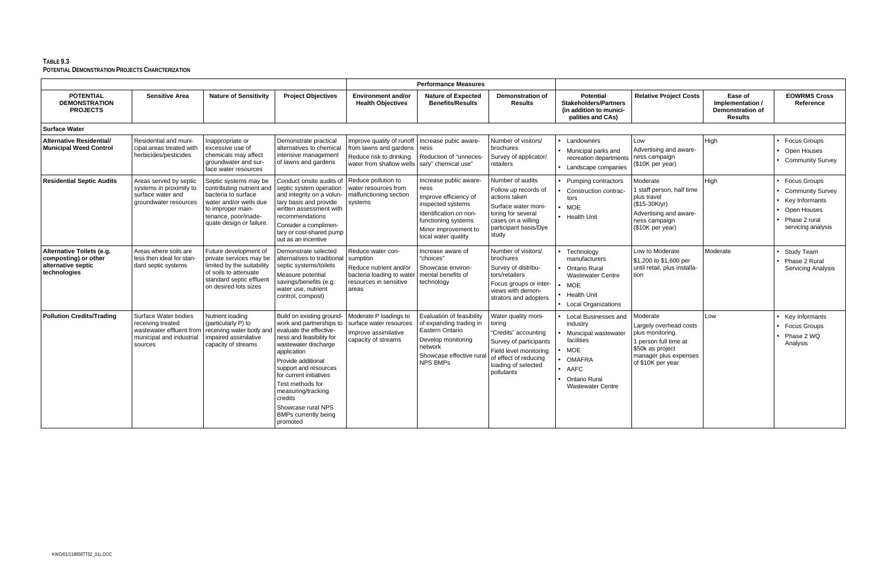**TABLE 9.3**
**POTENTIAL DEMONSTRATION PROJECTS CHARCTERIZATION**

| POTENTIAL DEMONSTRATION PROJECTS | Sensitive Area | Nature of Sensitivity | Project Objectives | Performance Measures | | | Potential Stakeholders/Partners (in addition to municipalities and CAs) | Relative Project Costs | Ease of Implementation / Demonstration of Results | EOWRMS Cross Reference |
|---|---|---|---|---|---|---|---|---|---|---|
| | | | | Environment and/or Health Objectives | Nature of Expected Benefits/Results | Demonstration of Results | | | | |
| **Surface Water** | | | | | | | | | | |
| **Alternative Residential/ Municipal Weed Control** | Residential and municipal areas treated with herbicides/pesticides | Inappropriate or excessive use of chemicals may affect groundwater and surface water resources | Demonstrate practical alternatives to chemical intensive management of lawns and gardens | Improve quality of runoff from lawns and gardens<br>Reduce risk to drinking water from shallow wells | Increase pubic awareness<br>Reduction of "unnecessary" chemical use" | Number of visitors/ brochures<br>Survey of applicator/ retailers | • Landowners<br>• Municipal parks and recreation departments<br>• Landscape companies | Low<br>Advertising and awareness campaign ($10K per year) | High | • Focus Groups<br>• Open Houses<br>• Community Survey |
| **Residential Septic Audits** | Areas served by septic systems in proximity to surface water and groundwater resources | Septic systems may be contributing nutrient and bacteria to surface water and/or wells due to improper maintenance, poor/inadequate design or failure. | Conduct onsite audits of septic system operation and integrity on a voluntary basis and provide written assessment with recommendations<br>Consider a complimentary or cost-shared pump out as an incentive | Reduce pollution to water resources from malfunctioning section systems | Increase public awareness<br>Improve efficiency of inspected systems<br>Identification on non-functioning systems<br>Minor improvement to local water quality | Number of audits<br>Follow up records of actions taken<br>Surface water monitoring for several cases on a willing participant basis/Dye study | • Pumping contractors<br>• Construction contractors<br>• MOE<br>• Health Unit | Moderate<br>1 staff person, half time plus travel ($15-30K/yr)<br>Advertising and awareness campaign ($10K per year) | High | • Focus Groups<br>• Community Survey<br>• Key Informants<br>• Open Houses<br>• Phase 2 rural servicing analysis |
| **Alternative Toilets (e.g. composting) or other alternative septic technologies** | Areas where soils are less then ideal for standard septic systems | Future development of private services may be limited by the suitability of soils to attenuate standard septic effluent on desired lots sizes | Demonstrate selected alternatives to traditional septic systems/toilets<br>Measure potential savings/benefits (e.g. water use, nutrient control, compost) | Reduce water consumption<br>Reduce nutrient and/or bacteria loading to water resources in sensitive areas | Increase aware of "choices"<br>Showcase environmental benefits of technology | Number of visitors/ brochures<br>Survey of distributors/retailers<br>Focus groups or interviews with demonstrators and adopters | • Technology manufacturers<br>• Ontario Rural Wastewater Centre<br>• MOE<br>• Health Unit<br>• Local Organizations | Low to Moderate<br>$1,200 to $1,600 per until retail, plus installation | Moderate | • Study Team<br>• Phase 2 Rural Servicing Analysis |
| **Pollution Credits/Trading** | Surface Water bodies receiving treated wastewater effluent from municipal and industrial sources | Nutrient loading (particularly P) to receiving water body and impaired assimilative capacity of streams | Build on existing groundwork and partnerships to evaluate the effectiveness and feasibility for wastewater discharge application<br>Provide additional support and resources for current initiatives<br>Test methods for measuring/tracking credits<br>Showcase rural NPS BMPs currently being promoted | Moderate P loadings to surface water resources<br>Improve assimilative capacity of streams | Evaluation of feasibility of expanding trading in Eastern Ontario<br>Develop monitoring network<br>Showcase effective rural NPS BMPs | Water quality monitoring<br>"Credits" accounting<br>Survey of participants<br>Field level monitoring of effect of reducing loading of selected pollutants | • Local Businesses and industry<br>• Municipal wastewater facilities<br>• MOE<br>• OMAFRA<br>• AAFC<br>• Ontario Rural Wastewater Centre | Moderate<br>Largely overhead costs plus monitoring.<br>1 person full time at $50k as project manager plus expenses of $10K per year | Low | • Key Informants<br>• Focus Groups<br>• Phase 2 WQ Analysis |

KWO/01/118956TT02_01L.DOC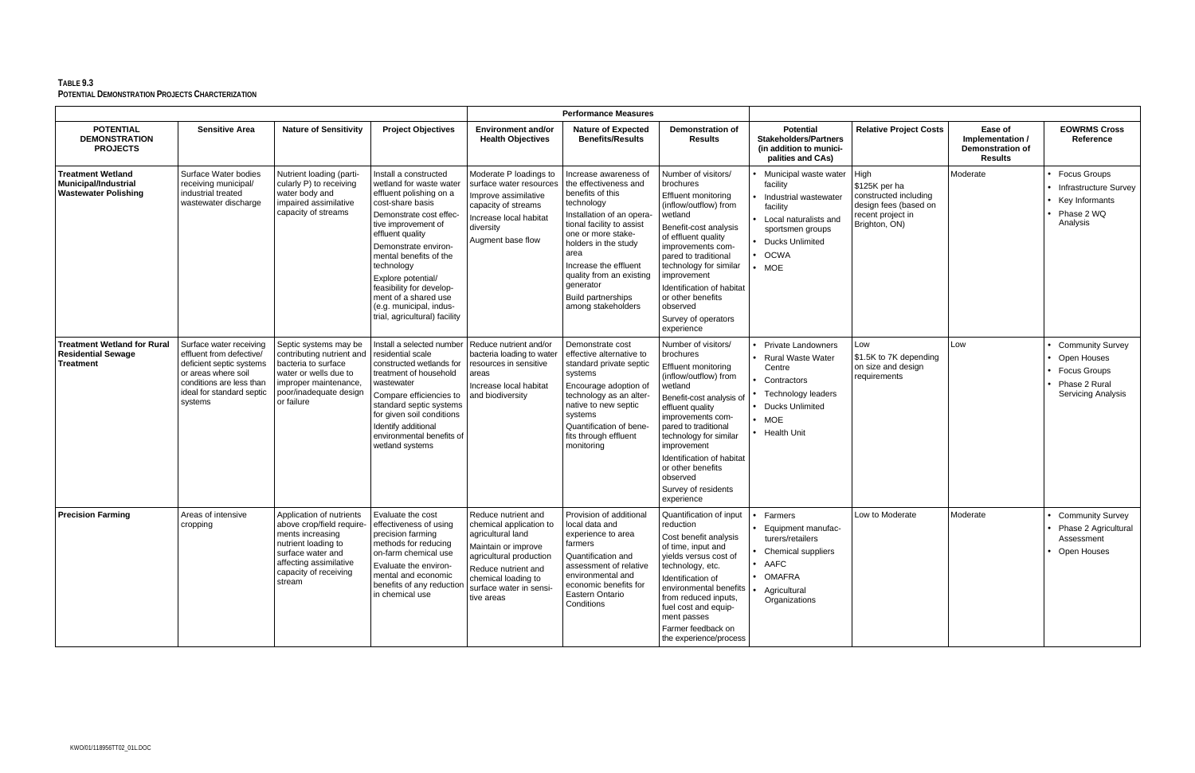**TABLE 9.3**
**POTENTIAL DEMONSTRATION PROJECTS CHARCTERIZATION**

| POTENTIAL DEMONSTRATION PROJECTS | Sensitive Area | Nature of Sensitivity | Project Objectives | Performance Measures | | | Potential Stakeholders/Partners (in addition to municipalities and CAs) | Relative Project Costs | Ease of Implementation / Demonstration of Results | EOWRMS Cross Reference |
|---|---|---|---|---|---|---|---|---|---|---|
| | | | | Environment and/or Health Objectives | Nature of Expected Benefits/Results | Demonstration of Results | | | | |
| **Treatment Wetland Municipal/Industrial Wastewater Polishing** | Surface Water bodies receiving municipal/ industrial treated wastewater discharge | Nutrient loading (particularly P) to receiving water body and impaired assimilative capacity of streams | Install a constructed wetland for waste water effluent polishing on a cost-share basis<br>Demonstrate cost effective improvement of effluent quality<br>Demonstrate environmental benefits of the technology<br>Explore potential/ feasibility for development of a shared use (e.g. municipal, industrial, agricultural) facility | Moderate P loadings to surface water resources<br>Improve assimilative capacity of streams<br>Increase local habitat diversity<br>Augment base flow | Increase awareness of the effectiveness and benefits of this technology<br>Installation of an operational facility to assist one or more stakeholders in the study area<br>Increase the effluent quality from an existing generator<br>Build partnerships among stakeholders | Number of visitors/ brochures<br>Effluent monitoring (inflow/outflow) from wetland<br>Benefit-cost analysis of effluent quality improvements compared to traditional technology for similar improvement<br>Identification of habitat or other benefits observed<br>Survey of operators experience | • Municipal waste water facility<br>• Industrial wastewater facility<br>• Local naturalists and sportsmen groups<br>• Ducks Unlimited<br>• OCWA<br>• MOE | High<br>$125K per ha constructed including design fees (based on recent project in Brighton, ON) | Moderate | • Focus Groups<br>• Infrastructure Survey<br>• Key Informants<br>• Phase 2 WQ Analysis |
| **Treatment Wetland for Rural Residential Sewage Treatment** | Surface water receiving effluent from defective/ deficient septic systems or areas where soil conditions are less than ideal for standard septic systems | Septic systems may be contributing nutrient and bacteria to surface water or wells due to improper maintenance, poor/inadequate design or failure | Install a selected number residential scale constructed wetlands for treatment of household wastewater<br>Compare efficiencies to standard septic systems for given soil conditions<br>Identify additional environmental benefits of wetland systems | Reduce nutrient and/or bacteria loading to water resources in sensitive areas<br>Increase local habitat and biodiversity | Demonstrate cost effective alternative to standard private septic systems<br>Encourage adoption of technology as an alternative to new septic systems<br>Quantification of benefits through effluent monitoring | Number of visitors/ brochures<br>Effluent monitoring (inflow/outflow) from wetland<br>Benefit-cost analysis of effluent quality improvements compared to traditional technology for similar improvement<br>Identification of habitat or other benefits observed<br>Survey of residents experience | • Private Landowners<br>• Rural Waste Water Centre<br>• Contractors<br>• Technology leaders<br>• Ducks Unlimited<br>• MOE<br>• Health Unit | Low<br>$1.5K to 7K depending on size and design requirements | Low | • Community Survey<br>• Open Houses<br>• Focus Groups<br>• Phase 2 Rural Servicing Analysis |
| **Precision Farming** | Areas of intensive cropping | Application of nutrients above crop/field requirements increasing nutrient loading to surface water and affecting assimilative capacity of receiving stream | Evaluate the cost effectiveness of using precision farming methods for reducing on-farm chemical use<br>Evaluate the environmental and economic benefits of any reduction in chemical use | Reduce nutrient and chemical application to agricultural land<br>Maintain or improve agricultural production<br>Reduce nutrient and chemical loading to surface water in sensitive areas | Provision of additional local data and experience to area farmers<br>Quantification and assessment of relative environmental and economic benefits for Eastern Ontario Conditions | Quantification of input reduction<br>Cost benefit analysis of time, input and yields versus cost of technology, etc.<br>Identification of environmental benefits from reduced inputs, fuel cost and equipment passes<br>Farmer feedback on the experience/process | • Farmers<br>• Equipment manufacturers/retailers<br>• Chemical suppliers<br>• AAFC<br>• OMAFRA<br>• Agricultural Organizations | Low to Moderate | Moderate | • Community Survey<br>• Phase 2 Agricultural Assessment<br>• Open Houses |

KWO/01/118956TT02_01L.DOC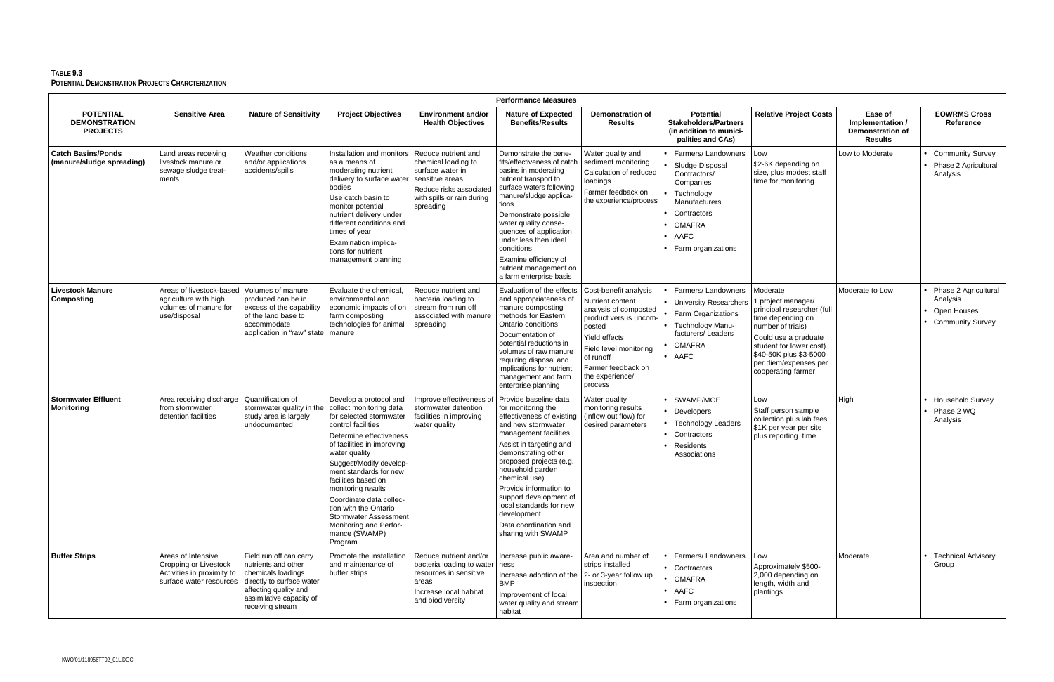**TABLE 9.3**
**POTENTIAL DEMONSTRATION PROJECTS CHARCTERIZATION**

| | | | | Performance Measures | | | | | | |
|---|---|---|---|---|---|---|---|---|---|---|
| **POTENTIAL DEMONSTRATION PROJECTS** | **Sensitive Area** | **Nature of Sensitivity** | **Project Objectives** | **Environment and/or Health Objectives** | **Nature of Expected Benefits/Results** | **Demonstration of Results** | **Potential Stakeholders/Partners (in addition to munici-palities and CAs)** | **Relative Project Costs** | **Ease of Implementation / Demonstration of Results** | **EOWRMS Cross Reference** |
| **Catch Basins/Ponds (manure/sludge spreading)** | Land areas receiving livestock manure or sewage sludge treat-ments | Weather conditions and/or applications accidents/spills | Installation and monitors as a means of moderating nutrient delivery to surface water bodies<br>Use catch basin to monitor potential nutrient delivery under different conditions and times of year<br>Examination implica-tions for nutrient management planning | Reduce nutrient and chemical loading to surface water in sensitive areas<br>Reduce risks associated with spills or rain during spreading | Demonstrate the bene-fits/effectiveness of catch basins in moderating nutrient transport to surface waters following manure/sludge applica-tions<br>Demonstrate possible water quality conse-quences of application under less then ideal conditions<br>Examine efficiency of nutrient management on a farm enterprise basis | Water quality and sediment monitoring<br>Calculation of reduced loadings<br>Farmer feedback on the experience/process | • Farmers/ Landowners<br>• Sludge Disposal Contractors/ Companies<br>• Technology Manufacturers<br>• Contractors<br>• OMAFRA<br>• AAFC<br>• Farm organizations | Low<br>$2-6K depending on size, plus modest staff time for monitoring | Low to Moderate | • Community Survey<br>• Phase 2 Agricultural Analysis |
| **Livestock Manure Composting** | Areas of livestock-based agriculture with high volumes of manure for use/disposal | Volumes of manure produced can be in excess of the capability of the land base to accommodate application in "raw" state | Evaluate the chemical, environmental and economic impacts of on farm composting technologies for animal manure | Reduce nutrient and bacteria loading to stream from run off associated with manure spreading | Evaluation of the effects and appropriateness of manure composting methods for Eastern Ontario conditions<br>Documentation of potential reductions in volumes of raw manure requiring disposal and implications for nutrient management and farm enterprise planning | Cost-benefit analysis<br>Nutrient content analysis of composted product versus uncom-posted<br>Yield effects<br>Field level monitoring of runoff<br>Farmer feedback on the experience/ process | • Farmers/ Landowners<br>• University Researchers<br>• Farm Organizations<br>• Technology Manu-facturers/ Leaders<br>• OMAFRA<br>• AAFC | Moderate<br>1 project manager/ principal researcher (full time depending on number of trials)<br>Could use a graduate student for lower cost)<br>$40-50K plus $3-5000 per diem/expenses per cooperating farmer. | Moderate to Low | • Phase 2 Agricultural Analysis<br>• Open Houses<br>• Community Survey |
| **Stormwater Effluent Monitoring** | Area receiving discharge from stormwater detention facilities | Quantification of stormwater quality in the study area is largely undocumented | Develop a protocol and collect monitoring data for selected stormwater control facilities<br>Determine effectiveness of facilities in improving water quality<br>Suggest/Modify develop-ment standards for new facilities based on monitoring results<br>Coordinate data collec-tion with the Ontario Stormwater Assessment Monitoring and Perfor-mance (SWAMP) Program | Improve effectiveness of stormwater detention facilities in improving water quality | Provide baseline data for monitoring the effectiveness of existing and new stormwater management facilities<br>Assist in targeting and demonstrating other proposed projects (e.g. household garden chemical use)<br>Provide information to support development of local standards for new development<br>Data coordination and sharing with SWAMP | Water quality monitoring results (inflow out flow) for desired parameters | • SWAMP/MOE<br>• Developers<br>• Technology Leaders<br>• Contractors<br>• Residents Associations | Low<br>Staff person sample collection plus lab fees $1K per year per site plus reporting time | High | • Household Survey<br>• Phase 2 WQ Analysis |
| **Buffer Strips** | Areas of Intensive Cropping or Livestock Activities in proximity to surface water resources | Field run off can carry nutrients and other chemicals loadings directly to surface water affecting quality and assimilative capacity of receiving stream | Promote the installation and maintenance of buffer strips | Reduce nutrient and/or bacteria loading to water resources in sensitive areas<br>Increase local habitat and biodiversity | Increase public aware-ness<br>Increase adoption of the BMP<br>Improvement of local water quality and stream habitat | Area and number of strips installed<br>2- or 3-year follow up inspection | • Farmers/ Landowners<br>• Contractors<br>• OMAFRA<br>• AAFC<br>• Farm organizations | Low<br>Approximately $500-2,000 depending on length, width and plantings | Moderate | • Technical Advisory Group |

KWO/01/118956TT02_01L.DOC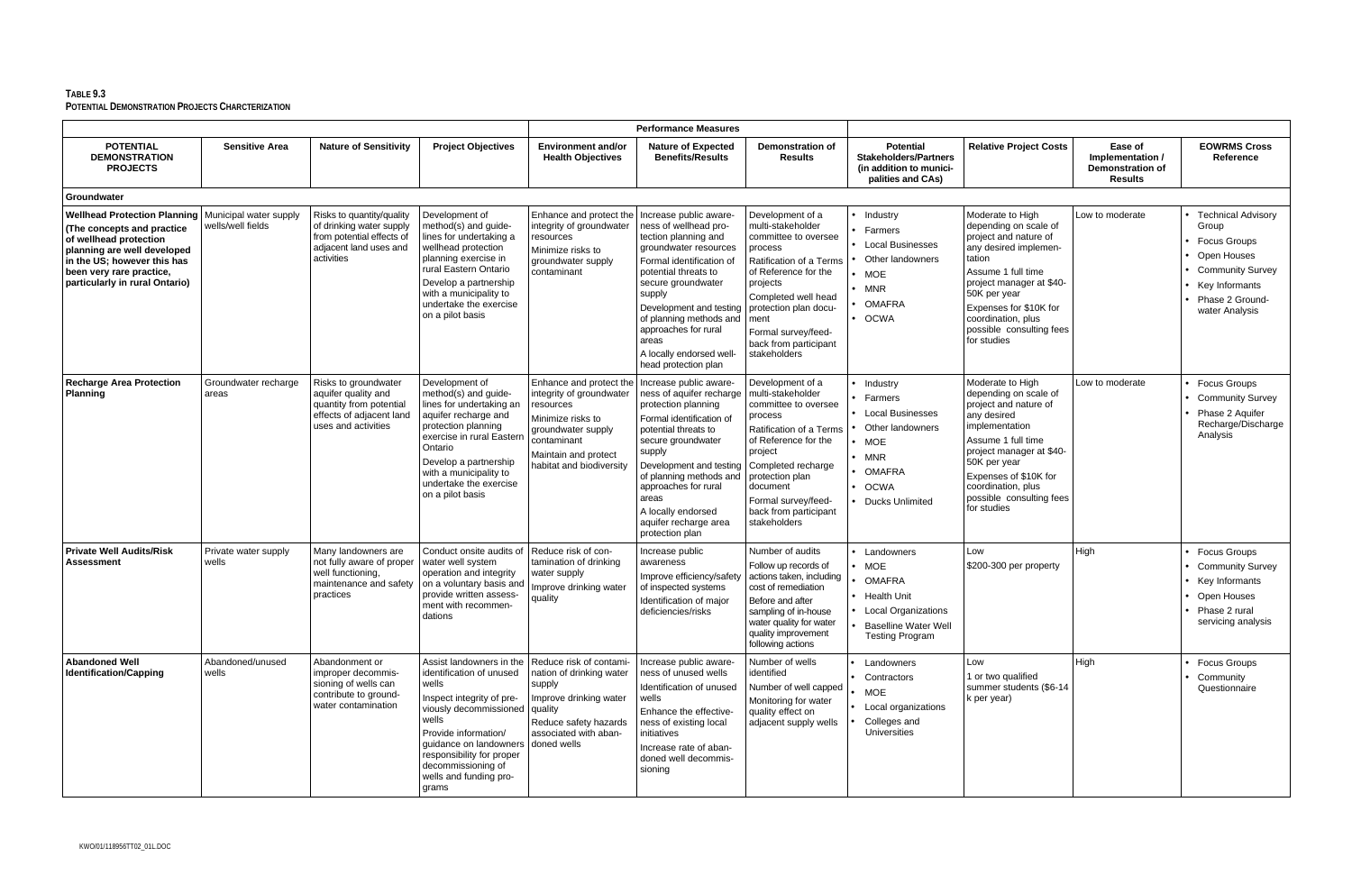**TABLE 9.3**
**POTENTIAL DEMONSTRATION PROJECTS CHARCTERIZATION**

| POTENTIAL DEMONSTRATION PROJECTS | Sensitive Area | Nature of Sensitivity | Project Objectives | Performance Measures | | | Potential Stakeholders/Partners (in addition to municipalities and CAs) | Relative Project Costs | Ease of Implementation / Demonstration of Results | EOWRMS Cross Reference |
|---|---|---|---|---|---|---|---|---|---|---|
| | | | | Environment and/or Health Objectives | Nature of Expected Benefits/Results | Demonstration of Results | | | | |
| **Groundwater** | | | | | | | | | | |
| **Wellhead Protection Planning (The concepts and practice of wellhead protection planning are well developed in the US; however this has been very rare practice, particularly in rural Ontario)** | Municipal water supply wells/well fields | Risks to quantity/quality of drinking water supply from potential effects of adjacent land uses and activities | Development of method(s) and guidelines for undertaking a wellhead protection planning exercise in rural Eastern Ontario<br>Develop a partnership with a municipality to undertake the exercise on a pilot basis | Enhance and protect the integrity of groundwater resources<br>Minimize risks to groundwater supply contaminant | Increase public awareness of wellhead protection planning and groundwater resources<br>Formal identification of potential threats to secure groundwater supply<br>Development and testing of planning methods and approaches for rural areas<br>A locally endorsed wellhead protection plan | Development of a multi-stakeholder committee to oversee process<br>Ratification of a Terms of Reference for the projects<br>Completed well head protection plan document<br>Formal survey/feedback from participant stakeholders | • Industry<br>• Farmers<br>• Local Businesses<br>• Other landowners<br>• MOE<br>• MNR<br>• OMAFRA<br>• OCWA | Moderate to High depending on scale of project and nature of any desired implementation<br>Assume 1 full time project manager at $40-50K per year<br>Expenses for $10K for coordination, plus possible consulting fees for studies | Low to moderate | • Technical Advisory Group<br>• Focus Groups<br>• Open Houses<br>• Community Survey<br>• Key Informants<br>• Phase 2 Groundwater Analysis |
| **Recharge Area Protection Planning** | Groundwater recharge areas | Risks to groundwater aquifer quality and quantity from potential effects of adjacent land uses and activities | Development of method(s) and guidelines for undertaking an aquifer recharge and protection planning exercise in rural Eastern Ontario<br>Develop a partnership with a municipality to undertake the exercise on a pilot basis | Enhance and protect the integrity of groundwater resources<br>Minimize risks to groundwater supply contaminant<br>Maintain and protect habitat and biodiversity | Increase public awareness of aquifer recharge protection planning<br>Formal identification of potential threats to secure groundwater supply<br>Development and testing of planning methods and approaches for rural areas<br>A locally endorsed aquifer recharge area protection plan | Development of a multi-stakeholder committee to oversee process<br>Ratification of a Terms of Reference for the project<br>Completed recharge protection plan document<br>Formal survey/feedback from participant stakeholders | • Industry<br>• Farmers<br>• Local Businesses<br>• Other landowners<br>• MOE<br>• MNR<br>• OMAFRA<br>• OCWA<br>• Ducks Unlimited | Moderate to High depending on scale of project and nature of any desired implementation<br>Assume 1 full time project manager at $40-50K per year<br>Expenses of $10K for coordination, plus possible consulting fees for studies | Low to moderate | • Focus Groups<br>• Community Survey<br>• Phase 2 Aquifer Recharge/Discharge Analysis |
| **Private Well Audits/Risk Assessment** | Private water supply wells | Many landowners are not fully aware of proper well functioning, maintenance and safety practices | Conduct onsite audits of water well system operation and integrity on a voluntary basis and provide written assessment with recommendations | Reduce risk of contamination of drinking water supply<br>Improve drinking water quality | Increase public awareness<br>Improve efficiency/safety of inspected systems<br>Identification of major deficiencies/risks | Number of audits<br>Follow up records of actions taken, including cost of remediation<br>Before and after sampling of in-house water quality for water quality improvement following actions | • Landowners<br>• MOE<br>• OMAFRA<br>• Health Unit<br>• Local Organizations<br>• Baselline Water Well Testing Program | Low<br>$200-300 per property | High | • Focus Groups<br>• Community Survey<br>• Key Informants<br>• Open Houses<br>• Phase 2 rural servicing analysis |
| **Abandoned Well Identification/Capping** | Abandoned/unused wells | Abandonment or improper decommissioning of wells can contribute to groundwater contamination | Assist landowners in the identification of unused wells<br>Inspect integrity of previously decommissioned wells<br>Provide information/ guidance on landowners responsibility for proper decommissioning of wells and funding programs | Reduce risk of contamination of drinking water supply<br>Improve drinking water quality<br>Reduce safety hazards associated with abandoned wells | Increase public awareness of unused wells<br>Identification of unused wells<br>Enhance the effectiveness of existing local initiatives<br>Increase rate of abandoned well decommissioning | Number of wells identified<br>Number of well capped<br>Monitoring for water quality effect on adjacent supply wells | • Landowners<br>• Contractors<br>• MOE<br>• Local organizations<br>• Colleges and Universities | Low<br>1 or two qualified summer students ($6-14 k per year) | High | • Focus Groups<br>• Community Questionnaire |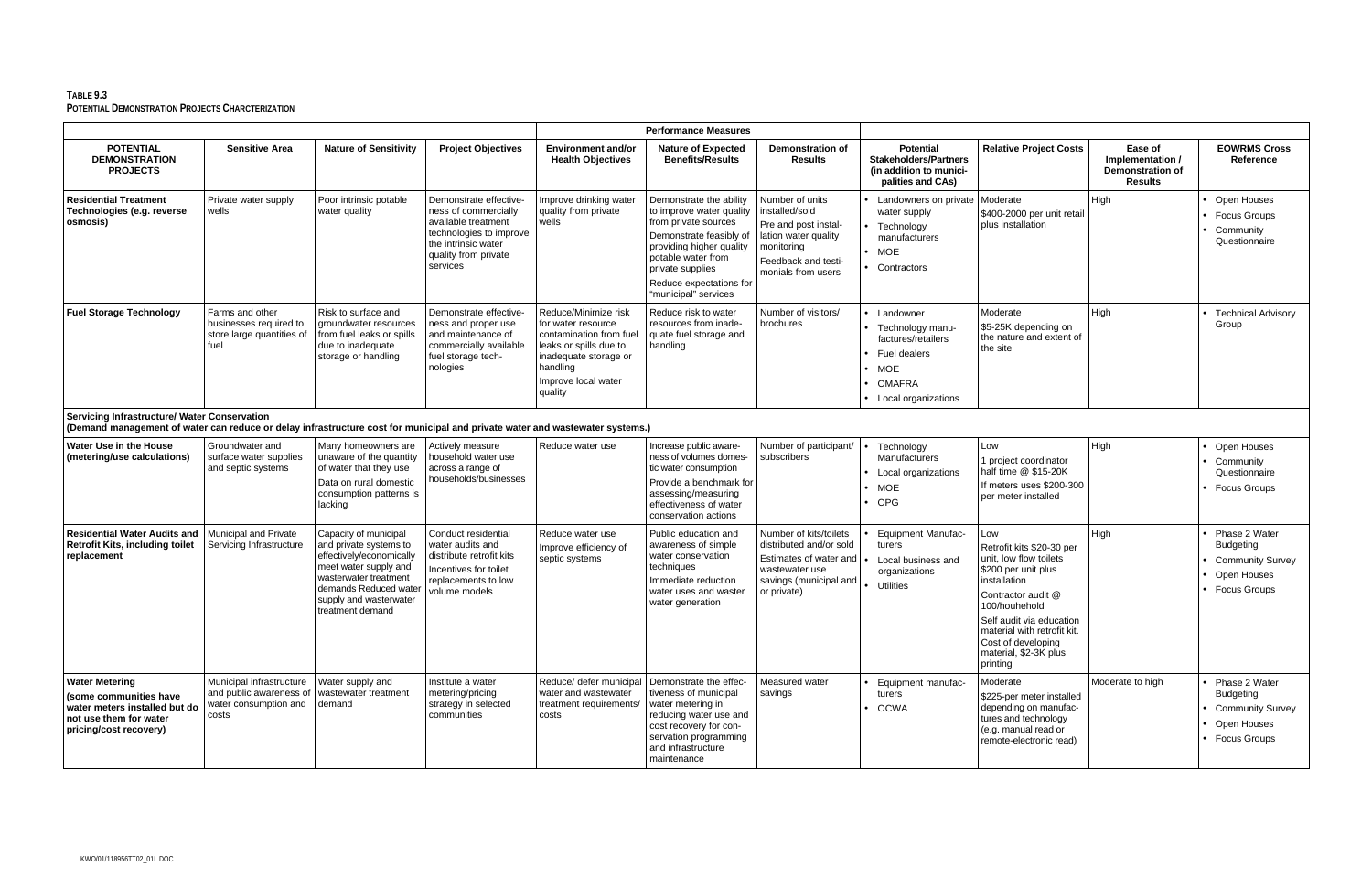**TABLE 9.3**
**POTENTIAL DEMONSTRATION PROJECTS CHARCTERIZATION**

| | | | | Performance Measures | | | | | | |
|---|---|---|---|---|---|---|---|---|---|---|
| **POTENTIAL DEMONSTRATION PROJECTS** | **Sensitive Area** | **Nature of Sensitivity** | **Project Objectives** | **Environment and/or Health Objectives** | **Nature of Expected Benefits/Results** | **Demonstration of Results** | **Potential Stakeholders/Partners (in addition to municipalities and CAs)** | **Relative Project Costs** | **Ease of Implementation / Demonstration of Results** | **EOWRMS Cross Reference** |
| **Residential Treatment Technologies (e.g. reverse osmosis)** | Private water supply wells | Poor intrinsic potable water quality | Demonstrate effective-ness of commercially available treatment technologies to improve the intrinsic water quality from private services | Improve drinking water quality from private wells | Demonstrate the ability to improve water quality from private sources<br>Demonstrate feasibly of providing higher quality potable water from private supplies<br>Reduce expectations for "municipal" services | Number of units installed/sold<br>Pre and post installation water quality monitoring<br>Feedback and testimonials from users | • Landowners on private water supply<br>• Technology manufacturers<br>• MOE<br>• Contractors | Moderate<br>$400-2000 per unit retail plus installation | High | • Open Houses<br>• Focus Groups<br>• Community Questionnaire |
| **Fuel Storage Technology** | Farms and other businesses required to store large quantities of fuel | Risk to surface and groundwater resources from fuel leaks or spills due to inadequate storage or handling | Demonstrate effective-ness and proper use and maintenance of commercially available fuel storage technologies | Reduce/Minimize risk for water resource contamination from fuel leaks or spills due to inadequate storage or handling<br>Improve local water quality | Reduce risk to water resources from inadequate fuel storage and handling | Number of visitors/ brochures | • Landowner<br>• Technology manufactures/retailers<br>• Fuel dealers<br>• MOE<br>• OMAFRA<br>• Local organizations | Moderate<br>$5-25K depending on the nature and extent of the site | High | • Technical Advisory Group |
| **Servicing Infrastructure/ Water Conservation** (Demand management of water can reduce or delay infrastructure cost for municipal and private water and wastewater systems.) | | | | | | | | | | |
| **Water Use in the House (metering/use calculations)** | Groundwater and surface water supplies and septic systems | Many homeowners are unaware of the quantity of water that they use<br>Data on rural domestic consumption patterns is lacking | Actively measure household water use across a range of households/businesses | Reduce water use | Increase public awareness of volumes domestic water consumption<br>Provide a benchmark for assessing/measuring effectiveness of water conservation actions | Number of participant/ subscribers | • Technology Manufacturers<br>• Local organizations<br>• MOE<br>• OPG | Low<br>1 project coordinator half time @ $15-20K<br>If meters uses $200-300 per meter installed | High | • Open Houses<br>• Community Questionnaire<br>• Focus Groups |
| **Residential Water Audits and Retrofit Kits, including toilet replacement** | Municipal and Private Servicing Infrastructure | Capacity of municipal and private systems to effectively/economically meet water supply and wastewater treatment demands Reduced water supply and wastewater treatment demand | Conduct residential water audits and distribute retrofit kits<br>Incentives for toilet replacements to low volume models | Reduce water use<br>Improve efficiency of septic systems | Public education and awareness of simple water conservation techniques<br>Immediate reduction water uses and waster water generation | Number of kits/toilets distributed and/or sold<br>Estimates of water and wastewater use savings (municipal and or private) | • Equipment Manufacturers<br>• Local business and organizations<br>• Utilities | Low<br>Retrofit kits $20-30 per unit, low flow toilets $200 per unit plus installation<br>Contractor audit @ 100/houhehold<br>Self audit via education material with retrofit kit. Cost of developing material, $2-3K plus printing | High | • Phase 2 Water Budgeting<br>• Community Survey<br>• Open Houses<br>• Focus Groups |
| **Water Metering (some communities have water meters installed but do not use them for water pricing/cost recovery)** | Municipal infrastructure and public awareness of water consumption and costs | Water supply and wastewater treatment demand | Institute a water metering/pricing strategy in selected communities | Reduce/ defer municipal water and wastewater treatment requirements/ costs | Demonstrate the effectiveness of municipal water metering in reducing water use and cost recovery for conservation programming and infrastructure maintenance | Measured water savings | • Equipment manufacturers<br>• OCWA | Moderate<br>$225-per meter installed depending on manufactures and technology (e.g. manual read or remote-electronic read) | Moderate to high | • Phase 2 Water Budgeting<br>• Community Survey<br>• Open Houses<br>• Focus Groups |

KWO/01/118956TT02_01L.DOC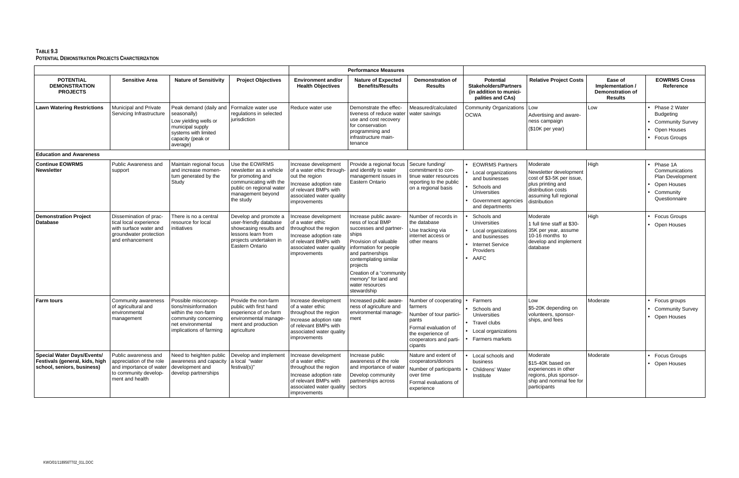**TABLE 9.3**
**POTENTIAL DEMONSTRATION PROJECTS CHARCTERIZATION**

| | | | | Performance Measures | | | | | | |
|---|---|---|---|---|---|---|---|---|---|---|
| **POTENTIAL DEMONSTRATION PROJECTS** | **Sensitive Area** | **Nature of Sensitivity** | **Project Objectives** | **Environment and/or Health Objectives** | **Nature of Expected Benefits/Results** | **Demonstration of Results** | **Potential Stakeholders/Partners (in addition to municipalities and CAs)** | **Relative Project Costs** | **Ease of Implementation / Demonstration of Results** | **EOWRMS Cross Reference** |
| **Lawn Watering Restrictions** | Municipal and Private Servicing Infrastructure | Peak demand (daily and seasonally)<br>Low yielding wells or municipal supply systems with limited capacity (peak or average) | Formalize water use regulations in selected jurisdiction | Reduce water use | Demonstrate the effectiveness of reduce water use and cost recovery for conservation programming and infrastructure maintenance | Measured/calculated water savings | Community Organizations<br>OCWA | Low<br>Advertising and awareness campaign<br>($10K per year) | Low | • Phase 2 Water Budgeting<br>• Community Survey<br>• Open Houses<br>• Focus Groups |
| **Education and Awareness** | | | | | | | | | | |
| **Continue EOWRMS Newsletter** | Public Awareness and support | Maintain regional focus and increase momentum generated by the Study | Use the EOWRMS newsletter as a vehicle for promoting and communicating with the public on regional water management beyond the study | Increase development of a water ethic throughout the region<br>Increase adoption rate of relevant BMPs with associated water quality improvements | Provide a regional focus and identify to water management issues in Eastern Ontario | Secure funding/ commitment to continue water resources reporting to the public on a regional basis | • EOWRMS Partners<br>• Local organizations and businesses<br>• Schools and Universities<br>• Government agencies and departments | Moderate<br>Newsletter development cost of $3-5K per issue, plus printing and distribution costs assuming full regional distribution | High | • Phase 1A Communications Plan Development<br>• Open Houses<br>• Community Questionnaire |
| **Demonstration Project Database** | Dissemination of practical local experience with surface water and groundwater protection and enhancement | There is no a central resource for local initiatives | Develop and promote a user-friendly database showcasing results and lessons learn from projects undertaken in Eastern Ontario | Increase development of a water ethic throughout the region<br>Increase adoption rate of relevant BMPs with associated water quality improvements | Increase public awareness of local BMP successes and partnerships<br>Provision of valuable information for people and partnerships contemplating similar projects<br>Creation of a "community memory" for land and water resources stewardship | Number of records in the database<br>Use tracking via internet access or other means | • Schools and Universities<br>• Local organizations and businesses<br>• Internet Service Providers<br>• AAFC | Moderate<br>1 full time staff at $30-35K per year, assume 10-16 months to develop and implement database | High | • Focus Groups<br>• Open Houses |
| **Farm tours** | Community awareness of agricultural and environmental management | Possible misconceptions/misinformation within the non-farm community concerning net environmental implications of farming | Provide the non-farm public with first hand experience of on-farm environmental management and production agriculture | Increase development of a water ethic throughout the region<br>Increase adoption rate of relevant BMPs with associated water quality improvements | Increased public awareness of agriculture and environmental management | Number of cooperating farmers<br>Number of tour participants<br>Formal evaluation of the experience of cooperators and participants | • Farmers<br>• Schools and Universities<br>• Travel clubs<br>• Local organizations<br>• Farmers markets | Low<br>$5-20K depending on volunteers, sponsorships, and fees | Moderate | • Focus groups<br>• Community Survey<br>• Open Houses |
| **Special Water Days/Events/ Festivals (general, kids, high school, seniors, business)** | Public awareness and appreciation of the role and importance of water to community development and health | Need to heighten public awareness and capacity development and develop partnerships | Develop and implement a local "water festival(s)" | Increase development of a water ethic throughout the region<br>Increase adoption rate of relevant BMPs with associated water quality improvements | Increase public awareness of the role and importance of water<br>Develop community partnerships across sectors | Nature and extent of cooperators/donors<br>Number of participants over time<br>Formal evaluations of experience | • Local schools and business<br>• Childrens' Water Institute | Moderate<br>$15-40K based on experiences in other regions, plus sponsorship and nominal fee for participants | Moderate | • Focus Groups<br>• Open Houses |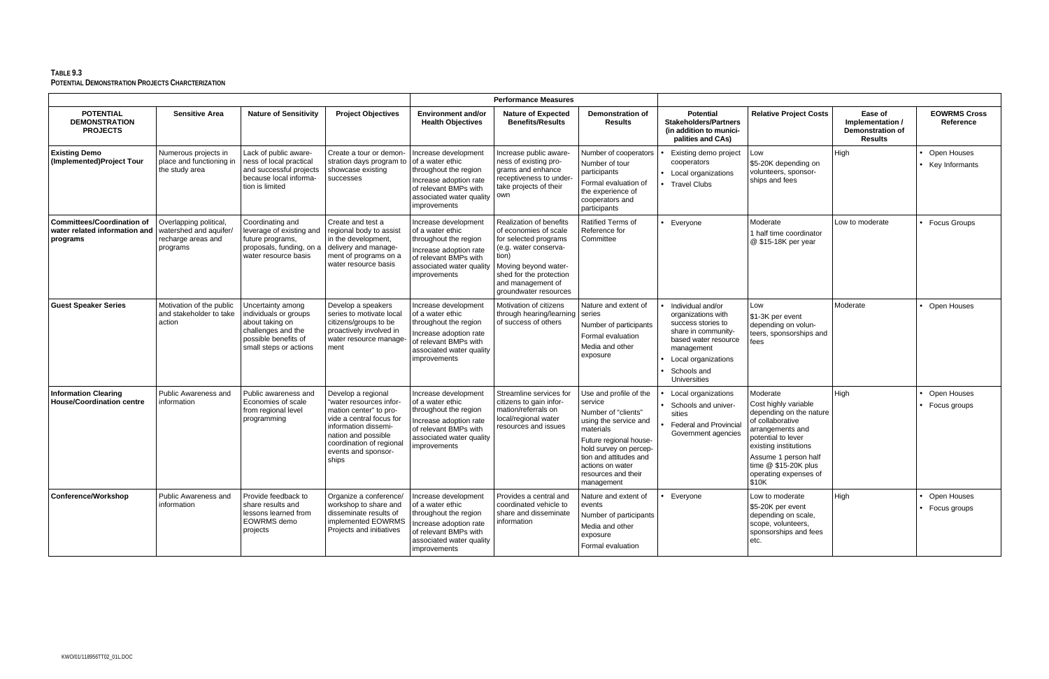**TABLE 9.3**
**POTENTIAL DEMONSTRATION PROJECTS CHARCTERIZATION**

| | | | | Performance Measures | | | | | | |
|---|---|---|---|---|---|---|---|---|---|---|
| **POTENTIAL DEMONSTRATION PROJECTS** | **Sensitive Area** | **Nature of Sensitivity** | **Project Objectives** | **Environment and/or Health Objectives** | **Nature of Expected Benefits/Results** | **Demonstration of Results** | **Potential Stakeholders/Partners (in addition to municipalities and CAs)** | **Relative Project Costs** | **Ease of Implementation / Demonstration of Results** | **EOWRMS Cross Reference** |
| **Existing Demo (Implemented)Project Tour** | Numerous projects in place and functioning in the study area | Lack of public awareness of local practical and successful projects because local information is limited | Create a tour or demonstration days program to showcase existing successes | Increase development of a water ethic throughout the region<br>Increase adoption rate of relevant BMPs with associated water quality improvements | Increase public awareness of existing programs and enhance receptiveness to undertake projects of their own | Number of cooperators<br>Number of tour participants<br>Formal evaluation of the experience of cooperators and participants | • Existing demo project cooperators<br>• Local organizations<br>• Travel Clubs | Low<br>$5-20K depending on volunteers, sponsorships and fees | High | • Open Houses<br>• Key Informants |
| **Committees/Coordination of water related information and programs** | Overlapping political, watershed and aquifer/recharge areas and programs | Coordinating and leverage of existing and future programs, proposals, funding, on a water resource basis | Create and test a regional body to assist in the development, delivery and management of programs on a water resource basis | Increase development of a water ethic throughout the region<br>Increase adoption rate of relevant BMPs with associated water quality improvements | Realization of benefits of economies of scale for selected programs (e.g. water conservation)<br>Moving beyond watershed for the protection and management of groundwater resources | Ratified Terms of Reference for Committee | • Everyone | Moderate<br>1 half time coordinator @ $15-18K per year | Low to moderate | • Focus Groups |
| **Guest Speaker Series** | Motivation of the public and stakeholder to take action | Uncertainty among individuals or groups about taking on challenges and the possible benefits of small steps or actions | Develop a speakers series to motivate local citizens/groups to be proactively involved in water resource management | Increase development of a water ethic throughout the region<br>Increase adoption rate of relevant BMPs with associated water quality improvements | Motivation of citizens through hearing/learning of success of others | Nature and extent of series<br>Number of participants<br>Formal evaluation<br>Media and other exposure | • Individual and/or organizations with success stories to share in community-based water resource management<br>• Local organizations<br>• Schools and Universities | Low<br>$1-3K per event depending on volunteers, sponsorships and fees | Moderate | • Open Houses |
| **Information Clearing House/Coordination centre** | Public Awareness and information | Public awareness and Economies of scale from regional level programming | Develop a regional "water resources information center" to provide a central focus for information dissemination and possible coordination of regional events and sponsorships | Increase development of a water ethic throughout the region<br>Increase adoption rate of relevant BMPs with associated water quality improvements | Streamline services for citizens to gain information/referrals on local/regional water resources and issues | Use and profile of the service<br>Number of "clients" using the service and materials<br>Future regional household survey on perception and attitudes and actions on water resources and their management | • Local organizations<br>• Schools and universities<br>• Federal and Provincial Government agencies | Moderate<br>Cost highly variable depending on the nature of collaborative arrangements and potential to lever existing institutions<br>Assume 1 person half time @ $15-20K plus operating expenses of $10K | High | • Open Houses<br>• Focus groups |
| **Conference/Workshop** | Public Awareness and information | Provide feedback to share results and lessons learned from EOWRMS demo projects | Organize a conference/workshop to share and disseminate results of implemented EOWRMS Projects and initiatives | Increase development of a water ethic throughout the region<br>Increase adoption rate of relevant BMPs with associated water quality improvements | Provides a central and coordinated vehicle to share and disseminate information | Nature and extent of events<br>Number of participants<br>Media and other exposure<br>Formal evaluation | • Everyone | Low to moderate<br>$5-20K per event depending on scale, scope, volunteers, sponsorships and fees etc. | High | • Open Houses<br>• Focus groups |

KWO/01/118956TT02_01L.DOC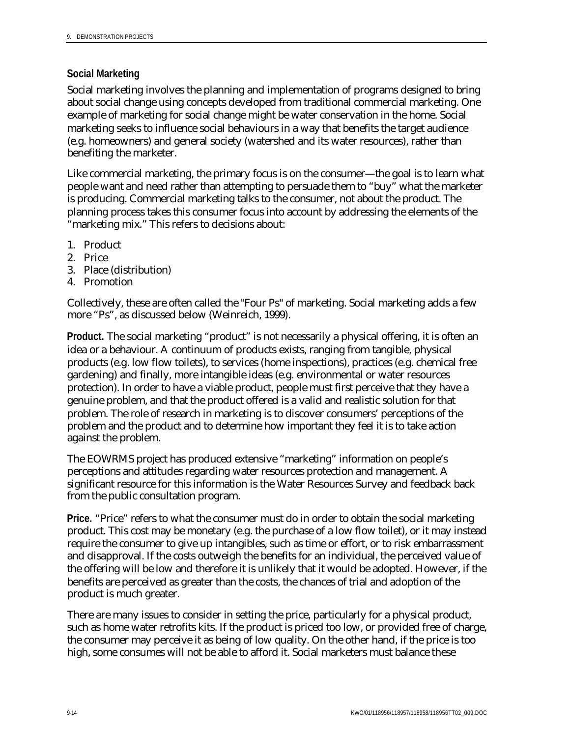### Social Marketing

Social marketing involves the planning and implementation of programs designed to bring about social change using concepts developed from traditional commercial marketing. One example of marketing for social change might be water conservation in the home. Social marketing seeks to influence social behaviours in a way that benefits the target audience (e.g. homeowners) and general society (watershed and its water resources), rather than benefiting the marketer.

Like commercial marketing, the primary focus is on the consumer—the goal is to learn what people want and need rather than attempting to persuade them to "buy" what the marketer is producing. Commercial marketing talks to the consumer, not about the product. The planning process takes this consumer focus into account by addressing the elements of the "marketing mix." This refers to decisions about:

1. Product
2. Price
3. Place (distribution)
4. Promotion

Collectively, these are often called the "Four Ps" of marketing. Social marketing adds a few more "Ps", as discussed below (Weinreich, 1999).

**Product.** The social marketing "product" is not necessarily a physical offering, it is often an idea or a behaviour. A continuum of products exists, ranging from tangible, physical products (e.g. low flow toilets), to services (home inspections), practices (e.g. chemical free gardening) and finally, more intangible ideas (e.g. environmental or water resources protection). In order to have a viable product, people must first perceive that they have a genuine problem, and that the product offered is a valid and realistic solution for that problem. The role of research in marketing is to discover consumers' perceptions of the problem and the product and to determine how important they feel it is to take action against the problem.

The EOWRMS project has produced extensive "marketing" information on people's perceptions and attitudes regarding water resources protection and management. A significant resource for this information is the Water Resources Survey and feedback back from the public consultation program.

**Price.** "Price" refers to what the consumer must do in order to obtain the social marketing product. This cost may be monetary (e.g. the purchase of a low flow toilet), or it may instead require the consumer to give up intangibles, such as time or effort, or to risk embarrassment and disapproval. If the costs outweigh the benefits for an individual, the perceived value of the offering will be low and therefore it is unlikely that it would be adopted. However, if the benefits are perceived as greater than the costs, the chances of trial and adoption of the product is much greater.

There are many issues to consider in setting the price, particularly for a physical product, such as home water retrofits kits. If the product is priced too low, or provided free of charge, the consumer may perceive it as being of low quality. On the other hand, if the price is too high, some consumes will not be able to afford it. Social marketers must balance these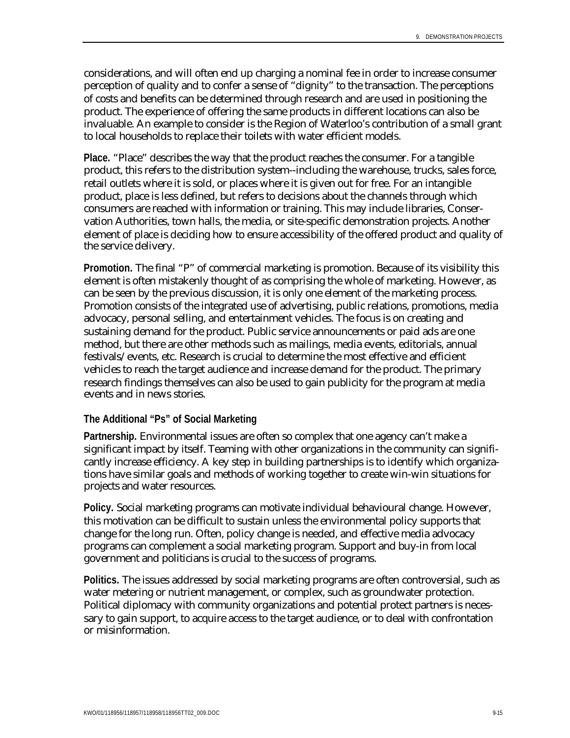considerations, and will often end up charging a nominal fee in order to increase consumer perception of quality and to confer a sense of "dignity" to the transaction. The perceptions of costs and benefits can be determined through research and are used in positioning the product. The experience of offering the same products in different locations can also be invaluable. An example to consider is the Region of Waterloo's contribution of a small grant to local households to replace their toilets with water efficient models.

**Place.** "Place" describes the way that the product reaches the consumer. For a tangible product, this refers to the distribution system--including the warehouse, trucks, sales force, retail outlets where it is sold, or places where it is given out for free. For an intangible product, place is less defined, but refers to decisions about the channels through which consumers are reached with information or training. This may include libraries, Conservation Authorities, town halls, the media, or site-specific demonstration projects. Another element of place is deciding how to ensure accessibility of the offered product and quality of the service delivery.

**Promotion.** The final "P" of commercial marketing is promotion. Because of its visibility this element is often mistakenly thought of as comprising the whole of marketing. However, as can be seen by the previous discussion, it is only one element of the marketing process. Promotion consists of the integrated use of advertising, public relations, promotions, media advocacy, personal selling, and entertainment vehicles. The focus is on creating and sustaining demand for the product. Public service announcements or paid ads are one method, but there are other methods such as mailings, media events, editorials, annual festivals/events, etc. Research is crucial to determine the most effective and efficient vehicles to reach the target audience and increase demand for the product. The primary research findings themselves can also be used to gain publicity for the program at media events and in news stories.

### The Additional "Ps" of Social Marketing

**Partnership.** Environmental issues are often so complex that one agency can't make a significant impact by itself. Teaming with other organizations in the community can significantly increase efficiency. A key step in building partnerships is to identify which organizations have similar goals and methods of working together to create win-win situations for projects and water resources.

**Policy.** Social marketing programs can motivate individual behavioural change. However, this motivation can be difficult to sustain unless the environmental policy supports that change for the long run. Often, policy change is needed, and effective media advocacy programs can complement a social marketing program. Support and buy-in from local government and politicians is crucial to the success of programs.

**Politics.** The issues addressed by social marketing programs are often controversial, such as water metering or nutrient management, or complex, such as groundwater protection. Political diplomacy with community organizations and potential protect partners is necessary to gain support, to acquire access to the target audience, or to deal with confrontation or misinformation.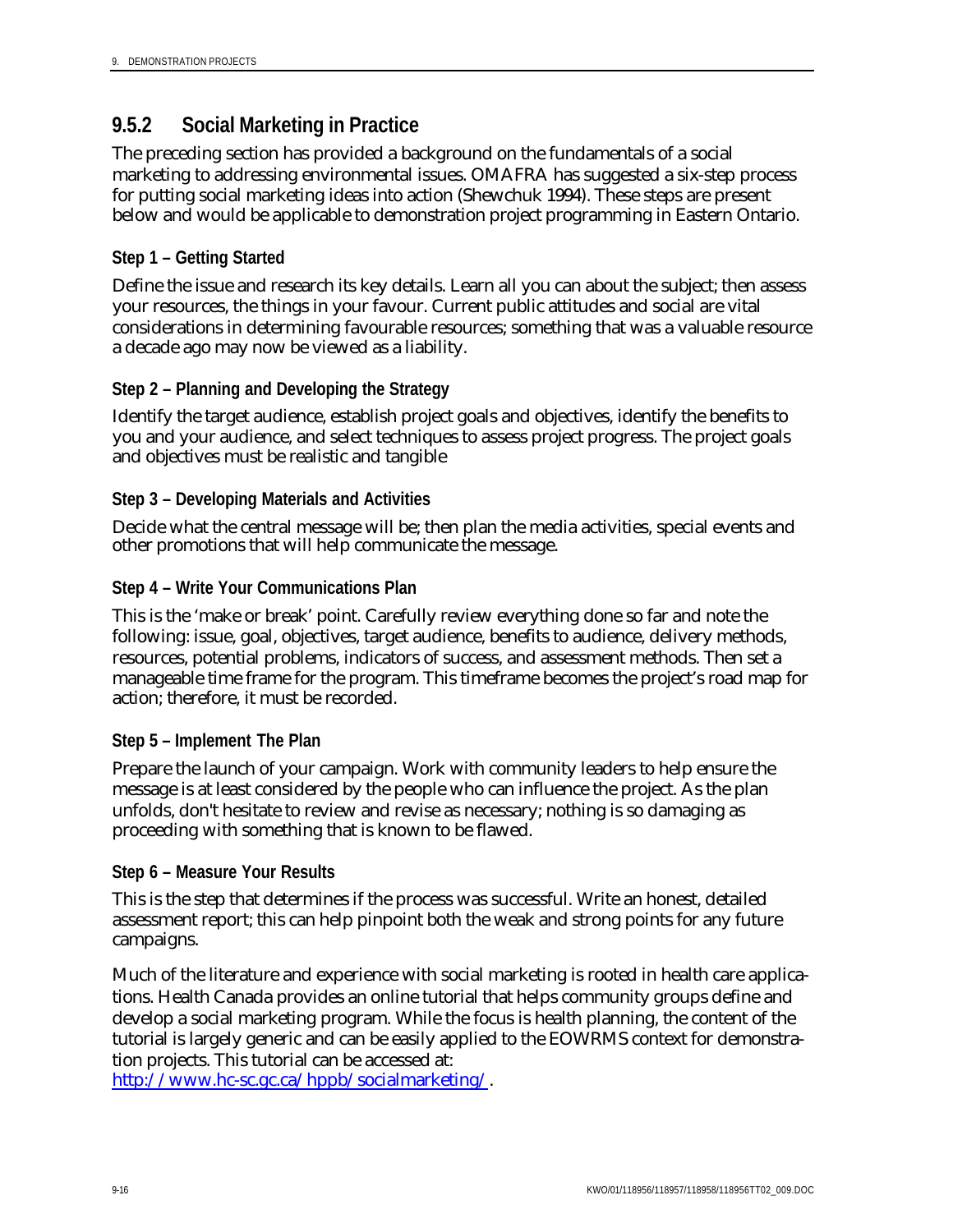### 9.5.2 Social Marketing in Practice

The preceding section has provided a background on the fundamentals of a social marketing to addressing environmental issues. OMAFRA has suggested a six-step process for putting social marketing ideas into action (Shewchuk 1994). These steps are present below and would be applicable to demonstration project programming in Eastern Ontario.

#### Step 1 – Getting Started

Define the issue and research its key details. Learn all you can about the subject; then assess your resources, the things in your favour. Current public attitudes and social are vital considerations in determining favourable resources; something that was a valuable resource a decade ago may now be viewed as a liability.

#### Step 2 – Planning and Developing the Strategy

Identify the target audience, establish project goals and objectives, identify the benefits to you and your audience, and select techniques to assess project progress. The project goals and objectives must be realistic and tangible

#### Step 3 – Developing Materials and Activities

Decide what the central message will be; then plan the media activities, special events and other promotions that will help communicate the message.

#### Step 4 – Write Your Communications Plan

This is the 'make or break' point. Carefully review everything done so far and note the following: issue, goal, objectives, target audience, benefits to audience, delivery methods, resources, potential problems, indicators of success, and assessment methods. Then set a manageable time frame for the program. This timeframe becomes the project's road map for action; therefore, it must be recorded.

#### Step 5 – Implement The Plan

Prepare the launch of your campaign. Work with community leaders to help ensure the message is at least considered by the people who can influence the project. As the plan unfolds, don't hesitate to review and revise as necessary; nothing is so damaging as proceeding with something that is known to be flawed.

#### Step 6 – Measure Your Results

This is the step that determines if the process was successful. Write an honest, detailed assessment report; this can help pinpoint both the weak and strong points for any future campaigns.

Much of the literature and experience with social marketing is rooted in health care applications. Health Canada provides an online tutorial that helps community groups define and develop a social marketing program. While the focus is health planning, the content of the tutorial is largely generic and can be easily applied to the EOWRMS context for demonstration projects. This tutorial can be accessed at:
http://www.hc-sc.gc.ca/hppb/socialmarketing/.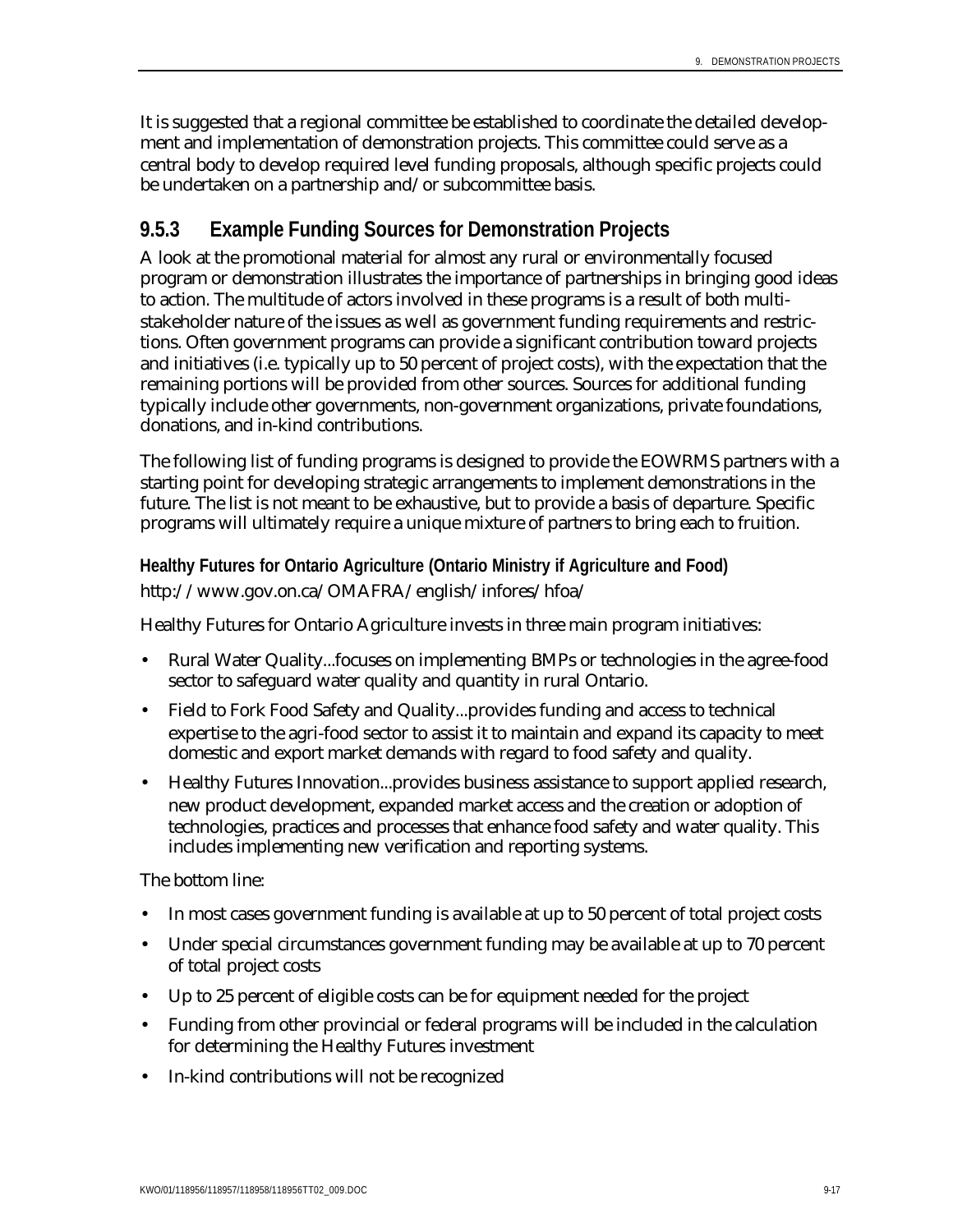It is suggested that a regional committee be established to coordinate the detailed development and implementation of demonstration projects. This committee could serve as a central body to develop required level funding proposals, although specific projects could be undertaken on a partnership and/or subcommittee basis.

### 9.5.3 Example Funding Sources for Demonstration Projects

A look at the promotional material for almost any rural or environmentally focused program or demonstration illustrates the importance of partnerships in bringing good ideas to action. The multitude of actors involved in these programs is a result of both multi-stakeholder nature of the issues as well as government funding requirements and restrictions. Often government programs can provide a significant contribution toward projects and initiatives (i.e. typically up to 50 percent of project costs), with the expectation that the remaining portions will be provided from other sources. Sources for additional funding typically include other governments, non-government organizations, private foundations, donations, and in-kind contributions.

The following list of funding programs is designed to provide the EOWRMS partners with a starting point for developing strategic arrangements to implement demonstrations in the future. The list is not meant to be exhaustive, but to provide a basis of departure. Specific programs will ultimately require a unique mixture of partners to bring each to fruition.

**Healthy Futures for Ontario Agriculture (Ontario Ministry if Agriculture and Food)**

http://www.gov.on.ca/OMAFRA/english/infores/hfoa/

Healthy Futures for Ontario Agriculture invests in three main program initiatives:

- Rural Water Quality...focuses on implementing BMPs or technologies in the agree-food sector to safeguard water quality and quantity in rural Ontario.
- Field to Fork Food Safety and Quality...provides funding and access to technical expertise to the agri-food sector to assist it to maintain and expand its capacity to meet domestic and export market demands with regard to food safety and quality.
- Healthy Futures Innovation...provides business assistance to support applied research, new product development, expanded market access and the creation or adoption of technologies, practices and processes that enhance food safety and water quality. This includes implementing new verification and reporting systems.

The bottom line:

- In most cases government funding is available at up to 50 percent of total project costs
- Under special circumstances government funding may be available at up to 70 percent of total project costs
- Up to 25 percent of eligible costs can be for equipment needed for the project
- Funding from other provincial or federal programs will be included in the calculation for determining the Healthy Futures investment
- In-kind contributions will not be recognized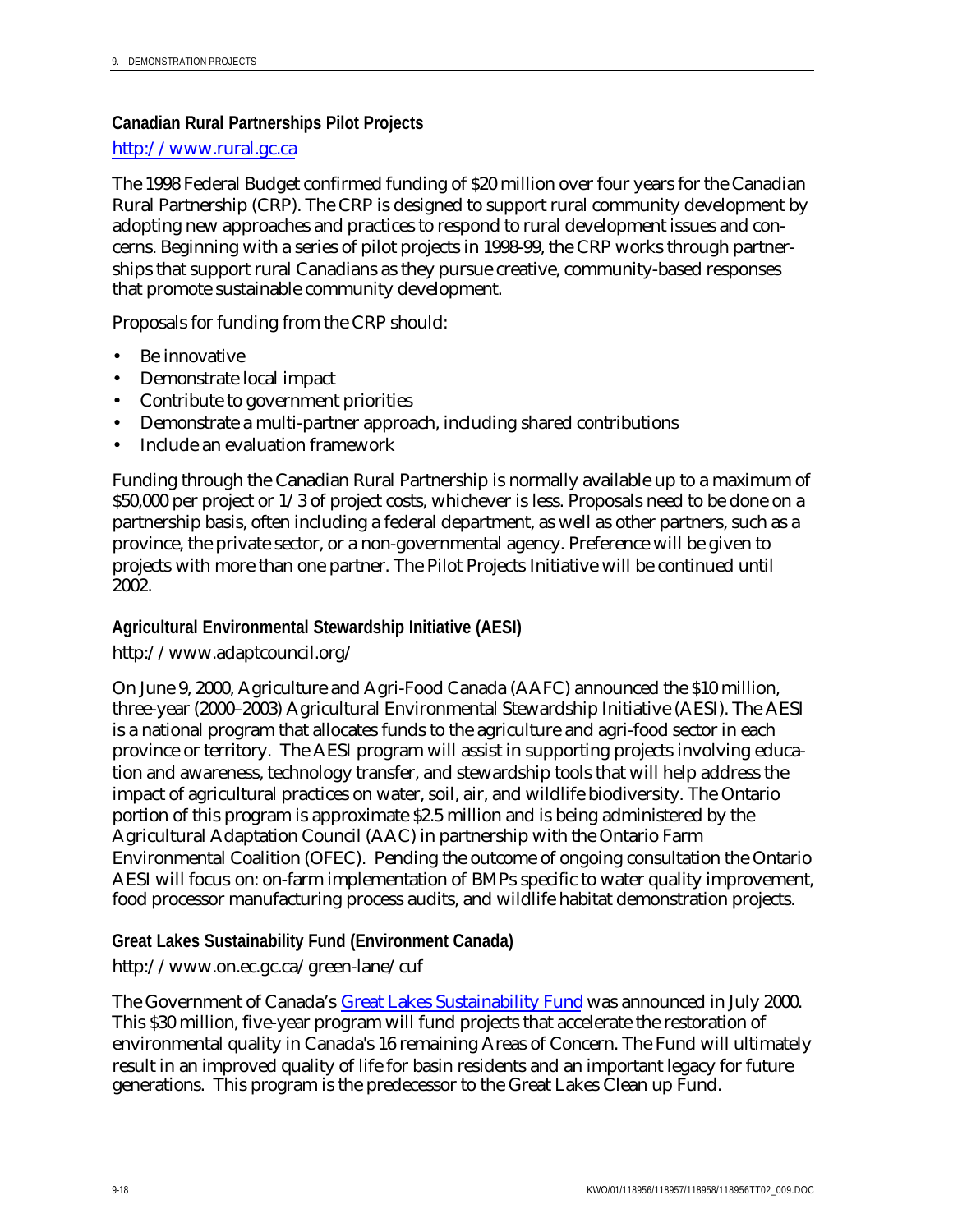### Canadian Rural Partnerships Pilot Projects

http://www.rural.gc.ca

The 1998 Federal Budget confirmed funding of $20 million over four years for the Canadian Rural Partnership (CRP). The CRP is designed to support rural community development by adopting new approaches and practices to respond to rural development issues and concerns. Beginning with a series of pilot projects in 1998-99, the CRP works through partnerships that support rural Canadians as they pursue creative, community-based responses that promote sustainable community development.

Proposals for funding from the CRP should:

- Be innovative
- Demonstrate local impact
- Contribute to government priorities
- Demonstrate a multi-partner approach, including shared contributions
- Include an evaluation framework

Funding through the Canadian Rural Partnership is normally available up to a maximum of $50,000 per project or 1/3 of project costs, whichever is less. Proposals need to be done on a partnership basis, often including a federal department, as well as other partners, such as a province, the private sector, or a non-governmental agency. Preference will be given to projects with more than one partner. The Pilot Projects Initiative will be continued until 2002.

### Agricultural Environmental Stewardship Initiative (AESI)

http://www.adaptcouncil.org/

On June 9, 2000, Agriculture and Agri-Food Canada (AAFC) announced the $10 million, three-year (2000–2003) Agricultural Environmental Stewardship Initiative (AESI). The AESI is a national program that allocates funds to the agriculture and agri-food sector in each province or territory. The AESI program will assist in supporting projects involving education and awareness, technology transfer, and stewardship tools that will help address the impact of agricultural practices on water, soil, air, and wildlife biodiversity. The Ontario portion of this program is approximate $2.5 million and is being administered by the Agricultural Adaptation Council (AAC) in partnership with the Ontario Farm Environmental Coalition (OFEC). Pending the outcome of ongoing consultation the Ontario AESI will focus on: on-farm implementation of BMPs specific to water quality improvement, food processor manufacturing process audits, and wildlife habitat demonstration projects.

### Great Lakes Sustainability Fund (Environment Canada)

http://www.on.ec.gc.ca/green-lane/cuf

The Government of Canada's Great Lakes Sustainability Fund was announced in July 2000. This $30 million, five-year program will fund projects that accelerate the restoration of environmental quality in Canada's 16 remaining Areas of Concern. The Fund will ultimately result in an improved quality of life for basin residents and an important legacy for future generations. This program is the predecessor to the Great Lakes Clean up Fund.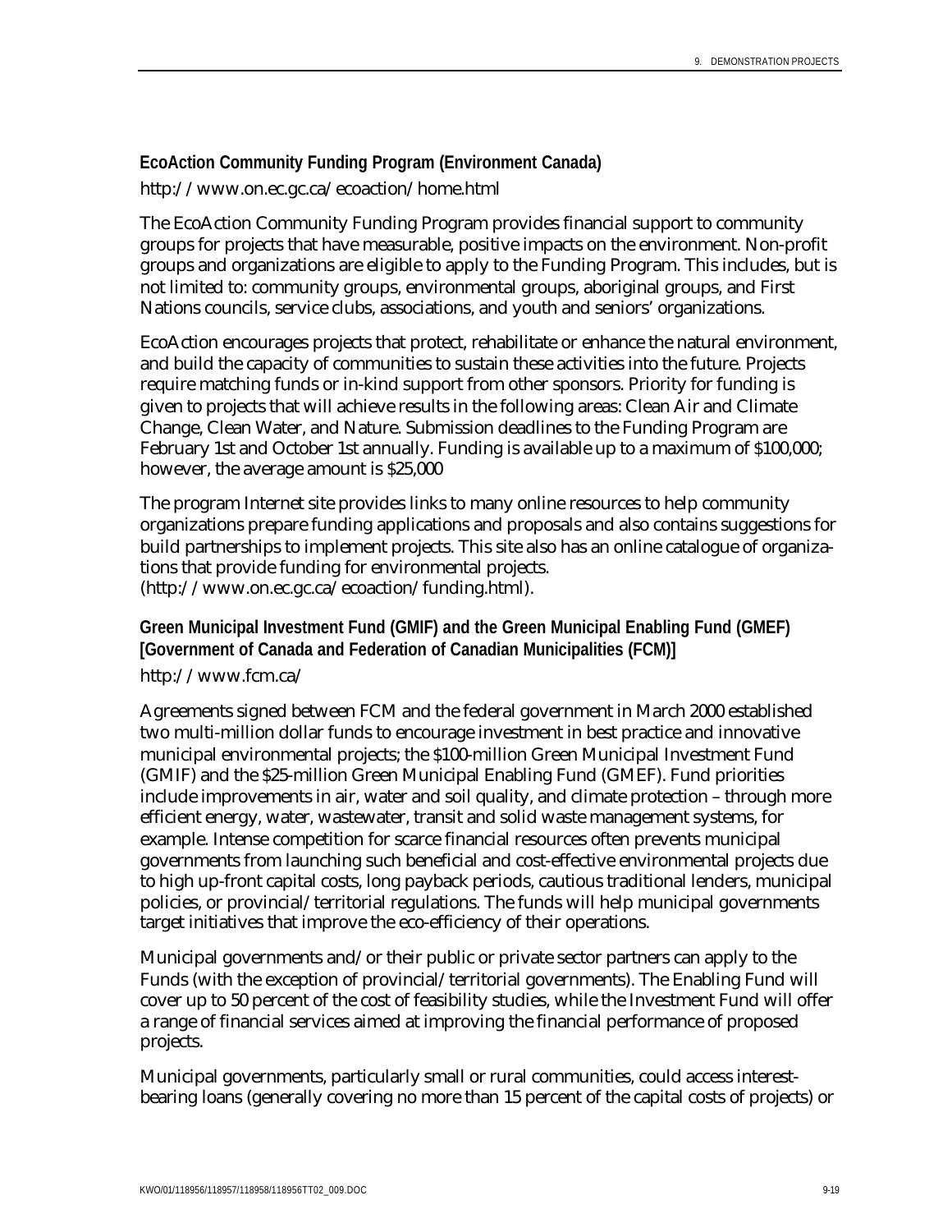**EcoAction Community Funding Program (Environment Canada)**

http://www.on.ec.gc.ca/ecoaction/home.html

The EcoAction Community Funding Program provides financial support to community groups for projects that have measurable, positive impacts on the environment. Non-profit groups and organizations are eligible to apply to the Funding Program. This includes, but is not limited to: community groups, environmental groups, aboriginal groups, and First Nations councils, service clubs, associations, and youth and seniors' organizations.

EcoAction encourages projects that protect, rehabilitate or enhance the natural environment, and build the capacity of communities to sustain these activities into the future. Projects require matching funds or in-kind support from other sponsors. Priority for funding is given to projects that will achieve results in the following areas: Clean Air and Climate Change, Clean Water, and Nature. Submission deadlines to the Funding Program are February 1st and October 1st annually. Funding is available up to a maximum of $100,000; however, the average amount is $25,000

The program Internet site provides links to many online resources to help community organizations prepare funding applications and proposals and also contains suggestions for build partnerships to implement projects. This site also has an online catalogue of organizations that provide funding for environmental projects. (http://www.on.ec.gc.ca/ecoaction/funding.html).

**Green Municipal Investment Fund (GMIF) and the Green Municipal Enabling Fund (GMEF) [Government of Canada and Federation of Canadian Municipalities (FCM)]**

http://www.fcm.ca/

Agreements signed between FCM and the federal government in March 2000 established two multi-million dollar funds to encourage investment in best practice and innovative municipal environmental projects; the $100-million Green Municipal Investment Fund (GMIF) and the $25-million Green Municipal Enabling Fund (GMEF). Fund priorities include improvements in air, water and soil quality, and climate protection – through more efficient energy, water, wastewater, transit and solid waste management systems, for example. Intense competition for scarce financial resources often prevents municipal governments from launching such beneficial and cost-effective environmental projects due to high up-front capital costs, long payback periods, cautious traditional lenders, municipal policies, or provincial/territorial regulations. The funds will help municipal governments target initiatives that improve the eco-efficiency of their operations.

Municipal governments and/or their public or private sector partners can apply to the Funds (with the exception of provincial/territorial governments). The Enabling Fund will cover up to 50 percent of the cost of feasibility studies, while the Investment Fund will offer a range of financial services aimed at improving the financial performance of proposed projects.

Municipal governments, particularly small or rural communities, could access interest-bearing loans (generally covering no more than 15 percent of the capital costs of projects) or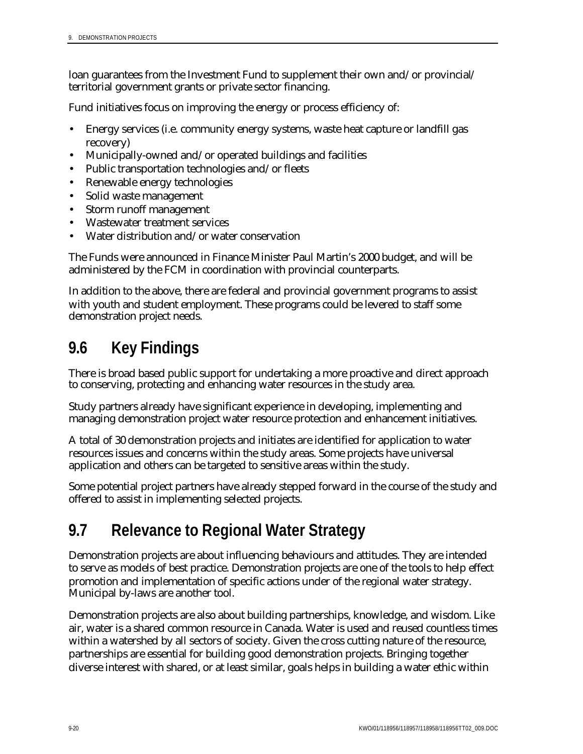loan guarantees from the Investment Fund to supplement their own and/or provincial/ territorial government grants or private sector financing.

Fund initiatives focus on improving the energy or process efficiency of:

- Energy services (i.e. community energy systems, waste heat capture or landfill gas recovery)
- Municipally-owned and/or operated buildings and facilities
- Public transportation technologies and/or fleets
- Renewable energy technologies
- Solid waste management
- Storm runoff management
- Wastewater treatment services
- Water distribution and/or water conservation

The Funds were announced in Finance Minister Paul Martin's 2000 budget, and will be administered by the FCM in coordination with provincial counterparts.

In addition to the above, there are federal and provincial government programs to assist with youth and student employment. These programs could be levered to staff some demonstration project needs.

## 9.6 Key Findings

There is broad based public support for undertaking a more proactive and direct approach to conserving, protecting and enhancing water resources in the study area.

Study partners already have significant experience in developing, implementing and managing demonstration project water resource protection and enhancement initiatives.

A total of 30 demonstration projects and initiates are identified for application to water resources issues and concerns within the study areas. Some projects have universal application and others can be targeted to sensitive areas within the study.

Some potential project partners have already stepped forward in the course of the study and offered to assist in implementing selected projects.

## 9.7 Relevance to Regional Water Strategy

Demonstration projects are about influencing behaviours and attitudes. They are intended to serve as models of best practice. Demonstration projects are one of the tools to help effect promotion and implementation of specific actions under of the regional water strategy. Municipal by-laws are another tool.

Demonstration projects are also about building partnerships, knowledge, and wisdom. Like air, water is a shared common resource in Canada. Water is used and reused countless times within a watershed by all sectors of society. Given the cross cutting nature of the resource, partnerships are essential for building good demonstration projects. Bringing together diverse interest with shared, or at least similar, goals helps in building a water ethic within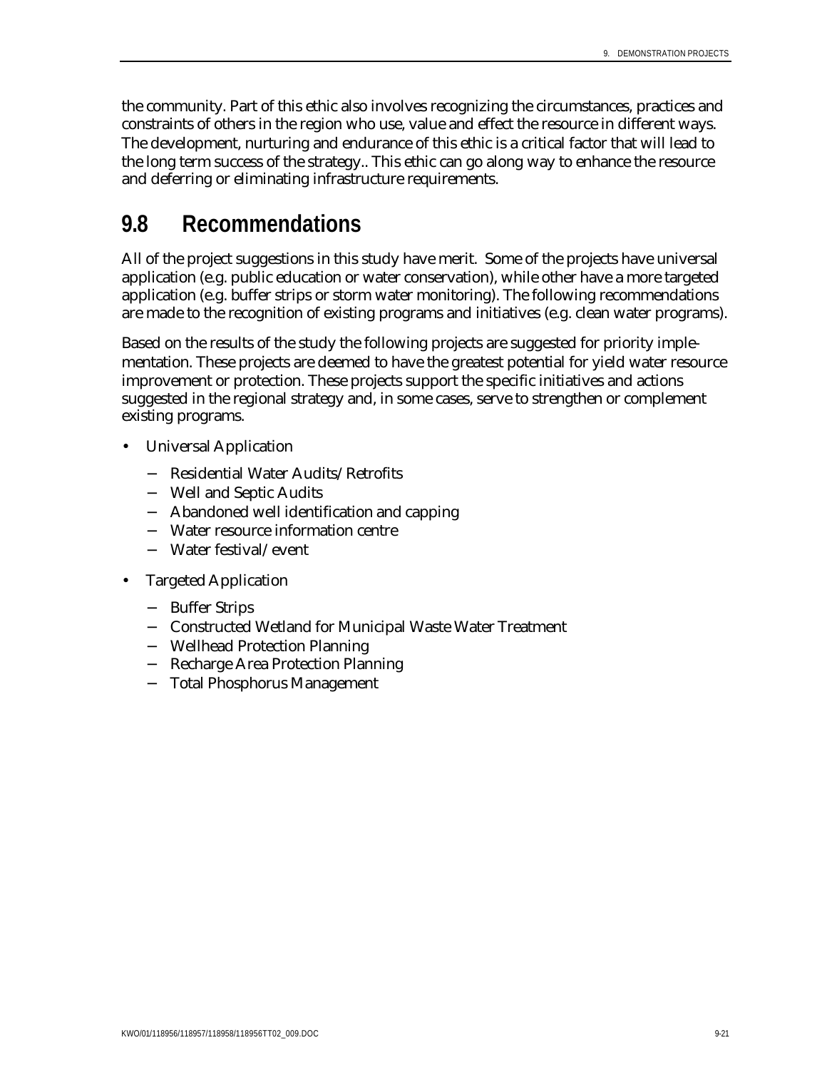the community. Part of this ethic also involves recognizing the circumstances, practices and constraints of others in the region who use, value and effect the resource in different ways. The development, nurturing and endurance of this ethic is a critical factor that will lead to the long term success of the strategy.. This ethic can go along way to enhance the resource and deferring or eliminating infrastructure requirements.

## 9.8 Recommendations

All of the project suggestions in this study have merit. Some of the projects have universal application (e.g. public education or water conservation), while other have a more targeted application (e.g. buffer strips or storm water monitoring). The following recommendations are made to the recognition of existing programs and initiatives (e.g. clean water programs).

Based on the results of the study the following projects are suggested for priority implementation. These projects are deemed to have the greatest potential for yield water resource improvement or protection. These projects support the specific initiatives and actions suggested in the regional strategy and, in some cases, serve to strengthen or complement existing programs.

- Universal Application
  - Residential Water Audits/Retrofits
  - Well and Septic Audits
  - Abandoned well identification and capping
  - Water resource information centre
  - Water festival/event
- Targeted Application
  - Buffer Strips
  - Constructed Wetland for Municipal Waste Water Treatment
  - Wellhead Protection Planning
  - Recharge Area Protection Planning
  - Total Phosphorus Management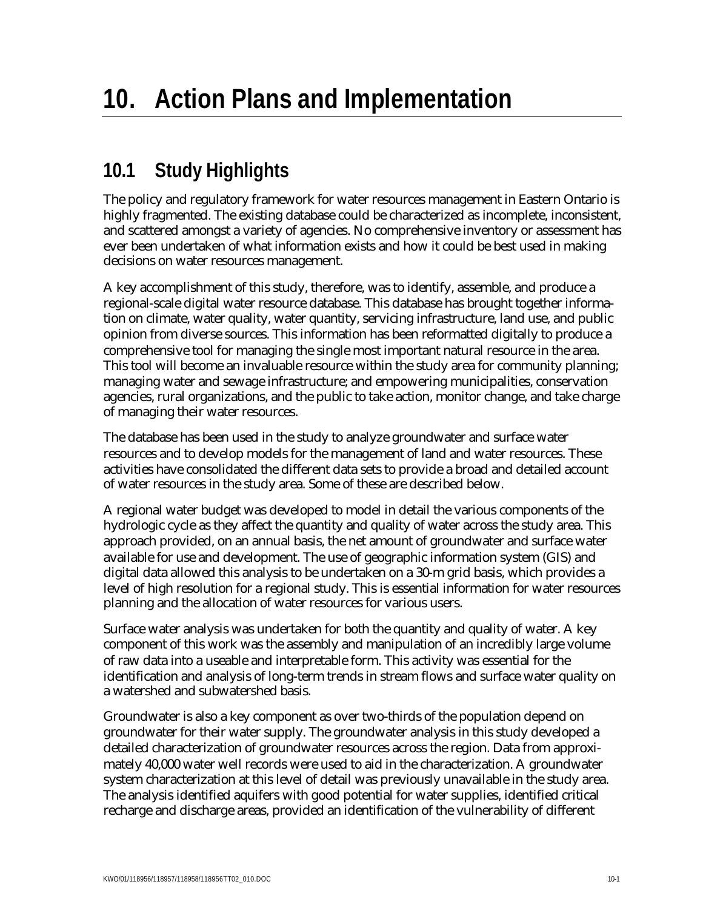# 10. Action Plans and Implementation

## 10.1 Study Highlights

The policy and regulatory framework for water resources management in Eastern Ontario is highly fragmented. The existing database could be characterized as incomplete, inconsistent, and scattered amongst a variety of agencies. No comprehensive inventory or assessment has ever been undertaken of what information exists and how it could be best used in making decisions on water resources management.

A key accomplishment of this study, therefore, was to identify, assemble, and produce a regional-scale digital water resource database. This database has brought together information on climate, water quality, water quantity, servicing infrastructure, land use, and public opinion from diverse sources. This information has been reformatted digitally to produce a comprehensive tool for managing the single most important natural resource in the area. This tool will become an invaluable resource within the study area for community planning; managing water and sewage infrastructure; and empowering municipalities, conservation agencies, rural organizations, and the public to take action, monitor change, and take charge of managing their water resources.

The database has been used in the study to analyze groundwater and surface water resources and to develop models for the management of land and water resources. These activities have consolidated the different data sets to provide a broad and detailed account of water resources in the study area. Some of these are described below.

A regional water budget was developed to model in detail the various components of the hydrologic cycle as they affect the quantity and quality of water across the study area. This approach provided, on an annual basis, the net amount of groundwater and surface water available for use and development. The use of geographic information system (GIS) and digital data allowed this analysis to be undertaken on a 30-m grid basis, which provides a level of high resolution for a regional study. This is essential information for water resources planning and the allocation of water resources for various users.

Surface water analysis was undertaken for both the quantity and quality of water. A key component of this work was the assembly and manipulation of an incredibly large volume of raw data into a useable and interpretable form. This activity was essential for the identification and analysis of long-term trends in stream flows and surface water quality on a watershed and subwatershed basis.

Groundwater is also a key component as over two-thirds of the population depend on groundwater for their water supply. The groundwater analysis in this study developed a detailed characterization of groundwater resources across the region. Data from approximately 40,000 water well records were used to aid in the characterization. A groundwater system characterization at this level of detail was previously unavailable in the study area. The analysis identified aquifers with good potential for water supplies, identified critical recharge and discharge areas, provided an identification of the vulnerability of different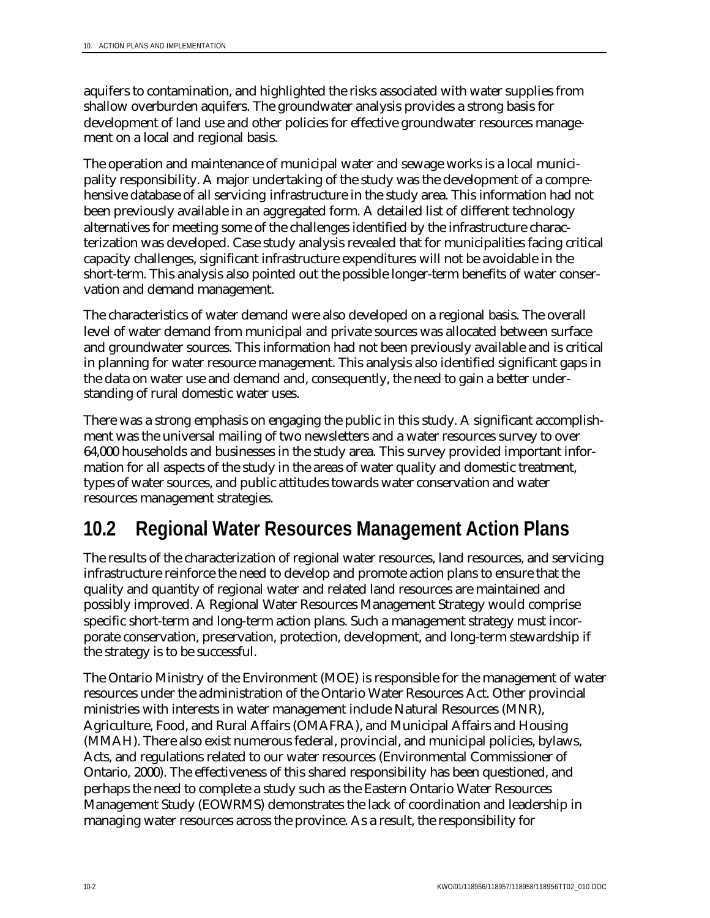aquifers to contamination, and highlighted the risks associated with water supplies from shallow overburden aquifers. The groundwater analysis provides a strong basis for development of land use and other policies for effective groundwater resources management on a local and regional basis.

The operation and maintenance of municipal water and sewage works is a local municipality responsibility. A major undertaking of the study was the development of a comprehensive database of all servicing infrastructure in the study area. This information had not been previously available in an aggregated form. A detailed list of different technology alternatives for meeting some of the challenges identified by the infrastructure characterization was developed. Case study analysis revealed that for municipalities facing critical capacity challenges, significant infrastructure expenditures will not be avoidable in the short-term. This analysis also pointed out the possible longer-term benefits of water conservation and demand management.

The characteristics of water demand were also developed on a regional basis. The overall level of water demand from municipal and private sources was allocated between surface and groundwater sources. This information had not been previously available and is critical in planning for water resource management. This analysis also identified significant gaps in the data on water use and demand and, consequently, the need to gain a better understanding of rural domestic water uses.

There was a strong emphasis on engaging the public in this study. A significant accomplishment was the universal mailing of two newsletters and a water resources survey to over 64,000 households and businesses in the study area. This survey provided important information for all aspects of the study in the areas of water quality and domestic treatment, types of water sources, and public attitudes towards water conservation and water resources management strategies.

## 10.2 Regional Water Resources Management Action Plans

The results of the characterization of regional water resources, land resources, and servicing infrastructure reinforce the need to develop and promote action plans to ensure that the quality and quantity of regional water and related land resources are maintained and possibly improved. A Regional Water Resources Management Strategy would comprise specific short-term and long-term action plans. Such a management strategy must incorporate conservation, preservation, protection, development, and long-term stewardship if the strategy is to be successful.

The Ontario Ministry of the Environment (MOE) is responsible for the management of water resources under the administration of the Ontario Water Resources Act. Other provincial ministries with interests in water management include Natural Resources (MNR), Agriculture, Food, and Rural Affairs (OMAFRA), and Municipal Affairs and Housing (MMAH). There also exist numerous federal, provincial, and municipal policies, bylaws, Acts, and regulations related to our water resources (Environmental Commissioner of Ontario, 2000). The effectiveness of this shared responsibility has been questioned, and perhaps the need to complete a study such as the Eastern Ontario Water Resources Management Study (EOWRMS) demonstrates the lack of coordination and leadership in managing water resources across the province. As a result, the responsibility for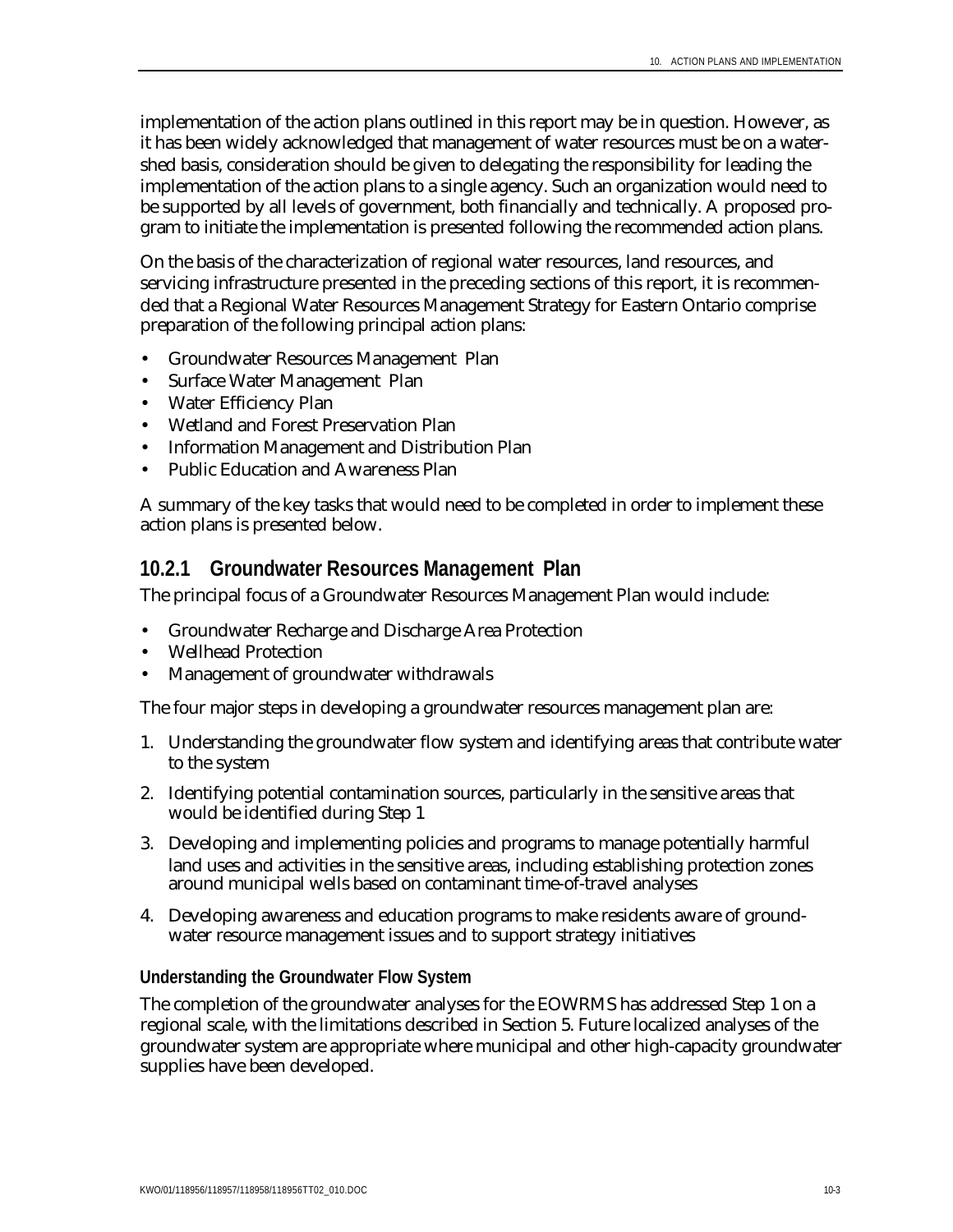implementation of the action plans outlined in this report may be in question. However, as it has been widely acknowledged that management of water resources must be on a watershed basis, consideration should be given to delegating the responsibility for leading the implementation of the action plans to a single agency. Such an organization would need to be supported by all levels of government, both financially and technically. A proposed program to initiate the implementation is presented following the recommended action plans.

On the basis of the characterization of regional water resources, land resources, and servicing infrastructure presented in the preceding sections of this report, it is recommended that a Regional Water Resources Management Strategy for Eastern Ontario comprise preparation of the following principal action plans:

- Groundwater Resources Management Plan
- Surface Water Management Plan
- Water Efficiency Plan
- Wetland and Forest Preservation Plan
- Information Management and Distribution Plan
- Public Education and Awareness Plan

A summary of the key tasks that would need to be completed in order to implement these action plans is presented below.

### 10.2.1 Groundwater Resources Management Plan

The principal focus of a Groundwater Resources Management Plan would include:

- Groundwater Recharge and Discharge Area Protection
- Wellhead Protection
- Management of groundwater withdrawals

The four major steps in developing a groundwater resources management plan are:

1. Understanding the groundwater flow system and identifying areas that contribute water to the system
2. Identifying potential contamination sources, particularly in the sensitive areas that would be identified during Step 1
3. Developing and implementing policies and programs to manage potentially harmful land uses and activities in the sensitive areas, including establishing protection zones around municipal wells based on contaminant time-of-travel analyses
4. Developing awareness and education programs to make residents aware of groundwater resource management issues and to support strategy initiatives

#### Understanding the Groundwater Flow System

The completion of the groundwater analyses for the EOWRMS has addressed Step 1 on a regional scale, with the limitations described in Section 5. Future localized analyses of the groundwater system are appropriate where municipal and other high-capacity groundwater supplies have been developed.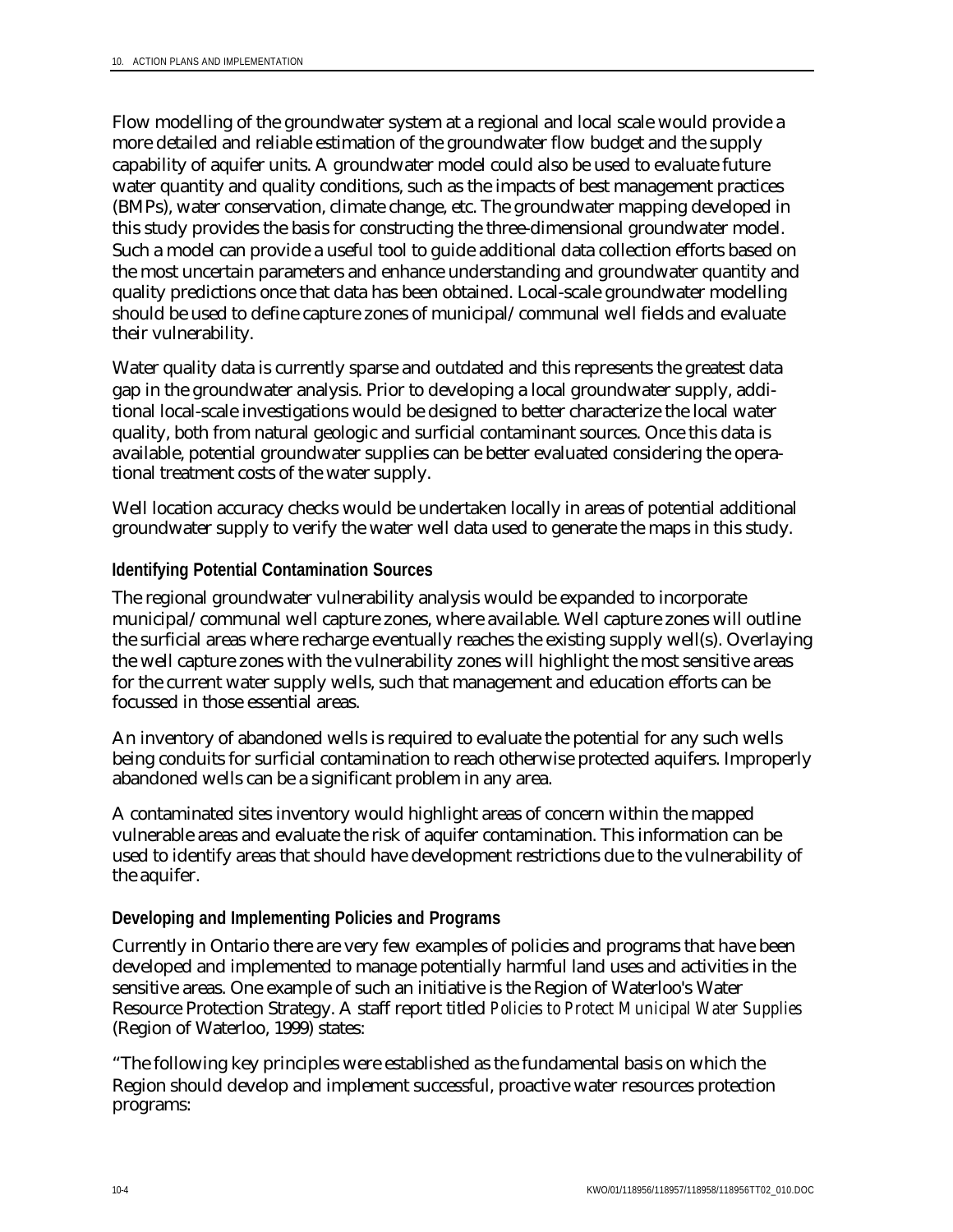Flow modelling of the groundwater system at a regional and local scale would provide a more detailed and reliable estimation of the groundwater flow budget and the supply capability of aquifer units. A groundwater model could also be used to evaluate future water quantity and quality conditions, such as the impacts of best management practices (BMPs), water conservation, climate change, etc. The groundwater mapping developed in this study provides the basis for constructing the three-dimensional groundwater model. Such a model can provide a useful tool to guide additional data collection efforts based on the most uncertain parameters and enhance understanding and groundwater quantity and quality predictions once that data has been obtained. Local-scale groundwater modelling should be used to define capture zones of municipal/communal well fields and evaluate their vulnerability.

Water quality data is currently sparse and outdated and this represents the greatest data gap in the groundwater analysis. Prior to developing a local groundwater supply, additional local-scale investigations would be designed to better characterize the local water quality, both from natural geologic and surficial contaminant sources. Once this data is available, potential groundwater supplies can be better evaluated considering the operational treatment costs of the water supply.

Well location accuracy checks would be undertaken locally in areas of potential additional groundwater supply to verify the water well data used to generate the maps in this study.

### Identifying Potential Contamination Sources

The regional groundwater vulnerability analysis would be expanded to incorporate municipal/communal well capture zones, where available. Well capture zones will outline the surficial areas where recharge eventually reaches the existing supply well(s). Overlaying the well capture zones with the vulnerability zones will highlight the most sensitive areas for the current water supply wells, such that management and education efforts can be focussed in those essential areas.

An inventory of abandoned wells is required to evaluate the potential for any such wells being conduits for surficial contamination to reach otherwise protected aquifers. Improperly abandoned wells can be a significant problem in any area.

A contaminated sites inventory would highlight areas of concern within the mapped vulnerable areas and evaluate the risk of aquifer contamination. This information can be used to identify areas that should have development restrictions due to the vulnerability of the aquifer.

### Developing and Implementing Policies and Programs

Currently in Ontario there are very few examples of policies and programs that have been developed and implemented to manage potentially harmful land uses and activities in the sensitive areas. One example of such an initiative is the Region of Waterloo's Water Resource Protection Strategy. A staff report titled *Policies to Protect Municipal Water Supplies* (Region of Waterloo, 1999) states:

"The following key principles were established as the fundamental basis on which the Region should develop and implement successful, proactive water resources protection programs: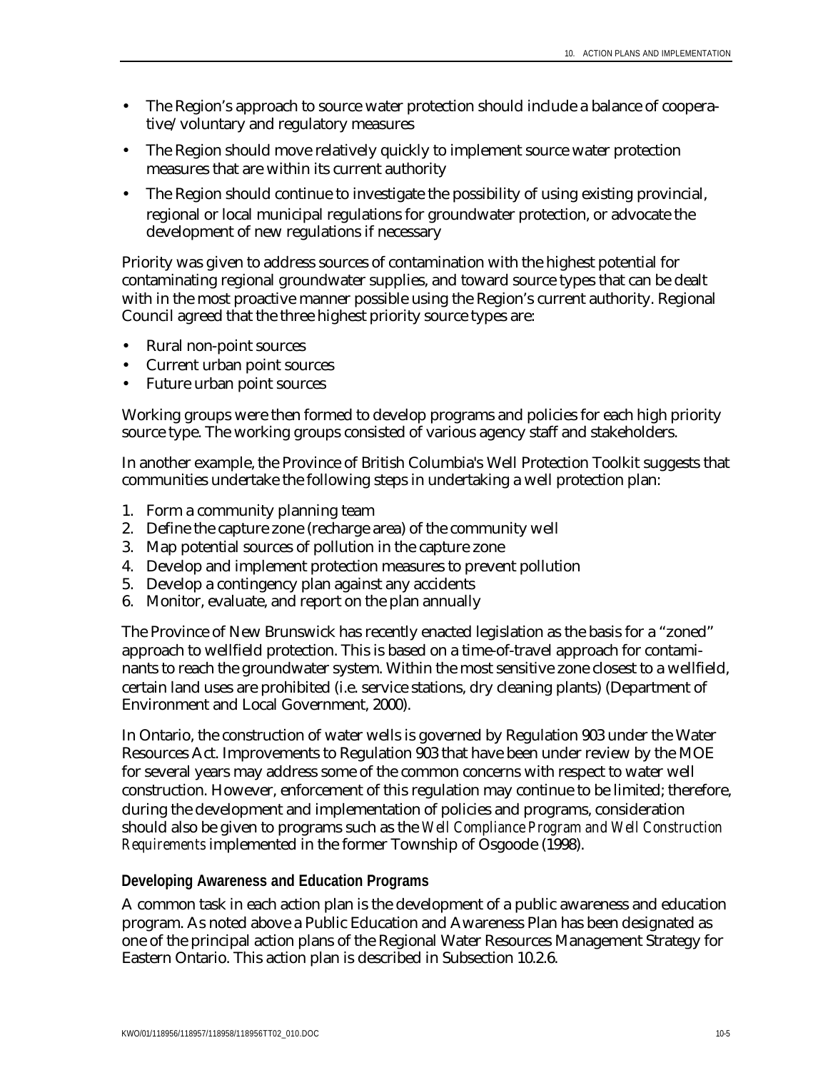- The Region's approach to source water protection should include a balance of cooperative/voluntary and regulatory measures
- The Region should move relatively quickly to implement source water protection measures that are within its current authority
- The Region should continue to investigate the possibility of using existing provincial, regional or local municipal regulations for groundwater protection, or advocate the development of new regulations if necessary

Priority was given to address sources of contamination with the highest potential for contaminating regional groundwater supplies, and toward source types that can be dealt with in the most proactive manner possible using the Region's current authority. Regional Council agreed that the three highest priority source types are:

- Rural non-point sources
- Current urban point sources
- Future urban point sources

Working groups were then formed to develop programs and policies for each high priority source type. The working groups consisted of various agency staff and stakeholders.

In another example, the Province of British Columbia's Well Protection Toolkit suggests that communities undertake the following steps in undertaking a well protection plan:

1. Form a community planning team
2. Define the capture zone (recharge area) of the community well
3. Map potential sources of pollution in the capture zone
4. Develop and implement protection measures to prevent pollution
5. Develop a contingency plan against any accidents
6. Monitor, evaluate, and report on the plan annually

The Province of New Brunswick has recently enacted legislation as the basis for a "zoned" approach to wellfield protection. This is based on a time-of-travel approach for contaminants to reach the groundwater system. Within the most sensitive zone closest to a wellfield, certain land uses are prohibited (i.e. service stations, dry cleaning plants) (Department of Environment and Local Government, 2000).

In Ontario, the construction of water wells is governed by Regulation 903 under the Water Resources Act. Improvements to Regulation 903 that have been under review by the MOE for several years may address some of the common concerns with respect to water well construction. However, enforcement of this regulation may continue to be limited; therefore, during the development and implementation of policies and programs, consideration should also be given to programs such as the *Well Compliance Program and Well Construction Requirements* implemented in the former Township of Osgoode (1998).

#### Developing Awareness and Education Programs

A common task in each action plan is the development of a public awareness and education program. As noted above a Public Education and Awareness Plan has been designated as one of the principal action plans of the Regional Water Resources Management Strategy for Eastern Ontario. This action plan is described in Subsection 10.2.6.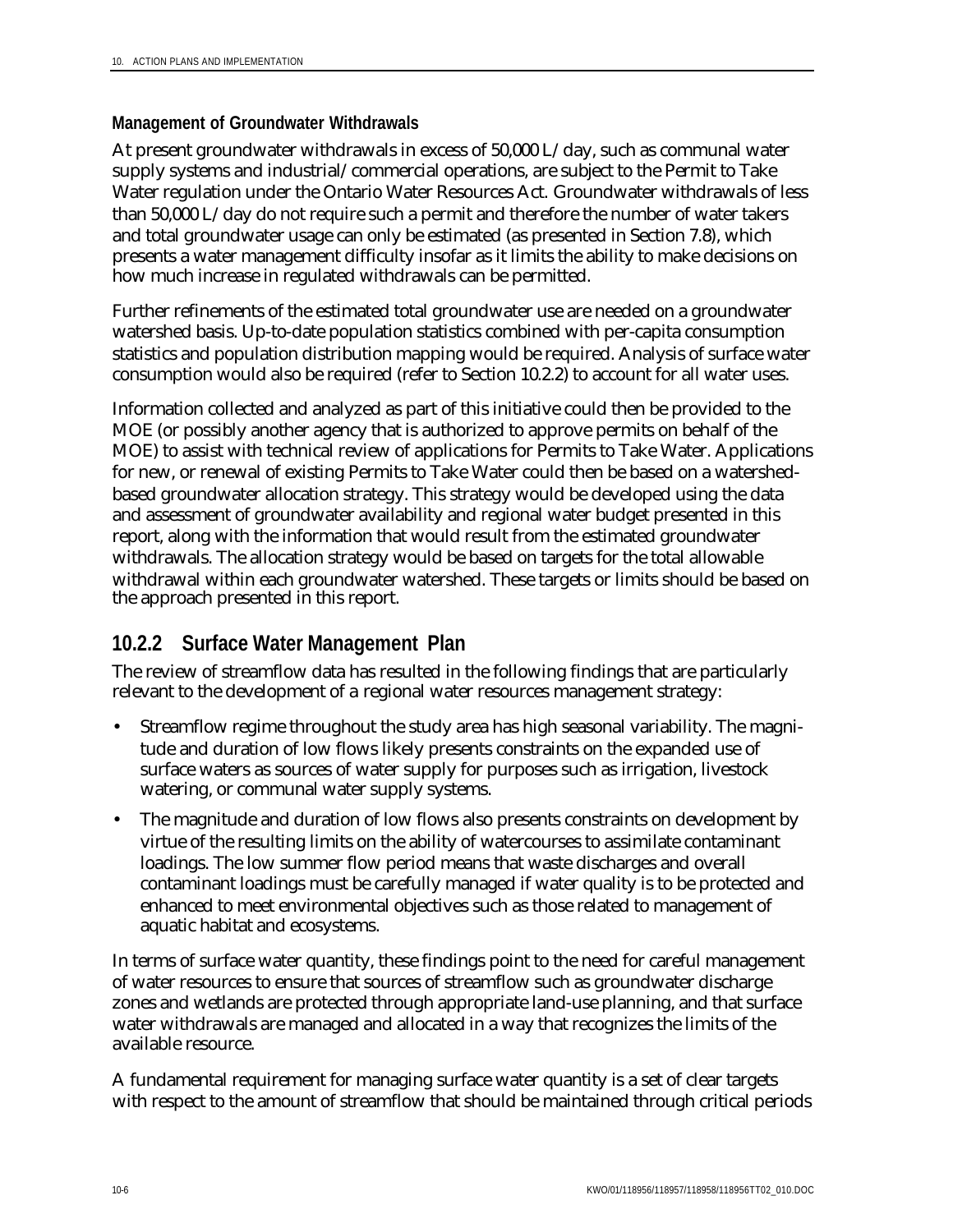**Management of Groundwater Withdrawals**

At present groundwater withdrawals in excess of 50,000 L/day, such as communal water supply systems and industrial/commercial operations, are subject to the Permit to Take Water regulation under the Ontario Water Resources Act. Groundwater withdrawals of less than 50,000 L/day do not require such a permit and therefore the number of water takers and total groundwater usage can only be estimated (as presented in Section 7.8), which presents a water management difficulty insofar as it limits the ability to make decisions on how much increase in regulated withdrawals can be permitted.

Further refinements of the estimated total groundwater use are needed on a groundwater watershed basis. Up-to-date population statistics combined with per-capita consumption statistics and population distribution mapping would be required. Analysis of surface water consumption would also be required (refer to Section 10.2.2) to account for all water uses.

Information collected and analyzed as part of this initiative could then be provided to the MOE (or possibly another agency that is authorized to approve permits on behalf of the MOE) to assist with technical review of applications for Permits to Take Water. Applications for new, or renewal of existing Permits to Take Water could then be based on a watershed-based groundwater allocation strategy. This strategy would be developed using the data and assessment of groundwater availability and regional water budget presented in this report, along with the information that would result from the estimated groundwater withdrawals. The allocation strategy would be based on targets for the total allowable withdrawal within each groundwater watershed. These targets or limits should be based on the approach presented in this report.

## 10.2.2 Surface Water Management Plan

The review of streamflow data has resulted in the following findings that are particularly relevant to the development of a regional water resources management strategy:

- Streamflow regime throughout the study area has high seasonal variability. The magnitude and duration of low flows likely presents constraints on the expanded use of surface waters as sources of water supply for purposes such as irrigation, livestock watering, or communal water supply systems.
- The magnitude and duration of low flows also presents constraints on development by virtue of the resulting limits on the ability of watercourses to assimilate contaminant loadings. The low summer flow period means that waste discharges and overall contaminant loadings must be carefully managed if water quality is to be protected and enhanced to meet environmental objectives such as those related to management of aquatic habitat and ecosystems.

In terms of surface water quantity, these findings point to the need for careful management of water resources to ensure that sources of streamflow such as groundwater discharge zones and wetlands are protected through appropriate land-use planning, and that surface water withdrawals are managed and allocated in a way that recognizes the limits of the available resource.

A fundamental requirement for managing surface water quantity is a set of clear targets with respect to the amount of streamflow that should be maintained through critical periods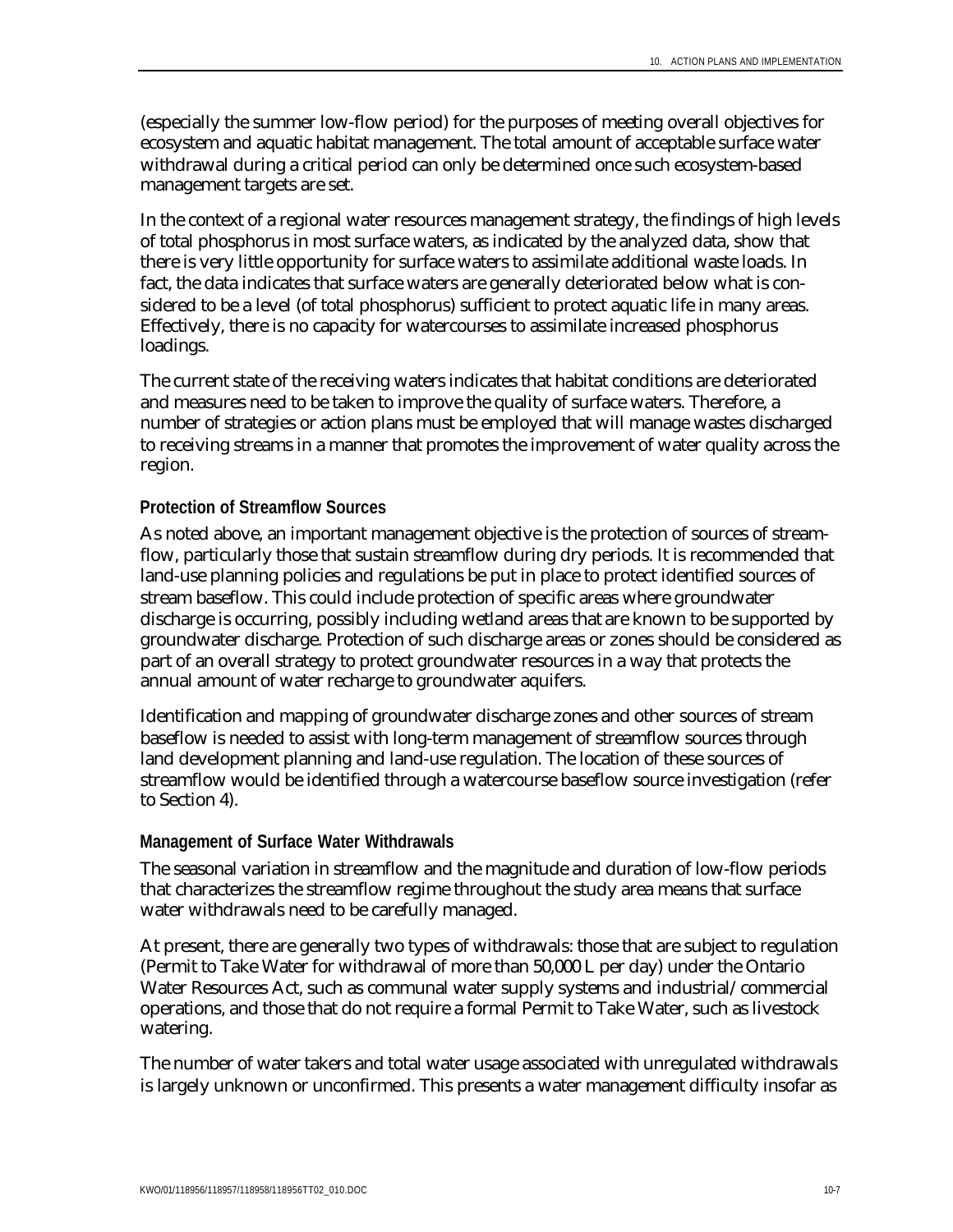(especially the summer low-flow period) for the purposes of meeting overall objectives for ecosystem and aquatic habitat management. The total amount of acceptable surface water withdrawal during a critical period can only be determined once such ecosystem-based management targets are set.

In the context of a regional water resources management strategy, the findings of high levels of total phosphorus in most surface waters, as indicated by the analyzed data, show that there is very little opportunity for surface waters to assimilate additional waste loads. In fact, the data indicates that surface waters are generally deteriorated below what is considered to be a level (of total phosphorus) sufficient to protect aquatic life in many areas. Effectively, there is no capacity for watercourses to assimilate increased phosphorus loadings.

The current state of the receiving waters indicates that habitat conditions are deteriorated and measures need to be taken to improve the quality of surface waters. Therefore, a number of strategies or action plans must be employed that will manage wastes discharged to receiving streams in a manner that promotes the improvement of water quality across the region.

### Protection of Streamflow Sources

As noted above, an important management objective is the protection of sources of streamflow, particularly those that sustain streamflow during dry periods. It is recommended that land-use planning policies and regulations be put in place to protect identified sources of stream baseflow. This could include protection of specific areas where groundwater discharge is occurring, possibly including wetland areas that are known to be supported by groundwater discharge. Protection of such discharge areas or zones should be considered as part of an overall strategy to protect groundwater resources in a way that protects the annual amount of water recharge to groundwater aquifers.

Identification and mapping of groundwater discharge zones and other sources of stream baseflow is needed to assist with long-term management of streamflow sources through land development planning and land-use regulation. The location of these sources of streamflow would be identified through a watercourse baseflow source investigation (refer to Section 4).

### Management of Surface Water Withdrawals

The seasonal variation in streamflow and the magnitude and duration of low-flow periods that characterizes the streamflow regime throughout the study area means that surface water withdrawals need to be carefully managed.

At present, there are generally two types of withdrawals: those that are subject to regulation (Permit to Take Water for withdrawal of more than 50,000 L per day) under the Ontario Water Resources Act, such as communal water supply systems and industrial/commercial operations, and those that do not require a formal Permit to Take Water, such as livestock watering.

The number of water takers and total water usage associated with unregulated withdrawals is largely unknown or unconfirmed. This presents a water management difficulty insofar as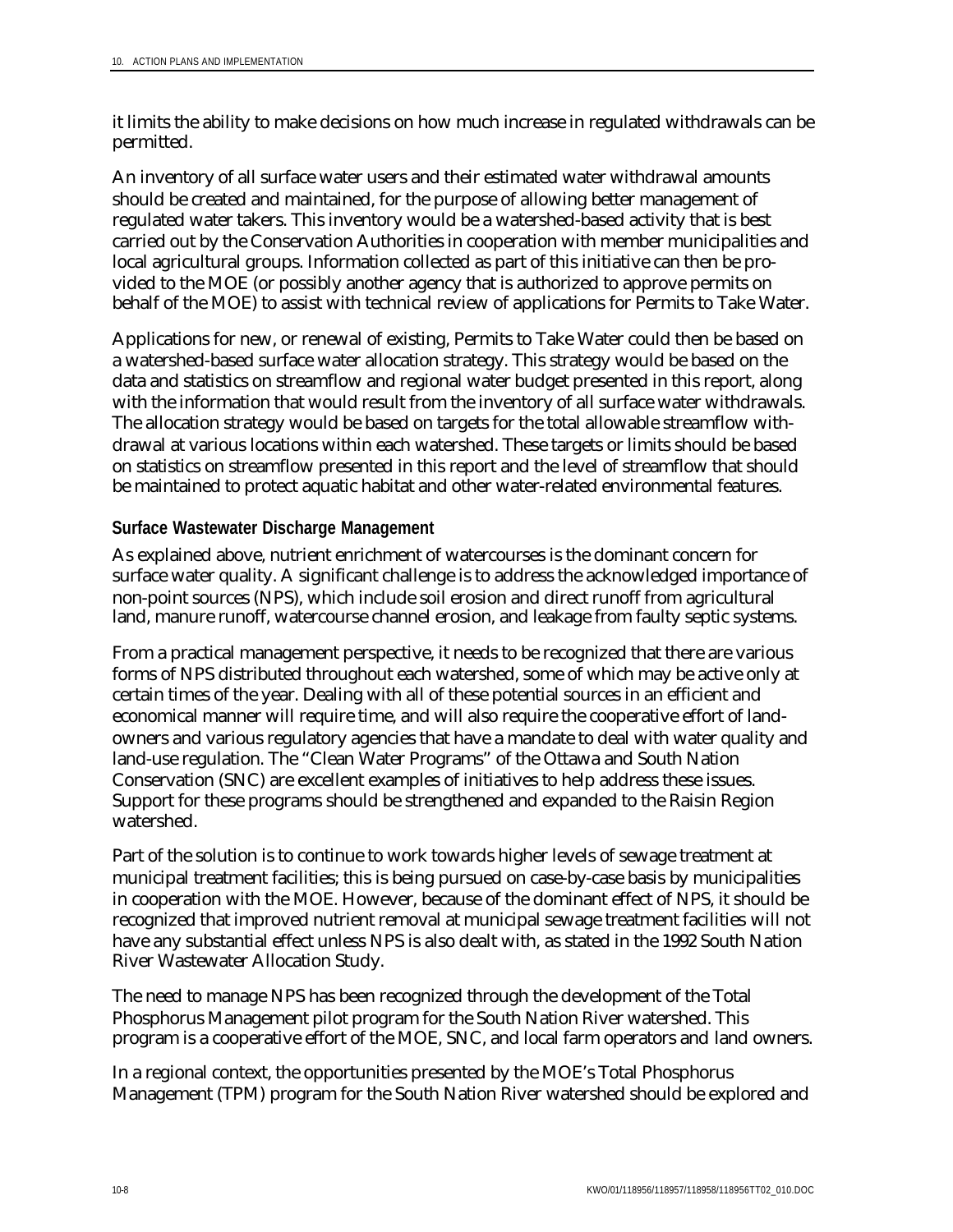it limits the ability to make decisions on how much increase in regulated withdrawals can be permitted.

An inventory of all surface water users and their estimated water withdrawal amounts should be created and maintained, for the purpose of allowing better management of regulated water takers. This inventory would be a watershed-based activity that is best carried out by the Conservation Authorities in cooperation with member municipalities and local agricultural groups. Information collected as part of this initiative can then be provided to the MOE (or possibly another agency that is authorized to approve permits on behalf of the MOE) to assist with technical review of applications for Permits to Take Water.

Applications for new, or renewal of existing, Permits to Take Water could then be based on a watershed-based surface water allocation strategy. This strategy would be based on the data and statistics on streamflow and regional water budget presented in this report, along with the information that would result from the inventory of all surface water withdrawals. The allocation strategy would be based on targets for the total allowable streamflow withdrawal at various locations within each watershed. These targets or limits should be based on statistics on streamflow presented in this report and the level of streamflow that should be maintained to protect aquatic habitat and other water-related environmental features.

### Surface Wastewater Discharge Management

As explained above, nutrient enrichment of watercourses is the dominant concern for surface water quality. A significant challenge is to address the acknowledged importance of non-point sources (NPS), which include soil erosion and direct runoff from agricultural land, manure runoff, watercourse channel erosion, and leakage from faulty septic systems.

From a practical management perspective, it needs to be recognized that there are various forms of NPS distributed throughout each watershed, some of which may be active only at certain times of the year. Dealing with all of these potential sources in an efficient and economical manner will require time, and will also require the cooperative effort of landowners and various regulatory agencies that have a mandate to deal with water quality and land-use regulation. The "Clean Water Programs" of the Ottawa and South Nation Conservation (SNC) are excellent examples of initiatives to help address these issues. Support for these programs should be strengthened and expanded to the Raisin Region watershed.

Part of the solution is to continue to work towards higher levels of sewage treatment at municipal treatment facilities; this is being pursued on case-by-case basis by municipalities in cooperation with the MOE. However, because of the dominant effect of NPS, it should be recognized that improved nutrient removal at municipal sewage treatment facilities will not have any substantial effect unless NPS is also dealt with, as stated in the 1992 South Nation River Wastewater Allocation Study.

The need to manage NPS has been recognized through the development of the Total Phosphorus Management pilot program for the South Nation River watershed. This program is a cooperative effort of the MOE, SNC, and local farm operators and land owners.

In a regional context, the opportunities presented by the MOE's Total Phosphorus Management (TPM) program for the South Nation River watershed should be explored and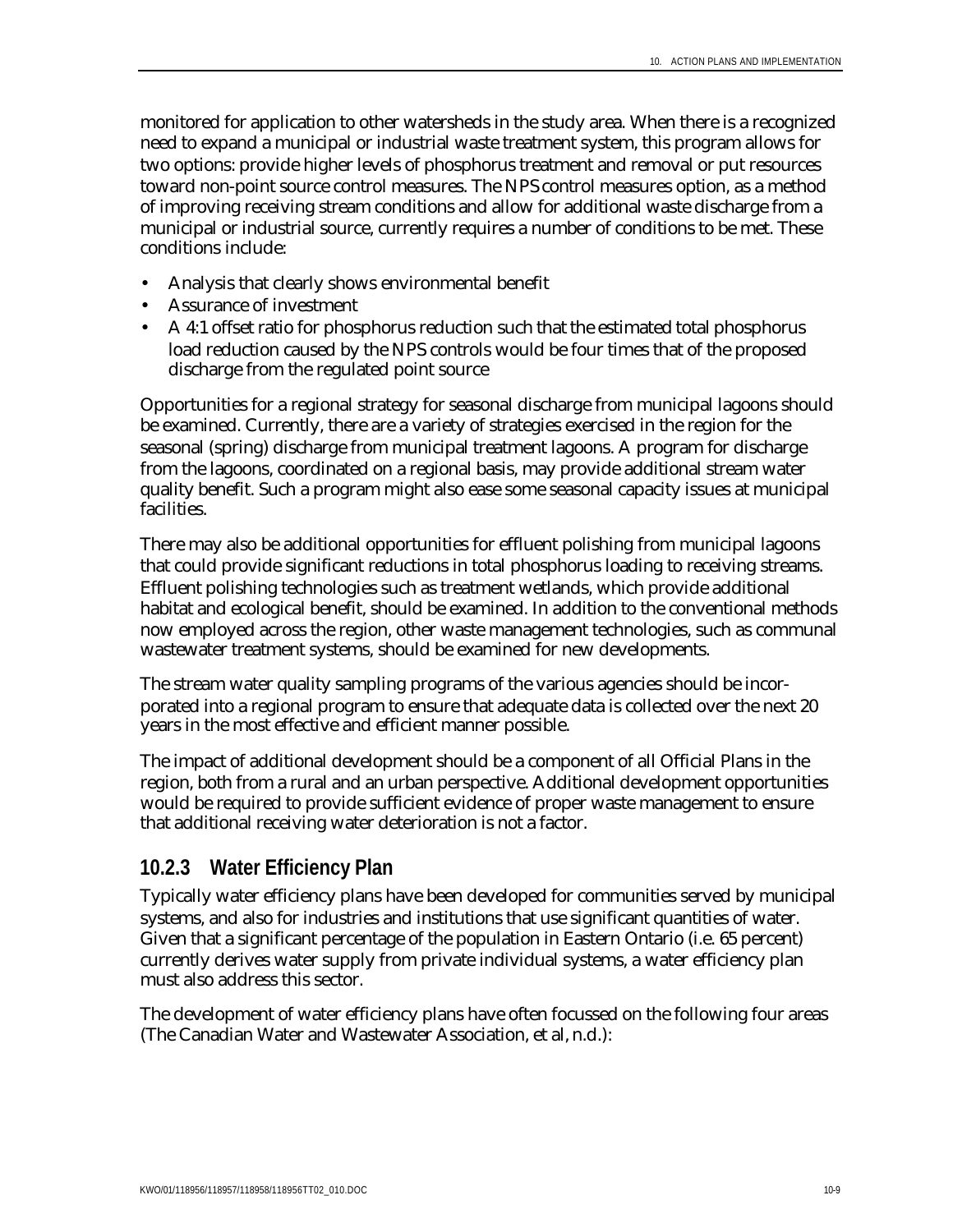monitored for application to other watersheds in the study area. When there is a recognized need to expand a municipal or industrial waste treatment system, this program allows for two options: provide higher levels of phosphorus treatment and removal or put resources toward non-point source control measures. The NPS control measures option, as a method of improving receiving stream conditions and allow for additional waste discharge from a municipal or industrial source, currently requires a number of conditions to be met. These conditions include:

- Analysis that clearly shows environmental benefit
- Assurance of investment
- A 4:1 offset ratio for phosphorus reduction such that the estimated total phosphorus load reduction caused by the NPS controls would be four times that of the proposed discharge from the regulated point source

Opportunities for a regional strategy for seasonal discharge from municipal lagoons should be examined. Currently, there are a variety of strategies exercised in the region for the seasonal (spring) discharge from municipal treatment lagoons. A program for discharge from the lagoons, coordinated on a regional basis, may provide additional stream water quality benefit. Such a program might also ease some seasonal capacity issues at municipal facilities.

There may also be additional opportunities for effluent polishing from municipal lagoons that could provide significant reductions in total phosphorus loading to receiving streams. Effluent polishing technologies such as treatment wetlands, which provide additional habitat and ecological benefit, should be examined. In addition to the conventional methods now employed across the region, other waste management technologies, such as communal wastewater treatment systems, should be examined for new developments.

The stream water quality sampling programs of the various agencies should be incorporated into a regional program to ensure that adequate data is collected over the next 20 years in the most effective and efficient manner possible.

The impact of additional development should be a component of all Official Plans in the region, both from a rural and an urban perspective. Additional development opportunities would be required to provide sufficient evidence of proper waste management to ensure that additional receiving water deterioration is not a factor.

### 10.2.3 Water Efficiency Plan

Typically water efficiency plans have been developed for communities served by municipal systems, and also for industries and institutions that use significant quantities of water. Given that a significant percentage of the population in Eastern Ontario (i.e. 65 percent) currently derives water supply from private individual systems, a water efficiency plan must also address this sector.

The development of water efficiency plans have often focussed on the following four areas (The Canadian Water and Wastewater Association, et al, n.d.):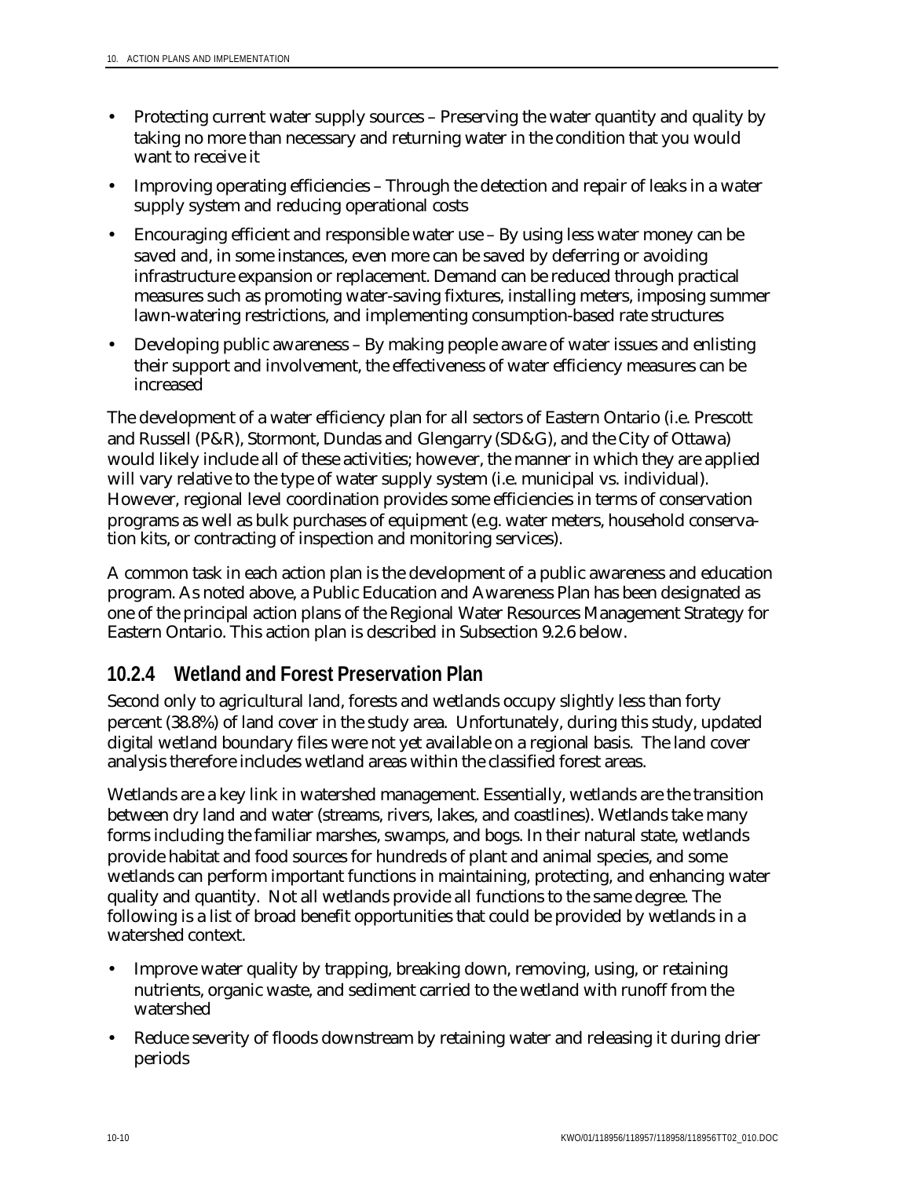- Protecting current water supply sources – Preserving the water quantity and quality by taking no more than necessary and returning water in the condition that you would want to receive it
- Improving operating efficiencies – Through the detection and repair of leaks in a water supply system and reducing operational costs
- Encouraging efficient and responsible water use – By using less water money can be saved and, in some instances, even more can be saved by deferring or avoiding infrastructure expansion or replacement. Demand can be reduced through practical measures such as promoting water-saving fixtures, installing meters, imposing summer lawn-watering restrictions, and implementing consumption-based rate structures
- Developing public awareness – By making people aware of water issues and enlisting their support and involvement, the effectiveness of water efficiency measures can be increased

The development of a water efficiency plan for all sectors of Eastern Ontario (i.e. Prescott and Russell (P&R), Stormont, Dundas and Glengarry (SD&G), and the City of Ottawa) would likely include all of these activities; however, the manner in which they are applied will vary relative to the type of water supply system (i.e. municipal vs. individual). However, regional level coordination provides some efficiencies in terms of conservation programs as well as bulk purchases of equipment (e.g. water meters, household conservation kits, or contracting of inspection and monitoring services).

A common task in each action plan is the development of a public awareness and education program. As noted above, a Public Education and Awareness Plan has been designated as one of the principal action plans of the Regional Water Resources Management Strategy for Eastern Ontario. This action plan is described in Subsection 9.2.6 below.

### 10.2.4 Wetland and Forest Preservation Plan

Second only to agricultural land, forests and wetlands occupy slightly less than forty percent (38.8%) of land cover in the study area. Unfortunately, during this study, updated digital wetland boundary files were not yet available on a regional basis. The land cover analysis therefore includes wetland areas within the classified forest areas.

Wetlands are a key link in watershed management. Essentially, wetlands are the transition between dry land and water (streams, rivers, lakes, and coastlines). Wetlands take many forms including the familiar marshes, swamps, and bogs. In their natural state, wetlands provide habitat and food sources for hundreds of plant and animal species, and some wetlands can perform important functions in maintaining, protecting, and enhancing water quality and quantity. Not all wetlands provide all functions to the same degree. The following is a list of broad benefit opportunities that could be provided by wetlands in a watershed context.

- Improve water quality by trapping, breaking down, removing, using, or retaining nutrients, organic waste, and sediment carried to the wetland with runoff from the watershed
- Reduce severity of floods downstream by retaining water and releasing it during drier periods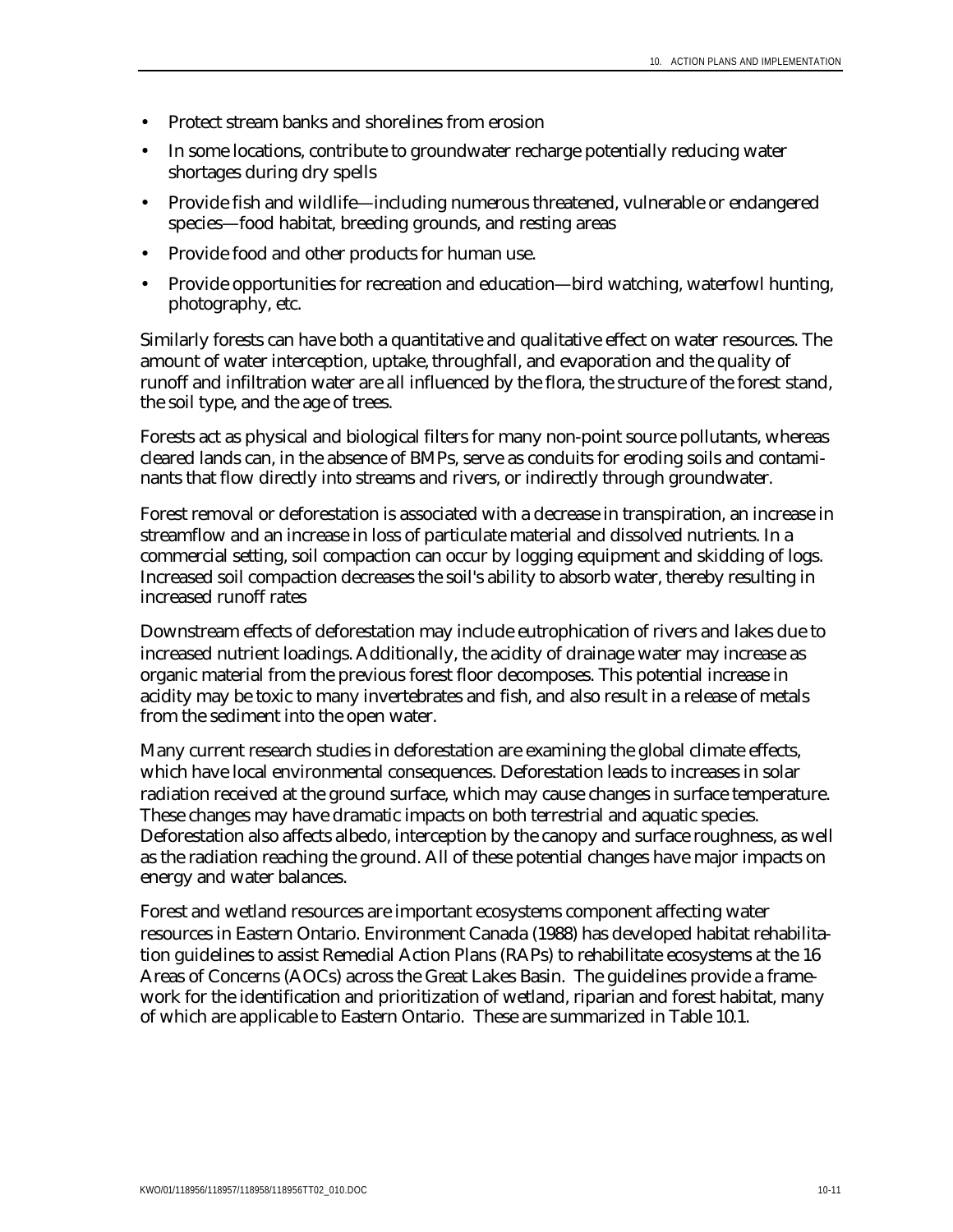- Protect stream banks and shorelines from erosion
- In some locations, contribute to groundwater recharge potentially reducing water shortages during dry spells
- Provide fish and wildlife—including numerous threatened, vulnerable or endangered species—food habitat, breeding grounds, and resting areas
- Provide food and other products for human use.
- Provide opportunities for recreation and education—bird watching, waterfowl hunting, photography, etc.

Similarly forests can have both a quantitative and qualitative effect on water resources. The amount of water interception, uptake, throughfall, and evaporation and the quality of runoff and infiltration water are all influenced by the flora, the structure of the forest stand, the soil type, and the age of trees.

Forests act as physical and biological filters for many non-point source pollutants, whereas cleared lands can, in the absence of BMPs, serve as conduits for eroding soils and contaminants that flow directly into streams and rivers, or indirectly through groundwater.

Forest removal or deforestation is associated with a decrease in transpiration, an increase in streamflow and an increase in loss of particulate material and dissolved nutrients. In a commercial setting, soil compaction can occur by logging equipment and skidding of logs. Increased soil compaction decreases the soil's ability to absorb water, thereby resulting in increased runoff rates

Downstream effects of deforestation may include eutrophication of rivers and lakes due to increased nutrient loadings. Additionally, the acidity of drainage water may increase as organic material from the previous forest floor decomposes. This potential increase in acidity may be toxic to many invertebrates and fish, and also result in a release of metals from the sediment into the open water.

Many current research studies in deforestation are examining the global climate effects, which have local environmental consequences. Deforestation leads to increases in solar radiation received at the ground surface, which may cause changes in surface temperature. These changes may have dramatic impacts on both terrestrial and aquatic species. Deforestation also affects albedo, interception by the canopy and surface roughness, as well as the radiation reaching the ground. All of these potential changes have major impacts on energy and water balances.

Forest and wetland resources are important ecosystems component affecting water resources in Eastern Ontario. Environment Canada (1988) has developed habitat rehabilitation guidelines to assist Remedial Action Plans (RAPs) to rehabilitate ecosystems at the 16 Areas of Concerns (AOCs) across the Great Lakes Basin. The guidelines provide a framework for the identification and prioritization of wetland, riparian and forest habitat, many of which are applicable to Eastern Ontario. These are summarized in Table 10.1.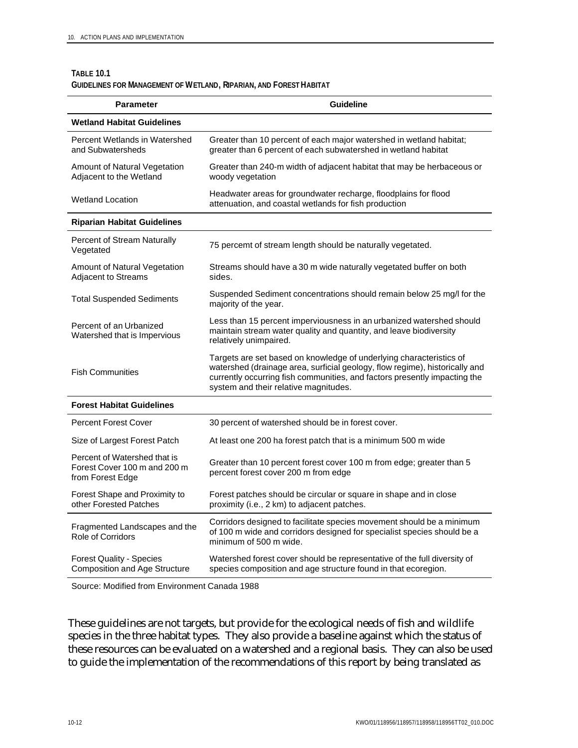**TABLE 10.1**
**GUIDELINES FOR MANAGEMENT OF WETLAND, RIPARIAN, AND FOREST HABITAT**

| Parameter | Guideline |
|---|---|
| **Wetland Habitat Guidelines** | |
| Percent Wetlands in Watershed and Subwatersheds | Greater than 10 percent of each major watershed in wetland habitat; greater than 6 percent of each subwatershed in wetland habitat |
| Amount of Natural Vegetation Adjacent to the Wetland | Greater than 240-m width of adjacent habitat that may be herbaceous or woody vegetation |
| Wetland Location | Headwater areas for groundwater recharge, floodplains for flood attenuation, and coastal wetlands for fish production |
| **Riparian Habitat Guidelines** | |
| Percent of Stream Naturally Vegetated | 75 percemt of stream length should be naturally vegetated. |
| Amount of Natural Vegetation Adjacent to Streams | Streams should have a 30 m wide naturally vegetated buffer on both sides. |
| Total Suspended Sediments | Suspended Sediment concentrations should remain below 25 mg/l for the majority of the year. |
| Percent of an Urbanized Watershed that is Impervious | Less than 15 percent imperviousness in an urbanized watershed should maintain stream water quality and quantity, and leave biodiversity relatively unimpaired. |
| Fish Communities | Targets are set based on knowledge of underlying characteristics of watershed (drainage area, surficial geology, flow regime), historically and currently occurring fish communities, and factors presently impacting the system and their relative magnitudes. |
| **Forest Habitat Guidelines** | |
| Percent Forest Cover | 30 percent of watershed should be in forest cover. |
| Size of Largest Forest Patch | At least one 200 ha forest patch that is a minimum 500 m wide |
| Percent of Watershed that is Forest Cover 100 m and 200 m from Forest Edge | Greater than 10 percent forest cover 100 m from edge; greater than 5 percent forest cover 200 m from edge |
| Forest Shape and Proximity to other Forested Patches | Forest patches should be circular or square in shape and in close proximity (i.e., 2 km) to adjacent patches. |
| Fragmented Landscapes and the Role of Corridors | Corridors designed to facilitate species movement should be a minimum of 100 m wide and corridors designed for specialist species should be a minimum of 500 m wide. |
| Forest Quality - Species Composition and Age Structure | Watershed forest cover should be representative of the full diversity of species composition and age structure found in that ecoregion. |

Source: Modified from Environment Canada 1988

These guidelines are not targets, but provide for the ecological needs of fish and wildlife species in the three habitat types. They also provide a baseline against which the status of these resources can be evaluated on a watershed and a regional basis. They can also be used to guide the implementation of the recommendations of this report by being translated as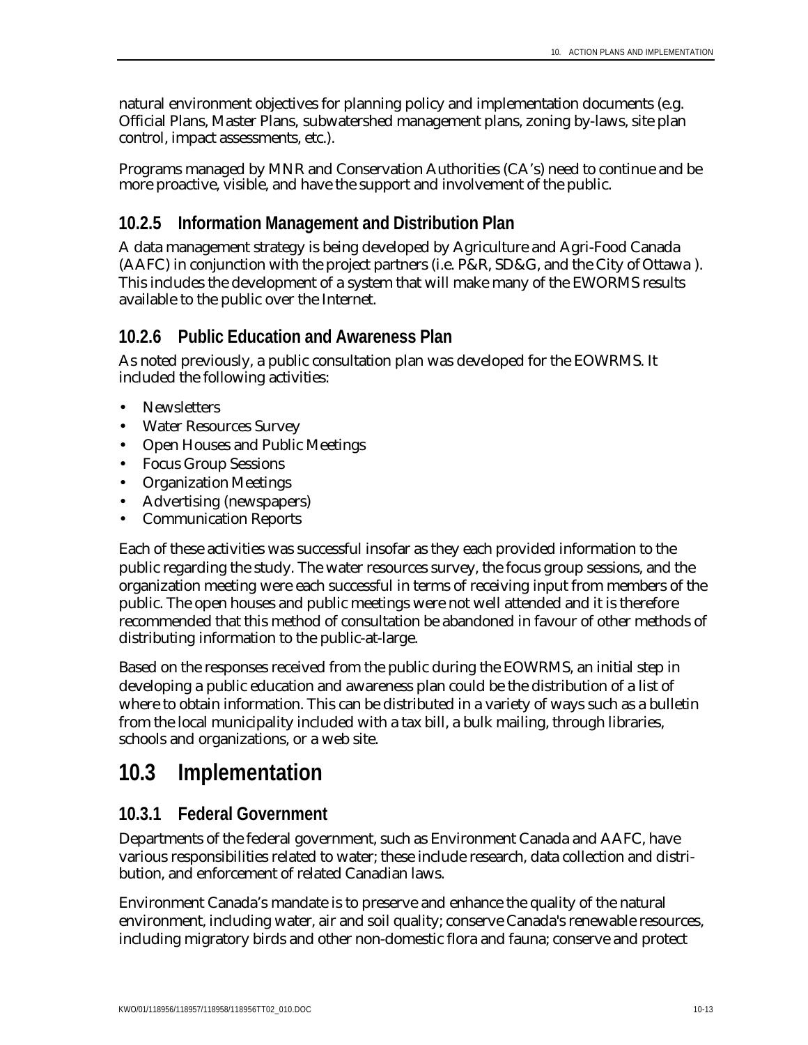natural environment objectives for planning policy and implementation documents (e.g. Official Plans, Master Plans, subwatershed management plans, zoning by-laws, site plan control, impact assessments, etc.).

Programs managed by MNR and Conservation Authorities (CA's) need to continue and be more proactive, visible, and have the support and involvement of the public.

### 10.2.5 Information Management and Distribution Plan

A data management strategy is being developed by Agriculture and Agri-Food Canada (AAFC) in conjunction with the project partners (i.e. P&R, SD&G, and the City of Ottawa ). This includes the development of a system that will make many of the EWORMS results available to the public over the Internet.

### 10.2.6 Public Education and Awareness Plan

As noted previously, a public consultation plan was developed for the EOWRMS. It included the following activities:

- Newsletters
- Water Resources Survey
- Open Houses and Public Meetings
- Focus Group Sessions
- Organization Meetings
- Advertising (newspapers)
- Communication Reports

Each of these activities was successful insofar as they each provided information to the public regarding the study. The water resources survey, the focus group sessions, and the organization meeting were each successful in terms of receiving input from members of the public. The open houses and public meetings were not well attended and it is therefore recommended that this method of consultation be abandoned in favour of other methods of distributing information to the public-at-large.

Based on the responses received from the public during the EOWRMS, an initial step in developing a public education and awareness plan could be the distribution of a list of where to obtain information. This can be distributed in a variety of ways such as a bulletin from the local municipality included with a tax bill, a bulk mailing, through libraries, schools and organizations, or a web site.

## 10.3 Implementation

### 10.3.1 Federal Government

Departments of the federal government, such as Environment Canada and AAFC, have various responsibilities related to water; these include research, data collection and distribution, and enforcement of related Canadian laws.

Environment Canada's mandate is to preserve and enhance the quality of the natural environment, including water, air and soil quality; conserve Canada's renewable resources, including migratory birds and other non-domestic flora and fauna; conserve and protect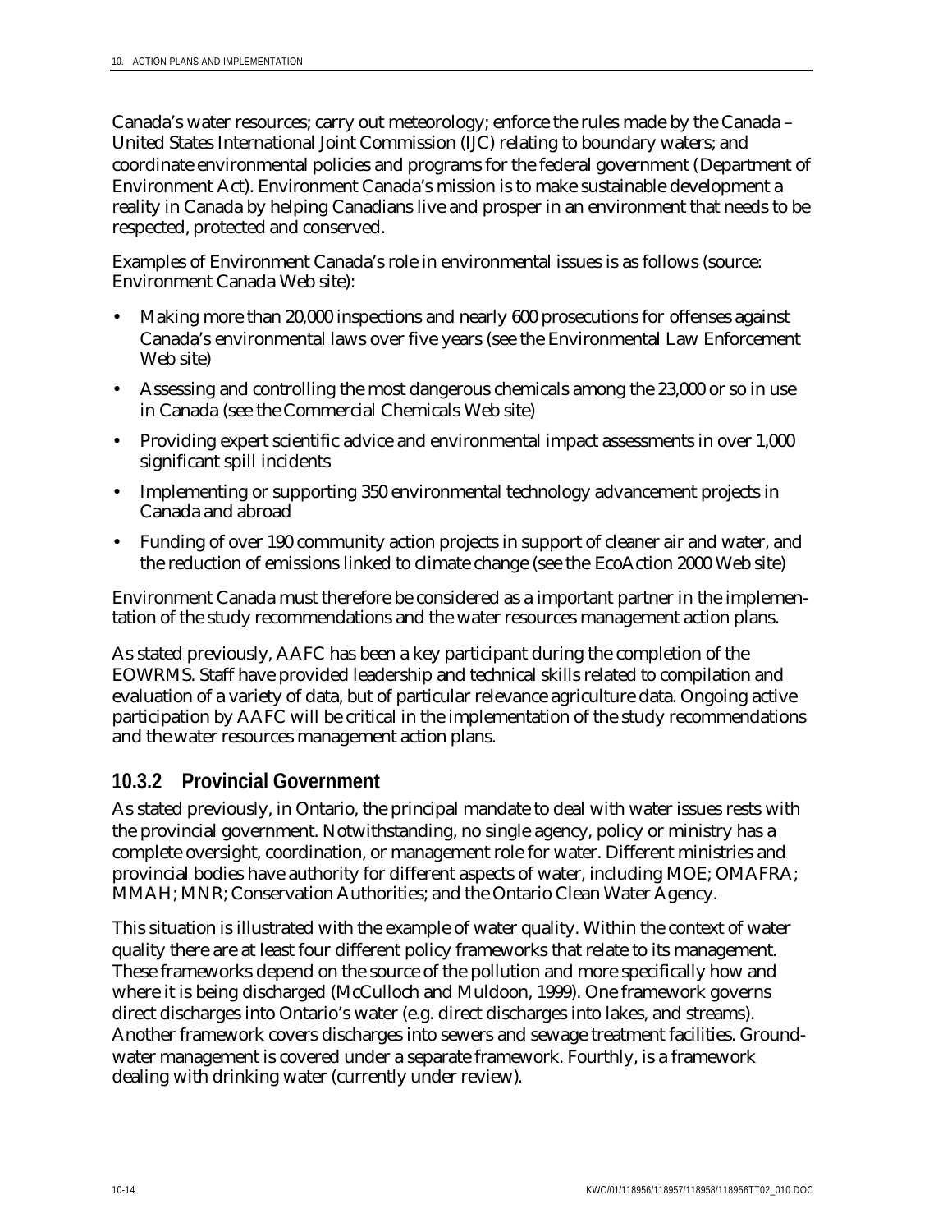Canada's water resources; carry out meteorology; enforce the rules made by the Canada – United States International Joint Commission (IJC) relating to boundary waters; and coordinate environmental policies and programs for the federal government (Department of Environment Act). Environment Canada's mission is to make sustainable development a reality in Canada by helping Canadians live and prosper in an environment that needs to be respected, protected and conserved.

Examples of Environment Canada's role in environmental issues is as follows (source: Environment Canada Web site):

- Making more than 20,000 inspections and nearly 600 prosecutions for offenses against Canada's environmental laws over five years (see the Environmental Law Enforcement Web site)
- Assessing and controlling the most dangerous chemicals among the 23,000 or so in use in Canada (see the Commercial Chemicals Web site)
- Providing expert scientific advice and environmental impact assessments in over 1,000 significant spill incidents
- Implementing or supporting 350 environmental technology advancement projects in Canada and abroad
- Funding of over 190 community action projects in support of cleaner air and water, and the reduction of emissions linked to climate change (see the EcoAction 2000 Web site)

Environment Canada must therefore be considered as a important partner in the implementation of the study recommendations and the water resources management action plans.

As stated previously, AAFC has been a key participant during the completion of the EOWRMS. Staff have provided leadership and technical skills related to compilation and evaluation of a variety of data, but of particular relevance agriculture data. Ongoing active participation by AAFC will be critical in the implementation of the study recommendations and the water resources management action plans.

### 10.3.2 Provincial Government

As stated previously, in Ontario, the principal mandate to deal with water issues rests with the provincial government. Notwithstanding, no single agency, policy or ministry has a complete oversight, coordination, or management role for water. Different ministries and provincial bodies have authority for different aspects of water, including MOE; OMAFRA; MMAH; MNR; Conservation Authorities; and the Ontario Clean Water Agency.

This situation is illustrated with the example of water quality. Within the context of water quality there are at least four different policy frameworks that relate to its management. These frameworks depend on the source of the pollution and more specifically how and where it is being discharged (McCulloch and Muldoon, 1999). One framework governs direct discharges into Ontario's water (e.g. direct discharges into lakes, and streams). Another framework covers discharges into sewers and sewage treatment facilities. Groundwater management is covered under a separate framework. Fourthly, is a framework dealing with drinking water (currently under review).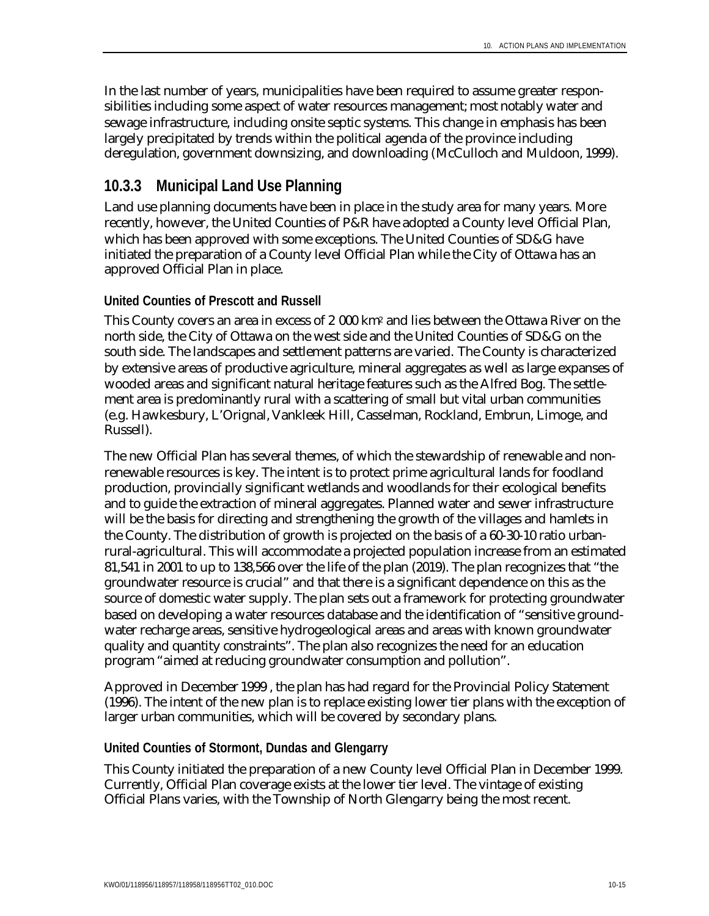In the last number of years, municipalities have been required to assume greater responsibilities including some aspect of water resources management; most notably water and sewage infrastructure, including onsite septic systems. This change in emphasis has been largely precipitated by trends within the political agenda of the province including deregulation, government downsizing, and downloading (McCulloch and Muldoon, 1999).

### 10.3.3 Municipal Land Use Planning

Land use planning documents have been in place in the study area for many years. More recently, however, the United Counties of P&R have adopted a County level Official Plan, which has been approved with some exceptions. The United Counties of SD&G have initiated the preparation of a County level Official Plan while the City of Ottawa has an approved Official Plan in place.

#### United Counties of Prescott and Russell

This County covers an area in excess of 2 000 km$^2$ and lies between the Ottawa River on the north side, the City of Ottawa on the west side and the United Counties of SD&G on the south side. The landscapes and settlement patterns are varied. The County is characterized by extensive areas of productive agriculture, mineral aggregates as well as large expanses of wooded areas and significant natural heritage features such as the Alfred Bog. The settlement area is predominantly rural with a scattering of small but vital urban communities (e.g. Hawkesbury, L'Orignal, Vankleek Hill, Casselman, Rockland, Embrun, Limoge, and Russell).

The new Official Plan has several themes, of which the stewardship of renewable and non-renewable resources is key. The intent is to protect prime agricultural lands for foodland production, provincially significant wetlands and woodlands for their ecological benefits and to guide the extraction of mineral aggregates. Planned water and sewer infrastructure will be the basis for directing and strengthening the growth of the villages and hamlets in the County. The distribution of growth is projected on the basis of a 60-30-10 ratio urban-rural-agricultural. This will accommodate a projected population increase from an estimated 81,541 in 2001 to up to 138,566 over the life of the plan (2019). The plan recognizes that "the groundwater resource is crucial" and that there is a significant dependence on this as the source of domestic water supply. The plan sets out a framework for protecting groundwater based on developing a water resources database and the identification of "sensitive groundwater recharge areas, sensitive hydrogeological areas and areas with known groundwater quality and quantity constraints". The plan also recognizes the need for an education program "aimed at reducing groundwater consumption and pollution".

Approved in December 1999 , the plan has had regard for the Provincial Policy Statement (1996). The intent of the new plan is to replace existing lower tier plans with the exception of larger urban communities, which will be covered by secondary plans.

#### United Counties of Stormont, Dundas and Glengarry

This County initiated the preparation of a new County level Official Plan in December 1999. Currently, Official Plan coverage exists at the lower tier level. The vintage of existing Official Plans varies, with the Township of North Glengarry being the most recent.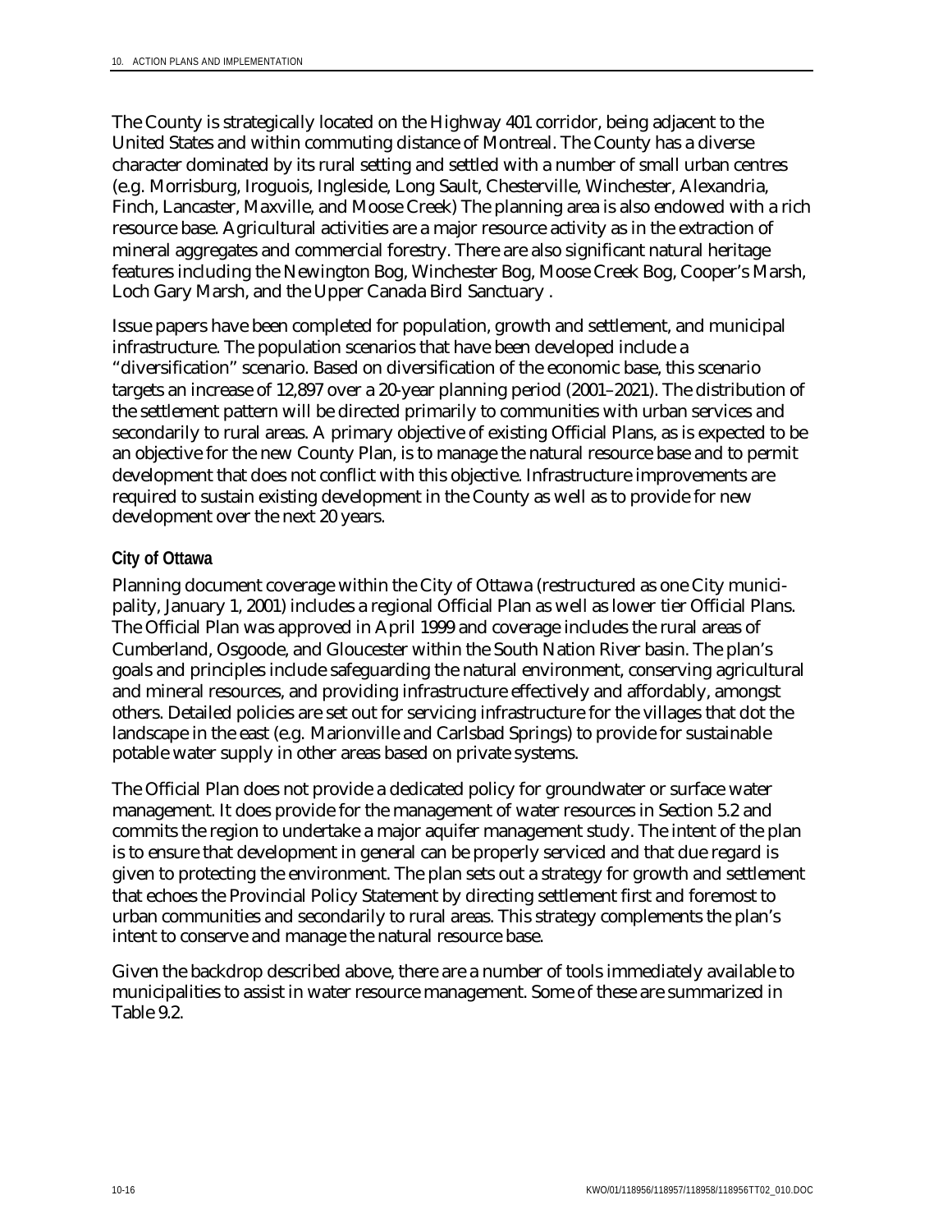The County is strategically located on the Highway 401 corridor, being adjacent to the United States and within commuting distance of Montreal. The County has a diverse character dominated by its rural setting and settled with a number of small urban centres (e.g. Morrisburg, Iroquois, Ingleside, Long Sault, Chesterville, Winchester, Alexandria, Finch, Lancaster, Maxville, and Moose Creek) The planning area is also endowed with a rich resource base. Agricultural activities are a major resource activity as in the extraction of mineral aggregates and commercial forestry. There are also significant natural heritage features including the Newington Bog, Winchester Bog, Moose Creek Bog, Cooper's Marsh, Loch Gary Marsh, and the Upper Canada Bird Sanctuary .

Issue papers have been completed for population, growth and settlement, and municipal infrastructure. The population scenarios that have been developed include a "diversification" scenario. Based on diversification of the economic base, this scenario targets an increase of 12,897 over a 20-year planning period (2001–2021). The distribution of the settlement pattern will be directed primarily to communities with urban services and secondarily to rural areas. A primary objective of existing Official Plans, as is expected to be an objective for the new County Plan, is to manage the natural resource base and to permit development that does not conflict with this objective. Infrastructure improvements are required to sustain existing development in the County as well as to provide for new development over the next 20 years.

### City of Ottawa

Planning document coverage within the City of Ottawa (restructured as one City municipality, January 1, 2001) includes a regional Official Plan as well as lower tier Official Plans. The Official Plan was approved in April 1999 and coverage includes the rural areas of Cumberland, Osgoode, and Gloucester within the South Nation River basin. The plan's goals and principles include safeguarding the natural environment, conserving agricultural and mineral resources, and providing infrastructure effectively and affordably, amongst others. Detailed policies are set out for servicing infrastructure for the villages that dot the landscape in the east (e.g. Marionville and Carlsbad Springs) to provide for sustainable potable water supply in other areas based on private systems.

The Official Plan does not provide a dedicated policy for groundwater or surface water management. It does provide for the management of water resources in Section 5.2 and commits the region to undertake a major aquifer management study. The intent of the plan is to ensure that development in general can be properly serviced and that due regard is given to protecting the environment. The plan sets out a strategy for growth and settlement that echoes the Provincial Policy Statement by directing settlement first and foremost to urban communities and secondarily to rural areas. This strategy complements the plan's intent to conserve and manage the natural resource base.

Given the backdrop described above, there are a number of tools immediately available to municipalities to assist in water resource management. Some of these are summarized in Table 9.2.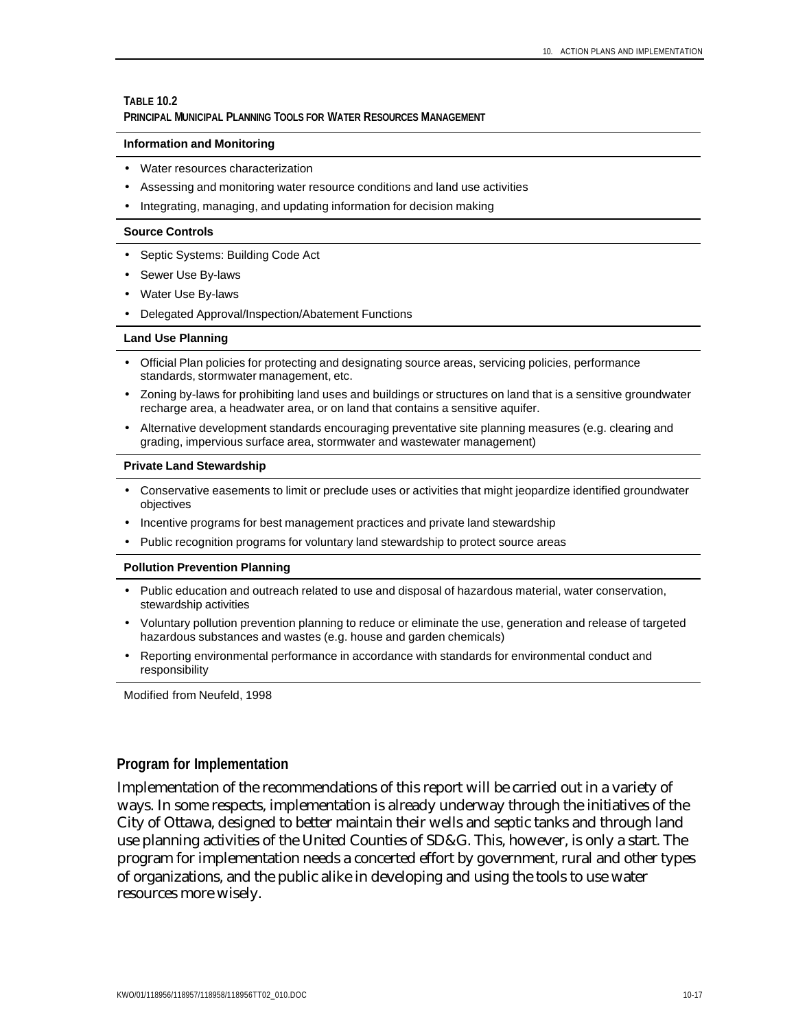**TABLE 10.2**
**PRINCIPAL MUNICIPAL PLANNING TOOLS FOR WATER RESOURCES MANAGEMENT**

**Information and Monitoring**

- Water resources characterization
- Assessing and monitoring water resource conditions and land use activities
- Integrating, managing, and updating information for decision making

**Source Controls**

- Septic Systems: Building Code Act
- Sewer Use By-laws
- Water Use By-laws
- Delegated Approval/Inspection/Abatement Functions

**Land Use Planning**

- Official Plan policies for protecting and designating source areas, servicing policies, performance standards, stormwater management, etc.
- Zoning by-laws for prohibiting land uses and buildings or structures on land that is a sensitive groundwater recharge area, a headwater area, or on land that contains a sensitive aquifer.
- Alternative development standards encouraging preventative site planning measures (e.g. clearing and grading, impervious surface area, stormwater and wastewater management)

**Private Land Stewardship**

- Conservative easements to limit or preclude uses or activities that might jeopardize identified groundwater objectives
- Incentive programs for best management practices and private land stewardship
- Public recognition programs for voluntary land stewardship to protect source areas

**Pollution Prevention Planning**

- Public education and outreach related to use and disposal of hazardous material, water conservation, stewardship activities
- Voluntary pollution prevention planning to reduce or eliminate the use, generation and release of targeted hazardous substances and wastes (e.g. house and garden chemicals)
- Reporting environmental performance in accordance with standards for environmental conduct and responsibility

Modified from Neufeld, 1998

## Program for Implementation

Implementation of the recommendations of this report will be carried out in a variety of ways. In some respects, implementation is already underway through the initiatives of the City of Ottawa, designed to better maintain their wells and septic tanks and through land use planning activities of the United Counties of SD&G. This, however, is only a start. The program for implementation needs a concerted effort by government, rural and other types of organizations, and the public alike in developing and using the tools to use water resources more wisely.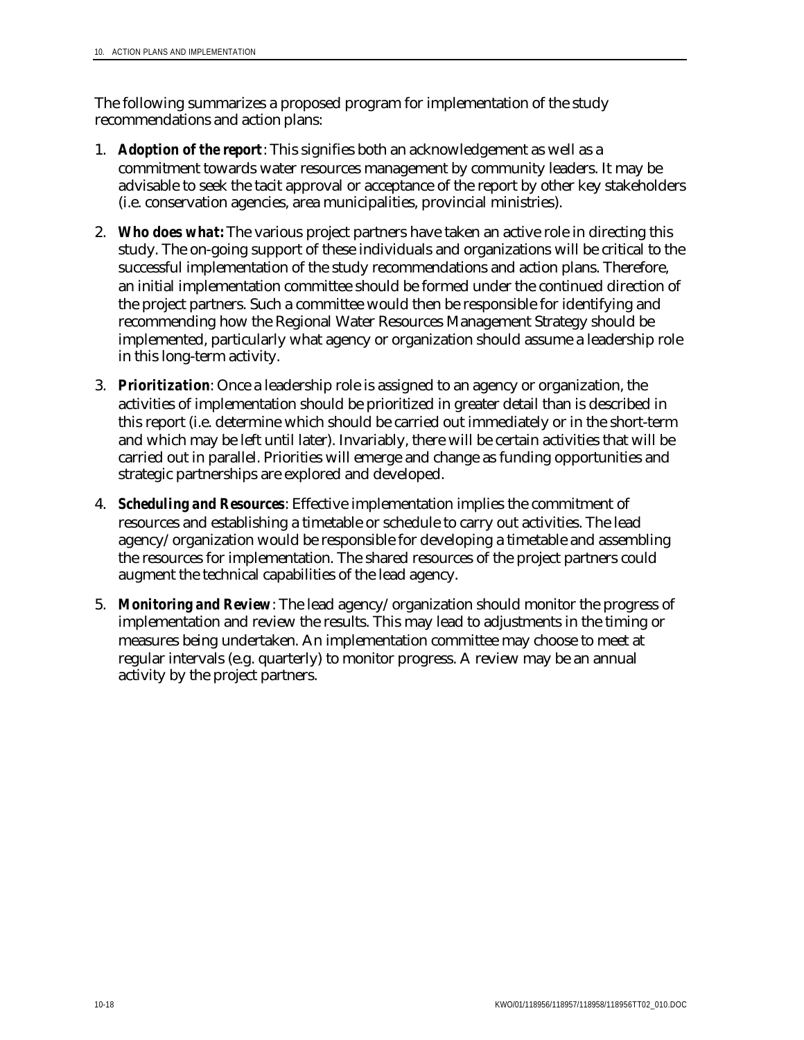The following summarizes a proposed program for implementation of the study recommendations and action plans:

1. ***Adoption of the report***: This signifies both an acknowledgement as well as a commitment towards water resources management by community leaders. It may be advisable to seek the tacit approval or acceptance of the report by other key stakeholders (i.e. conservation agencies, area municipalities, provincial ministries).

2. ***Who does what:*** The various project partners have taken an active role in directing this study. The on-going support of these individuals and organizations will be critical to the successful implementation of the study recommendations and action plans. Therefore, an initial implementation committee should be formed under the continued direction of the project partners. Such a committee would then be responsible for identifying and recommending how the Regional Water Resources Management Strategy should be implemented, particularly what agency or organization should assume a leadership role in this long-term activity.

3. ***Prioritization***: Once a leadership role is assigned to an agency or organization, the activities of implementation should be prioritized in greater detail than is described in this report (i.e. determine which should be carried out immediately or in the short-term and which may be left until later). Invariably, there will be certain activities that will be carried out in parallel. Priorities will emerge and change as funding opportunities and strategic partnerships are explored and developed.

4. ***Scheduling and Resources***: Effective implementation implies the commitment of resources and establishing a timetable or schedule to carry out activities. The lead agency/organization would be responsible for developing a timetable and assembling the resources for implementation. The shared resources of the project partners could augment the technical capabilities of the lead agency.

5. ***Monitoring and Review***: The lead agency/organization should monitor the progress of implementation and review the results. This may lead to adjustments in the timing or measures being undertaken. An implementation committee may choose to meet at regular intervals (e.g. quarterly) to monitor progress. A review may be an annual activity by the project partners.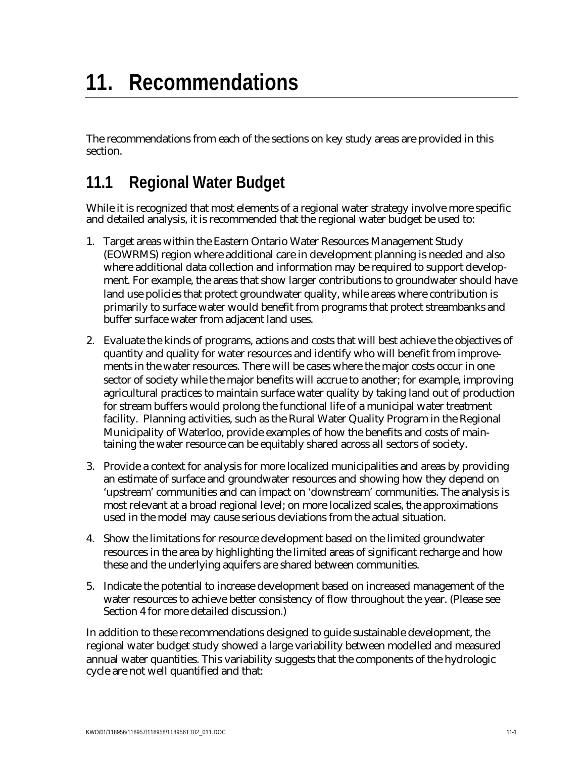# 11. Recommendations

The recommendations from each of the sections on key study areas are provided in this section.

## 11.1 Regional Water Budget

While it is recognized that most elements of a regional water strategy involve more specific and detailed analysis, it is recommended that the regional water budget be used to:

1. Target areas within the Eastern Ontario Water Resources Management Study (EOWRMS) region where additional care in development planning is needed and also where additional data collection and information may be required to support development. For example, the areas that show larger contributions to groundwater should have land use policies that protect groundwater quality, while areas where contribution is primarily to surface water would benefit from programs that protect streambanks and buffer surface water from adjacent land uses.
2. Evaluate the kinds of programs, actions and costs that will best achieve the objectives of quantity and quality for water resources and identify who will benefit from improvements in the water resources. There will be cases where the major costs occur in one sector of society while the major benefits will accrue to another; for example, improving agricultural practices to maintain surface water quality by taking land out of production for stream buffers would prolong the functional life of a municipal water treatment facility. Planning activities, such as the Rural Water Quality Program in the Regional Municipality of Waterloo, provide examples of how the benefits and costs of maintaining the water resource can be equitably shared across all sectors of society.
3. Provide a context for analysis for more localized municipalities and areas by providing an estimate of surface and groundwater resources and showing how they depend on 'upstream' communities and can impact on 'downstream' communities. The analysis is most relevant at a broad regional level; on more localized scales, the approximations used in the model may cause serious deviations from the actual situation.
4. Show the limitations for resource development based on the limited groundwater resources in the area by highlighting the limited areas of significant recharge and how these and the underlying aquifers are shared between communities.
5. Indicate the potential to increase development based on increased management of the water resources to achieve better consistency of flow throughout the year. (Please see Section 4 for more detailed discussion.)

In addition to these recommendations designed to guide sustainable development, the regional water budget study showed a large variability between modelled and measured annual water quantities. This variability suggests that the components of the hydrologic cycle are not well quantified and that: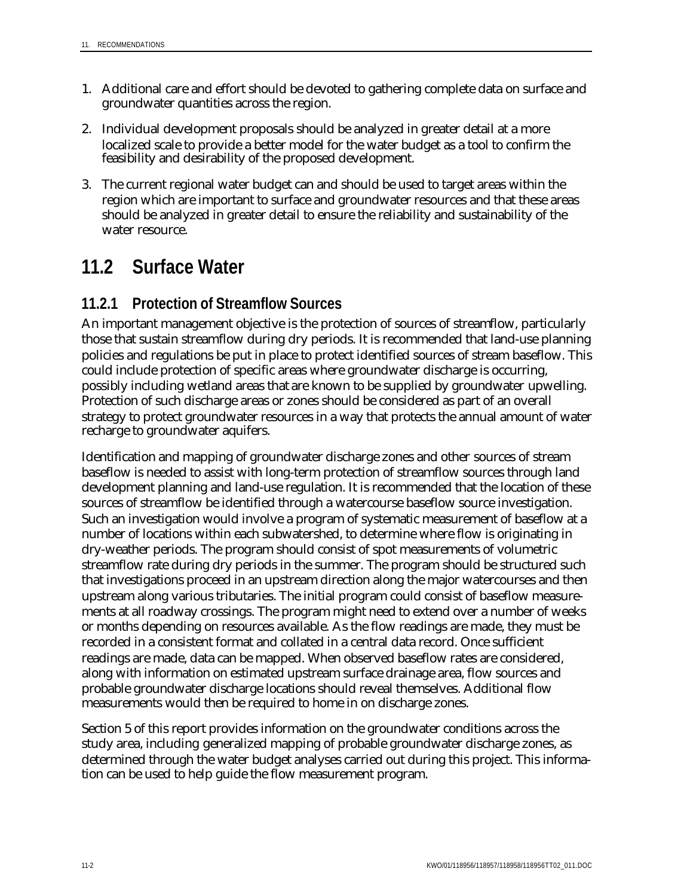1. Additional care and effort should be devoted to gathering complete data on surface and groundwater quantities across the region.

2. Individual development proposals should be analyzed in greater detail at a more localized scale to provide a better model for the water budget as a tool to confirm the feasibility and desirability of the proposed development.

3. The current regional water budget can and should be used to target areas within the region which are important to surface and groundwater resources and that these areas should be analyzed in greater detail to ensure the reliability and sustainability of the water resource.

## 11.2 Surface Water

### 11.2.1 Protection of Streamflow Sources

An important management objective is the protection of sources of streamflow, particularly those that sustain streamflow during dry periods. It is recommended that land-use planning policies and regulations be put in place to protect identified sources of stream baseflow. This could include protection of specific areas where groundwater discharge is occurring, possibly including wetland areas that are known to be supplied by groundwater upwelling. Protection of such discharge areas or zones should be considered as part of an overall strategy to protect groundwater resources in a way that protects the annual amount of water recharge to groundwater aquifers.

Identification and mapping of groundwater discharge zones and other sources of stream baseflow is needed to assist with long-term protection of streamflow sources through land development planning and land-use regulation. It is recommended that the location of these sources of streamflow be identified through a watercourse baseflow source investigation. Such an investigation would involve a program of systematic measurement of baseflow at a number of locations within each subwatershed, to determine where flow is originating in dry-weather periods. The program should consist of spot measurements of volumetric streamflow rate during dry periods in the summer. The program should be structured such that investigations proceed in an upstream direction along the major watercourses and then upstream along various tributaries. The initial program could consist of baseflow measurements at all roadway crossings. The program might need to extend over a number of weeks or months depending on resources available. As the flow readings are made, they must be recorded in a consistent format and collated in a central data record. Once sufficient readings are made, data can be mapped. When observed baseflow rates are considered, along with information on estimated upstream surface drainage area, flow sources and probable groundwater discharge locations should reveal themselves. Additional flow measurements would then be required to home in on discharge zones.

Section 5 of this report provides information on the groundwater conditions across the study area, including generalized mapping of probable groundwater discharge zones, as determined through the water budget analyses carried out during this project. This information can be used to help guide the flow measurement program.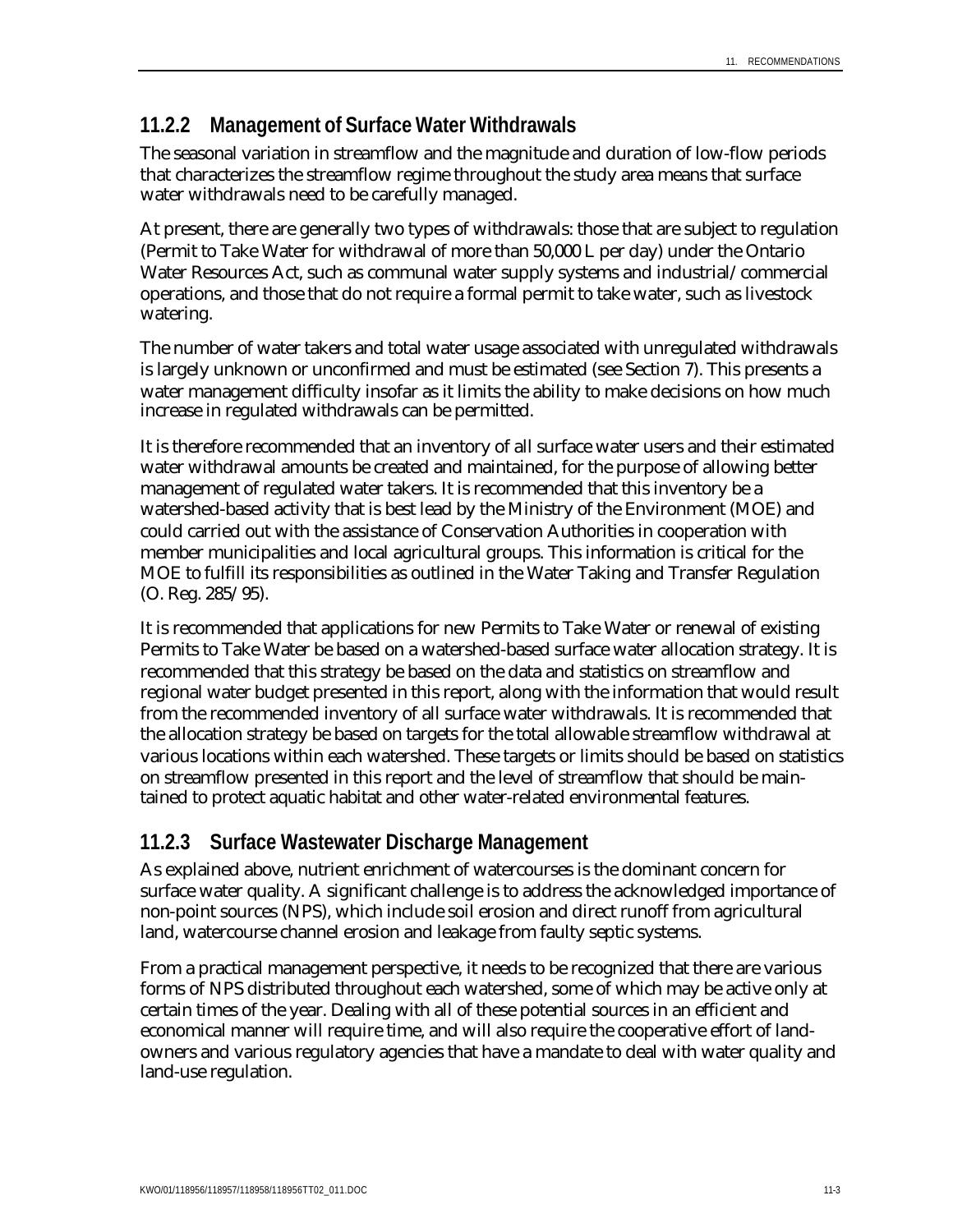### 11.2.2 Management of Surface Water Withdrawals

The seasonal variation in streamflow and the magnitude and duration of low-flow periods that characterizes the streamflow regime throughout the study area means that surface water withdrawals need to be carefully managed.

At present, there are generally two types of withdrawals: those that are subject to regulation (Permit to Take Water for withdrawal of more than 50,000 L per day) under the Ontario Water Resources Act, such as communal water supply systems and industrial/commercial operations, and those that do not require a formal permit to take water, such as livestock watering.

The number of water takers and total water usage associated with unregulated withdrawals is largely unknown or unconfirmed and must be estimated (see Section 7). This presents a water management difficulty insofar as it limits the ability to make decisions on how much increase in regulated withdrawals can be permitted.

It is therefore recommended that an inventory of all surface water users and their estimated water withdrawal amounts be created and maintained, for the purpose of allowing better management of regulated water takers. It is recommended that this inventory be a watershed-based activity that is best lead by the Ministry of the Environment (MOE) and could carried out with the assistance of Conservation Authorities in cooperation with member municipalities and local agricultural groups. This information is critical for the MOE to fulfill its responsibilities as outlined in the Water Taking and Transfer Regulation (O. Reg. 285/95).

It is recommended that applications for new Permits to Take Water or renewal of existing Permits to Take Water be based on a watershed-based surface water allocation strategy. It is recommended that this strategy be based on the data and statistics on streamflow and regional water budget presented in this report, along with the information that would result from the recommended inventory of all surface water withdrawals. It is recommended that the allocation strategy be based on targets for the total allowable streamflow withdrawal at various locations within each watershed. These targets or limits should be based on statistics on streamflow presented in this report and the level of streamflow that should be maintained to protect aquatic habitat and other water-related environmental features.

### 11.2.3 Surface Wastewater Discharge Management

As explained above, nutrient enrichment of watercourses is the dominant concern for surface water quality. A significant challenge is to address the acknowledged importance of non-point sources (NPS), which include soil erosion and direct runoff from agricultural land, watercourse channel erosion and leakage from faulty septic systems.

From a practical management perspective, it needs to be recognized that there are various forms of NPS distributed throughout each watershed, some of which may be active only at certain times of the year. Dealing with all of these potential sources in an efficient and economical manner will require time, and will also require the cooperative effort of landowners and various regulatory agencies that have a mandate to deal with water quality and land-use regulation.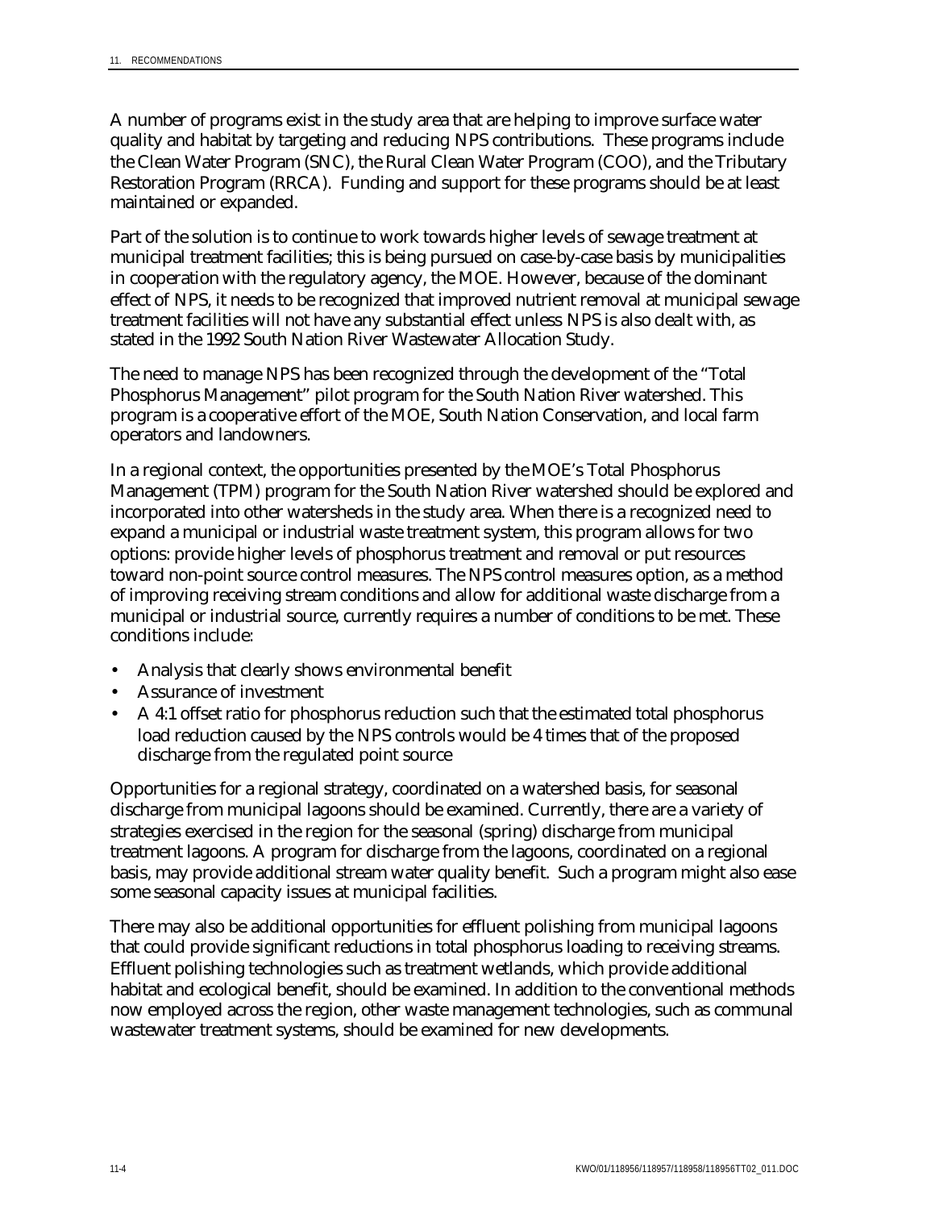A number of programs exist in the study area that are helping to improve surface water quality and habitat by targeting and reducing NPS contributions. These programs include the Clean Water Program (SNC), the Rural Clean Water Program (COO), and the Tributary Restoration Program (RRCA). Funding and support for these programs should be at least maintained or expanded.

Part of the solution is to continue to work towards higher levels of sewage treatment at municipal treatment facilities; this is being pursued on case-by-case basis by municipalities in cooperation with the regulatory agency, the MOE. However, because of the dominant effect of NPS, it needs to be recognized that improved nutrient removal at municipal sewage treatment facilities will not have any substantial effect unless NPS is also dealt with, as stated in the 1992 South Nation River Wastewater Allocation Study.

The need to manage NPS has been recognized through the development of the "Total Phosphorus Management" pilot program for the South Nation River watershed. This program is a cooperative effort of the MOE, South Nation Conservation, and local farm operators and landowners.

In a regional context, the opportunities presented by the MOE's Total Phosphorus Management (TPM) program for the South Nation River watershed should be explored and incorporated into other watersheds in the study area. When there is a recognized need to expand a municipal or industrial waste treatment system, this program allows for two options: provide higher levels of phosphorus treatment and removal or put resources toward non-point source control measures. The NPS control measures option, as a method of improving receiving stream conditions and allow for additional waste discharge from a municipal or industrial source, currently requires a number of conditions to be met. These conditions include:

- Analysis that clearly shows environmental benefit
- Assurance of investment
- A 4:1 offset ratio for phosphorus reduction such that the estimated total phosphorus load reduction caused by the NPS controls would be 4 times that of the proposed discharge from the regulated point source

Opportunities for a regional strategy, coordinated on a watershed basis, for seasonal discharge from municipal lagoons should be examined. Currently, there are a variety of strategies exercised in the region for the seasonal (spring) discharge from municipal treatment lagoons. A program for discharge from the lagoons, coordinated on a regional basis, may provide additional stream water quality benefit. Such a program might also ease some seasonal capacity issues at municipal facilities.

There may also be additional opportunities for effluent polishing from municipal lagoons that could provide significant reductions in total phosphorus loading to receiving streams. Effluent polishing technologies such as treatment wetlands, which provide additional habitat and ecological benefit, should be examined. In addition to the conventional methods now employed across the region, other waste management technologies, such as communal wastewater treatment systems, should be examined for new developments.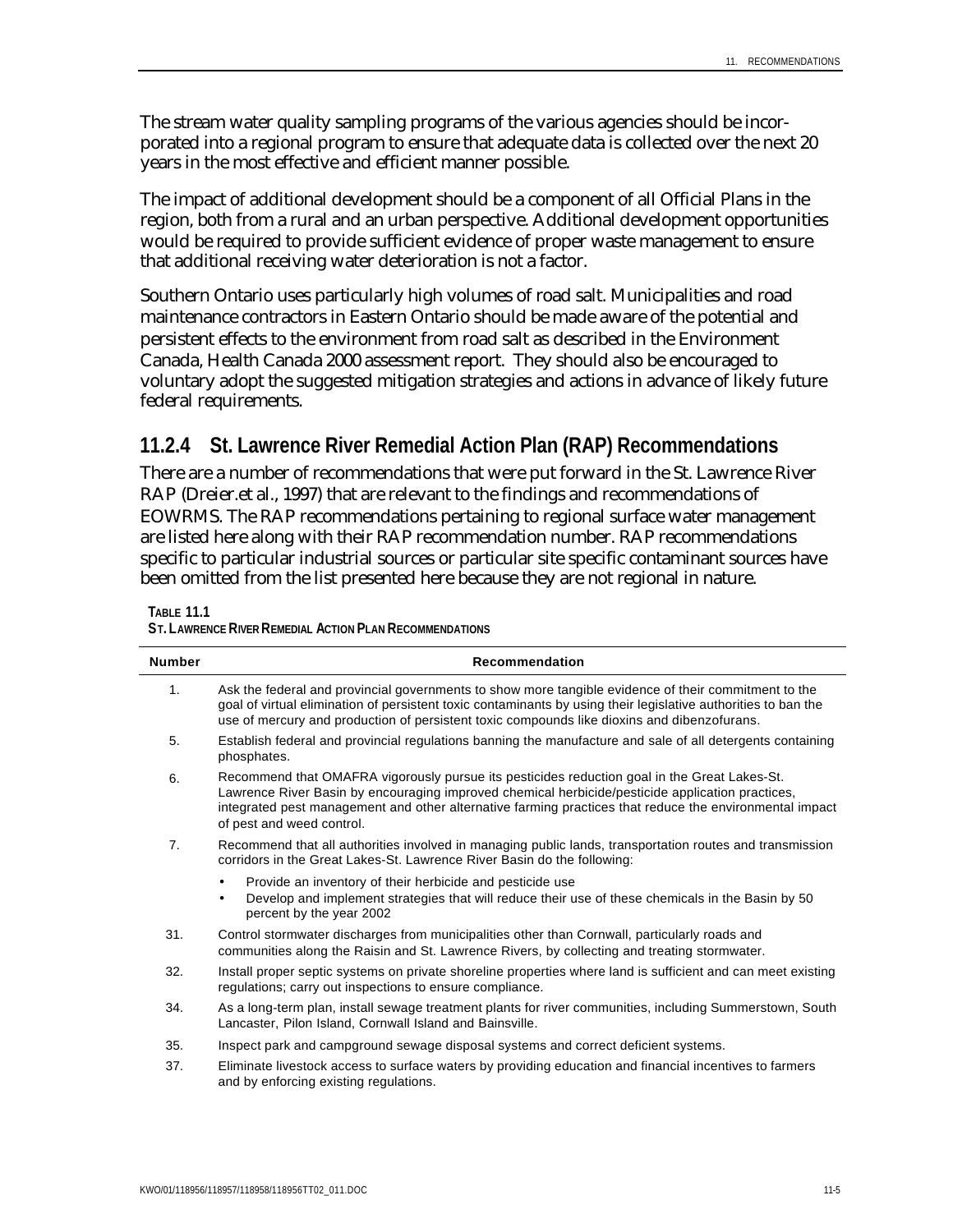The stream water quality sampling programs of the various agencies should be incorporated into a regional program to ensure that adequate data is collected over the next 20 years in the most effective and efficient manner possible.

The impact of additional development should be a component of all Official Plans in the region, both from a rural and an urban perspective. Additional development opportunities would be required to provide sufficient evidence of proper waste management to ensure that additional receiving water deterioration is not a factor.

Southern Ontario uses particularly high volumes of road salt. Municipalities and road maintenance contractors in Eastern Ontario should be made aware of the potential and persistent effects to the environment from road salt as described in the Environment Canada, Health Canada 2000 assessment report. They should also be encouraged to voluntary adopt the suggested mitigation strategies and actions in advance of likely future federal requirements.

### 11.2.4 St. Lawrence River Remedial Action Plan (RAP) Recommendations

There are a number of recommendations that were put forward in the St. Lawrence River RAP (Dreier.et al., 1997) that are relevant to the findings and recommendations of EOWRMS. The RAP recommendations pertaining to regional surface water management are listed here along with their RAP recommendation number. RAP recommendations specific to particular industrial sources or particular site specific contaminant sources have been omitted from the list presented here because they are not regional in nature.

**TABLE 11.1**
**ST. LAWRENCE RIVER REMEDIAL ACTION PLAN RECOMMENDATIONS**

| Number | Recommendation |
|---|---|
| 1. | Ask the federal and provincial governments to show more tangible evidence of their commitment to the goal of virtual elimination of persistent toxic contaminants by using their legislative authorities to ban the use of mercury and production of persistent toxic compounds like dioxins and dibenzofurans. |
| 5. | Establish federal and provincial regulations banning the manufacture and sale of all detergents containing phosphates. |
| 6. | Recommend that OMAFRA vigorously pursue its pesticides reduction goal in the Great Lakes-St. Lawrence River Basin by encouraging improved chemical herbicide/pesticide application practices, integrated pest management and other alternative farming practices that reduce the environmental impact of pest and weed control. |
| 7. | Recommend that all authorities involved in managing public lands, transportation routes and transmission corridors in the Great Lakes-St. Lawrence River Basin do the following:<br>• Provide an inventory of their herbicide and pesticide use<br>• Develop and implement strategies that will reduce their use of these chemicals in the Basin by 50 percent by the year 2002 |
| 31. | Control stormwater discharges from municipalities other than Cornwall, particularly roads and communities along the Raisin and St. Lawrence Rivers, by collecting and treating stormwater. |
| 32. | Install proper septic systems on private shoreline properties where land is sufficient and can meet existing regulations; carry out inspections to ensure compliance. |
| 34. | As a long-term plan, install sewage treatment plants for river communities, including Summerstown, South Lancaster, Pilon Island, Cornwall Island and Bainsville. |
| 35. | Inspect park and campground sewage disposal systems and correct deficient systems. |
| 37. | Eliminate livestock access to surface waters by providing education and financial incentives to farmers and by enforcing existing regulations. |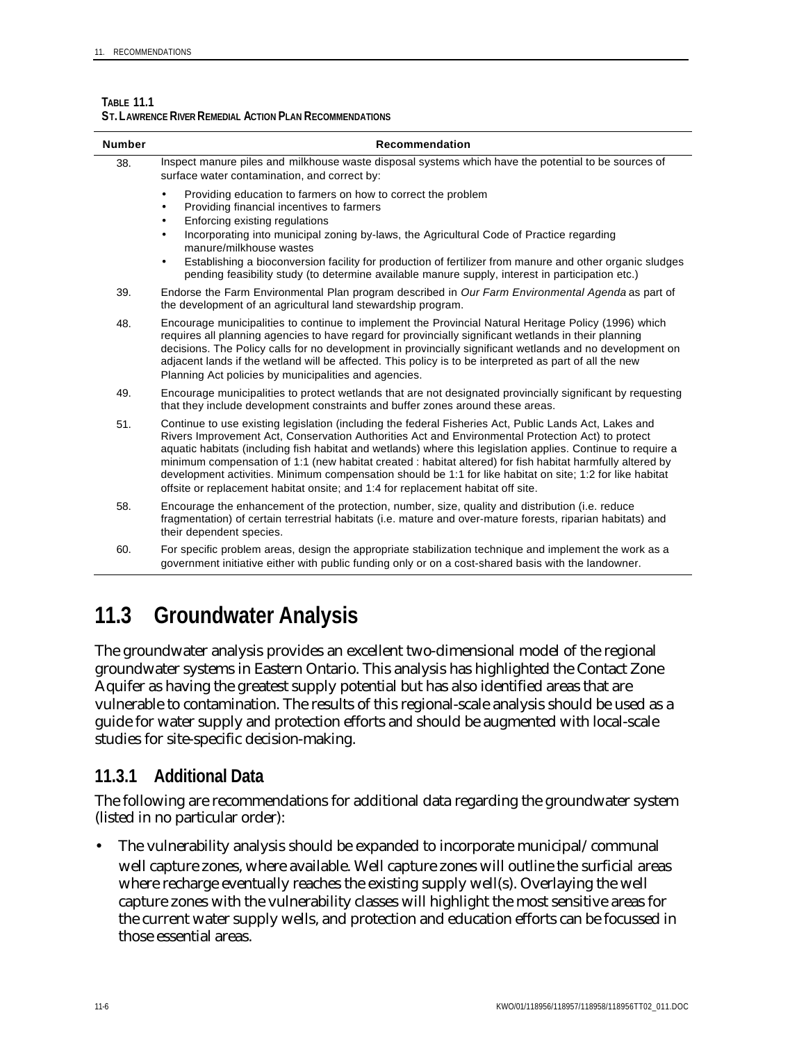**TABLE 11.1**
**ST. LAWRENCE RIVER REMEDIAL ACTION PLAN RECOMMENDATIONS**

| Number | Recommendation |
|---|---|
| 38. | Inspect manure piles and milkhouse waste disposal systems which have the potential to be sources of surface water contamination, and correct by:<br>• Providing education to farmers on how to correct the problem<br>• Providing financial incentives to farmers<br>• Enforcing existing regulations<br>• Incorporating into municipal zoning by-laws, the Agricultural Code of Practice regarding manure/milkhouse wastes<br>• Establishing a bioconversion facility for production of fertilizer from manure and other organic sludges pending feasibility study (to determine available manure supply, interest in participation etc.) |
| 39. | Endorse the Farm Environmental Plan program described in *Our Farm Environmental Agenda* as part of the development of an agricultural land stewardship program. |
| 48. | Encourage municipalities to continue to implement the Provincial Natural Heritage Policy (1996) which requires all planning agencies to have regard for provincially significant wetlands in their planning decisions. The Policy calls for no development in provincially significant wetlands and no development on adjacent lands if the wetland will be affected. This policy is to be interpreted as part of all the new Planning Act policies by municipalities and agencies. |
| 49. | Encourage municipalities to protect wetlands that are not designated provincially significant by requesting that they include development constraints and buffer zones around these areas. |
| 51. | Continue to use existing legislation (including the federal Fisheries Act, Public Lands Act, Lakes and Rivers Improvement Act, Conservation Authorities Act and Environmental Protection Act) to protect aquatic habitats (including fish habitat and wetlands) where this legislation applies. Continue to require a minimum compensation of 1:1 (new habitat created : habitat altered) for fish habitat harmfully altered by development activities. Minimum compensation should be 1:1 for like habitat on site; 1:2 for like habitat offsite or replacement habitat onsite; and 1:4 for replacement habitat off site. |
| 58. | Encourage the enhancement of the protection, number, size, quality and distribution (i.e. reduce fragmentation) of certain terrestrial habitats (i.e. mature and over-mature forests, riparian habitats) and their dependent species. |
| 60. | For specific problem areas, design the appropriate stabilization technique and implement the work as a government initiative either with public funding only or on a cost-shared basis with the landowner. |

## 11.3 Groundwater Analysis

The groundwater analysis provides an excellent two-dimensional model of the regional groundwater systems in Eastern Ontario. This analysis has highlighted the Contact Zone Aquifer as having the greatest supply potential but has also identified areas that are vulnerable to contamination. The results of this regional-scale analysis should be used as a guide for water supply and protection efforts and should be augmented with local-scale studies for site-specific decision-making.

### 11.3.1 Additional Data

The following are recommendations for additional data regarding the groundwater system (listed in no particular order):

- The vulnerability analysis should be expanded to incorporate municipal/communal well capture zones, where available. Well capture zones will outline the surficial areas where recharge eventually reaches the existing supply well(s). Overlaying the well capture zones with the vulnerability classes will highlight the most sensitive areas for the current water supply wells, and protection and education efforts can be focussed in those essential areas.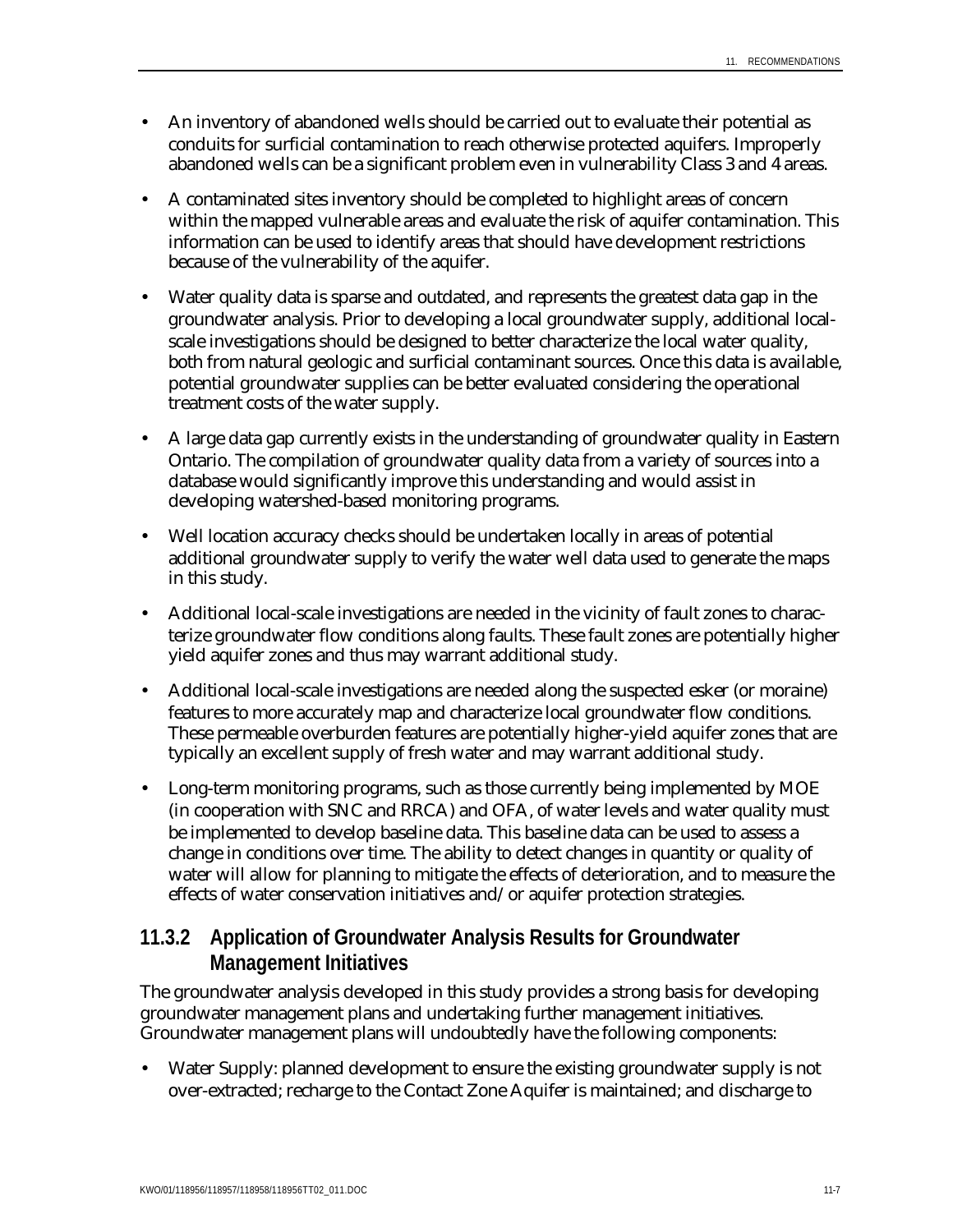- An inventory of abandoned wells should be carried out to evaluate their potential as conduits for surficial contamination to reach otherwise protected aquifers. Improperly abandoned wells can be a significant problem even in vulnerability Class 3 and 4 areas.
- A contaminated sites inventory should be completed to highlight areas of concern within the mapped vulnerable areas and evaluate the risk of aquifer contamination. This information can be used to identify areas that should have development restrictions because of the vulnerability of the aquifer.
- Water quality data is sparse and outdated, and represents the greatest data gap in the groundwater analysis. Prior to developing a local groundwater supply, additional local-scale investigations should be designed to better characterize the local water quality, both from natural geologic and surficial contaminant sources. Once this data is available, potential groundwater supplies can be better evaluated considering the operational treatment costs of the water supply.
- A large data gap currently exists in the understanding of groundwater quality in Eastern Ontario. The compilation of groundwater quality data from a variety of sources into a database would significantly improve this understanding and would assist in developing watershed-based monitoring programs.
- Well location accuracy checks should be undertaken locally in areas of potential additional groundwater supply to verify the water well data used to generate the maps in this study.
- Additional local-scale investigations are needed in the vicinity of fault zones to characterize groundwater flow conditions along faults. These fault zones are potentially higher yield aquifer zones and thus may warrant additional study.
- Additional local-scale investigations are needed along the suspected esker (or moraine) features to more accurately map and characterize local groundwater flow conditions. These permeable overburden features are potentially higher-yield aquifer zones that are typically an excellent supply of fresh water and may warrant additional study.
- Long-term monitoring programs, such as those currently being implemented by MOE (in cooperation with SNC and RRCA) and OFA, of water levels and water quality must be implemented to develop baseline data. This baseline data can be used to assess a change in conditions over time. The ability to detect changes in quantity or quality of water will allow for planning to mitigate the effects of deterioration, and to measure the effects of water conservation initiatives and/or aquifer protection strategies.

### 11.3.2 Application of Groundwater Analysis Results for Groundwater Management Initiatives

The groundwater analysis developed in this study provides a strong basis for developing groundwater management plans and undertaking further management initiatives. Groundwater management plans will undoubtedly have the following components:

- Water Supply: planned development to ensure the existing groundwater supply is not over-extracted; recharge to the Contact Zone Aquifer is maintained; and discharge to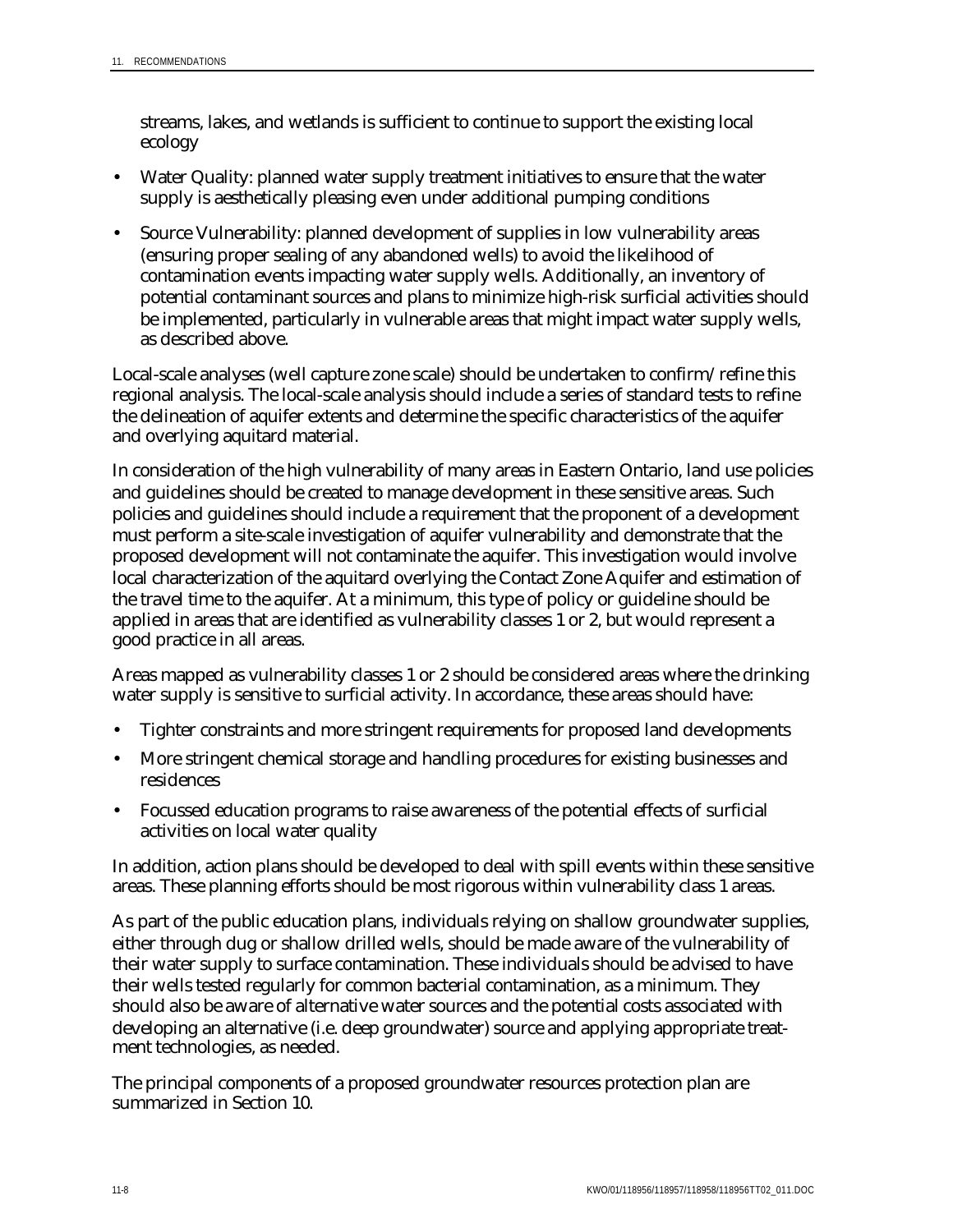streams, lakes, and wetlands is sufficient to continue to support the existing local ecology

- Water Quality: planned water supply treatment initiatives to ensure that the water supply is aesthetically pleasing even under additional pumping conditions
- Source Vulnerability: planned development of supplies in low vulnerability areas (ensuring proper sealing of any abandoned wells) to avoid the likelihood of contamination events impacting water supply wells. Additionally, an inventory of potential contaminant sources and plans to minimize high-risk surficial activities should be implemented, particularly in vulnerable areas that might impact water supply wells, as described above.

Local-scale analyses (well capture zone scale) should be undertaken to confirm/refine this regional analysis. The local-scale analysis should include a series of standard tests to refine the delineation of aquifer extents and determine the specific characteristics of the aquifer and overlying aquitard material.

In consideration of the high vulnerability of many areas in Eastern Ontario, land use policies and guidelines should be created to manage development in these sensitive areas. Such policies and guidelines should include a requirement that the proponent of a development must perform a site-scale investigation of aquifer vulnerability and demonstrate that the proposed development will not contaminate the aquifer. This investigation would involve local characterization of the aquitard overlying the Contact Zone Aquifer and estimation of the travel time to the aquifer. At a minimum, this type of policy or guideline should be applied in areas that are identified as vulnerability classes 1 or 2, but would represent a good practice in all areas.

Areas mapped as vulnerability classes 1 or 2 should be considered areas where the drinking water supply is sensitive to surficial activity. In accordance, these areas should have:

- Tighter constraints and more stringent requirements for proposed land developments
- More stringent chemical storage and handling procedures for existing businesses and residences
- Focussed education programs to raise awareness of the potential effects of surficial activities on local water quality

In addition, action plans should be developed to deal with spill events within these sensitive areas. These planning efforts should be most rigorous within vulnerability class 1 areas.

As part of the public education plans, individuals relying on shallow groundwater supplies, either through dug or shallow drilled wells, should be made aware of the vulnerability of their water supply to surface contamination. These individuals should be advised to have their wells tested regularly for common bacterial contamination, as a minimum. They should also be aware of alternative water sources and the potential costs associated with developing an alternative (i.e. deep groundwater) source and applying appropriate treatment technologies, as needed.

The principal components of a proposed groundwater resources protection plan are summarized in Section 10.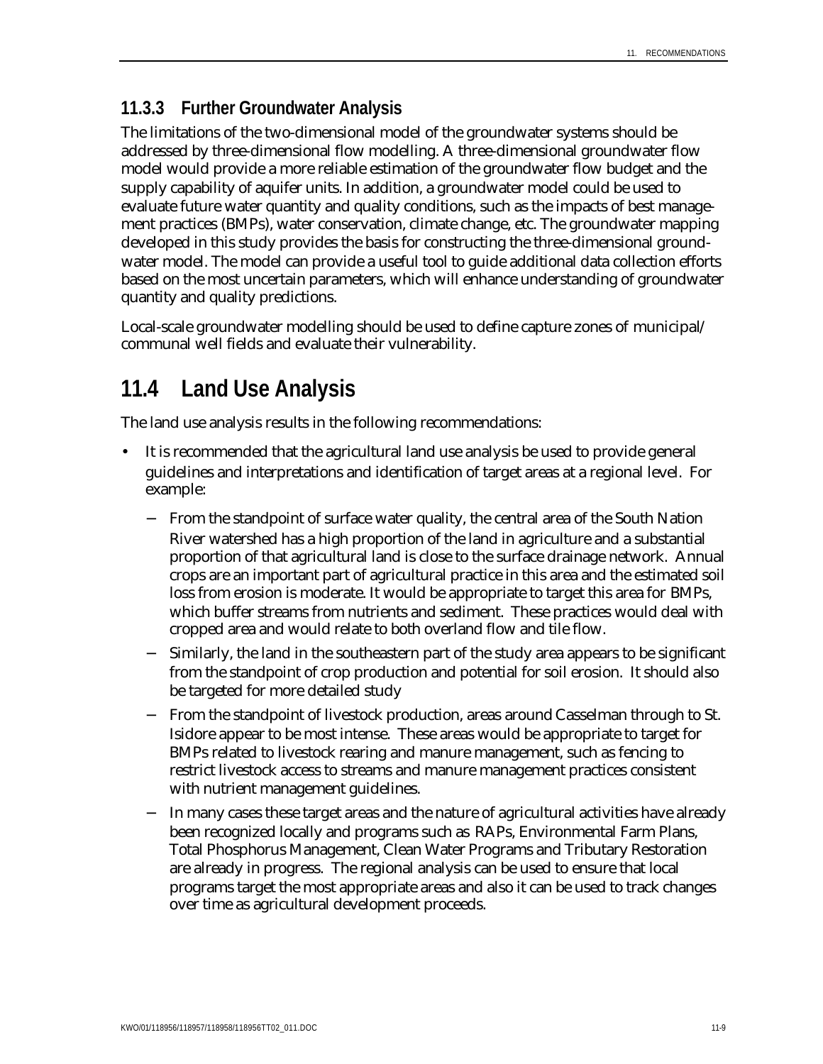### 11.3.3 Further Groundwater Analysis

The limitations of the two-dimensional model of the groundwater systems should be addressed by three-dimensional flow modelling. A three-dimensional groundwater flow model would provide a more reliable estimation of the groundwater flow budget and the supply capability of aquifer units. In addition, a groundwater model could be used to evaluate future water quantity and quality conditions, such as the impacts of best management practices (BMPs), water conservation, climate change, etc. The groundwater mapping developed in this study provides the basis for constructing the three-dimensional groundwater model. The model can provide a useful tool to guide additional data collection efforts based on the most uncertain parameters, which will enhance understanding of groundwater quantity and quality predictions.

Local-scale groundwater modelling should be used to define capture zones of municipal/communal well fields and evaluate their vulnerability.

## 11.4 Land Use Analysis

The land use analysis results in the following recommendations:

- It is recommended that the agricultural land use analysis be used to provide general guidelines and interpretations and identification of target areas at a regional level. For example:
  - From the standpoint of surface water quality, the central area of the South Nation River watershed has a high proportion of the land in agriculture and a substantial proportion of that agricultural land is close to the surface drainage network. Annual crops are an important part of agricultural practice in this area and the estimated soil loss from erosion is moderate. It would be appropriate to target this area for BMPs, which buffer streams from nutrients and sediment. These practices would deal with cropped area and would relate to both overland flow and tile flow.
  - Similarly, the land in the southeastern part of the study area appears to be significant from the standpoint of crop production and potential for soil erosion. It should also be targeted for more detailed study
  - From the standpoint of livestock production, areas around Casselman through to St. Isidore appear to be most intense. These areas would be appropriate to target for BMPs related to livestock rearing and manure management, such as fencing to restrict livestock access to streams and manure management practices consistent with nutrient management guidelines.
  - In many cases these target areas and the nature of agricultural activities have already been recognized locally and programs such as RAPs, Environmental Farm Plans, Total Phosphorus Management, Clean Water Programs and Tributary Restoration are already in progress. The regional analysis can be used to ensure that local programs target the most appropriate areas and also it can be used to track changes over time as agricultural development proceeds.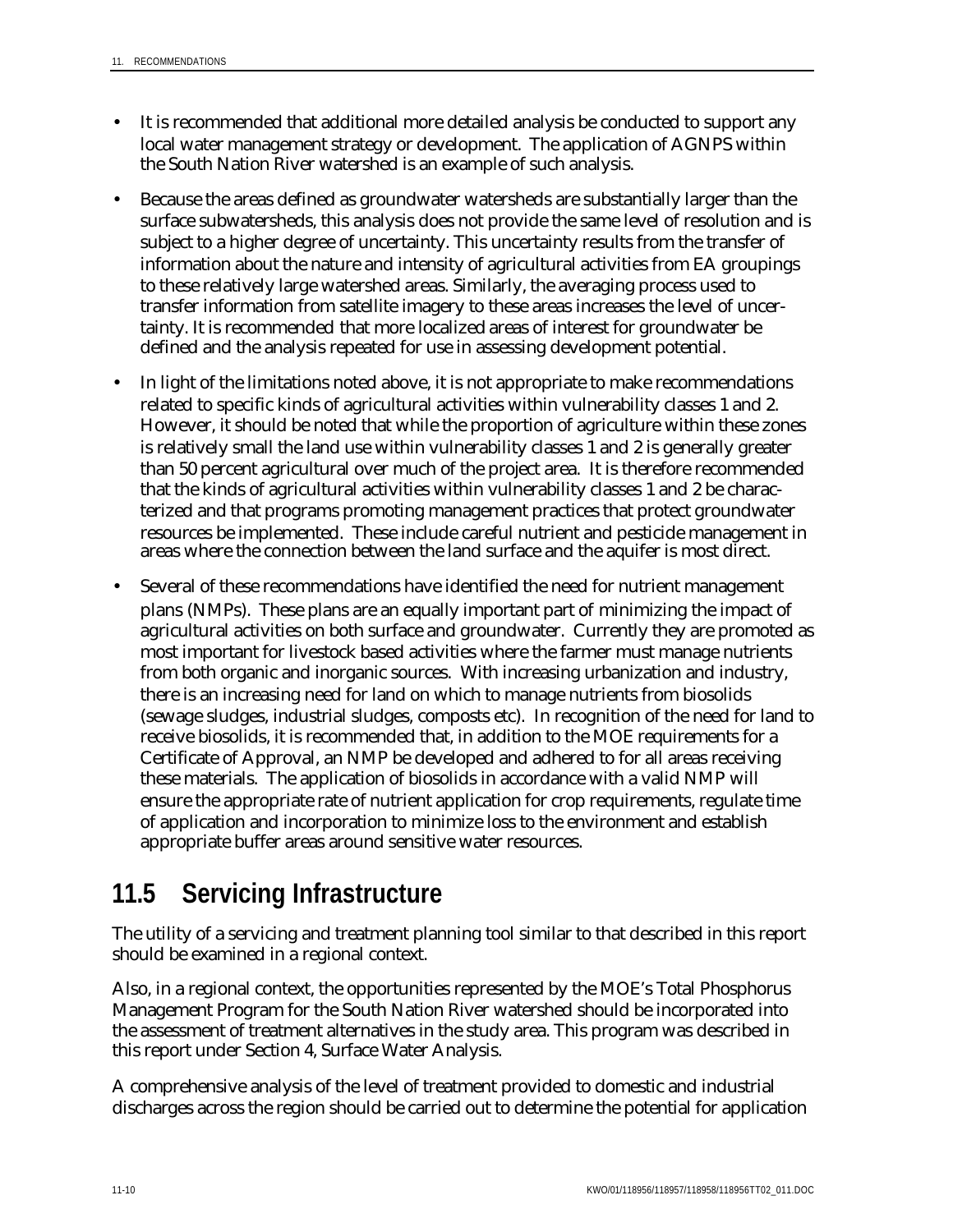- It is recommended that additional more detailed analysis be conducted to support any local water management strategy or development. The application of AGNPS within the South Nation River watershed is an example of such analysis.
- Because the areas defined as groundwater watersheds are substantially larger than the surface subwatersheds, this analysis does not provide the same level of resolution and is subject to a higher degree of uncertainty. This uncertainty results from the transfer of information about the nature and intensity of agricultural activities from EA groupings to these relatively large watershed areas. Similarly, the averaging process used to transfer information from satellite imagery to these areas increases the level of uncertainty. It is recommended that more localized areas of interest for groundwater be defined and the analysis repeated for use in assessing development potential.
- In light of the limitations noted above, it is not appropriate to make recommendations related to specific kinds of agricultural activities within vulnerability classes 1 and 2. However, it should be noted that while the proportion of agriculture within these zones is relatively small the land use within vulnerability classes 1 and 2 is generally greater than 50 percent agricultural over much of the project area. It is therefore recommended that the kinds of agricultural activities within vulnerability classes 1 and 2 be characterized and that programs promoting management practices that protect groundwater resources be implemented. These include careful nutrient and pesticide management in areas where the connection between the land surface and the aquifer is most direct.
- Several of these recommendations have identified the need for nutrient management plans (NMPs). These plans are an equally important part of minimizing the impact of agricultural activities on both surface and groundwater. Currently they are promoted as most important for livestock based activities where the farmer must manage nutrients from both organic and inorganic sources. With increasing urbanization and industry, there is an increasing need for land on which to manage nutrients from biosolids (sewage sludges, industrial sludges, composts etc). In recognition of the need for land to receive biosolids, it is recommended that, in addition to the MOE requirements for a Certificate of Approval, an NMP be developed and adhered to for all areas receiving these materials. The application of biosolids in accordance with a valid NMP will ensure the appropriate rate of nutrient application for crop requirements, regulate time of application and incorporation to minimize loss to the environment and establish appropriate buffer areas around sensitive water resources.

## 11.5 Servicing Infrastructure

The utility of a servicing and treatment planning tool similar to that described in this report should be examined in a regional context.

Also, in a regional context, the opportunities represented by the MOE's Total Phosphorus Management Program for the South Nation River watershed should be incorporated into the assessment of treatment alternatives in the study area. This program was described in this report under Section 4, Surface Water Analysis.

A comprehensive analysis of the level of treatment provided to domestic and industrial discharges across the region should be carried out to determine the potential for application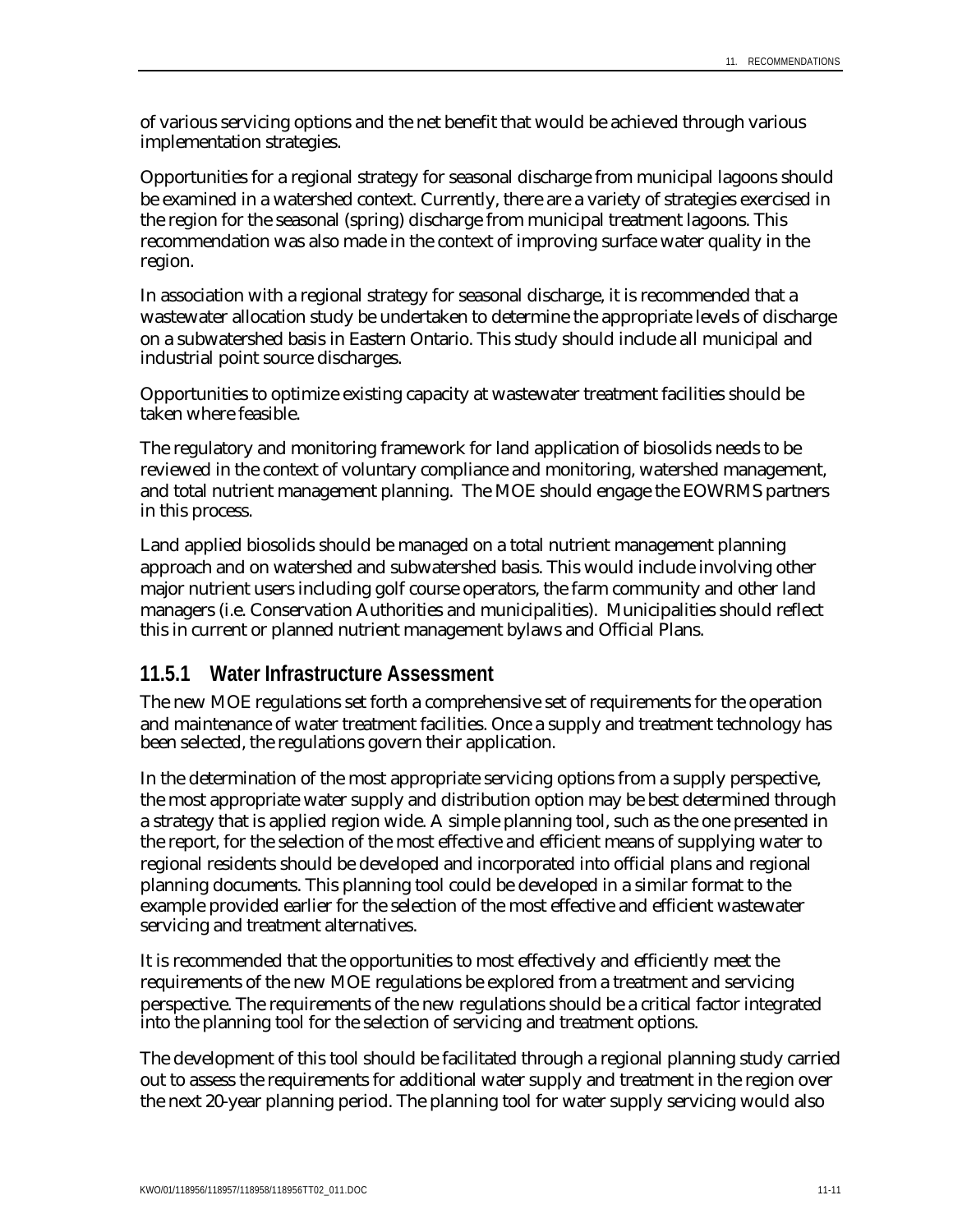of various servicing options and the net benefit that would be achieved through various implementation strategies.

Opportunities for a regional strategy for seasonal discharge from municipal lagoons should be examined in a watershed context. Currently, there are a variety of strategies exercised in the region for the seasonal (spring) discharge from municipal treatment lagoons. This recommendation was also made in the context of improving surface water quality in the region.

In association with a regional strategy for seasonal discharge, it is recommended that a wastewater allocation study be undertaken to determine the appropriate levels of discharge on a subwatershed basis in Eastern Ontario. This study should include all municipal and industrial point source discharges.

Opportunities to optimize existing capacity at wastewater treatment facilities should be taken where feasible.

The regulatory and monitoring framework for land application of biosolids needs to be reviewed in the context of voluntary compliance and monitoring, watershed management, and total nutrient management planning. The MOE should engage the EOWRMS partners in this process.

Land applied biosolids should be managed on a total nutrient management planning approach and on watershed and subwatershed basis. This would include involving other major nutrient users including golf course operators, the farm community and other land managers (i.e. Conservation Authorities and municipalities). Municipalities should reflect this in current or planned nutrient management bylaws and Official Plans.

### 11.5.1 Water Infrastructure Assessment

The new MOE regulations set forth a comprehensive set of requirements for the operation and maintenance of water treatment facilities. Once a supply and treatment technology has been selected, the regulations govern their application.

In the determination of the most appropriate servicing options from a supply perspective, the most appropriate water supply and distribution option may be best determined through a strategy that is applied region wide. A simple planning tool, such as the one presented in the report, for the selection of the most effective and efficient means of supplying water to regional residents should be developed and incorporated into official plans and regional planning documents. This planning tool could be developed in a similar format to the example provided earlier for the selection of the most effective and efficient wastewater servicing and treatment alternatives.

It is recommended that the opportunities to most effectively and efficiently meet the requirements of the new MOE regulations be explored from a treatment and servicing perspective. The requirements of the new regulations should be a critical factor integrated into the planning tool for the selection of servicing and treatment options.

The development of this tool should be facilitated through a regional planning study carried out to assess the requirements for additional water supply and treatment in the region over the next 20-year planning period. The planning tool for water supply servicing would also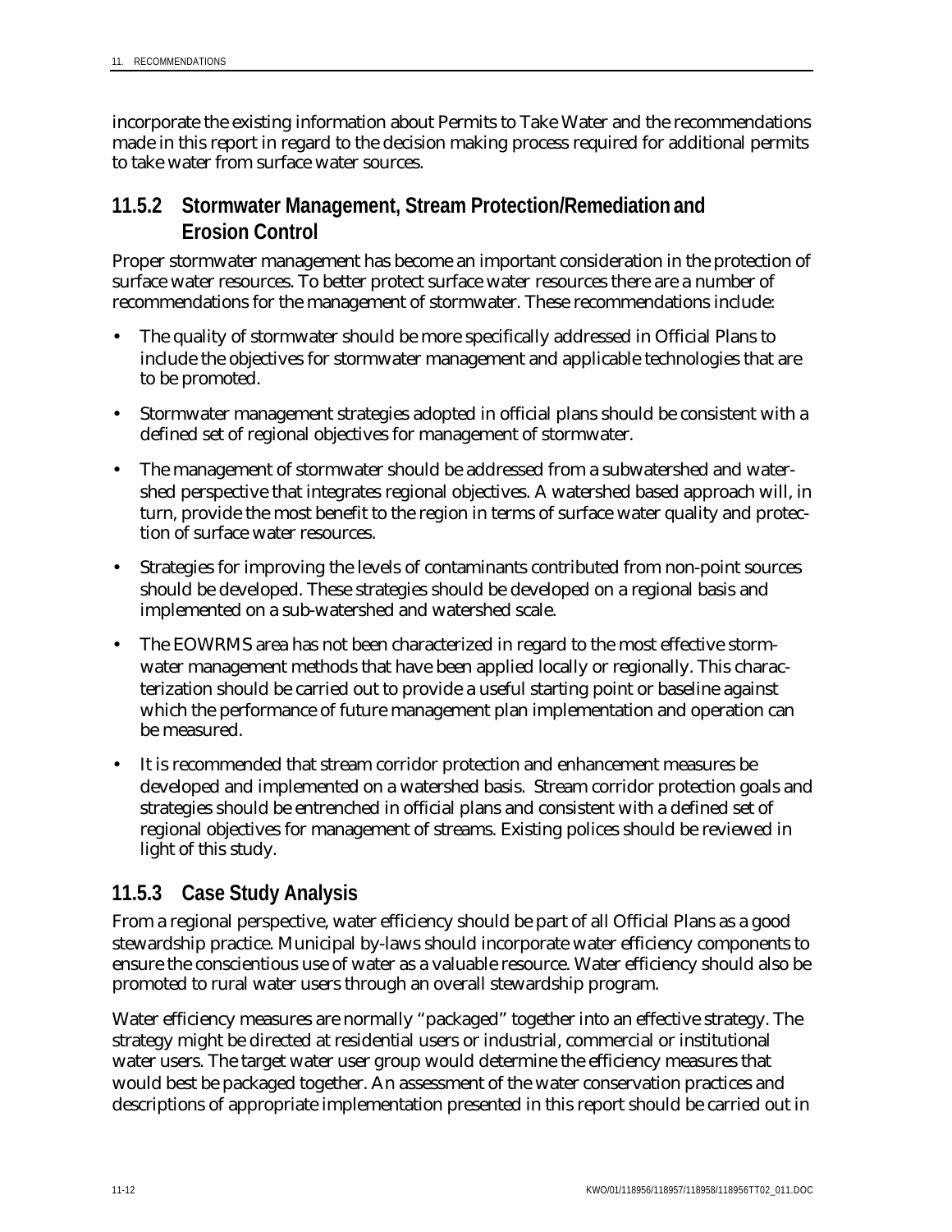incorporate the existing information about Permits to Take Water and the recommendations made in this report in regard to the decision making process required for additional permits to take water from surface water sources.

### 11.5.2 Stormwater Management, Stream Protection/Remediation and Erosion Control

Proper stormwater management has become an important consideration in the protection of surface water resources. To better protect surface water resources there are a number of recommendations for the management of stormwater. These recommendations include:

- The quality of stormwater should be more specifically addressed in Official Plans to include the objectives for stormwater management and applicable technologies that are to be promoted.
- Stormwater management strategies adopted in official plans should be consistent with a defined set of regional objectives for management of stormwater.
- The management of stormwater should be addressed from a subwatershed and watershed perspective that integrates regional objectives. A watershed based approach will, in turn, provide the most benefit to the region in terms of surface water quality and protection of surface water resources.
- Strategies for improving the levels of contaminants contributed from non-point sources should be developed. These strategies should be developed on a regional basis and implemented on a sub-watershed and watershed scale.
- The EOWRMS area has not been characterized in regard to the most effective stormwater management methods that have been applied locally or regionally. This characterization should be carried out to provide a useful starting point or baseline against which the performance of future management plan implementation and operation can be measured.
- It is recommended that stream corridor protection and enhancement measures be developed and implemented on a watershed basis. Stream corridor protection goals and strategies should be entrenched in official plans and consistent with a defined set of regional objectives for management of streams. Existing polices should be reviewed in light of this study.

### 11.5.3 Case Study Analysis

From a regional perspective, water efficiency should be part of all Official Plans as a good stewardship practice. Municipal by-laws should incorporate water efficiency components to ensure the conscientious use of water as a valuable resource. Water efficiency should also be promoted to rural water users through an overall stewardship program.

Water efficiency measures are normally "packaged" together into an effective strategy. The strategy might be directed at residential users or industrial, commercial or institutional water users. The target water user group would determine the efficiency measures that would best be packaged together. An assessment of the water conservation practices and descriptions of appropriate implementation presented in this report should be carried out in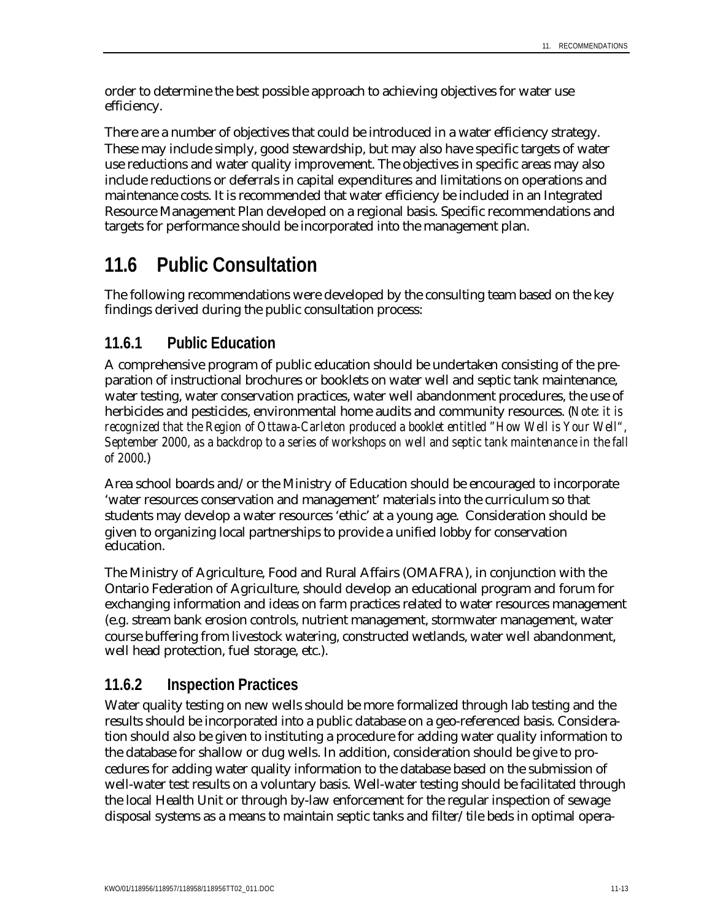order to determine the best possible approach to achieving objectives for water use efficiency.

There are a number of objectives that could be introduced in a water efficiency strategy. These may include simply, good stewardship, but may also have specific targets of water use reductions and water quality improvement. The objectives in specific areas may also include reductions or deferrals in capital expenditures and limitations on operations and maintenance costs. It is recommended that water efficiency be included in an Integrated Resource Management Plan developed on a regional basis. Specific recommendations and targets for performance should be incorporated into the management plan.

## 11.6 Public Consultation

The following recommendations were developed by the consulting team based on the key findings derived during the public consultation process:

### 11.6.1 Public Education

A comprehensive program of public education should be undertaken consisting of the preparation of instructional brochures or booklets on water well and septic tank maintenance, water testing, water conservation practices, water well abandonment procedures, the use of herbicides and pesticides, environmental home audits and community resources. (*Note: it is recognized that the Region of Ottawa-Carleton produced a booklet entitled "How Well is Your Well", September 2000, as a backdrop to a series of workshops on well and septic tank maintenance in the fall of 2000.*)

Area school boards and/or the Ministry of Education should be encouraged to incorporate 'water resources conservation and management' materials into the curriculum so that students may develop a water resources 'ethic' at a young age. Consideration should be given to organizing local partnerships to provide a unified lobby for conservation education.

The Ministry of Agriculture, Food and Rural Affairs (OMAFRA), in conjunction with the Ontario Federation of Agriculture, should develop an educational program and forum for exchanging information and ideas on farm practices related to water resources management (e.g. stream bank erosion controls, nutrient management, stormwater management, water course buffering from livestock watering, constructed wetlands, water well abandonment, well head protection, fuel storage, etc.).

### 11.6.2 Inspection Practices

Water quality testing on new wells should be more formalized through lab testing and the results should be incorporated into a public database on a geo-referenced basis. Consideration should also be given to instituting a procedure for adding water quality information to the database for shallow or dug wells. In addition, consideration should be give to procedures for adding water quality information to the database based on the submission of well-water test results on a voluntary basis. Well-water testing should be facilitated through the local Health Unit or through by-law enforcement for the regular inspection of sewage disposal systems as a means to maintain septic tanks and filter/tile beds in optimal opera-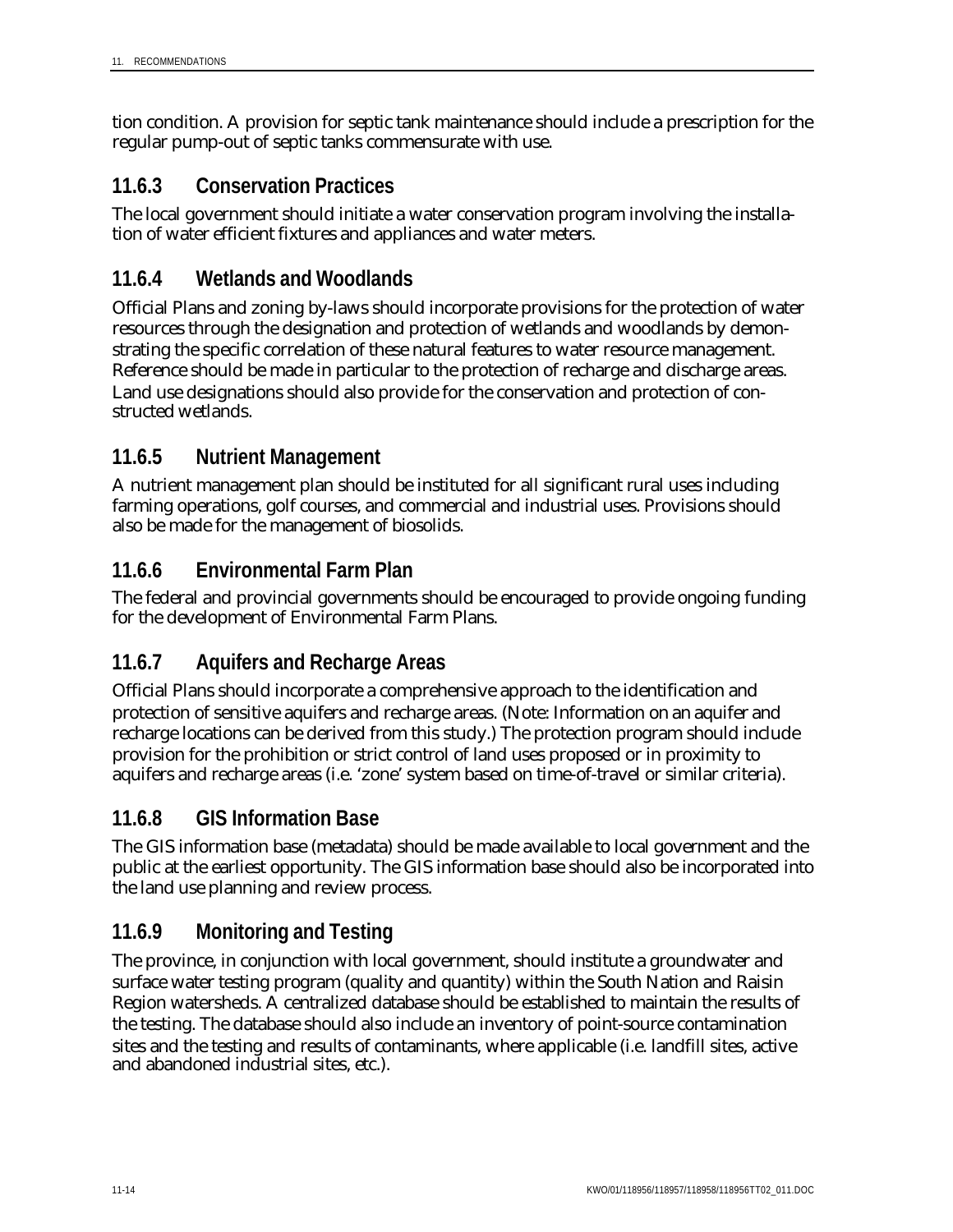tion condition. A provision for septic tank maintenance should include a prescription for the regular pump-out of septic tanks commensurate with use.

### 11.6.3 Conservation Practices

The local government should initiate a water conservation program involving the installation of water efficient fixtures and appliances and water meters.

### 11.6.4 Wetlands and Woodlands

Official Plans and zoning by-laws should incorporate provisions for the protection of water resources through the designation and protection of wetlands and woodlands by demonstrating the specific correlation of these natural features to water resource management. Reference should be made in particular to the protection of recharge and discharge areas. Land use designations should also provide for the conservation and protection of constructed wetlands.

### 11.6.5 Nutrient Management

A nutrient management plan should be instituted for all significant rural uses including farming operations, golf courses, and commercial and industrial uses. Provisions should also be made for the management of biosolids.

### 11.6.6 Environmental Farm Plan

The federal and provincial governments should be encouraged to provide ongoing funding for the development of Environmental Farm Plans.

### 11.6.7 Aquifers and Recharge Areas

Official Plans should incorporate a comprehensive approach to the identification and protection of sensitive aquifers and recharge areas. (Note: Information on an aquifer and recharge locations can be derived from this study.) The protection program should include provision for the prohibition or strict control of land uses proposed or in proximity to aquifers and recharge areas (i.e. 'zone' system based on time-of-travel or similar criteria).

### 11.6.8 GIS Information Base

The GIS information base (metadata) should be made available to local government and the public at the earliest opportunity. The GIS information base should also be incorporated into the land use planning and review process.

### 11.6.9 Monitoring and Testing

The province, in conjunction with local government, should institute a groundwater and surface water testing program (quality and quantity) within the South Nation and Raisin Region watersheds. A centralized database should be established to maintain the results of the testing. The database should also include an inventory of point-source contamination sites and the testing and results of contaminants, where applicable (i.e. landfill sites, active and abandoned industrial sites, etc.).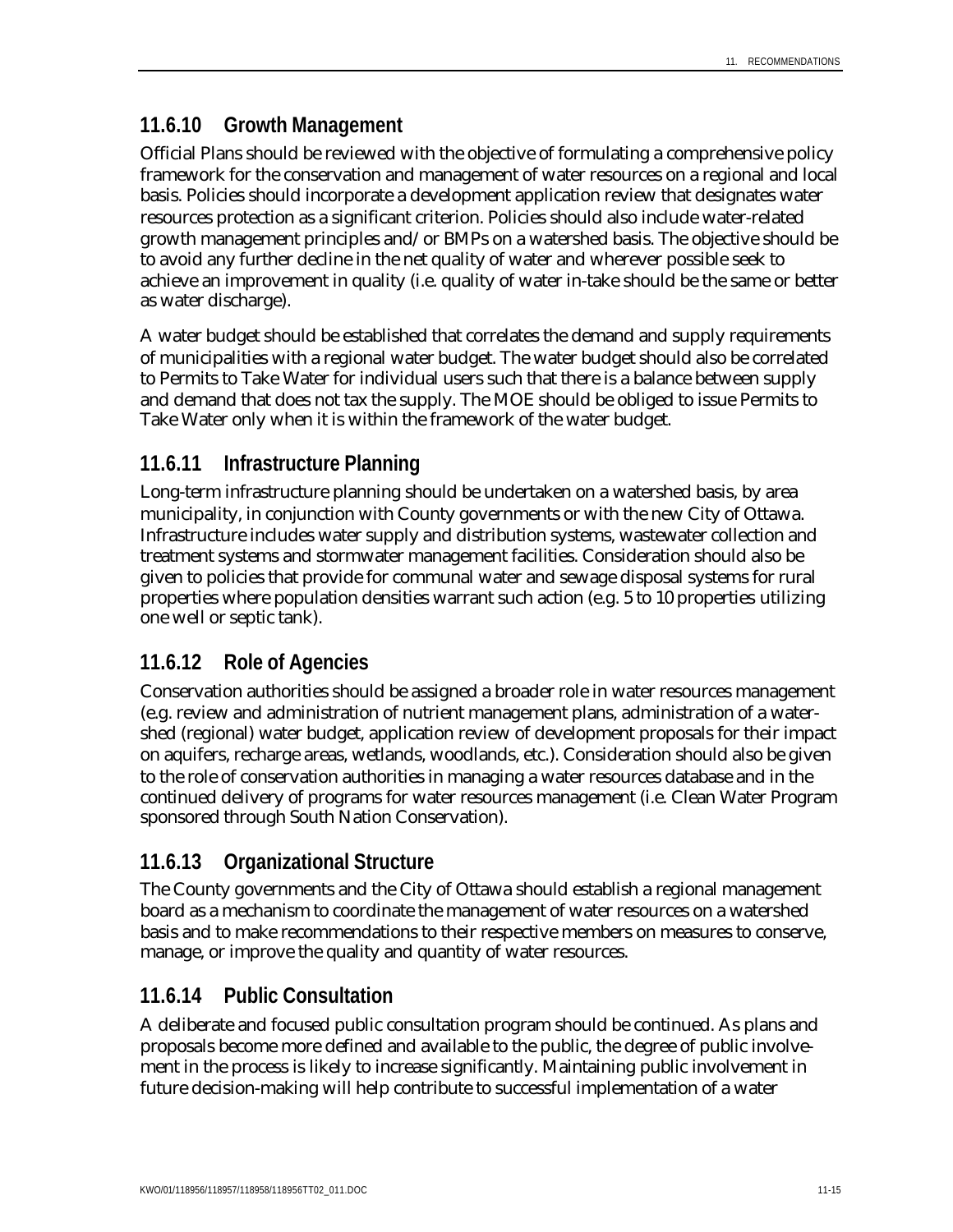### 11.6.10 Growth Management

Official Plans should be reviewed with the objective of formulating a comprehensive policy framework for the conservation and management of water resources on a regional and local basis. Policies should incorporate a development application review that designates water resources protection as a significant criterion. Policies should also include water-related growth management principles and/or BMPs on a watershed basis. The objective should be to avoid any further decline in the net quality of water and wherever possible seek to achieve an improvement in quality (i.e. quality of water in-take should be the same or better as water discharge).

A water budget should be established that correlates the demand and supply requirements of municipalities with a regional water budget. The water budget should also be correlated to Permits to Take Water for individual users such that there is a balance between supply and demand that does not tax the supply. The MOE should be obliged to issue Permits to Take Water only when it is within the framework of the water budget.

### 11.6.11 Infrastructure Planning

Long-term infrastructure planning should be undertaken on a watershed basis, by area municipality, in conjunction with County governments or with the new City of Ottawa. Infrastructure includes water supply and distribution systems, wastewater collection and treatment systems and stormwater management facilities. Consideration should also be given to policies that provide for communal water and sewage disposal systems for rural properties where population densities warrant such action (e.g. 5 to 10 properties utilizing one well or septic tank).

### 11.6.12 Role of Agencies

Conservation authorities should be assigned a broader role in water resources management (e.g. review and administration of nutrient management plans, administration of a watershed (regional) water budget, application review of development proposals for their impact on aquifers, recharge areas, wetlands, woodlands, etc.). Consideration should also be given to the role of conservation authorities in managing a water resources database and in the continued delivery of programs for water resources management (i.e. Clean Water Program sponsored through South Nation Conservation).

### 11.6.13 Organizational Structure

The County governments and the City of Ottawa should establish a regional management board as a mechanism to coordinate the management of water resources on a watershed basis and to make recommendations to their respective members on measures to conserve, manage, or improve the quality and quantity of water resources.

### 11.6.14 Public Consultation

A deliberate and focused public consultation program should be continued. As plans and proposals become more defined and available to the public, the degree of public involvement in the process is likely to increase significantly. Maintaining public involvement in future decision-making will help contribute to successful implementation of a water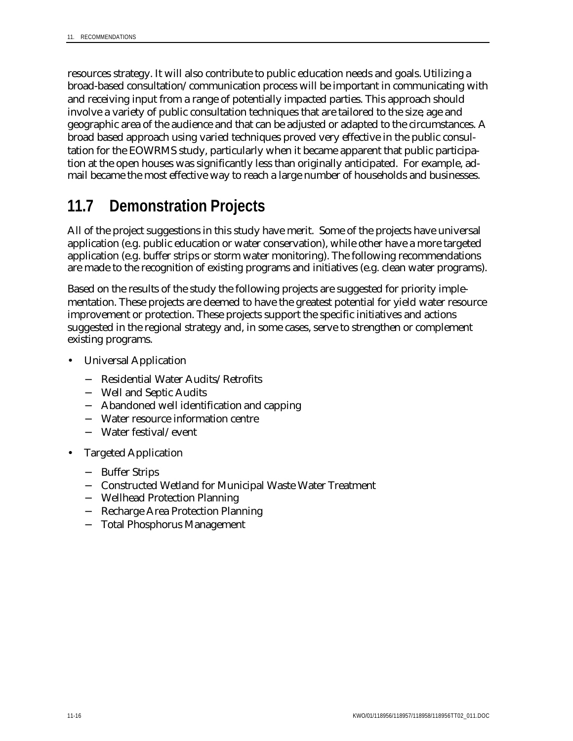resources strategy. It will also contribute to public education needs and goals. Utilizing a broad-based consultation/communication process will be important in communicating with and receiving input from a range of potentially impacted parties. This approach should involve a variety of public consultation techniques that are tailored to the size, age and geographic area of the audience and that can be adjusted or adapted to the circumstances. A broad based approach using varied techniques proved very effective in the public consultation for the EOWRMS study, particularly when it became apparent that public participation at the open houses was significantly less than originally anticipated. For example, admail became the most effective way to reach a large number of households and businesses.

## 11.7 Demonstration Projects

All of the project suggestions in this study have merit. Some of the projects have universal application (e.g. public education or water conservation), while other have a more targeted application (e.g. buffer strips or storm water monitoring). The following recommendations are made to the recognition of existing programs and initiatives (e.g. clean water programs).

Based on the results of the study the following projects are suggested for priority implementation. These projects are deemed to have the greatest potential for yield water resource improvement or protection. These projects support the specific initiatives and actions suggested in the regional strategy and, in some cases, serve to strengthen or complement existing programs.

- Universal Application
  - Residential Water Audits/Retrofits
  - Well and Septic Audits
  - Abandoned well identification and capping
  - Water resource information centre
  - Water festival/event
- Targeted Application
  - Buffer Strips
  - Constructed Wetland for Municipal Waste Water Treatment
  - Wellhead Protection Planning
  - Recharge Area Protection Planning
  - Total Phosphorus Management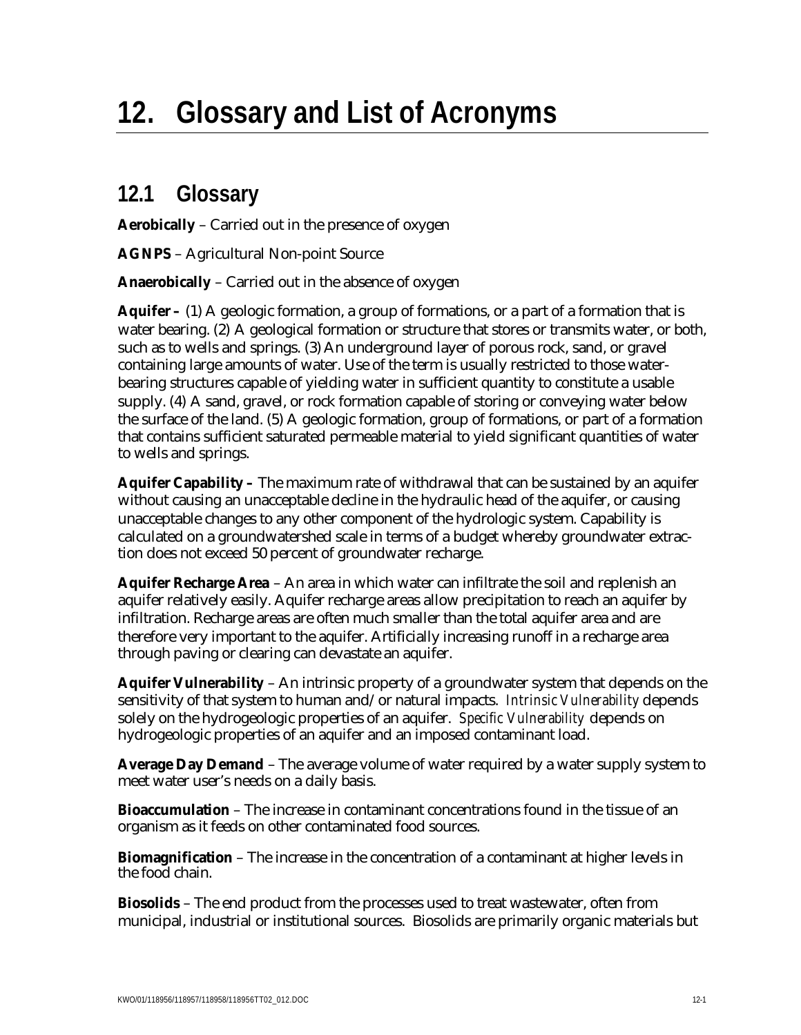# 12. Glossary and List of Acronyms

## 12.1 Glossary

**Aerobically** – Carried out in the presence of oxygen

**AGNPS** – Agricultural Non-point Source

**Anaerobically** – Carried out in the absence of oxygen

**Aquifer –** (1) A geologic formation, a group of formations, or a part of a formation that is water bearing. (2) A geological formation or structure that stores or transmits water, or both, such as to wells and springs. (3) An underground layer of porous rock, sand, or gravel containing large amounts of water. Use of the term is usually restricted to those water-bearing structures capable of yielding water in sufficient quantity to constitute a usable supply. (4) A sand, gravel, or rock formation capable of storing or conveying water below the surface of the land. (5) A geologic formation, group of formations, or part of a formation that contains sufficient saturated permeable material to yield significant quantities of water to wells and springs.

**Aquifer Capability –** The maximum rate of withdrawal that can be sustained by an aquifer without causing an unacceptable decline in the hydraulic head of the aquifer, or causing unacceptable changes to any other component of the hydrologic system. Capability is calculated on a groundwatershed scale in terms of a budget whereby groundwater extraction does not exceed 50 percent of groundwater recharge.

**Aquifer Recharge Area** – An area in which water can infiltrate the soil and replenish an aquifer relatively easily. Aquifer recharge areas allow precipitation to reach an aquifer by infiltration. Recharge areas are often much smaller than the total aquifer area and are therefore very important to the aquifer. Artificially increasing runoff in a recharge area through paving or clearing can devastate an aquifer.

**Aquifer Vulnerability** – An intrinsic property of a groundwater system that depends on the sensitivity of that system to human and/or natural impacts. *Intrinsic Vulnerability* depends solely on the hydrogeologic properties of an aquifer. *Specific Vulnerability* depends on hydrogeologic properties of an aquifer and an imposed contaminant load.

**Average Day Demand** – The average volume of water required by a water supply system to meet water user's needs on a daily basis.

**Bioaccumulation** – The increase in contaminant concentrations found in the tissue of an organism as it feeds on other contaminated food sources.

**Biomagnification** – The increase in the concentration of a contaminant at higher levels in the food chain.

**Biosolids** – The end product from the processes used to treat wastewater, often from municipal, industrial or institutional sources. Biosolids are primarily organic materials but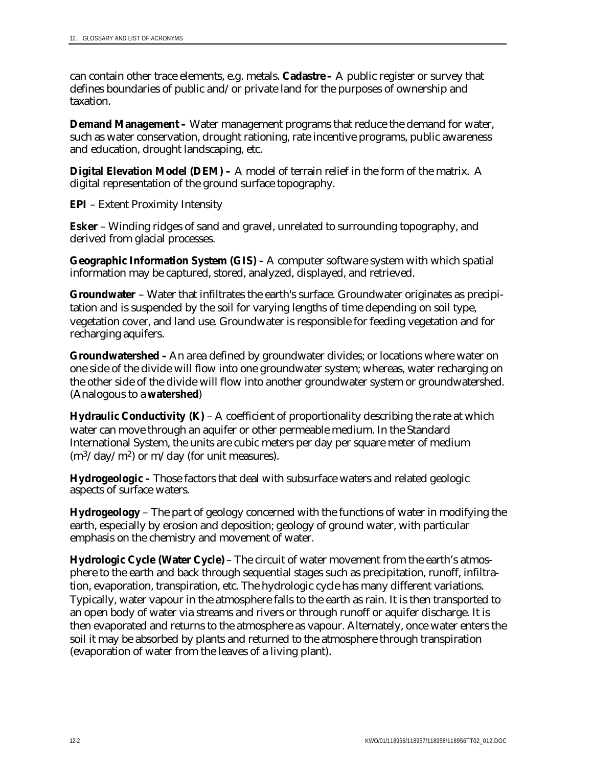can contain other trace elements, e.g. metals. **Cadastre –** A public register or survey that defines boundaries of public and/or private land for the purposes of ownership and taxation.

**Demand Management –** Water management programs that reduce the demand for water, such as water conservation, drought rationing, rate incentive programs, public awareness and education, drought landscaping, etc.

**Digital Elevation Model (DEM) –** A model of terrain relief in the form of the matrix. A digital representation of the ground surface topography.

**EPI** – Extent Proximity Intensity

**Esker** – Winding ridges of sand and gravel, unrelated to surrounding topography, and derived from glacial processes.

**Geographic Information System (GIS) –** A computer software system with which spatial information may be captured, stored, analyzed, displayed, and retrieved.

**Groundwater** – Water that infiltrates the earth's surface. Groundwater originates as precipitation and is suspended by the soil for varying lengths of time depending on soil type, vegetation cover, and land use. Groundwater is responsible for feeding vegetation and for recharging aquifers.

**Groundwatershed –** An area defined by groundwater divides; or locations where water on one side of the divide will flow into one groundwater system; whereas, water recharging on the other side of the divide will flow into another groundwater system or groundwatershed. (Analogous to a **watershed**)

**Hydraulic Conductivity (K)** – A coefficient of proportionality describing the rate at which water can move through an aquifer or other permeable medium. In the Standard International System, the units are cubic meters per day per square meter of medium ($m^3$/day/$m^2$) or m/day (for unit measures).

**Hydrogeologic –** Those factors that deal with subsurface waters and related geologic aspects of surface waters.

**Hydrogeology** – The part of geology concerned with the functions of water in modifying the earth, especially by erosion and deposition; geology of ground water, with particular emphasis on the chemistry and movement of water.

**Hydrologic Cycle (Water Cycle)** – The circuit of water movement from the earth's atmosphere to the earth and back through sequential stages such as precipitation, runoff, infiltration, evaporation, transpiration, etc. The hydrologic cycle has many different variations. Typically, water vapour in the atmosphere falls to the earth as rain. It is then transported to an open body of water via streams and rivers or through runoff or aquifer discharge. It is then evaporated and returns to the atmosphere as vapour. Alternately, once water enters the soil it may be absorbed by plants and returned to the atmosphere through transpiration (evaporation of water from the leaves of a living plant).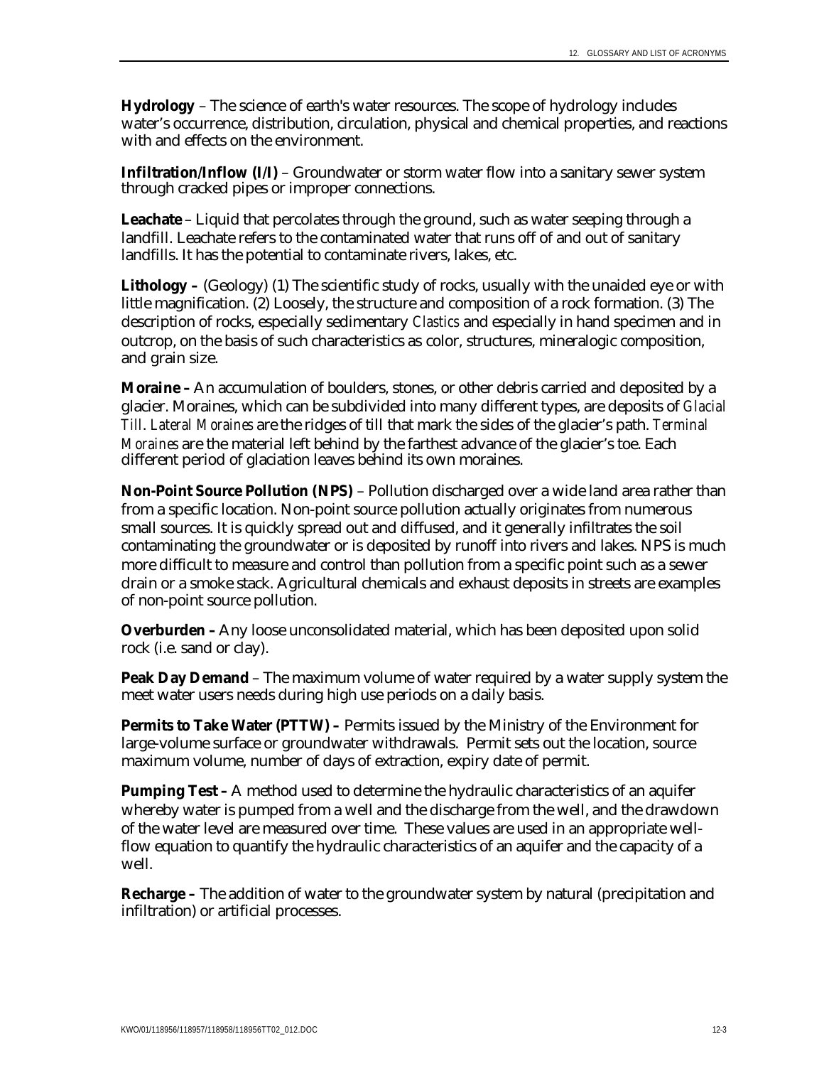**Hydrology** – The science of earth's water resources. The scope of hydrology includes water's occurrence, distribution, circulation, physical and chemical properties, and reactions with and effects on the environment.

**Infiltration/Inflow (I/I)** – Groundwater or storm water flow into a sanitary sewer system through cracked pipes or improper connections.

**Leachate** – Liquid that percolates through the ground, such as water seeping through a landfill. Leachate refers to the contaminated water that runs off of and out of sanitary landfills. It has the potential to contaminate rivers, lakes, etc.

**Lithology –** (Geology) (1) The scientific study of rocks, usually with the unaided eye or with little magnification. (2) Loosely, the structure and composition of a rock formation. (3) The description of rocks, especially sedimentary *Clastics* and especially in hand specimen and in outcrop, on the basis of such characteristics as color, structures, mineralogic composition, and grain size.

**Moraine –** An accumulation of boulders, stones, or other debris carried and deposited by a glacier. Moraines, which can be subdivided into many different types, are deposits of *Glacial Till*. *Lateral Moraines* are the ridges of till that mark the sides of the glacier's path. *Terminal Moraines* are the material left behind by the farthest advance of the glacier's toe. Each different period of glaciation leaves behind its own moraines.

**Non-Point Source Pollution (NPS)** – Pollution discharged over a wide land area rather than from a specific location. Non-point source pollution actually originates from numerous small sources. It is quickly spread out and diffused, and it generally infiltrates the soil contaminating the groundwater or is deposited by runoff into rivers and lakes. NPS is much more difficult to measure and control than pollution from a specific point such as a sewer drain or a smoke stack. Agricultural chemicals and exhaust deposits in streets are examples of non-point source pollution.

**Overburden –** Any loose unconsolidated material, which has been deposited upon solid rock (i.e. sand or clay).

**Peak Day Demand** – The maximum volume of water required by a water supply system the meet water users needs during high use periods on a daily basis.

**Permits to Take Water (PTTW) –** Permits issued by the Ministry of the Environment for large-volume surface or groundwater withdrawals. Permit sets out the location, source maximum volume, number of days of extraction, expiry date of permit.

**Pumping Test –** A method used to determine the hydraulic characteristics of an aquifer whereby water is pumped from a well and the discharge from the well, and the drawdown of the water level are measured over time. These values are used in an appropriate well-flow equation to quantify the hydraulic characteristics of an aquifer and the capacity of a well.

**Recharge –** The addition of water to the groundwater system by natural (precipitation and infiltration) or artificial processes.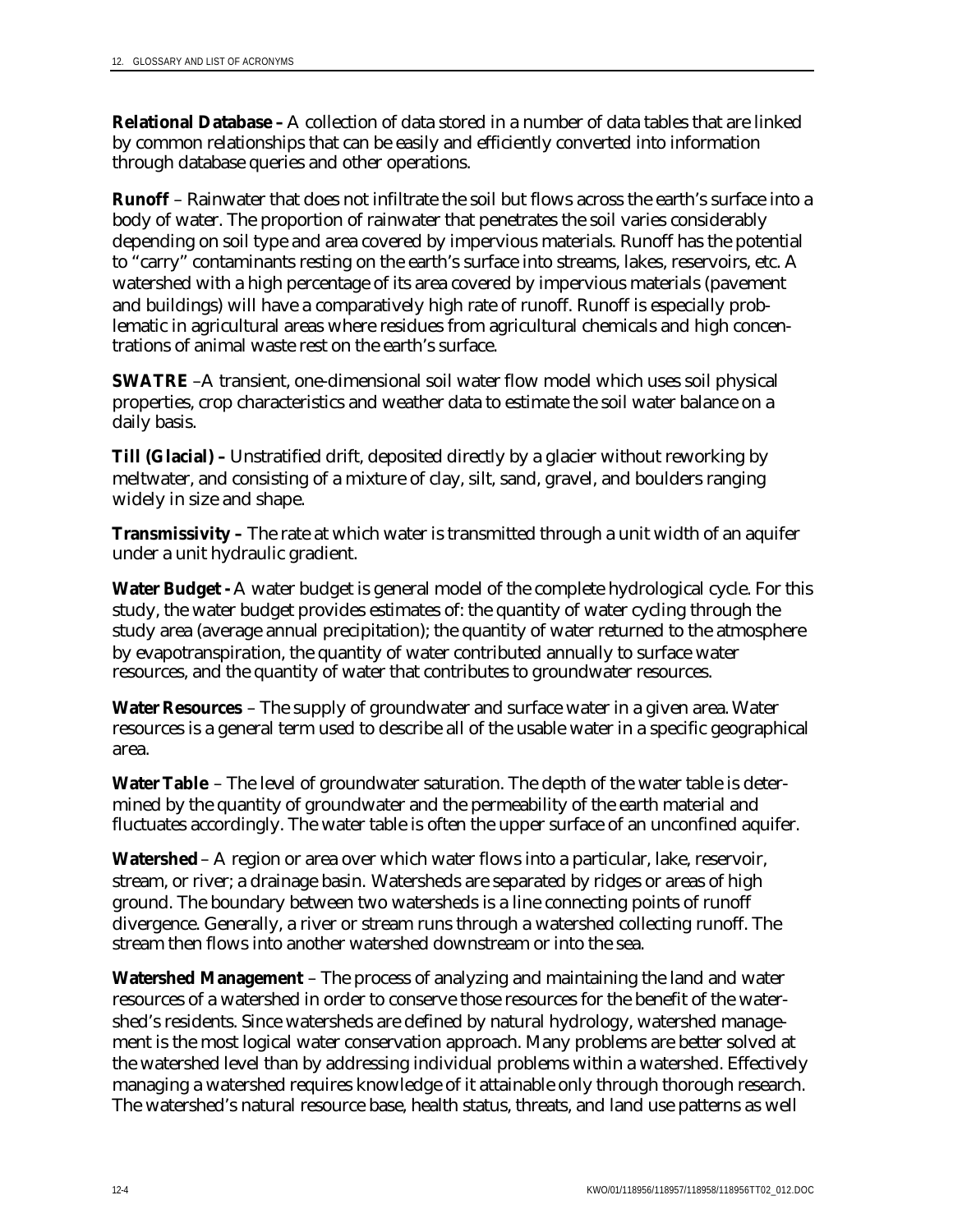**Relational Database –** A collection of data stored in a number of data tables that are linked by common relationships that can be easily and efficiently converted into information through database queries and other operations.

**Runoff** – Rainwater that does not infiltrate the soil but flows across the earth's surface into a body of water. The proportion of rainwater that penetrates the soil varies considerably depending on soil type and area covered by impervious materials. Runoff has the potential to "carry" contaminants resting on the earth's surface into streams, lakes, reservoirs, etc. A watershed with a high percentage of its area covered by impervious materials (pavement and buildings) will have a comparatively high rate of runoff. Runoff is especially problematic in agricultural areas where residues from agricultural chemicals and high concentrations of animal waste rest on the earth's surface.

**SWATRE** –A transient, one-dimensional soil water flow model which uses soil physical properties, crop characteristics and weather data to estimate the soil water balance on a daily basis.

**Till (Glacial) –** Unstratified drift, deposited directly by a glacier without reworking by meltwater, and consisting of a mixture of clay, silt, sand, gravel, and boulders ranging widely in size and shape.

**Transmissivity –** The rate at which water is transmitted through a unit width of an aquifer under a unit hydraulic gradient.

**Water Budget -** A water budget is general model of the complete hydrological cycle. For this study, the water budget provides estimates of: the quantity of water cycling through the study area (average annual precipitation); the quantity of water returned to the atmosphere by evapotranspiration, the quantity of water contributed annually to surface water resources, and the quantity of water that contributes to groundwater resources.

**Water Resources** – The supply of groundwater and surface water in a given area. Water resources is a general term used to describe all of the usable water in a specific geographical area.

**Water Table** – The level of groundwater saturation. The depth of the water table is determined by the quantity of groundwater and the permeability of the earth material and fluctuates accordingly. The water table is often the upper surface of an unconfined aquifer.

**Watershed** – A region or area over which water flows into a particular, lake, reservoir, stream, or river; a drainage basin. Watersheds are separated by ridges or areas of high ground. The boundary between two watersheds is a line connecting points of runoff divergence. Generally, a river or stream runs through a watershed collecting runoff. The stream then flows into another watershed downstream or into the sea.

**Watershed Management** – The process of analyzing and maintaining the land and water resources of a watershed in order to conserve those resources for the benefit of the watershed's residents. Since watersheds are defined by natural hydrology, watershed management is the most logical water conservation approach. Many problems are better solved at the watershed level than by addressing individual problems within a watershed. Effectively managing a watershed requires knowledge of it attainable only through thorough research. The watershed's natural resource base, health status, threats, and land use patterns as well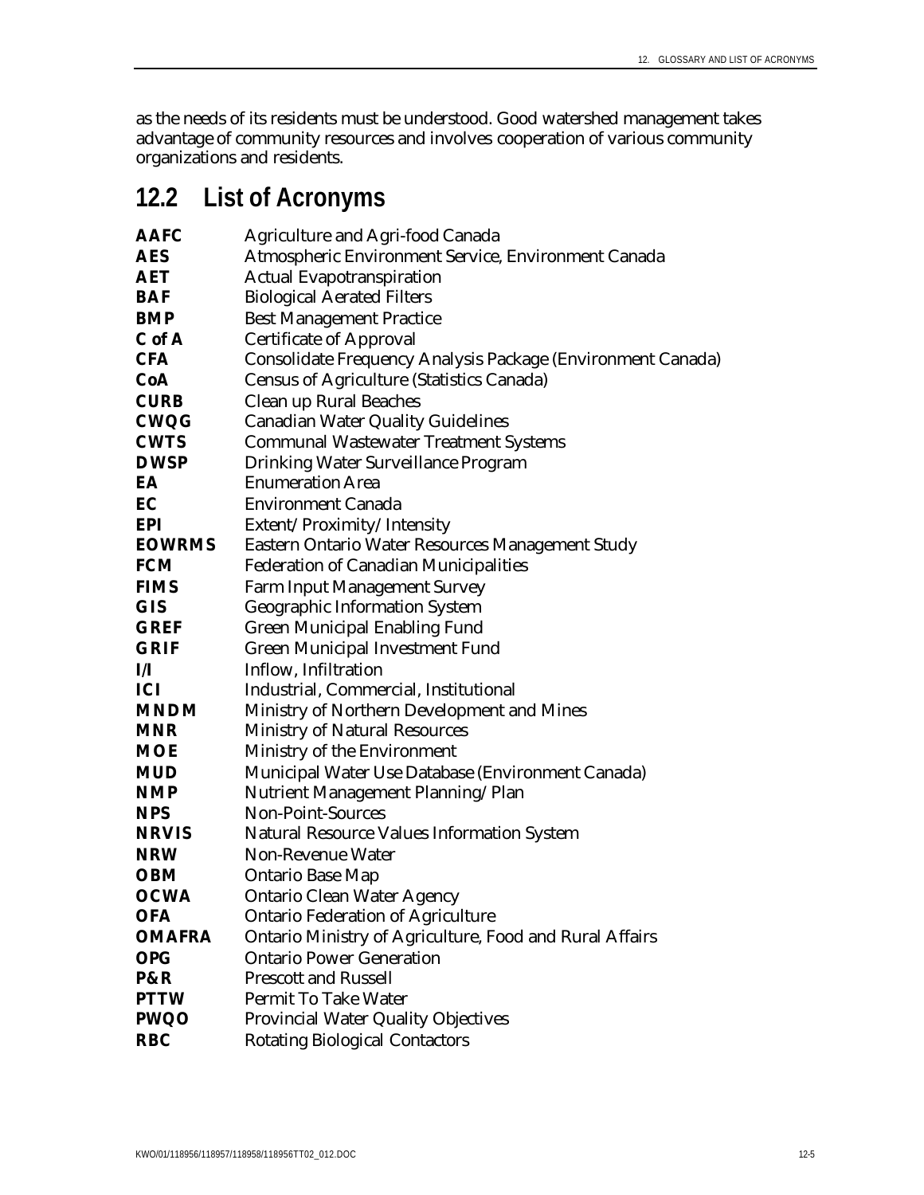as the needs of its residents must be understood. Good watershed management takes advantage of community resources and involves cooperation of various community organizations and residents.

## 12.2 List of Acronyms

| | |
|---|---|
| **AAFC** | Agriculture and Agri-food Canada |
| **AES** | Atmospheric Environment Service, Environment Canada |
| **AET** | Actual Evapotranspiration |
| **BAF** | Biological Aerated Filters |
| **BMP** | Best Management Practice |
| **C of A** | Certificate of Approval |
| **CFA** | Consolidate Frequency Analysis Package (Environment Canada) |
| **CoA** | Census of Agriculture (Statistics Canada) |
| **CURB** | Clean up Rural Beaches |
| **CWQG** | Canadian Water Quality Guidelines |
| **CWTS** | Communal Wastewater Treatment Systems |
| **DWSP** | Drinking Water Surveillance Program |
| **EA** | Enumeration Area |
| **EC** | Environment Canada |
| **EPI** | Extent/Proximity/Intensity |
| **EOWRMS** | Eastern Ontario Water Resources Management Study |
| **FCM** | Federation of Canadian Municipalities |
| **FIMS** | Farm Input Management Survey |
| **GIS** | Geographic Information System |
| **GREF** | Green Municipal Enabling Fund |
| **GRIF** | Green Municipal Investment Fund |
| **I/I** | Inflow, Infiltration |
| **ICI** | Industrial, Commercial, Institutional |
| **MNDM** | Ministry of Northern Development and Mines |
| **MNR** | Ministry of Natural Resources |
| **MOE** | Ministry of the Environment |
| **MUD** | Municipal Water Use Database (Environment Canada) |
| **NMP** | Nutrient Management Planning/Plan |
| **NPS** | Non-Point-Sources |
| **NRVIS** | Natural Resource Values Information System |
| **NRW** | Non-Revenue Water |
| **OBM** | Ontario Base Map |
| **OCWA** | Ontario Clean Water Agency |
| **OFA** | Ontario Federation of Agriculture |
| **OMAFRA** | Ontario Ministry of Agriculture, Food and Rural Affairs |
| **OPG** | Ontario Power Generation |
| **P&R** | Prescott and Russell |
| **PTTW** | Permit To Take Water |
| **PWQO** | Provincial Water Quality Objectives |
| **RBC** | Rotating Biological Contactors |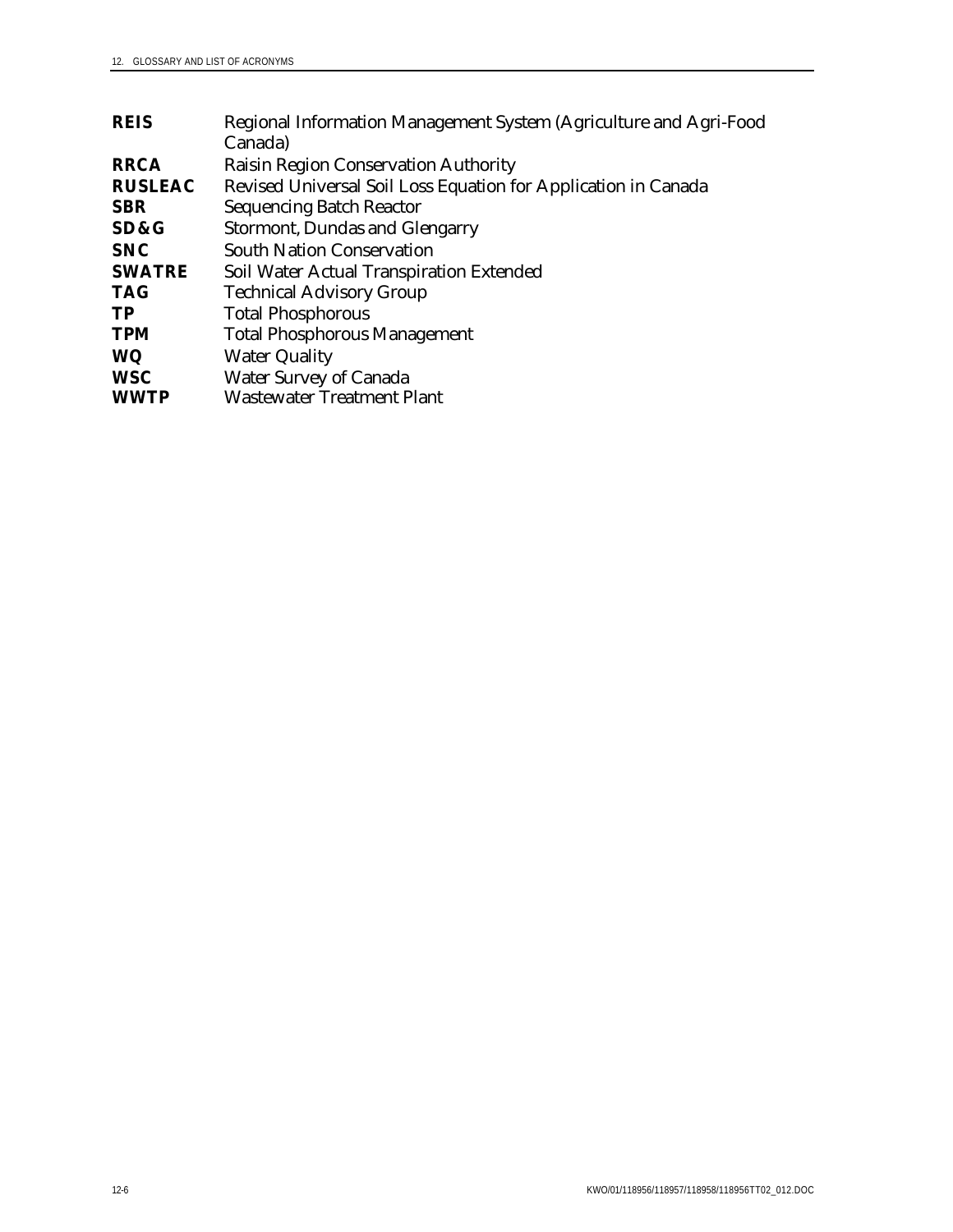| | |
|---|---|
| **REIS** | Regional Information Management System (Agriculture and Agri-Food Canada) |
| **RRCA** | Raisin Region Conservation Authority |
| **RUSLEAC** | Revised Universal Soil Loss Equation for Application in Canada |
| **SBR** | Sequencing Batch Reactor |
| **SD&G** | Stormont, Dundas and Glengarry |
| **SNC** | South Nation Conservation |
| **SWATRE** | Soil Water Actual Transpiration Extended |
| **TAG** | Technical Advisory Group |
| **TP** | Total Phosphorous |
| **TPM** | Total Phosphorous Management |
| **WQ** | Water Quality |
| **WSC** | Water Survey of Canada |
| **WWTP** | Wastewater Treatment Plant |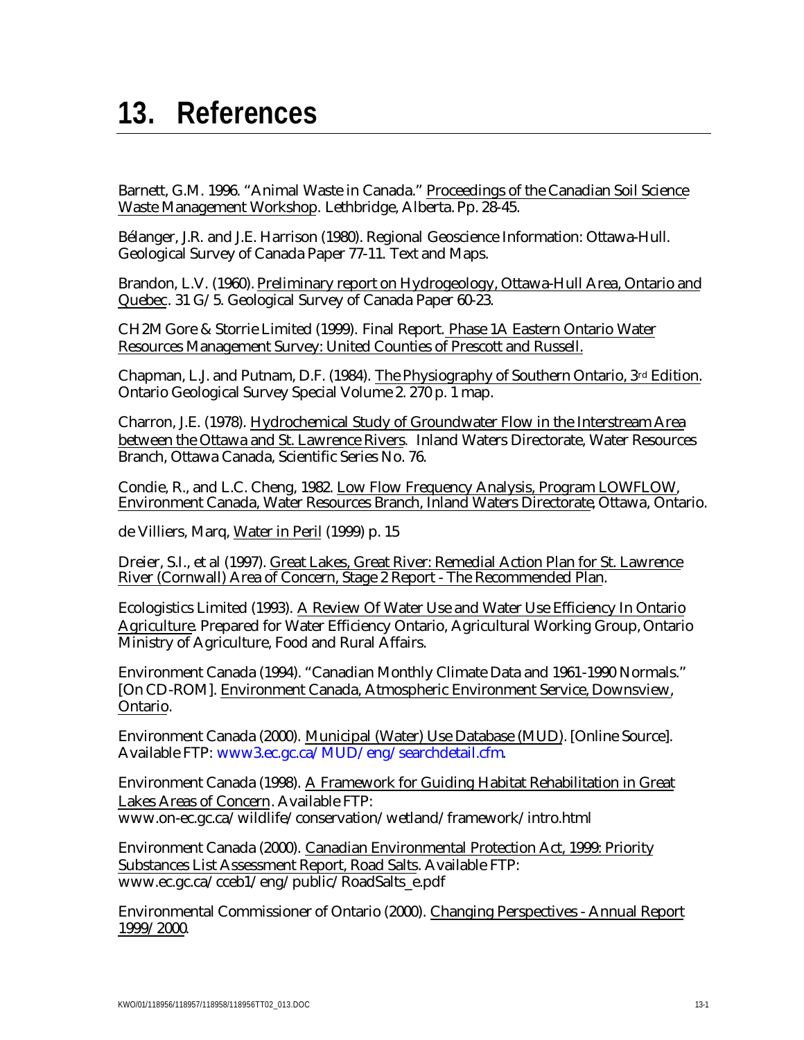# 13. References

Barnett, G.M. 1996. "Animal Waste in Canada." Proceedings of the Canadian Soil Science Waste Management Workshop. Lethbridge, Alberta. Pp. 28-45.

Bélanger, J.R. and J.E. Harrison (1980). Regional Geoscience Information: Ottawa-Hull. Geological Survey of Canada Paper 77-11. Text and Maps.

Brandon, L.V. (1960). Preliminary report on Hydrogeology, Ottawa-Hull Area, Ontario and Quebec. 31 G/5. Geological Survey of Canada Paper 60-23.

CH2M Gore & Storrie Limited (1999). Final Report. Phase 1A Eastern Ontario Water Resources Management Survey: United Counties of Prescott and Russell.

Chapman, L.J. and Putnam, D.F. (1984). The Physiography of Southern Ontario, 3rd Edition. Ontario Geological Survey Special Volume 2. 270 p. 1 map.

Charron, J.E. (1978). Hydrochemical Study of Groundwater Flow in the Interstream Area between the Ottawa and St. Lawrence Rivers. Inland Waters Directorate, Water Resources Branch, Ottawa Canada, Scientific Series No. 76.

Condie, R., and L.C. Cheng, 1982. Low Flow Frequency Analysis, Program LOWFLOW, Environment Canada, Water Resources Branch, Inland Waters Directorate, Ottawa, Ontario.

de Villiers, Marq, Water in Peril (1999) p. 15

Dreier, S.I., et al (1997). Great Lakes, Great River: Remedial Action Plan for St. Lawrence River (Cornwall) Area of Concern, Stage 2 Report - The Recommended Plan.

Ecologistics Limited (1993). A Review Of Water Use and Water Use Efficiency In Ontario Agriculture. Prepared for Water Efficiency Ontario, Agricultural Working Group, Ontario Ministry of Agriculture, Food and Rural Affairs.

Environment Canada (1994). "Canadian Monthly Climate Data and 1961-1990 Normals." [On CD-ROM]. Environment Canada, Atmospheric Environment Service, Downsview, Ontario.

Environment Canada (2000). Municipal (Water) Use Database (MUD). [Online Source]. Available FTP: www3.ec.gc.ca/MUD/eng/searchdetail.cfm.

Environment Canada (1998). A Framework for Guiding Habitat Rehabilitation in Great Lakes Areas of Concern. Available FTP: www.on-ec.gc.ca/wildlife/conservation/wetland/framework/intro.html

Environment Canada (2000). Canadian Environmental Protection Act, 1999: Priority Substances List Assessment Report, Road Salts. Available FTP: www.ec.gc.ca/cceb1/eng/public/RoadSalts_e.pdf

Environmental Commissioner of Ontario (2000). Changing Perspectives - Annual Report 1999/2000.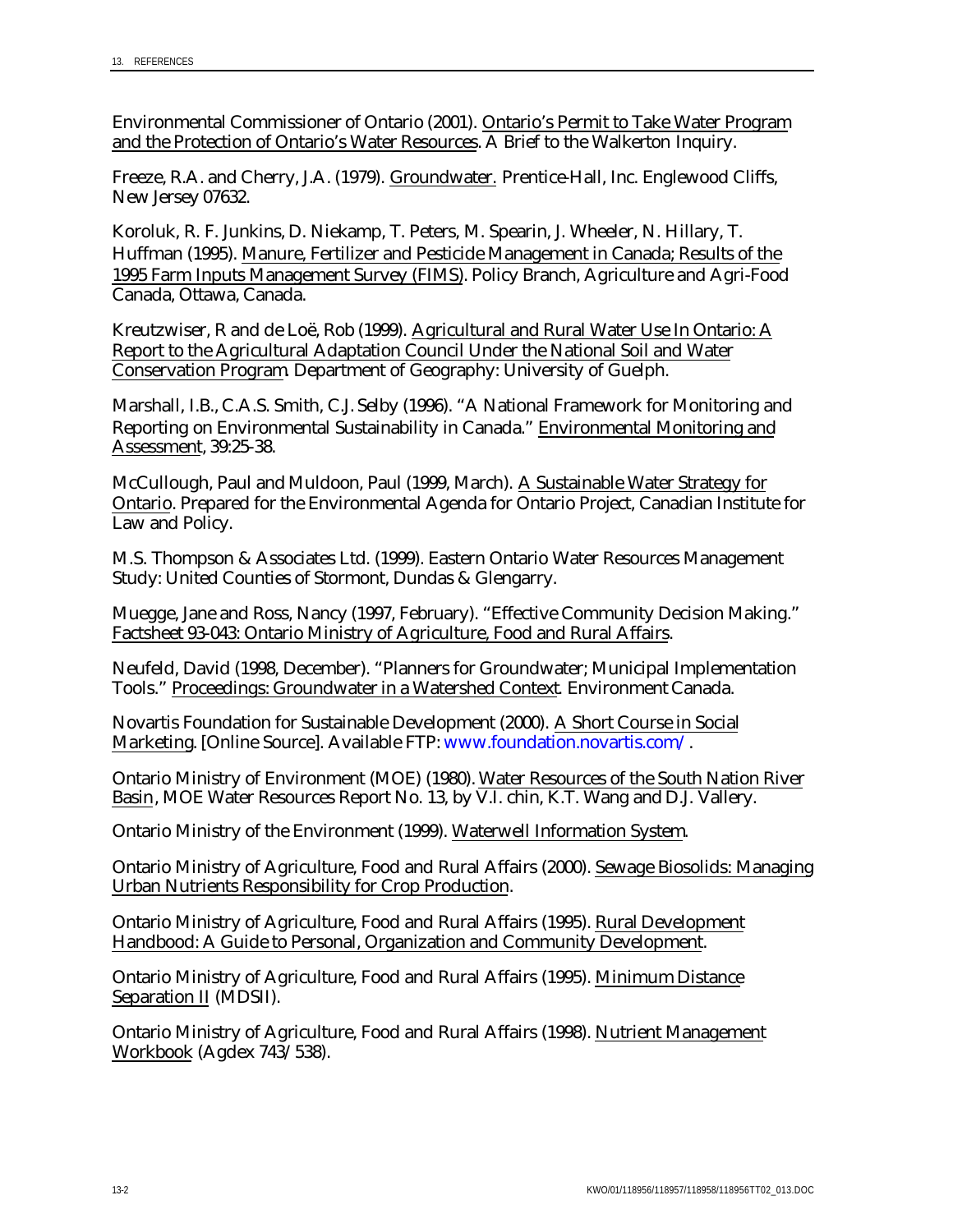Environmental Commissioner of Ontario (2001). Ontario's Permit to Take Water Program and the Protection of Ontario's Water Resources. A Brief to the Walkerton Inquiry.

Freeze, R.A. and Cherry, J.A. (1979). Groundwater. Prentice-Hall, Inc. Englewood Cliffs, New Jersey 07632.

Koroluk, R. F. Junkins, D. Niekamp, T. Peters, M. Spearin, J. Wheeler, N. Hillary, T. Huffman (1995). Manure, Fertilizer and Pesticide Management in Canada; Results of the 1995 Farm Inputs Management Survey (FIMS). Policy Branch, Agriculture and Agri-Food Canada, Ottawa, Canada.

Kreutzwiser, R and de Loë, Rob (1999). Agricultural and Rural Water Use In Ontario: A Report to the Agricultural Adaptation Council Under the National Soil and Water Conservation Program. Department of Geography: University of Guelph.

Marshall, I.B., C.A.S. Smith, C.J. Selby (1996). "A National Framework for Monitoring and Reporting on Environmental Sustainability in Canada." Environmental Monitoring and Assessment, 39:25-38.

McCullough, Paul and Muldoon, Paul (1999, March). A Sustainable Water Strategy for Ontario. Prepared for the Environmental Agenda for Ontario Project, Canadian Institute for Law and Policy.

M.S. Thompson & Associates Ltd. (1999). Eastern Ontario Water Resources Management Study: United Counties of Stormont, Dundas & Glengarry.

Muegge, Jane and Ross, Nancy (1997, February). "Effective Community Decision Making." Factsheet 93-043: Ontario Ministry of Agriculture, Food and Rural Affairs.

Neufeld, David (1998, December). "Planners for Groundwater; Municipal Implementation Tools." Proceedings: Groundwater in a Watershed Context. Environment Canada.

Novartis Foundation for Sustainable Development (2000). A Short Course in Social Marketing. [Online Source]. Available FTP: www.foundation.novartis.com/.

Ontario Ministry of Environment (MOE) (1980). Water Resources of the South Nation River Basin, MOE Water Resources Report No. 13, by V.I. chin, K.T. Wang and D.J. Vallery.

Ontario Ministry of the Environment (1999). Waterwell Information System.

Ontario Ministry of Agriculture, Food and Rural Affairs (2000). Sewage Biosolids: Managing Urban Nutrients Responsibility for Crop Production.

Ontario Ministry of Agriculture, Food and Rural Affairs (1995). Rural Development Handbood: A Guide to Personal, Organization and Community Development.

Ontario Ministry of Agriculture, Food and Rural Affairs (1995). Minimum Distance Separation II (MDSII).

Ontario Ministry of Agriculture, Food and Rural Affairs (1998). Nutrient Management Workbook (Agdex 743/538).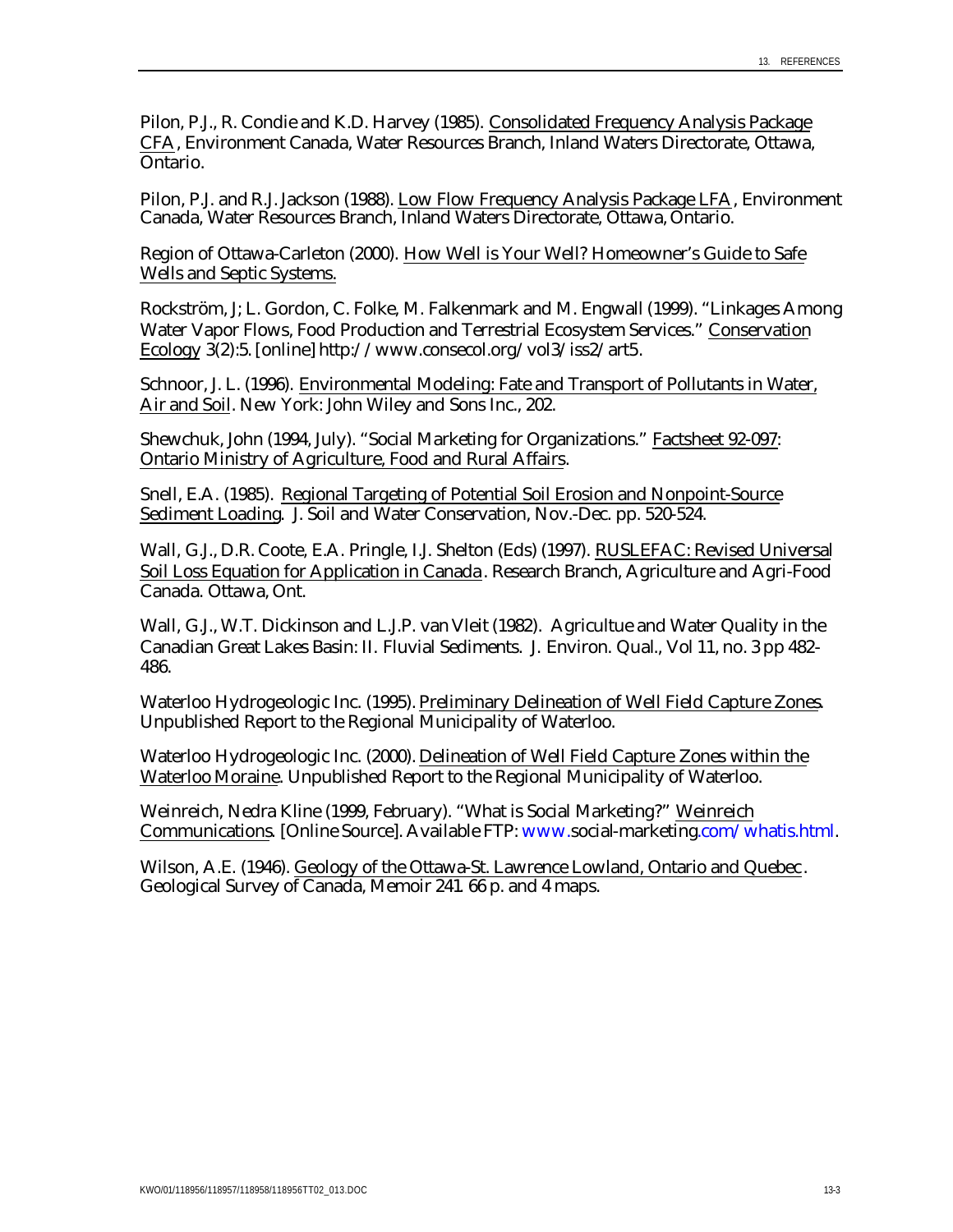Pilon, P.J., R. Condie and K.D. Harvey (1985). Consolidated Frequency Analysis Package CFA, Environment Canada, Water Resources Branch, Inland Waters Directorate, Ottawa, Ontario.

Pilon, P.J. and R.J. Jackson (1988). Low Flow Frequency Analysis Package LFA, Environment Canada, Water Resources Branch, Inland Waters Directorate, Ottawa, Ontario.

Region of Ottawa-Carleton (2000). How Well is Your Well? Homeowner's Guide to Safe Wells and Septic Systems.

Rockström, J; L. Gordon, C. Folke, M. Falkenmark and M. Engwall (1999). "Linkages Among Water Vapor Flows, Food Production and Terrestrial Ecosystem Services." Conservation Ecology 3(2):5. [online] http://www.consecol.org/vol3/iss2/art5.

Schnoor, J. L. (1996). Environmental Modeling: Fate and Transport of Pollutants in Water, Air and Soil. New York: John Wiley and Sons Inc., 202.

Shewchuk, John (1994, July). "Social Marketing for Organizations." Factsheet 92-097: Ontario Ministry of Agriculture, Food and Rural Affairs.

Snell, E.A. (1985). Regional Targeting of Potential Soil Erosion and Nonpoint-Source Sediment Loading. J. Soil and Water Conservation, Nov.-Dec. pp. 520-524.

Wall, G.J., D.R. Coote, E.A. Pringle, I.J. Shelton (Eds) (1997). RUSLEFAC: Revised Universal Soil Loss Equation for Application in Canada. Research Branch, Agriculture and Agri-Food Canada. Ottawa, Ont.

Wall, G.J., W.T. Dickinson and L.J.P. van Vleit (1982). Agricultue and Water Quality in the Canadian Great Lakes Basin: II. Fluvial Sediments. J. Environ. Qual., Vol 11, no. 3 pp 482-486.

Waterloo Hydrogeologic Inc. (1995). Preliminary Delineation of Well Field Capture Zones. Unpublished Report to the Regional Municipality of Waterloo.

Waterloo Hydrogeologic Inc. (2000). Delineation of Well Field Capture Zones within the Waterloo Moraine. Unpublished Report to the Regional Municipality of Waterloo.

Weinreich, Nedra Kline (1999, February). "What is Social Marketing?" Weinreich Communications. [Online Source]. Available FTP: www.social-marketing.com/whatis.html.

Wilson, A.E. (1946). Geology of the Ottawa-St. Lawrence Lowland, Ontario and Quebec. Geological Survey of Canada, Memoir 241. 66 p. and 4 maps.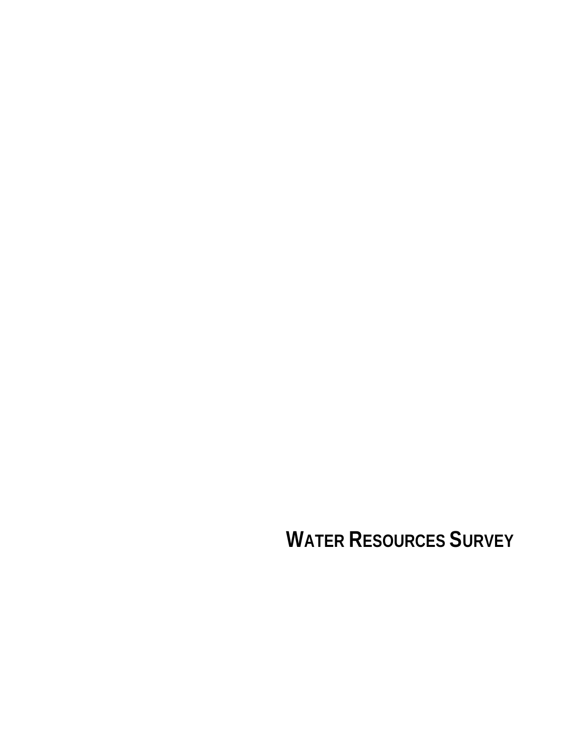# WATER RESOURCES SURVEY